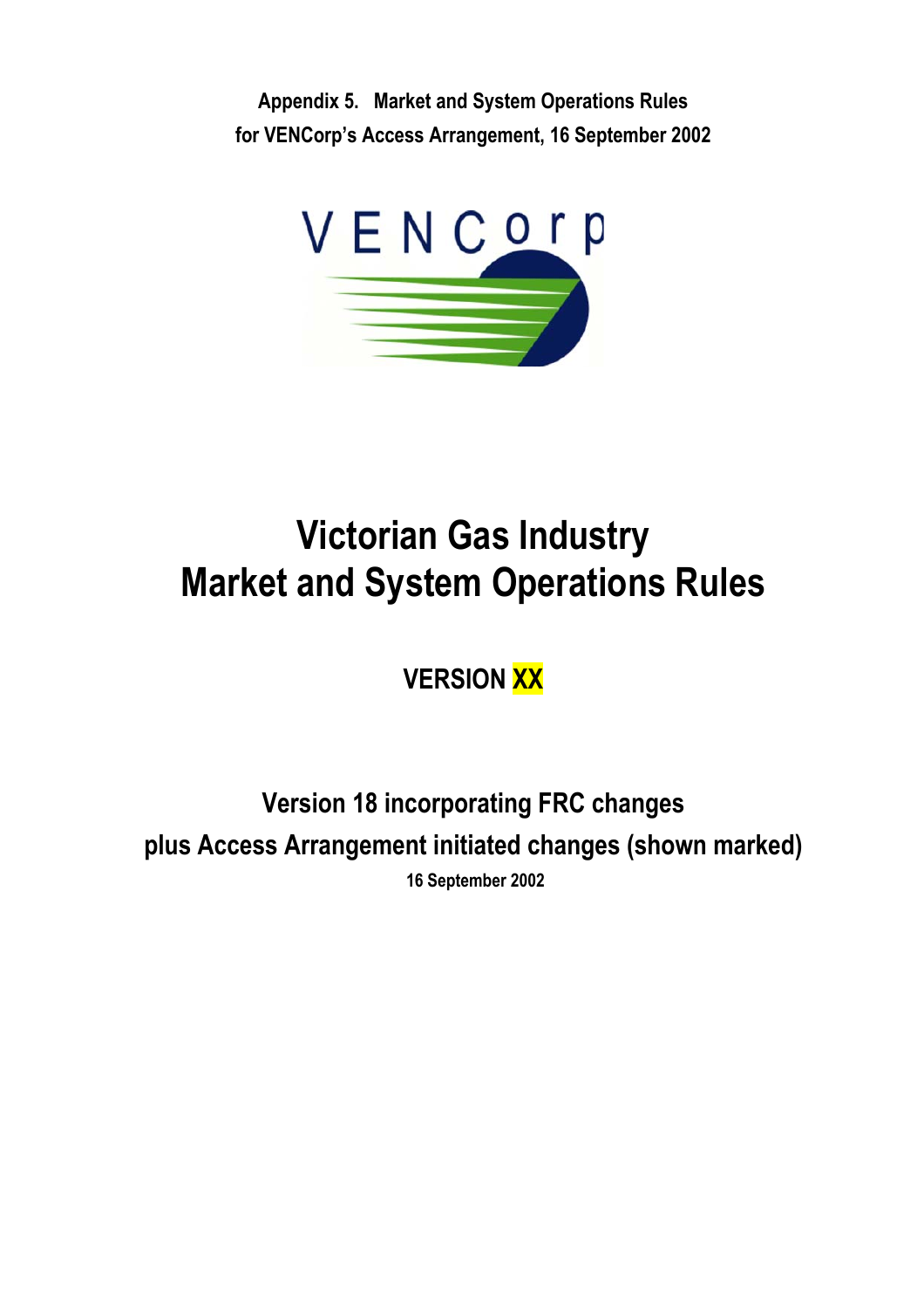**Appendix 5. Market and System Operations Rules**
**for VENCorp's Access Arrangement, 16 September 2002**

VENCorp

# Victorian Gas Industry
# Market and System Operations Rules

## VERSION XX

### Version 18 incorporating FRC changes
### plus Access Arrangement initiated changes (shown marked)

**16 September 2002**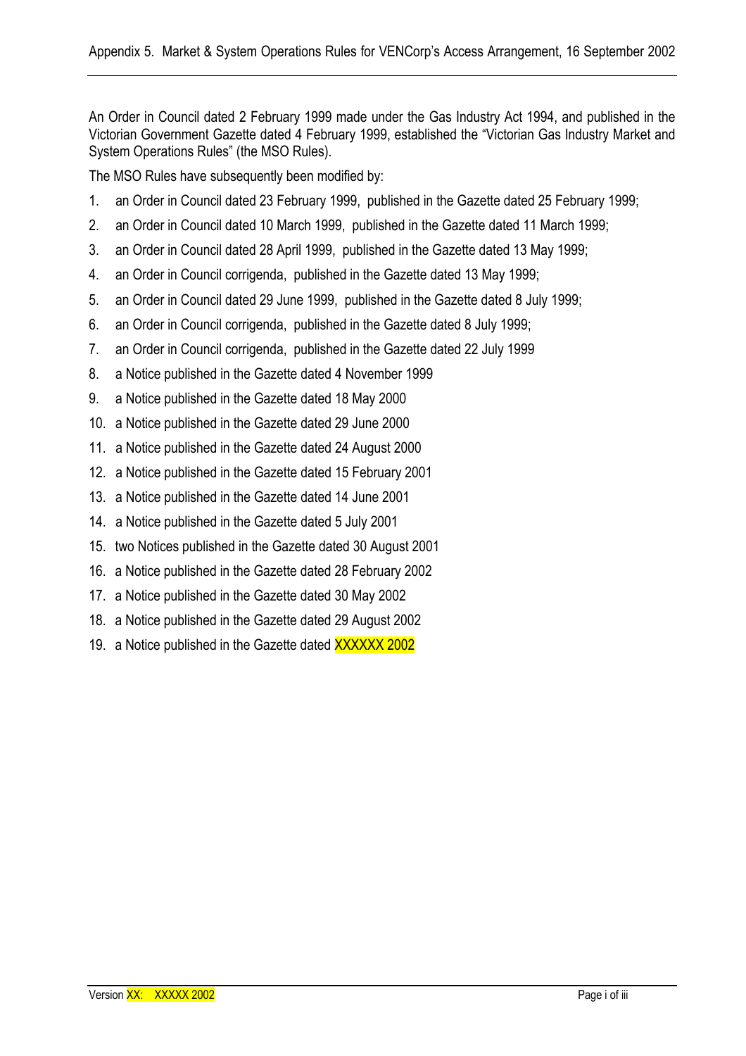An Order in Council dated 2 February 1999 made under the Gas Industry Act 1994, and published in the Victorian Government Gazette dated 4 February 1999, established the "Victorian Gas Industry Market and System Operations Rules" (the MSO Rules).

The MSO Rules have subsequently been modified by:

1. an Order in Council dated 23 February 1999, published in the Gazette dated 25 February 1999;
2. an Order in Council dated 10 March 1999, published in the Gazette dated 11 March 1999;
3. an Order in Council dated 28 April 1999, published in the Gazette dated 13 May 1999;
4. an Order in Council corrigenda, published in the Gazette dated 13 May 1999;
5. an Order in Council dated 29 June 1999, published in the Gazette dated 8 July 1999;
6. an Order in Council corrigenda, published in the Gazette dated 8 July 1999;
7. an Order in Council corrigenda, published in the Gazette dated 22 July 1999
8. a Notice published in the Gazette dated 4 November 1999
9. a Notice published in the Gazette dated 18 May 2000
10. a Notice published in the Gazette dated 29 June 2000
11. a Notice published in the Gazette dated 24 August 2000
12. a Notice published in the Gazette dated 15 February 2001
13. a Notice published in the Gazette dated 14 June 2001
14. a Notice published in the Gazette dated 5 July 2001
15. two Notices published in the Gazette dated 30 August 2001
16. a Notice published in the Gazette dated 28 February 2002
17. a Notice published in the Gazette dated 30 May 2002
18. a Notice published in the Gazette dated 29 August 2002
19. a Notice published in the Gazette dated XXXXXX 2002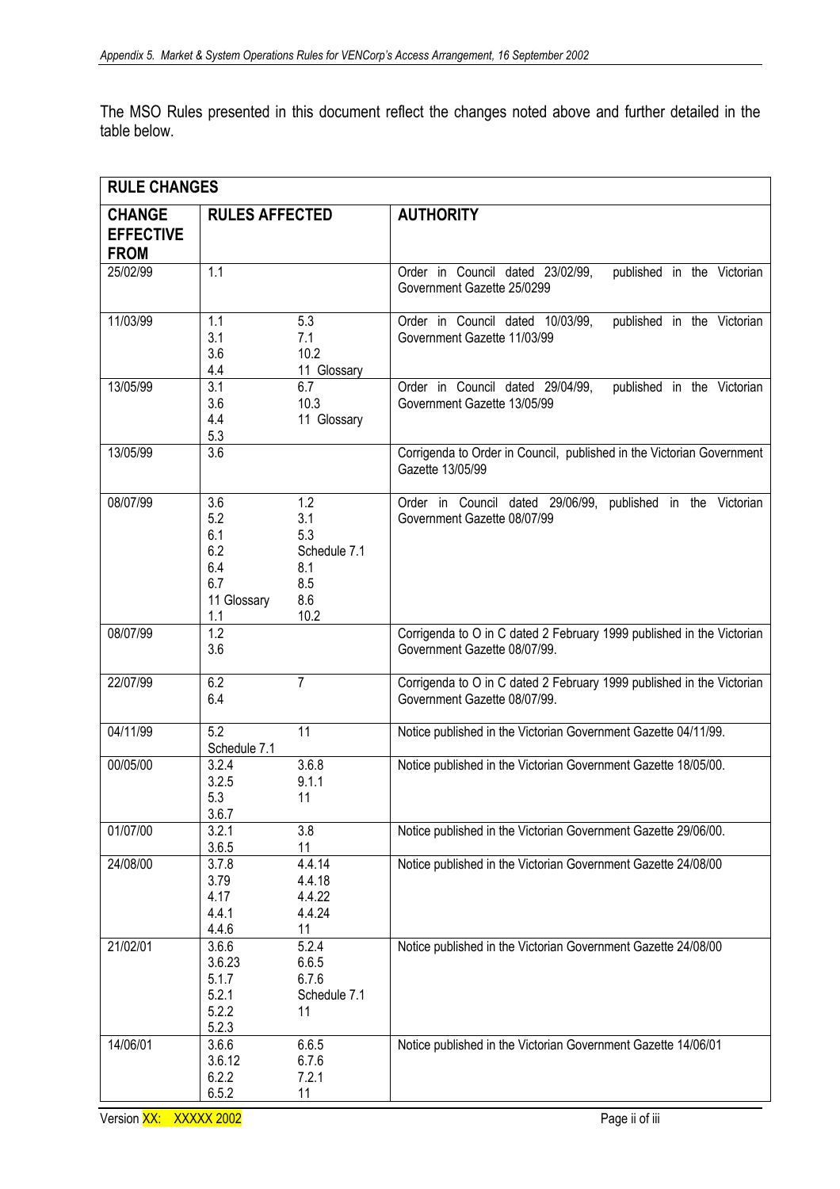The MSO Rules presented in this document reflect the changes noted above and further detailed in the table below.

| RULE CHANGES | | | |
|---|---|---|---|
| **CHANGE EFFECTIVE FROM** | **RULES AFFECTED** | | **AUTHORITY** |
| 25/02/99 | 1.1 | | Order in Council dated 23/02/99, published in the Victorian Government Gazette 25/0299 |
| 11/03/99 | 1.1<br>3.1<br>3.6<br>4.4 | 5.3<br>7.1<br>10.2<br>11 Glossary | Order in Council dated 10/03/99, published in the Victorian Government Gazette 11/03/99 |
| 13/05/99 | 3.1<br>3.6<br>4.4<br>5.3 | 6.7<br>10.3<br>11 Glossary | Order in Council dated 29/04/99, published in the Victorian Government Gazette 13/05/99 |
| 13/05/99 | 3.6 | | Corrigenda to Order in Council, published in the Victorian Government Gazette 13/05/99 |
| 08/07/99 | 3.6<br>5.2<br>6.1<br>6.2<br>6.4<br>6.7<br>11 Glossary<br>1.1 | 1.2<br>3.1<br>5.3<br>Schedule 7.1<br>8.1<br>8.5<br>8.6<br>10.2 | Order in Council dated 29/06/99, published in the Victorian Government Gazette 08/07/99 |
| 08/07/99 | 1.2<br>3.6 | | Corrigenda to O in C dated 2 February 1999 published in the Victorian Government Gazette 08/07/99. |
| 22/07/99 | 6.2<br>6.4 | 7 | Corrigenda to O in C dated 2 February 1999 published in the Victorian Government Gazette 08/07/99. |
| 04/11/99 | 5.2<br>Schedule 7.1 | 11 | Notice published in the Victorian Government Gazette 04/11/99. |
| 00/05/00 | 3.2.4<br>3.2.5<br>5.3<br>3.6.7 | 3.6.8<br>9.1.1<br>11 | Notice published in the Victorian Government Gazette 18/05/00. |
| 01/07/00 | 3.2.1<br>3.6.5 | 3.8<br>11 | Notice published in the Victorian Government Gazette 29/06/00. |
| 24/08/00 | 3.7.8<br>3.79<br>4.17<br>4.4.1<br>4.4.6 | 4.4.14<br>4.4.18<br>4.4.22<br>4.4.24<br>11 | Notice published in the Victorian Government Gazette 24/08/00 |
| 21/02/01 | 3.6.6<br>3.6.23<br>5.1.7<br>5.2.1<br>5.2.2<br>5.2.3 | 5.2.4<br>6.6.5<br>6.7.6<br>Schedule 7.1<br>11 | Notice published in the Victorian Government Gazette 24/08/00 |
| 14/06/01 | 3.6.6<br>3.6.12<br>6.2.2<br>6.5.2 | 6.6.5<br>6.7.6<br>7.2.1<br>11 | Notice published in the Victorian Government Gazette 14/06/01 |

Version XX: XXXXX 2002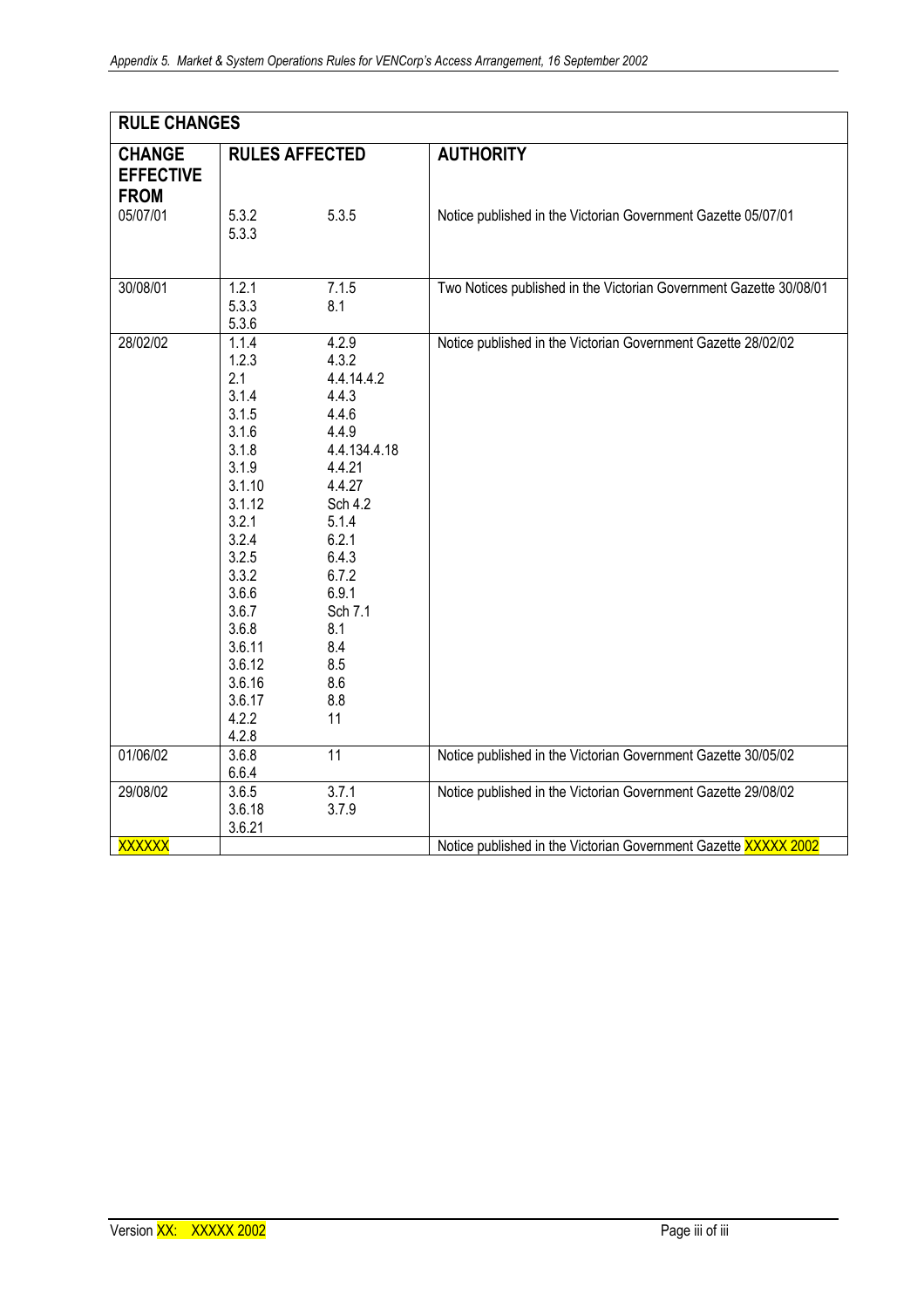| RULE CHANGES | | | |
|---|---|---|---|
| **CHANGE EFFECTIVE FROM** | **RULES AFFECTED** | | **AUTHORITY** |
| 05/07/01 | 5.3.2<br>5.3.3 | 5.3.5 | Notice published in the Victorian Government Gazette 05/07/01 |
| 30/08/01 | 1.2.1<br>5.3.3<br>5.3.6 | 7.1.5<br>8.1 | Two Notices published in the Victorian Government Gazette 30/08/01 |
| 28/02/02 | 1.1.4<br>1.2.3<br>2.1<br>3.1.4<br>3.1.5<br>3.1.6<br>3.1.8<br>3.1.9<br>3.1.10<br>3.1.12<br>3.2.1<br>3.2.4<br>3.2.5<br>3.3.2<br>3.6.6<br>3.6.7<br>3.6.8<br>3.6.11<br>3.6.12<br>3.6.16<br>3.6.17<br>4.2.2<br>4.2.8 | 4.2.9<br>4.3.2<br>4.4.14.4.2<br>4.4.3<br>4.4.6<br>4.4.9<br>4.4.134.4.18<br>4.4.21<br>4.4.27<br>Sch 4.2<br>5.1.4<br>6.2.1<br>6.4.3<br>6.7.2<br>6.9.1<br>Sch 7.1<br>8.1<br>8.4<br>8.5<br>8.6<br>8.8<br>11 | Notice published in the Victorian Government Gazette 28/02/02 |
| 01/06/02 | 3.6.8<br>6.6.4 | 11 | Notice published in the Victorian Government Gazette 30/05/02 |
| 29/08/02 | 3.6.5<br>3.6.18<br>3.6.21 | 3.7.1<br>3.7.9 | Notice published in the Victorian Government Gazette 29/08/02 |
| XXXXXX | | | Notice published in the Victorian Government Gazette XXXXX 2002 |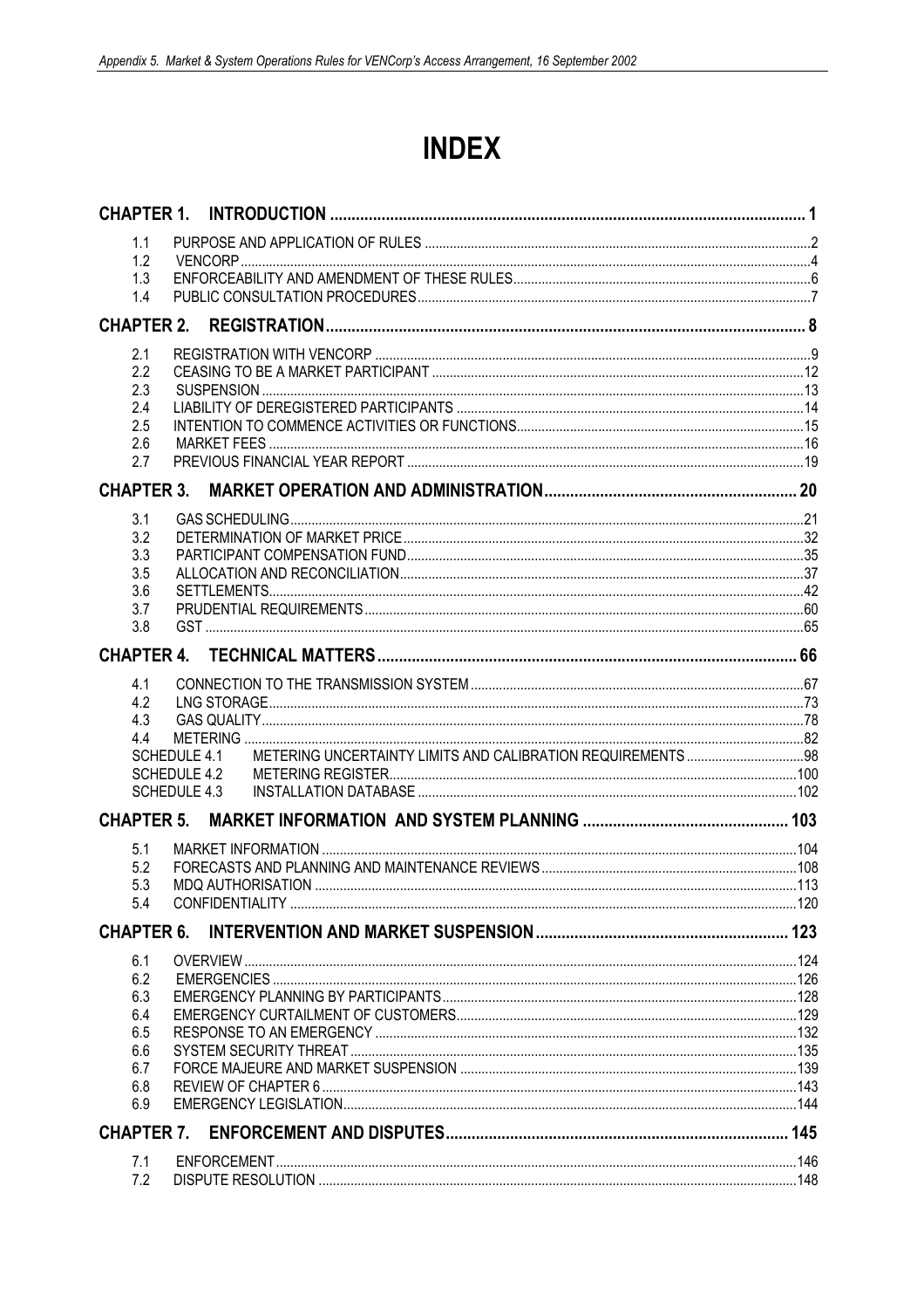# INDEX

**CHAPTER 1. INTRODUCTION .... 1**

- 1.1 PURPOSE AND APPLICATION OF RULES .... 2
- 1.2 VENCORP .... 4
- 1.3 ENFORCEABILITY AND AMENDMENT OF THESE RULES .... 6
- 1.4 PUBLIC CONSULTATION PROCEDURES .... 7

**CHAPTER 2. REGISTRATION .... 8**

- 2.1 REGISTRATION WITH VENCORP .... 9
- 2.2 CEASING TO BE A MARKET PARTICIPANT .... 12
- 2.3 SUSPENSION .... 13
- 2.4 LIABILITY OF DEREGISTERED PARTICIPANTS .... 14
- 2.5 INTENTION TO COMMENCE ACTIVITIES OR FUNCTIONS .... 15
- 2.6 MARKET FEES .... 16
- 2.7 PREVIOUS FINANCIAL YEAR REPORT .... 19

**CHAPTER 3. MARKET OPERATION AND ADMINISTRATION .... 20**

- 3.1 GAS SCHEDULING .... 21
- 3.2 DETERMINATION OF MARKET PRICE .... 32
- 3.3 PARTICIPANT COMPENSATION FUND .... 35
- 3.5 ALLOCATION AND RECONCILIATION .... 37
- 3.6 SETTLEMENTS .... 42
- 3.7 PRUDENTIAL REQUIREMENTS .... 60
- 3.8 GST .... 65

**CHAPTER 4. TECHNICAL MATTERS .... 66**

- 4.1 CONNECTION TO THE TRANSMISSION SYSTEM .... 67
- 4.2 LNG STORAGE .... 73
- 4.3 GAS QUALITY .... 78
- 4.4 METERING .... 82
- SCHEDULE 4.1 METERING UNCERTAINTY LIMITS AND CALIBRATION REQUIREMENTS .... 98
- SCHEDULE 4.2 METERING REGISTER .... 100
- SCHEDULE 4.3 INSTALLATION DATABASE .... 102

**CHAPTER 5. MARKET INFORMATION AND SYSTEM PLANNING .... 103**

- 5.1 MARKET INFORMATION .... 104
- 5.2 FORECASTS AND PLANNING AND MAINTENANCE REVIEWS .... 108
- 5.3 MDQ AUTHORISATION .... 113
- 5.4 CONFIDENTIALITY .... 120

**CHAPTER 6. INTERVENTION AND MARKET SUSPENSION .... 123**

- 6.1 OVERVIEW .... 124
- 6.2 EMERGENCIES .... 126
- 6.3 EMERGENCY PLANNING BY PARTICIPANTS .... 128
- 6.4 EMERGENCY CURTAILMENT OF CUSTOMERS .... 129
- 6.5 RESPONSE TO AN EMERGENCY .... 132
- 6.6 SYSTEM SECURITY THREAT .... 135
- 6.7 FORCE MAJEURE AND MARKET SUSPENSION .... 139
- 6.8 REVIEW OF CHAPTER 6 .... 143
- 6.9 EMERGENCY LEGISLATION .... 144

**CHAPTER 7. ENFORCEMENT AND DISPUTES .... 145**

- 7.1 ENFORCEMENT .... 146
- 7.2 DISPUTE RESOLUTION .... 148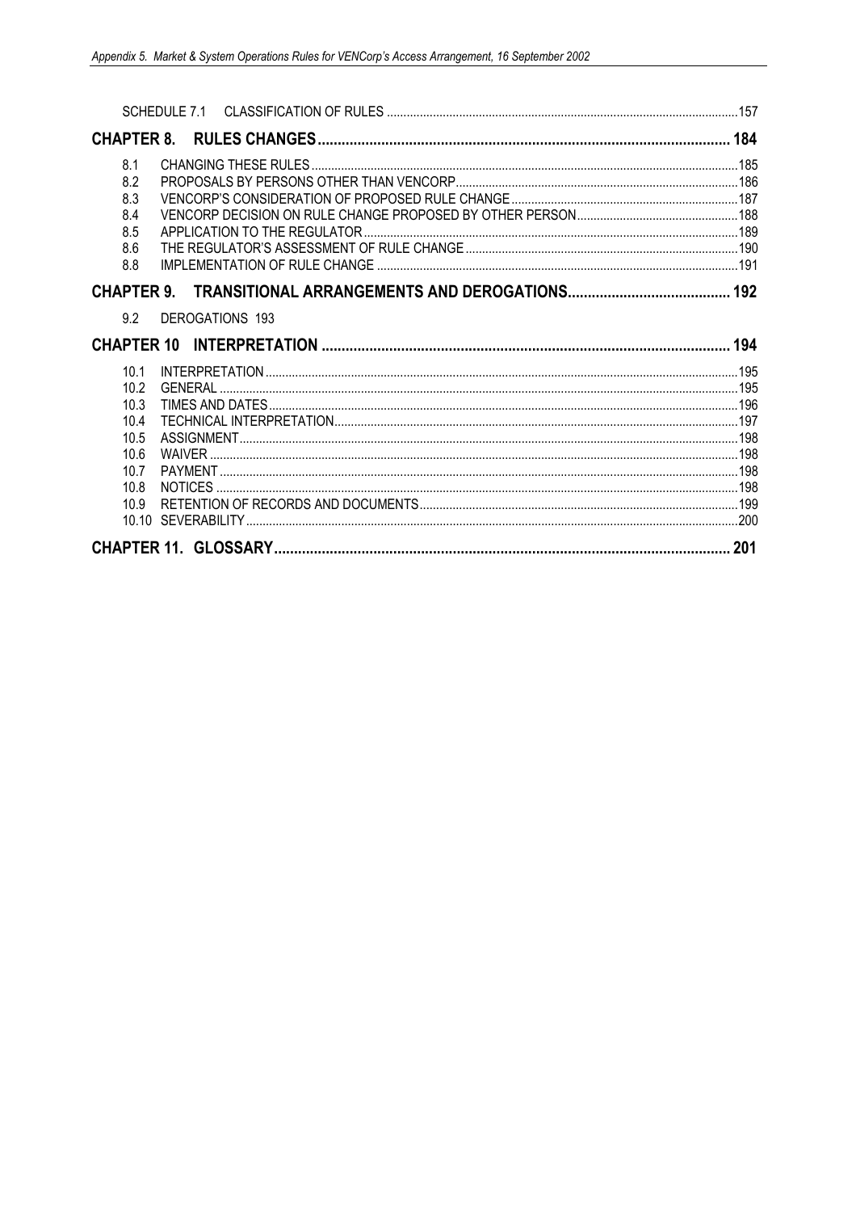SCHEDULE 7.1 CLASSIFICATION OF RULES ....................................................................................................157

**CHAPTER 8. RULES CHANGES ........................................................................................................ 184**

8.1 CHANGING THESE RULES ......................................................................................................................185
8.2 PROPOSALS BY PERSONS OTHER THAN VENCORP...............................................................................186
8.3 VENCORP'S CONSIDERATION OF PROPOSED RULE CHANGE....................................................................187
8.4 VENCORP DECISION ON RULE CHANGE PROPOSED BY OTHER PERSON.................................................188
8.5 APPLICATION TO THE REGULATOR ..........................................................................................................189
8.6 THE REGULATOR'S ASSESSMENT OF RULE CHANGE ..................................................................................190
8.8 IMPLEMENTATION OF RULE CHANGE ........................................................................................................191

**CHAPTER 9. TRANSITIONAL ARRANGEMENTS AND DEROGATIONS.......................................... 192**

9.2 DEROGATIONS 193

**CHAPTER 10 INTERPRETATION ....................................................................................................... 194**

10.1 INTERPRETATION .....................................................................................................................................195
10.2 GENERAL ...................................................................................................................................................195
10.3 TIMES AND DATES .....................................................................................................................................196
10.4 TECHNICAL INTERPRETATION.....................................................................................................................197
10.5 ASSIGNMENT.............................................................................................................................................198
10.6 WAIVER .....................................................................................................................................................198
10.7 PAYMENT ...................................................................................................................................................198
10.8 NOTICES ....................................................................................................................................................198
10.9 RETENTION OF RECORDS AND DOCUMENTS...............................................................................................199
10.10 SEVERABILITY ............................................................................................................................................200

**CHAPTER 11. GLOSSARY................................................................................................................... 201**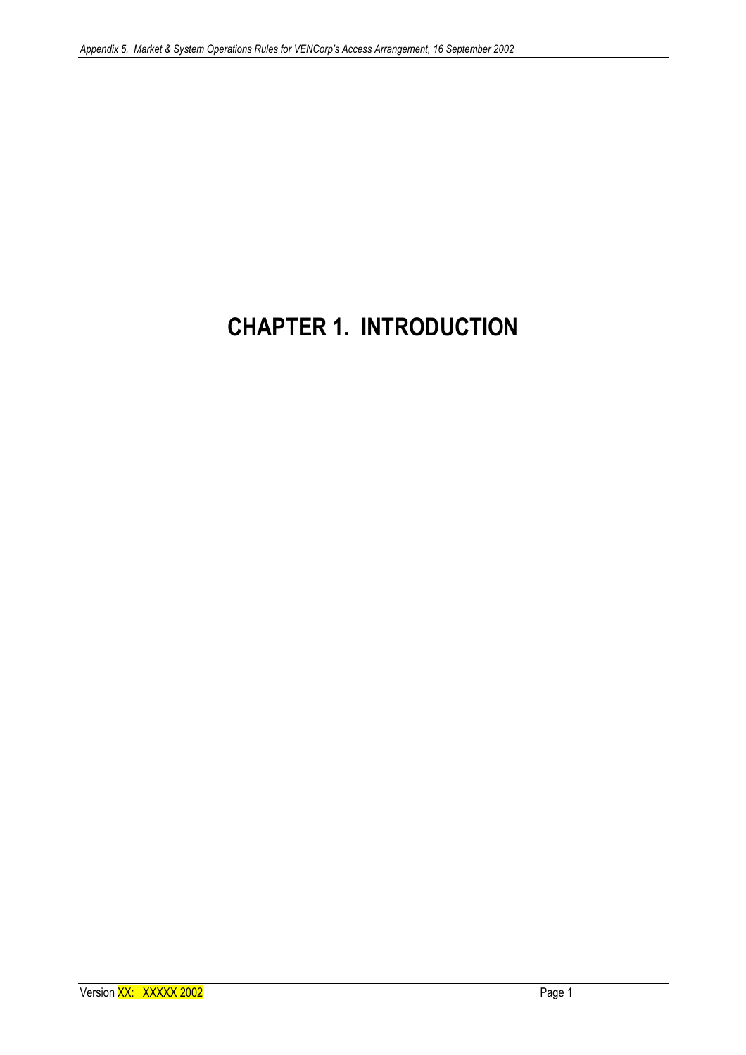# CHAPTER 1. INTRODUCTION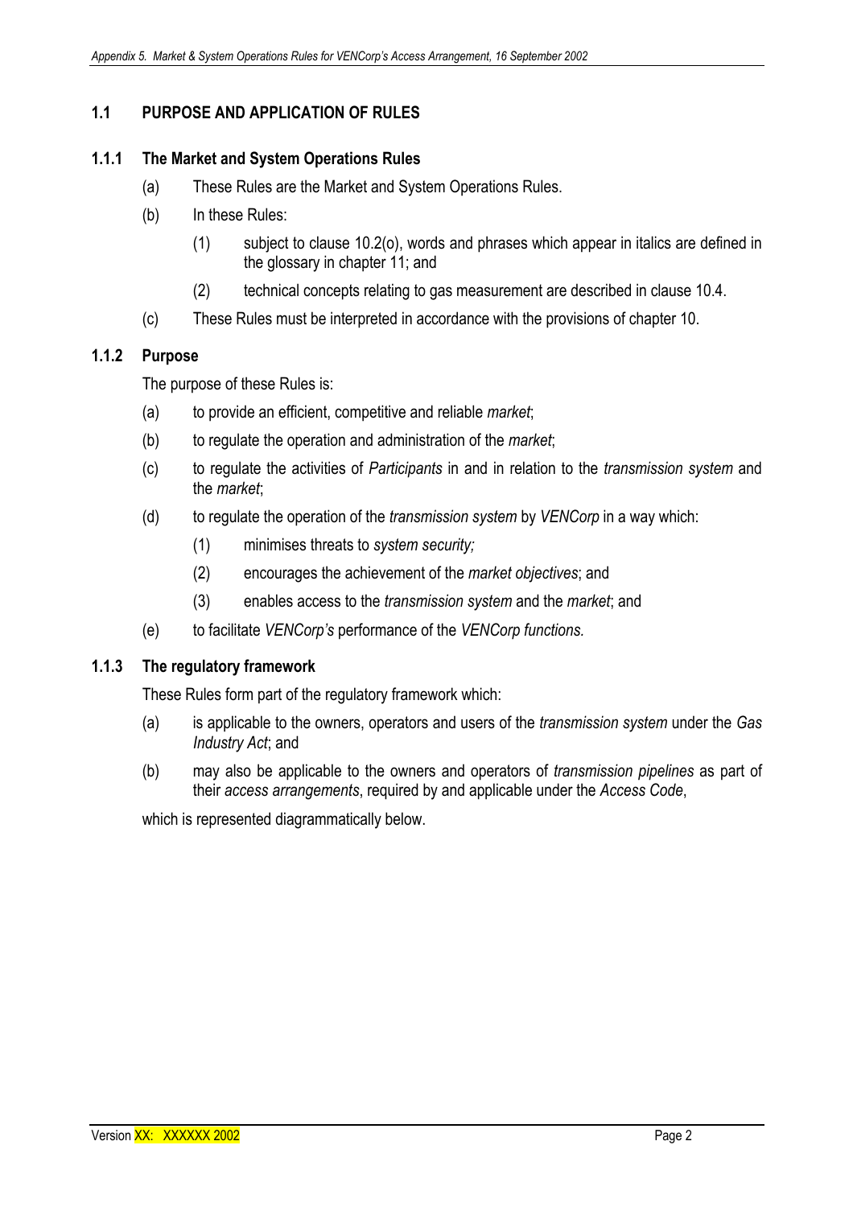## 1.1 PURPOSE AND APPLICATION OF RULES

### 1.1.1 The Market and System Operations Rules

(a) These Rules are the Market and System Operations Rules.

(b) In these Rules:

(1) subject to clause 10.2(o), words and phrases which appear in italics are defined in the glossary in chapter 11; and

(2) technical concepts relating to gas measurement are described in clause 10.4.

(c) These Rules must be interpreted in accordance with the provisions of chapter 10.

### 1.1.2 Purpose

The purpose of these Rules is:

(a) to provide an efficient, competitive and reliable *market*;

(b) to regulate the operation and administration of the *market*;

(c) to regulate the activities of *Participants* in and in relation to the *transmission system* and the *market*;

(d) to regulate the operation of the *transmission system* by *VENCorp* in a way which:

(1) minimises threats to *system security;*

(2) encourages the achievement of the *market objectives*; and

(3) enables access to the *transmission system* and the *market*; and

(e) to facilitate *VENCorp's* performance of the *VENCorp functions.*

### 1.1.3 The regulatory framework

These Rules form part of the regulatory framework which:

(a) is applicable to the owners, operators and users of the *transmission system* under the *Gas Industry Act*; and

(b) may also be applicable to the owners and operators of *transmission pipelines* as part of their *access arrangements*, required by and applicable under the *Access Code*,

which is represented diagrammatically below.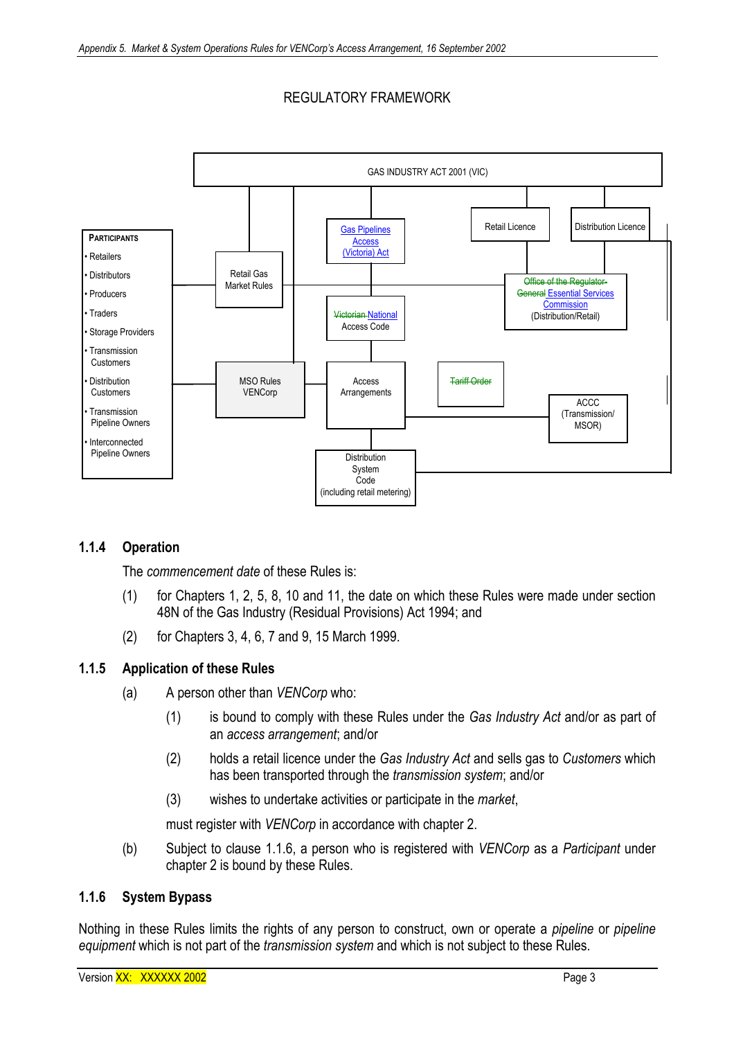REGULATORY FRAMEWORK

GAS INDUSTRY ACT 2001 (VIC)

**PARTICIPANTS**
- Retailers
- Distributors
- Producers
- Traders
- Storage Providers
- Transmission Customers
- Distribution Customers
- Transmission Pipeline Owners
- Interconnected Pipeline Owners

Retail Gas Market Rules

MSO Rules VENCorp

Gas Pipelines Access (Victoria) Act

~~Victorian~~ National Access Code

Access Arrangements

Distribution System Code (including retail metering)

~~Tariff Order~~

Retail Licence

Distribution Licence

~~Office of the Regulator-General~~ Essential Services Commission (Distribution/Retail)

ACCC (Transmission/ MSOR)

### 1.1.4 Operation

The *commencement date* of these Rules is:

(1) for Chapters 1, 2, 5, 8, 10 and 11, the date on which these Rules were made under section 48N of the Gas Industry (Residual Provisions) Act 1994; and

(2) for Chapters 3, 4, 6, 7 and 9, 15 March 1999.

### 1.1.5 Application of these Rules

(a) A person other than *VENCorp* who:

(1) is bound to comply with these Rules under the *Gas Industry Act* and/or as part of an *access arrangement*; and/or

(2) holds a retail licence under the *Gas Industry Act* and sells gas to *Customers* which has been transported through the *transmission system*; and/or

(3) wishes to undertake activities or participate in the *market*,

must register with *VENCorp* in accordance with chapter 2.

(b) Subject to clause 1.1.6, a person who is registered with *VENCorp* as a *Participant* under chapter 2 is bound by these Rules.

### 1.1.6 System Bypass

Nothing in these Rules limits the rights of any person to construct, own or operate a *pipeline* or *pipeline equipment* which is not part of the *transmission system* and which is not subject to these Rules.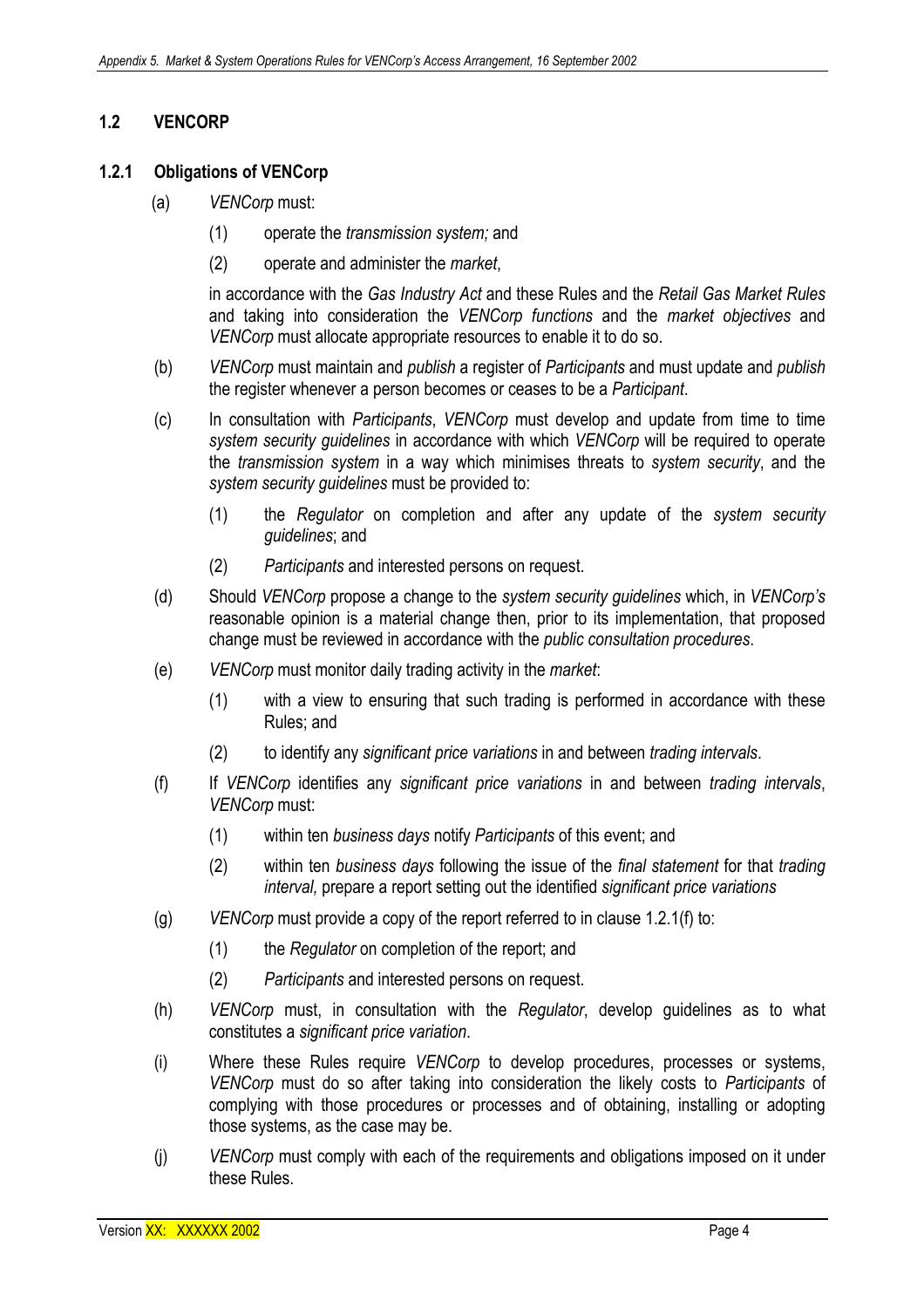## 1.2 VENCORP

### 1.2.1 Obligations of VENCorp

(a) *VENCorp* must:

  (1) operate the *transmission system;* and

  (2) operate and administer the *market*,

  in accordance with the *Gas Industry Act* and these Rules and the *Retail Gas Market Rules* and taking into consideration the *VENCorp functions* and the *market objectives* and *VENCorp* must allocate appropriate resources to enable it to do so.

(b) *VENCorp* must maintain and *publish* a register of *Participants* and must update and *publish* the register whenever a person becomes or ceases to be a *Participant*.

(c) In consultation with *Participants*, *VENCorp* must develop and update from time to time *system security guidelines* in accordance with which *VENCorp* will be required to operate the *transmission system* in a way which minimises threats to *system security*, and the *system security guidelines* must be provided to:

  (1) the *Regulator* on completion and after any update of the *system security guidelines*; and

  (2) *Participants* and interested persons on request.

(d) Should *VENCorp* propose a change to the *system security guidelines* which, in *VENCorp's* reasonable opinion is a material change then, prior to its implementation, that proposed change must be reviewed in accordance with the *public consultation procedures*.

(e) *VENCorp* must monitor daily trading activity in the *market*:

  (1) with a view to ensuring that such trading is performed in accordance with these Rules; and

  (2) to identify any *significant price variations* in and between *trading intervals*.

(f) If *VENCorp* identifies any *significant price variations* in and between *trading intervals*, *VENCorp* must:

  (1) within ten *business days* notify *Participants* of this event; and

  (2) within ten *business days* following the issue of the *final statement* for that *trading interval,* prepare a report setting out the identified *significant price variations*

(g) *VENCorp* must provide a copy of the report referred to in clause 1.2.1(f) to:

  (1) the *Regulator* on completion of the report; and

  (2) *Participants* and interested persons on request.

(h) *VENCorp* must, in consultation with the *Regulator*, develop guidelines as to what constitutes a *significant price variation*.

(i) Where these Rules require *VENCorp* to develop procedures, processes or systems, *VENCorp* must do so after taking into consideration the likely costs to *Participants* of complying with those procedures or processes and of obtaining, installing or adopting those systems, as the case may be.

(j) *VENCorp* must comply with each of the requirements and obligations imposed on it under these Rules.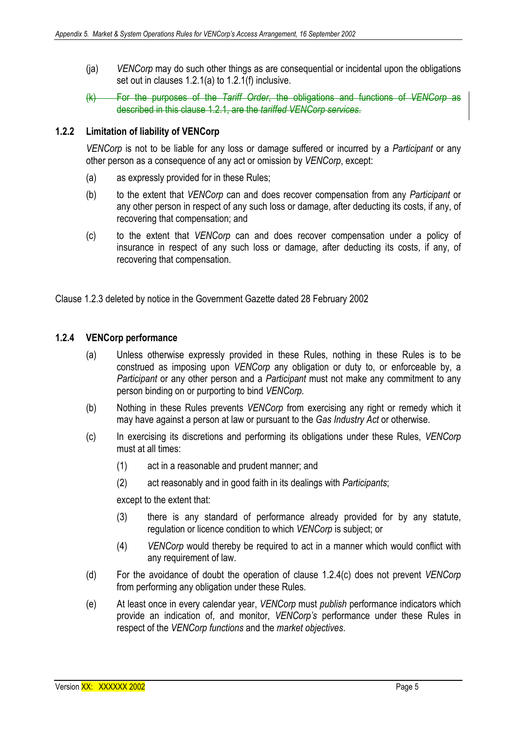(ja) *VENCorp* may do such other things as are consequential or incidental upon the obligations set out in clauses 1.2.1(a) to 1.2.1(f) inclusive.

~~(k) For the purposes of the *Tariff Order*, the obligations and functions of *VENCorp* as described in this clause 1.2.1, are the *tariffed VENCorp services*.~~

### 1.2.2 Limitation of liability of VENCorp

*VENCorp* is not to be liable for any loss or damage suffered or incurred by a *Participant* or any other person as a consequence of any act or omission by *VENCorp*, except:

(a) as expressly provided for in these Rules;

(b) to the extent that *VENCorp* can and does recover compensation from any *Participant* or any other person in respect of any such loss or damage, after deducting its costs, if any, of recovering that compensation; and

(c) to the extent that *VENCorp* can and does recover compensation under a policy of insurance in respect of any such loss or damage, after deducting its costs, if any, of recovering that compensation.

Clause 1.2.3 deleted by notice in the Government Gazette dated 28 February 2002

### 1.2.4 VENCorp performance

(a) Unless otherwise expressly provided in these Rules, nothing in these Rules is to be construed as imposing upon *VENCorp* any obligation or duty to, or enforceable by, a *Participant* or any other person and a *Participant* must not make any commitment to any person binding on or purporting to bind *VENCorp*.

(b) Nothing in these Rules prevents *VENCorp* from exercising any right or remedy which it may have against a person at law or pursuant to the *Gas Industry Act* or otherwise.

(c) In exercising its discretions and performing its obligations under these Rules, *VENCorp* must at all times:

(1) act in a reasonable and prudent manner; and

(2) act reasonably and in good faith in its dealings with *Participants*;

except to the extent that:

(3) there is any standard of performance already provided for by any statute, regulation or licence condition to which *VENCorp* is subject; or

(4) *VENCorp* would thereby be required to act in a manner which would conflict with any requirement of law.

(d) For the avoidance of doubt the operation of clause 1.2.4(c) does not prevent *VENCorp* from performing any obligation under these Rules.

(e) At least once in every calendar year, *VENCorp* must *publish* performance indicators which provide an indication of, and monitor, *VENCorp's* performance under these Rules in respect of the *VENCorp functions* and the *market objectives*.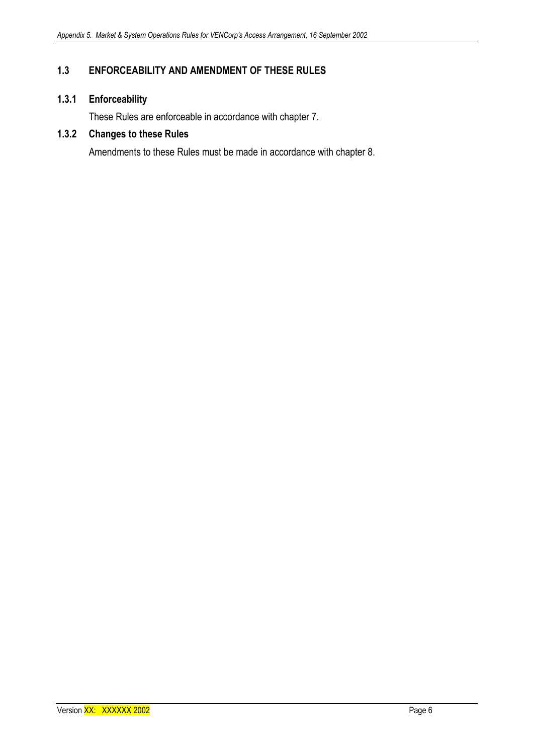## 1.3 ENFORCEABILITY AND AMENDMENT OF THESE RULES

### 1.3.1 Enforceability

These Rules are enforceable in accordance with chapter 7.

### 1.3.2 Changes to these Rules

Amendments to these Rules must be made in accordance with chapter 8.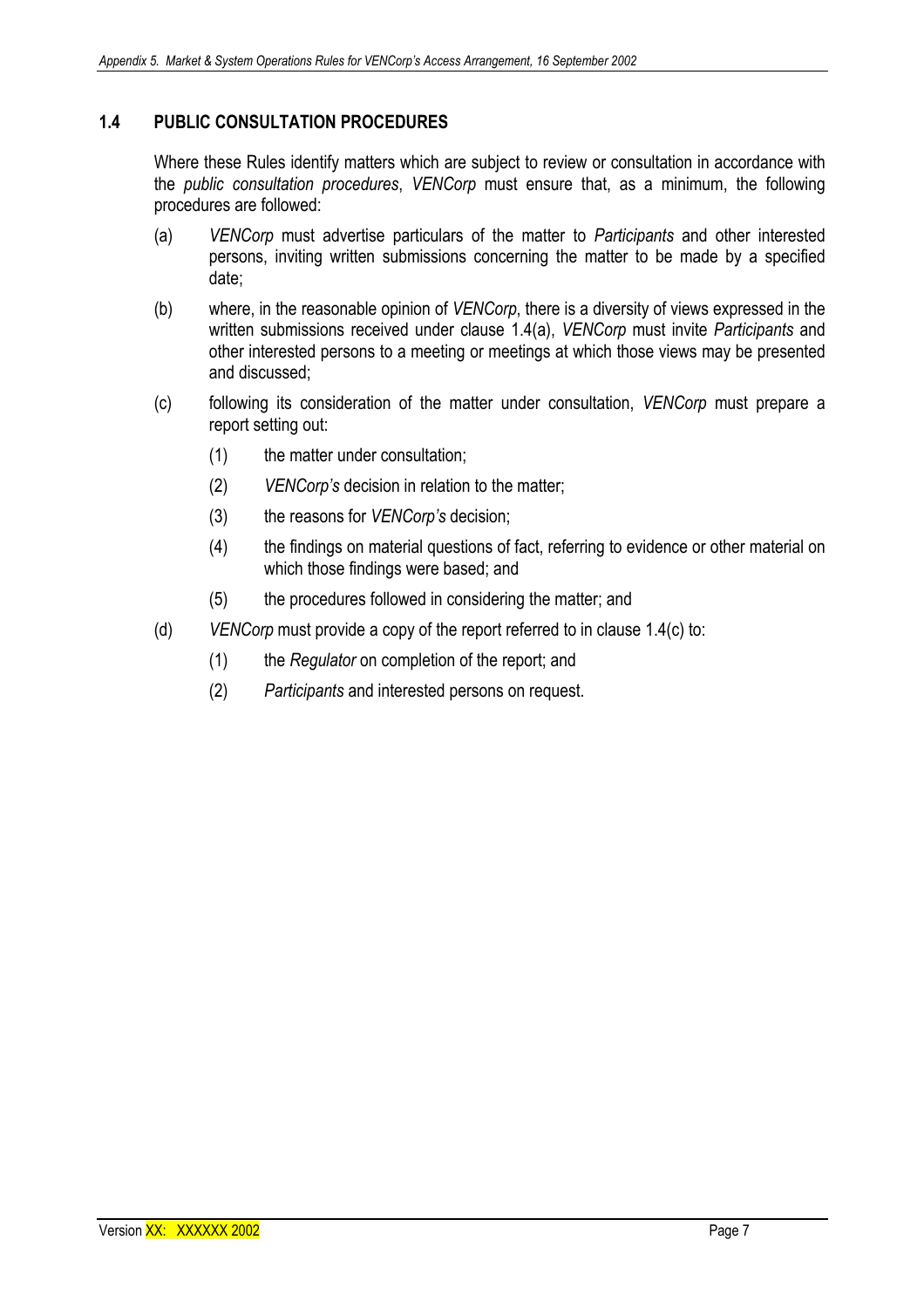## 1.4 PUBLIC CONSULTATION PROCEDURES

Where these Rules identify matters which are subject to review or consultation in accordance with the *public consultation procedures*, *VENCorp* must ensure that, as a minimum, the following procedures are followed:

(a) *VENCorp* must advertise particulars of the matter to *Participants* and other interested persons, inviting written submissions concerning the matter to be made by a specified date;

(b) where, in the reasonable opinion of *VENCorp*, there is a diversity of views expressed in the written submissions received under clause 1.4(a), *VENCorp* must invite *Participants* and other interested persons to a meeting or meetings at which those views may be presented and discussed;

(c) following its consideration of the matter under consultation, *VENCorp* must prepare a report setting out:

  (1) the matter under consultation;

  (2) *VENCorp's* decision in relation to the matter;

  (3) the reasons for *VENCorp's* decision;

  (4) the findings on material questions of fact, referring to evidence or other material on which those findings were based; and

  (5) the procedures followed in considering the matter; and

(d) *VENCorp* must provide a copy of the report referred to in clause 1.4(c) to:

  (1) the *Regulator* on completion of the report; and

  (2) *Participants* and interested persons on request.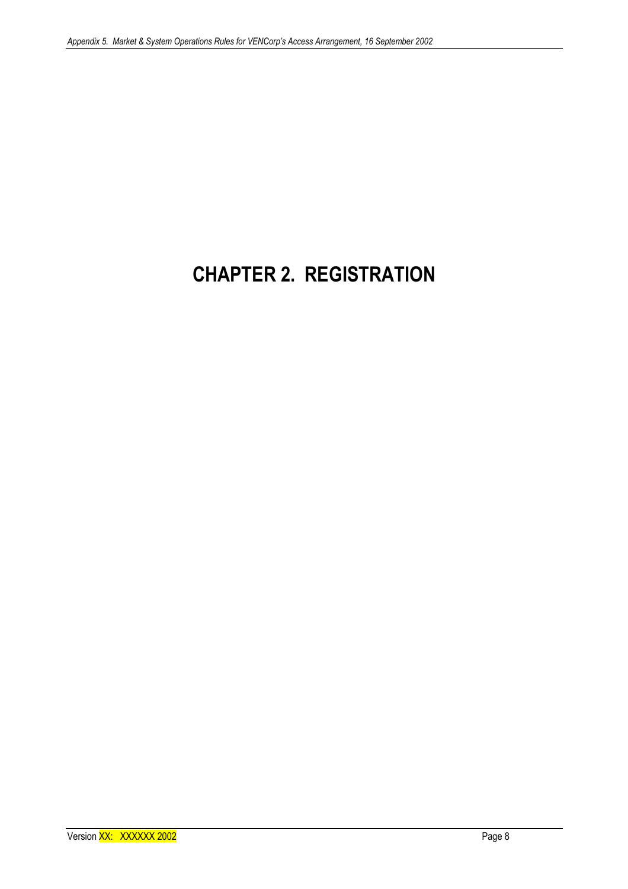# CHAPTER 2. REGISTRATION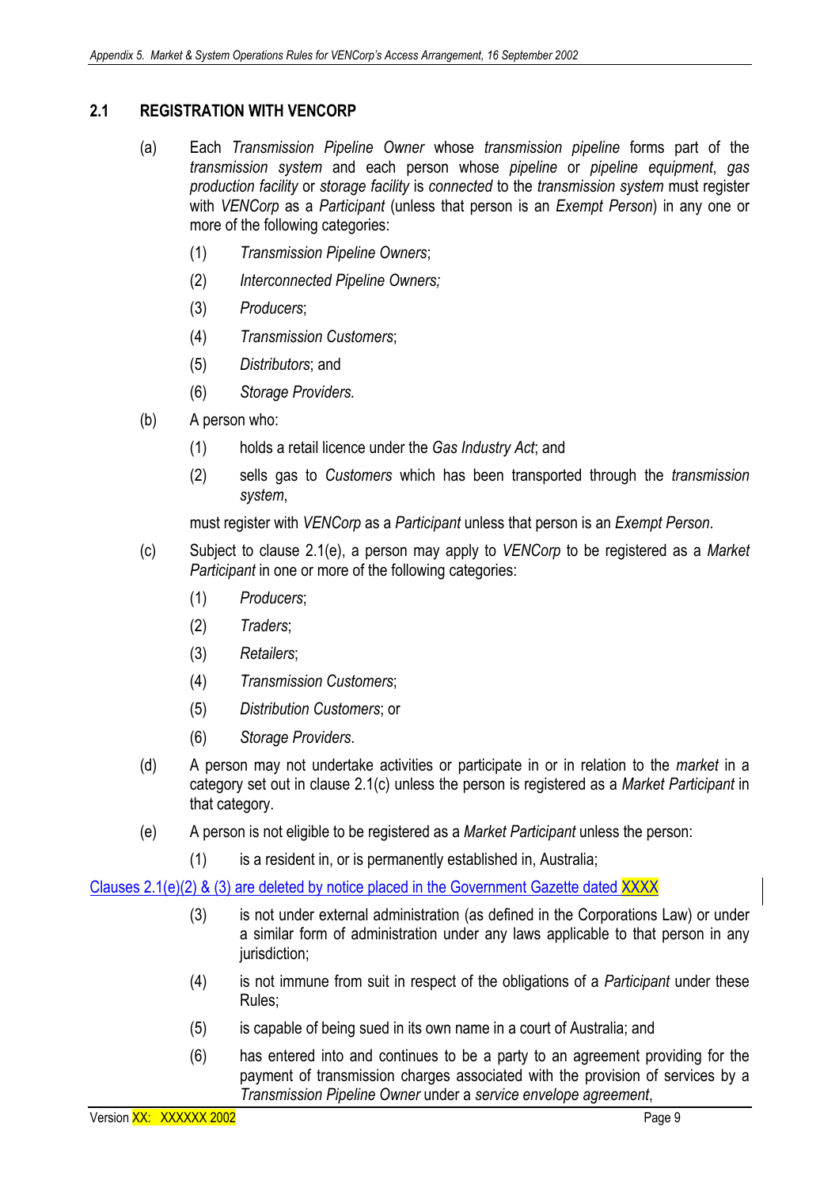## 2.1 REGISTRATION WITH VENCORP

(a) Each *Transmission Pipeline Owner* whose *transmission pipeline* forms part of the *transmission system* and each person whose *pipeline* or *pipeline equipment*, *gas production facility* or *storage facility* is *connected* to the *transmission system* must register with *VENCorp* as a *Participant* (unless that person is an *Exempt Person*) in any one or more of the following categories:

(1) *Transmission Pipeline Owners*;

(2) *Interconnected Pipeline Owners;*

(3) *Producers*;

(4) *Transmission Customers*;

(5) *Distributors*; and

(6) *Storage Providers.*

(b) A person who:

(1) holds a retail licence under the *Gas Industry Act*; and

(2) sells gas to *Customers* which has been transported through the *transmission system*,

must register with *VENCorp* as a *Participant* unless that person is an *Exempt Person*.

(c) Subject to clause 2.1(e), a person may apply to *VENCorp* to be registered as a *Market Participant* in one or more of the following categories:

(1) *Producers*;

(2) *Traders*;

(3) *Retailers*;

(4) *Transmission Customers*;

(5) *Distribution Customers*; or

(6) *Storage Providers*.

(d) A person may not undertake activities or participate in or in relation to the *market* in a category set out in clause 2.1(c) unless the person is registered as a *Market Participant* in that category.

(e) A person is not eligible to be registered as a *Market Participant* unless the person:

(1) is a resident in, or is permanently established in, Australia;

Clauses 2.1(e)(2) & (3) are deleted by notice placed in the Government Gazette dated XXXX

(3) is not under external administration (as defined in the Corporations Law) or under a similar form of administration under any laws applicable to that person in any jurisdiction;

(4) is not immune from suit in respect of the obligations of a *Participant* under these Rules;

(5) is capable of being sued in its own name in a court of Australia; and

(6) has entered into and continues to be a party to an agreement providing for the payment of transmission charges associated with the provision of services by a *Transmission Pipeline Owner* under a *service envelope agreement*,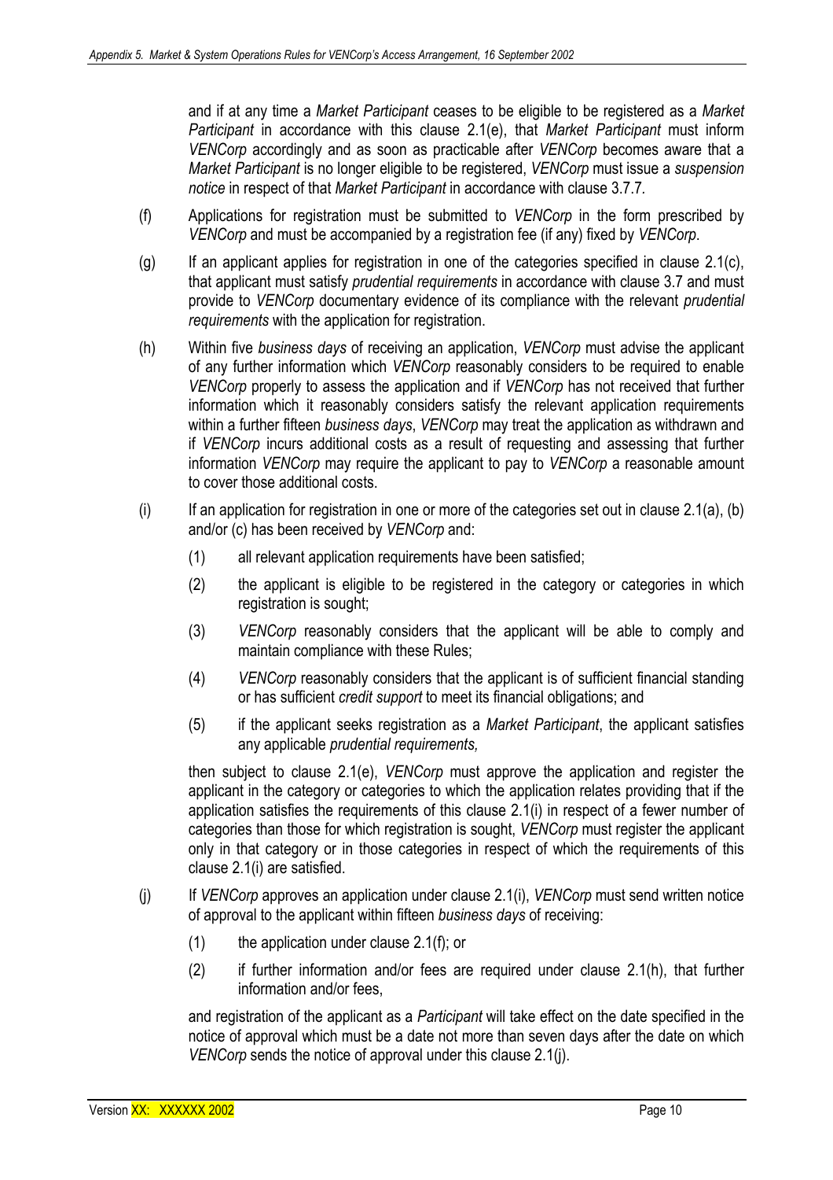and if at any time a *Market Participant* ceases to be eligible to be registered as a *Market Participant* in accordance with this clause 2.1(e), that *Market Participant* must inform *VENCorp* accordingly and as soon as practicable after *VENCorp* becomes aware that a *Market Participant* is no longer eligible to be registered, *VENCorp* must issue a *suspension notice* in respect of that *Market Participant* in accordance with clause 3.7.7.

(f) Applications for registration must be submitted to *VENCorp* in the form prescribed by *VENCorp* and must be accompanied by a registration fee (if any) fixed by *VENCorp*.

(g) If an applicant applies for registration in one of the categories specified in clause 2.1(c), that applicant must satisfy *prudential requirements* in accordance with clause 3.7 and must provide to *VENCorp* documentary evidence of its compliance with the relevant *prudential requirements* with the application for registration.

(h) Within five *business days* of receiving an application, *VENCorp* must advise the applicant of any further information which *VENCorp* reasonably considers to be required to enable *VENCorp* properly to assess the application and if *VENCorp* has not received that further information which it reasonably considers satisfy the relevant application requirements within a further fifteen *business days*, *VENCorp* may treat the application as withdrawn and if *VENCorp* incurs additional costs as a result of requesting and assessing that further information *VENCorp* may require the applicant to pay to *VENCorp* a reasonable amount to cover those additional costs.

(i) If an application for registration in one or more of the categories set out in clause 2.1(a), (b) and/or (c) has been received by *VENCorp* and:

(1) all relevant application requirements have been satisfied;

(2) the applicant is eligible to be registered in the category or categories in which registration is sought;

(3) *VENCorp* reasonably considers that the applicant will be able to comply and maintain compliance with these Rules;

(4) *VENCorp* reasonably considers that the applicant is of sufficient financial standing or has sufficient *credit support* to meet its financial obligations; and

(5) if the applicant seeks registration as a *Market Participant*, the applicant satisfies any applicable *prudential requirements,*

then subject to clause 2.1(e), *VENCorp* must approve the application and register the applicant in the category or categories to which the application relates providing that if the application satisfies the requirements of this clause 2.1(i) in respect of a fewer number of categories than those for which registration is sought, *VENCorp* must register the applicant only in that category or in those categories in respect of which the requirements of this clause 2.1(i) are satisfied.

(j) If *VENCorp* approves an application under clause 2.1(i), *VENCorp* must send written notice of approval to the applicant within fifteen *business days* of receiving:

(1) the application under clause 2.1(f); or

(2) if further information and/or fees are required under clause 2.1(h), that further information and/or fees,

and registration of the applicant as a *Participant* will take effect on the date specified in the notice of approval which must be a date not more than seven days after the date on which *VENCorp* sends the notice of approval under this clause 2.1(j).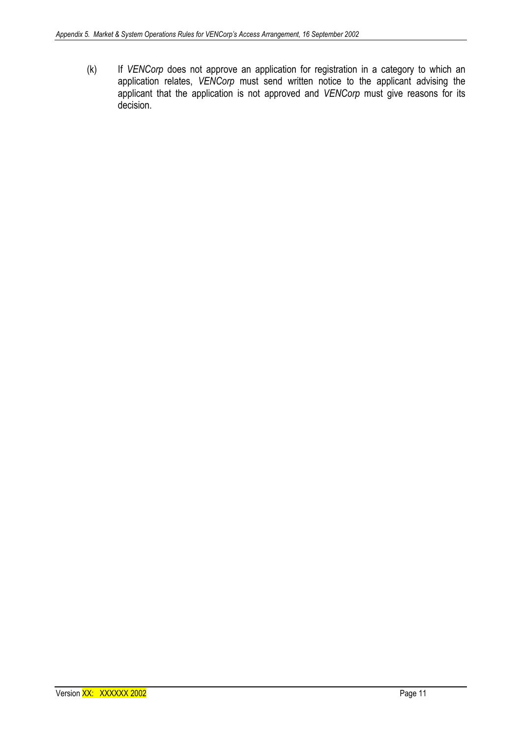(k) If *VENCorp* does not approve an application for registration in a category to which an application relates, *VENCorp* must send written notice to the applicant advising the applicant that the application is not approved and *VENCorp* must give reasons for its decision.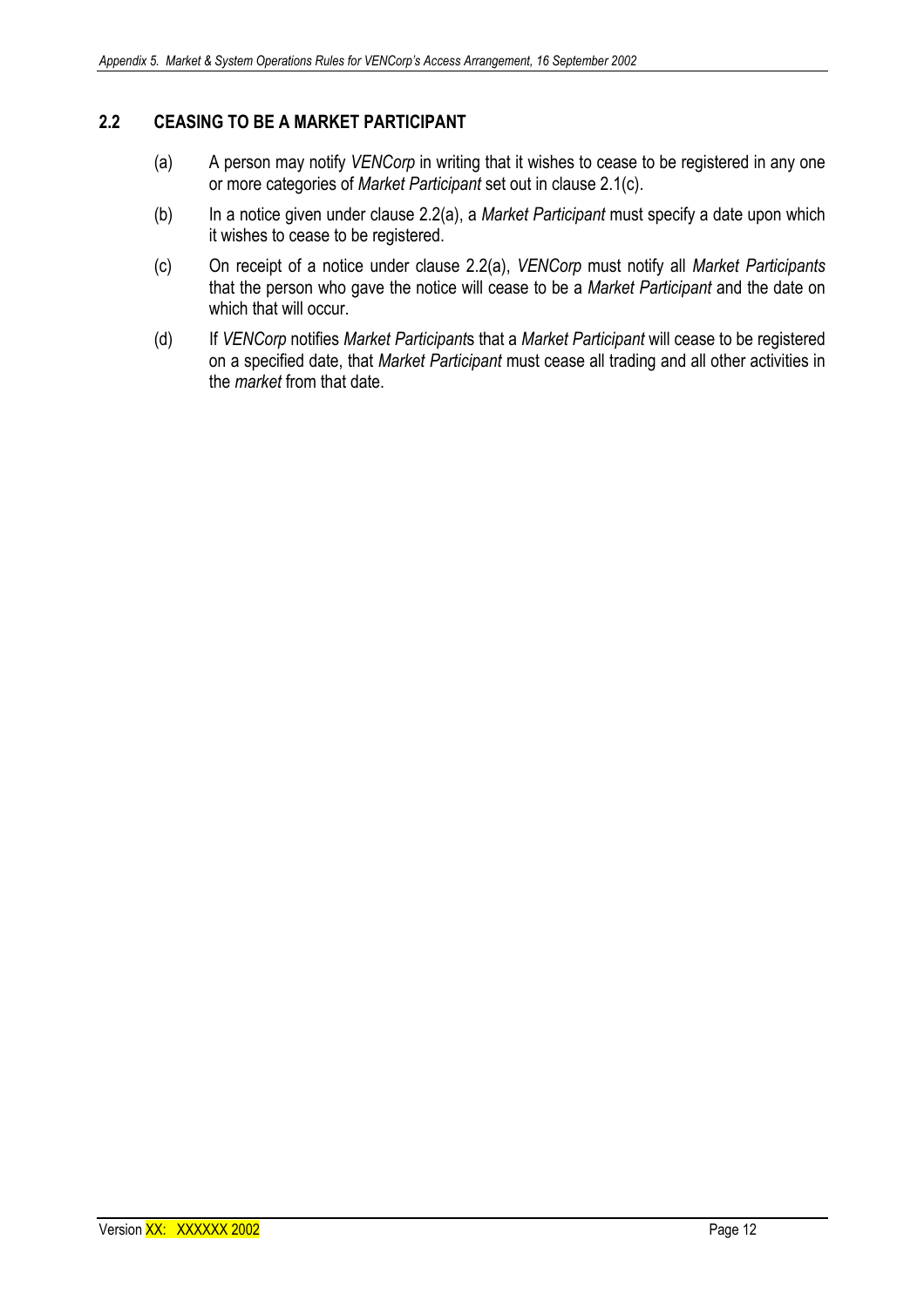## 2.2 CEASING TO BE A MARKET PARTICIPANT

(a) A person may notify *VENCorp* in writing that it wishes to cease to be registered in any one or more categories of *Market Participant* set out in clause 2.1(c).

(b) In a notice given under clause 2.2(a), a *Market Participant* must specify a date upon which it wishes to cease to be registered.

(c) On receipt of a notice under clause 2.2(a), *VENCorp* must notify all *Market Participants* that the person who gave the notice will cease to be a *Market Participant* and the date on which that will occur.

(d) If *VENCorp* notifies *Market Participant*s that a *Market Participant* will cease to be registered on a specified date, that *Market Participant* must cease all trading and all other activities in the *market* from that date.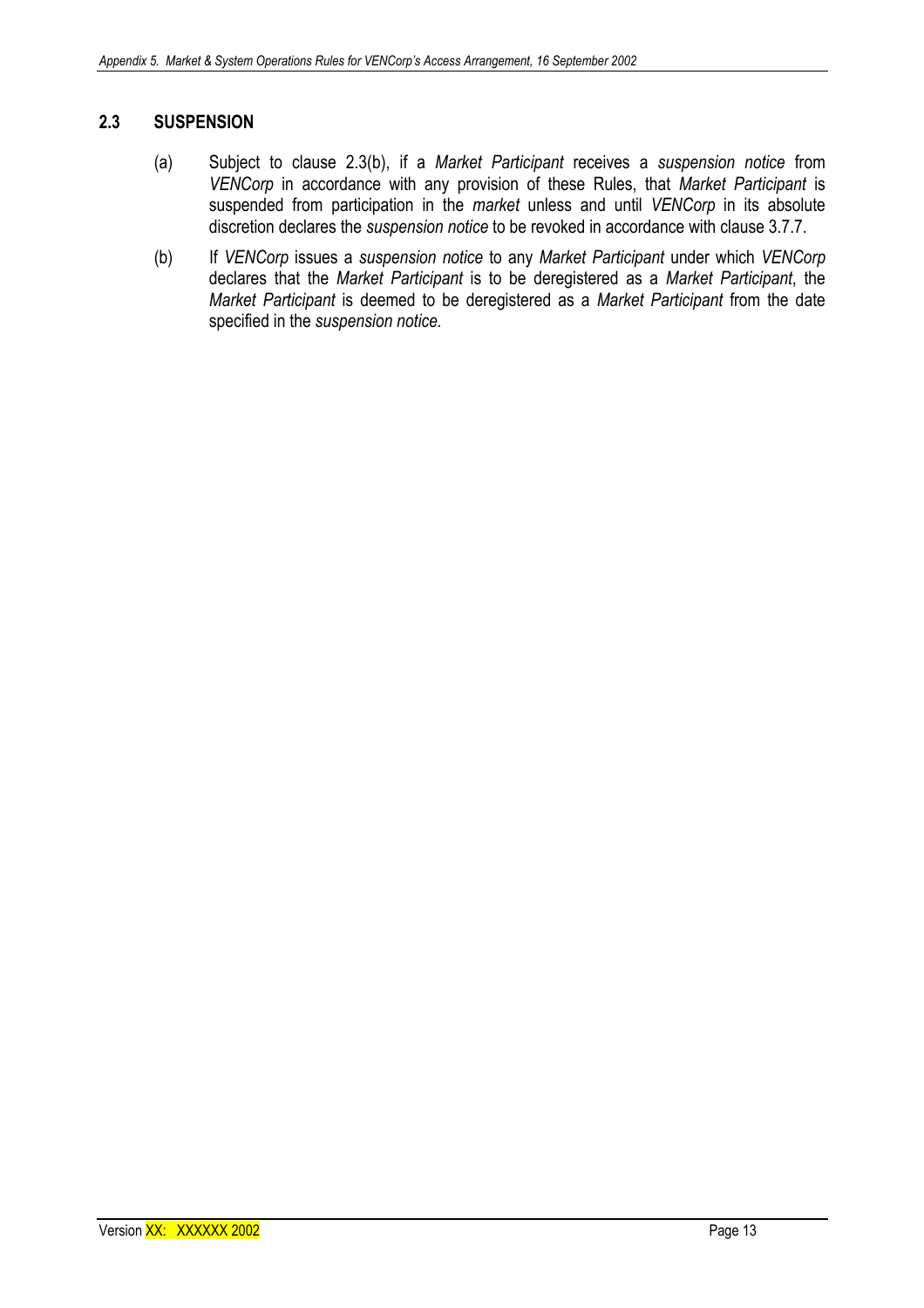## 2.3 SUSPENSION

(a) Subject to clause 2.3(b), if a *Market Participant* receives a *suspension notice* from *VENCorp* in accordance with any provision of these Rules, that *Market Participant* is suspended from participation in the *market* unless and until *VENCorp* in its absolute discretion declares the *suspension notice* to be revoked in accordance with clause 3.7.7.

(b) If *VENCorp* issues a *suspension notice* to any *Market Participant* under which *VENCorp* declares that the *Market Participant* is to be deregistered as a *Market Participant*, the *Market Participant* is deemed to be deregistered as a *Market Participant* from the date specified in the *suspension notice.*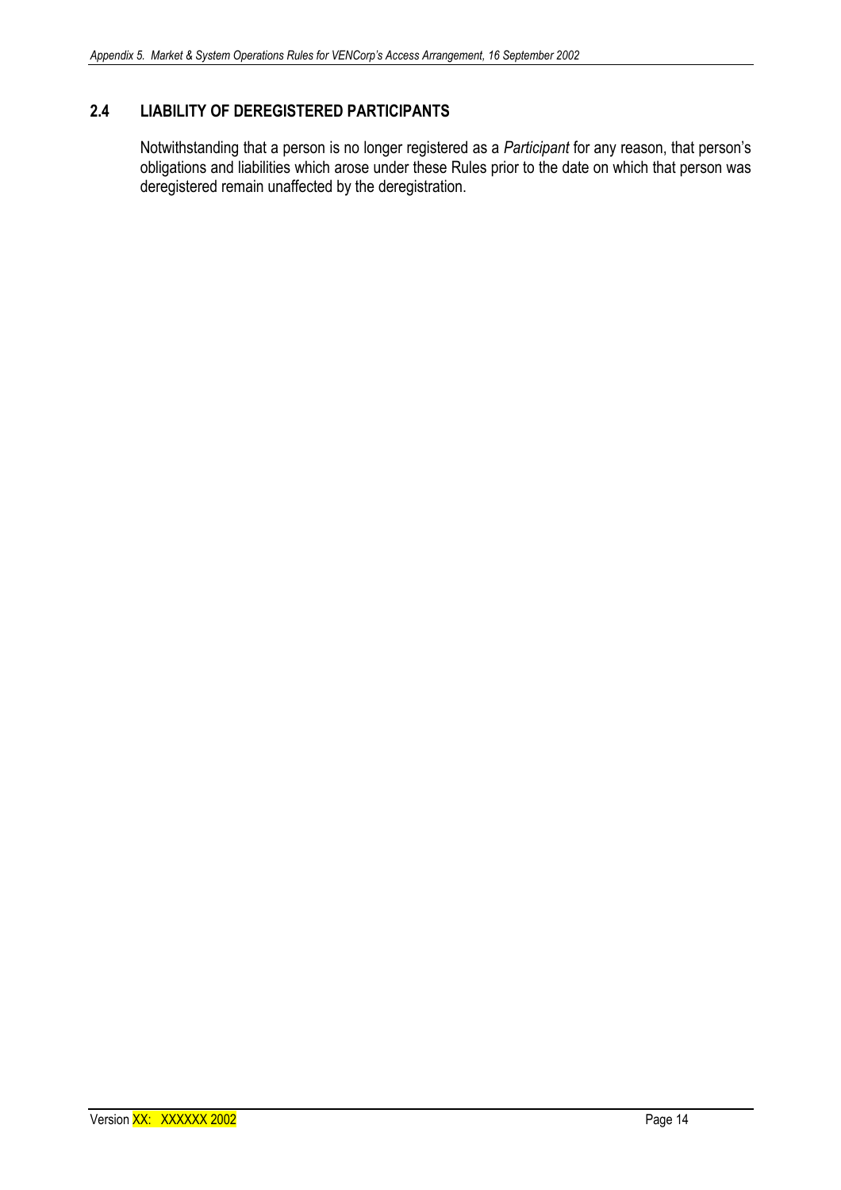## 2.4 LIABILITY OF DEREGISTERED PARTICIPANTS

Notwithstanding that a person is no longer registered as a *Participant* for any reason, that person's obligations and liabilities which arose under these Rules prior to the date on which that person was deregistered remain unaffected by the deregistration.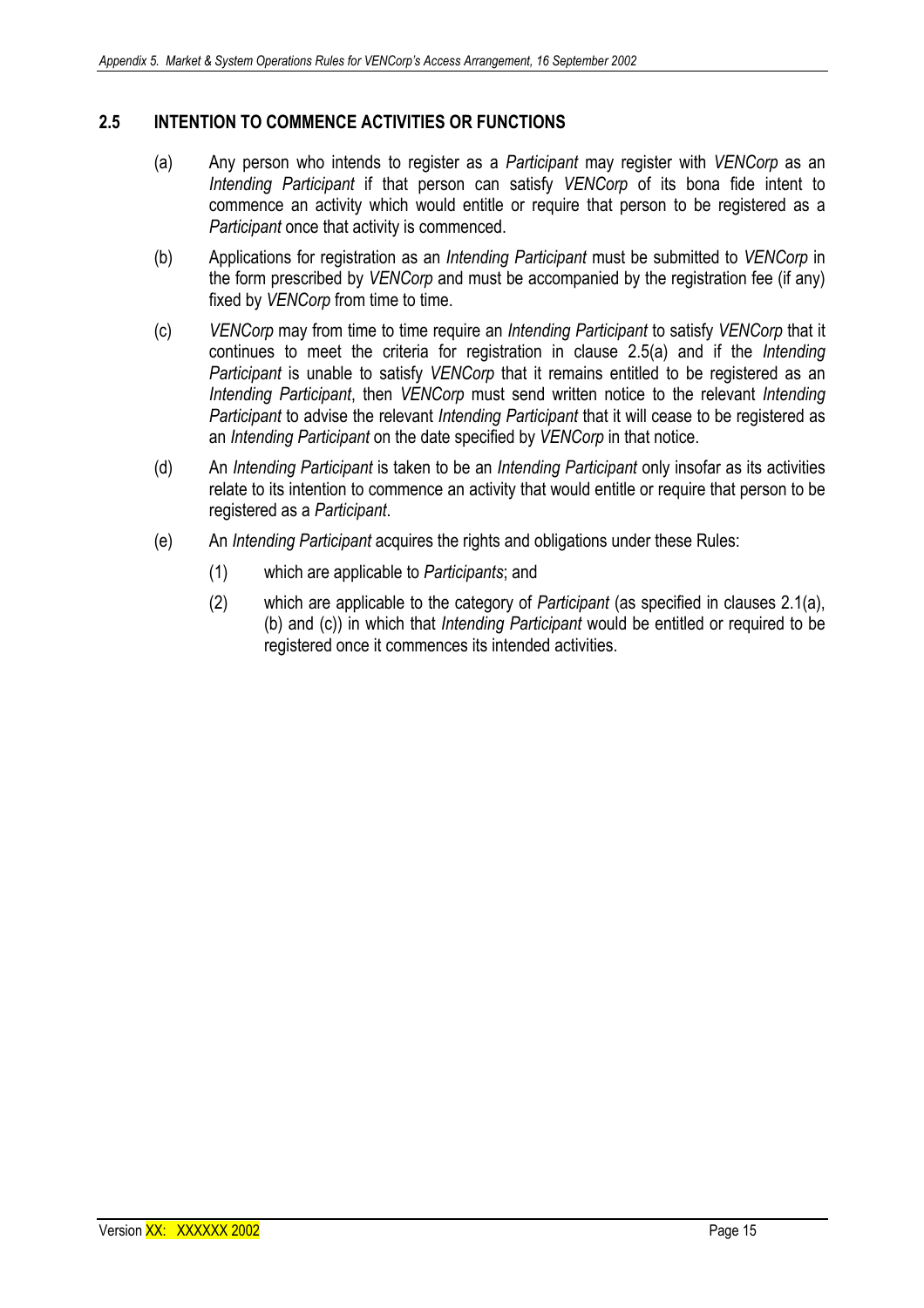## 2.5 INTENTION TO COMMENCE ACTIVITIES OR FUNCTIONS

(a) Any person who intends to register as a *Participant* may register with *VENCorp* as an *Intending Participant* if that person can satisfy *VENCorp* of its bona fide intent to commence an activity which would entitle or require that person to be registered as a *Participant* once that activity is commenced.

(b) Applications for registration as an *Intending Participant* must be submitted to *VENCorp* in the form prescribed by *VENCorp* and must be accompanied by the registration fee (if any) fixed by *VENCorp* from time to time.

(c) *VENCorp* may from time to time require an *Intending Participant* to satisfy *VENCorp* that it continues to meet the criteria for registration in clause 2.5(a) and if the *Intending Participant* is unable to satisfy *VENCorp* that it remains entitled to be registered as an *Intending Participant*, then *VENCorp* must send written notice to the relevant *Intending Participant* to advise the relevant *Intending Participant* that it will cease to be registered as an *Intending Participant* on the date specified by *VENCorp* in that notice.

(d) An *Intending Participant* is taken to be an *Intending Participant* only insofar as its activities relate to its intention to commence an activity that would entitle or require that person to be registered as a *Participant*.

(e) An *Intending Participant* acquires the rights and obligations under these Rules:

(1) which are applicable to *Participants*; and

(2) which are applicable to the category of *Participant* (as specified in clauses 2.1(a), (b) and (c)) in which that *Intending Participant* would be entitled or required to be registered once it commences its intended activities.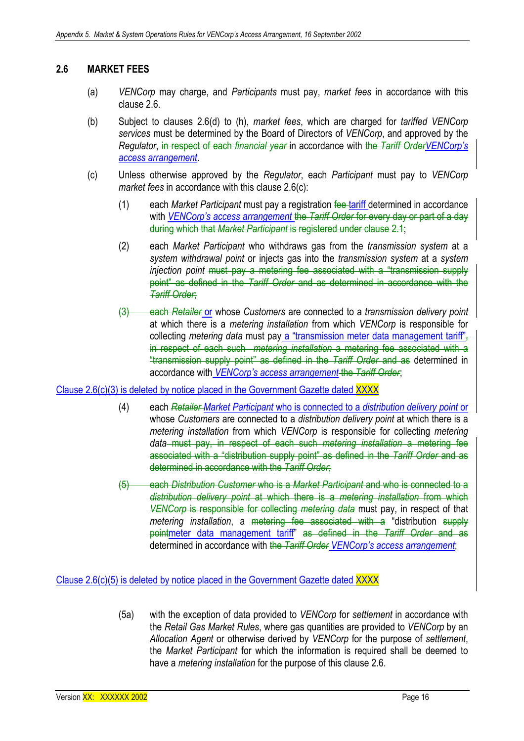## 2.6 MARKET FEES

(a) *VENCorp* may charge, and *Participants* must pay, *market fees* in accordance with this clause 2.6.

(b) Subject to clauses 2.6(d) to (h), *market fees*, which are charged for *tariffed VENCorp services* must be determined by the Board of Directors of *VENCorp*, and approved by the *Regulator*, ~~in respect of each *financial year*~~ in accordance with ~~the *Tariff Order*~~*VENCorp's access arrangement*.

(c) Unless otherwise approved by the *Regulator*, each *Participant* must pay to *VENCorp market fees* in accordance with this clause 2.6(c):

(1) each *Market Participant* must pay a registration ~~fee~~ tariff determined in accordance with *VENCorp's access arrangement* ~~the *Tariff Order* for every day or part of a day during which that *Market Participant* is registered under clause 2.1~~;

(2) each *Market Participant* who withdraws gas from the *transmission system* at a *system withdrawal point* or injects gas into the *transmission system* at a *system injection point* ~~must pay a metering fee associated with a "transmission supply point" as defined in the *Tariff Order* and as determined in accordance with the *Tariff Order*;~~

~~(3) each *Retailer*~~ or whose *Customers* are connected to a *transmission delivery point* at which there is a *metering installation* from which *VENCorp* is responsible for collecting *metering data* must pay a "transmission meter data management tariff"~~, in respect of each such *metering installation* a metering fee associated with a "transmission supply point" as defined in the *Tariff Order* and as~~ determined in accordance with *VENCorp's access arrangement* ~~the *Tariff Order*~~;

Clause 2.6(c)(3) is deleted by notice placed in the Government Gazette dated XXXX

(4) each ~~*Retailer*~~ *Market Participant* who is connected to a *distribution delivery point* or whose *Customers* are connected to a *distribution delivery point* at which there is a *metering installation* from which *VENCorp* is responsible for collecting *metering data* ~~must pay, in respect of each such *metering installation* a metering fee associated with a "distribution supply point" as defined in the *Tariff Order* and as determined in accordance with the *Tariff Order*;~~

~~(5) each *Distribution Customer* who is a *Market Participant* and who is connected to a *distribution delivery point* at which there is a *metering installation* from which *VENCorp* is responsible for collecting *metering data*~~ must pay, in respect of that *metering installation*, a ~~metering fee associated with a~~ "distribution ~~supply point~~meter data management tariff" ~~as defined in the *Tariff Order* and as~~ determined in accordance with ~~the *Tariff Order*~~ *VENCorp's access arrangement*;

Clause 2.6(c)(5) is deleted by notice placed in the Government Gazette dated XXXX

(5a) with the exception of data provided to *VENCorp* for *settlement* in accordance with the *Retail Gas Market Rules*, where gas quantities are provided to *VENCorp* by an *Allocation Agent* or otherwise derived by *VENCorp* for the purpose of *settlement*, the *Market Participant* for which the information is required shall be deemed to have a *metering installation* for the purpose of this clause 2.6.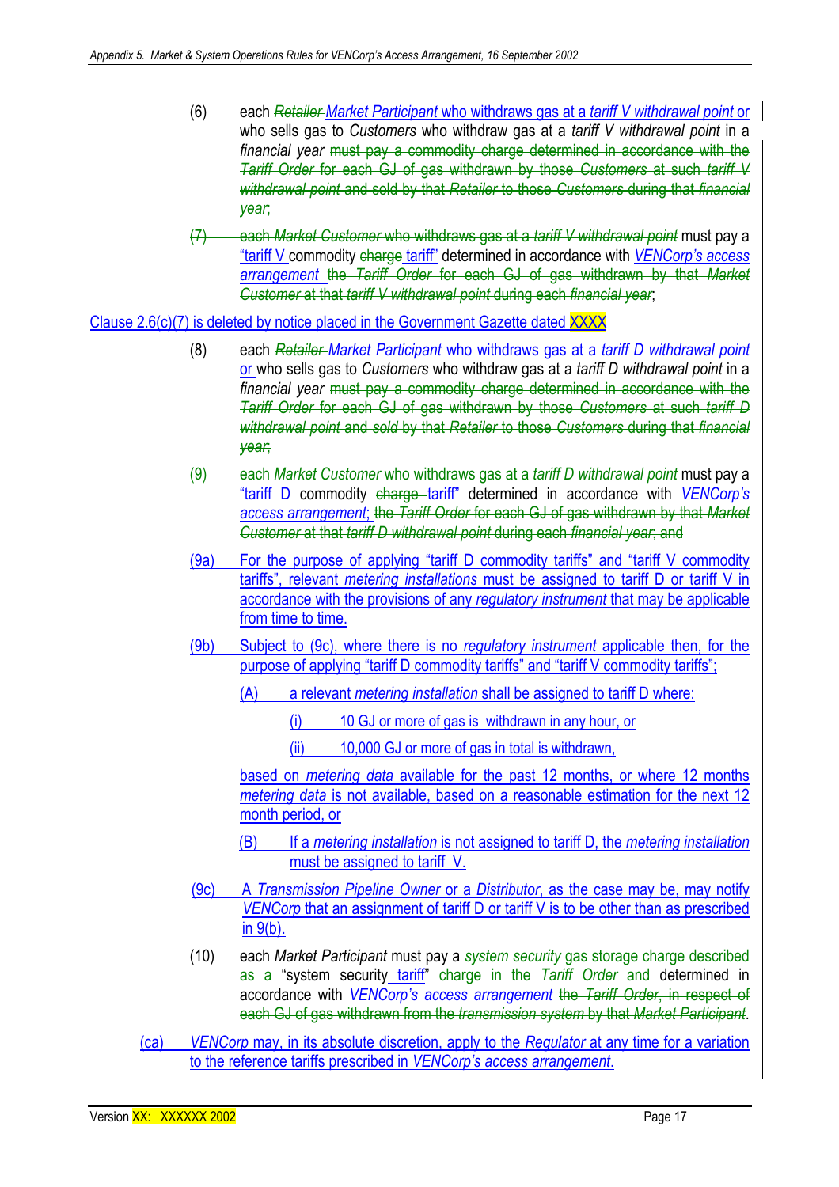(6) each ~~*Retailer*~~ *Market Participant* who withdraws gas at a *tariff V withdrawal point* or who sells gas to *Customers* who withdraw gas at a *tariff V withdrawal point* in a *financial year* ~~must pay a commodity charge determined in accordance with the *Tariff Order* for each GJ of gas withdrawn by those *Customers* at such *tariff V withdrawal point* and sold by that *Retailer* to those *Customers* during that *financial year*;~~

~~(7) each *Market Customer* who withdraws gas at a *tariff V withdrawal point*~~ must pay a "tariff V commodity ~~charge~~ tariff" determined in accordance with *VENCorp's access arrangement* ~~the *Tariff Order* for each GJ of gas withdrawn by that *Market Customer* at that *tariff V withdrawal point* during each *financial year*~~;

Clause 2.6(c)(7) is deleted by notice placed in the Government Gazette dated XXXX

(8) each ~~*Retailer*~~ *Market Participant* who withdraws gas at a *tariff D withdrawal point* or who sells gas to *Customers* who withdraw gas at a *tariff D withdrawal point* in a *financial year* ~~must pay a commodity charge determined in accordance with the *Tariff Order* for each GJ of gas withdrawn by those *Customers* at such *tariff D withdrawal point* and *sold* by that *Retailer* to those *Customers* during that *financial year*;~~

~~(9) each *Market Customer* who withdraws gas at a *tariff D withdrawal point*~~ must pay a "tariff D commodity ~~charge~~ tariff" determined in accordance with *VENCorp's access arrangement*; ~~the *Tariff Order* for each GJ of gas withdrawn by that *Market Customer* at that *tariff D withdrawal point* during each *financial year*; and~~

(9a) For the purpose of applying "tariff D commodity tariffs" and "tariff V commodity tariffs", relevant *metering installations* must be assigned to tariff D or tariff V in accordance with the provisions of any *regulatory instrument* that may be applicable from time to time.

(9b) Subject to (9c), where there is no *regulatory instrument* applicable then, for the purpose of applying "tariff D commodity tariffs" and "tariff V commodity tariffs";

(A) a relevant *metering installation* shall be assigned to tariff D where:

(i) 10 GJ or more of gas is withdrawn in any hour, or

(ii) 10,000 GJ or more of gas in total is withdrawn,

based on *metering data* available for the past 12 months, or where 12 months *metering data* is not available, based on a reasonable estimation for the next 12 month period, or

(B) If a *metering installation* is not assigned to tariff D, the *metering installation* must be assigned to tariff V.

(9c) A *Transmission Pipeline Owner* or a *Distributor*, as the case may be, may notify *VENCorp* that an assignment of tariff D or tariff V is to be other than as prescribed in 9(b).

(10) each *Market Participant* must pay a ~~*system security* gas storage charge described as a~~ "system security tariff" ~~charge in the *Tariff Order* and~~ determined in accordance with *VENCorp's access arrangement* ~~the *Tariff Order*, in respect of each GJ of gas withdrawn from the *transmission system* by that *Market Participant*~~.

(ca) *VENCorp* may, in its absolute discretion, apply to the *Regulator* at any time for a variation to the reference tariffs prescribed in *VENCorp's access arrangement*.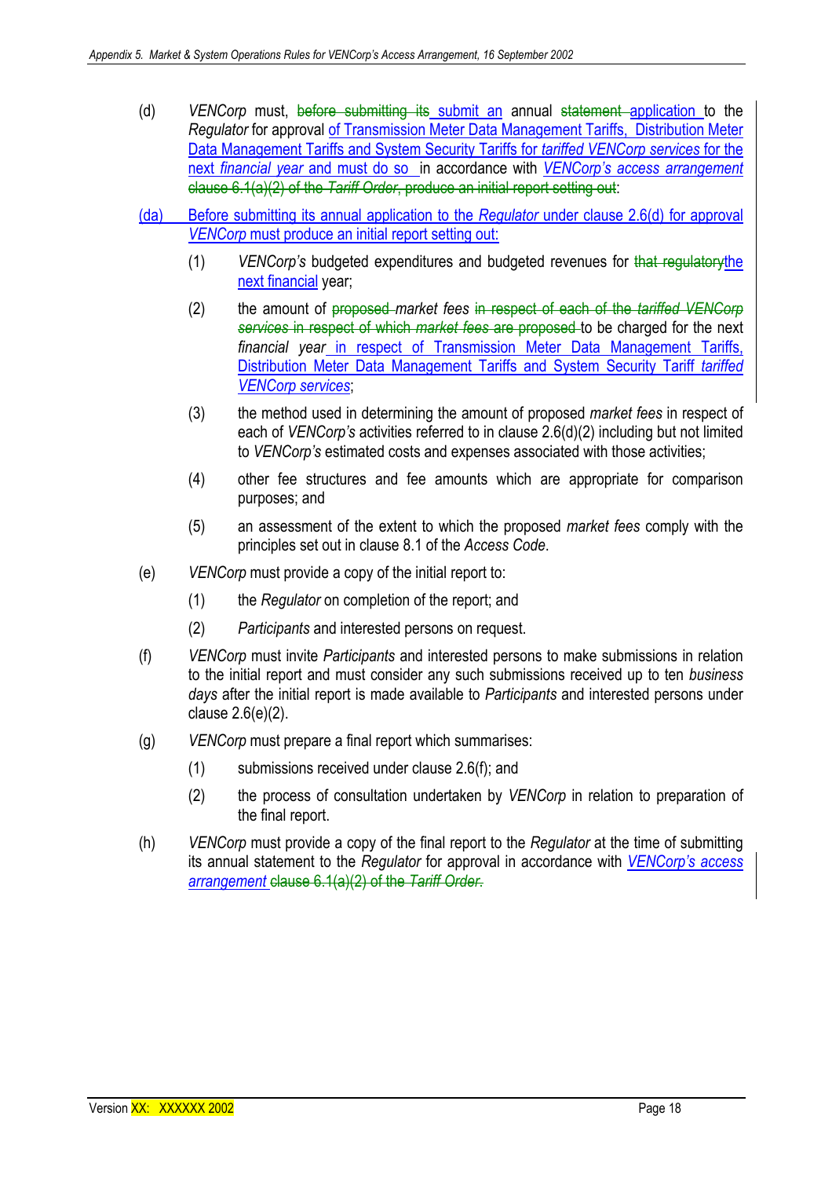(d) *VENCorp* must, ~~before submitting its~~ submit an annual ~~statement~~ application to the *Regulator* for approval of Transmission Meter Data Management Tariffs, Distribution Meter Data Management Tariffs and System Security Tariffs for *tariffed VENCorp services* for the next *financial year* and must do so in accordance with *VENCorp's access arrangement* ~~clause 6.1(a)(2) of the *Tariff Order*, produce an initial report setting out~~:

(da) Before submitting its annual application to the *Regulator* under clause 2.6(d) for approval *VENCorp* must produce an initial report setting out:

- (1) *VENCorp's* budgeted expenditures and budgeted revenues for ~~that regulatory~~the next financial year;
- (2) the amount of ~~proposed~~ *market fees* ~~in respect of each of the *tariffed VENCorp services* in respect of which *market fees* are proposed~~ to be charged for the next *financial year* in respect of Transmission Meter Data Management Tariffs, Distribution Meter Data Management Tariffs and System Security Tariff *tariffed VENCorp services*;
- (3) the method used in determining the amount of proposed *market fees* in respect of each of *VENCorp's* activities referred to in clause 2.6(d)(2) including but not limited to *VENCorp's* estimated costs and expenses associated with those activities;
- (4) other fee structures and fee amounts which are appropriate for comparison purposes; and
- (5) an assessment of the extent to which the proposed *market fees* comply with the principles set out in clause 8.1 of the *Access Code*.

(e) *VENCorp* must provide a copy of the initial report to:

- (1) the *Regulator* on completion of the report; and
- (2) *Participants* and interested persons on request.

(f) *VENCorp* must invite *Participants* and interested persons to make submissions in relation to the initial report and must consider any such submissions received up to ten *business days* after the initial report is made available to *Participants* and interested persons under clause 2.6(e)(2).

(g) *VENCorp* must prepare a final report which summarises:

- (1) submissions received under clause 2.6(f); and
- (2) the process of consultation undertaken by *VENCorp* in relation to preparation of the final report.

(h) *VENCorp* must provide a copy of the final report to the *Regulator* at the time of submitting its annual statement to the *Regulator* for approval in accordance with *VENCorp's access arrangement* ~~clause 6.1(a)(2) of the *Tariff Order*~~.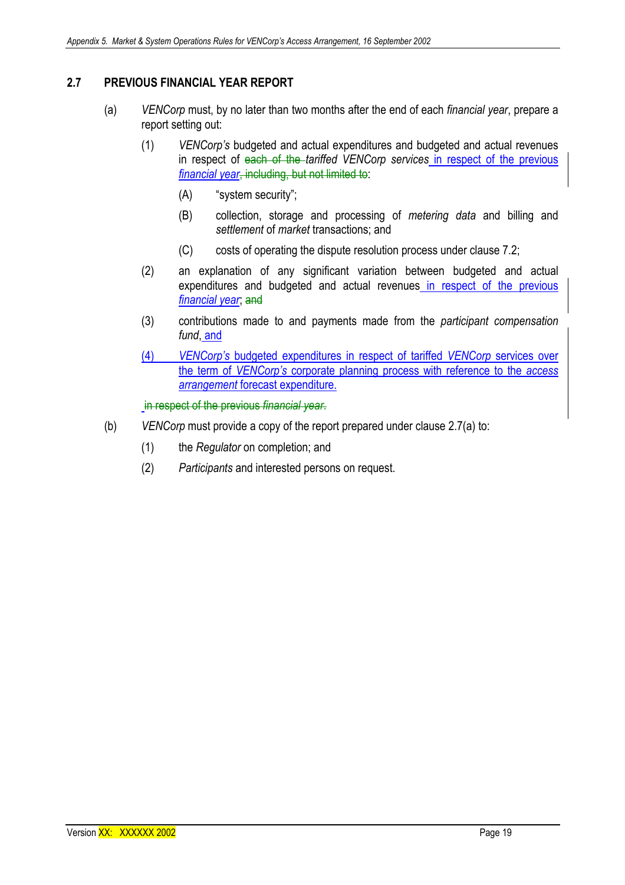## 2.7 PREVIOUS FINANCIAL YEAR REPORT

(a) *VENCorp* must, by no later than two months after the end of each *financial year*, prepare a report setting out:

(1) *VENCorp's* budgeted and actual expenditures and budgeted and actual revenues in respect of ~~each of the~~ *tariffed VENCorp services* in respect of the previous *financial year*~~, including, but not limited to~~:

(A) "system security";

(B) collection, storage and processing of *metering data* and billing and *settlement* of *market* transactions; and

(C) costs of operating the dispute resolution process under clause 7.2;

(2) an explanation of any significant variation between budgeted and actual expenditures and budgeted and actual revenues in respect of the previous *financial year*; ~~and~~

(3) contributions made to and payments made from the *participant compensation fund*, and

(4) *VENCorp's* budgeted expenditures in respect of tariffed *VENCorp* services over the term of *VENCorp's* corporate planning process with reference to the *access arrangement* forecast expenditure.

~~in respect of the previous *financial year*.~~

(b) *VENCorp* must provide a copy of the report prepared under clause 2.7(a) to:

(1) the *Regulator* on completion; and

(2) *Participants* and interested persons on request.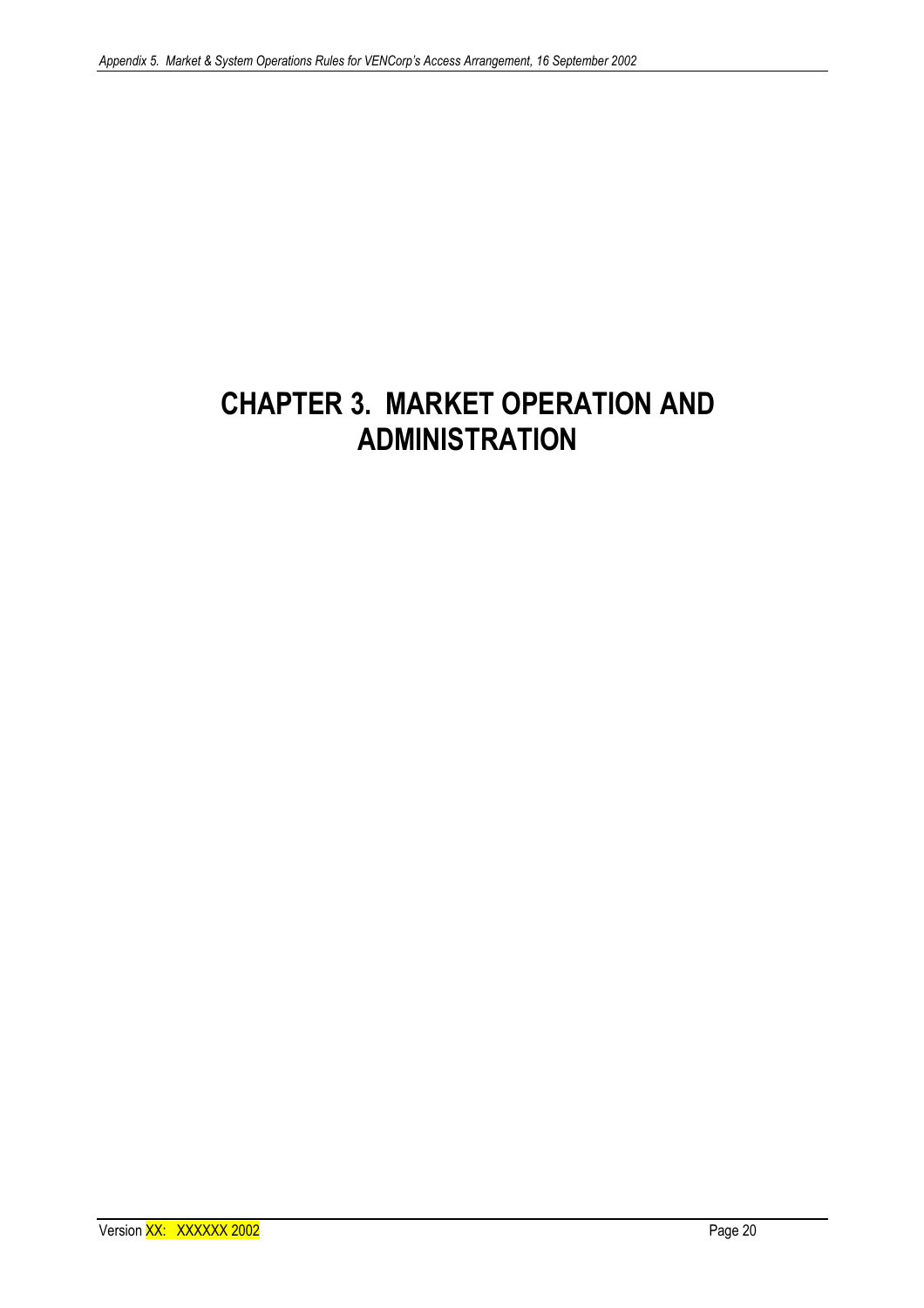# CHAPTER 3. MARKET OPERATION AND ADMINISTRATION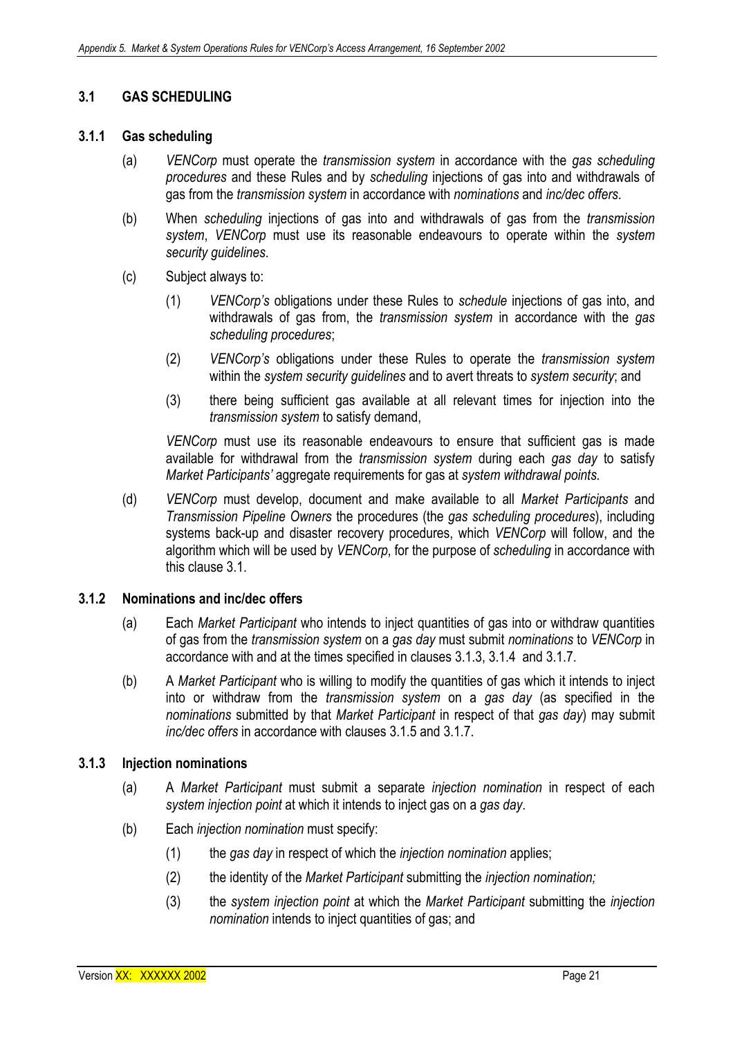## 3.1 GAS SCHEDULING

### 3.1.1 Gas scheduling

(a) *VENCorp* must operate the *transmission system* in accordance with the *gas scheduling procedures* and these Rules and by *scheduling* injections of gas into and withdrawals of gas from the *transmission system* in accordance with *nominations* and *inc/dec offers*.

(b) When *scheduling* injections of gas into and withdrawals of gas from the *transmission system*, *VENCorp* must use its reasonable endeavours to operate within the *system security guidelines*.

(c) Subject always to:

(1) *VENCorp's* obligations under these Rules to *schedule* injections of gas into, and withdrawals of gas from, the *transmission system* in accordance with the *gas scheduling procedures*;

(2) *VENCorp's* obligations under these Rules to operate the *transmission system* within the *system security guidelines* and to avert threats to *system security*; and

(3) there being sufficient gas available at all relevant times for injection into the *transmission system* to satisfy demand,

*VENCorp* must use its reasonable endeavours to ensure that sufficient gas is made available for withdrawal from the *transmission system* during each *gas day* to satisfy *Market Participants'* aggregate requirements for gas at *system withdrawal points*.

(d) *VENCorp* must develop, document and make available to all *Market Participants* and *Transmission Pipeline Owners* the procedures (the *gas scheduling procedures*), including systems back-up and disaster recovery procedures, which *VENCorp* will follow, and the algorithm which will be used by *VENCorp*, for the purpose of *scheduling* in accordance with this clause 3.1.

### 3.1.2 Nominations and inc/dec offers

(a) Each *Market Participant* who intends to inject quantities of gas into or withdraw quantities of gas from the *transmission system* on a *gas day* must submit *nominations* to *VENCorp* in accordance with and at the times specified in clauses 3.1.3, 3.1.4 and 3.1.7.

(b) A *Market Participant* who is willing to modify the quantities of gas which it intends to inject into or withdraw from the *transmission system* on a *gas day* (as specified in the *nominations* submitted by that *Market Participant* in respect of that *gas day*) may submit *inc/dec offers* in accordance with clauses 3.1.5 and 3.1.7.

### 3.1.3 Injection nominations

(a) A *Market Participant* must submit a separate *injection nomination* in respect of each *system injection point* at which it intends to inject gas on a *gas day*.

(b) Each *injection nomination* must specify:

(1) the *gas day* in respect of which the *injection nomination* applies;

(2) the identity of the *Market Participant* submitting the *injection nomination;*

(3) the *system injection point* at which the *Market Participant* submitting the *injection nomination* intends to inject quantities of gas; and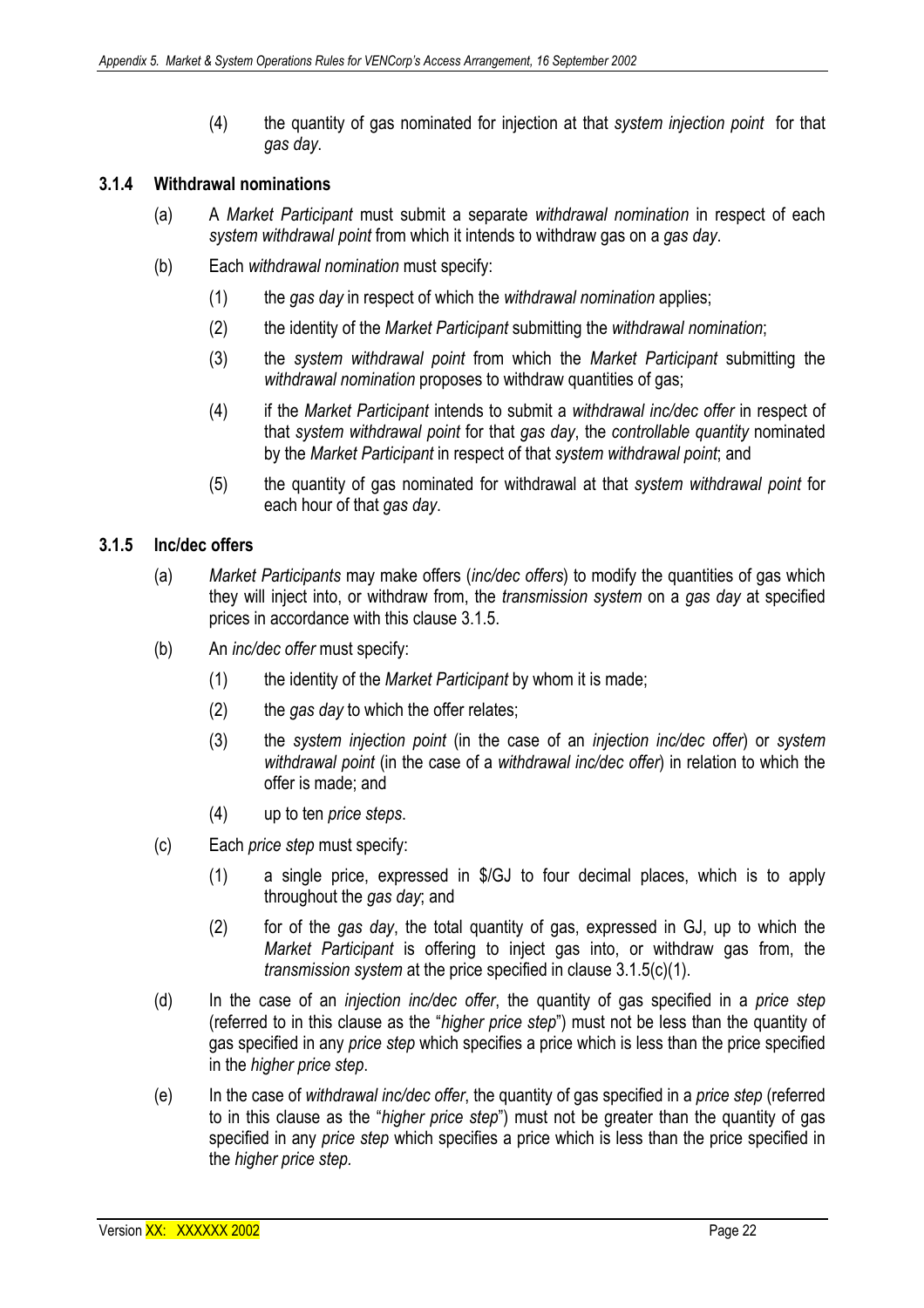(4) the quantity of gas nominated for injection at that *system injection point* for that *gas day*.

### 3.1.4 Withdrawal nominations

(a) A *Market Participant* must submit a separate *withdrawal nomination* in respect of each *system withdrawal point* from which it intends to withdraw gas on a *gas day*.

(b) Each *withdrawal nomination* must specify:

(1) the *gas day* in respect of which the *withdrawal nomination* applies;

(2) the identity of the *Market Participant* submitting the *withdrawal nomination*;

(3) the *system withdrawal point* from which the *Market Participant* submitting the *withdrawal nomination* proposes to withdraw quantities of gas;

(4) if the *Market Participant* intends to submit a *withdrawal inc/dec offer* in respect of that *system withdrawal point* for that *gas day*, the *controllable quantity* nominated by the *Market Participant* in respect of that *system withdrawal point*; and

(5) the quantity of gas nominated for withdrawal at that *system withdrawal point* for each hour of that *gas day*.

### 3.1.5 Inc/dec offers

(a) *Market Participants* may make offers (*inc/dec offers*) to modify the quantities of gas which they will inject into, or withdraw from, the *transmission system* on a *gas day* at specified prices in accordance with this clause 3.1.5.

(b) An *inc/dec offer* must specify:

(1) the identity of the *Market Participant* by whom it is made;

(2) the *gas day* to which the offer relates;

(3) the *system injection point* (in the case of an *injection inc/dec offer*) or *system withdrawal point* (in the case of a *withdrawal inc/dec offer*) in relation to which the offer is made; and

(4) up to ten *price steps*.

(c) Each *price step* must specify:

(1) a single price, expressed in $/GJ to four decimal places, which is to apply throughout the *gas day*; and

(2) for of the *gas day*, the total quantity of gas, expressed in GJ, up to which the *Market Participant* is offering to inject gas into, or withdraw gas from, the *transmission system* at the price specified in clause 3.1.5(c)(1).

(d) In the case of an *injection inc/dec offer*, the quantity of gas specified in a *price step* (referred to in this clause as the "*higher price step*") must not be less than the quantity of gas specified in any *price step* which specifies a price which is less than the price specified in the *higher price step*.

(e) In the case of *withdrawal inc/dec offer*, the quantity of gas specified in a *price step* (referred to in this clause as the "*higher price step*") must not be greater than the quantity of gas specified in any *price step* which specifies a price which is less than the price specified in the *higher price step.*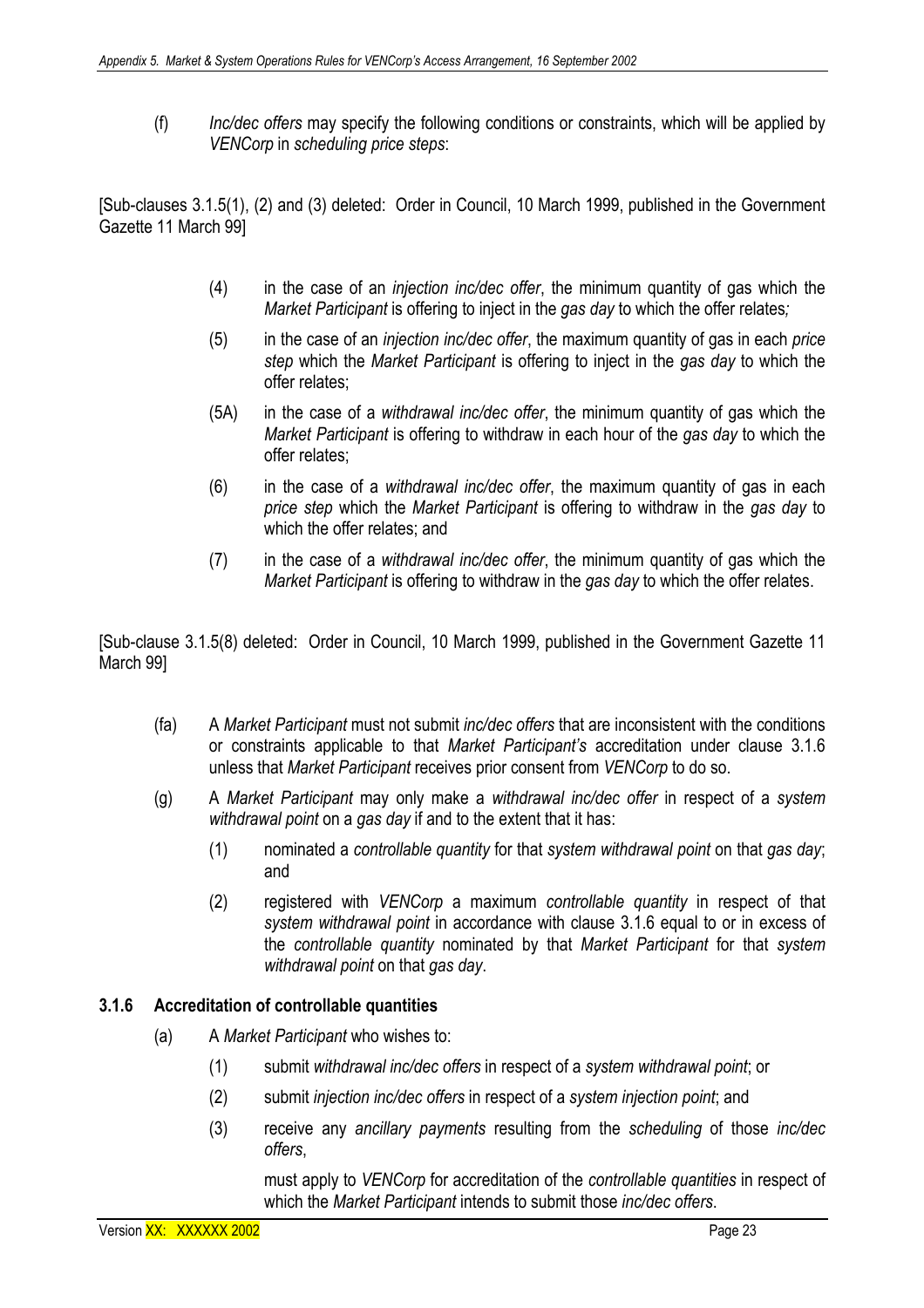(f) *Inc/dec offers* may specify the following conditions or constraints, which will be applied by *VENCorp* in *scheduling price steps*:

[Sub-clauses 3.1.5(1), (2) and (3) deleted: Order in Council, 10 March 1999, published in the Government Gazette 11 March 99]

(4) in the case of an *injection inc/dec offer*, the minimum quantity of gas which the *Market Participant* is offering to inject in the *gas day* to which the offer relates*;*

(5) in the case of an *injection inc/dec offer*, the maximum quantity of gas in each *price step* which the *Market Participant* is offering to inject in the *gas day* to which the offer relates;

(5A) in the case of a *withdrawal inc/dec offer*, the minimum quantity of gas which the *Market Participant* is offering to withdraw in each hour of the *gas day* to which the offer relates;

(6) in the case of a *withdrawal inc/dec offer*, the maximum quantity of gas in each *price step* which the *Market Participant* is offering to withdraw in the *gas day* to which the offer relates; and

(7) in the case of a *withdrawal inc/dec offer*, the minimum quantity of gas which the *Market Participant* is offering to withdraw in the *gas day* to which the offer relates.

[Sub-clause 3.1.5(8) deleted: Order in Council, 10 March 1999, published in the Government Gazette 11 March 99]

(fa) A *Market Participant* must not submit *inc/dec offers* that are inconsistent with the conditions or constraints applicable to that *Market Participant's* accreditation under clause 3.1.6 unless that *Market Participant* receives prior consent from *VENCorp* to do so.

(g) A *Market Participant* may only make a *withdrawal inc/dec offer* in respect of a *system withdrawal point* on a *gas day* if and to the extent that it has:

(1) nominated a *controllable quantity* for that *system withdrawal point* on that *gas day*; and

(2) registered with *VENCorp* a maximum *controllable quantity* in respect of that *system withdrawal point* in accordance with clause 3.1.6 equal to or in excess of the *controllable quantity* nominated by that *Market Participant* for that *system withdrawal point* on that *gas day*.

### 3.1.6 Accreditation of controllable quantities

(a) A *Market Participant* who wishes to:

(1) submit *withdrawal inc/dec offers* in respect of a *system withdrawal point*; or

(2) submit *injection inc/dec offers* in respect of a *system injection point*; and

(3) receive any *ancillary payments* resulting from the *scheduling* of those *inc/dec offers*,

must apply to *VENCorp* for accreditation of the *controllable quantities* in respect of which the *Market Participant* intends to submit those *inc/dec offers*.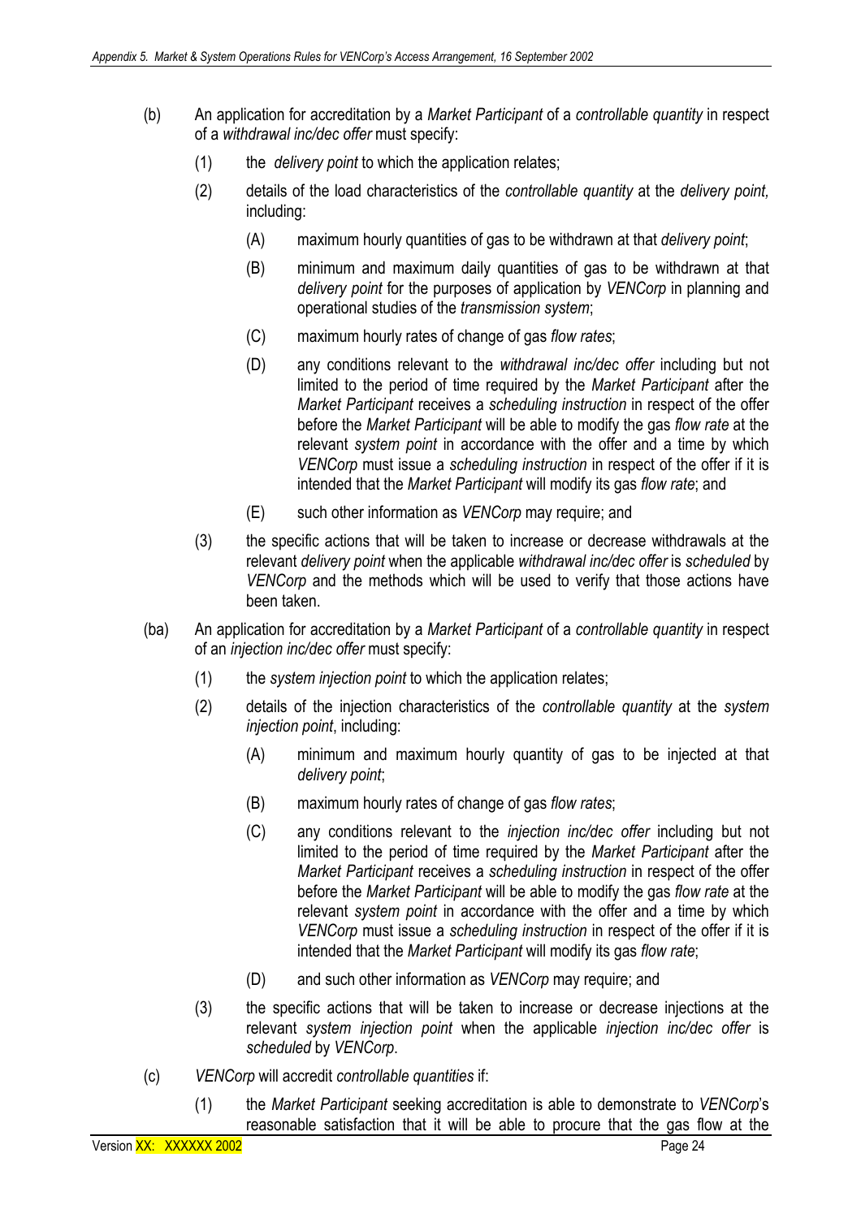(b) An application for accreditation by a *Market Participant* of a *controllable quantity* in respect of a *withdrawal inc/dec offer* must specify:

  (1) the *delivery point* to which the application relates;

  (2) details of the load characteristics of the *controllable quantity* at the *delivery point,* including:

    (A) maximum hourly quantities of gas to be withdrawn at that *delivery point*;

    (B) minimum and maximum daily quantities of gas to be withdrawn at that *delivery point* for the purposes of application by *VENCorp* in planning and operational studies of the *transmission system*;

    (C) maximum hourly rates of change of gas *flow rates*;

    (D) any conditions relevant to the *withdrawal inc/dec offer* including but not limited to the period of time required by the *Market Participant* after the *Market Participant* receives a *scheduling instruction* in respect of the offer before the *Market Participant* will be able to modify the gas *flow rate* at the relevant *system point* in accordance with the offer and a time by which *VENCorp* must issue a *scheduling instruction* in respect of the offer if it is intended that the *Market Participant* will modify its gas *flow rate*; and

    (E) such other information as *VENCorp* may require; and

  (3) the specific actions that will be taken to increase or decrease withdrawals at the relevant *delivery point* when the applicable *withdrawal inc/dec offer* is *scheduled* by *VENCorp* and the methods which will be used to verify that those actions have been taken.

(ba) An application for accreditation by a *Market Participant* of a *controllable quantity* in respect of an *injection inc/dec offer* must specify:

  (1) the *system injection point* to which the application relates;

  (2) details of the injection characteristics of the *controllable quantity* at the *system injection point*, including:

    (A) minimum and maximum hourly quantity of gas to be injected at that *delivery point*;

    (B) maximum hourly rates of change of gas *flow rates*;

    (C) any conditions relevant to the *injection inc/dec offer* including but not limited to the period of time required by the *Market Participant* after the *Market Participant* receives a *scheduling instruction* in respect of the offer before the *Market Participant* will be able to modify the gas *flow rate* at the relevant *system point* in accordance with the offer and a time by which *VENCorp* must issue a *scheduling instruction* in respect of the offer if it is intended that the *Market Participant* will modify its gas *flow rate*;

    (D) and such other information as *VENCorp* may require; and

  (3) the specific actions that will be taken to increase or decrease injections at the relevant *system injection point* when the applicable *injection inc/dec offer* is *scheduled* by *VENCorp*.

(c) *VENCorp* will accredit *controllable quantities* if:

  (1) the *Market Participant* seeking accreditation is able to demonstrate to *VENCorp*'s reasonable satisfaction that it will be able to procure that the gas flow at the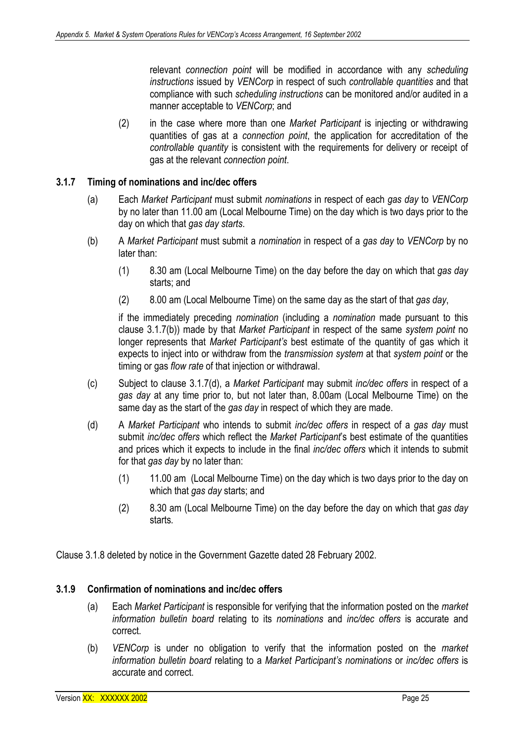relevant *connection point* will be modified in accordance with any *scheduling instructions* issued by *VENCorp* in respect of such *controllable quantities* and that compliance with such *scheduling instructions* can be monitored and/or audited in a manner acceptable to *VENCorp*; and

(2) in the case where more than one *Market Participant* is injecting or withdrawing quantities of gas at a *connection point*, the application for accreditation of the *controllable quantity* is consistent with the requirements for delivery or receipt of gas at the relevant *connection point*.

### 3.1.7 Timing of nominations and inc/dec offers

(a) Each *Market Participant* must submit *nominations* in respect of each *gas day* to *VENCorp* by no later than 11.00 am (Local Melbourne Time) on the day which is two days prior to the day on which that *gas day starts*.

(b) A *Market Participant* must submit a *nomination* in respect of a *gas day* to *VENCorp* by no later than:

(1) 8.30 am (Local Melbourne Time) on the day before the day on which that *gas day* starts; and

(2) 8.00 am (Local Melbourne Time) on the same day as the start of that *gas day*,

if the immediately preceding *nomination* (including a *nomination* made pursuant to this clause 3.1.7(b)) made by that *Market Participant* in respect of the same *system point* no longer represents that *Market Participant's* best estimate of the quantity of gas which it expects to inject into or withdraw from the *transmission system* at that *system point* or the timing or gas *flow rate* of that injection or withdrawal.

(c) Subject to clause 3.1.7(d), a *Market Participant* may submit *inc/dec offers* in respect of a *gas day* at any time prior to, but not later than, 8.00am (Local Melbourne Time) on the same day as the start of the *gas day* in respect of which they are made.

(d) A *Market Participant* who intends to submit *inc/dec offers* in respect of a *gas day* must submit *inc/dec offers* which reflect the *Market Participant*'s best estimate of the quantities and prices which it expects to include in the final *inc/dec offers* which it intends to submit for that *gas day* by no later than:

(1) 11.00 am (Local Melbourne Time) on the day which is two days prior to the day on which that *gas day* starts; and

(2) 8.30 am (Local Melbourne Time) on the day before the day on which that *gas day* starts.

Clause 3.1.8 deleted by notice in the Government Gazette dated 28 February 2002.

### 3.1.9 Confirmation of nominations and inc/dec offers

(a) Each *Market Participant* is responsible for verifying that the information posted on the *market information bulletin board* relating to its *nominations* and *inc/dec offers* is accurate and correct.

(b) *VENCorp* is under no obligation to verify that the information posted on the *market information bulletin board* relating to a *Market Participant's nominations* or *inc/dec offers* is accurate and correct.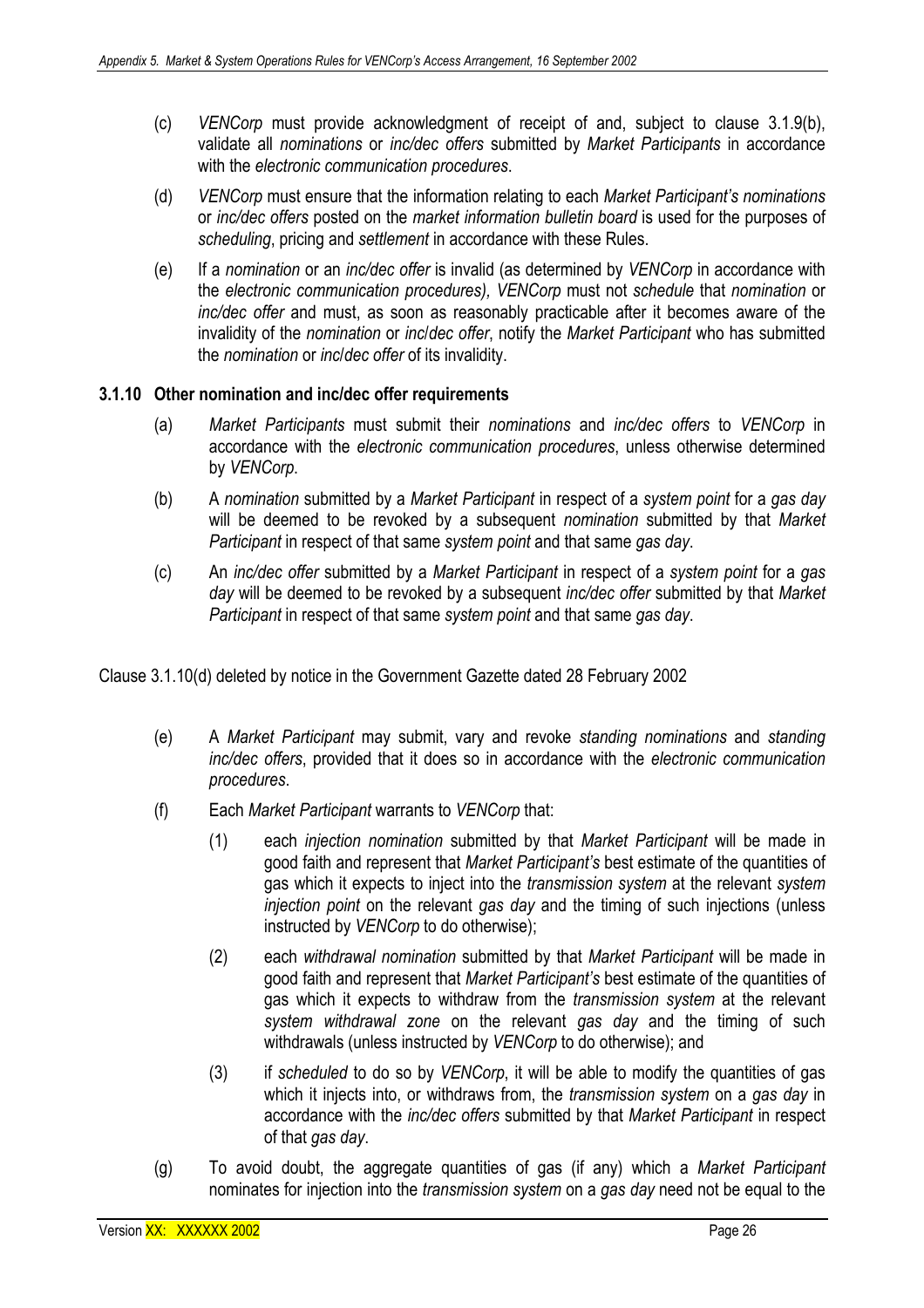(c) *VENCorp* must provide acknowledgment of receipt of and, subject to clause 3.1.9(b), validate all *nominations* or *inc/dec offers* submitted by *Market Participants* in accordance with the *electronic communication procedures*.

(d) *VENCorp* must ensure that the information relating to each *Market Participant's nominations* or *inc/dec offers* posted on the *market information bulletin board* is used for the purposes of *scheduling*, pricing and *settlement* in accordance with these Rules.

(e) If a *nomination* or an *inc/dec offer* is invalid (as determined by *VENCorp* in accordance with the *electronic communication procedures), VENCorp* must not *schedule* that *nomination* or *inc/dec offer* and must, as soon as reasonably practicable after it becomes aware of the invalidity of the *nomination* or *inc/dec offer*, notify the *Market Participant* who has submitted the *nomination* or *inc/dec offer* of its invalidity.

### 3.1.10 Other nomination and inc/dec offer requirements

(a) *Market Participants* must submit their *nominations* and *inc/dec offers* to *VENCorp* in accordance with the *electronic communication procedures*, unless otherwise determined by *VENCorp*.

(b) A *nomination* submitted by a *Market Participant* in respect of a *system point* for a *gas day* will be deemed to be revoked by a subsequent *nomination* submitted by that *Market Participant* in respect of that same *system point* and that same *gas day*.

(c) An *inc/dec offer* submitted by a *Market Participant* in respect of a *system point* for a *gas day* will be deemed to be revoked by a subsequent *inc/dec offer* submitted by that *Market Participant* in respect of that same *system point* and that same *gas day*.

Clause 3.1.10(d) deleted by notice in the Government Gazette dated 28 February 2002

(e) A *Market Participant* may submit, vary and revoke *standing nominations* and *standing inc/dec offers*, provided that it does so in accordance with the *electronic communication procedures*.

(f) Each *Market Participant* warrants to *VENCorp* that:

(1) each *injection nomination* submitted by that *Market Participant* will be made in good faith and represent that *Market Participant's* best estimate of the quantities of gas which it expects to inject into the *transmission system* at the relevant *system injection point* on the relevant *gas day* and the timing of such injections (unless instructed by *VENCorp* to do otherwise);

(2) each *withdrawal nomination* submitted by that *Market Participant* will be made in good faith and represent that *Market Participant's* best estimate of the quantities of gas which it expects to withdraw from the *transmission system* at the relevant *system withdrawal zone* on the relevant *gas day* and the timing of such withdrawals (unless instructed by *VENCorp* to do otherwise); and

(3) if *scheduled* to do so by *VENCorp*, it will be able to modify the quantities of gas which it injects into, or withdraws from, the *transmission system* on a *gas day* in accordance with the *inc/dec offers* submitted by that *Market Participant* in respect of that *gas day*.

(g) To avoid doubt, the aggregate quantities of gas (if any) which a *Market Participant* nominates for injection into the *transmission system* on a *gas day* need not be equal to the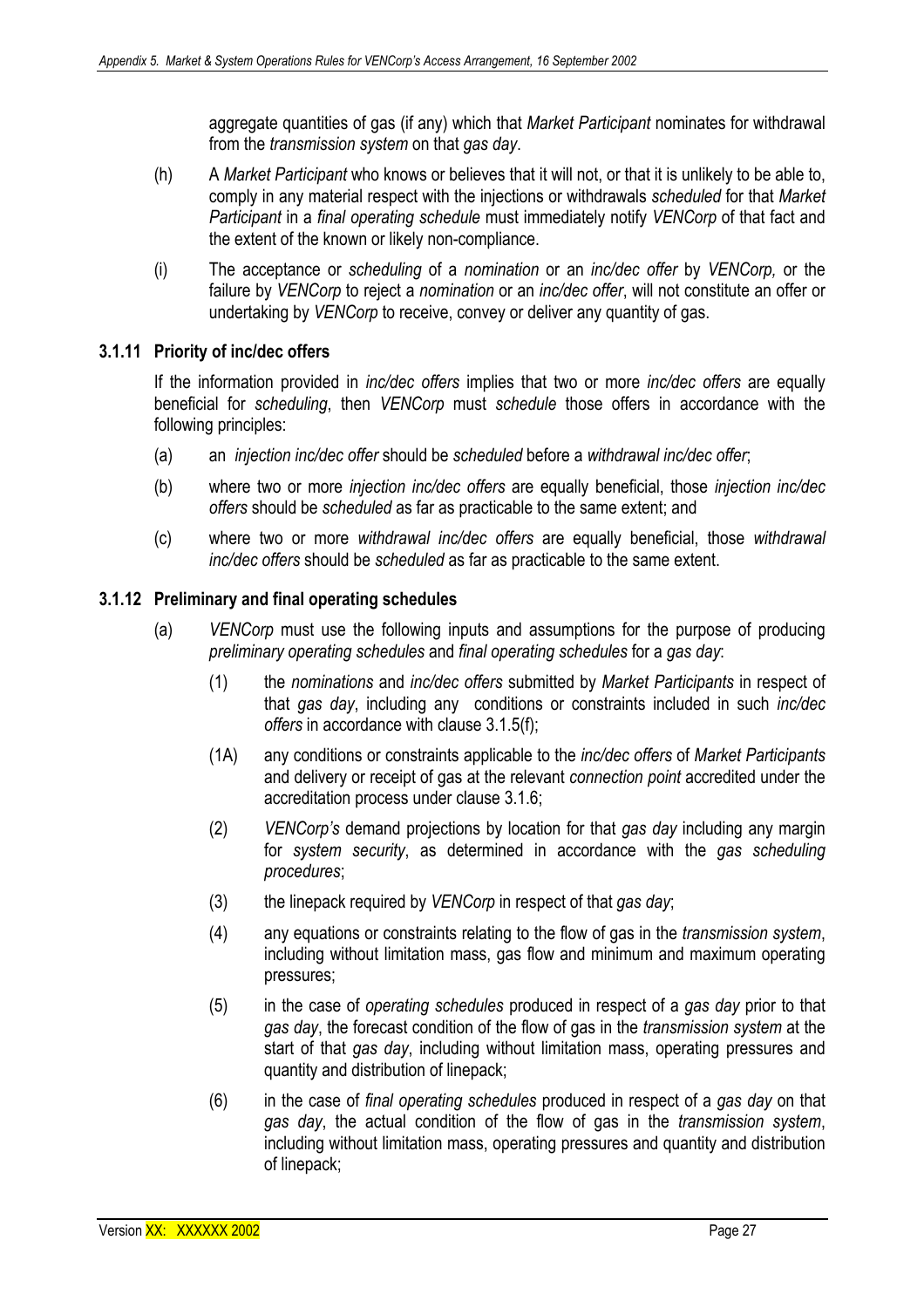aggregate quantities of gas (if any) which that *Market Participant* nominates for withdrawal from the *transmission system* on that *gas day*.

(h) A *Market Participant* who knows or believes that it will not, or that it is unlikely to be able to, comply in any material respect with the injections or withdrawals *scheduled* for that *Market Participant* in a *final operating schedule* must immediately notify *VENCorp* of that fact and the extent of the known or likely non-compliance.

(i) The acceptance or *scheduling* of a *nomination* or an *inc/dec offer* by *VENCorp,* or the failure by *VENCorp* to reject a *nomination* or an *inc/dec offer*, will not constitute an offer or undertaking by *VENCorp* to receive, convey or deliver any quantity of gas.

### 3.1.11 Priority of inc/dec offers

If the information provided in *inc/dec offers* implies that two or more *inc/dec offers* are equally beneficial for *scheduling*, then *VENCorp* must *schedule* those offers in accordance with the following principles:

(a) an *injection inc/dec offer* should be *scheduled* before a *withdrawal inc/dec offer*;

(b) where two or more *injection inc/dec offers* are equally beneficial, those *injection inc/dec offers* should be *scheduled* as far as practicable to the same extent; and

(c) where two or more *withdrawal inc/dec offers* are equally beneficial, those *withdrawal inc/dec offers* should be *scheduled* as far as practicable to the same extent.

### 3.1.12 Preliminary and final operating schedules

(a) *VENCorp* must use the following inputs and assumptions for the purpose of producing *preliminary operating schedules* and *final operating schedules* for a *gas day*:

(1) the *nominations* and *inc/dec offers* submitted by *Market Participants* in respect of that *gas day*, including any conditions or constraints included in such *inc/dec offers* in accordance with clause 3.1.5(f);

(1A) any conditions or constraints applicable to the *inc/dec offers* of *Market Participants* and delivery or receipt of gas at the relevant *connection point* accredited under the accreditation process under clause 3.1.6;

(2) *VENCorp's* demand projections by location for that *gas day* including any margin for *system security*, as determined in accordance with the *gas scheduling procedures*;

(3) the linepack required by *VENCorp* in respect of that *gas day*;

(4) any equations or constraints relating to the flow of gas in the *transmission system*, including without limitation mass, gas flow and minimum and maximum operating pressures;

(5) in the case of *operating schedules* produced in respect of a *gas day* prior to that *gas day*, the forecast condition of the flow of gas in the *transmission system* at the start of that *gas day*, including without limitation mass, operating pressures and quantity and distribution of linepack;

(6) in the case of *final operating schedules* produced in respect of a *gas day* on that *gas day*, the actual condition of the flow of gas in the *transmission system*, including without limitation mass, operating pressures and quantity and distribution of linepack;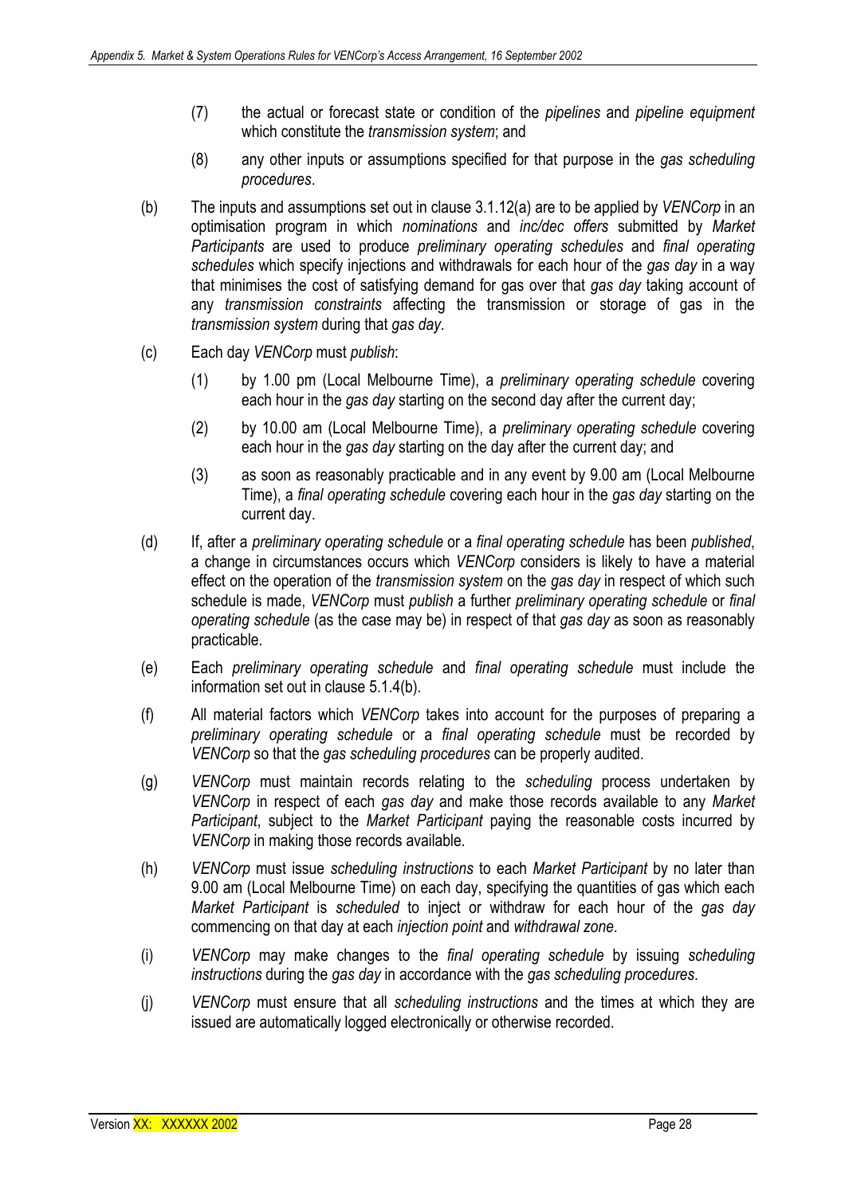(7) the actual or forecast state or condition of the *pipelines* and *pipeline equipment* which constitute the *transmission system*; and

(8) any other inputs or assumptions specified for that purpose in the *gas scheduling procedures*.

(b) The inputs and assumptions set out in clause 3.1.12(a) are to be applied by *VENCorp* in an optimisation program in which *nominations* and *inc/dec offers* submitted by *Market Participants* are used to produce *preliminary operating schedules* and *final operating schedules* which specify injections and withdrawals for each hour of the *gas day* in a way that minimises the cost of satisfying demand for gas over that *gas day* taking account of any *transmission constraints* affecting the transmission or storage of gas in the *transmission system* during that *gas day*.

(c) Each day *VENCorp* must *publish*:

(1) by 1.00 pm (Local Melbourne Time), a *preliminary operating schedule* covering each hour in the *gas day* starting on the second day after the current day;

(2) by 10.00 am (Local Melbourne Time), a *preliminary operating schedule* covering each hour in the *gas day* starting on the day after the current day; and

(3) as soon as reasonably practicable and in any event by 9.00 am (Local Melbourne Time), a *final operating schedule* covering each hour in the *gas day* starting on the current day.

(d) If, after a *preliminary operating schedule* or a *final operating schedule* has been *published*, a change in circumstances occurs which *VENCorp* considers is likely to have a material effect on the operation of the *transmission system* on the *gas day* in respect of which such schedule is made, *VENCorp* must *publish* a further *preliminary operating schedule* or *final operating schedule* (as the case may be) in respect of that *gas day* as soon as reasonably practicable.

(e) Each *preliminary operating schedule* and *final operating schedule* must include the information set out in clause 5.1.4(b).

(f) All material factors which *VENCorp* takes into account for the purposes of preparing a *preliminary operating schedule* or a *final operating schedule* must be recorded by *VENCorp* so that the *gas scheduling procedures* can be properly audited.

(g) *VENCorp* must maintain records relating to the *scheduling* process undertaken by *VENCorp* in respect of each *gas day* and make those records available to any *Market Participant*, subject to the *Market Participant* paying the reasonable costs incurred by *VENCorp* in making those records available.

(h) *VENCorp* must issue *scheduling instructions* to each *Market Participant* by no later than 9.00 am (Local Melbourne Time) on each day, specifying the quantities of gas which each *Market Participant* is *scheduled* to inject or withdraw for each hour of the *gas day* commencing on that day at each *injection point* and *withdrawal zone*.

(i) *VENCorp* may make changes to the *final operating schedule* by issuing *scheduling instructions* during the *gas day* in accordance with the *gas scheduling procedures*.

(j) *VENCorp* must ensure that all *scheduling instructions* and the times at which they are issued are automatically logged electronically or otherwise recorded.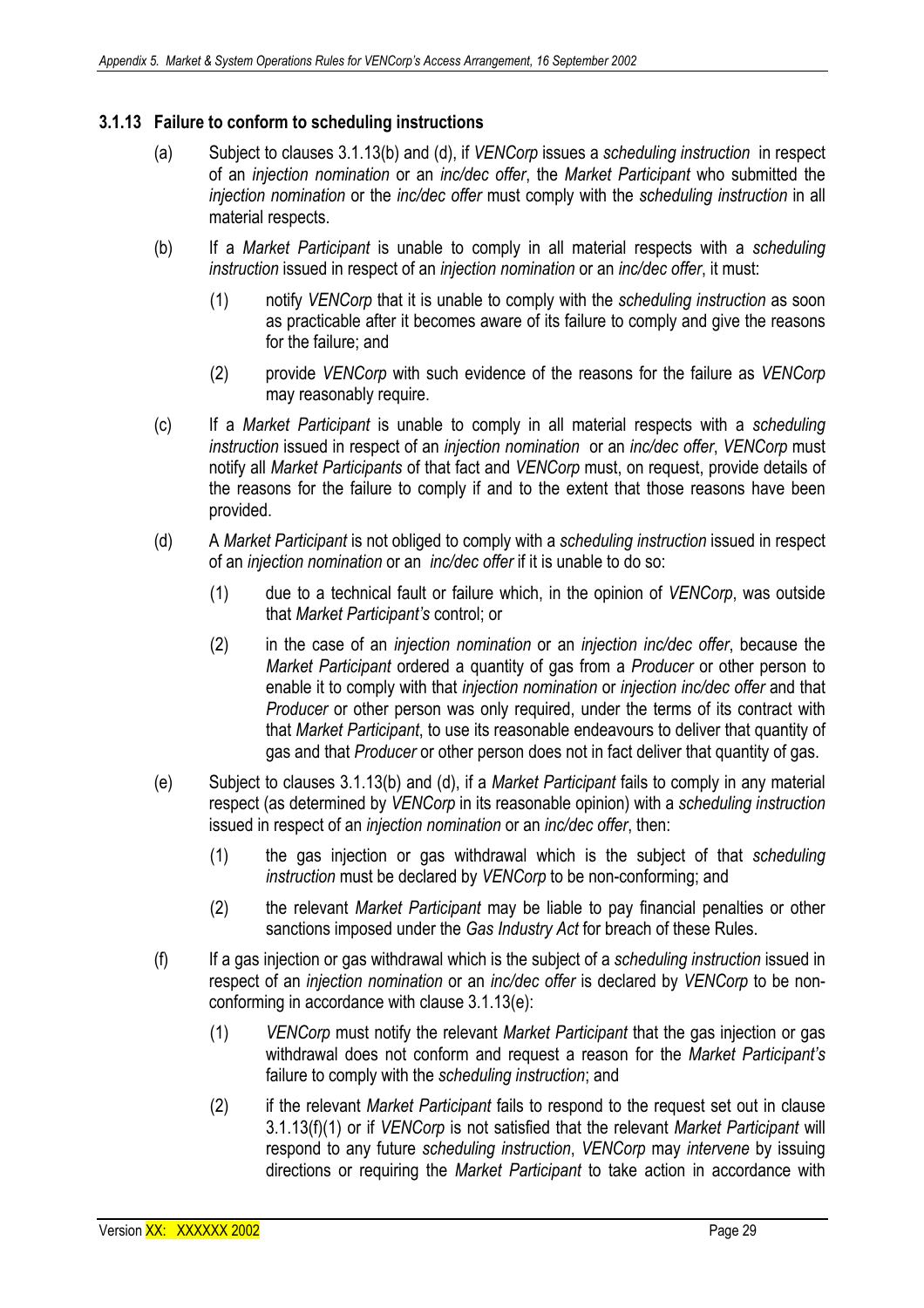### 3.1.13 Failure to conform to scheduling instructions

(a) Subject to clauses 3.1.13(b) and (d), if *VENCorp* issues a *scheduling instruction* in respect of an *injection nomination* or an *inc/dec offer*, the *Market Participant* who submitted the *injection nomination* or the *inc/dec offer* must comply with the *scheduling instruction* in all material respects.

(b) If a *Market Participant* is unable to comply in all material respects with a *scheduling instruction* issued in respect of an *injection nomination* or an *inc/dec offer*, it must:

   (1) notify *VENCorp* that it is unable to comply with the *scheduling instruction* as soon as practicable after it becomes aware of its failure to comply and give the reasons for the failure; and

   (2) provide *VENCorp* with such evidence of the reasons for the failure as *VENCorp* may reasonably require.

(c) If a *Market Participant* is unable to comply in all material respects with a *scheduling instruction* issued in respect of an *injection nomination* or an *inc/dec offer*, *VENCorp* must notify all *Market Participants* of that fact and *VENCorp* must, on request, provide details of the reasons for the failure to comply if and to the extent that those reasons have been provided.

(d) A *Market Participant* is not obliged to comply with a *scheduling instruction* issued in respect of an *injection nomination* or an *inc/dec offer* if it is unable to do so:

   (1) due to a technical fault or failure which, in the opinion of *VENCorp*, was outside that *Market Participant's* control; or

   (2) in the case of an *injection nomination* or an *injection inc/dec offer*, because the *Market Participant* ordered a quantity of gas from a *Producer* or other person to enable it to comply with that *injection nomination* or *injection inc/dec offer* and that *Producer* or other person was only required, under the terms of its contract with that *Market Participant*, to use its reasonable endeavours to deliver that quantity of gas and that *Producer* or other person does not in fact deliver that quantity of gas.

(e) Subject to clauses 3.1.13(b) and (d), if a *Market Participant* fails to comply in any material respect (as determined by *VENCorp* in its reasonable opinion) with a *scheduling instruction* issued in respect of an *injection nomination* or an *inc/dec offer*, then:

   (1) the gas injection or gas withdrawal which is the subject of that *scheduling instruction* must be declared by *VENCorp* to be non-conforming; and

   (2) the relevant *Market Participant* may be liable to pay financial penalties or other sanctions imposed under the *Gas Industry Act* for breach of these Rules.

(f) If a gas injection or gas withdrawal which is the subject of a *scheduling instruction* issued in respect of an *injection nomination* or an *inc/dec offer* is declared by *VENCorp* to be non-conforming in accordance with clause 3.1.13(e):

   (1) *VENCorp* must notify the relevant *Market Participant* that the gas injection or gas withdrawal does not conform and request a reason for the *Market Participant's* failure to comply with the *scheduling instruction*; and

   (2) if the relevant *Market Participant* fails to respond to the request set out in clause 3.1.13(f)(1) or if *VENCorp* is not satisfied that the relevant *Market Participant* will respond to any future *scheduling instruction*, *VENCorp* may *intervene* by issuing directions or requiring the *Market Participant* to take action in accordance with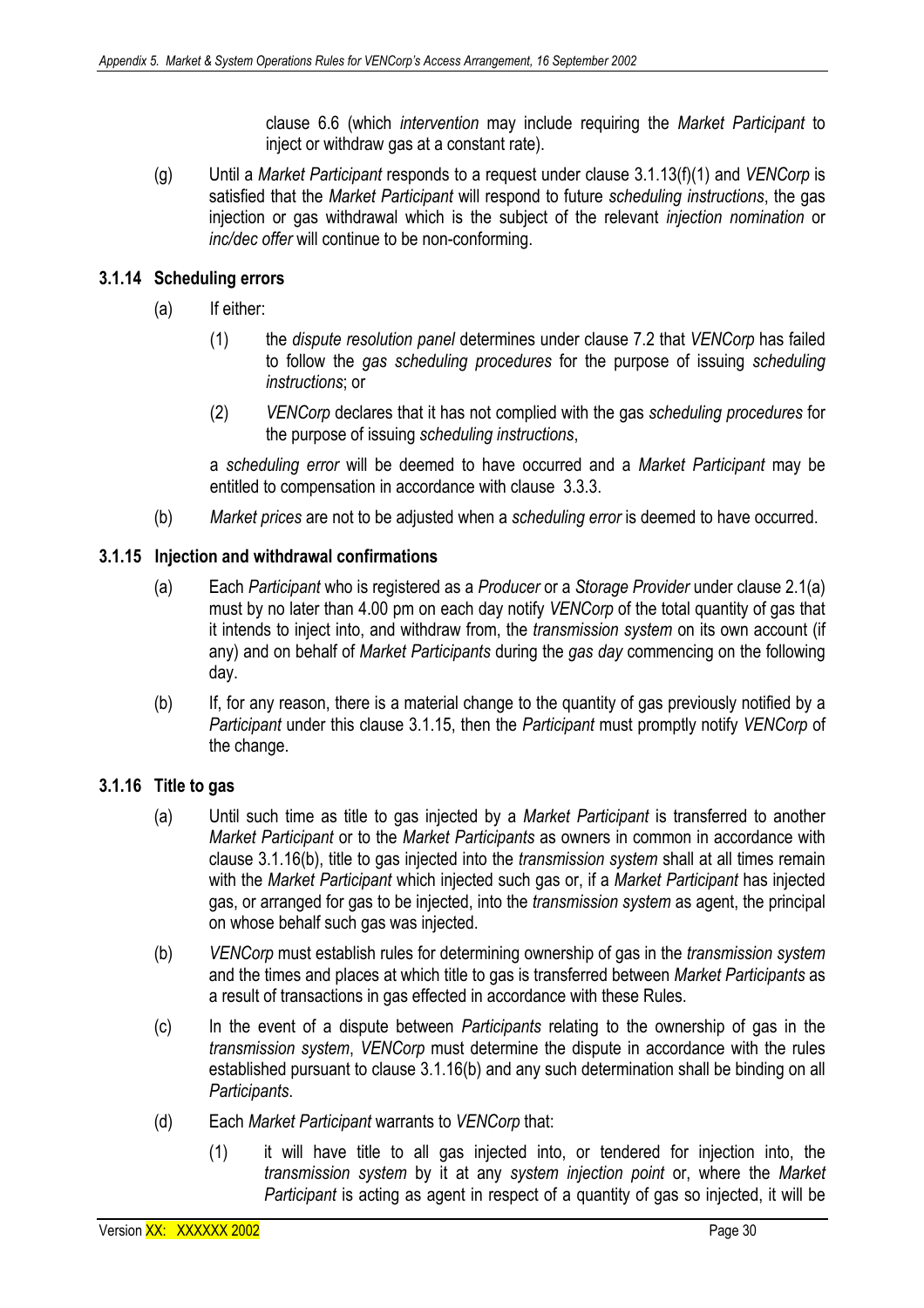clause 6.6 (which *intervention* may include requiring the *Market Participant* to inject or withdraw gas at a constant rate).

(g) Until a *Market Participant* responds to a request under clause 3.1.13(f)(1) and *VENCorp* is satisfied that the *Market Participant* will respond to future *scheduling instructions*, the gas injection or gas withdrawal which is the subject of the relevant *injection nomination* or *inc/dec offer* will continue to be non-conforming.

### 3.1.14 Scheduling errors

(a) If either:

(1) the *dispute resolution panel* determines under clause 7.2 that *VENCorp* has failed to follow the *gas scheduling procedures* for the purpose of issuing *scheduling instructions*; or

(2) *VENCorp* declares that it has not complied with the gas *scheduling procedures* for the purpose of issuing *scheduling instructions*,

a *scheduling error* will be deemed to have occurred and a *Market Participant* may be entitled to compensation in accordance with clause 3.3.3.

(b) *Market prices* are not to be adjusted when a *scheduling error* is deemed to have occurred.

### 3.1.15 Injection and withdrawal confirmations

(a) Each *Participant* who is registered as a *Producer* or a *Storage Provider* under clause 2.1(a) must by no later than 4.00 pm on each day notify *VENCorp* of the total quantity of gas that it intends to inject into, and withdraw from, the *transmission system* on its own account (if any) and on behalf of *Market Participants* during the *gas day* commencing on the following day.

(b) If, for any reason, there is a material change to the quantity of gas previously notified by a *Participant* under this clause 3.1.15, then the *Participant* must promptly notify *VENCorp* of the change.

### 3.1.16 Title to gas

(a) Until such time as title to gas injected by a *Market Participant* is transferred to another *Market Participant* or to the *Market Participants* as owners in common in accordance with clause 3.1.16(b), title to gas injected into the *transmission system* shall at all times remain with the *Market Participant* which injected such gas or, if a *Market Participant* has injected gas, or arranged for gas to be injected, into the *transmission system* as agent, the principal on whose behalf such gas was injected.

(b) *VENCorp* must establish rules for determining ownership of gas in the *transmission system* and the times and places at which title to gas is transferred between *Market Participants* as a result of transactions in gas effected in accordance with these Rules.

(c) In the event of a dispute between *Participants* relating to the ownership of gas in the *transmission system*, *VENCorp* must determine the dispute in accordance with the rules established pursuant to clause 3.1.16(b) and any such determination shall be binding on all *Participants*.

(d) Each *Market Participant* warrants to *VENCorp* that:

(1) it will have title to all gas injected into, or tendered for injection into, the *transmission system* by it at any *system injection point* or, where the *Market Participant* is acting as agent in respect of a quantity of gas so injected, it will be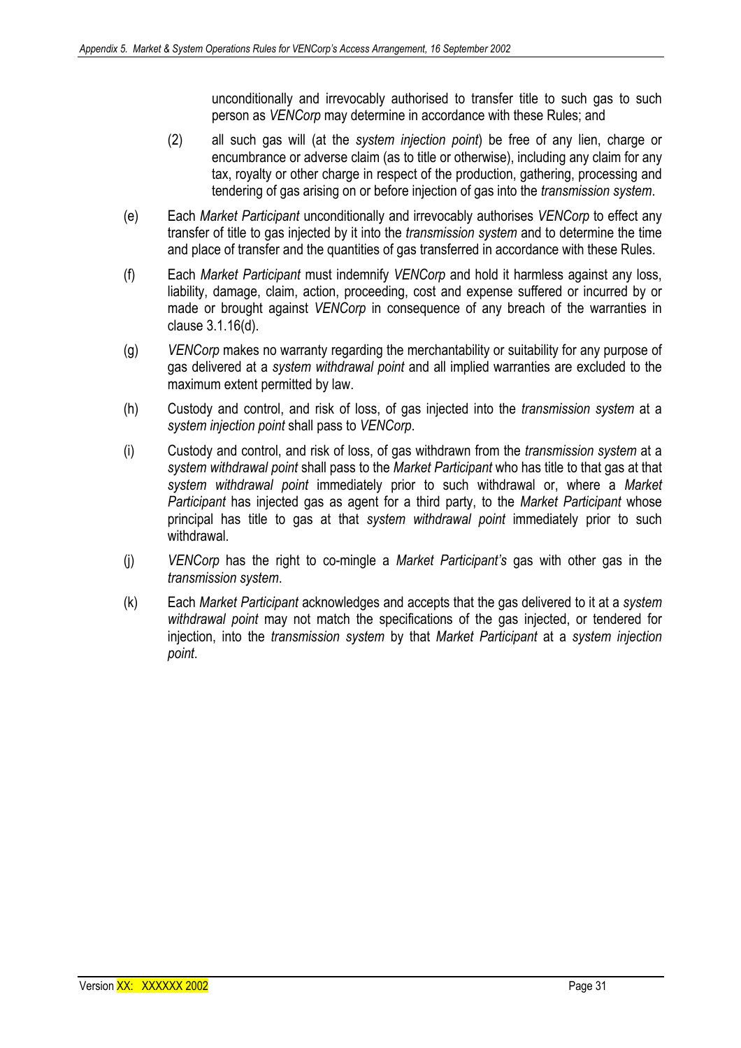unconditionally and irrevocably authorised to transfer title to such gas to such person as *VENCorp* may determine in accordance with these Rules; and

(2) all such gas will (at the *system injection point*) be free of any lien, charge or encumbrance or adverse claim (as to title or otherwise), including any claim for any tax, royalty or other charge in respect of the production, gathering, processing and tendering of gas arising on or before injection of gas into the *transmission system*.

(e) Each *Market Participant* unconditionally and irrevocably authorises *VENCorp* to effect any transfer of title to gas injected by it into the *transmission system* and to determine the time and place of transfer and the quantities of gas transferred in accordance with these Rules.

(f) Each *Market Participant* must indemnify *VENCorp* and hold it harmless against any loss, liability, damage, claim, action, proceeding, cost and expense suffered or incurred by or made or brought against *VENCorp* in consequence of any breach of the warranties in clause 3.1.16(d).

(g) *VENCorp* makes no warranty regarding the merchantability or suitability for any purpose of gas delivered at a *system withdrawal point* and all implied warranties are excluded to the maximum extent permitted by law.

(h) Custody and control, and risk of loss, of gas injected into the *transmission system* at a *system injection point* shall pass to *VENCorp*.

(i) Custody and control, and risk of loss, of gas withdrawn from the *transmission system* at a *system withdrawal point* shall pass to the *Market Participant* who has title to that gas at that *system withdrawal point* immediately prior to such withdrawal or, where a *Market Participant* has injected gas as agent for a third party, to the *Market Participant* whose principal has title to gas at that *system withdrawal point* immediately prior to such withdrawal.

(j) *VENCorp* has the right to co-mingle a *Market Participant's* gas with other gas in the *transmission system*.

(k) Each *Market Participant* acknowledges and accepts that the gas delivered to it at a *system withdrawal point* may not match the specifications of the gas injected, or tendered for injection, into the *transmission system* by that *Market Participant* at a *system injection point*.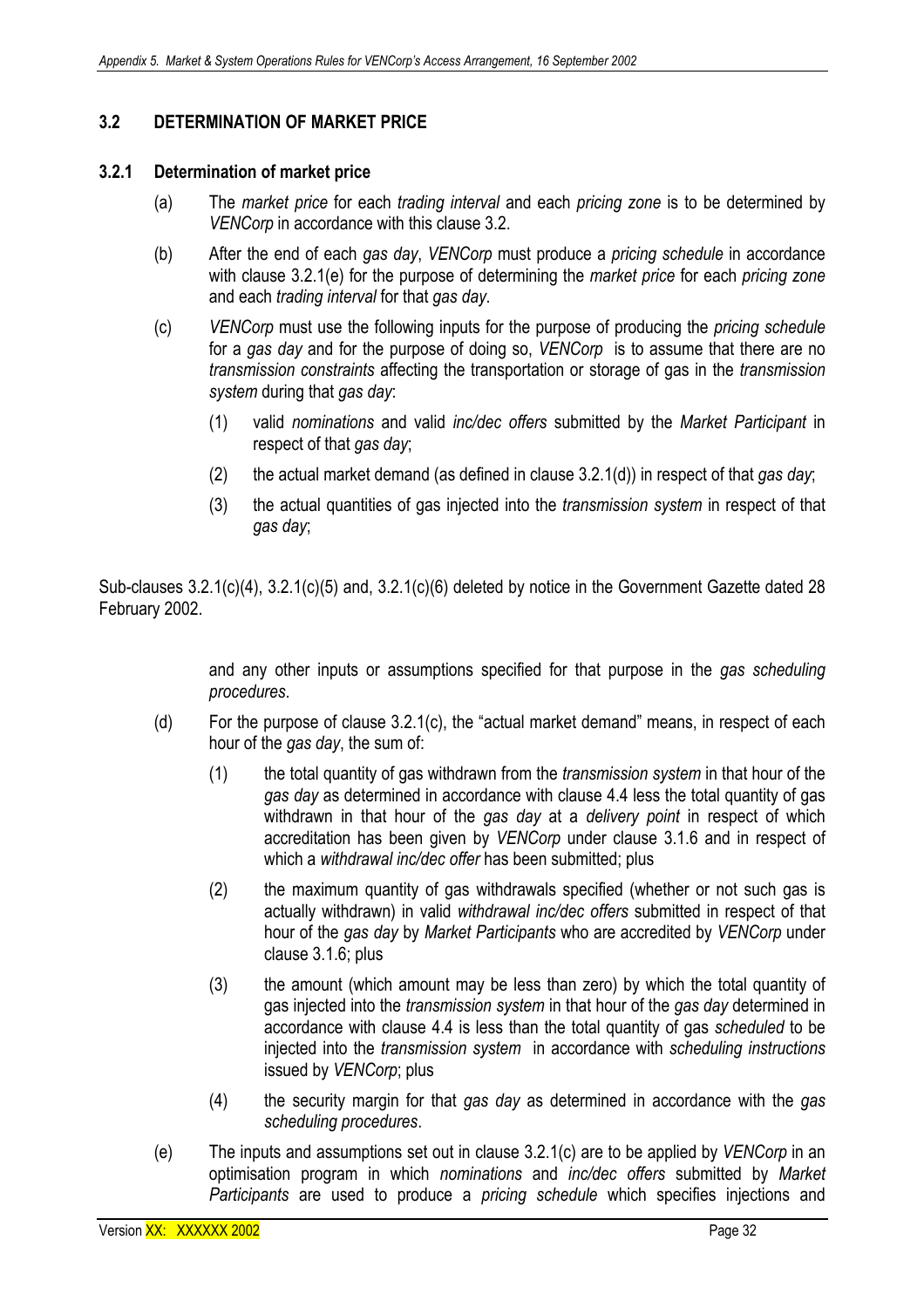## 3.2 DETERMINATION OF MARKET PRICE

### 3.2.1 Determination of market price

(a) The *market price* for each *trading interval* and each *pricing zone* is to be determined by *VENCorp* in accordance with this clause 3.2.

(b) After the end of each *gas day*, *VENCorp* must produce a *pricing schedule* in accordance with clause 3.2.1(e) for the purpose of determining the *market price* for each *pricing zone* and each *trading interval* for that *gas day*.

(c) *VENCorp* must use the following inputs for the purpose of producing the *pricing schedule* for a *gas day* and for the purpose of doing so, *VENCorp* is to assume that there are no *transmission constraints* affecting the transportation or storage of gas in the *transmission system* during that *gas day*:

   (1) valid *nominations* and valid *inc/dec offers* submitted by the *Market Participant* in respect of that *gas day*;

   (2) the actual market demand (as defined in clause 3.2.1(d)) in respect of that *gas day*;

   (3) the actual quantities of gas injected into the *transmission system* in respect of that *gas day*;

Sub-clauses 3.2.1(c)(4), 3.2.1(c)(5) and, 3.2.1(c)(6) deleted by notice in the Government Gazette dated 28 February 2002.

and any other inputs or assumptions specified for that purpose in the *gas scheduling procedures*.

(d) For the purpose of clause 3.2.1(c), the "actual market demand" means, in respect of each hour of the *gas day*, the sum of:

   (1) the total quantity of gas withdrawn from the *transmission system* in that hour of the *gas day* as determined in accordance with clause 4.4 less the total quantity of gas withdrawn in that hour of the *gas day* at a *delivery point* in respect of which accreditation has been given by *VENCorp* under clause 3.1.6 and in respect of which a *withdrawal inc/dec offer* has been submitted; plus

   (2) the maximum quantity of gas withdrawals specified (whether or not such gas is actually withdrawn) in valid *withdrawal inc/dec offers* submitted in respect of that hour of the *gas day* by *Market Participants* who are accredited by *VENCorp* under clause 3.1.6; plus

   (3) the amount (which amount may be less than zero) by which the total quantity of gas injected into the *transmission system* in that hour of the *gas day* determined in accordance with clause 4.4 is less than the total quantity of gas *scheduled* to be injected into the *transmission system* in accordance with *scheduling instructions* issued by *VENCorp*; plus

   (4) the security margin for that *gas day* as determined in accordance with the *gas scheduling procedures*.

(e) The inputs and assumptions set out in clause 3.2.1(c) are to be applied by *VENCorp* in an optimisation program in which *nominations* and *inc/dec offers* submitted by *Market Participants* are used to produce a *pricing schedule* which specifies injections and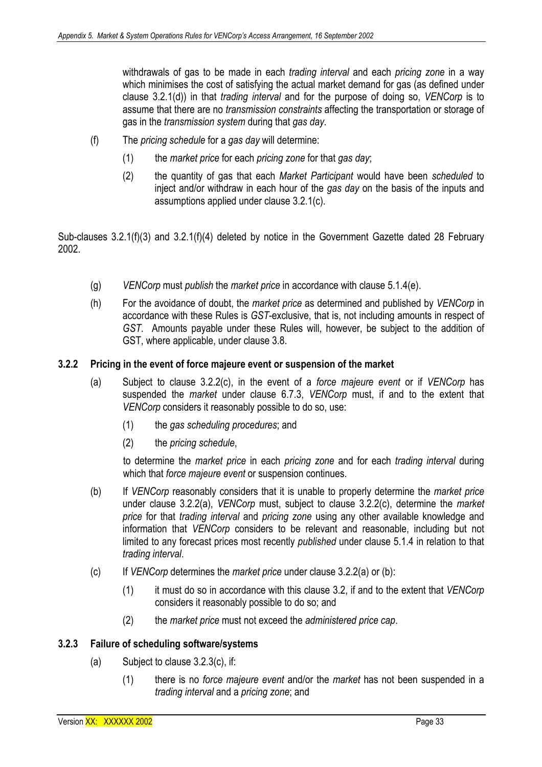withdrawals of gas to be made in each *trading interval* and each *pricing zone* in a way which minimises the cost of satisfying the actual market demand for gas (as defined under clause 3.2.1(d)) in that *trading interval* and for the purpose of doing so, *VENCorp* is to assume that there are no *transmission constraints* affecting the transportation or storage of gas in the *transmission system* during that *gas day*.

(f) The *pricing schedule* for a *gas day* will determine:

(1) the *market price* for each *pricing zone* for that *gas day*;

(2) the quantity of gas that each *Market Participant* would have been *scheduled* to inject and/or withdraw in each hour of the *gas day* on the basis of the inputs and assumptions applied under clause 3.2.1(c).

Sub-clauses 3.2.1(f)(3) and 3.2.1(f)(4) deleted by notice in the Government Gazette dated 28 February 2002.

(g) *VENCorp* must *publish* the *market price* in accordance with clause 5.1.4(e).

(h) For the avoidance of doubt, the *market price* as determined and published by *VENCorp* in accordance with these Rules is *GST*-exclusive, that is, not including amounts in respect of *GST*. Amounts payable under these Rules will, however, be subject to the addition of GST, where applicable, under clause 3.8.

### 3.2.2 Pricing in the event of force majeure event or suspension of the market

(a) Subject to clause 3.2.2(c), in the event of a *force majeure event* or if *VENCorp* has suspended the *market* under clause 6.7.3, *VENCorp* must, if and to the extent that *VENCorp* considers it reasonably possible to do so, use:

(1) the *gas scheduling procedures*; and

(2) the *pricing schedule*,

to determine the *market price* in each *pricing zone* and for each *trading interval* during which that *force majeure event* or suspension continues.

(b) If *VENCorp* reasonably considers that it is unable to properly determine the *market price* under clause 3.2.2(a), *VENCorp* must, subject to clause 3.2.2(c), determine the *market price* for that *trading interval* and *pricing zone* using any other available knowledge and information that *VENCorp* considers to be relevant and reasonable, including but not limited to any forecast prices most recently *published* under clause 5.1.4 in relation to that *trading interval*.

(c) If *VENCorp* determines the *market price* under clause 3.2.2(a) or (b):

(1) it must do so in accordance with this clause 3.2, if and to the extent that *VENCorp* considers it reasonably possible to do so; and

(2) the *market price* must not exceed the *administered price cap*.

### 3.2.3 Failure of scheduling software/systems

(a) Subject to clause 3.2.3(c), if:

(1) there is no *force majeure event* and/or the *market* has not been suspended in a *trading interval* and a *pricing zone*; and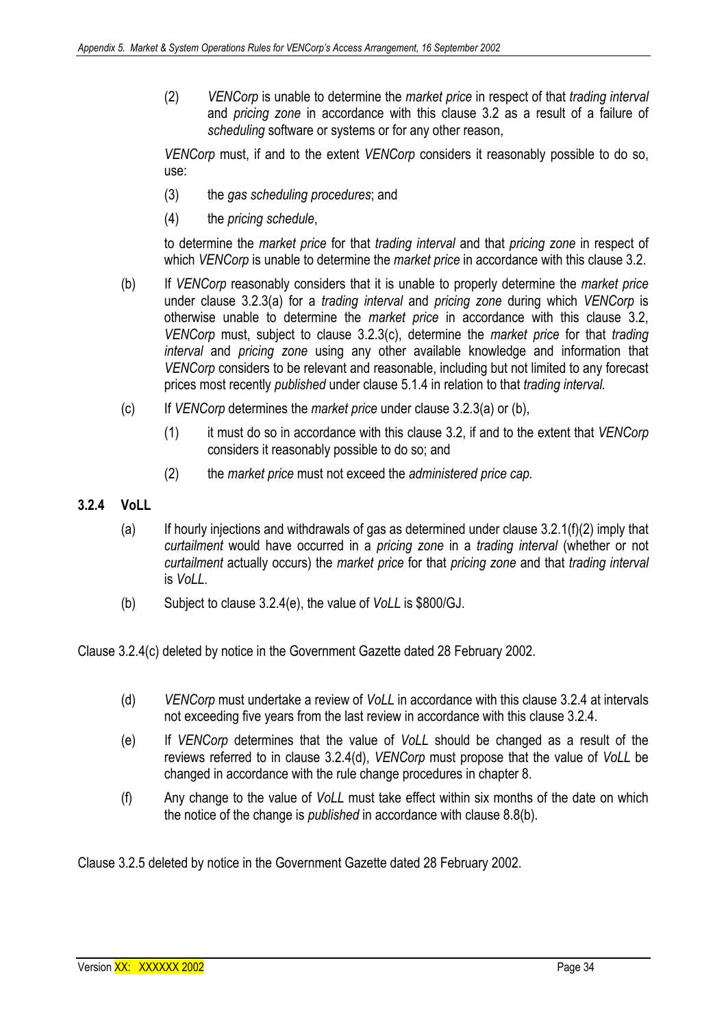(2) *VENCorp* is unable to determine the *market price* in respect of that *trading interval* and *pricing zone* in accordance with this clause 3.2 as a result of a failure of *scheduling* software or systems or for any other reason,

*VENCorp* must, if and to the extent *VENCorp* considers it reasonably possible to do so, use:

(3) the *gas scheduling procedures*; and

(4) the *pricing schedule*,

to determine the *market price* for that *trading interval* and that *pricing zone* in respect of which *VENCorp* is unable to determine the *market price* in accordance with this clause 3.2.

(b) If *VENCorp* reasonably considers that it is unable to properly determine the *market price* under clause 3.2.3(a) for a *trading interval* and *pricing zone* during which *VENCorp* is otherwise unable to determine the *market price* in accordance with this clause 3.2, *VENCorp* must, subject to clause 3.2.3(c), determine the *market price* for that *trading interval* and *pricing zone* using any other available knowledge and information that *VENCorp* considers to be relevant and reasonable, including but not limited to any forecast prices most recently *published* under clause 5.1.4 in relation to that *trading interval.*

(c) If *VENCorp* determines the *market price* under clause 3.2.3(a) or (b),

(1) it must do so in accordance with this clause 3.2, if and to the extent that *VENCorp* considers it reasonably possible to do so; and

(2) the *market price* must not exceed the *administered price cap.*

### 3.2.4 VoLL

(a) If hourly injections and withdrawals of gas as determined under clause 3.2.1(f)(2) imply that *curtailment* would have occurred in a *pricing zone* in a *trading interval* (whether or not *curtailment* actually occurs) the *market price* for that *pricing zone* and that *trading interval* is *VoLL*.

(b) Subject to clause 3.2.4(e), the value of *VoLL* is $800/GJ.

Clause 3.2.4(c) deleted by notice in the Government Gazette dated 28 February 2002.

(d) *VENCorp* must undertake a review of *VoLL* in accordance with this clause 3.2.4 at intervals not exceeding five years from the last review in accordance with this clause 3.2.4.

(e) If *VENCorp* determines that the value of *VoLL* should be changed as a result of the reviews referred to in clause 3.2.4(d), *VENCorp* must propose that the value of *VoLL* be changed in accordance with the rule change procedures in chapter 8.

(f) Any change to the value of *VoLL* must take effect within six months of the date on which the notice of the change is *published* in accordance with clause 8.8(b).

Clause 3.2.5 deleted by notice in the Government Gazette dated 28 February 2002.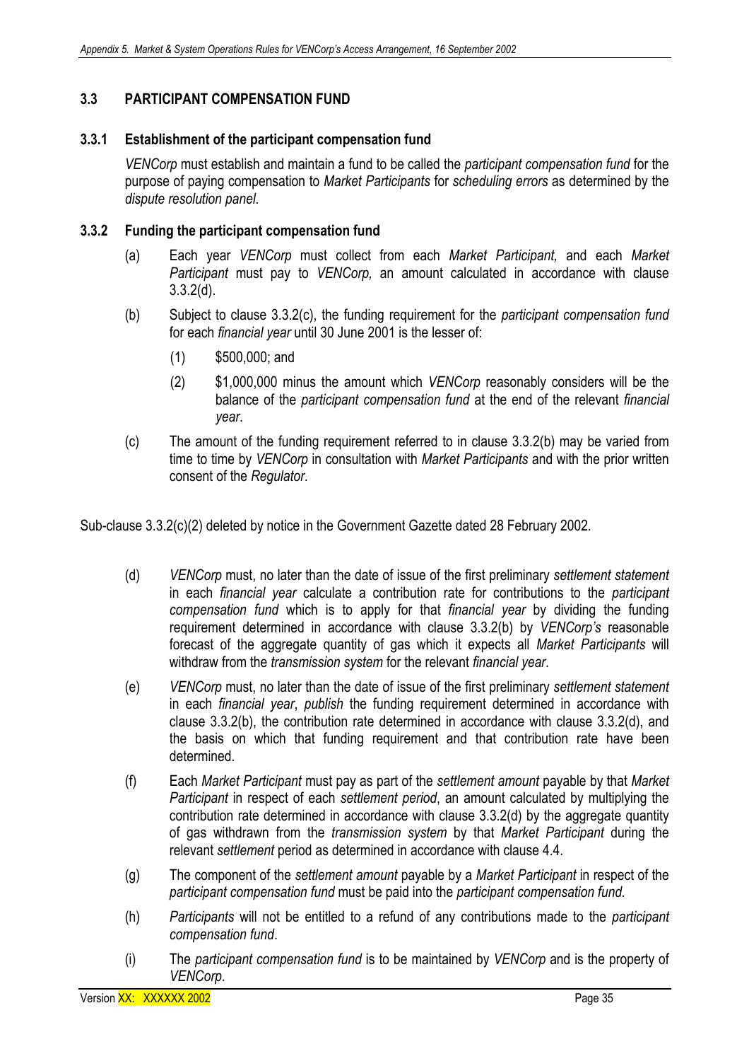### 3.3 PARTICIPANT COMPENSATION FUND

#### 3.3.1 Establishment of the participant compensation fund

*VENCorp* must establish and maintain a fund to be called the *participant compensation fund* for the purpose of paying compensation to *Market Participants* for *scheduling errors* as determined by the *dispute resolution panel*.

#### 3.3.2 Funding the participant compensation fund

(a) Each year *VENCorp* must collect from each *Market Participant,* and each *Market Participant* must pay to *VENCorp,* an amount calculated in accordance with clause 3.3.2(d).

(b) Subject to clause 3.3.2(c), the funding requirement for the *participant compensation fund* for each *financial year* until 30 June 2001 is the lesser of:

(1) $500,000; and

(2) $1,000,000 minus the amount which *VENCorp* reasonably considers will be the balance of the *participant compensation fund* at the end of the relevant *financial year*.

(c) The amount of the funding requirement referred to in clause 3.3.2(b) may be varied from time to time by *VENCorp* in consultation with *Market Participants* and with the prior written consent of the *Regulator*.

Sub-clause 3.3.2(c)(2) deleted by notice in the Government Gazette dated 28 February 2002.

(d) *VENCorp* must, no later than the date of issue of the first preliminary *settlement statement* in each *financial year* calculate a contribution rate for contributions to the *participant compensation fund* which is to apply for that *financial year* by dividing the funding requirement determined in accordance with clause 3.3.2(b) by *VENCorp's* reasonable forecast of the aggregate quantity of gas which it expects all *Market Participants* will withdraw from the *transmission system* for the relevant *financial year*.

(e) *VENCorp* must, no later than the date of issue of the first preliminary *settlement statement* in each *financial year*, *publish* the funding requirement determined in accordance with clause 3.3.2(b), the contribution rate determined in accordance with clause 3.3.2(d), and the basis on which that funding requirement and that contribution rate have been determined.

(f) Each *Market Participant* must pay as part of the *settlement amount* payable by that *Market Participant* in respect of each *settlement period*, an amount calculated by multiplying the contribution rate determined in accordance with clause 3.3.2(d) by the aggregate quantity of gas withdrawn from the *transmission system* by that *Market Participant* during the relevant *settlement* period as determined in accordance with clause 4.4.

(g) The component of the *settlement amount* payable by a *Market Participant* in respect of the *participant compensation fund* must be paid into the *participant compensation fund.*

(h) *Participants* will not be entitled to a refund of any contributions made to the *participant compensation fund*.

(i) The *participant compensation fund* is to be maintained by *VENCorp* and is the property of *VENCorp*.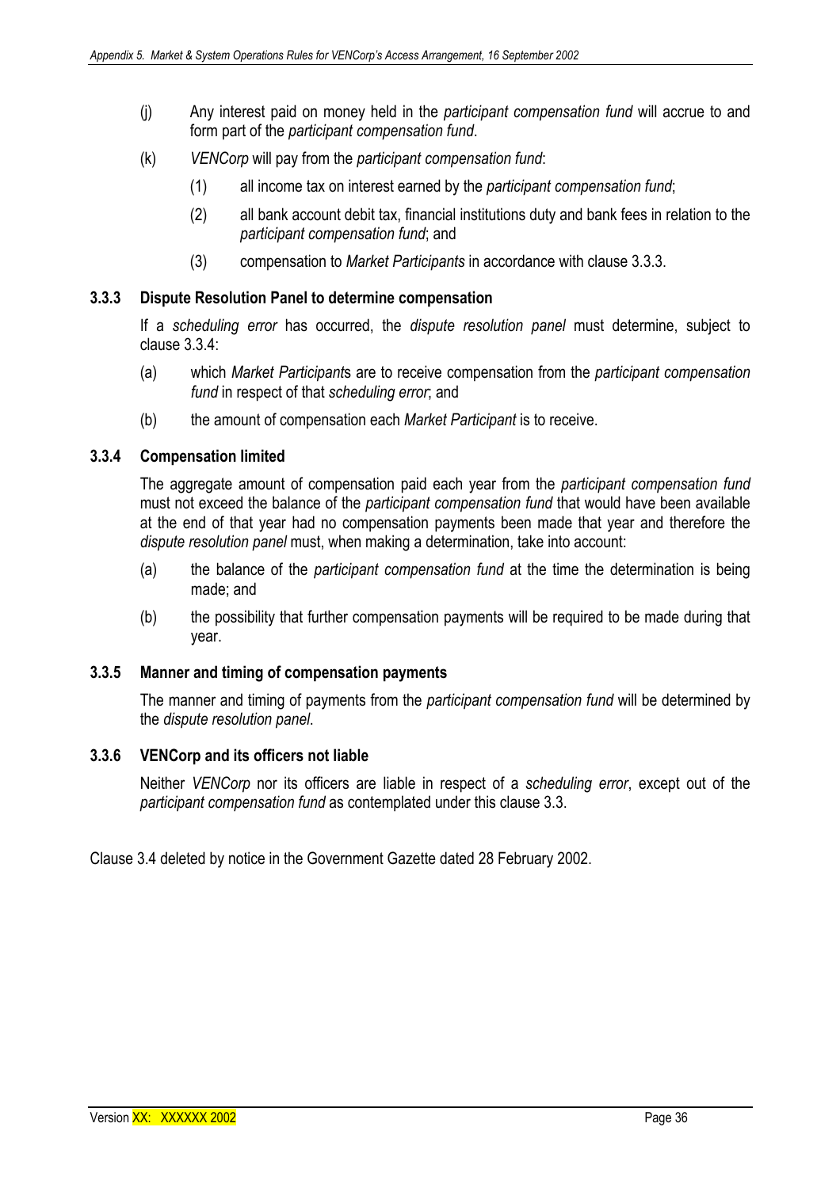(j) Any interest paid on money held in the *participant compensation fund* will accrue to and form part of the *participant compensation fund*.

(k) *VENCorp* will pay from the *participant compensation fund*:

  (1) all income tax on interest earned by the *participant compensation fund*;

  (2) all bank account debit tax, financial institutions duty and bank fees in relation to the *participant compensation fund*; and

  (3) compensation to *Market Participants* in accordance with clause 3.3.3.

### 3.3.3 Dispute Resolution Panel to determine compensation

If a *scheduling error* has occurred, the *dispute resolution panel* must determine, subject to clause 3.3.4:

(a) which *Market Participant*s are to receive compensation from the *participant compensation fund* in respect of that *scheduling error*; and

(b) the amount of compensation each *Market Participant* is to receive.

### 3.3.4 Compensation limited

The aggregate amount of compensation paid each year from the *participant compensation fund* must not exceed the balance of the *participant compensation fund* that would have been available at the end of that year had no compensation payments been made that year and therefore the *dispute resolution panel* must, when making a determination, take into account:

(a) the balance of the *participant compensation fund* at the time the determination is being made; and

(b) the possibility that further compensation payments will be required to be made during that year.

### 3.3.5 Manner and timing of compensation payments

The manner and timing of payments from the *participant compensation fund* will be determined by the *dispute resolution panel*.

### 3.3.6 VENCorp and its officers not liable

Neither *VENCorp* nor its officers are liable in respect of a *scheduling error*, except out of the *participant compensation fund* as contemplated under this clause 3.3.

Clause 3.4 deleted by notice in the Government Gazette dated 28 February 2002.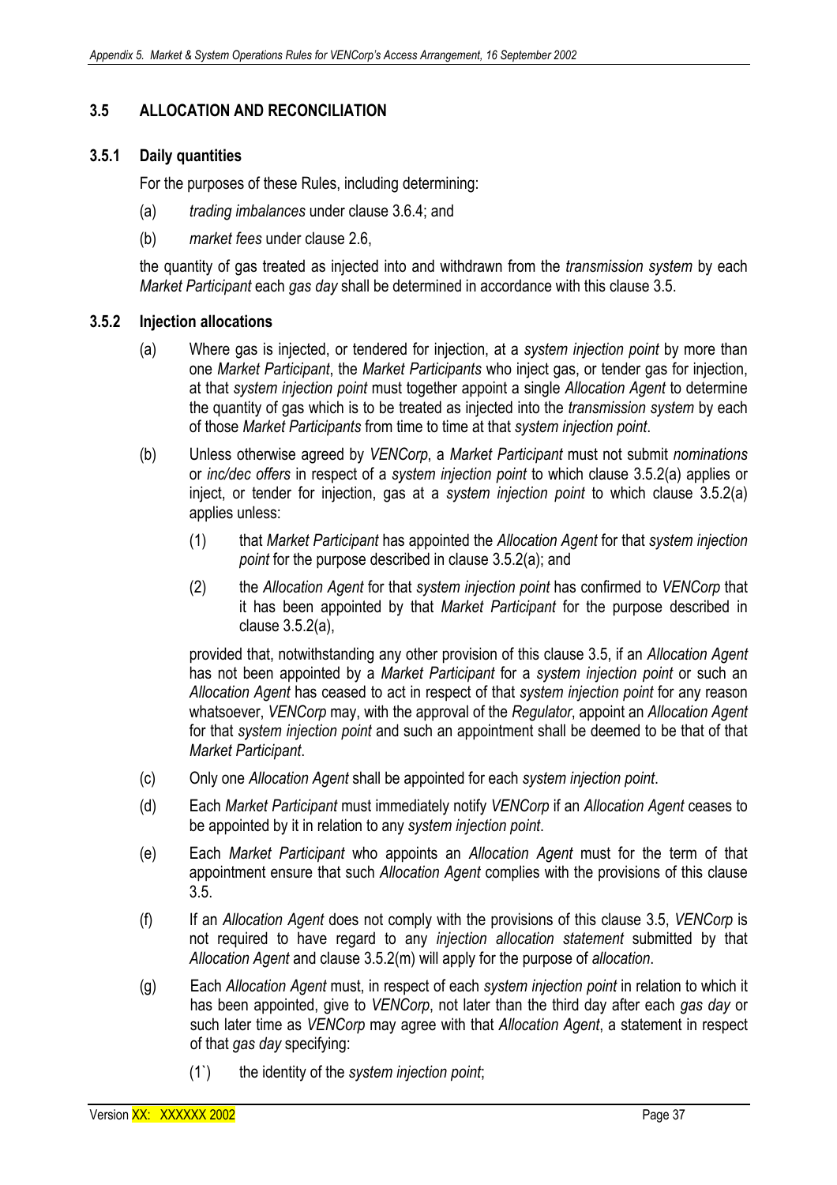## 3.5 ALLOCATION AND RECONCILIATION

### 3.5.1 Daily quantities

For the purposes of these Rules, including determining:

(a) *trading imbalances* under clause 3.6.4; and

(b) *market fees* under clause 2.6,

the quantity of gas treated as injected into and withdrawn from the *transmission system* by each *Market Participant* each *gas day* shall be determined in accordance with this clause 3.5.

### 3.5.2 Injection allocations

(a) Where gas is injected, or tendered for injection, at a *system injection point* by more than one *Market Participant*, the *Market Participants* who inject gas, or tender gas for injection, at that *system injection point* must together appoint a single *Allocation Agent* to determine the quantity of gas which is to be treated as injected into the *transmission system* by each of those *Market Participants* from time to time at that *system injection point*.

(b) Unless otherwise agreed by *VENCorp*, a *Market Participant* must not submit *nominations* or *inc/dec offers* in respect of a *system injection point* to which clause 3.5.2(a) applies or inject, or tender for injection, gas at a *system injection point* to which clause 3.5.2(a) applies unless:

(1) that *Market Participant* has appointed the *Allocation Agent* for that *system injection point* for the purpose described in clause 3.5.2(a); and

(2) the *Allocation Agent* for that *system injection point* has confirmed to *VENCorp* that it has been appointed by that *Market Participant* for the purpose described in clause 3.5.2(a),

provided that, notwithstanding any other provision of this clause 3.5, if an *Allocation Agent* has not been appointed by a *Market Participant* for a *system injection point* or such an *Allocation Agent* has ceased to act in respect of that *system injection point* for any reason whatsoever, *VENCorp* may, with the approval of the *Regulator*, appoint an *Allocation Agent* for that *system injection point* and such an appointment shall be deemed to be that of that *Market Participant*.

(c) Only one *Allocation Agent* shall be appointed for each *system injection point*.

(d) Each *Market Participant* must immediately notify *VENCorp* if an *Allocation Agent* ceases to be appointed by it in relation to any *system injection point*.

(e) Each *Market Participant* who appoints an *Allocation Agent* must for the term of that appointment ensure that such *Allocation Agent* complies with the provisions of this clause 3.5.

(f) If an *Allocation Agent* does not comply with the provisions of this clause 3.5, *VENCorp* is not required to have regard to any *injection allocation statement* submitted by that *Allocation Agent* and clause 3.5.2(m) will apply for the purpose of *allocation*.

(g) Each *Allocation Agent* must, in respect of each *system injection point* in relation to which it has been appointed, give to *VENCorp*, not later than the third day after each *gas day* or such later time as *VENCorp* may agree with that *Allocation Agent*, a statement in respect of that *gas day* specifying:

(1`) the identity of the *system injection point*;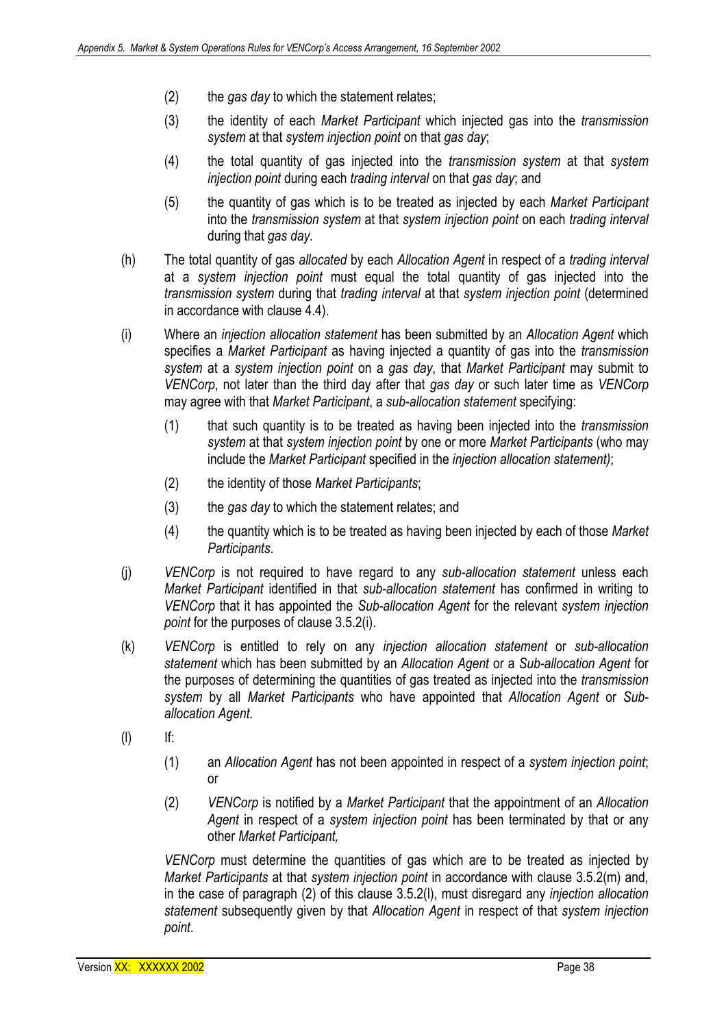(2) the *gas day* to which the statement relates;

(3) the identity of each *Market Participant* which injected gas into the *transmission system* at that *system injection point* on that *gas day*;

(4) the total quantity of gas injected into the *transmission system* at that *system injection point* during each *trading interval* on that *gas day*; and

(5) the quantity of gas which is to be treated as injected by each *Market Participant* into the *transmission system* at that *system injection point* on each *trading interval* during that *gas day*.

(h) The total quantity of gas *allocated* by each *Allocation Agent* in respect of a *trading interval* at a *system injection point* must equal the total quantity of gas injected into the *transmission system* during that *trading interval* at that *system injection point* (determined in accordance with clause 4.4).

(i) Where an *injection allocation statement* has been submitted by an *Allocation Agent* which specifies a *Market Participant* as having injected a quantity of gas into the *transmission system* at a *system injection point* on a *gas day*, that *Market Participant* may submit to *VENCorp*, not later than the third day after that *gas day* or such later time as *VENCorp* may agree with that *Market Participant*, a *sub-allocation statement* specifying:

(1) that such quantity is to be treated as having been injected into the *transmission system* at that *system injection point* by one or more *Market Participants* (who may include the *Market Participant* specified in the *injection allocation statement)*;

(2) the identity of those *Market Participants*;

(3) the *gas day* to which the statement relates; and

(4) the quantity which is to be treated as having been injected by each of those *Market Participants*.

(j) *VENCorp* is not required to have regard to any *sub-allocation statement* unless each *Market Participant* identified in that *sub-allocation statement* has confirmed in writing to *VENCorp* that it has appointed the *Sub-allocation Agent* for the relevant *system injection point* for the purposes of clause 3.5.2(i).

(k) *VENCorp* is entitled to rely on any *injection allocation statement* or *sub-allocation statement* which has been submitted by an *Allocation Agent* or a *Sub-allocation Agent* for the purposes of determining the quantities of gas treated as injected into the *transmission system* by all *Market Participants* who have appointed that *Allocation Agent* or *Sub-allocation Agent*.

(l) If:

(1) an *Allocation Agent* has not been appointed in respect of a *system injection point*; or

(2) *VENCorp* is notified by a *Market Participant* that the appointment of an *Allocation Agent* in respect of a *system injection point* has been terminated by that or any other *Market Participant,*

*VENCorp* must determine the quantities of gas which are to be treated as injected by *Market Participants* at that *system injection point* in accordance with clause 3.5.2(m) and, in the case of paragraph (2) of this clause 3.5.2(l), must disregard any *injection allocation statement* subsequently given by that *Allocation Agent* in respect of that *system injection point*.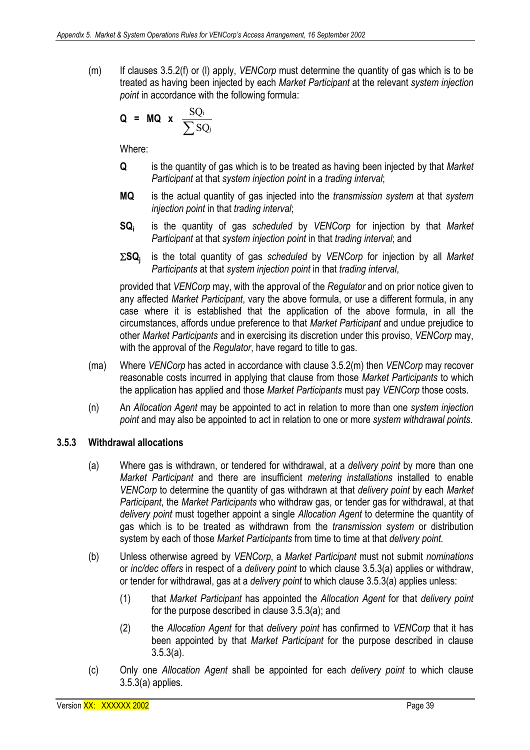(m) If clauses 3.5.2(f) or (l) apply, *VENCorp* must determine the quantity of gas which is to be treated as having been injected by each *Market Participant* at the relevant *system injection point* in accordance with the following formula:

$$\mathbf{Q} = \mathbf{MQ} \times \frac{SQ_i}{\sum SQ_j}$$

Where:

**Q** is the quantity of gas which is to be treated as having been injected by that *Market Participant* at that *system injection point* in a *trading interval*;

**MQ** is the actual quantity of gas injected into the *transmission system* at that *system injection point* in that *trading interval*;

$\mathbf{SQ_i}$ is the quantity of gas *scheduled* by *VENCorp* for injection by that *Market Participant* at that *system injection point* in that *trading interval*; and

$\mathbf{\sum SQ_j}$ is the total quantity of gas *scheduled* by *VENCorp* for injection by all *Market Participants* at that *system injection point* in that *trading interval*,

provided that *VENCorp* may, with the approval of the *Regulator* and on prior notice given to any affected *Market Participant*, vary the above formula, or use a different formula, in any case where it is established that the application of the above formula, in all the circumstances, affords undue preference to that *Market Participant* and undue prejudice to other *Market Participants* and in exercising its discretion under this proviso, *VENCorp* may, with the approval of the *Regulator*, have regard to title to gas.

(ma) Where *VENCorp* has acted in accordance with clause 3.5.2(m) then *VENCorp* may recover reasonable costs incurred in applying that clause from those *Market Participants* to which the application has applied and those *Market Participants* must pay *VENCorp* those costs.

(n) An *Allocation Agent* may be appointed to act in relation to more than one *system injection point* and may also be appointed to act in relation to one or more *system withdrawal points*.

### 3.5.3 Withdrawal allocations

(a) Where gas is withdrawn, or tendered for withdrawal, at a *delivery point* by more than one *Market Participant* and there are insufficient *metering installations* installed to enable *VENCorp* to determine the quantity of gas withdrawn at that *delivery point* by each *Market Participant*, the *Market Participants* who withdraw gas, or tender gas for withdrawal, at that *delivery point* must together appoint a single *Allocation Agent* to determine the quantity of gas which is to be treated as withdrawn from the *transmission system* or distribution system by each of those *Market Participants* from time to time at that *delivery point.*

(b) Unless otherwise agreed by *VENCorp*, a *Market Participant* must not submit *nominations* or *inc/dec offers* in respect of a *delivery point* to which clause 3.5.3(a) applies or withdraw, or tender for withdrawal, gas at a *delivery point* to which clause 3.5.3(a) applies unless:

(1) that *Market Participant* has appointed the *Allocation Agent* for that *delivery point* for the purpose described in clause 3.5.3(a); and

(2) the *Allocation Agent* for that *delivery point* has confirmed to *VENCorp* that it has been appointed by that *Market Participant* for the purpose described in clause 3.5.3(a).

(c) Only one *Allocation Agent* shall be appointed for each *delivery point* to which clause 3.5.3(a) applies.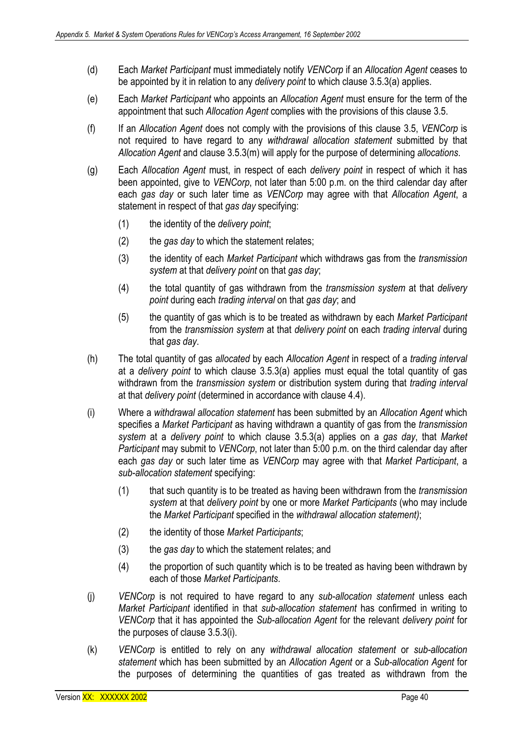(d) Each *Market Participant* must immediately notify *VENCorp* if an *Allocation Agent* ceases to be appointed by it in relation to any *delivery point* to which clause 3.5.3(a) applies.

(e) Each *Market Participant* who appoints an *Allocation Agent* must ensure for the term of the appointment that such *Allocation Agent* complies with the provisions of this clause 3.5.

(f) If an *Allocation Agent* does not comply with the provisions of this clause 3.5, *VENCorp* is not required to have regard to any *withdrawal allocation statement* submitted by that *Allocation Agent* and clause 3.5.3(m) will apply for the purpose of determining *allocations*.

(g) Each *Allocation Agent* must, in respect of each *delivery point* in respect of which it has been appointed, give to *VENCorp*, not later than 5:00 p.m. on the third calendar day after each *gas day* or such later time as *VENCorp* may agree with that *Allocation Agent*, a statement in respect of that *gas day* specifying:

  (1) the identity of the *delivery point*;

  (2) the *gas day* to which the statement relates;

  (3) the identity of each *Market Participant* which withdraws gas from the *transmission system* at that *delivery point* on that *gas day*;

  (4) the total quantity of gas withdrawn from the *transmission system* at that *delivery point* during each *trading interval* on that *gas day*; and

  (5) the quantity of gas which is to be treated as withdrawn by each *Market Participant* from the *transmission system* at that *delivery point* on each *trading interval* during that *gas day*.

(h) The total quantity of gas *allocated* by each *Allocation Agent* in respect of a *trading interval* at a *delivery point* to which clause 3.5.3(a) applies must equal the total quantity of gas withdrawn from the *transmission system* or distribution system during that *trading interval* at that *delivery point* (determined in accordance with clause 4.4).

(i) Where a *withdrawal allocation statement* has been submitted by an *Allocation Agent* which specifies a *Market Participant* as having withdrawn a quantity of gas from the *transmission system* at a *delivery point* to which clause 3.5.3(a) applies on a *gas day*, that *Market Participant* may submit to *VENCorp*, not later than 5:00 p.m. on the third calendar day after each *gas day* or such later time as *VENCorp* may agree with that *Market Participant*, a *sub-allocation statement* specifying:

  (1) that such quantity is to be treated as having been withdrawn from the *transmission system* at that *delivery point* by one or more *Market Participants* (who may include the *Market Participant* specified in the *withdrawal allocation statement)*;

  (2) the identity of those *Market Participants*;

  (3) the *gas day* to which the statement relates; and

  (4) the proportion of such quantity which is to be treated as having been withdrawn by each of those *Market Participants*.

(j) *VENCorp* is not required to have regard to any *sub-allocation statement* unless each *Market Participant* identified in that *sub-allocation statement* has confirmed in writing to *VENCorp* that it has appointed the *Sub-allocation Agent* for the relevant *delivery point* for the purposes of clause 3.5.3(i).

(k) *VENCorp* is entitled to rely on any *withdrawal allocation statement* or *sub-allocation statement* which has been submitted by an *Allocation Agent* or a *Sub-allocation Agent* for the purposes of determining the quantities of gas treated as withdrawn from the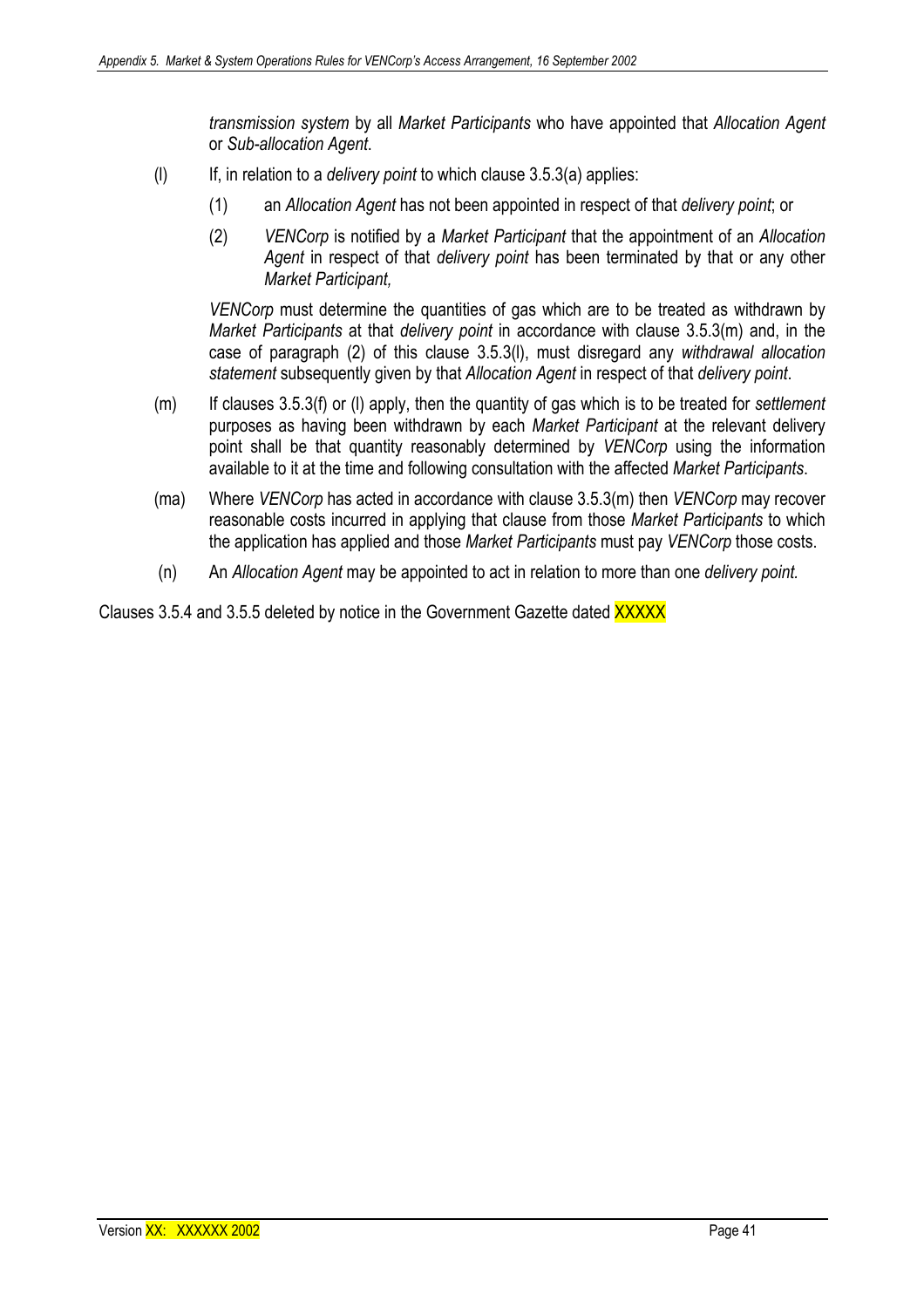*transmission system* by all *Market Participants* who have appointed that *Allocation Agent* or *Sub-allocation Agent*.

(l) If, in relation to a *delivery point* to which clause 3.5.3(a) applies:

(1) an *Allocation Agent* has not been appointed in respect of that *delivery point*; or

(2) *VENCorp* is notified by a *Market Participant* that the appointment of an *Allocation Agent* in respect of that *delivery point* has been terminated by that or any other *Market Participant,*

*VENCorp* must determine the quantities of gas which are to be treated as withdrawn by *Market Participants* at that *delivery point* in accordance with clause 3.5.3(m) and, in the case of paragraph (2) of this clause 3.5.3(l), must disregard any *withdrawal allocation statement* subsequently given by that *Allocation Agent* in respect of that *delivery point*.

(m) If clauses 3.5.3(f) or (l) apply, then the quantity of gas which is to be treated for *settlement* purposes as having been withdrawn by each *Market Participant* at the relevant delivery point shall be that quantity reasonably determined by *VENCorp* using the information available to it at the time and following consultation with the affected *Market Participants*.

(ma) Where *VENCorp* has acted in accordance with clause 3.5.3(m) then *VENCorp* may recover reasonable costs incurred in applying that clause from those *Market Participants* to which the application has applied and those *Market Participants* must pay *VENCorp* those costs.

(n) An *Allocation Agent* may be appointed to act in relation to more than one *delivery point.*

Clauses 3.5.4 and 3.5.5 deleted by notice in the Government Gazette dated XXXXX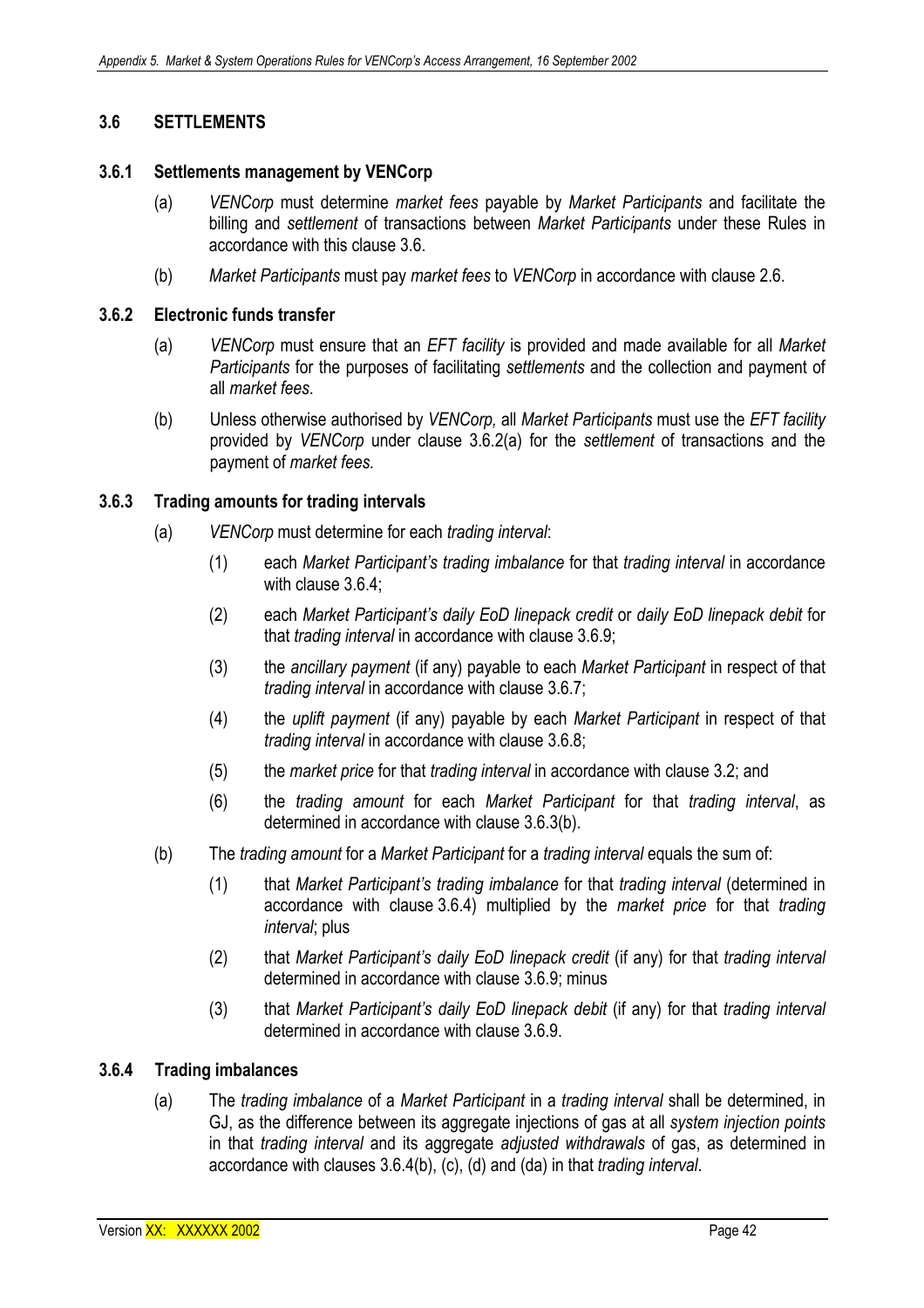## 3.6 SETTLEMENTS

### 3.6.1 Settlements management by VENCorp

(a) *VENCorp* must determine *market fees* payable by *Market Participants* and facilitate the billing and *settlement* of transactions between *Market Participants* under these Rules in accordance with this clause 3.6.

(b) *Market Participants* must pay *market fees* to *VENCorp* in accordance with clause 2.6.

### 3.6.2 Electronic funds transfer

(a) *VENCorp* must ensure that an *EFT facility* is provided and made available for all *Market Participants* for the purposes of facilitating *settlements* and the collection and payment of all *market fees*.

(b) Unless otherwise authorised by *VENCorp,* all *Market Participants* must use the *EFT facility* provided by *VENCorp* under clause 3.6.2(a) for the *settlement* of transactions and the payment of *market fees.*

### 3.6.3 Trading amounts for trading intervals

(a) *VENCorp* must determine for each *trading interval*:

(1) each *Market Participant's trading imbalance* for that *trading interval* in accordance with clause 3.6.4;

(2) each *Market Participant's daily EoD linepack credit* or *daily EoD linepack debit* for that *trading interval* in accordance with clause 3.6.9;

(3) the *ancillary payment* (if any) payable to each *Market Participant* in respect of that *trading interval* in accordance with clause 3.6.7;

(4) the *uplift payment* (if any) payable by each *Market Participant* in respect of that *trading interval* in accordance with clause 3.6.8;

(5) the *market price* for that *trading interval* in accordance with clause 3.2; and

(6) the *trading amount* for each *Market Participant* for that *trading interval*, as determined in accordance with clause 3.6.3(b).

(b) The *trading amount* for a *Market Participant* for a *trading interval* equals the sum of:

(1) that *Market Participant's trading imbalance* for that *trading interval* (determined in accordance with clause 3.6.4) multiplied by the *market price* for that *trading interval*; plus

(2) that *Market Participant's daily EoD linepack credit* (if any) for that *trading interval* determined in accordance with clause 3.6.9; minus

(3) that *Market Participant's daily EoD linepack debit* (if any) for that *trading interval* determined in accordance with clause 3.6.9.

### 3.6.4 Trading imbalances

(a) The *trading imbalance* of a *Market Participant* in a *trading interval* shall be determined, in GJ, as the difference between its aggregate injections of gas at all *system injection points* in that *trading interval* and its aggregate *adjusted withdrawals* of gas, as determined in accordance with clauses 3.6.4(b), (c), (d) and (da) in that *trading interval*.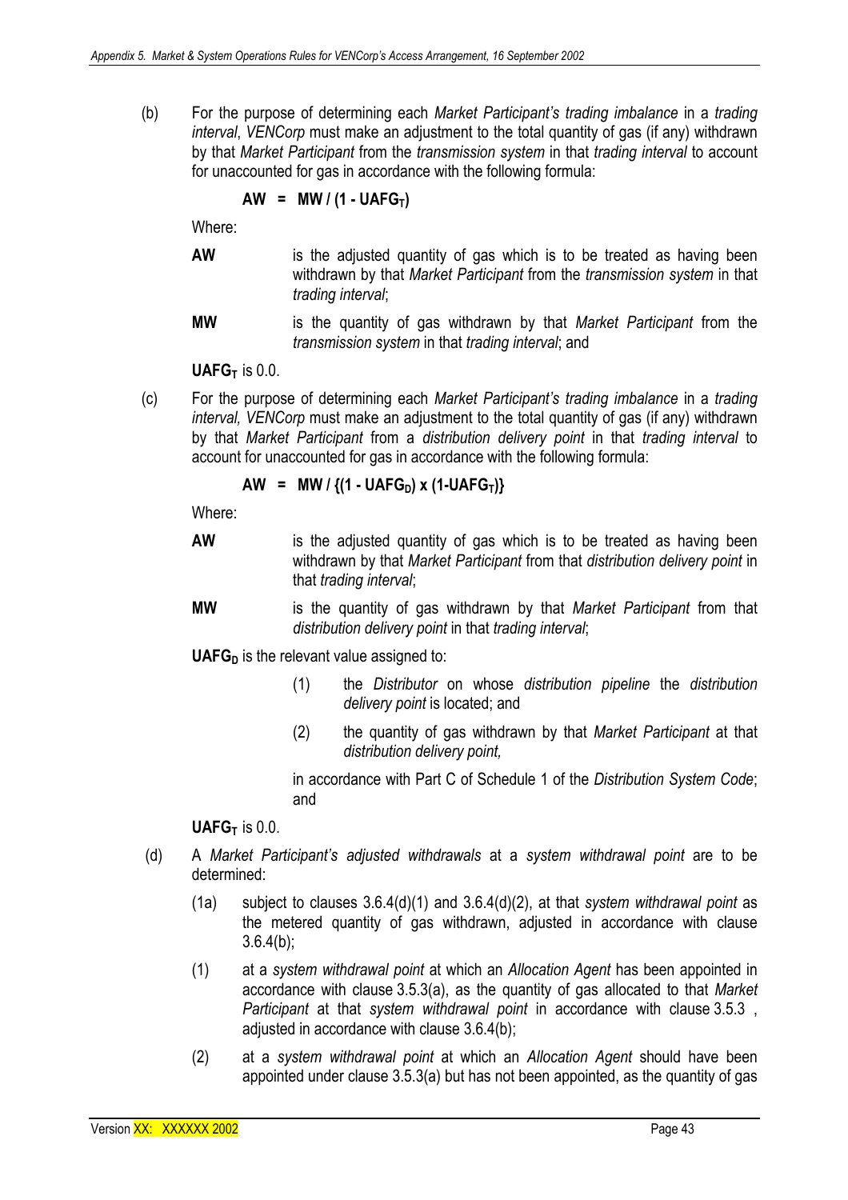(b) For the purpose of determining each *Market Participant's trading imbalance* in a *trading interval*, *VENCorp* must make an adjustment to the total quantity of gas (if any) withdrawn by that *Market Participant* from the *transmission system* in that *trading interval* to account for unaccounted for gas in accordance with the following formula:

$$\mathbf{AW = MW / (1 - UAFG_T)}$$

Where:

**AW** is the adjusted quantity of gas which is to be treated as having been withdrawn by that *Market Participant* from the *transmission system* in that *trading interval*;

**MW** is the quantity of gas withdrawn by that *Market Participant* from the *transmission system* in that *trading interval*; and

$\mathbf{UAFG_T}$ is 0.0.

(c) For the purpose of determining each *Market Participant's trading imbalance* in a *trading interval, VENCorp* must make an adjustment to the total quantity of gas (if any) withdrawn by that *Market Participant* from a *distribution delivery point* in that *trading interval* to account for unaccounted for gas in accordance with the following formula:

$$\mathbf{AW = MW / \{(1 - UAFG_D) \times (1 - UAFG_T)\}}$$

Where:

**AW** is the adjusted quantity of gas which is to be treated as having been withdrawn by that *Market Participant* from that *distribution delivery point* in that *trading interval*;

**MW** is the quantity of gas withdrawn by that *Market Participant* from that *distribution delivery point* in that *trading interval*;

$\mathbf{UAFG_D}$ is the relevant value assigned to:

(1) the *Distributor* on whose *distribution pipeline* the *distribution delivery point* is located; and

(2) the quantity of gas withdrawn by that *Market Participant* at that *distribution delivery point,*

in accordance with Part C of Schedule 1 of the *Distribution System Code*; and

$\mathbf{UAFG_T}$ is 0.0.

(d) A *Market Participant's adjusted withdrawals* at a *system withdrawal point* are to be determined:

(1a) subject to clauses 3.6.4(d)(1) and 3.6.4(d)(2), at that *system withdrawal point* as the metered quantity of gas withdrawn, adjusted in accordance with clause 3.6.4(b);

(1) at a *system withdrawal point* at which an *Allocation Agent* has been appointed in accordance with clause 3.5.3(a), as the quantity of gas allocated to that *Market Participant* at that *system withdrawal point* in accordance with clause 3.5.3 , adjusted in accordance with clause 3.6.4(b);

(2) at a *system withdrawal point* at which an *Allocation Agent* should have been appointed under clause 3.5.3(a) but has not been appointed, as the quantity of gas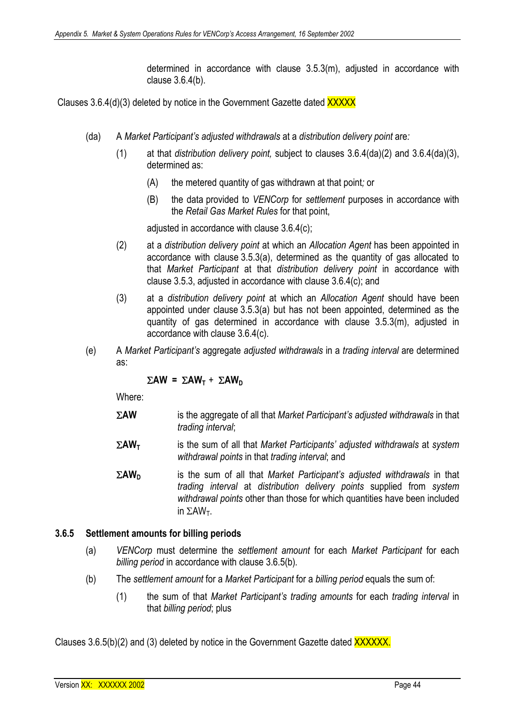determined in accordance with clause 3.5.3(m), adjusted in accordance with clause 3.6.4(b).

Clauses 3.6.4(d)(3) deleted by notice in the Government Gazette dated XXXXX

(da) A *Market Participant's adjusted withdrawals* at a *distribution delivery point* are*:*

(1) at that *distribution delivery point,* subject to clauses 3.6.4(da)(2) and 3.6.4(da)(3), determined as:

(A) the metered quantity of gas withdrawn at that point*;* or

(B) the data provided to *VENCorp* for *settlement* purposes in accordance with the *Retail Gas Market Rules* for that point,

adjusted in accordance with clause 3.6.4(c);

(2) at a *distribution delivery point* at which an *Allocation Agent* has been appointed in accordance with clause 3.5.3(a), determined as the quantity of gas allocated to that *Market Participant* at that *distribution delivery point* in accordance with clause 3.5.3, adjusted in accordance with clause 3.6.4(c); and

(3) at a *distribution delivery point* at which an *Allocation Agent* should have been appointed under clause 3.5.3(a) but has not been appointed, determined as the quantity of gas determined in accordance with clause 3.5.3(m), adjusted in accordance with clause 3.6.4(c).

(e) A *Market Participant's* aggregate *adjusted withdrawals* in a *trading interval* are determined as:

$$\Sigma \mathbf{AW} = \Sigma \mathbf{AW_T} + \Sigma \mathbf{AW_D}$$

Where:

**$\Sigma AW$** is the aggregate of all that *Market Participant's adjusted withdrawals* in that *trading interval*;

**$\Sigma AW_T$** is the sum of all that *Market Participants' adjusted withdrawals* at *system withdrawal points* in that *trading interval*; and

**$\Sigma AW_D$** is the sum of all that *Market Participant's adjusted withdrawals* in that *trading interval* at *distribution delivery points* supplied from *system withdrawal points* other than those for which quantities have been included in $\Sigma AW_T$.

### 3.6.5 Settlement amounts for billing periods

(a) *VENCorp* must determine the *settlement amount* for each *Market Participant* for each *billing period* in accordance with clause 3.6.5(b).

(b) The *settlement amount* for a *Market Participant* for a *billing period* equals the sum of:

(1) the sum of that *Market Participant's trading amounts* for each *trading interval* in that *billing period*; plus

Clauses 3.6.5(b)(2) and (3) deleted by notice in the Government Gazette dated XXXXXX.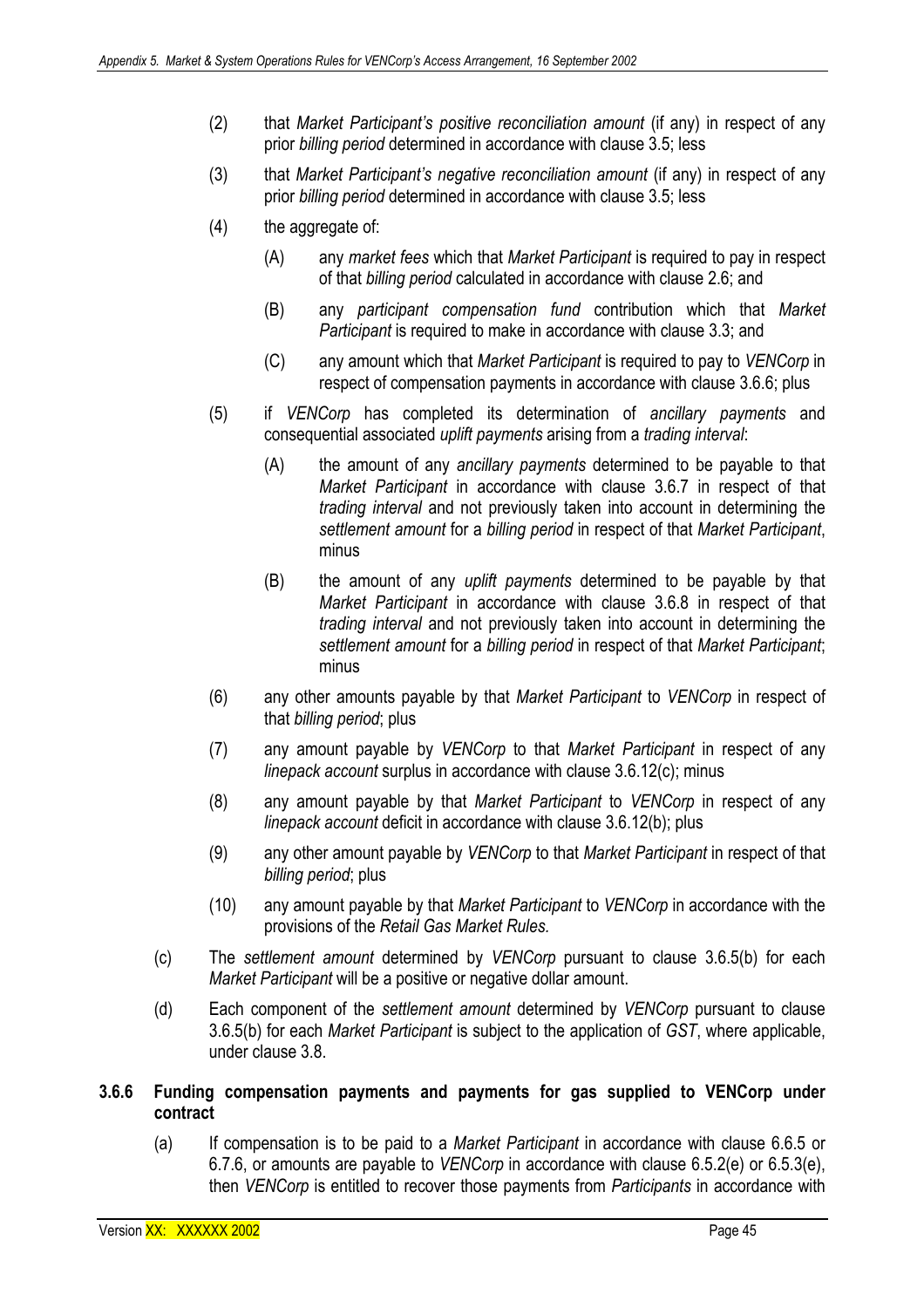(2) that *Market Participant's positive reconciliation amount* (if any) in respect of any prior *billing period* determined in accordance with clause 3.5; less

(3) that *Market Participant's negative reconciliation amount* (if any) in respect of any prior *billing period* determined in accordance with clause 3.5; less

(4) the aggregate of:

(A) any *market fees* which that *Market Participant* is required to pay in respect of that *billing period* calculated in accordance with clause 2.6; and

(B) any *participant compensation fund* contribution which that *Market Participant* is required to make in accordance with clause 3.3; and

(C) any amount which that *Market Participant* is required to pay to *VENCorp* in respect of compensation payments in accordance with clause 3.6.6; plus

(5) if *VENCorp* has completed its determination of *ancillary payments* and consequential associated *uplift payments* arising from a *trading interval*:

(A) the amount of any *ancillary payments* determined to be payable to that *Market Participant* in accordance with clause 3.6.7 in respect of that *trading interval* and not previously taken into account in determining the *settlement amount* for a *billing period* in respect of that *Market Participant*, minus

(B) the amount of any *uplift payments* determined to be payable by that *Market Participant* in accordance with clause 3.6.8 in respect of that *trading interval* and not previously taken into account in determining the *settlement amount* for a *billing period* in respect of that *Market Participant*; minus

(6) any other amounts payable by that *Market Participant* to *VENCorp* in respect of that *billing period*; plus

(7) any amount payable by *VENCorp* to that *Market Participant* in respect of any *linepack account* surplus in accordance with clause 3.6.12(c); minus

(8) any amount payable by that *Market Participant* to *VENCorp* in respect of any *linepack account* deficit in accordance with clause 3.6.12(b); plus

(9) any other amount payable by *VENCorp* to that *Market Participant* in respect of that *billing period*; plus

(10) any amount payable by that *Market Participant* to *VENCorp* in accordance with the provisions of the *Retail Gas Market Rules.*

(c) The *settlement amount* determined by *VENCorp* pursuant to clause 3.6.5(b) for each *Market Participant* will be a positive or negative dollar amount.

(d) Each component of the *settlement amount* determined by *VENCorp* pursuant to clause 3.6.5(b) for each *Market Participant* is subject to the application of *GST*, where applicable, under clause 3.8.

### 3.6.6 Funding compensation payments and payments for gas supplied to VENCorp under contract

(a) If compensation is to be paid to a *Market Participant* in accordance with clause 6.6.5 or 6.7.6, or amounts are payable to *VENCorp* in accordance with clause 6.5.2(e) or 6.5.3(e), then *VENCorp* is entitled to recover those payments from *Participants* in accordance with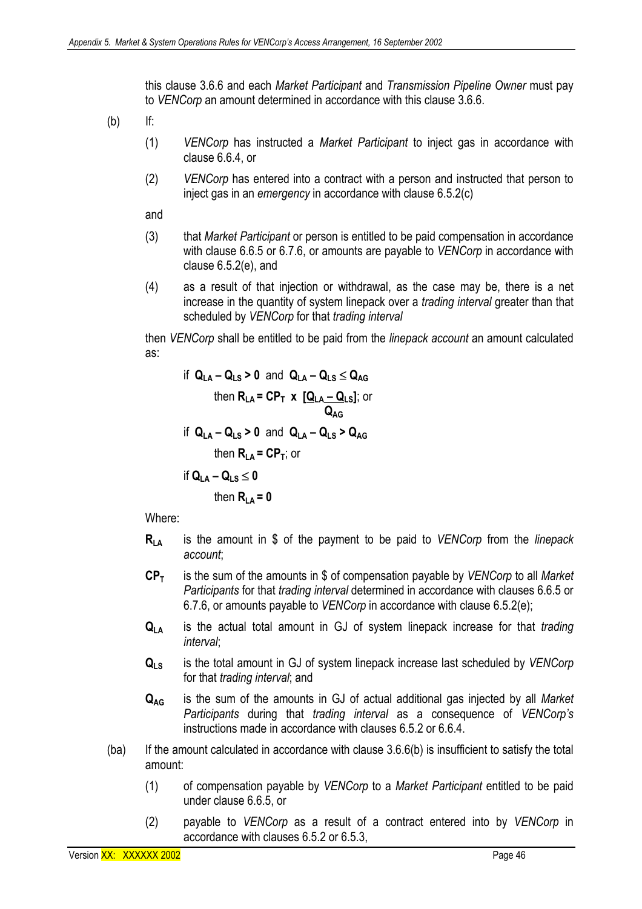this clause 3.6.6 and each *Market Participant* and *Transmission Pipeline Owner* must pay to *VENCorp* an amount determined in accordance with this clause 3.6.6.

(b) If:

(1) *VENCorp* has instructed a *Market Participant* to inject gas in accordance with clause 6.6.4, or

(2) *VENCorp* has entered into a contract with a person and instructed that person to inject gas in an *emergency* in accordance with clause 6.5.2(c)

and

(3) that *Market Participant* or person is entitled to be paid compensation in accordance with clause 6.6.5 or 6.7.6, or amounts are payable to *VENCorp* in accordance with clause 6.5.2(e), and

(4) as a result of that injection or withdrawal, as the case may be, there is a net increase in the quantity of system linepack over a *trading interval* greater than that scheduled by *VENCorp* for that *trading interval*

then *VENCorp* shall be entitled to be paid from the *linepack account* an amount calculated as:

if $\mathbf{Q_{LA} - Q_{LS} > 0}$ and $\mathbf{Q_{LA} - Q_{LS} \leq Q_{AG}}$

then $\mathbf{R_{LA} = CP_T \times \frac{[Q_{LA} - Q_{LS}]}{Q_{AG}}}$; or

if $\mathbf{Q_{LA} - Q_{LS} > 0}$ and $\mathbf{Q_{LA} - Q_{LS} > Q_{AG}}$

then $\mathbf{R_{LA} = CP_T}$; or

if $\mathbf{Q_{LA} - Q_{LS} \leq 0}$

then $\mathbf{R_{LA} = 0}$

Where:

$\mathbf{R_{LA}}$ is the amount in $ of the payment to be paid to *VENCorp* from the *linepack account*;

$\mathbf{CP_T}$ is the sum of the amounts in $ of compensation payable by *VENCorp* to all *Market Participants* for that *trading interval* determined in accordance with clauses 6.6.5 or 6.7.6, or amounts payable to *VENCorp* in accordance with clause 6.5.2(e);

$\mathbf{Q_{LA}}$ is the actual total amount in GJ of system linepack increase for that *trading interval*;

$\mathbf{Q_{LS}}$ is the total amount in GJ of system linepack increase last scheduled by *VENCorp* for that *trading interval*; and

$\mathbf{Q_{AG}}$ is the sum of the amounts in GJ of actual additional gas injected by all *Market Participants* during that *trading interval* as a consequence of *VENCorp's* instructions made in accordance with clauses 6.5.2 or 6.6.4.

(ba) If the amount calculated in accordance with clause 3.6.6(b) is insufficient to satisfy the total amount:

(1) of compensation payable by *VENCorp* to a *Market Participant* entitled to be paid under clause 6.6.5, or

(2) payable to *VENCorp* as a result of a contract entered into by *VENCorp* in accordance with clauses 6.5.2 or 6.5.3,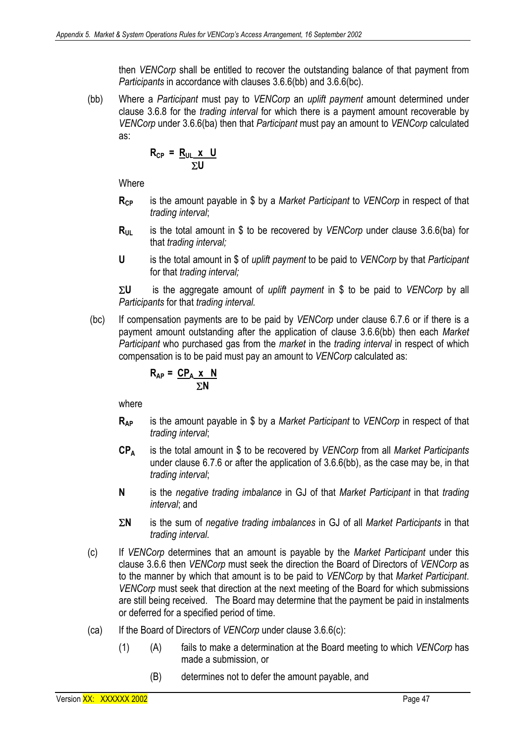then *VENCorp* shall be entitled to recover the outstanding balance of that payment from *Participants* in accordance with clauses 3.6.6(bb) and 3.6.6(bc).

(bb) Where a *Participant* must pay to *VENCorp* an *uplift payment* amount determined under clause 3.6.8 for the *trading interval* for which there is a payment amount recoverable by *VENCorp* under 3.6.6(ba) then that *Participant* must pay an amount to *VENCorp* calculated as:

$$R_{CP} = \frac{R_{UL} \times U}{\Sigma U}$$

Where

**$R_{CP}$** is the amount payable in \$ by a *Market Participant* to *VENCorp* in respect of that *trading interval*;

**$R_{UL}$** is the total amount in \$ to be recovered by *VENCorp* under clause 3.6.6(ba) for that *trading interval;*

**$U$** is the total amount in \$ of *uplift payment* to be paid to *VENCorp* by that *Participant* for that *trading interval;*

**$\Sigma U$** is the aggregate amount of *uplift payment* in \$ to be paid to *VENCorp* by all *Participants* for that *trading interval.*

(bc) If compensation payments are to be paid by *VENCorp* under clause 6.7.6 or if there is a payment amount outstanding after the application of clause 3.6.6(bb) then each *Market Participant* who purchased gas from the *market* in the *trading interval* in respect of which compensation is to be paid must pay an amount to *VENCorp* calculated as:

$$R_{AP} = \frac{CP_A \times N}{\Sigma N}$$

where

**$R_{AP}$** is the amount payable in \$ by a *Market Participant* to *VENCorp* in respect of that *trading interval*;

**$CP_A$** is the total amount in \$ to be recovered by *VENCorp* from all *Market Participants* under clause 6.7.6 or after the application of 3.6.6(bb), as the case may be, in that *trading interval*;

**$N$** is the *negative trading imbalance* in GJ of that *Market Participant* in that *trading interval*; and

**$\Sigma N$** is the sum of *negative trading imbalances* in GJ of all *Market Participants* in that *trading interval.*

(c) If *VENCorp* determines that an amount is payable by the *Market Participant* under this clause 3.6.6 then *VENCorp* must seek the direction the Board of Directors of *VENCorp* as to the manner by which that amount is to be paid to *VENCorp* by that *Market Participant*. *VENCorp* must seek that direction at the next meeting of the Board for which submissions are still being received. The Board may determine that the payment be paid in instalments or deferred for a specified period of time.

(ca) If the Board of Directors of *VENCorp* under clause 3.6.6(c):

(1) (A) fails to make a determination at the Board meeting to which *VENCorp* has made a submission, or

(B) determines not to defer the amount payable, and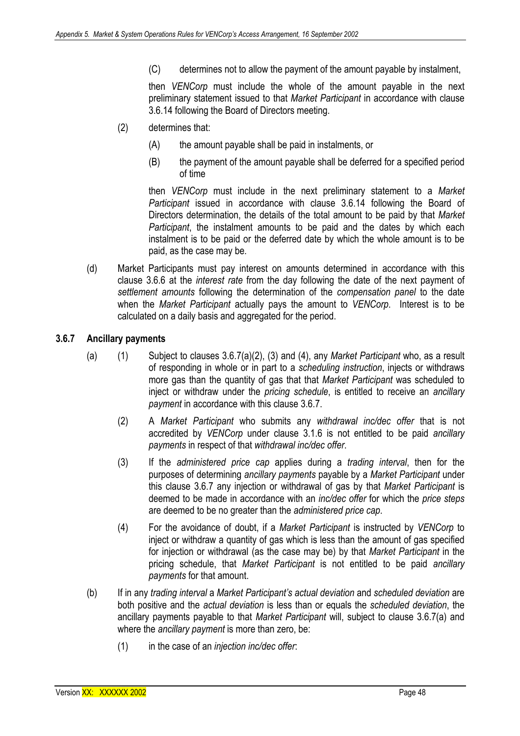(C) determines not to allow the payment of the amount payable by instalment,

then *VENCorp* must include the whole of the amount payable in the next preliminary statement issued to that *Market Participant* in accordance with clause 3.6.14 following the Board of Directors meeting.

(2) determines that:

(A) the amount payable shall be paid in instalments, or

(B) the payment of the amount payable shall be deferred for a specified period of time

then *VENCorp* must include in the next preliminary statement to a *Market Participant* issued in accordance with clause 3.6.14 following the Board of Directors determination, the details of the total amount to be paid by that *Market Participant*, the instalment amounts to be paid and the dates by which each instalment is to be paid or the deferred date by which the whole amount is to be paid, as the case may be.

(d) Market Participants must pay interest on amounts determined in accordance with this clause 3.6.6 at the *interest rate* from the day following the date of the next payment of *settlement amounts* following the determination of the *compensation panel* to the date when the *Market Participant* actually pays the amount to *VENCorp*. Interest is to be calculated on a daily basis and aggregated for the period.

### 3.6.7 Ancillary payments

(a) (1) Subject to clauses 3.6.7(a)(2), (3) and (4), any *Market Participant* who, as a result of responding in whole or in part to a *scheduling instruction*, injects or withdraws more gas than the quantity of gas that that *Market Participant* was scheduled to inject or withdraw under the *pricing schedule*, is entitled to receive an *ancillary payment* in accordance with this clause 3.6.7.

(2) A *Market Participant* who submits any *withdrawal inc/dec offer* that is not accredited by *VENCorp* under clause 3.1.6 is not entitled to be paid *ancillary payments* in respect of that *withdrawal inc/dec offer*.

(3) If the *administered price cap* applies during a *trading interval*, then for the purposes of determining *ancillary payments* payable by a *Market Participant* under this clause 3.6.7 any injection or withdrawal of gas by that *Market Participant* is deemed to be made in accordance with an *inc/dec offer* for which the *price steps* are deemed to be no greater than the *administered price cap*.

(4) For the avoidance of doubt, if a *Market Participant* is instructed by *VENCorp* to inject or withdraw a quantity of gas which is less than the amount of gas specified for injection or withdrawal (as the case may be) by that *Market Participant* in the pricing schedule, that *Market Participant* is not entitled to be paid *ancillary payments* for that amount.

(b) If in any *trading interval* a *Market Participant's actual deviation* and *scheduled deviation* are both positive and the *actual deviation* is less than or equals the *scheduled deviation*, the ancillary payments payable to that *Market Participant* will, subject to clause 3.6.7(a) and where the *ancillary payment* is more than zero, be:

(1) in the case of an *injection inc/dec offer*: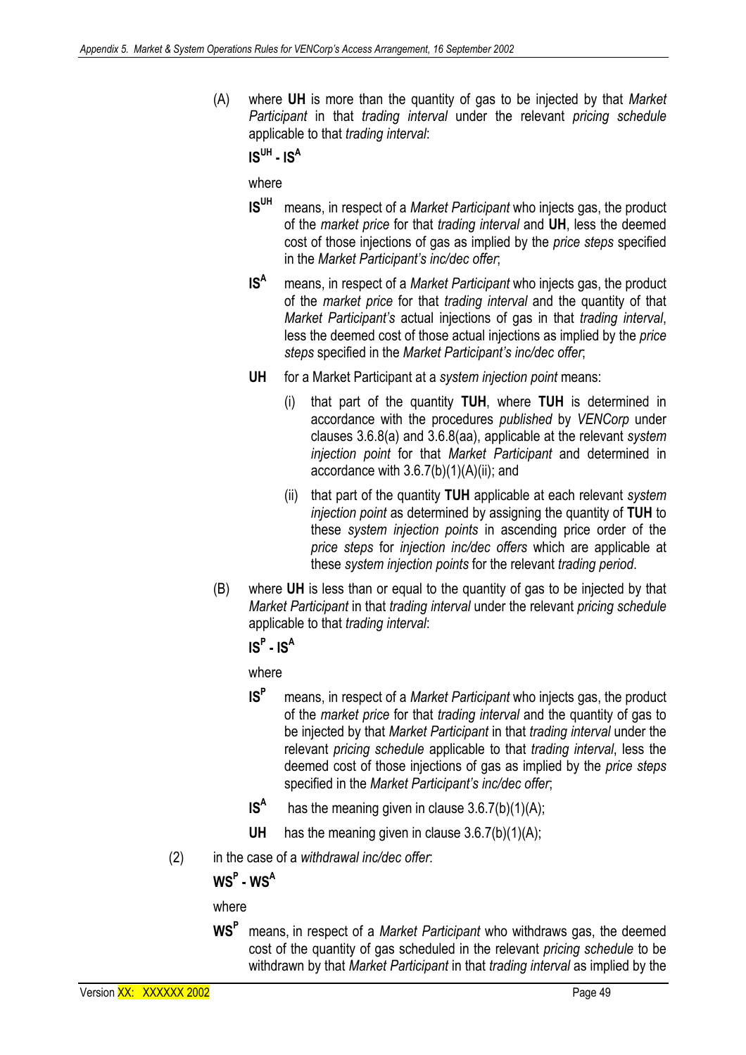(A) where **UH** is more than the quantity of gas to be injected by that *Market Participant* in that *trading interval* under the relevant *pricing schedule* applicable to that *trading interval*:

$\mathbf{IS^{UH} - IS^{A}}$

where

$\mathbf{IS^{UH}}$ means, in respect of a *Market Participant* who injects gas, the product of the *market price* for that *trading interval* and **UH**, less the deemed cost of those injections of gas as implied by the *price steps* specified in the *Market Participant's inc/dec offer*;

$\mathbf{IS^{A}}$ means, in respect of a *Market Participant* who injects gas, the product of the *market price* for that *trading interval* and the quantity of that *Market Participant's* actual injections of gas in that *trading interval*, less the deemed cost of those actual injections as implied by the *price steps* specified in the *Market Participant's inc/dec offer*;

**UH** for a Market Participant at a *system injection point* means:

(i) that part of the quantity **TUH**, where **TUH** is determined in accordance with the procedures *published* by *VENCorp* under clauses 3.6.8(a) and 3.6.8(aa), applicable at the relevant *system injection point* for that *Market Participant* and determined in accordance with 3.6.7(b)(1)(A)(ii); and

(ii) that part of the quantity **TUH** applicable at each relevant *system injection point* as determined by assigning the quantity of **TUH** to these *system injection points* in ascending price order of the *price steps* for *injection inc/dec offers* which are applicable at these *system injection points* for the relevant *trading period*.

(B) where **UH** is less than or equal to the quantity of gas to be injected by that *Market Participant* in that *trading interval* under the relevant *pricing schedule* applicable to that *trading interval*:

$\mathbf{IS^{P} - IS^{A}}$

where

$\mathbf{IS^{P}}$ means, in respect of a *Market Participant* who injects gas, the product of the *market price* for that *trading interval* and the quantity of gas to be injected by that *Market Participant* in that *trading interval* under the relevant *pricing schedule* applicable to that *trading interval*, less the deemed cost of those injections of gas as implied by the *price steps* specified in the *Market Participant's inc/dec offer*;

$\mathbf{IS^{A}}$ has the meaning given in clause 3.6.7(b)(1)(A);

**UH** has the meaning given in clause 3.6.7(b)(1)(A);

(2) in the case of a *withdrawal inc/dec offer*:

$\mathbf{WS^{P} - WS^{A}}$

where

$\mathbf{WS^{P}}$ means, in respect of a *Market Participant* who withdraws gas, the deemed cost of the quantity of gas scheduled in the relevant *pricing schedule* to be withdrawn by that *Market Participant* in that *trading interval* as implied by the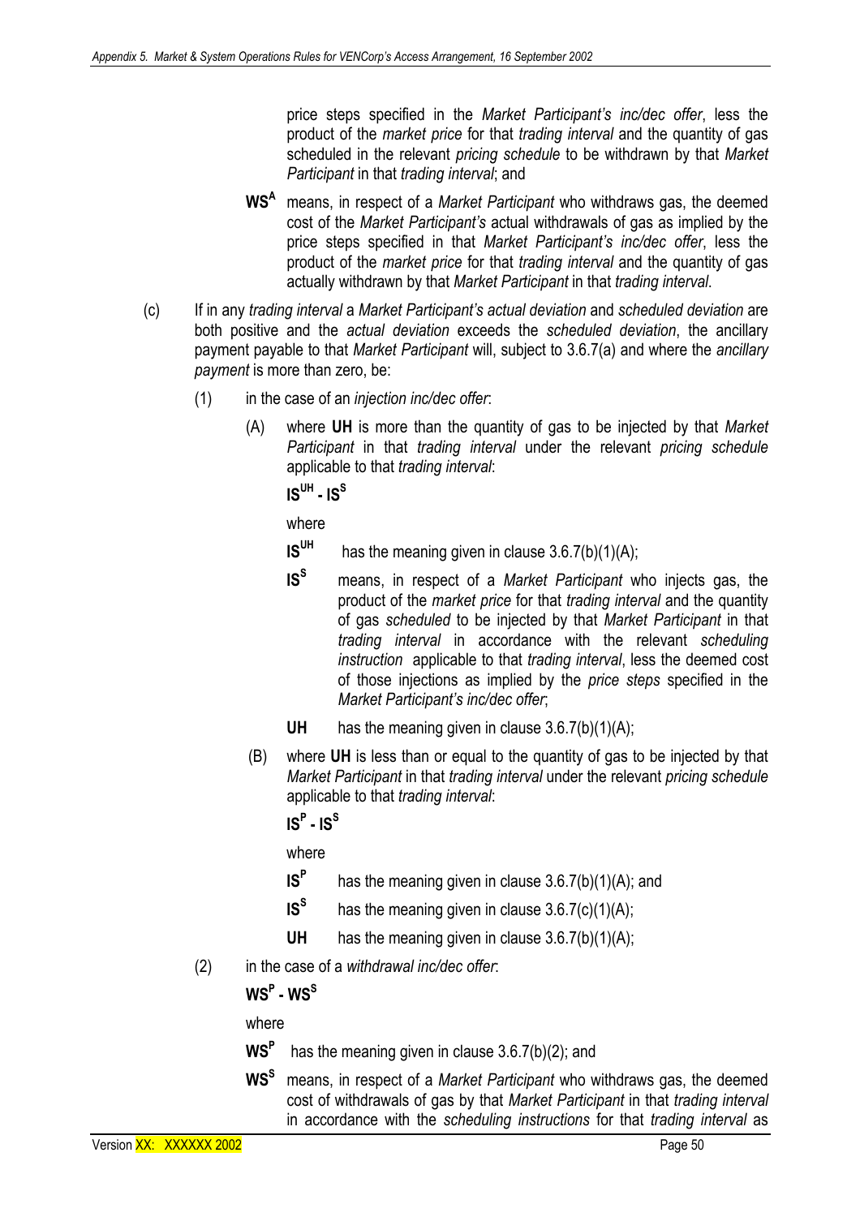price steps specified in the *Market Participant's inc/dec offer*, less the product of the *market price* for that *trading interval* and the quantity of gas scheduled in the relevant *pricing schedule* to be withdrawn by that *Market Participant* in that *trading interval*; and

$\mathbf{WS^A}$ means, in respect of a *Market Participant* who withdraws gas, the deemed cost of the *Market Participant's* actual withdrawals of gas as implied by the price steps specified in that *Market Participant's inc/dec offer*, less the product of the *market price* for that *trading interval* and the quantity of gas actually withdrawn by that *Market Participant* in that *trading interval*.

(c) If in any *trading interval* a *Market Participant's actual deviation* and *scheduled deviation* are both positive and the *actual deviation* exceeds the *scheduled deviation*, the ancillary payment payable to that *Market Participant* will, subject to 3.6.7(a) and where the *ancillary payment* is more than zero, be:

(1) in the case of an *injection inc/dec offer*:

(A) where **UH** is more than the quantity of gas to be injected by that *Market Participant* in that *trading interval* under the relevant *pricing schedule* applicable to that *trading interval*:

$\mathbf{IS^{UH} - IS^S}$

where

$\mathbf{IS^{UH}}$ has the meaning given in clause 3.6.7(b)(1)(A);

$\mathbf{IS^S}$ means, in respect of a *Market Participant* who injects gas, the product of the *market price* for that *trading interval* and the quantity of gas *scheduled* to be injected by that *Market Participant* in that *trading interval* in accordance with the relevant *scheduling instruction* applicable to that *trading interval*, less the deemed cost of those injections as implied by the *price steps* specified in the *Market Participant's inc/dec offer*;

**UH** has the meaning given in clause 3.6.7(b)(1)(A);

(B) where **UH** is less than or equal to the quantity of gas to be injected by that *Market Participant* in that *trading interval* under the relevant *pricing schedule* applicable to that *trading interval*:

$\mathbf{IS^P - IS^S}$

where

$\mathbf{IS^P}$ has the meaning given in clause 3.6.7(b)(1)(A); and

$\mathbf{IS^S}$ has the meaning given in clause 3.6.7(c)(1)(A);

**UH** has the meaning given in clause 3.6.7(b)(1)(A);

(2) in the case of a *withdrawal inc/dec offer*:

$\mathbf{WS^P - WS^S}$

where

$\mathbf{WS^P}$ has the meaning given in clause 3.6.7(b)(2); and

$\mathbf{WS^S}$ means, in respect of a *Market Participant* who withdraws gas, the deemed cost of withdrawals of gas by that *Market Participant* in that *trading interval* in accordance with the *scheduling instructions* for that *trading interval* as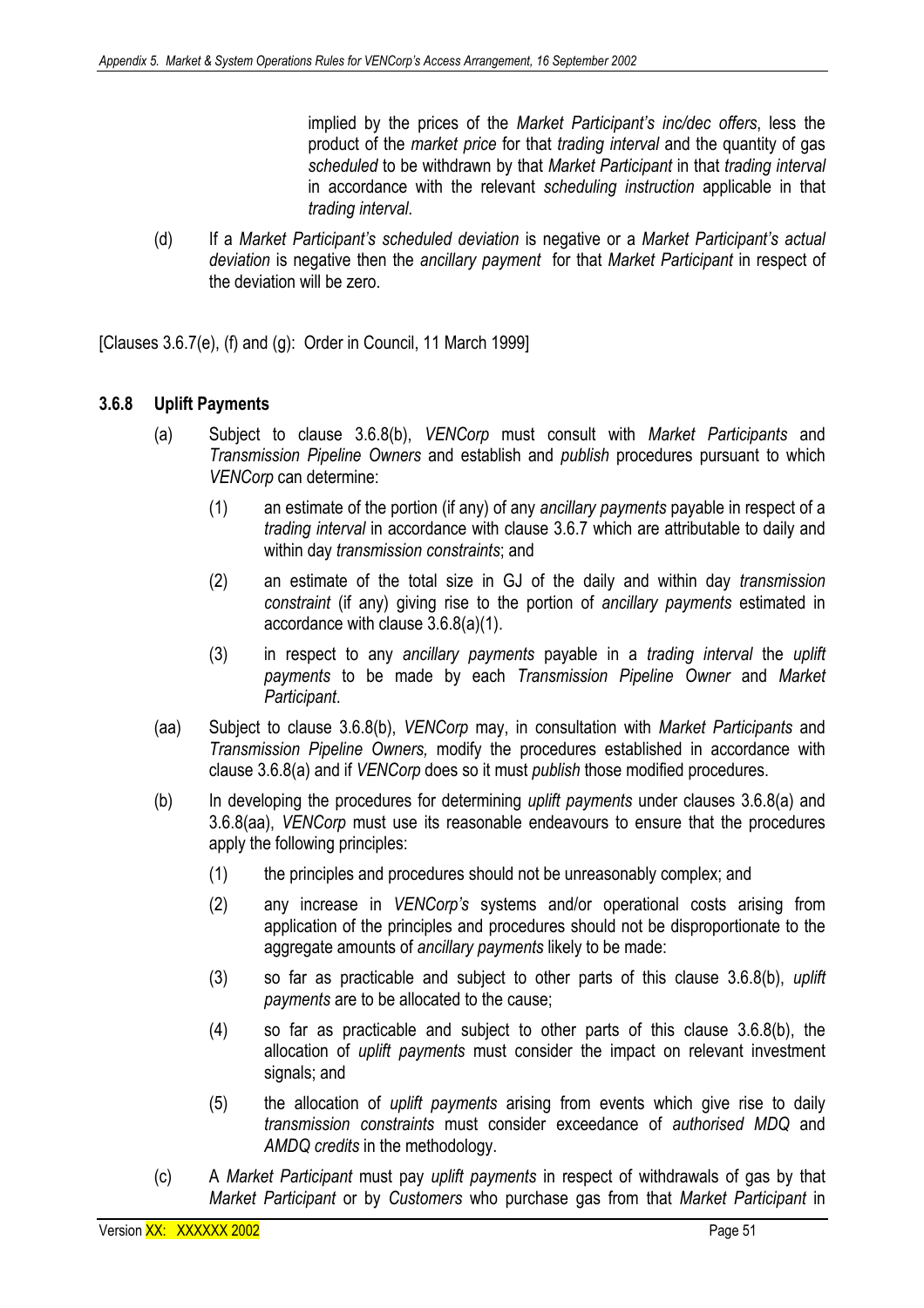implied by the prices of the *Market Participant's inc/dec offers*, less the product of the *market price* for that *trading interval* and the quantity of gas *scheduled* to be withdrawn by that *Market Participant* in that *trading interval* in accordance with the relevant *scheduling instruction* applicable in that *trading interval*.

(d) If a *Market Participant's scheduled deviation* is negative or a *Market Participant's actual deviation* is negative then the *ancillary payment* for that *Market Participant* in respect of the deviation will be zero.

[Clauses 3.6.7(e), (f) and (g): Order in Council, 11 March 1999]

### 3.6.8 Uplift Payments

(a) Subject to clause 3.6.8(b), *VENCorp* must consult with *Market Participants* and *Transmission Pipeline Owners* and establish and *publish* procedures pursuant to which *VENCorp* can determine:

(1) an estimate of the portion (if any) of any *ancillary payments* payable in respect of a *trading interval* in accordance with clause 3.6.7 which are attributable to daily and within day *transmission constraints*; and

(2) an estimate of the total size in GJ of the daily and within day *transmission constraint* (if any) giving rise to the portion of *ancillary payments* estimated in accordance with clause 3.6.8(a)(1).

(3) in respect to any *ancillary payments* payable in a *trading interval* the *uplift payments* to be made by each *Transmission Pipeline Owner* and *Market Participant*.

(aa) Subject to clause 3.6.8(b), *VENCorp* may, in consultation with *Market Participants* and *Transmission Pipeline Owners,* modify the procedures established in accordance with clause 3.6.8(a) and if *VENCorp* does so it must *publish* those modified procedures.

(b) In developing the procedures for determining *uplift payments* under clauses 3.6.8(a) and 3.6.8(aa), *VENCorp* must use its reasonable endeavours to ensure that the procedures apply the following principles:

(1) the principles and procedures should not be unreasonably complex; and

(2) any increase in *VENCorp's* systems and/or operational costs arising from application of the principles and procedures should not be disproportionate to the aggregate amounts of *ancillary payments* likely to be made:

(3) so far as practicable and subject to other parts of this clause 3.6.8(b), *uplift payments* are to be allocated to the cause;

(4) so far as practicable and subject to other parts of this clause 3.6.8(b), the allocation of *uplift payments* must consider the impact on relevant investment signals; and

(5) the allocation of *uplift payments* arising from events which give rise to daily *transmission constraints* must consider exceedance of *authorised MDQ* and *AMDQ credits* in the methodology.

(c) A *Market Participant* must pay *uplift payments* in respect of withdrawals of gas by that *Market Participant* or by *Customers* who purchase gas from that *Market Participant* in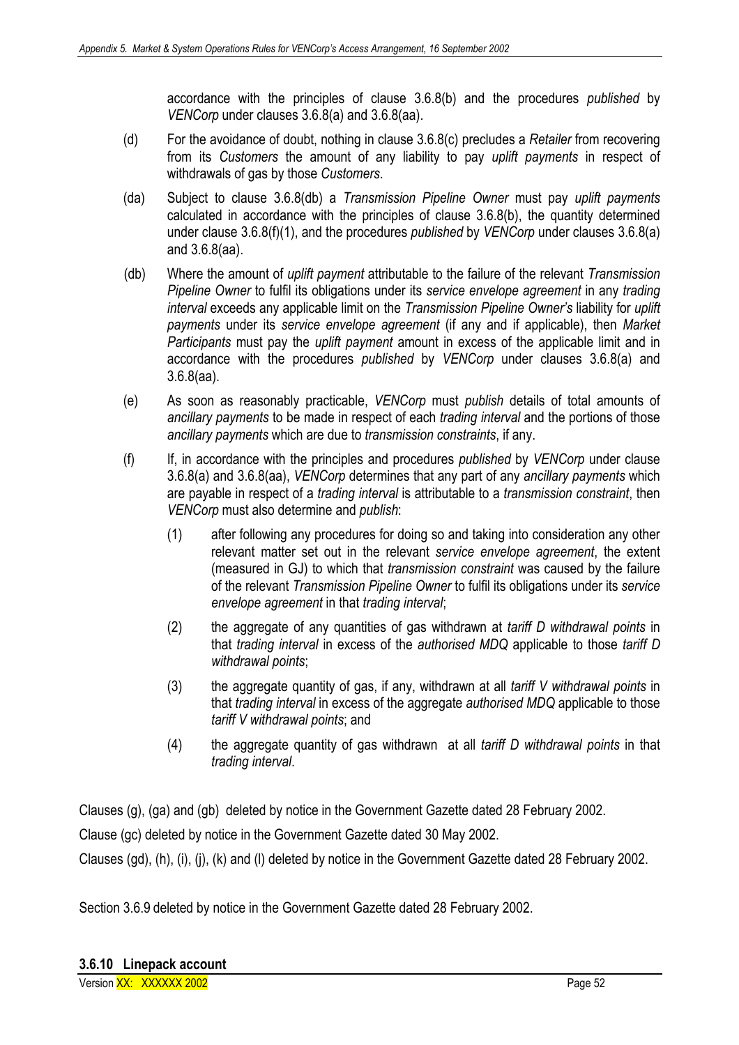accordance with the principles of clause 3.6.8(b) and the procedures *published* by *VENCorp* under clauses 3.6.8(a) and 3.6.8(aa).

(d) For the avoidance of doubt, nothing in clause 3.6.8(c) precludes a *Retailer* from recovering from its *Customers* the amount of any liability to pay *uplift payments* in respect of withdrawals of gas by those *Customers*.

(da) Subject to clause 3.6.8(db) a *Transmission Pipeline Owner* must pay *uplift payments* calculated in accordance with the principles of clause 3.6.8(b), the quantity determined under clause 3.6.8(f)(1), and the procedures *published* by *VENCorp* under clauses 3.6.8(a) and 3.6.8(aa).

(db) Where the amount of *uplift payment* attributable to the failure of the relevant *Transmission Pipeline Owner* to fulfil its obligations under its *service envelope agreement* in any *trading interval* exceeds any applicable limit on the *Transmission Pipeline Owner's* liability for *uplift payments* under its *service envelope agreement* (if any and if applicable), then *Market Participants* must pay the *uplift payment* amount in excess of the applicable limit and in accordance with the procedures *published* by *VENCorp* under clauses 3.6.8(a) and 3.6.8(aa).

(e) As soon as reasonably practicable, *VENCorp* must *publish* details of total amounts of *ancillary payments* to be made in respect of each *trading interval* and the portions of those *ancillary payments* which are due to *transmission constraints*, if any.

(f) If, in accordance with the principles and procedures *published* by *VENCorp* under clause 3.6.8(a) and 3.6.8(aa), *VENCorp* determines that any part of any *ancillary payments* which are payable in respect of a *trading interval* is attributable to a *transmission constraint*, then *VENCorp* must also determine and *publish*:

   (1) after following any procedures for doing so and taking into consideration any other relevant matter set out in the relevant *service envelope agreement*, the extent (measured in GJ) to which that *transmission constraint* was caused by the failure of the relevant *Transmission Pipeline Owner* to fulfil its obligations under its *service envelope agreement* in that *trading interval*;

   (2) the aggregate of any quantities of gas withdrawn at *tariff D withdrawal points* in that *trading interval* in excess of the *authorised MDQ* applicable to those *tariff D withdrawal points*;

   (3) the aggregate quantity of gas, if any, withdrawn at all *tariff V withdrawal points* in that *trading interval* in excess of the aggregate *authorised MDQ* applicable to those *tariff V withdrawal points*; and

   (4) the aggregate quantity of gas withdrawn at all *tariff D withdrawal points* in that *trading interval*.

Clauses (g), (ga) and (gb) deleted by notice in the Government Gazette dated 28 February 2002.

Clause (gc) deleted by notice in the Government Gazette dated 30 May 2002.

Clauses (gd), (h), (i), (j), (k) and (l) deleted by notice in the Government Gazette dated 28 February 2002.

Section 3.6.9 deleted by notice in the Government Gazette dated 28 February 2002.

#### 3.6.10 Linepack account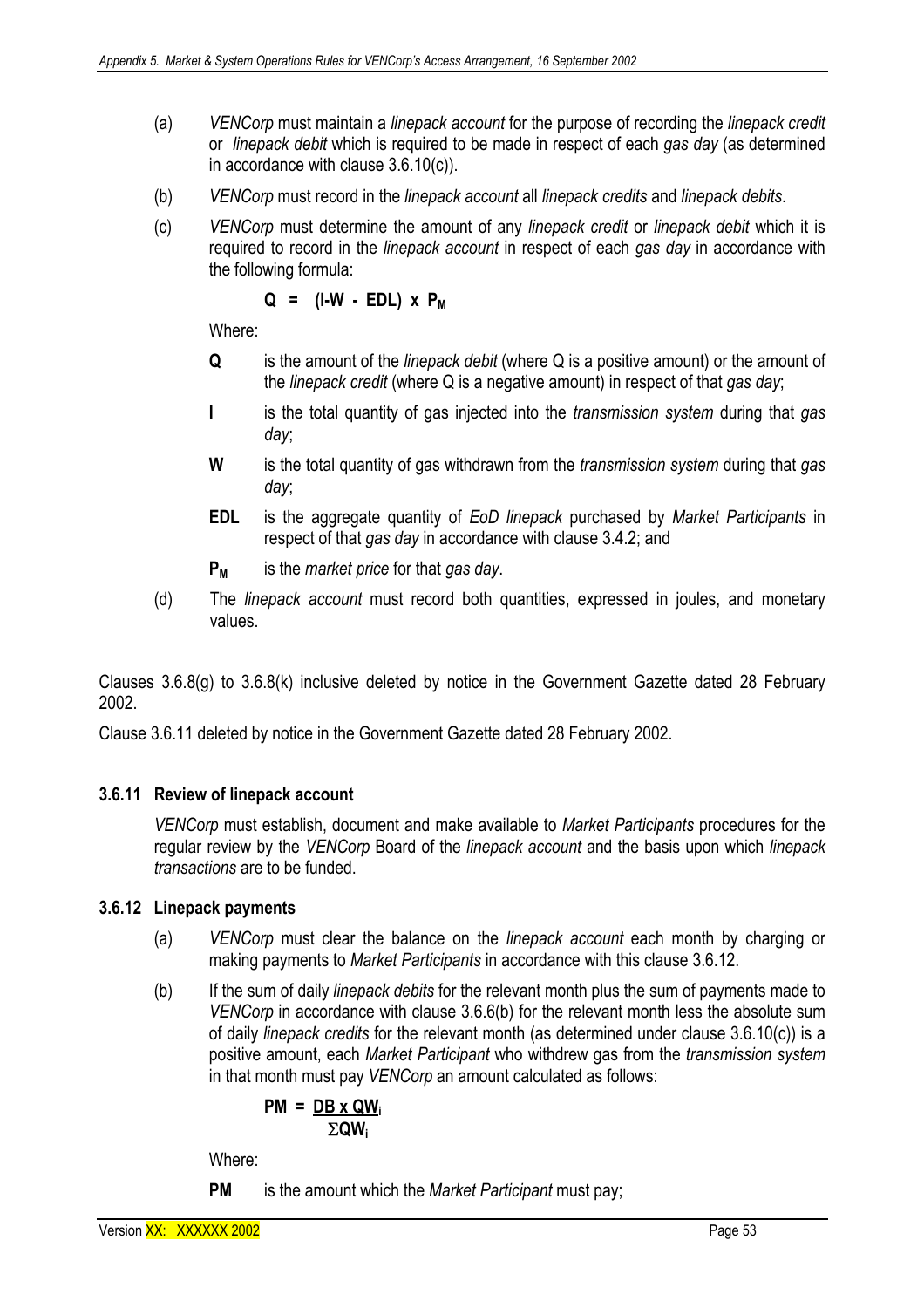(a) *VENCorp* must maintain a *linepack account* for the purpose of recording the *linepack credit* or *linepack debit* which is required to be made in respect of each *gas day* (as determined in accordance with clause 3.6.10(c)).

(b) *VENCorp* must record in the *linepack account* all *linepack credits* and *linepack debits*.

(c) *VENCorp* must determine the amount of any *linepack credit* or *linepack debit* which it is required to record in the *linepack account* in respect of each *gas day* in accordance with the following formula:

$$\mathbf{Q = (I - W - EDL) \times P_M}$$

Where:

**Q** is the amount of the *linepack debit* (where Q is a positive amount) or the amount of the *linepack credit* (where Q is a negative amount) in respect of that *gas day*;

**I** is the total quantity of gas injected into the *transmission system* during that *gas day*;

**W** is the total quantity of gas withdrawn from the *transmission system* during that *gas day*;

**EDL** is the aggregate quantity of *EoD linepack* purchased by *Market Participants* in respect of that *gas day* in accordance with clause 3.4.2; and

$\mathbf{P_M}$ is the *market price* for that *gas day*.

(d) The *linepack account* must record both quantities, expressed in joules, and monetary values.

Clauses 3.6.8(g) to 3.6.8(k) inclusive deleted by notice in the Government Gazette dated 28 February 2002.

Clause 3.6.11 deleted by notice in the Government Gazette dated 28 February 2002.

### 3.6.11 Review of linepack account

*VENCorp* must establish, document and make available to *Market Participants* procedures for the regular review by the *VENCorp* Board of the *linepack account* and the basis upon which *linepack transactions* are to be funded.

### 3.6.12 Linepack payments

(a) *VENCorp* must clear the balance on the *linepack account* each month by charging or making payments to *Market Participants* in accordance with this clause 3.6.12.

(b) If the sum of daily *linepack debits* for the relevant month plus the sum of payments made to *VENCorp* in accordance with clause 3.6.6(b) for the relevant month less the absolute sum of daily *linepack credits* for the relevant month (as determined under clause 3.6.10(c)) is a positive amount, each *Market Participant* who withdrew gas from the *transmission system* in that month must pay *VENCorp* an amount calculated as follows:

$$\mathbf{PM = \frac{DB \times QW_i}{\Sigma QW_i}}$$

Where:

**PM** is the amount which the *Market Participant* must pay;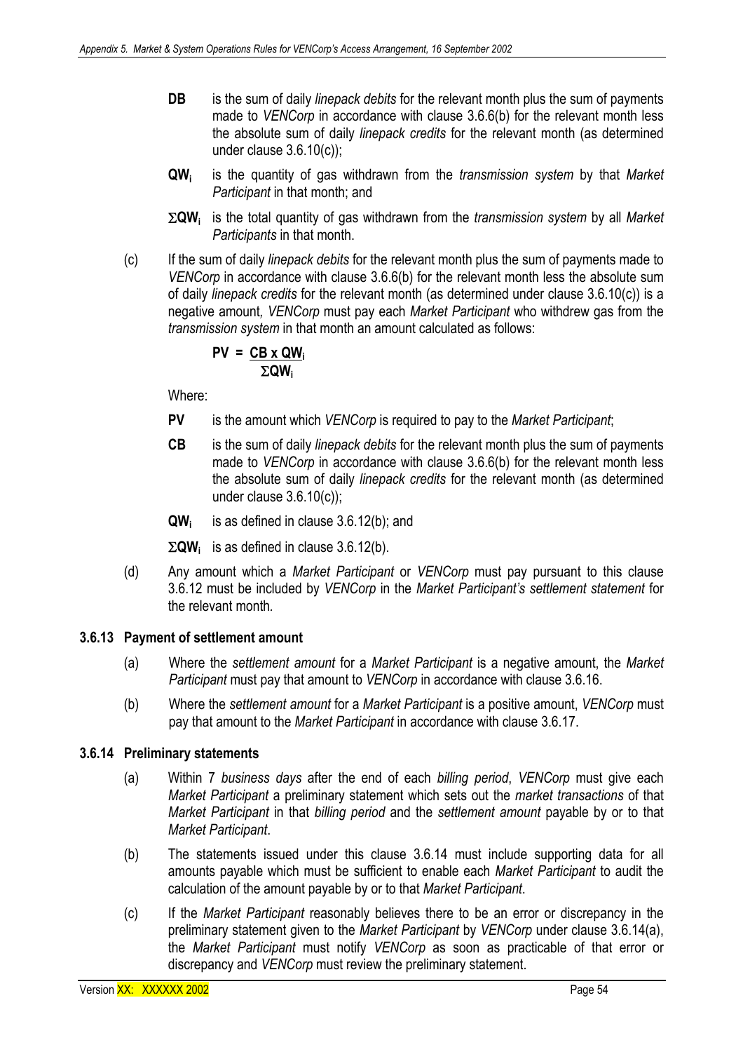**DB** is the sum of daily *linepack debits* for the relevant month plus the sum of payments made to *VENCorp* in accordance with clause 3.6.6(b) for the relevant month less the absolute sum of daily *linepack credits* for the relevant month (as determined under clause 3.6.10(c));

**$QW_i$** is the quantity of gas withdrawn from the *transmission system* by that *Market Participant* in that month; and

**$\Sigma QW_i$** is the total quantity of gas withdrawn from the *transmission system* by all *Market Participants* in that month.

(c) If the sum of daily *linepack debits* for the relevant month plus the sum of payments made to *VENCorp* in accordance with clause 3.6.6(b) for the relevant month less the absolute sum of daily *linepack credits* for the relevant month (as determined under clause 3.6.10(c)) is a negative amount*, VENCorp* must pay each *Market Participant* who withdrew gas from the *transmission system* in that month an amount calculated as follows:

$$PV = \frac{CB \times QW_i}{\Sigma QW_i}$$

Where:

**PV** is the amount which *VENCorp* is required to pay to the *Market Participant*;

**CB** is the sum of daily *linepack debits* for the relevant month plus the sum of payments made to *VENCorp* in accordance with clause 3.6.6(b) for the relevant month less the absolute sum of daily *linepack credits* for the relevant month (as determined under clause 3.6.10(c));

**$QW_i$** is as defined in clause 3.6.12(b); and

**$\Sigma QW_i$** is as defined in clause 3.6.12(b).

(d) Any amount which a *Market Participant* or *VENCorp* must pay pursuant to this clause 3.6.12 must be included by *VENCorp* in the *Market Participant's settlement statement* for the relevant month.

### 3.6.13 Payment of settlement amount

(a) Where the *settlement amount* for a *Market Participant* is a negative amount, the *Market Participant* must pay that amount to *VENCorp* in accordance with clause 3.6.16.

(b) Where the *settlement amount* for a *Market Participant* is a positive amount, *VENCorp* must pay that amount to the *Market Participant* in accordance with clause 3.6.17.

### 3.6.14 Preliminary statements

(a) Within 7 *business days* after the end of each *billing period*, *VENCorp* must give each *Market Participant* a preliminary statement which sets out the *market transactions* of that *Market Participant* in that *billing period* and the *settlement amount* payable by or to that *Market Participant*.

(b) The statements issued under this clause 3.6.14 must include supporting data for all amounts payable which must be sufficient to enable each *Market Participant* to audit the calculation of the amount payable by or to that *Market Participant*.

(c) If the *Market Participant* reasonably believes there to be an error or discrepancy in the preliminary statement given to the *Market Participant* by *VENCorp* under clause 3.6.14(a), the *Market Participant* must notify *VENCorp* as soon as practicable of that error or discrepancy and *VENCorp* must review the preliminary statement.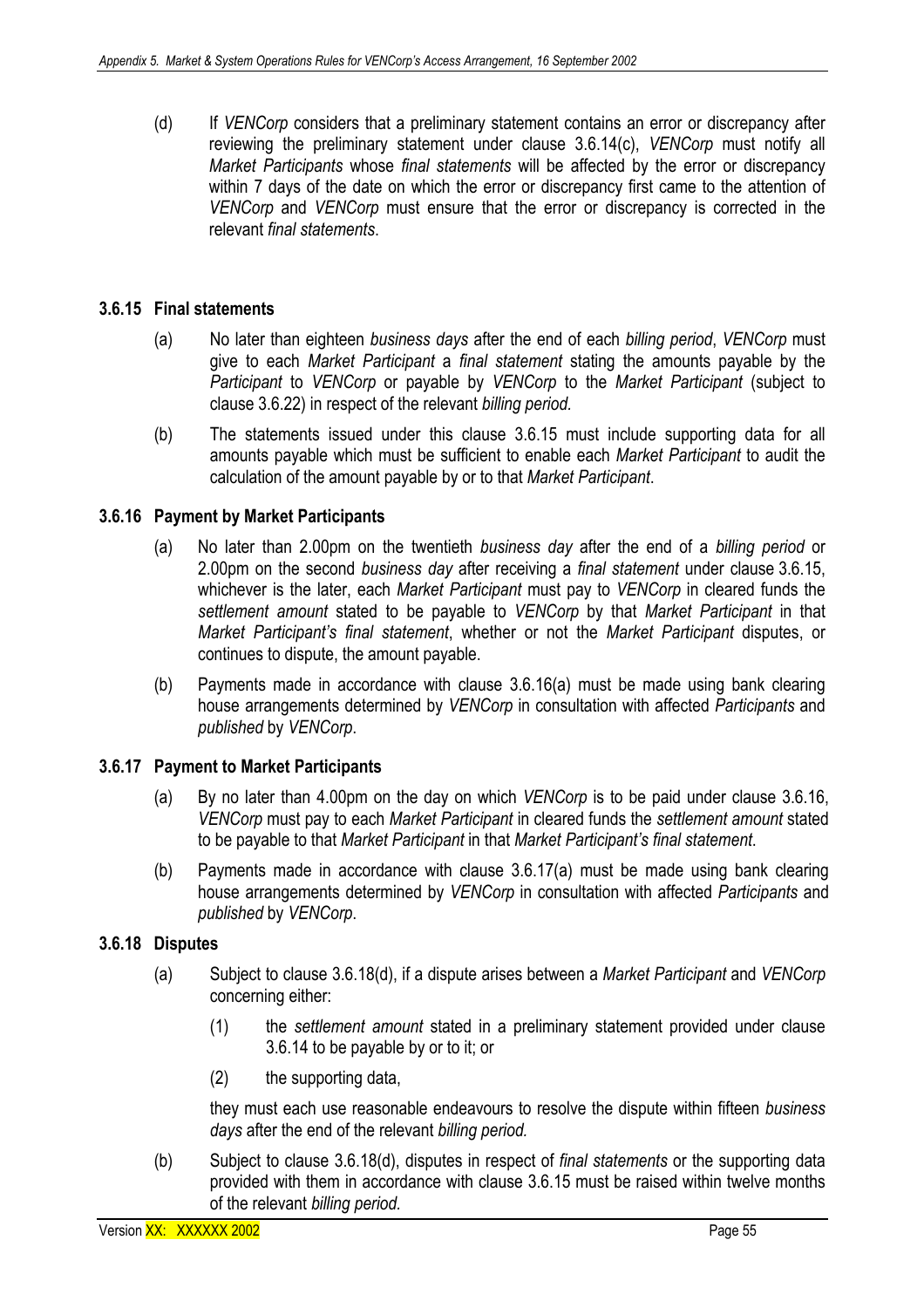(d) If *VENCorp* considers that a preliminary statement contains an error or discrepancy after reviewing the preliminary statement under clause 3.6.14(c), *VENCorp* must notify all *Market Participants* whose *final statements* will be affected by the error or discrepancy within 7 days of the date on which the error or discrepancy first came to the attention of *VENCorp* and *VENCorp* must ensure that the error or discrepancy is corrected in the relevant *final statements*.

### 3.6.15 Final statements

(a) No later than eighteen *business days* after the end of each *billing period*, *VENCorp* must give to each *Market Participant* a *final statement* stating the amounts payable by the *Participant* to *VENCorp* or payable by *VENCorp* to the *Market Participant* (subject to clause 3.6.22) in respect of the relevant *billing period.*

(b) The statements issued under this clause 3.6.15 must include supporting data for all amounts payable which must be sufficient to enable each *Market Participant* to audit the calculation of the amount payable by or to that *Market Participant*.

### 3.6.16 Payment by Market Participants

(a) No later than 2.00pm on the twentieth *business day* after the end of a *billing period* or 2.00pm on the second *business day* after receiving a *final statement* under clause 3.6.15, whichever is the later, each *Market Participant* must pay to *VENCorp* in cleared funds the *settlement amount* stated to be payable to *VENCorp* by that *Market Participant* in that *Market Participant's final statement*, whether or not the *Market Participant* disputes, or continues to dispute, the amount payable.

(b) Payments made in accordance with clause 3.6.16(a) must be made using bank clearing house arrangements determined by *VENCorp* in consultation with affected *Participants* and *published* by *VENCorp*.

### 3.6.17 Payment to Market Participants

(a) By no later than 4.00pm on the day on which *VENCorp* is to be paid under clause 3.6.16, *VENCorp* must pay to each *Market Participant* in cleared funds the *settlement amount* stated to be payable to that *Market Participant* in that *Market Participant's final statement*.

(b) Payments made in accordance with clause 3.6.17(a) must be made using bank clearing house arrangements determined by *VENCorp* in consultation with affected *Participants* and *published* by *VENCorp*.

### 3.6.18 Disputes

(a) Subject to clause 3.6.18(d), if a dispute arises between a *Market Participant* and *VENCorp* concerning either:

   (1) the *settlement amount* stated in a preliminary statement provided under clause 3.6.14 to be payable by or to it; or

   (2) the supporting data,

   they must each use reasonable endeavours to resolve the dispute within fifteen *business days* after the end of the relevant *billing period.*

(b) Subject to clause 3.6.18(d), disputes in respect of *final statements* or the supporting data provided with them in accordance with clause 3.6.15 must be raised within twelve months of the relevant *billing period.*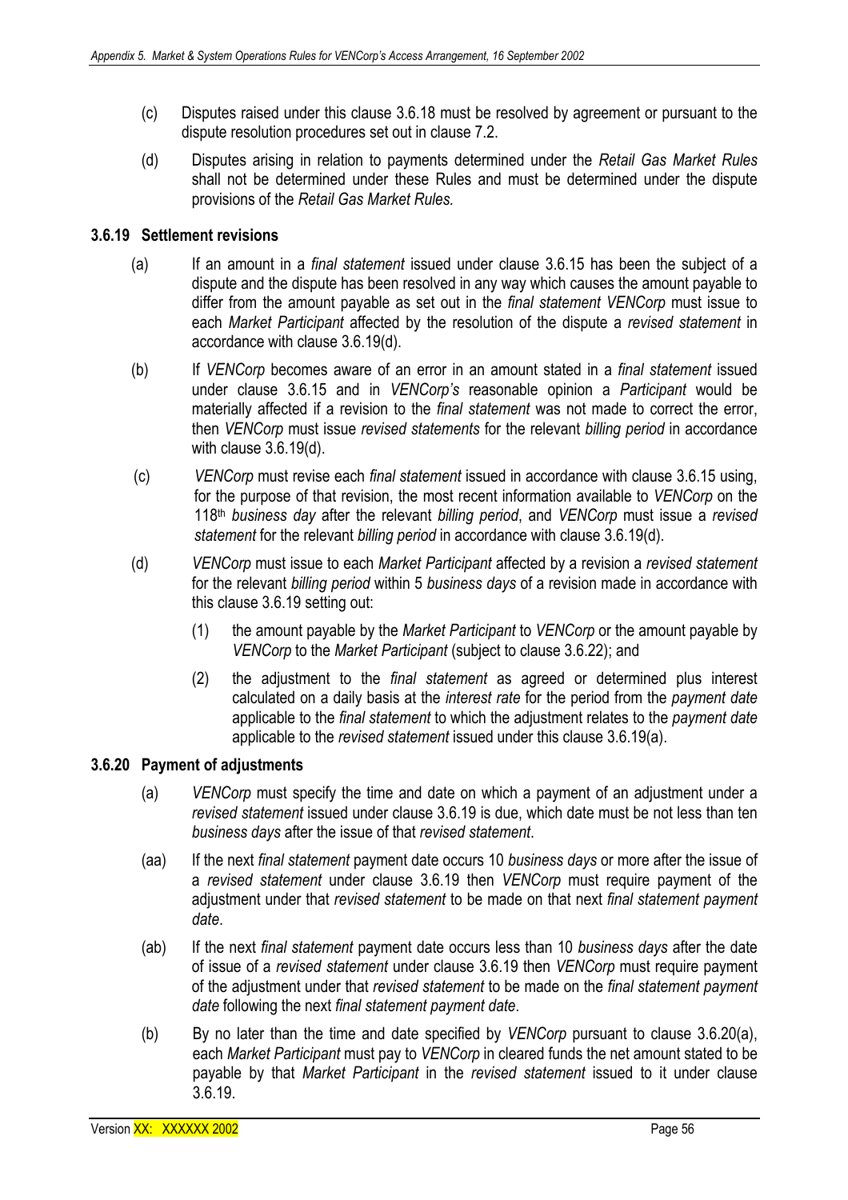(c) Disputes raised under this clause 3.6.18 must be resolved by agreement or pursuant to the dispute resolution procedures set out in clause 7.2.

(d) Disputes arising in relation to payments determined under the *Retail Gas Market Rules* shall not be determined under these Rules and must be determined under the dispute provisions of the *Retail Gas Market Rules.*

### 3.6.19 Settlement revisions

(a) If an amount in a *final statement* issued under clause 3.6.15 has been the subject of a dispute and the dispute has been resolved in any way which causes the amount payable to differ from the amount payable as set out in the *final statement VENCorp* must issue to each *Market Participant* affected by the resolution of the dispute a *revised statement* in accordance with clause 3.6.19(d).

(b) If *VENCorp* becomes aware of an error in an amount stated in a *final statement* issued under clause 3.6.15 and in *VENCorp's* reasonable opinion a *Participant* would be materially affected if a revision to the *final statement* was not made to correct the error, then *VENCorp* must issue *revised statements* for the relevant *billing period* in accordance with clause 3.6.19(d).

(c) *VENCorp* must revise each *final statement* issued in accordance with clause 3.6.15 using, for the purpose of that revision, the most recent information available to *VENCorp* on the 118th *business day* after the relevant *billing period*, and *VENCorp* must issue a *revised statement* for the relevant *billing period* in accordance with clause 3.6.19(d).

(d) *VENCorp* must issue to each *Market Participant* affected by a revision a *revised statement* for the relevant *billing period* within 5 *business days* of a revision made in accordance with this clause 3.6.19 setting out:

   (1) the amount payable by the *Market Participant* to *VENCorp* or the amount payable by *VENCorp* to the *Market Participant* (subject to clause 3.6.22); and

   (2) the adjustment to the *final statement* as agreed or determined plus interest calculated on a daily basis at the *interest rate* for the period from the *payment date* applicable to the *final statement* to which the adjustment relates to the *payment date* applicable to the *revised statement* issued under this clause 3.6.19(a).

### 3.6.20 Payment of adjustments

(a) *VENCorp* must specify the time and date on which a payment of an adjustment under a *revised statement* issued under clause 3.6.19 is due, which date must be not less than ten *business days* after the issue of that *revised statement*.

(aa) If the next *final statement* payment date occurs 10 *business days* or more after the issue of a *revised statement* under clause 3.6.19 then *VENCorp* must require payment of the adjustment under that *revised statement* to be made on that next *final statement payment date*.

(ab) If the next *final statement* payment date occurs less than 10 *business days* after the date of issue of a *revised statement* under clause 3.6.19 then *VENCorp* must require payment of the adjustment under that *revised statement* to be made on the *final statement payment date* following the next *final statement payment date*.

(b) By no later than the time and date specified by *VENCorp* pursuant to clause 3.6.20(a), each *Market Participant* must pay to *VENCorp* in cleared funds the net amount stated to be payable by that *Market Participant* in the *revised statement* issued to it under clause 3.6.19.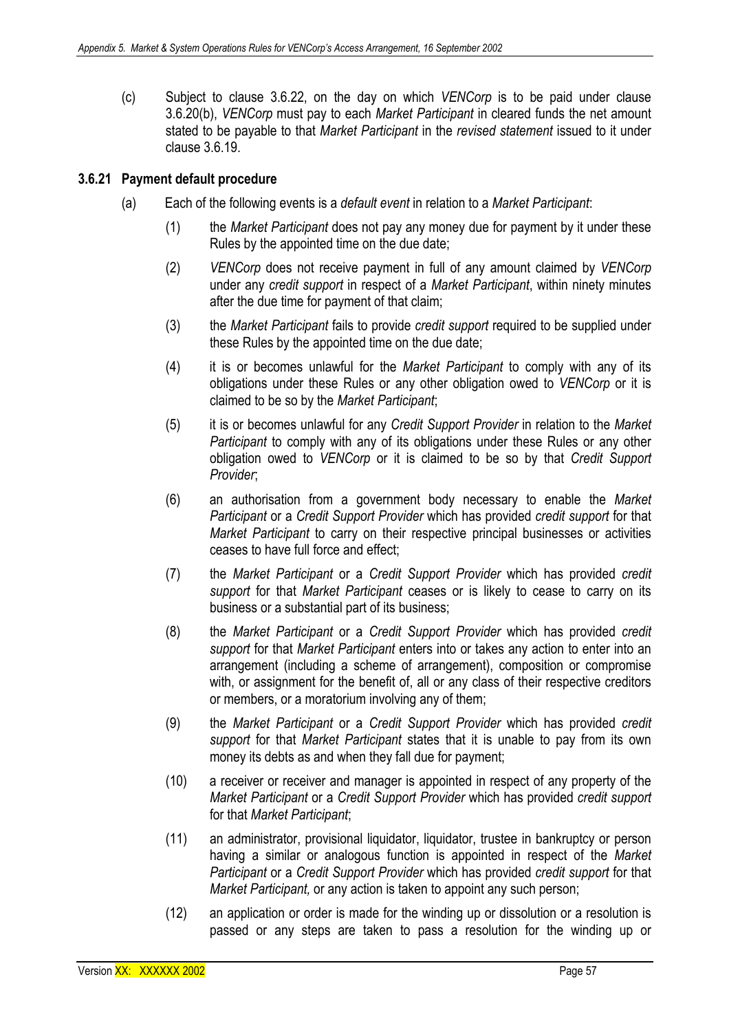(c) Subject to clause 3.6.22, on the day on which *VENCorp* is to be paid under clause 3.6.20(b), *VENCorp* must pay to each *Market Participant* in cleared funds the net amount stated to be payable to that *Market Participant* in the *revised statement* issued to it under clause 3.6.19.

### 3.6.21 Payment default procedure

(a) Each of the following events is a *default event* in relation to a *Market Participant*:

(1) the *Market Participant* does not pay any money due for payment by it under these Rules by the appointed time on the due date;

(2) *VENCorp* does not receive payment in full of any amount claimed by *VENCorp* under any *credit support* in respect of a *Market Participant*, within ninety minutes after the due time for payment of that claim;

(3) the *Market Participant* fails to provide *credit support* required to be supplied under these Rules by the appointed time on the due date;

(4) it is or becomes unlawful for the *Market Participant* to comply with any of its obligations under these Rules or any other obligation owed to *VENCorp* or it is claimed to be so by the *Market Participant*;

(5) it is or becomes unlawful for any *Credit Support Provider* in relation to the *Market Participant* to comply with any of its obligations under these Rules or any other obligation owed to *VENCorp* or it is claimed to be so by that *Credit Support Provider*;

(6) an authorisation from a government body necessary to enable the *Market Participant* or a *Credit Support Provider* which has provided *credit support* for that *Market Participant* to carry on their respective principal businesses or activities ceases to have full force and effect;

(7) the *Market Participant* or a *Credit Support Provider* which has provided *credit support* for that *Market Participant* ceases or is likely to cease to carry on its business or a substantial part of its business;

(8) the *Market Participant* or a *Credit Support Provider* which has provided *credit support* for that *Market Participant* enters into or takes any action to enter into an arrangement (including a scheme of arrangement), composition or compromise with, or assignment for the benefit of, all or any class of their respective creditors or members, or a moratorium involving any of them;

(9) the *Market Participant* or a *Credit Support Provider* which has provided *credit support* for that *Market Participant* states that it is unable to pay from its own money its debts as and when they fall due for payment;

(10) a receiver or receiver and manager is appointed in respect of any property of the *Market Participant* or a *Credit Support Provider* which has provided *credit support* for that *Market Participant*;

(11) an administrator, provisional liquidator, liquidator, trustee in bankruptcy or person having a similar or analogous function is appointed in respect of the *Market Participant* or a *Credit Support Provider* which has provided *credit support* for that *Market Participant,* or any action is taken to appoint any such person;

(12) an application or order is made for the winding up or dissolution or a resolution is passed or any steps are taken to pass a resolution for the winding up or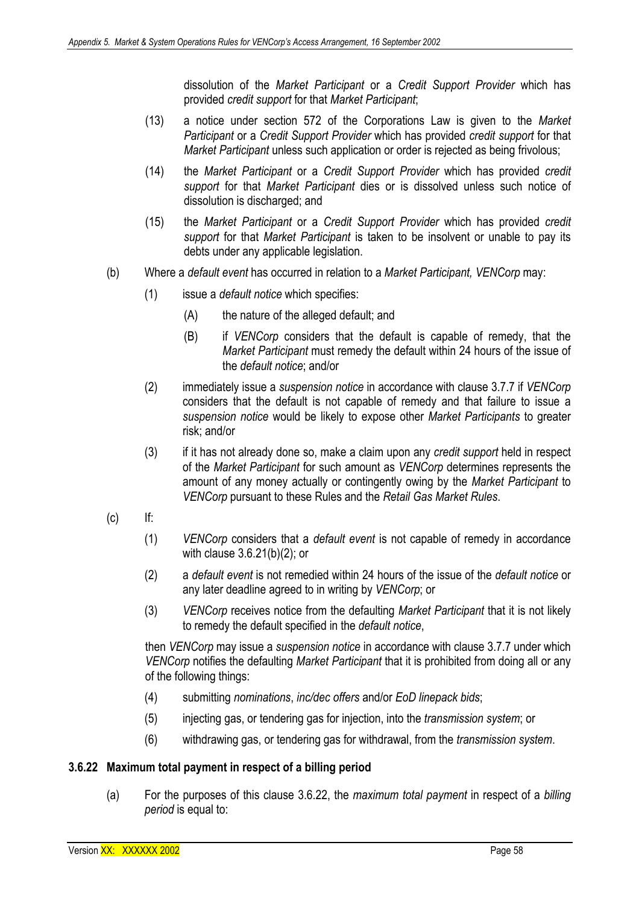dissolution of the *Market Participant* or a *Credit Support Provider* which has provided *credit support* for that *Market Participant*;

(13) a notice under section 572 of the Corporations Law is given to the *Market Participant* or a *Credit Support Provider* which has provided *credit support* for that *Market Participant* unless such application or order is rejected as being frivolous;

(14) the *Market Participant* or a *Credit Support Provider* which has provided *credit support* for that *Market Participant* dies or is dissolved unless such notice of dissolution is discharged; and

(15) the *Market Participant* or a *Credit Support Provider* which has provided *credit support* for that *Market Participant* is taken to be insolvent or unable to pay its debts under any applicable legislation.

(b) Where a *default event* has occurred in relation to a *Market Participant, VENCorp* may:

(1) issue a *default notice* which specifies:

(A) the nature of the alleged default; and

(B) if *VENCorp* considers that the default is capable of remedy, that the *Market Participant* must remedy the default within 24 hours of the issue of the *default notice*; and/or

(2) immediately issue a *suspension notice* in accordance with clause 3.7.7 if *VENCorp* considers that the default is not capable of remedy and that failure to issue a *suspension notice* would be likely to expose other *Market Participants* to greater risk; and/or

(3) if it has not already done so, make a claim upon any *credit support* held in respect of the *Market Participant* for such amount as *VENCorp* determines represents the amount of any money actually or contingently owing by the *Market Participant* to *VENCorp* pursuant to these Rules and the *Retail Gas Market Rules*.

(c) If:

(1) *VENCorp* considers that a *default event* is not capable of remedy in accordance with clause 3.6.21(b)(2); or

(2) a *default event* is not remedied within 24 hours of the issue of the *default notice* or any later deadline agreed to in writing by *VENCorp*; or

(3) *VENCorp* receives notice from the defaulting *Market Participant* that it is not likely to remedy the default specified in the *default notice*,

then *VENCorp* may issue a *suspension notice* in accordance with clause 3.7.7 under which *VENCorp* notifies the defaulting *Market Participant* that it is prohibited from doing all or any of the following things:

(4) submitting *nominations*, *inc/dec offers* and/or *EoD linepack bids*;

(5) injecting gas, or tendering gas for injection, into the *transmission system*; or

(6) withdrawing gas, or tendering gas for withdrawal, from the *transmission system*.

### 3.6.22 Maximum total payment in respect of a billing period

(a) For the purposes of this clause 3.6.22, the *maximum total payment* in respect of a *billing period* is equal to: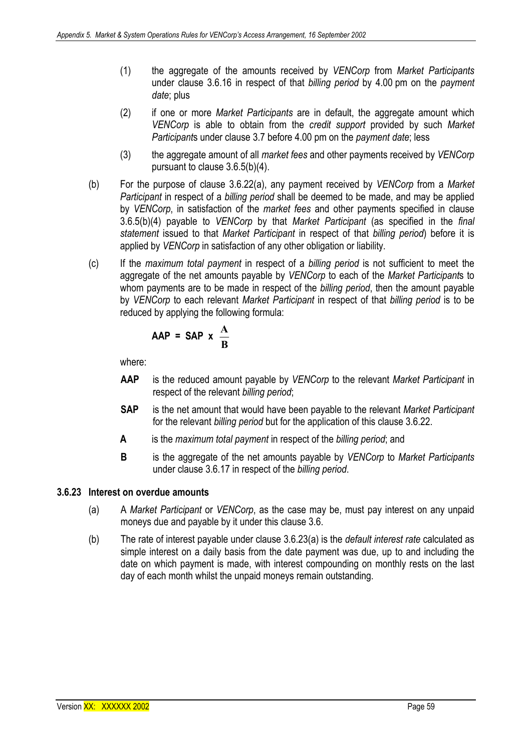(1) the aggregate of the amounts received by *VENCorp* from *Market Participants* under clause 3.6.16 in respect of that *billing period* by 4.00 pm on the *payment date*; plus

(2) if one or more *Market Participants* are in default, the aggregate amount which *VENCorp* is able to obtain from the *credit support* provided by such *Market Participant*s under clause 3.7 before 4.00 pm on the *payment date*; less

(3) the aggregate amount of all *market fees* and other payments received by *VENCorp* pursuant to clause 3.6.5(b)(4).

(b) For the purpose of clause 3.6.22(a), any payment received by *VENCorp* from a *Market Participant* in respect of a *billing period* shall be deemed to be made, and may be applied by *VENCorp*, in satisfaction of the *market fees* and other payments specified in clause 3.6.5(b)(4) payable to *VENCorp* by that *Market Participant* (as specified in the *final statement* issued to that *Market Participant* in respect of that *billing period*) before it is applied by *VENCorp* in satisfaction of any other obligation or liability.

(c) If the *maximum total payment* in respect of a *billing period* is not sufficient to meet the aggregate of the net amounts payable by *VENCorp* to each of the *Market Participant*s to whom payments are to be made in respect of the *billing period*, then the amount payable by *VENCorp* to each relevant *Market Participant* in respect of that *billing period* is to be reduced by applying the following formula:

$$\mathbf{AAP = SAP \times \frac{A}{B}}$$

where:

**AAP** is the reduced amount payable by *VENCorp* to the relevant *Market Participant* in respect of the relevant *billing period*;

**SAP** is the net amount that would have been payable to the relevant *Market Participant* for the relevant *billing period* but for the application of this clause 3.6.22.

**A** is the *maximum total payment* in respect of the *billing period*; and

**B** is the aggregate of the net amounts payable by *VENCorp* to *Market Participants* under clause 3.6.17 in respect of the *billing period*.

### 3.6.23 Interest on overdue amounts

(a) A *Market Participant* or *VENCorp*, as the case may be, must pay interest on any unpaid moneys due and payable by it under this clause 3.6.

(b) The rate of interest payable under clause 3.6.23(a) is the *default interest rate* calculated as simple interest on a daily basis from the date payment was due, up to and including the date on which payment is made, with interest compounding on monthly rests on the last day of each month whilst the unpaid moneys remain outstanding.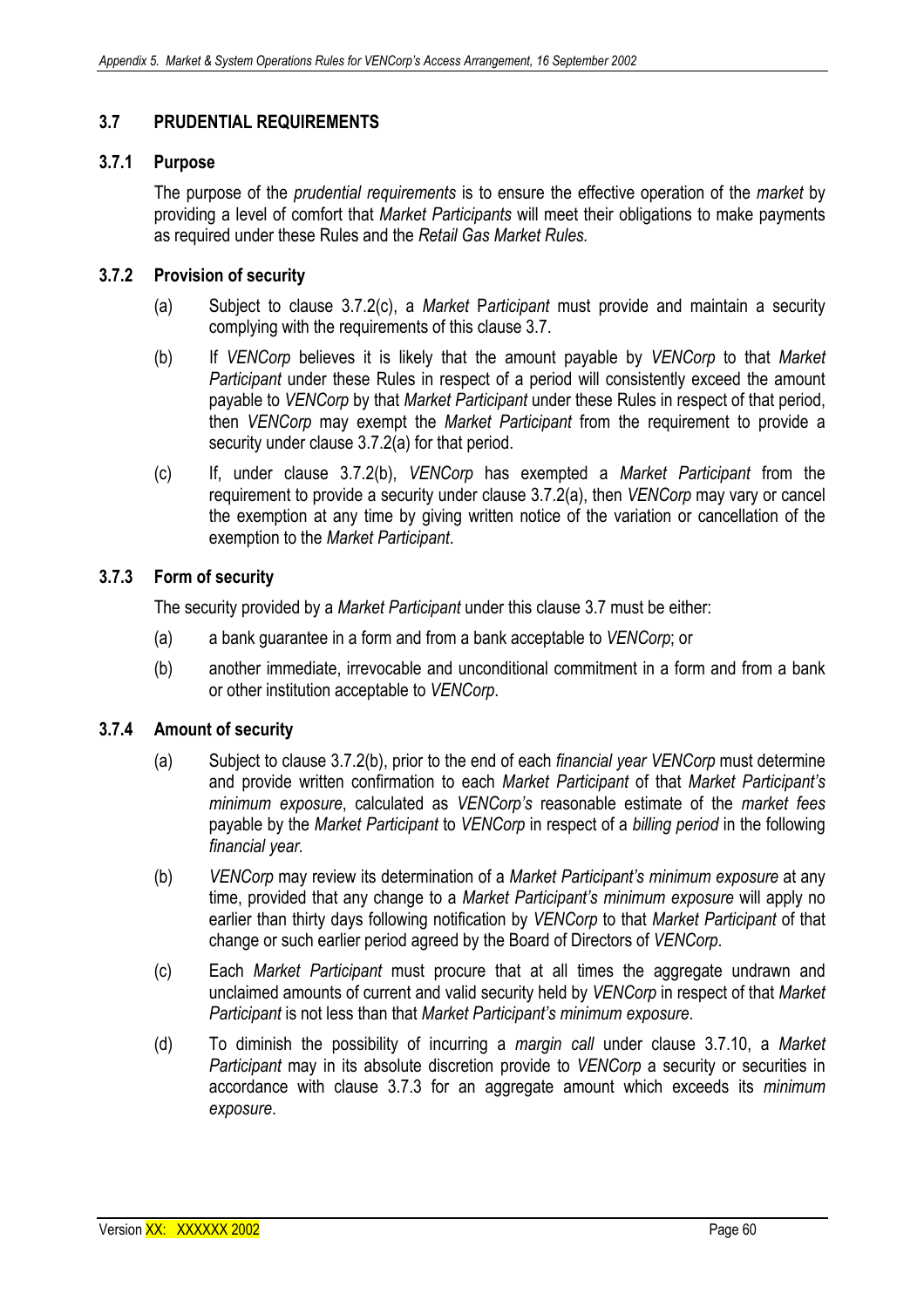### 3.7 PRUDENTIAL REQUIREMENTS

#### 3.7.1 Purpose

The purpose of the *prudential requirements* is to ensure the effective operation of the *market* by providing a level of comfort that *Market Participants* will meet their obligations to make payments as required under these Rules and the *Retail Gas Market Rules.*

#### 3.7.2 Provision of security

(a) Subject to clause 3.7.2(c), a *Market* P*articipant* must provide and maintain a security complying with the requirements of this clause 3.7.

(b) If *VENCorp* believes it is likely that the amount payable by *VENCorp* to that *Market Participant* under these Rules in respect of a period will consistently exceed the amount payable to *VENCorp* by that *Market Participant* under these Rules in respect of that period, then *VENCorp* may exempt the *Market Participant* from the requirement to provide a security under clause 3.7.2(a) for that period.

(c) If, under clause 3.7.2(b), *VENCorp* has exempted a *Market Participant* from the requirement to provide a security under clause 3.7.2(a), then *VENCorp* may vary or cancel the exemption at any time by giving written notice of the variation or cancellation of the exemption to the *Market Participant*.

#### 3.7.3 Form of security

The security provided by a *Market Participant* under this clause 3.7 must be either:

(a) a bank guarantee in a form and from a bank acceptable to *VENCorp*; or

(b) another immediate, irrevocable and unconditional commitment in a form and from a bank or other institution acceptable to *VENCorp*.

#### 3.7.4 Amount of security

(a) Subject to clause 3.7.2(b), prior to the end of each *financial year VENCorp* must determine and provide written confirmation to each *Market Participant* of that *Market Participant's minimum exposure*, calculated as *VENCorp's* reasonable estimate of the *market fees* payable by the *Market Participant* to *VENCorp* in respect of a *billing period* in the following *financial year.*

(b) *VENCorp* may review its determination of a *Market Participant's minimum exposure* at any time, provided that any change to a *Market Participant's minimum exposure* will apply no earlier than thirty days following notification by *VENCorp* to that *Market Participant* of that change or such earlier period agreed by the Board of Directors of *VENCorp*.

(c) Each *Market Participant* must procure that at all times the aggregate undrawn and unclaimed amounts of current and valid security held by *VENCorp* in respect of that *Market Participant* is not less than that *Market Participant's minimum exposure*.

(d) To diminish the possibility of incurring a *margin call* under clause 3.7.10, a *Market Participant* may in its absolute discretion provide to *VENCorp* a security or securities in accordance with clause 3.7.3 for an aggregate amount which exceeds its *minimum exposure*.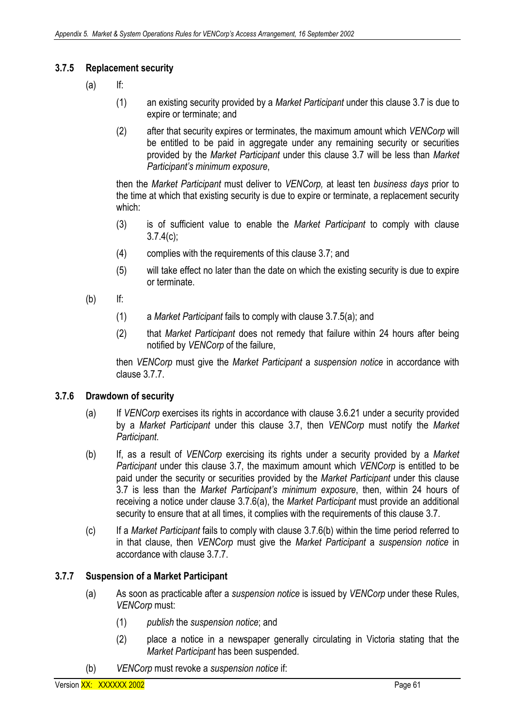### 3.7.5 Replacement security

(a) If:

(1) an existing security provided by a *Market Participant* under this clause 3.7 is due to expire or terminate; and

(2) after that security expires or terminates, the maximum amount which *VENCorp* will be entitled to be paid in aggregate under any remaining security or securities provided by the *Market Participant* under this clause 3.7 will be less than *Market Participant's minimum exposure*,

then the *Market Participant* must deliver to *VENCorp,* at least ten *business days* prior to the time at which that existing security is due to expire or terminate, a replacement security which:

(3) is of sufficient value to enable the *Market Participant* to comply with clause 3.7.4(c);

(4) complies with the requirements of this clause 3.7; and

(5) will take effect no later than the date on which the existing security is due to expire or terminate.

(b) If:

(1) a *Market Participant* fails to comply with clause 3.7.5(a); and

(2) that *Market Participant* does not remedy that failure within 24 hours after being notified by *VENCorp* of the failure,

then *VENCorp* must give the *Market Participant* a *suspension notice* in accordance with clause 3.7.7.

### 3.7.6 Drawdown of security

(a) If *VENCorp* exercises its rights in accordance with clause 3.6.21 under a security provided by a *Market Participant* under this clause 3.7, then *VENCorp* must notify the *Market Participant*.

(b) If, as a result of *VENCorp* exercising its rights under a security provided by a *Market Participant* under this clause 3.7, the maximum amount which *VENCorp* is entitled to be paid under the security or securities provided by the *Market Participant* under this clause 3.7 is less than the *Market Participant's minimum exposure*, then, within 24 hours of receiving a notice under clause 3.7.6(a), the *Market Participant* must provide an additional security to ensure that at all times, it complies with the requirements of this clause 3.7.

(c) If a *Market Participant* fails to comply with clause 3.7.6(b) within the time period referred to in that clause, then *VENCorp* must give the *Market Participant* a *suspension notice* in accordance with clause 3.7.7.

### 3.7.7 Suspension of a Market Participant

(a) As soon as practicable after a *suspension notice* is issued by *VENCorp* under these Rules, *VENCorp* must:

(1) *publish* the *suspension notice*; and

(2) place a notice in a newspaper generally circulating in Victoria stating that the *Market Participant* has been suspended.

(b) *VENCorp* must revoke a *suspension notice* if: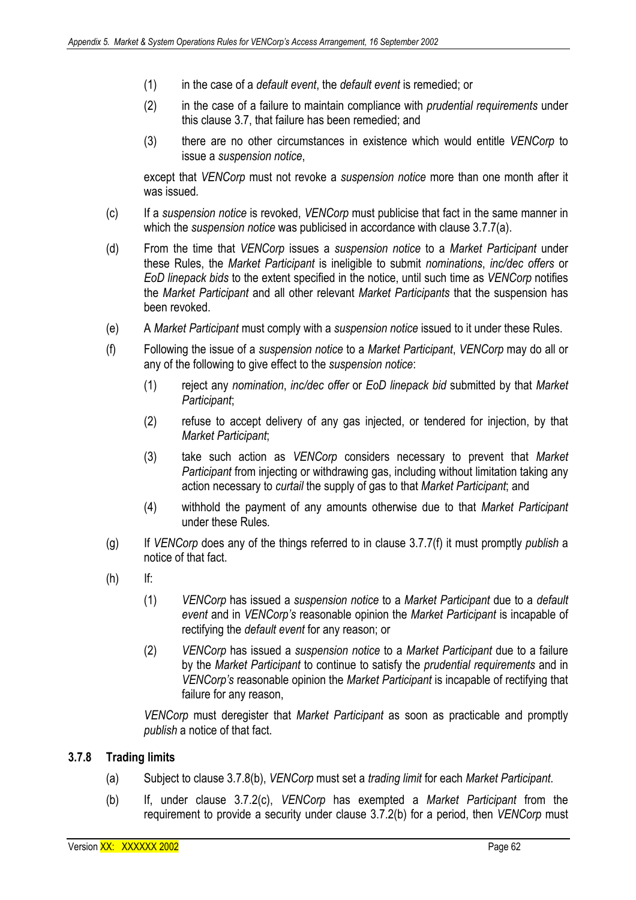(1) in the case of a *default event*, the *default event* is remedied; or

(2) in the case of a failure to maintain compliance with *prudential requirements* under this clause 3.7, that failure has been remedied; and

(3) there are no other circumstances in existence which would entitle *VENCorp* to issue a *suspension notice*,

except that *VENCorp* must not revoke a *suspension notice* more than one month after it was issued.

(c) If a *suspension notice* is revoked, *VENCorp* must publicise that fact in the same manner in which the *suspension notice* was publicised in accordance with clause 3.7.7(a).

(d) From the time that *VENCorp* issues a *suspension notice* to a *Market Participant* under these Rules, the *Market Participant* is ineligible to submit *nominations*, *inc/dec offers* or *EoD linepack bids* to the extent specified in the notice, until such time as *VENCorp* notifies the *Market Participant* and all other relevant *Market Participants* that the suspension has been revoked.

(e) A *Market Participant* must comply with a *suspension notice* issued to it under these Rules.

(f) Following the issue of a *suspension notice* to a *Market Participant*, *VENCorp* may do all or any of the following to give effect to the *suspension notice*:

(1) reject any *nomination*, *inc/dec offer* or *EoD linepack bid* submitted by that *Market Participant*;

(2) refuse to accept delivery of any gas injected, or tendered for injection, by that *Market Participant*;

(3) take such action as *VENCorp* considers necessary to prevent that *Market Participant* from injecting or withdrawing gas, including without limitation taking any action necessary to *curtail* the supply of gas to that *Market Participant*; and

(4) withhold the payment of any amounts otherwise due to that *Market Participant* under these Rules.

(g) If *VENCorp* does any of the things referred to in clause 3.7.7(f) it must promptly *publish* a notice of that fact.

(h) If:

(1) *VENCorp* has issued a *suspension notice* to a *Market Participant* due to a *default event* and in *VENCorp's* reasonable opinion the *Market Participant* is incapable of rectifying the *default event* for any reason; or

(2) *VENCorp* has issued a *suspension notice* to a *Market Participant* due to a failure by the *Market Participant* to continue to satisfy the *prudential requirements* and in *VENCorp's* reasonable opinion the *Market Participant* is incapable of rectifying that failure for any reason,

*VENCorp* must deregister that *Market Participant* as soon as practicable and promptly *publish* a notice of that fact.

### 3.7.8 Trading limits

(a) Subject to clause 3.7.8(b), *VENCorp* must set a *trading limit* for each *Market Participant*.

(b) If, under clause 3.7.2(c), *VENCorp* has exempted a *Market Participant* from the requirement to provide a security under clause 3.7.2(b) for a period, then *VENCorp* must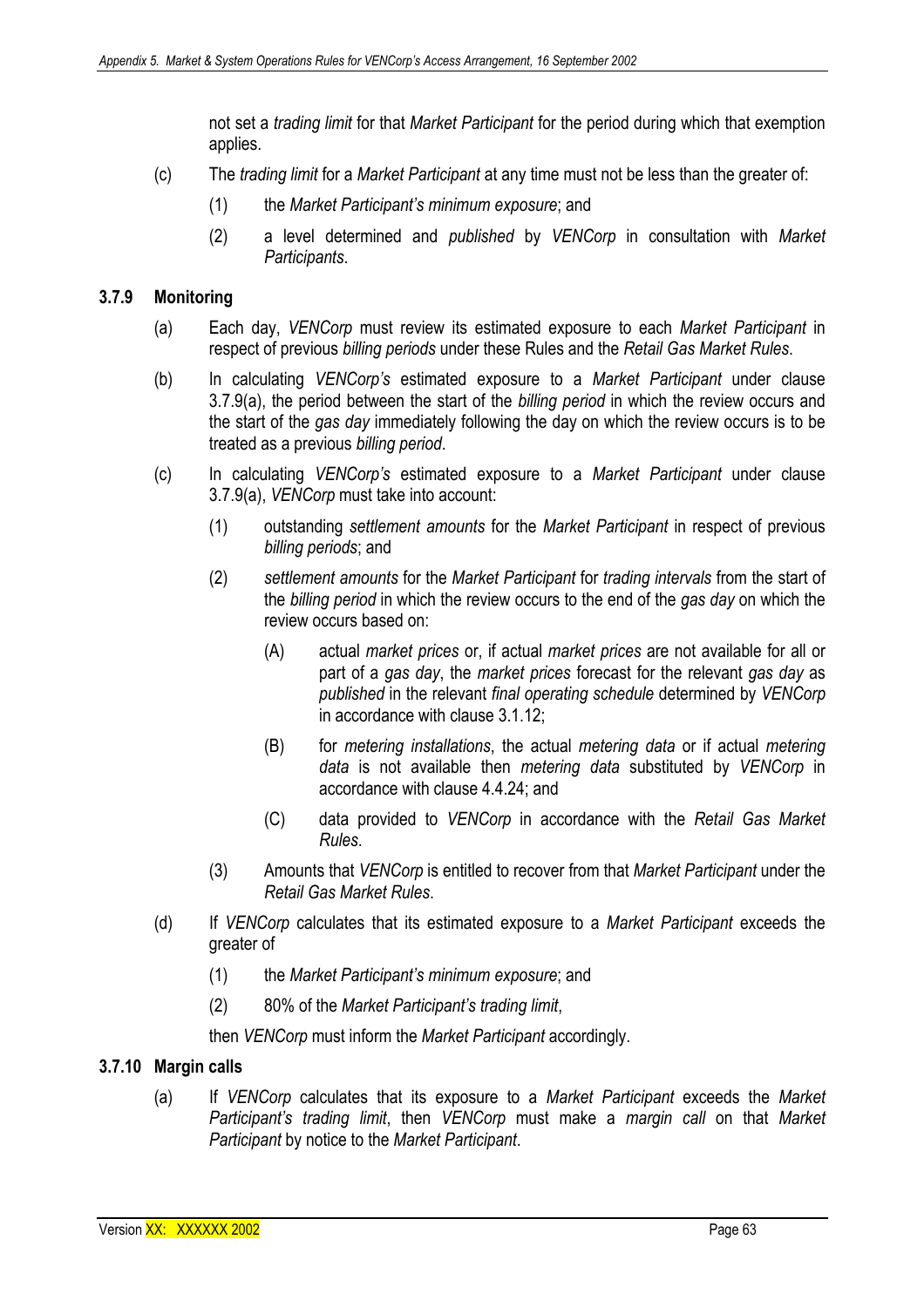not set a *trading limit* for that *Market Participant* for the period during which that exemption applies.

(c) The *trading limit* for a *Market Participant* at any time must not be less than the greater of:

(1) the *Market Participant's minimum exposure*; and

(2) a level determined and *published* by *VENCorp* in consultation with *Market Participants*.

### 3.7.9 Monitoring

(a) Each day, *VENCorp* must review its estimated exposure to each *Market Participant* in respect of previous *billing periods* under these Rules and the *Retail Gas Market Rules*.

(b) In calculating *VENCorp's* estimated exposure to a *Market Participant* under clause 3.7.9(a), the period between the start of the *billing period* in which the review occurs and the start of the *gas day* immediately following the day on which the review occurs is to be treated as a previous *billing period*.

(c) In calculating *VENCorp's* estimated exposure to a *Market Participant* under clause 3.7.9(a), *VENCorp* must take into account:

(1) outstanding *settlement amounts* for the *Market Participant* in respect of previous *billing periods*; and

(2) *settlement amounts* for the *Market Participant* for *trading intervals* from the start of the *billing period* in which the review occurs to the end of the *gas day* on which the review occurs based on:

(A) actual *market prices* or, if actual *market prices* are not available for all or part of a *gas day*, the *market prices* forecast for the relevant *gas day* as *published* in the relevant *final operating schedule* determined by *VENCorp* in accordance with clause 3.1.12;

(B) for *metering installations*, the actual *metering data* or if actual *metering data* is not available then *metering data* substituted by *VENCorp* in accordance with clause 4.4.24; and

(C) data provided to *VENCorp* in accordance with the *Retail Gas Market Rules*.

(3) Amounts that *VENCorp* is entitled to recover from that *Market Participant* under the *Retail Gas Market Rules*.

(d) If *VENCorp* calculates that its estimated exposure to a *Market Participant* exceeds the greater of

(1) the *Market Participant's minimum exposure*; and

(2) 80% of the *Market Participant's trading limit*,

then *VENCorp* must inform the *Market Participant* accordingly.

### 3.7.10 Margin calls

(a) If *VENCorp* calculates that its exposure to a *Market Participant* exceeds the *Market Participant's trading limit*, then *VENCorp* must make a *margin call* on that *Market Participant* by notice to the *Market Participant*.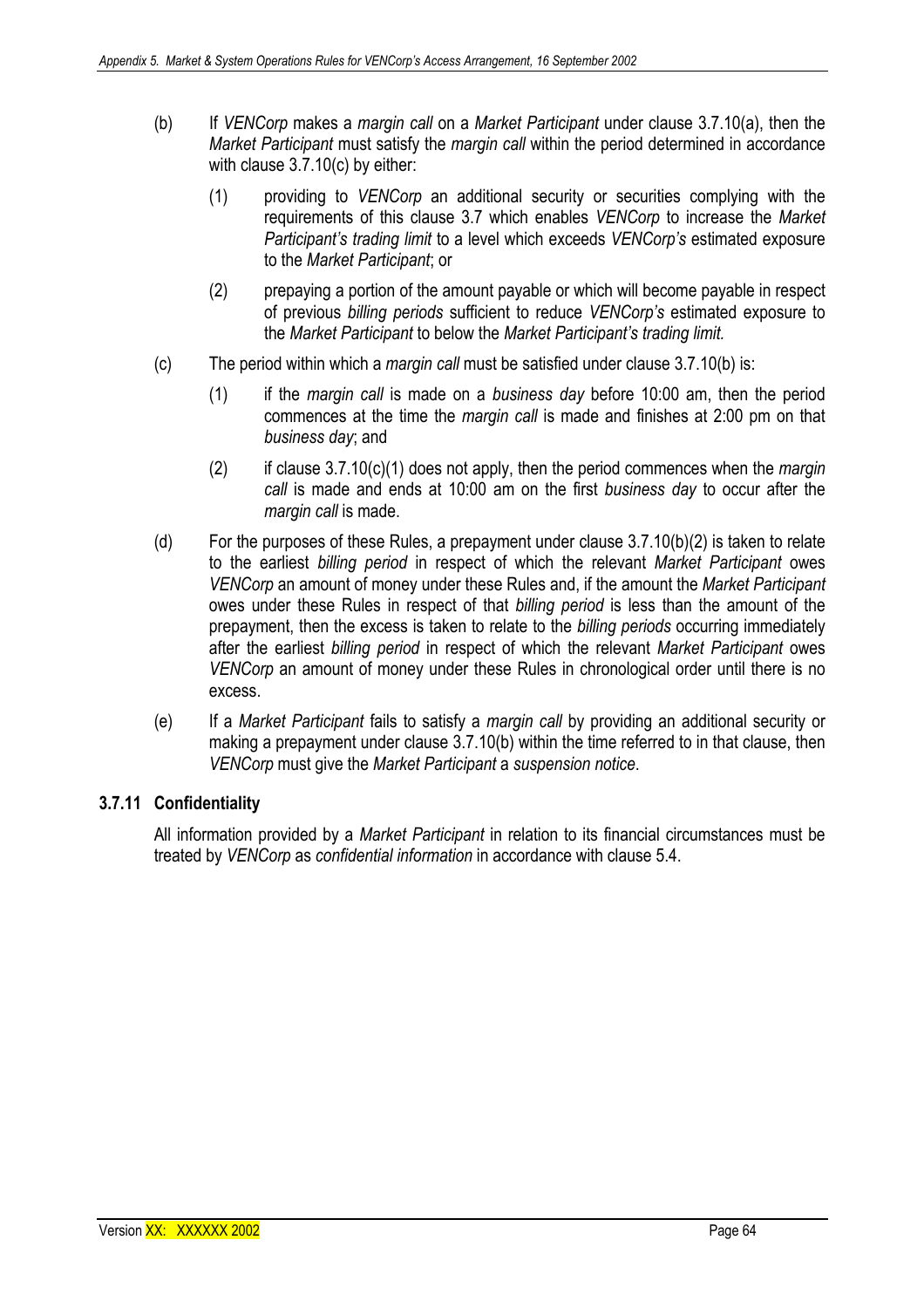(b) If *VENCorp* makes a *margin call* on a *Market Participant* under clause 3.7.10(a), then the *Market Participant* must satisfy the *margin call* within the period determined in accordance with clause 3.7.10(c) by either:

(1) providing to *VENCorp* an additional security or securities complying with the requirements of this clause 3.7 which enables *VENCorp* to increase the *Market Participant's trading limit* to a level which exceeds *VENCorp's* estimated exposure to the *Market Participant*; or

(2) prepaying a portion of the amount payable or which will become payable in respect of previous *billing periods* sufficient to reduce *VENCorp's* estimated exposure to the *Market Participant* to below the *Market Participant's trading limit.*

(c) The period within which a *margin call* must be satisfied under clause 3.7.10(b) is:

(1) if the *margin call* is made on a *business day* before 10:00 am, then the period commences at the time the *margin call* is made and finishes at 2:00 pm on that *business day*; and

(2) if clause 3.7.10(c)(1) does not apply, then the period commences when the *margin call* is made and ends at 10:00 am on the first *business day* to occur after the *margin call* is made.

(d) For the purposes of these Rules, a prepayment under clause 3.7.10(b)(2) is taken to relate to the earliest *billing period* in respect of which the relevant *Market Participant* owes *VENCorp* an amount of money under these Rules and, if the amount the *Market Participant* owes under these Rules in respect of that *billing period* is less than the amount of the prepayment, then the excess is taken to relate to the *billing periods* occurring immediately after the earliest *billing period* in respect of which the relevant *Market Participant* owes *VENCorp* an amount of money under these Rules in chronological order until there is no excess.

(e) If a *Market Participant* fails to satisfy a *margin call* by providing an additional security or making a prepayment under clause 3.7.10(b) within the time referred to in that clause, then *VENCorp* must give the *Market Participant* a *suspension notice*.

### 3.7.11 Confidentiality

All information provided by a *Market Participant* in relation to its financial circumstances must be treated by *VENCorp* as *confidential information* in accordance with clause 5.4.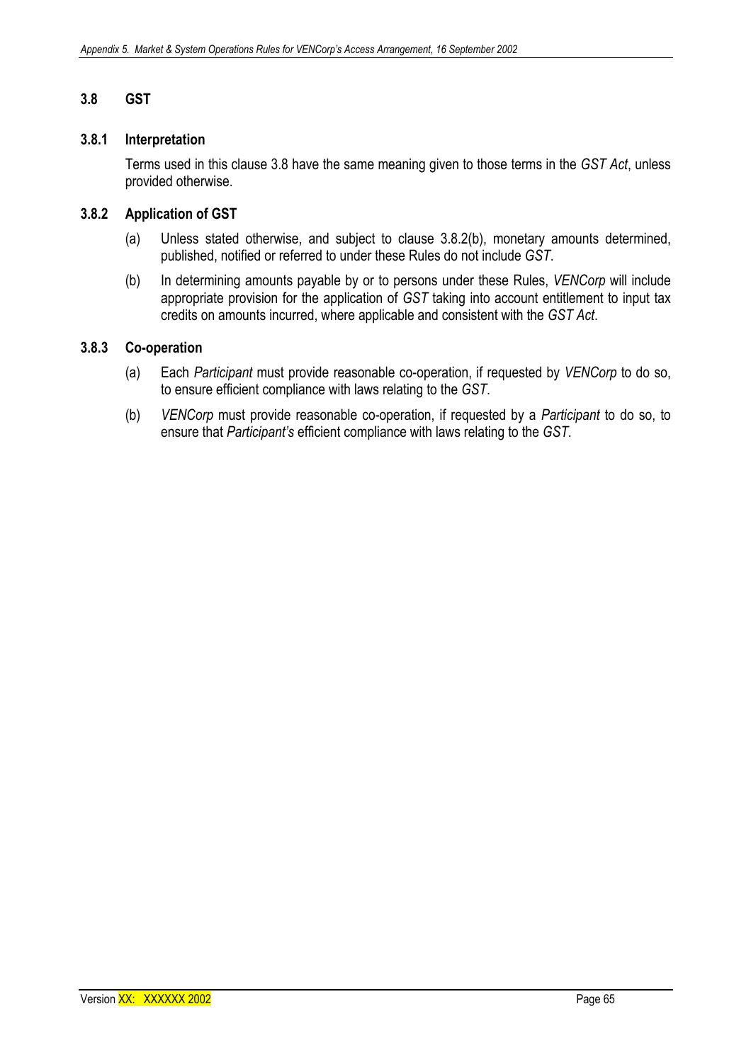## 3.8 GST

### 3.8.1 Interpretation

Terms used in this clause 3.8 have the same meaning given to those terms in the *GST Act*, unless provided otherwise.

### 3.8.2 Application of GST

(a) Unless stated otherwise, and subject to clause 3.8.2(b), monetary amounts determined, published, notified or referred to under these Rules do not include *GST*.

(b) In determining amounts payable by or to persons under these Rules, *VENCorp* will include appropriate provision for the application of *GST* taking into account entitlement to input tax credits on amounts incurred, where applicable and consistent with the *GST Act*.

### 3.8.3 Co-operation

(a) Each *Participant* must provide reasonable co-operation, if requested by *VENCorp* to do so, to ensure efficient compliance with laws relating to the *GST*.

(b) *VENCorp* must provide reasonable co-operation, if requested by a *Participant* to do so, to ensure that *Participant's* efficient compliance with laws relating to the *GST*.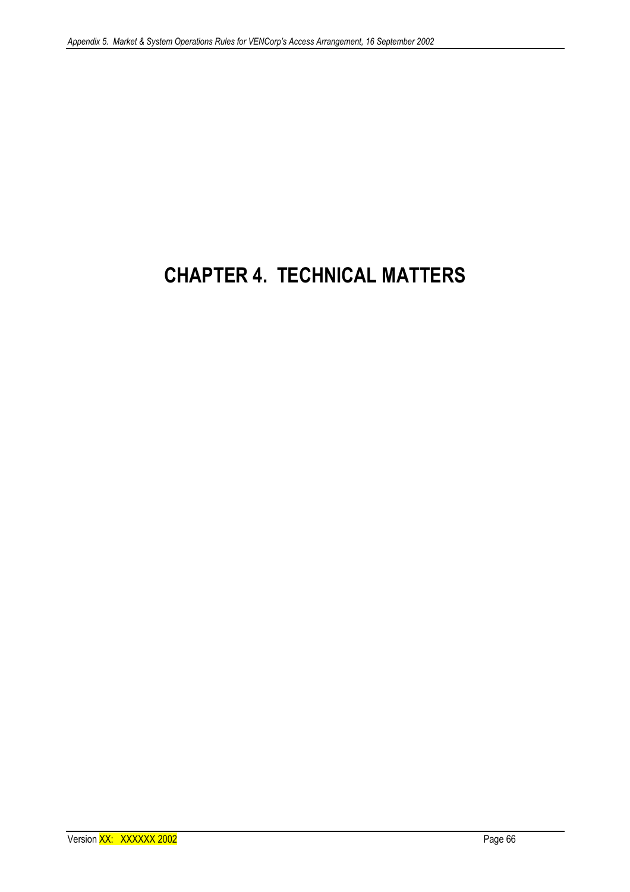# CHAPTER 4. TECHNICAL MATTERS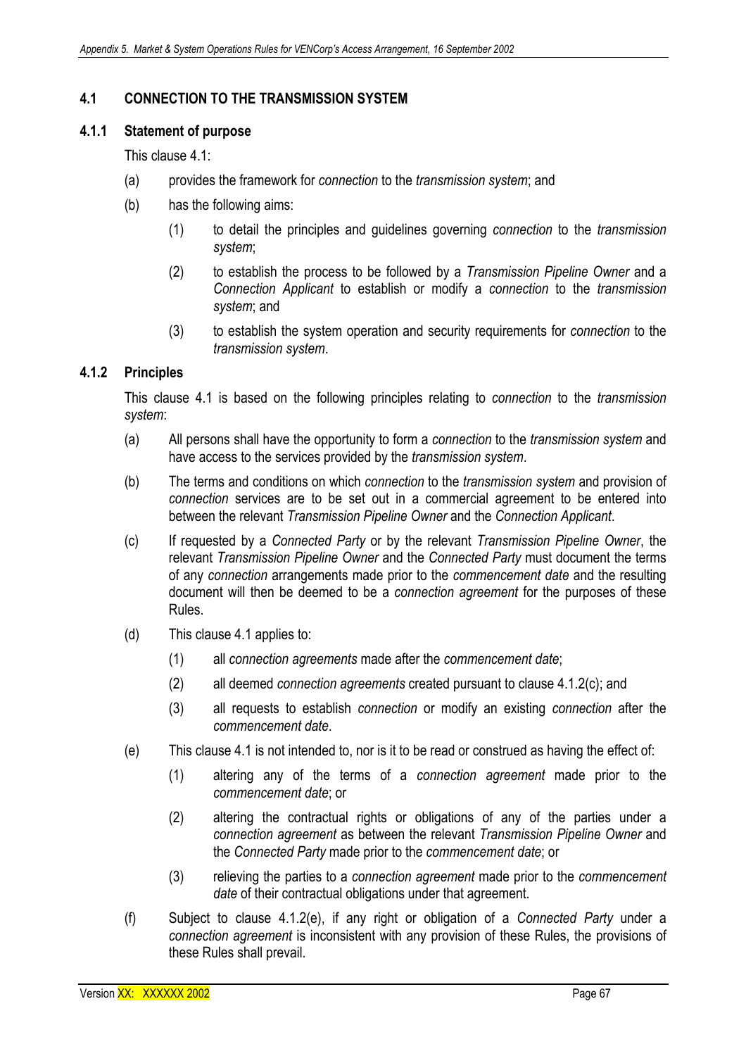## 4.1 CONNECTION TO THE TRANSMISSION SYSTEM

### 4.1.1 Statement of purpose

This clause 4.1:

(a) provides the framework for *connection* to the *transmission system*; and

(b) has the following aims:

 (1) to detail the principles and guidelines governing *connection* to the *transmission system*;

 (2) to establish the process to be followed by a *Transmission Pipeline Owner* and a *Connection Applicant* to establish or modify a *connection* to the *transmission system*; and

 (3) to establish the system operation and security requirements for *connection* to the *transmission system*.

### 4.1.2 Principles

This clause 4.1 is based on the following principles relating to *connection* to the *transmission system*:

(a) All persons shall have the opportunity to form a *connection* to the *transmission system* and have access to the services provided by the *transmission system*.

(b) The terms and conditions on which *connection* to the *transmission system* and provision of *connection* services are to be set out in a commercial agreement to be entered into between the relevant *Transmission Pipeline Owner* and the *Connection Applicant*.

(c) If requested by a *Connected Party* or by the relevant *Transmission Pipeline Owner*, the relevant *Transmission Pipeline Owner* and the *Connected Party* must document the terms of any *connection* arrangements made prior to the *commencement date* and the resulting document will then be deemed to be a *connection agreement* for the purposes of these Rules.

(d) This clause 4.1 applies to:

 (1) all *connection agreements* made after the *commencement date*;

 (2) all deemed *connection agreements* created pursuant to clause 4.1.2(c); and

 (3) all requests to establish *connection* or modify an existing *connection* after the *commencement date*.

(e) This clause 4.1 is not intended to, nor is it to be read or construed as having the effect of:

 (1) altering any of the terms of a *connection agreement* made prior to the *commencement date*; or

 (2) altering the contractual rights or obligations of any of the parties under a *connection agreement* as between the relevant *Transmission Pipeline Owner* and the *Connected Party* made prior to the *commencement date*; or

 (3) relieving the parties to a *connection agreement* made prior to the *commencement date* of their contractual obligations under that agreement.

(f) Subject to clause 4.1.2(e), if any right or obligation of a *Connected Party* under a *connection agreement* is inconsistent with any provision of these Rules, the provisions of these Rules shall prevail.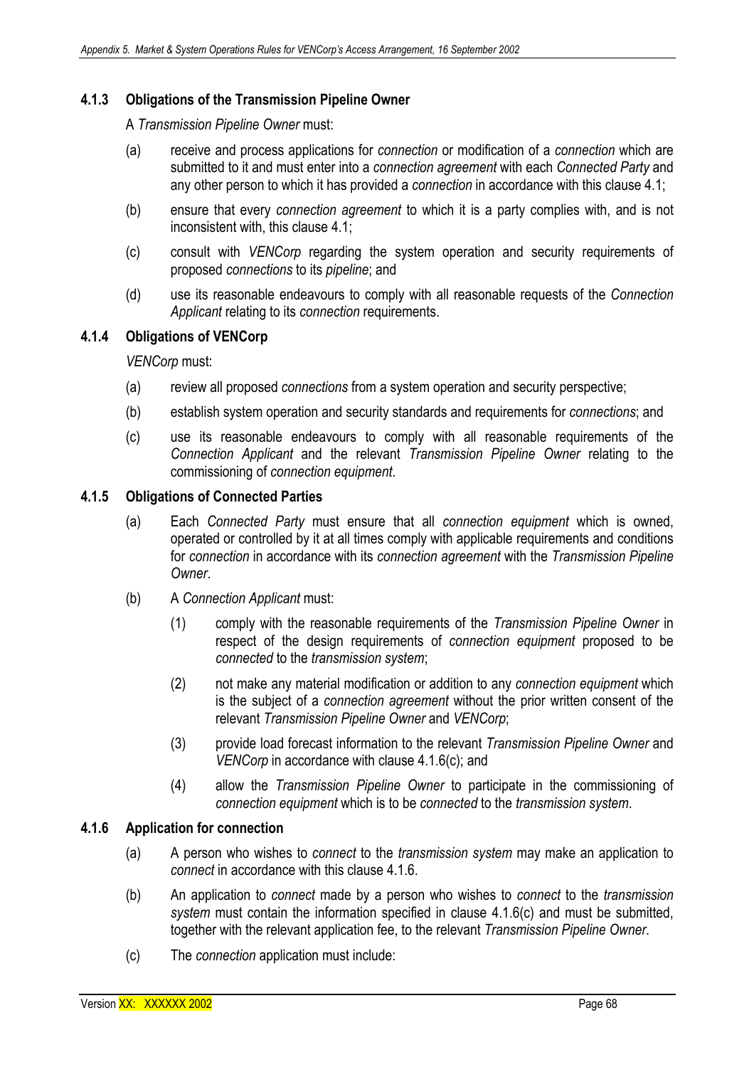### 4.1.3 Obligations of the Transmission Pipeline Owner

A *Transmission Pipeline Owner* must:

(a) receive and process applications for *connection* or modification of a *connection* which are submitted to it and must enter into a *connection agreement* with each *Connected Party* and any other person to which it has provided a *connection* in accordance with this clause 4.1;

(b) ensure that every *connection agreement* to which it is a party complies with, and is not inconsistent with, this clause 4.1;

(c) consult with *VENCorp* regarding the system operation and security requirements of proposed *connections* to its *pipeline*; and

(d) use its reasonable endeavours to comply with all reasonable requests of the *Connection Applicant* relating to its *connection* requirements.

### 4.1.4 Obligations of VENCorp

*VENCorp* must:

(a) review all proposed *connections* from a system operation and security perspective;

(b) establish system operation and security standards and requirements for *connections*; and

(c) use its reasonable endeavours to comply with all reasonable requirements of the *Connection Applicant* and the relevant *Transmission Pipeline Owner* relating to the commissioning of *connection equipment*.

### 4.1.5 Obligations of Connected Parties

(a) Each *Connected Party* must ensure that all *connection equipment* which is owned, operated or controlled by it at all times comply with applicable requirements and conditions for *connection* in accordance with its *connection agreement* with the *Transmission Pipeline Owner*.

(b) A *Connection Applicant* must:

(1) comply with the reasonable requirements of the *Transmission Pipeline Owner* in respect of the design requirements of *connection equipment* proposed to be *connected* to the *transmission system*;

(2) not make any material modification or addition to any *connection equipment* which is the subject of a *connection agreement* without the prior written consent of the relevant *Transmission Pipeline Owner* and *VENCorp*;

(3) provide load forecast information to the relevant *Transmission Pipeline Owner* and *VENCorp* in accordance with clause 4.1.6(c); and

(4) allow the *Transmission Pipeline Owner* to participate in the commissioning of *connection equipment* which is to be *connected* to the *transmission system*.

### 4.1.6 Application for connection

(a) A person who wishes to *connect* to the *transmission system* may make an application to *connect* in accordance with this clause 4.1.6.

(b) An application to *connect* made by a person who wishes to *connect* to the *transmission system* must contain the information specified in clause 4.1.6(c) and must be submitted, together with the relevant application fee, to the relevant *Transmission Pipeline Owner*.

(c) The *connection* application must include: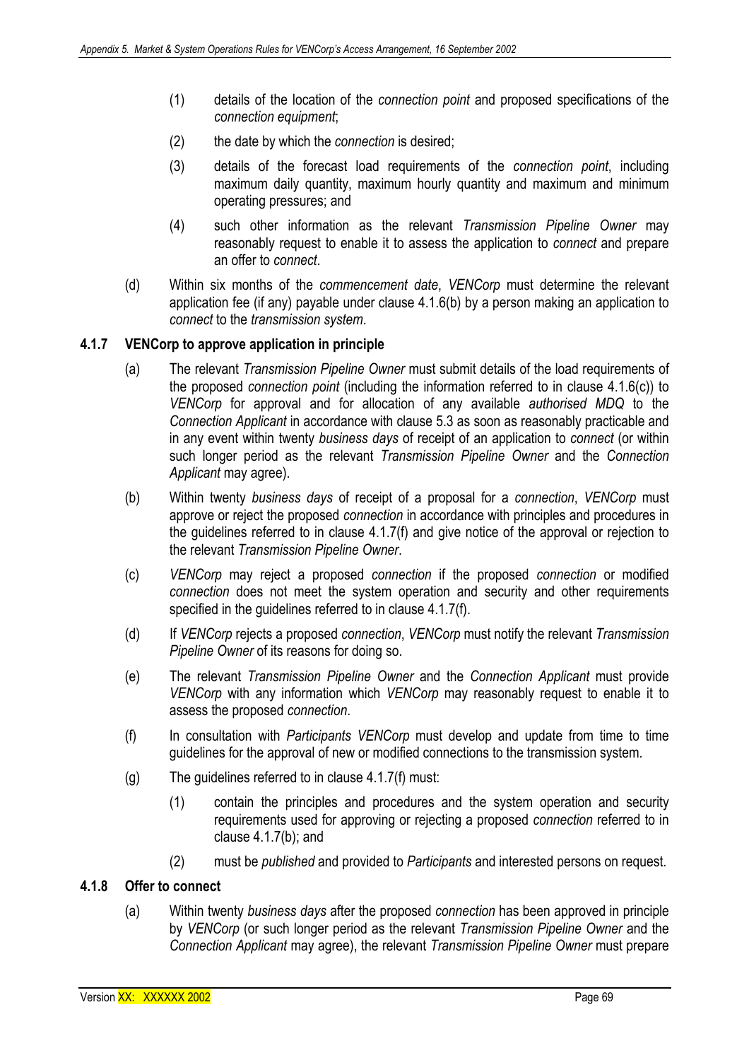(1) details of the location of the *connection point* and proposed specifications of the *connection equipment*;

(2) the date by which the *connection* is desired;

(3) details of the forecast load requirements of the *connection point*, including maximum daily quantity, maximum hourly quantity and maximum and minimum operating pressures; and

(4) such other information as the relevant *Transmission Pipeline Owner* may reasonably request to enable it to assess the application to *connect* and prepare an offer to *connect*.

(d) Within six months of the *commencement date*, *VENCorp* must determine the relevant application fee (if any) payable under clause 4.1.6(b) by a person making an application to *connect* to the *transmission system*.

### 4.1.7 VENCorp to approve application in principle

(a) The relevant *Transmission Pipeline Owner* must submit details of the load requirements of the proposed *connection point* (including the information referred to in clause 4.1.6(c)) to *VENCorp* for approval and for allocation of any available *authorised MDQ* to the *Connection Applicant* in accordance with clause 5.3 as soon as reasonably practicable and in any event within twenty *business days* of receipt of an application to *connect* (or within such longer period as the relevant *Transmission Pipeline Owner* and the *Connection Applicant* may agree).

(b) Within twenty *business days* of receipt of a proposal for a *connection*, *VENCorp* must approve or reject the proposed *connection* in accordance with principles and procedures in the guidelines referred to in clause 4.1.7(f) and give notice of the approval or rejection to the relevant *Transmission Pipeline Owner*.

(c) *VENCorp* may reject a proposed *connection* if the proposed *connection* or modified *connection* does not meet the system operation and security and other requirements specified in the guidelines referred to in clause 4.1.7(f).

(d) If *VENCorp* rejects a proposed *connection*, *VENCorp* must notify the relevant *Transmission Pipeline Owner* of its reasons for doing so.

(e) The relevant *Transmission Pipeline Owner* and the *Connection Applicant* must provide *VENCorp* with any information which *VENCorp* may reasonably request to enable it to assess the proposed *connection*.

(f) In consultation with *Participants* *VENCorp* must develop and update from time to time guidelines for the approval of new or modified connections to the transmission system.

(g) The guidelines referred to in clause 4.1.7(f) must:

(1) contain the principles and procedures and the system operation and security requirements used for approving or rejecting a proposed *connection* referred to in clause 4.1.7(b); and

(2) must be *published* and provided to *Participants* and interested persons on request.

### 4.1.8 Offer to connect

(a) Within twenty *business days* after the proposed *connection* has been approved in principle by *VENCorp* (or such longer period as the relevant *Transmission Pipeline Owner* and the *Connection Applicant* may agree), the relevant *Transmission Pipeline Owner* must prepare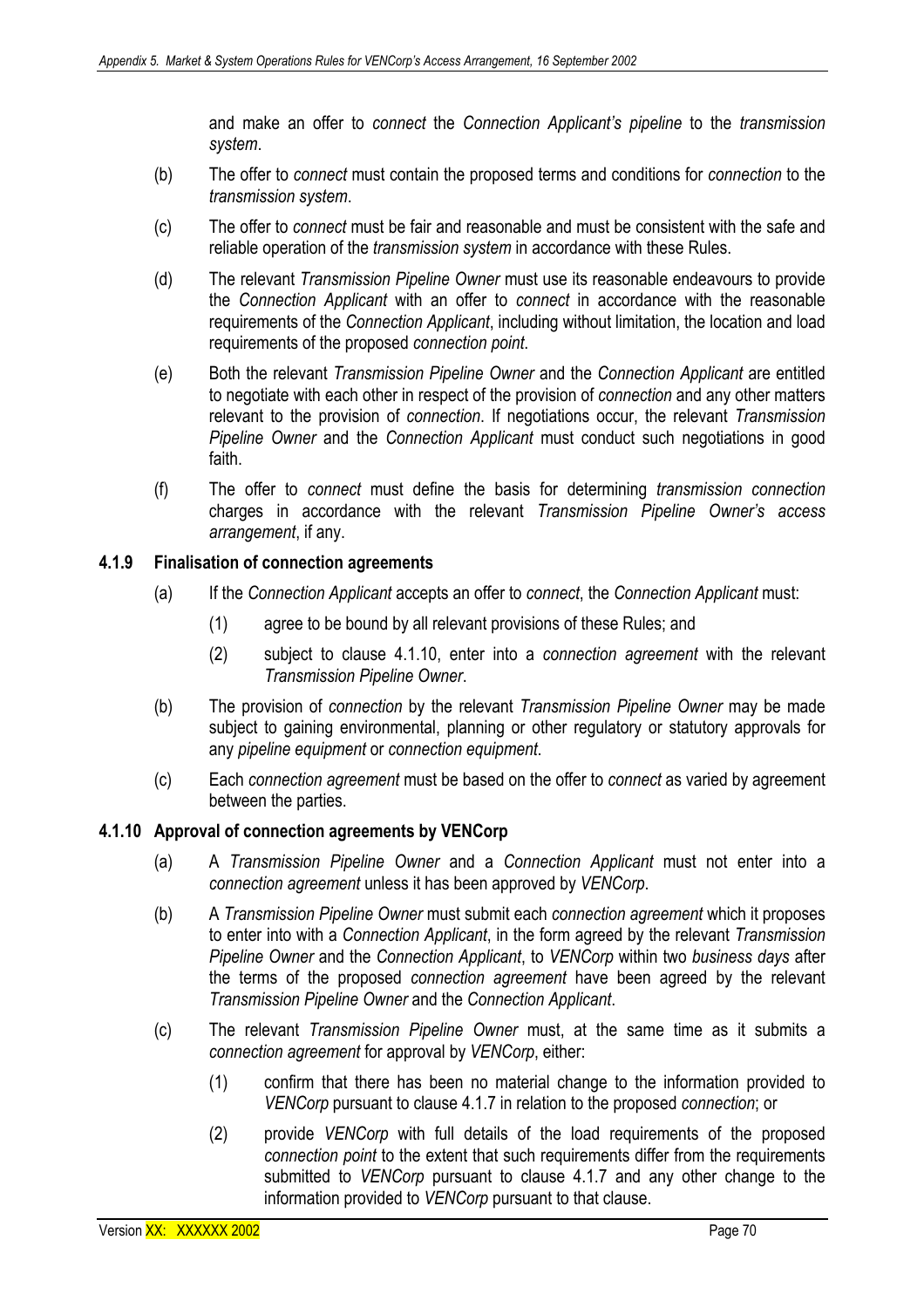and make an offer to *connect* the *Connection Applicant's pipeline* to the *transmission system*.

(b) The offer to *connect* must contain the proposed terms and conditions for *connection* to the *transmission system*.

(c) The offer to *connect* must be fair and reasonable and must be consistent with the safe and reliable operation of the *transmission system* in accordance with these Rules.

(d) The relevant *Transmission Pipeline Owner* must use its reasonable endeavours to provide the *Connection Applicant* with an offer to *connect* in accordance with the reasonable requirements of the *Connection Applicant*, including without limitation, the location and load requirements of the proposed *connection point*.

(e) Both the relevant *Transmission Pipeline Owner* and the *Connection Applicant* are entitled to negotiate with each other in respect of the provision of *connection* and any other matters relevant to the provision of *connection*. If negotiations occur, the relevant *Transmission Pipeline Owner* and the *Connection Applicant* must conduct such negotiations in good faith.

(f) The offer to *connect* must define the basis for determining *transmission connection* charges in accordance with the relevant *Transmission Pipeline Owner's access arrangement*, if any.

### 4.1.9 Finalisation of connection agreements

(a) If the *Connection Applicant* accepts an offer to *connect*, the *Connection Applicant* must:

  (1) agree to be bound by all relevant provisions of these Rules; and

  (2) subject to clause 4.1.10, enter into a *connection agreement* with the relevant *Transmission Pipeline Owner*.

(b) The provision of *connection* by the relevant *Transmission Pipeline Owner* may be made subject to gaining environmental, planning or other regulatory or statutory approvals for any *pipeline equipment* or *connection equipment*.

(c) Each *connection agreement* must be based on the offer to *connect* as varied by agreement between the parties.

### 4.1.10 Approval of connection agreements by VENCorp

(a) A *Transmission Pipeline Owner* and a *Connection Applicant* must not enter into a *connection agreement* unless it has been approved by *VENCorp*.

(b) A *Transmission Pipeline Owner* must submit each *connection agreement* which it proposes to enter into with a *Connection Applicant*, in the form agreed by the relevant *Transmission Pipeline Owner* and the *Connection Applicant*, to *VENCorp* within two *business days* after the terms of the proposed *connection agreement* have been agreed by the relevant *Transmission Pipeline Owner* and the *Connection Applicant*.

(c) The relevant *Transmission Pipeline Owner* must, at the same time as it submits a *connection agreement* for approval by *VENCorp*, either:

  (1) confirm that there has been no material change to the information provided to *VENCorp* pursuant to clause 4.1.7 in relation to the proposed *connection*; or

  (2) provide *VENCorp* with full details of the load requirements of the proposed *connection point* to the extent that such requirements differ from the requirements submitted to *VENCorp* pursuant to clause 4.1.7 and any other change to the information provided to *VENCorp* pursuant to that clause.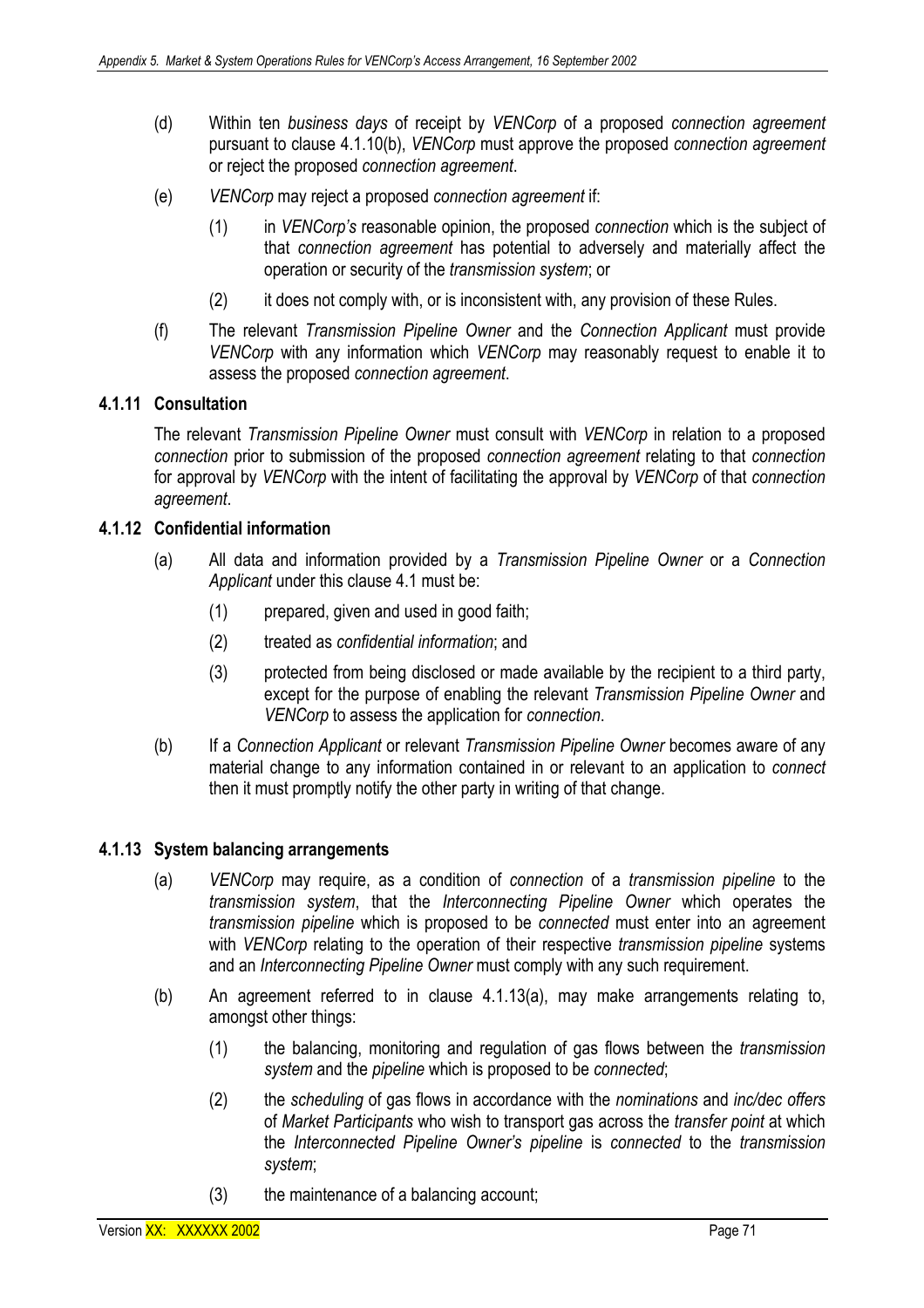(d) Within ten *business days* of receipt by *VENCorp* of a proposed *connection agreement* pursuant to clause 4.1.10(b), *VENCorp* must approve the proposed *connection agreement* or reject the proposed *connection agreement*.

(e) *VENCorp* may reject a proposed *connection agreement* if:

   (1) in *VENCorp's* reasonable opinion, the proposed *connection* which is the subject of that *connection agreement* has potential to adversely and materially affect the operation or security of the *transmission system*; or

   (2) it does not comply with, or is inconsistent with, any provision of these Rules.

(f) The relevant *Transmission Pipeline Owner* and the *Connection Applicant* must provide *VENCorp* with any information which *VENCorp* may reasonably request to enable it to assess the proposed *connection agreement*.

### 4.1.11 Consultation

The relevant *Transmission Pipeline Owner* must consult with *VENCorp* in relation to a proposed *connection* prior to submission of the proposed *connection agreement* relating to that *connection* for approval by *VENCorp* with the intent of facilitating the approval by *VENCorp* of that *connection agreement*.

### 4.1.12 Confidential information

(a) All data and information provided by a *Transmission Pipeline Owner* or a *Connection Applicant* under this clause 4.1 must be:

   (1) prepared, given and used in good faith;

   (2) treated as *confidential information*; and

   (3) protected from being disclosed or made available by the recipient to a third party, except for the purpose of enabling the relevant *Transmission Pipeline Owner* and *VENCorp* to assess the application for *connection*.

(b) If a *Connection Applicant* or relevant *Transmission Pipeline Owner* becomes aware of any material change to any information contained in or relevant to an application to *connect* then it must promptly notify the other party in writing of that change.

### 4.1.13 System balancing arrangements

(a) *VENCorp* may require, as a condition of *connection* of a *transmission pipeline* to the *transmission system*, that the *Interconnecting Pipeline Owner* which operates the *transmission pipeline* which is proposed to be *connected* must enter into an agreement with *VENCorp* relating to the operation of their respective *transmission pipeline* systems and an *Interconnecting Pipeline Owner* must comply with any such requirement.

(b) An agreement referred to in clause 4.1.13(a), may make arrangements relating to, amongst other things:

   (1) the balancing, monitoring and regulation of gas flows between the *transmission system* and the *pipeline* which is proposed to be *connected*;

   (2) the *scheduling* of gas flows in accordance with the *nominations* and *inc/dec offers* of *Market Participants* who wish to transport gas across the *transfer point* at which the *Interconnected Pipeline Owner's pipeline* is *connected* to the *transmission system*;

   (3) the maintenance of a balancing account;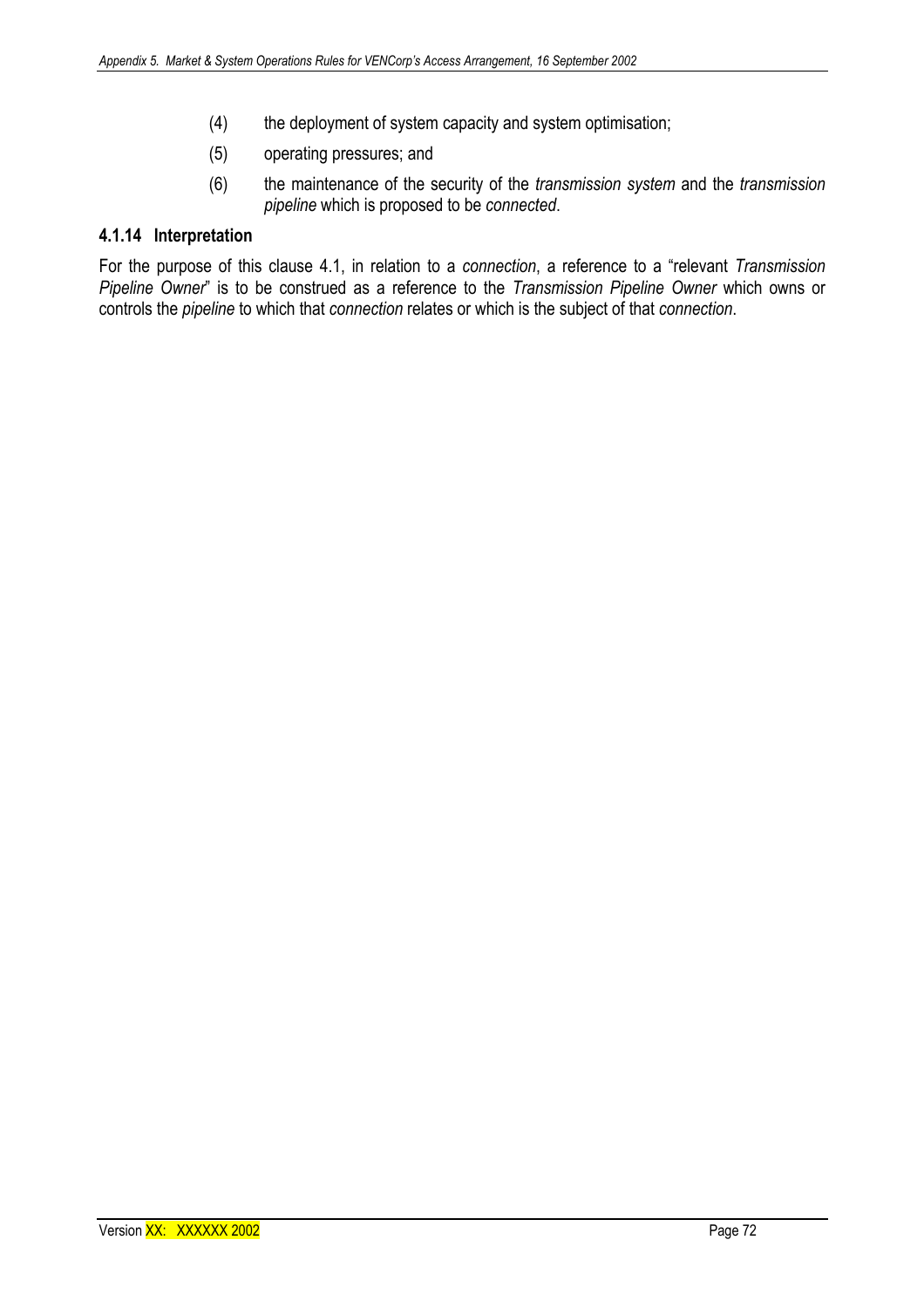(4) the deployment of system capacity and system optimisation;

(5) operating pressures; and

(6) the maintenance of the security of the *transmission system* and the *transmission pipeline* which is proposed to be *connected*.

#### 4.1.14 Interpretation

For the purpose of this clause 4.1, in relation to a *connection*, a reference to a "relevant *Transmission Pipeline Owner*" is to be construed as a reference to the *Transmission Pipeline Owner* which owns or controls the *pipeline* to which that *connection* relates or which is the subject of that *connection*.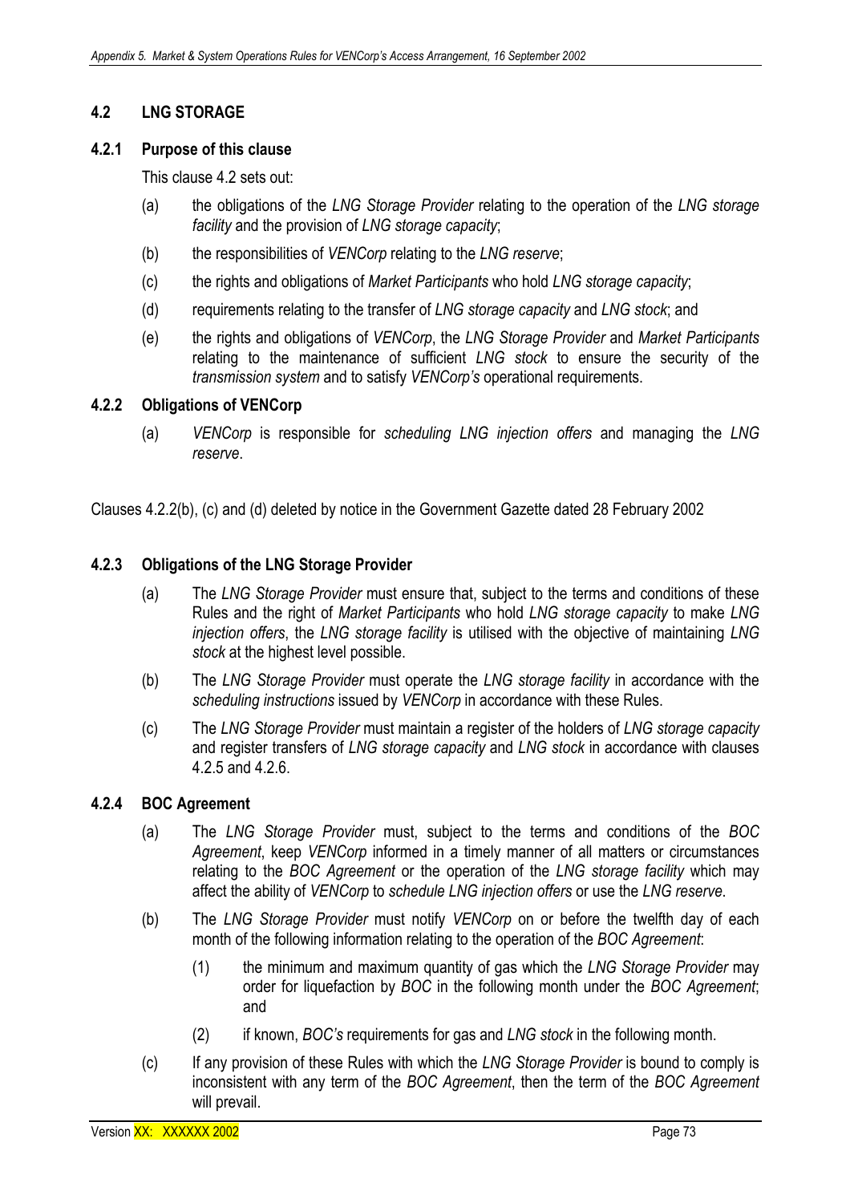## 4.2 LNG STORAGE

### 4.2.1 Purpose of this clause

This clause 4.2 sets out:

(a) the obligations of the *LNG Storage Provider* relating to the operation of the *LNG storage facility* and the provision of *LNG storage capacity*;

(b) the responsibilities of *VENCorp* relating to the *LNG reserve*;

(c) the rights and obligations of *Market Participants* who hold *LNG storage capacity*;

(d) requirements relating to the transfer of *LNG storage capacity* and *LNG stock*; and

(e) the rights and obligations of *VENCorp*, the *LNG Storage Provider* and *Market Participants* relating to the maintenance of sufficient *LNG stock* to ensure the security of the *transmission system* and to satisfy *VENCorp's* operational requirements.

### 4.2.2 Obligations of VENCorp

(a) *VENCorp* is responsible for *scheduling LNG injection offers* and managing the *LNG reserve*.

Clauses 4.2.2(b), (c) and (d) deleted by notice in the Government Gazette dated 28 February 2002

### 4.2.3 Obligations of the LNG Storage Provider

(a) The *LNG Storage Provider* must ensure that, subject to the terms and conditions of these Rules and the right of *Market Participants* who hold *LNG storage capacity* to make *LNG injection offers*, the *LNG storage facility* is utilised with the objective of maintaining *LNG stock* at the highest level possible.

(b) The *LNG Storage Provider* must operate the *LNG storage facility* in accordance with the *scheduling instructions* issued by *VENCorp* in accordance with these Rules.

(c) The *LNG Storage Provider* must maintain a register of the holders of *LNG storage capacity* and register transfers of *LNG storage capacity* and *LNG stock* in accordance with clauses 4.2.5 and 4.2.6.

### 4.2.4 BOC Agreement

(a) The *LNG Storage Provider* must, subject to the terms and conditions of the *BOC Agreement*, keep *VENCorp* informed in a timely manner of all matters or circumstances relating to the *BOC Agreement* or the operation of the *LNG storage facility* which may affect the ability of *VENCorp* to *schedule LNG injection offers* or use the *LNG reserve*.

(b) The *LNG Storage Provider* must notify *VENCorp* on or before the twelfth day of each month of the following information relating to the operation of the *BOC Agreement*:

   (1) the minimum and maximum quantity of gas which the *LNG Storage Provider* may order for liquefaction by *BOC* in the following month under the *BOC Agreement*; and

   (2) if known, *BOC's* requirements for gas and *LNG stock* in the following month.

(c) If any provision of these Rules with which the *LNG Storage Provider* is bound to comply is inconsistent with any term of the *BOC Agreement*, then the term of the *BOC Agreement* will prevail.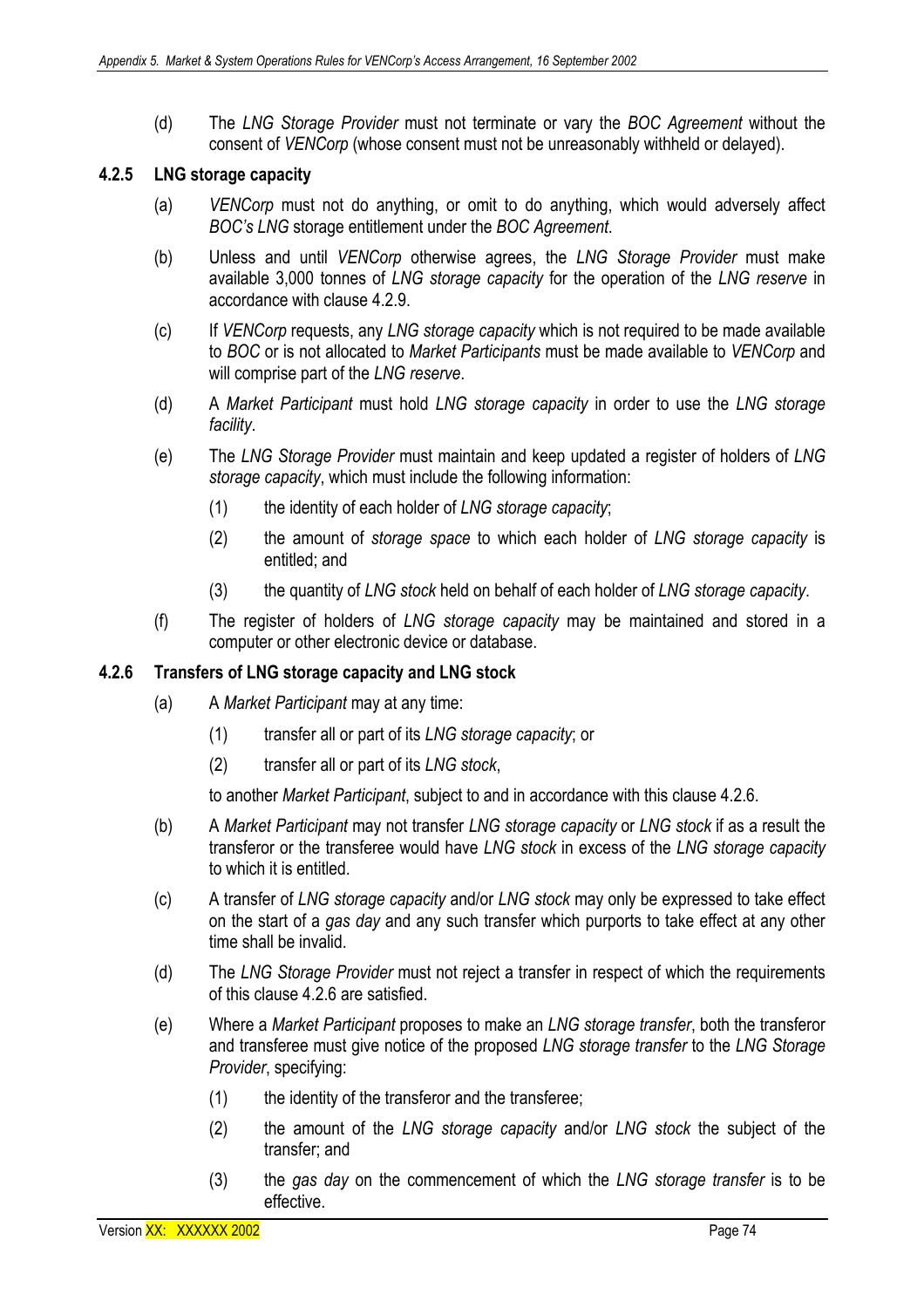(d) The *LNG Storage Provider* must not terminate or vary the *BOC Agreement* without the consent of *VENCorp* (whose consent must not be unreasonably withheld or delayed).

### 4.2.5 LNG storage capacity

(a) *VENCorp* must not do anything, or omit to do anything, which would adversely affect *BOC's LNG* storage entitlement under the *BOC Agreement*.

(b) Unless and until *VENCorp* otherwise agrees, the *LNG Storage Provider* must make available 3,000 tonnes of *LNG storage capacity* for the operation of the *LNG reserve* in accordance with clause 4.2.9.

(c) If *VENCorp* requests, any *LNG storage capacity* which is not required to be made available to *BOC* or is not allocated to *Market Participants* must be made available to *VENCorp* and will comprise part of the *LNG reserve*.

(d) A *Market Participant* must hold *LNG storage capacity* in order to use the *LNG storage facility*.

(e) The *LNG Storage Provider* must maintain and keep updated a register of holders of *LNG storage capacity*, which must include the following information:

(1) the identity of each holder of *LNG storage capacity*;

(2) the amount of *storage space* to which each holder of *LNG storage capacity* is entitled; and

(3) the quantity of *LNG stock* held on behalf of each holder of *LNG storage capacity*.

(f) The register of holders of *LNG storage capacity* may be maintained and stored in a computer or other electronic device or database.

### 4.2.6 Transfers of LNG storage capacity and LNG stock

(a) A *Market Participant* may at any time:

(1) transfer all or part of its *LNG storage capacity*; or

(2) transfer all or part of its *LNG stock*,

to another *Market Participant*, subject to and in accordance with this clause 4.2.6.

(b) A *Market Participant* may not transfer *LNG storage capacity* or *LNG stock* if as a result the transferor or the transferee would have *LNG stock* in excess of the *LNG storage capacity* to which it is entitled.

(c) A transfer of *LNG storage capacity* and/or *LNG stock* may only be expressed to take effect on the start of a *gas day* and any such transfer which purports to take effect at any other time shall be invalid.

(d) The *LNG Storage Provider* must not reject a transfer in respect of which the requirements of this clause 4.2.6 are satisfied.

(e) Where a *Market Participant* proposes to make an *LNG storage transfer*, both the transferor and transferee must give notice of the proposed *LNG storage transfer* to the *LNG Storage Provider*, specifying:

(1) the identity of the transferor and the transferee;

(2) the amount of the *LNG storage capacity* and/or *LNG stock* the subject of the transfer; and

(3) the *gas day* on the commencement of which the *LNG storage transfer* is to be effective.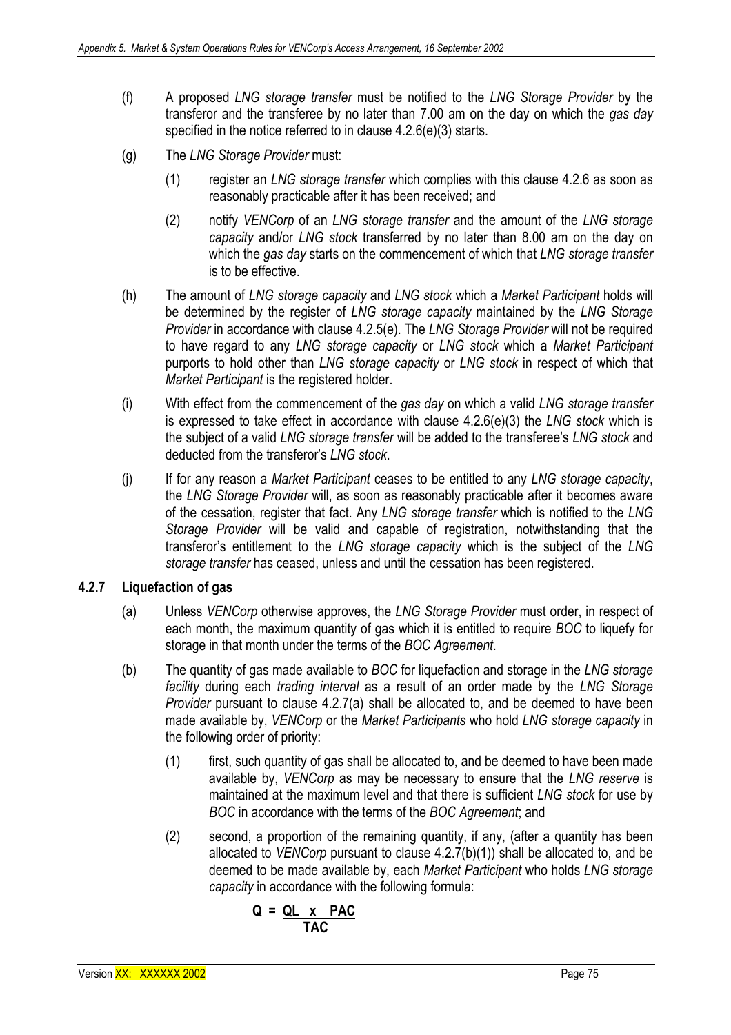(f) A proposed *LNG storage transfer* must be notified to the *LNG Storage Provider* by the transferor and the transferee by no later than 7.00 am on the day on which the *gas day* specified in the notice referred to in clause 4.2.6(e)(3) starts.

(g) The *LNG Storage Provider* must:

(1) register an *LNG storage transfer* which complies with this clause 4.2.6 as soon as reasonably practicable after it has been received; and

(2) notify *VENCorp* of an *LNG storage transfer* and the amount of the *LNG storage capacity* and/or *LNG stock* transferred by no later than 8.00 am on the day on which the *gas day* starts on the commencement of which that *LNG storage transfer* is to be effective.

(h) The amount of *LNG storage capacity* and *LNG stock* which a *Market Participant* holds will be determined by the register of *LNG storage capacity* maintained by the *LNG Storage Provider* in accordance with clause 4.2.5(e). The *LNG Storage Provider* will not be required to have regard to any *LNG storage capacity* or *LNG stock* which a *Market Participant* purports to hold other than *LNG storage capacity* or *LNG stock* in respect of which that *Market Participant* is the registered holder.

(i) With effect from the commencement of the *gas day* on which a valid *LNG storage transfer* is expressed to take effect in accordance with clause 4.2.6(e)(3) the *LNG stock* which is the subject of a valid *LNG storage transfer* will be added to the transferee's *LNG stock* and deducted from the transferor's *LNG stock*.

(j) If for any reason a *Market Participant* ceases to be entitled to any *LNG storage capacity*, the *LNG Storage Provider* will, as soon as reasonably practicable after it becomes aware of the cessation, register that fact. Any *LNG storage transfer* which is notified to the *LNG Storage Provider* will be valid and capable of registration, notwithstanding that the transferor's entitlement to the *LNG storage capacity* which is the subject of the *LNG storage transfer* has ceased, unless and until the cessation has been registered.

### 4.2.7 Liquefaction of gas

(a) Unless *VENCorp* otherwise approves, the *LNG Storage Provider* must order, in respect of each month, the maximum quantity of gas which it is entitled to require *BOC* to liquefy for storage in that month under the terms of the *BOC Agreement.*

(b) The quantity of gas made available to *BOC* for liquefaction and storage in the *LNG storage facility* during each *trading interval* as a result of an order made by the *LNG Storage Provider* pursuant to clause 4.2.7(a) shall be allocated to, and be deemed to have been made available by, *VENCorp* or the *Market Participants* who hold *LNG storage capacity* in the following order of priority:

(1) first, such quantity of gas shall be allocated to, and be deemed to have been made available by, *VENCorp* as may be necessary to ensure that the *LNG reserve* is maintained at the maximum level and that there is sufficient *LNG stock* for use by *BOC* in accordance with the terms of the *BOC Agreement*; and

(2) second, a proportion of the remaining quantity, if any, (after a quantity has been allocated to *VENCorp* pursuant to clause 4.2.7(b)(1)) shall be allocated to, and be deemed to be made available by, each *Market Participant* who holds *LNG storage capacity* in accordance with the following formula:

$$Q = \frac{QL \times PAC}{TAC}$$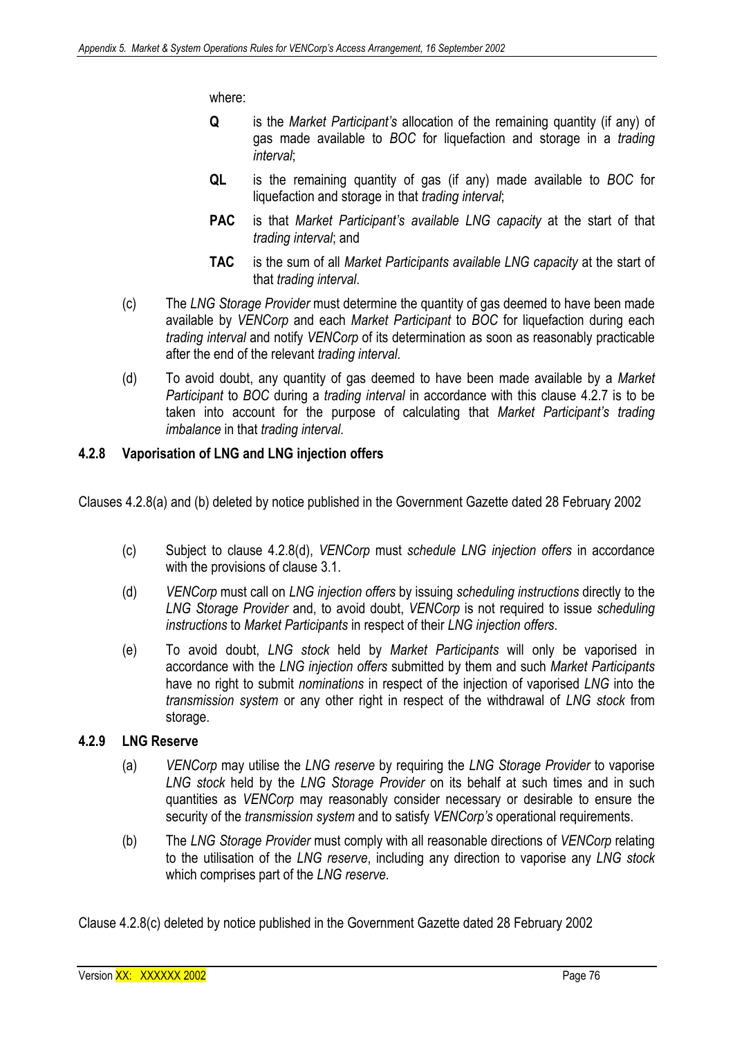where:

**Q** is the *Market Participant's* allocation of the remaining quantity (if any) of gas made available to *BOC* for liquefaction and storage in a *trading interval*;

**QL** is the remaining quantity of gas (if any) made available to *BOC* for liquefaction and storage in that *trading interval*;

**PAC** is that *Market Participant's available LNG capacity* at the start of that *trading interval*; and

**TAC** is the sum of all *Market Participants available LNG capacity* at the start of that *trading interval*.

(c) The *LNG Storage Provider* must determine the quantity of gas deemed to have been made available by *VENCorp* and each *Market Participant* to *BOC* for liquefaction during each *trading interval* and notify *VENCorp* of its determination as soon as reasonably practicable after the end of the relevant *trading interval*.

(d) To avoid doubt, any quantity of gas deemed to have been made available by a *Market Participant* to *BOC* during a *trading interval* in accordance with this clause 4.2.7 is to be taken into account for the purpose of calculating that *Market Participant's trading imbalance* in that *trading interval*.

### 4.2.8 Vaporisation of LNG and LNG injection offers

Clauses 4.2.8(a) and (b) deleted by notice published in the Government Gazette dated 28 February 2002

(c) Subject to clause 4.2.8(d), *VENCorp* must *schedule LNG injection offers* in accordance with the provisions of clause 3.1.

(d) *VENCorp* must call on *LNG injection offers* by issuing *scheduling instructions* directly to the *LNG Storage Provider* and, to avoid doubt, *VENCorp* is not required to issue *scheduling instructions* to *Market Participants* in respect of their *LNG injection offers*.

(e) To avoid doubt, *LNG stock* held by *Market Participants* will only be vaporised in accordance with the *LNG injection offers* submitted by them and such *Market Participants* have no right to submit *nominations* in respect of the injection of vaporised *LNG* into the *transmission system* or any other right in respect of the withdrawal of *LNG stock* from storage.

### 4.2.9 LNG Reserve

(a) *VENCorp* may utilise the *LNG reserve* by requiring the *LNG Storage Provider* to vaporise *LNG stock* held by the *LNG Storage Provider* on its behalf at such times and in such quantities as *VENCorp* may reasonably consider necessary or desirable to ensure the security of the *transmission system* and to satisfy *VENCorp's* operational requirements.

(b) The *LNG Storage Provider* must comply with all reasonable directions of *VENCorp* relating to the utilisation of the *LNG reserve*, including any direction to vaporise any *LNG stock* which comprises part of the *LNG reserve*.

Clause 4.2.8(c) deleted by notice published in the Government Gazette dated 28 February 2002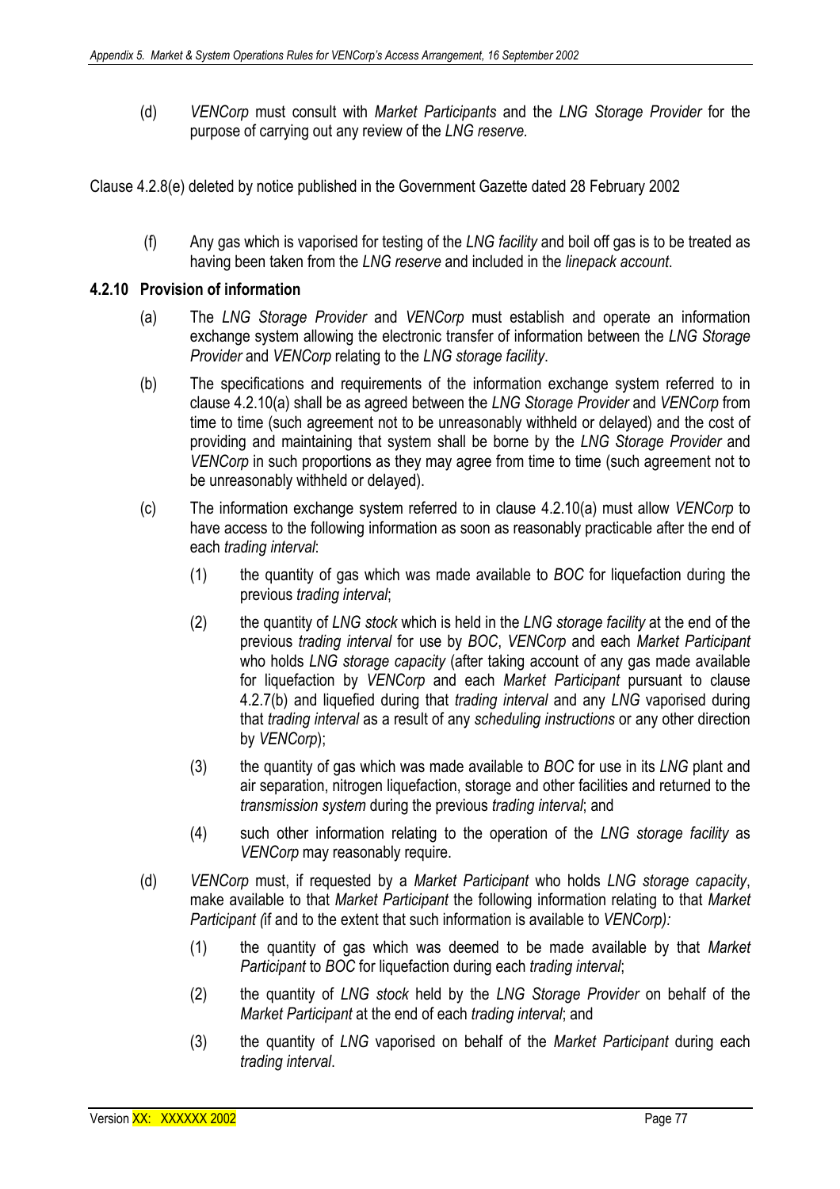(d) *VENCorp* must consult with *Market Participants* and the *LNG Storage Provider* for the purpose of carrying out any review of the *LNG reserve.*

Clause 4.2.8(e) deleted by notice published in the Government Gazette dated 28 February 2002

(f) Any gas which is vaporised for testing of the *LNG facility* and boil off gas is to be treated as having been taken from the *LNG reserve* and included in the *linepack account*.

### 4.2.10 Provision of information

(a) The *LNG Storage Provider* and *VENCorp* must establish and operate an information exchange system allowing the electronic transfer of information between the *LNG Storage Provider* and *VENCorp* relating to the *LNG storage facility*.

(b) The specifications and requirements of the information exchange system referred to in clause 4.2.10(a) shall be as agreed between the *LNG Storage Provider* and *VENCorp* from time to time (such agreement not to be unreasonably withheld or delayed) and the cost of providing and maintaining that system shall be borne by the *LNG Storage Provider* and *VENCorp* in such proportions as they may agree from time to time (such agreement not to be unreasonably withheld or delayed).

(c) The information exchange system referred to in clause 4.2.10(a) must allow *VENCorp* to have access to the following information as soon as reasonably practicable after the end of each *trading interval*:

(1) the quantity of gas which was made available to *BOC* for liquefaction during the previous *trading interval*;

(2) the quantity of *LNG stock* which is held in the *LNG storage facility* at the end of the previous *trading interval* for use by *BOC*, *VENCorp* and each *Market Participant* who holds *LNG storage capacity* (after taking account of any gas made available for liquefaction by *VENCorp* and each *Market Participant* pursuant to clause 4.2.7(b) and liquefied during that *trading interval* and any *LNG* vaporised during that *trading interval* as a result of any *scheduling instructions* or any other direction by *VENCorp*);

(3) the quantity of gas which was made available to *BOC* for use in its *LNG* plant and air separation, nitrogen liquefaction, storage and other facilities and returned to the *transmission system* during the previous *trading interval*; and

(4) such other information relating to the operation of the *LNG storage facility* as *VENCorp* may reasonably require.

(d) *VENCorp* must, if requested by a *Market Participant* who holds *LNG storage capacity*, make available to that *Market Participant* the following information relating to that *Market Participant (*if and to the extent that such information is available to *VENCorp):*

(1) the quantity of gas which was deemed to be made available by that *Market Participant* to *BOC* for liquefaction during each *trading interval*;

(2) the quantity of *LNG stock* held by the *LNG Storage Provider* on behalf of the *Market Participant* at the end of each *trading interval*; and

(3) the quantity of *LNG* vaporised on behalf of the *Market Participant* during each *trading interval*.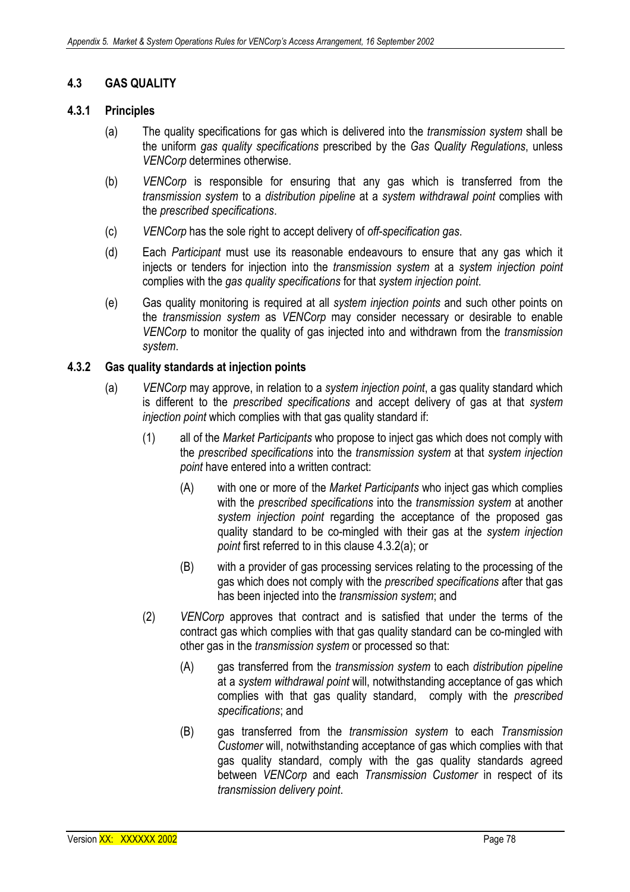## 4.3 GAS QUALITY

### 4.3.1 Principles

(a) The quality specifications for gas which is delivered into the *transmission system* shall be the uniform *gas quality specifications* prescribed by the *Gas Quality Regulations*, unless *VENCorp* determines otherwise.

(b) *VENCorp* is responsible for ensuring that any gas which is transferred from the *transmission system* to a *distribution pipeline* at a *system withdrawal point* complies with the *prescribed specifications*.

(c) *VENCorp* has the sole right to accept delivery of *off-specification gas*.

(d) Each *Participant* must use its reasonable endeavours to ensure that any gas which it injects or tenders for injection into the *transmission system* at a *system injection point* complies with the *gas quality specifications* for that *system injection point*.

(e) Gas quality monitoring is required at all *system injection points* and such other points on the *transmission system* as *VENCorp* may consider necessary or desirable to enable *VENCorp* to monitor the quality of gas injected into and withdrawn from the *transmission system*.

### 4.3.2 Gas quality standards at injection points

(a) *VENCorp* may approve, in relation to a *system injection point*, a gas quality standard which is different to the *prescribed specifications* and accept delivery of gas at that *system injection point* which complies with that gas quality standard if:

(1) all of the *Market Participants* who propose to inject gas which does not comply with the *prescribed specifications* into the *transmission system* at that *system injection point* have entered into a written contract:

(A) with one or more of the *Market Participants* who inject gas which complies with the *prescribed specifications* into the *transmission system* at another *system injection point* regarding the acceptance of the proposed gas quality standard to be co-mingled with their gas at the *system injection point* first referred to in this clause 4.3.2(a); or

(B) with a provider of gas processing services relating to the processing of the gas which does not comply with the *prescribed specifications* after that gas has been injected into the *transmission system*; and

(2) *VENCorp* approves that contract and is satisfied that under the terms of the contract gas which complies with that gas quality standard can be co-mingled with other gas in the *transmission system* or processed so that:

(A) gas transferred from the *transmission system* to each *distribution pipeline* at a *system withdrawal point* will, notwithstanding acceptance of gas which complies with that gas quality standard, comply with the *prescribed specifications*; and

(B) gas transferred from the *transmission system* to each *Transmission Customer* will, notwithstanding acceptance of gas which complies with that gas quality standard, comply with the gas quality standards agreed between *VENCorp* and each *Transmission Customer* in respect of its *transmission delivery point*.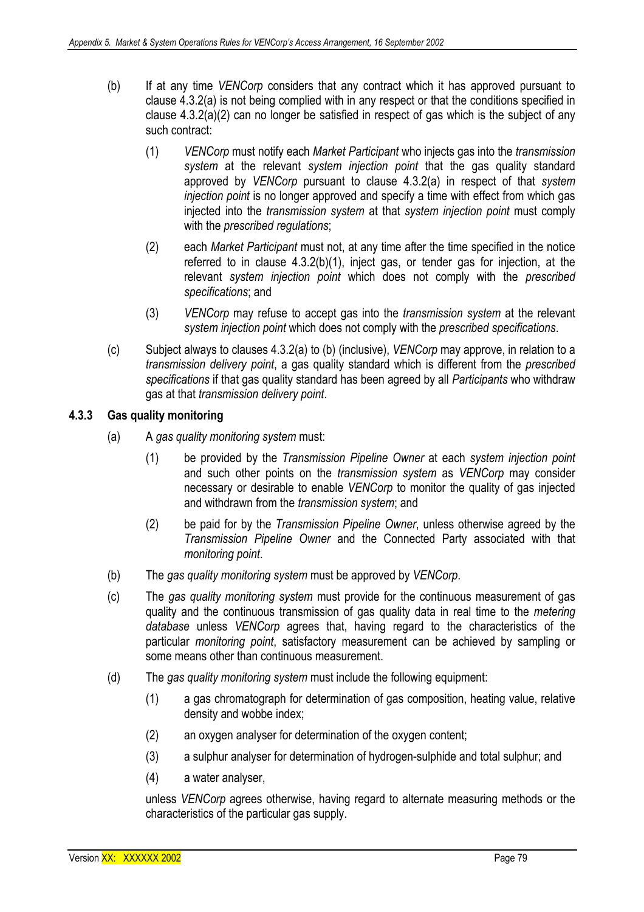(b) If at any time *VENCorp* considers that any contract which it has approved pursuant to clause 4.3.2(a) is not being complied with in any respect or that the conditions specified in clause 4.3.2(a)(2) can no longer be satisfied in respect of gas which is the subject of any such contract:

(1) *VENCorp* must notify each *Market Participant* who injects gas into the *transmission system* at the relevant *system injection point* that the gas quality standard approved by *VENCorp* pursuant to clause 4.3.2(a) in respect of that *system injection point* is no longer approved and specify a time with effect from which gas injected into the *transmission system* at that *system injection point* must comply with the *prescribed regulations*;

(2) each *Market Participant* must not, at any time after the time specified in the notice referred to in clause 4.3.2(b)(1), inject gas, or tender gas for injection, at the relevant *system injection point* which does not comply with the *prescribed specifications*; and

(3) *VENCorp* may refuse to accept gas into the *transmission system* at the relevant *system injection point* which does not comply with the *prescribed specifications*.

(c) Subject always to clauses 4.3.2(a) to (b) (inclusive), *VENCorp* may approve, in relation to a *transmission delivery point*, a gas quality standard which is different from the *prescribed specifications* if that gas quality standard has been agreed by all *Participants* who withdraw gas at that *transmission delivery point*.

### 4.3.3 Gas quality monitoring

(a) A *gas quality monitoring system* must:

(1) be provided by the *Transmission Pipeline Owner* at each *system injection point* and such other points on the *transmission system* as *VENCorp* may consider necessary or desirable to enable *VENCorp* to monitor the quality of gas injected and withdrawn from the *transmission system*; and

(2) be paid for by the *Transmission Pipeline Owner*, unless otherwise agreed by the *Transmission Pipeline Owner* and the Connected Party associated with that *monitoring point*.

(b) The *gas quality monitoring system* must be approved by *VENCorp*.

(c) The *gas quality monitoring system* must provide for the continuous measurement of gas quality and the continuous transmission of gas quality data in real time to the *metering database* unless *VENCorp* agrees that, having regard to the characteristics of the particular *monitoring point*, satisfactory measurement can be achieved by sampling or some means other than continuous measurement.

(d) The *gas quality monitoring system* must include the following equipment:

(1) a gas chromatograph for determination of gas composition, heating value, relative density and wobbe index;

(2) an oxygen analyser for determination of the oxygen content;

(3) a sulphur analyser for determination of hydrogen-sulphide and total sulphur; and

(4) a water analyser,

unless *VENCorp* agrees otherwise, having regard to alternate measuring methods or the characteristics of the particular gas supply.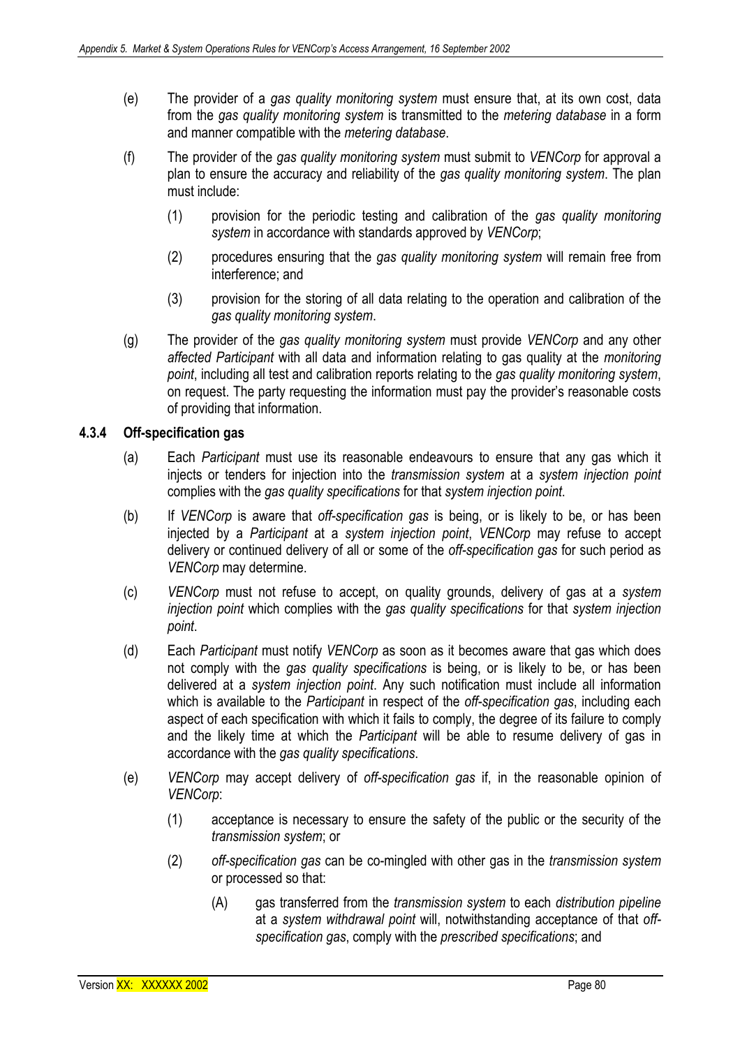(e) The provider of a *gas quality monitoring system* must ensure that, at its own cost, data from the *gas quality monitoring system* is transmitted to the *metering database* in a form and manner compatible with the *metering database*.

(f) The provider of the *gas quality monitoring system* must submit to *VENCorp* for approval a plan to ensure the accuracy and reliability of the *gas quality monitoring system*. The plan must include:

(1) provision for the periodic testing and calibration of the *gas quality monitoring system* in accordance with standards approved by *VENCorp*;

(2) procedures ensuring that the *gas quality monitoring system* will remain free from interference; and

(3) provision for the storing of all data relating to the operation and calibration of the *gas quality monitoring system*.

(g) The provider of the *gas quality monitoring system* must provide *VENCorp* and any other *affected Participant* with all data and information relating to gas quality at the *monitoring point*, including all test and calibration reports relating to the *gas quality monitoring system*, on request. The party requesting the information must pay the provider's reasonable costs of providing that information.

### 4.3.4 Off-specification gas

(a) Each *Participant* must use its reasonable endeavours to ensure that any gas which it injects or tenders for injection into the *transmission system* at a *system injection point* complies with the *gas quality specifications* for that *system injection point*.

(b) If *VENCorp* is aware that *off-specification gas* is being, or is likely to be, or has been injected by a *Participant* at a *system injection point*, *VENCorp* may refuse to accept delivery or continued delivery of all or some of the *off-specification gas* for such period as *VENCorp* may determine.

(c) *VENCorp* must not refuse to accept, on quality grounds, delivery of gas at a *system injection point* which complies with the *gas quality specifications* for that *system injection point*.

(d) Each *Participant* must notify *VENCorp* as soon as it becomes aware that gas which does not comply with the *gas quality specifications* is being, or is likely to be, or has been delivered at a *system injection point*. Any such notification must include all information which is available to the *Participant* in respect of the *off-specification gas*, including each aspect of each specification with which it fails to comply, the degree of its failure to comply and the likely time at which the *Participant* will be able to resume delivery of gas in accordance with the *gas quality specifications*.

(e) *VENCorp* may accept delivery of *off-specification gas* if, in the reasonable opinion of *VENCorp*:

(1) acceptance is necessary to ensure the safety of the public or the security of the *transmission system*; or

(2) *off-specification gas* can be co-mingled with other gas in the *transmission system* or processed so that:

(A) gas transferred from the *transmission system* to each *distribution pipeline* at a *system withdrawal point* will, notwithstanding acceptance of that *off-specification gas*, comply with the *prescribed specifications*; and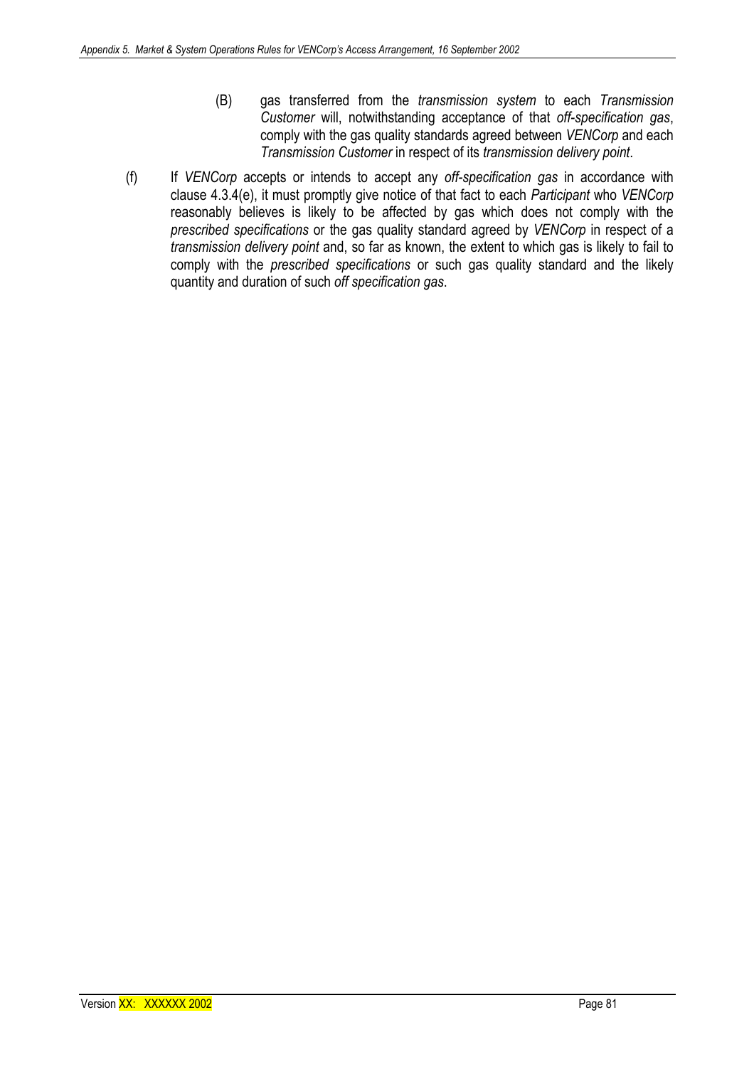(B) gas transferred from the *transmission system* to each *Transmission Customer* will, notwithstanding acceptance of that *off-specification gas*, comply with the gas quality standards agreed between *VENCorp* and each *Transmission Customer* in respect of its *transmission delivery point*.

(f) If *VENCorp* accepts or intends to accept any *off-specification gas* in accordance with clause 4.3.4(e), it must promptly give notice of that fact to each *Participant* who *VENCorp* reasonably believes is likely to be affected by gas which does not comply with the *prescribed specifications* or the gas quality standard agreed by *VENCorp* in respect of a *transmission delivery point* and, so far as known, the extent to which gas is likely to fail to comply with the *prescribed specifications* or such gas quality standard and the likely quantity and duration of such *off specification gas*.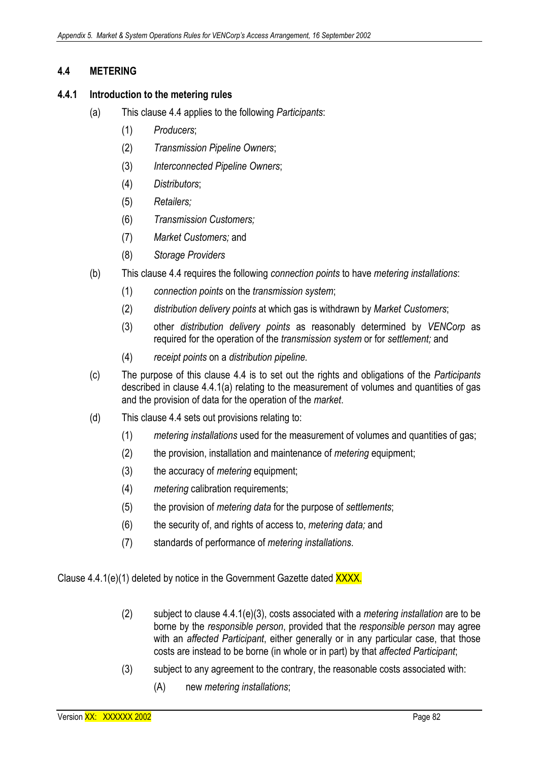## 4.4 METERING

### 4.4.1 Introduction to the metering rules

(a) This clause 4.4 applies to the following *Participants*:

   (1) *Producers*;

   (2) *Transmission Pipeline Owners*;

   (3) *Interconnected Pipeline Owners*;

   (4) *Distributors*;

   (5) *Retailers;*

   (6) *Transmission Customers;*

   (7) *Market Customers;* and

   (8) *Storage Providers*

(b) This clause 4.4 requires the following *connection points* to have *metering installations*:

   (1) *connection points* on the *transmission system*;

   (2) *distribution delivery points* at which gas is withdrawn by *Market Customers*;

   (3) other *distribution delivery points* as reasonably determined by *VENCorp* as required for the operation of the *transmission system* or for *settlement;* and

   (4) *receipt points* on a *distribution pipeline.*

(c) The purpose of this clause 4.4 is to set out the rights and obligations of the *Participants* described in clause 4.4.1(a) relating to the measurement of volumes and quantities of gas and the provision of data for the operation of the *market*.

(d) This clause 4.4 sets out provisions relating to:

   (1) *metering installations* used for the measurement of volumes and quantities of gas;

   (2) the provision, installation and maintenance of *metering* equipment;

   (3) the accuracy of *metering* equipment;

   (4) *metering* calibration requirements;

   (5) the provision of *metering data* for the purpose of *settlements*;

   (6) the security of, and rights of access to, *metering data;* and

   (7) standards of performance of *metering installations*.

Clause 4.4.1(e)(1) deleted by notice in the Government Gazette dated XXXX.

   (2) subject to clause 4.4.1(e)(3), costs associated with a *metering installation* are to be borne by the *responsible person*, provided that the *responsible person* may agree with an *affected Participant*, either generally or in any particular case, that those costs are instead to be borne (in whole or in part) by that *affected Participant*;

   (3) subject to any agreement to the contrary, the reasonable costs associated with:

      (A) new *metering installations*;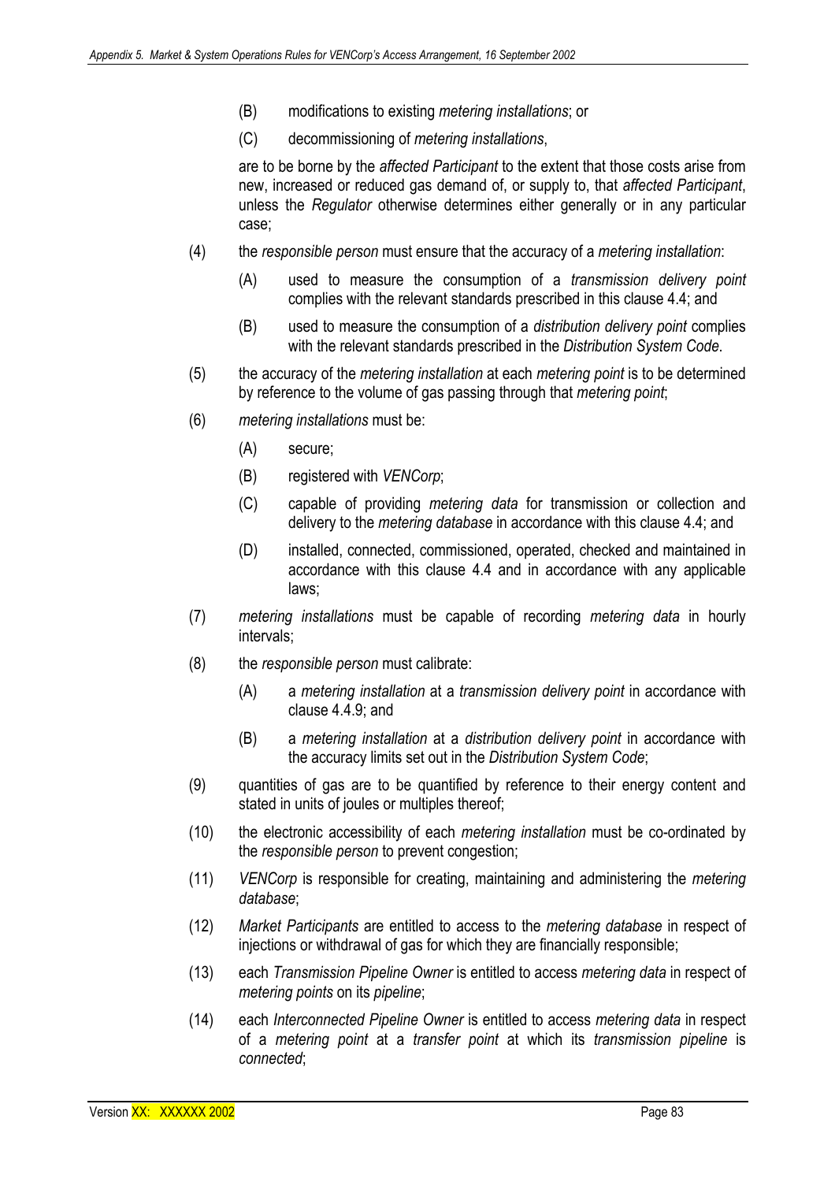(B) modifications to existing *metering installations*; or

(C) decommissioning of *metering installations*,

are to be borne by the *affected Participant* to the extent that those costs arise from new, increased or reduced gas demand of, or supply to, that *affected Participant*, unless the *Regulator* otherwise determines either generally or in any particular case;

(4) the *responsible person* must ensure that the accuracy of a *metering installation*:

(A) used to measure the consumption of a *transmission delivery point* complies with the relevant standards prescribed in this clause 4.4; and

(B) used to measure the consumption of a *distribution delivery point* complies with the relevant standards prescribed in the *Distribution System Code*.

(5) the accuracy of the *metering installation* at each *metering point* is to be determined by reference to the volume of gas passing through that *metering point*;

(6) *metering installations* must be:

(A) secure;

(B) registered with *VENCorp*;

(C) capable of providing *metering data* for transmission or collection and delivery to the *metering database* in accordance with this clause 4.4; and

(D) installed, connected, commissioned, operated, checked and maintained in accordance with this clause 4.4 and in accordance with any applicable laws;

(7) *metering installations* must be capable of recording *metering data* in hourly intervals;

(8) the *responsible person* must calibrate:

(A) a *metering installation* at a *transmission delivery point* in accordance with clause 4.4.9; and

(B) a *metering installation* at a *distribution delivery point* in accordance with the accuracy limits set out in the *Distribution System Code*;

(9) quantities of gas are to be quantified by reference to their energy content and stated in units of joules or multiples thereof;

(10) the electronic accessibility of each *metering installation* must be co-ordinated by the *responsible person* to prevent congestion;

(11) *VENCorp* is responsible for creating, maintaining and administering the *metering database*;

(12) *Market Participants* are entitled to access to the *metering database* in respect of injections or withdrawal of gas for which they are financially responsible;

(13) each *Transmission Pipeline Owner* is entitled to access *metering data* in respect of *metering points* on its *pipeline*;

(14) each *Interconnected Pipeline Owner* is entitled to access *metering data* in respect of a *metering point* at a *transfer point* at which its *transmission pipeline* is *connected*;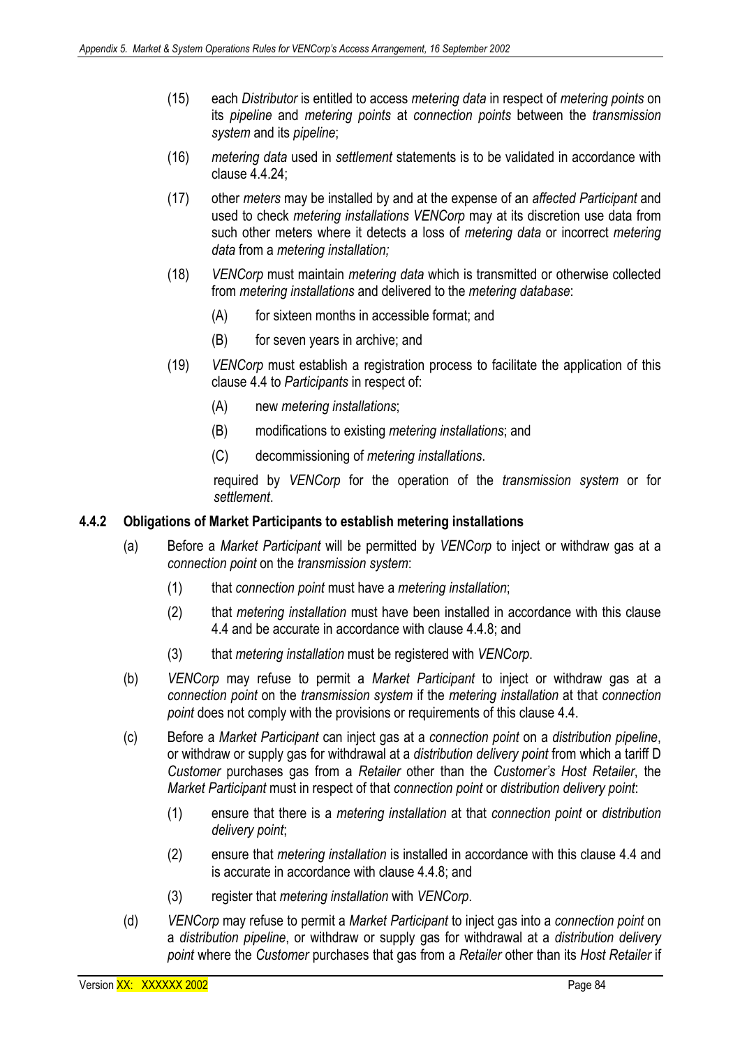(15) each *Distributor* is entitled to access *metering data* in respect of *metering points* on its *pipeline* and *metering points* at *connection points* between the *transmission system* and its *pipeline*;

(16) *metering data* used in *settlement* statements is to be validated in accordance with clause 4.4.24;

(17) other *meters* may be installed by and at the expense of an *affected Participant* and used to check *metering installations VENCorp* may at its discretion use data from such other meters where it detects a loss of *metering data* or incorrect *metering data* from a *metering installation;*

(18) *VENCorp* must maintain *metering data* which is transmitted or otherwise collected from *metering installations* and delivered to the *metering database*:

  (A) for sixteen months in accessible format; and

  (B) for seven years in archive; and

(19) *VENCorp* must establish a registration process to facilitate the application of this clause 4.4 to *Participants* in respect of:

  (A) new *metering installations*;

  (B) modifications to existing *metering installations*; and

  (C) decommissioning of *metering installations*.

  required by *VENCorp* for the operation of the *transmission system* or for *settlement*.

### 4.4.2 Obligations of Market Participants to establish metering installations

(a) Before a *Market Participant* will be permitted by *VENCorp* to inject or withdraw gas at a *connection point* on the *transmission system*:

  (1) that *connection point* must have a *metering installation*;

  (2) that *metering installation* must have been installed in accordance with this clause 4.4 and be accurate in accordance with clause 4.4.8; and

  (3) that *metering installation* must be registered with *VENCorp*.

(b) *VENCorp* may refuse to permit a *Market Participant* to inject or withdraw gas at a *connection point* on the *transmission system* if the *metering installation* at that *connection point* does not comply with the provisions or requirements of this clause 4.4.

(c) Before a *Market Participant* can inject gas at a *connection point* on a *distribution pipeline*, or withdraw or supply gas for withdrawal at a *distribution delivery point* from which a tariff D *Customer* purchases gas from a *Retailer* other than the *Customer's Host Retailer*, the *Market Participant* must in respect of that *connection point* or *distribution delivery point*:

  (1) ensure that there is a *metering installation* at that *connection point* or *distribution delivery point*;

  (2) ensure that *metering installation* is installed in accordance with this clause 4.4 and is accurate in accordance with clause 4.4.8; and

  (3) register that *metering installation* with *VENCorp*.

(d) *VENCorp* may refuse to permit a *Market Participant* to inject gas into a *connection point* on a *distribution pipeline*, or withdraw or supply gas for withdrawal at a *distribution delivery point* where the *Customer* purchases that gas from a *Retailer* other than its *Host Retailer* if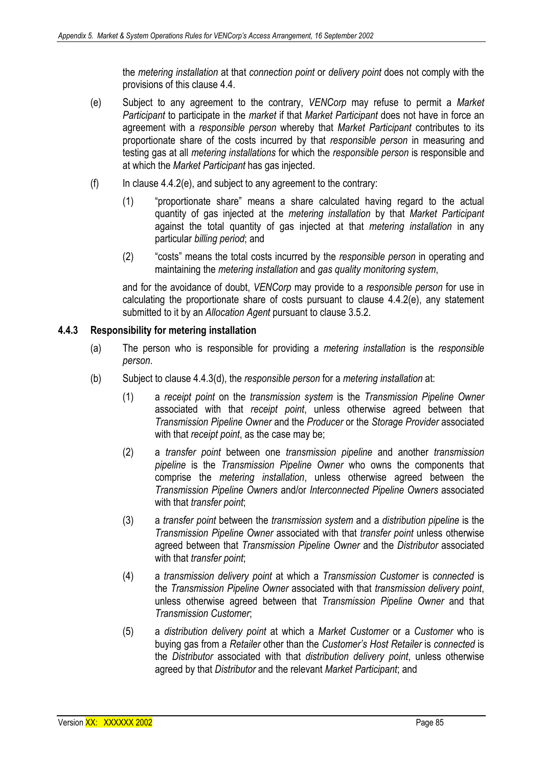the *metering installation* at that *connection point* or *delivery point* does not comply with the provisions of this clause 4.4.

(e) Subject to any agreement to the contrary, *VENCorp* may refuse to permit a *Market Participant* to participate in the *market* if that *Market Participant* does not have in force an agreement with a *responsible person* whereby that *Market Participant* contributes to its proportionate share of the costs incurred by that *responsible person* in measuring and testing gas at all *metering installations* for which the *responsible person* is responsible and at which the *Market Participant* has gas injected.

(f) In clause 4.4.2(e), and subject to any agreement to the contrary:

(1) "proportionate share" means a share calculated having regard to the actual quantity of gas injected at the *metering installation* by that *Market Participant* against the total quantity of gas injected at that *metering installation* in any particular *billing period*; and

(2) "costs" means the total costs incurred by the *responsible person* in operating and maintaining the *metering installation* and *gas quality monitoring system*,

and for the avoidance of doubt, *VENCorp* may provide to a *responsible person* for use in calculating the proportionate share of costs pursuant to clause 4.4.2(e), any statement submitted to it by an *Allocation Agent* pursuant to clause 3.5.2.

### 4.4.3 Responsibility for metering installation

(a) The person who is responsible for providing a *metering installation* is the *responsible person*.

(b) Subject to clause 4.4.3(d), the *responsible person* for a *metering installation* at:

(1) a *receipt point* on the *transmission system* is the *Transmission Pipeline Owner* associated with that *receipt point*, unless otherwise agreed between that *Transmission Pipeline Owner* and the *Producer* or the *Storage Provider* associated with that *receipt point*, as the case may be;

(2) a *transfer point* between one *transmission pipeline* and another *transmission pipeline* is the *Transmission Pipeline Owner* who owns the components that comprise the *metering installation*, unless otherwise agreed between the *Transmission Pipeline Owners* and/or *Interconnected Pipeline Owners* associated with that *transfer point*;

(3) a *transfer point* between the *transmission system* and a *distribution pipeline* is the *Transmission Pipeline Owner* associated with that *transfer point* unless otherwise agreed between that *Transmission Pipeline Owner* and the *Distributor* associated with that *transfer point*;

(4) a *transmission delivery point* at which a *Transmission Customer* is *connected* is the *Transmission Pipeline Owner* associated with that *transmission delivery point*, unless otherwise agreed between that *Transmission Pipeline Owner* and that *Transmission Customer*;

(5) a *distribution delivery point* at which a *Market Customer* or a *Customer* who is buying gas from a *Retailer* other than the *Customer's Host Retailer* is *connected* is the *Distributor* associated with that *distribution delivery point*, unless otherwise agreed by that *Distributor* and the relevant *Market Participant*; and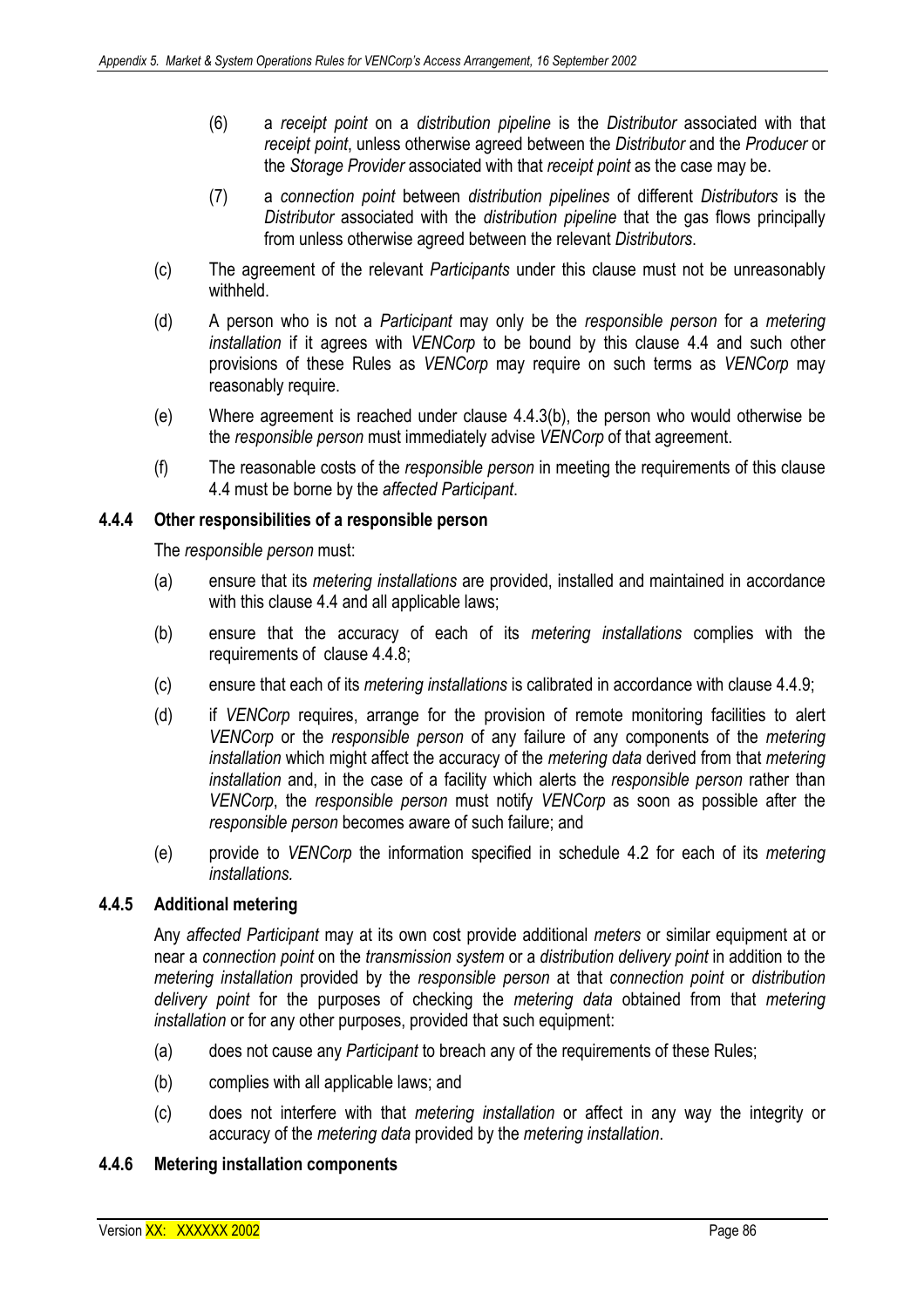(6) a *receipt point* on a *distribution pipeline* is the *Distributor* associated with that *receipt point*, unless otherwise agreed between the *Distributor* and the *Producer* or the *Storage Provider* associated with that *receipt point* as the case may be.

(7) a *connection point* between *distribution pipelines* of different *Distributors* is the *Distributor* associated with the *distribution pipeline* that the gas flows principally from unless otherwise agreed between the relevant *Distributors*.

(c) The agreement of the relevant *Participants* under this clause must not be unreasonably withheld.

(d) A person who is not a *Participant* may only be the *responsible person* for a *metering installation* if it agrees with *VENCorp* to be bound by this clause 4.4 and such other provisions of these Rules as *VENCorp* may require on such terms as *VENCorp* may reasonably require.

(e) Where agreement is reached under clause 4.4.3(b), the person who would otherwise be the *responsible person* must immediately advise *VENCorp* of that agreement.

(f) The reasonable costs of the *responsible person* in meeting the requirements of this clause 4.4 must be borne by the *affected Participant*.

### 4.4.4 Other responsibilities of a responsible person

The *responsible person* must:

(a) ensure that its *metering installations* are provided, installed and maintained in accordance with this clause 4.4 and all applicable laws;

(b) ensure that the accuracy of each of its *metering installations* complies with the requirements of clause 4.4.8;

(c) ensure that each of its *metering installations* is calibrated in accordance with clause 4.4.9;

(d) if *VENCorp* requires, arrange for the provision of remote monitoring facilities to alert *VENCorp* or the *responsible person* of any failure of any components of the *metering installation* which might affect the accuracy of the *metering data* derived from that *metering installation* and, in the case of a facility which alerts the *responsible person* rather than *VENCorp*, the *responsible person* must notify *VENCorp* as soon as possible after the *responsible person* becomes aware of such failure; and

(e) provide to *VENCorp* the information specified in schedule 4.2 for each of its *metering installations.*

### 4.4.5 Additional metering

Any *affected Participant* may at its own cost provide additional *meters* or similar equipment at or near a *connection point* on the *transmission system* or a *distribution delivery point* in addition to the *metering installation* provided by the *responsible person* at that *connection point* or *distribution delivery point* for the purposes of checking the *metering data* obtained from that *metering installation* or for any other purposes, provided that such equipment:

(a) does not cause any *Participant* to breach any of the requirements of these Rules;

(b) complies with all applicable laws; and

(c) does not interfere with that *metering installation* or affect in any way the integrity or accuracy of the *metering data* provided by the *metering installation*.

### 4.4.6 Metering installation components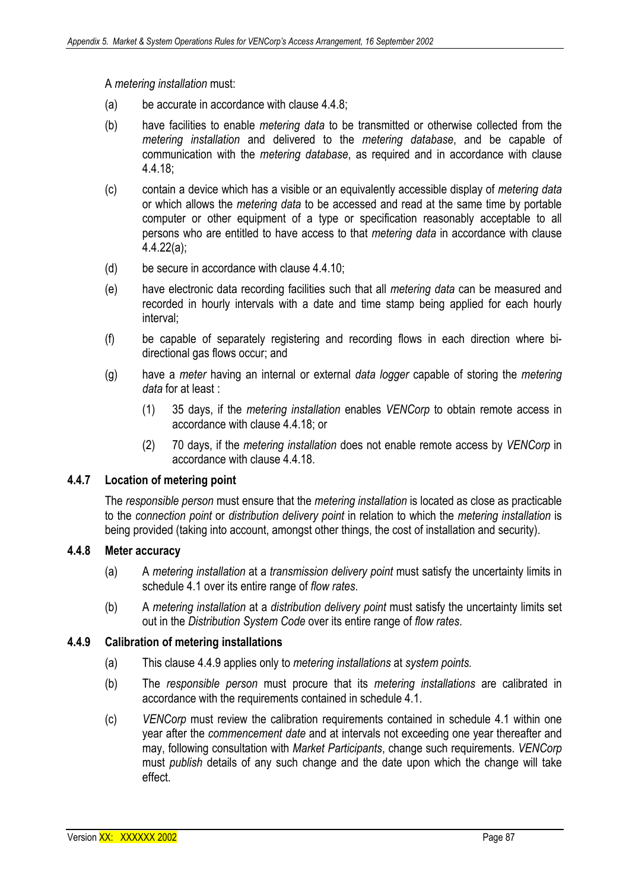A *metering installation* must:

(a) be accurate in accordance with clause 4.4.8;

(b) have facilities to enable *metering data* to be transmitted or otherwise collected from the *metering installation* and delivered to the *metering database*, and be capable of communication with the *metering database*, as required and in accordance with clause 4.4.18;

(c) contain a device which has a visible or an equivalently accessible display of *metering data* or which allows the *metering data* to be accessed and read at the same time by portable computer or other equipment of a type or specification reasonably acceptable to all persons who are entitled to have access to that *metering data* in accordance with clause 4.4.22(a);

(d) be secure in accordance with clause 4.4.10;

(e) have electronic data recording facilities such that all *metering data* can be measured and recorded in hourly intervals with a date and time stamp being applied for each hourly interval;

(f) be capable of separately registering and recording flows in each direction where bi-directional gas flows occur; and

(g) have a *meter* having an internal or external *data logger* capable of storing the *metering data* for at least :

   (1) 35 days, if the *metering installation* enables *VENCorp* to obtain remote access in accordance with clause 4.4.18; or

   (2) 70 days, if the *metering installation* does not enable remote access by *VENCorp* in accordance with clause 4.4.18.

#### 4.4.7 Location of metering point

The *responsible person* must ensure that the *metering installation* is located as close as practicable to the *connection point* or *distribution delivery point* in relation to which the *metering installation* is being provided (taking into account, amongst other things, the cost of installation and security).

#### 4.4.8 Meter accuracy

(a) A *metering installation* at a *transmission delivery point* must satisfy the uncertainty limits in schedule 4.1 over its entire range of *flow rates*.

(b) A *metering installation* at a *distribution delivery point* must satisfy the uncertainty limits set out in the *Distribution System Code* over its entire range of *flow rates*.

#### 4.4.9 Calibration of metering installations

(a) This clause 4.4.9 applies only to *metering installations* at *system points.*

(b) The *responsible person* must procure that its *metering installations* are calibrated in accordance with the requirements contained in schedule 4.1.

(c) *VENCorp* must review the calibration requirements contained in schedule 4.1 within one year after the *commencement date* and at intervals not exceeding one year thereafter and may, following consultation with *Market Participants*, change such requirements. *VENCorp* must *publish* details of any such change and the date upon which the change will take effect.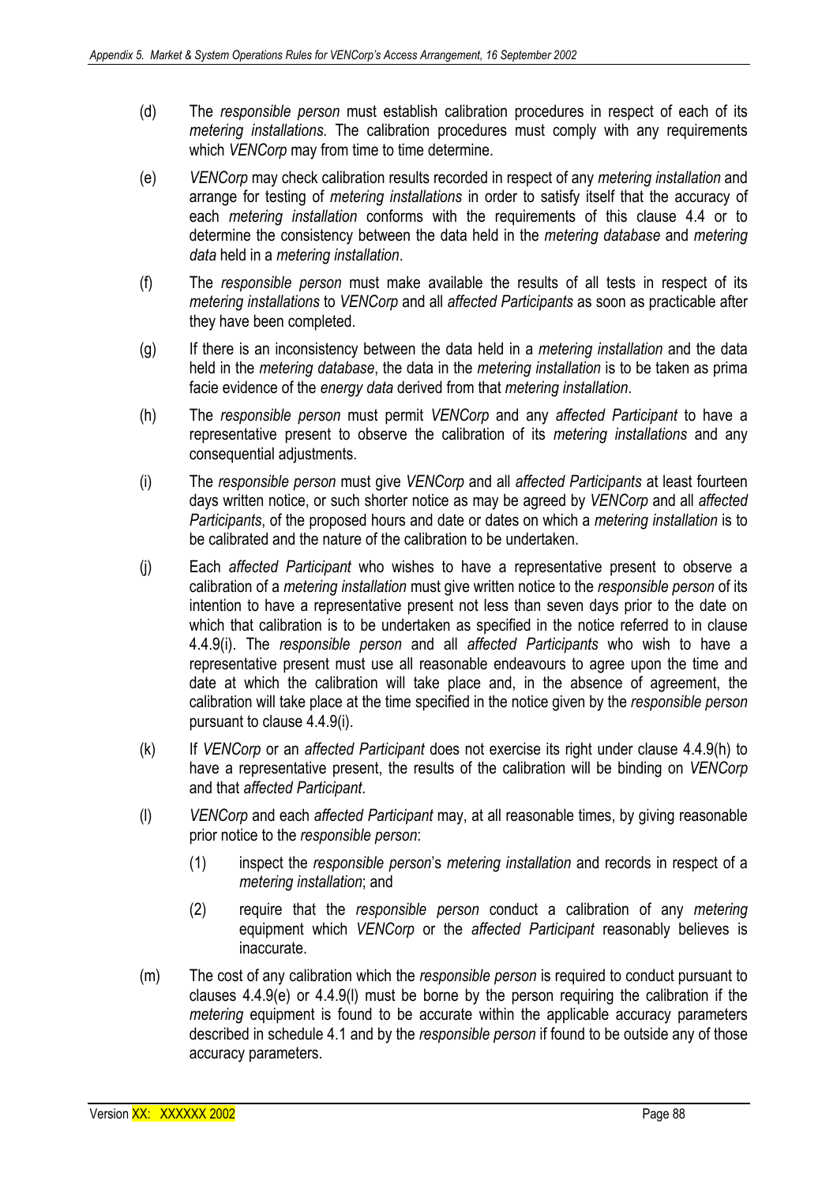(d) The *responsible person* must establish calibration procedures in respect of each of its *metering installations.* The calibration procedures must comply with any requirements which *VENCorp* may from time to time determine.

(e) *VENCorp* may check calibration results recorded in respect of any *metering installation* and arrange for testing of *metering installations* in order to satisfy itself that the accuracy of each *metering installation* conforms with the requirements of this clause 4.4 or to determine the consistency between the data held in the *metering database* and *metering data* held in a *metering installation*.

(f) The *responsible person* must make available the results of all tests in respect of its *metering installations* to *VENCorp* and all *affected Participants* as soon as practicable after they have been completed.

(g) If there is an inconsistency between the data held in a *metering installation* and the data held in the *metering database*, the data in the *metering installation* is to be taken as prima facie evidence of the *energy data* derived from that *metering installation*.

(h) The *responsible person* must permit *VENCorp* and any *affected Participant* to have a representative present to observe the calibration of its *metering installations* and any consequential adjustments.

(i) The *responsible person* must give *VENCorp* and all *affected Participants* at least fourteen days written notice, or such shorter notice as may be agreed by *VENCorp* and all *affected Participants*, of the proposed hours and date or dates on which a *metering installation* is to be calibrated and the nature of the calibration to be undertaken.

(j) Each *affected Participant* who wishes to have a representative present to observe a calibration of a *metering installation* must give written notice to the *responsible person* of its intention to have a representative present not less than seven days prior to the date on which that calibration is to be undertaken as specified in the notice referred to in clause 4.4.9(i). The *responsible person* and all *affected Participants* who wish to have a representative present must use all reasonable endeavours to agree upon the time and date at which the calibration will take place and, in the absence of agreement, the calibration will take place at the time specified in the notice given by the *responsible person* pursuant to clause 4.4.9(i).

(k) If *VENCorp* or an *affected Participant* does not exercise its right under clause 4.4.9(h) to have a representative present, the results of the calibration will be binding on *VENCorp* and that *affected Participant*.

(l) *VENCorp* and each *affected Participant* may, at all reasonable times, by giving reasonable prior notice to the *responsible person*:

   (1) inspect the *responsible person*'s *metering installation* and records in respect of a *metering installation*; and

   (2) require that the *responsible person* conduct a calibration of any *metering* equipment which *VENCorp* or the *affected Participant* reasonably believes is inaccurate.

(m) The cost of any calibration which the *responsible person* is required to conduct pursuant to clauses 4.4.9(e) or 4.4.9(l) must be borne by the person requiring the calibration if the *metering* equipment is found to be accurate within the applicable accuracy parameters described in schedule 4.1 and by the *responsible person* if found to be outside any of those accuracy parameters.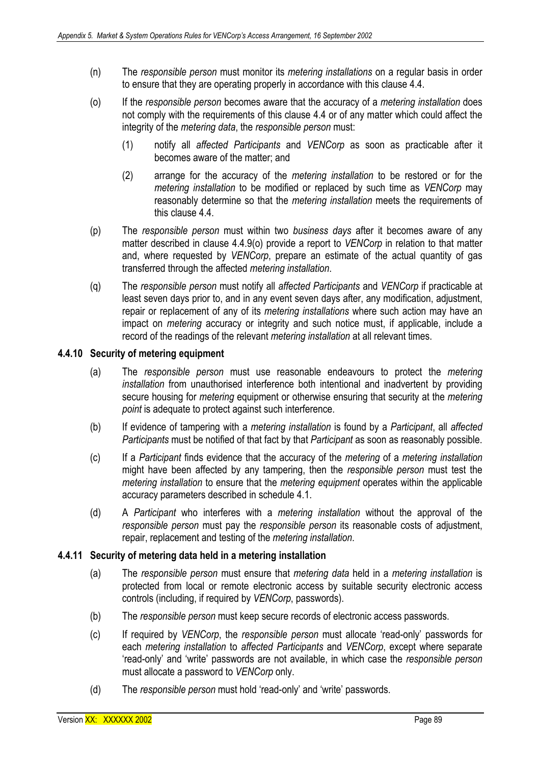(n) The *responsible person* must monitor its *metering installations* on a regular basis in order to ensure that they are operating properly in accordance with this clause 4.4.

(o) If the *responsible person* becomes aware that the accuracy of a *metering installation* does not comply with the requirements of this clause 4.4 or of any matter which could affect the integrity of the *metering data*, the *responsible person* must:

(1) notify all *affected Participants* and *VENCorp* as soon as practicable after it becomes aware of the matter; and

(2) arrange for the accuracy of the *metering installation* to be restored or for the *metering installation* to be modified or replaced by such time as *VENCorp* may reasonably determine so that the *metering installation* meets the requirements of this clause 4.4.

(p) The *responsible person* must within two *business days* after it becomes aware of any matter described in clause 4.4.9(o) provide a report to *VENCorp* in relation to that matter and, where requested by *VENCorp*, prepare an estimate of the actual quantity of gas transferred through the affected *metering installation*.

(q) The *responsible person* must notify all *affected Participants* and *VENCorp* if practicable at least seven days prior to, and in any event seven days after, any modification, adjustment, repair or replacement of any of its *metering installations* where such action may have an impact on *metering* accuracy or integrity and such notice must, if applicable, include a record of the readings of the relevant *metering installation* at all relevant times.

### 4.4.10 Security of metering equipment

(a) The *responsible person* must use reasonable endeavours to protect the *metering installation* from unauthorised interference both intentional and inadvertent by providing secure housing for *metering* equipment or otherwise ensuring that security at the *metering point* is adequate to protect against such interference.

(b) If evidence of tampering with a *metering installation* is found by a *Participant*, all *affected Participants* must be notified of that fact by that *Participant* as soon as reasonably possible.

(c) If a *Participant* finds evidence that the accuracy of the *metering* of a *metering installation* might have been affected by any tampering, then the *responsible person* must test the *metering installation* to ensure that the *metering equipment* operates within the applicable accuracy parameters described in schedule 4.1.

(d) A *Participant* who interferes with a *metering installation* without the approval of the *responsible person* must pay the *responsible person* its reasonable costs of adjustment, repair, replacement and testing of the *metering installation*.

### 4.4.11 Security of metering data held in a metering installation

(a) The *responsible person* must ensure that *metering data* held in a *metering installation* is protected from local or remote electronic access by suitable security electronic access controls (including, if required by *VENCorp*, passwords).

(b) The *responsible person* must keep secure records of electronic access passwords.

(c) If required by *VENCorp*, the *responsible person* must allocate 'read-only' passwords for each *metering installation* to *affected Participants* and *VENCorp*, except where separate 'read-only' and 'write' passwords are not available, in which case the *responsible person* must allocate a password to *VENCorp* only.

(d) The *responsible person* must hold 'read-only' and 'write' passwords.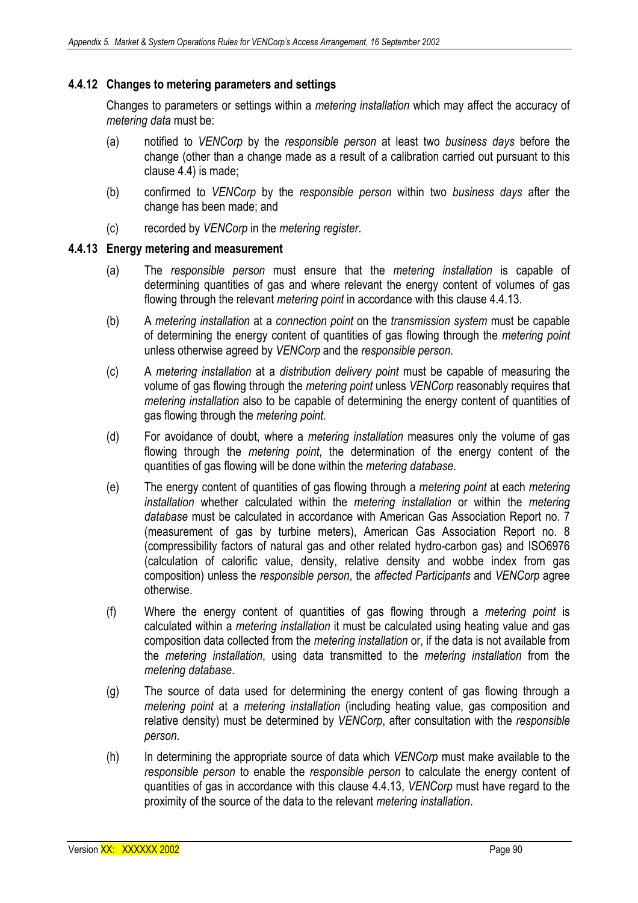### 4.4.12 Changes to metering parameters and settings

Changes to parameters or settings within a *metering installation* which may affect the accuracy of *metering data* must be:

(a) notified to *VENCorp* by the *responsible person* at least two *business days* before the change (other than a change made as a result of a calibration carried out pursuant to this clause 4.4) is made;

(b) confirmed to *VENCorp* by the *responsible person* within two *business days* after the change has been made; and

(c) recorded by *VENCorp* in the *metering register*.

### 4.4.13 Energy metering and measurement

(a) The *responsible person* must ensure that the *metering installation* is capable of determining quantities of gas and where relevant the energy content of volumes of gas flowing through the relevant *metering point* in accordance with this clause 4.4.13.

(b) A *metering installation* at a *connection point* on the *transmission system* must be capable of determining the energy content of quantities of gas flowing through the *metering point* unless otherwise agreed by *VENCorp* and the *responsible person*.

(c) A *metering installation* at a *distribution delivery point* must be capable of measuring the volume of gas flowing through the *metering point* unless *VENCorp* reasonably requires that *metering installation* also to be capable of determining the energy content of quantities of gas flowing through the *metering point*.

(d) For avoidance of doubt, where a *metering installation* measures only the volume of gas flowing through the *metering point*, the determination of the energy content of the quantities of gas flowing will be done within the *metering database*.

(e) The energy content of quantities of gas flowing through a *metering point* at each *metering installation* whether calculated within the *metering installation* or within the *metering database* must be calculated in accordance with American Gas Association Report no. 7 (measurement of gas by turbine meters), American Gas Association Report no. 8 (compressibility factors of natural gas and other related hydro-carbon gas) and ISO6976 (calculation of calorific value, density, relative density and wobbe index from gas composition) unless the *responsible person*, the *affected Participants* and *VENCorp* agree otherwise.

(f) Where the energy content of quantities of gas flowing through a *metering point* is calculated within a *metering installation* it must be calculated using heating value and gas composition data collected from the *metering installation* or, if the data is not available from the *metering installation*, using data transmitted to the *metering installation* from the *metering database*.

(g) The source of data used for determining the energy content of gas flowing through a *metering point* at a *metering installation* (including heating value, gas composition and relative density) must be determined by *VENCorp*, after consultation with the *responsible person*.

(h) In determining the appropriate source of data which *VENCorp* must make available to the *responsible person* to enable the *responsible person* to calculate the energy content of quantities of gas in accordance with this clause 4.4.13, *VENCorp* must have regard to the proximity of the source of the data to the relevant *metering installation*.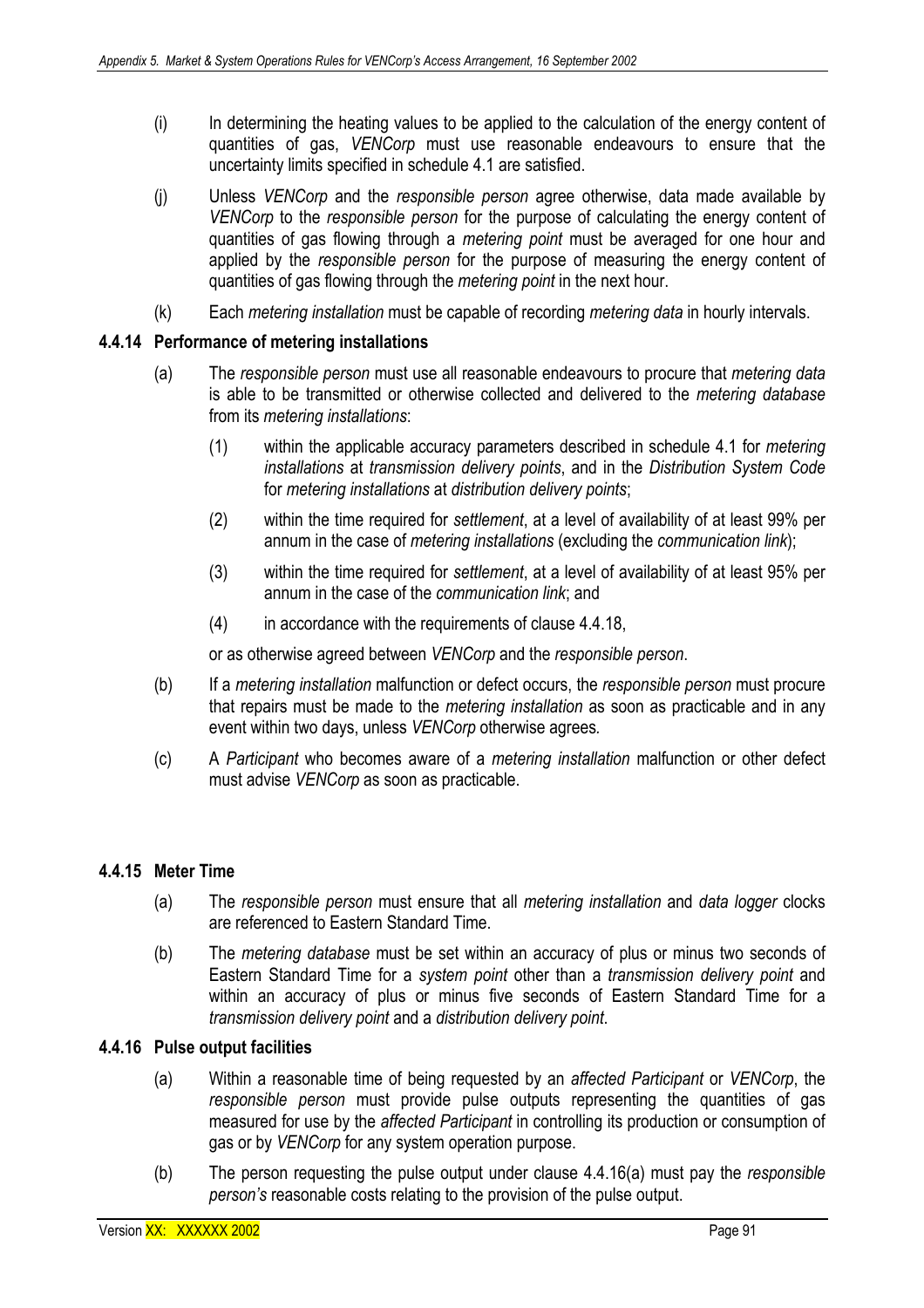(i) In determining the heating values to be applied to the calculation of the energy content of quantities of gas, *VENCorp* must use reasonable endeavours to ensure that the uncertainty limits specified in schedule 4.1 are satisfied.

(j) Unless *VENCorp* and the *responsible person* agree otherwise, data made available by *VENCorp* to the *responsible person* for the purpose of calculating the energy content of quantities of gas flowing through a *metering point* must be averaged for one hour and applied by the *responsible person* for the purpose of measuring the energy content of quantities of gas flowing through the *metering point* in the next hour.

(k) Each *metering installation* must be capable of recording *metering data* in hourly intervals.

### 4.4.14 Performance of metering installations

(a) The *responsible person* must use all reasonable endeavours to procure that *metering data* is able to be transmitted or otherwise collected and delivered to the *metering database* from its *metering installations*:

(1) within the applicable accuracy parameters described in schedule 4.1 for *metering installations* at *transmission delivery points*, and in the *Distribution System Code* for *metering installations* at *distribution delivery points*;

(2) within the time required for *settlement*, at a level of availability of at least 99% per annum in the case of *metering installations* (excluding the *communication link*);

(3) within the time required for *settlement*, at a level of availability of at least 95% per annum in the case of the *communication link*; and

(4) in accordance with the requirements of clause 4.4.18,

or as otherwise agreed between *VENCorp* and the *responsible person*.

(b) If a *metering installation* malfunction or defect occurs, the *responsible person* must procure that repairs must be made to the *metering installation* as soon as practicable and in any event within two days, unless *VENCorp* otherwise agrees.

(c) A *Participant* who becomes aware of a *metering installation* malfunction or other defect must advise *VENCorp* as soon as practicable.

### 4.4.15 Meter Time

(a) The *responsible person* must ensure that all *metering installation* and *data logger* clocks are referenced to Eastern Standard Time.

(b) The *metering database* must be set within an accuracy of plus or minus two seconds of Eastern Standard Time for a *system point* other than a *transmission delivery point* and within an accuracy of plus or minus five seconds of Eastern Standard Time for a *transmission delivery point* and a *distribution delivery point*.

### 4.4.16 Pulse output facilities

(a) Within a reasonable time of being requested by an *affected Participant* or *VENCorp*, the *responsible person* must provide pulse outputs representing the quantities of gas measured for use by the *affected Participant* in controlling its production or consumption of gas or by *VENCorp* for any system operation purpose.

(b) The person requesting the pulse output under clause 4.4.16(a) must pay the *responsible person's* reasonable costs relating to the provision of the pulse output.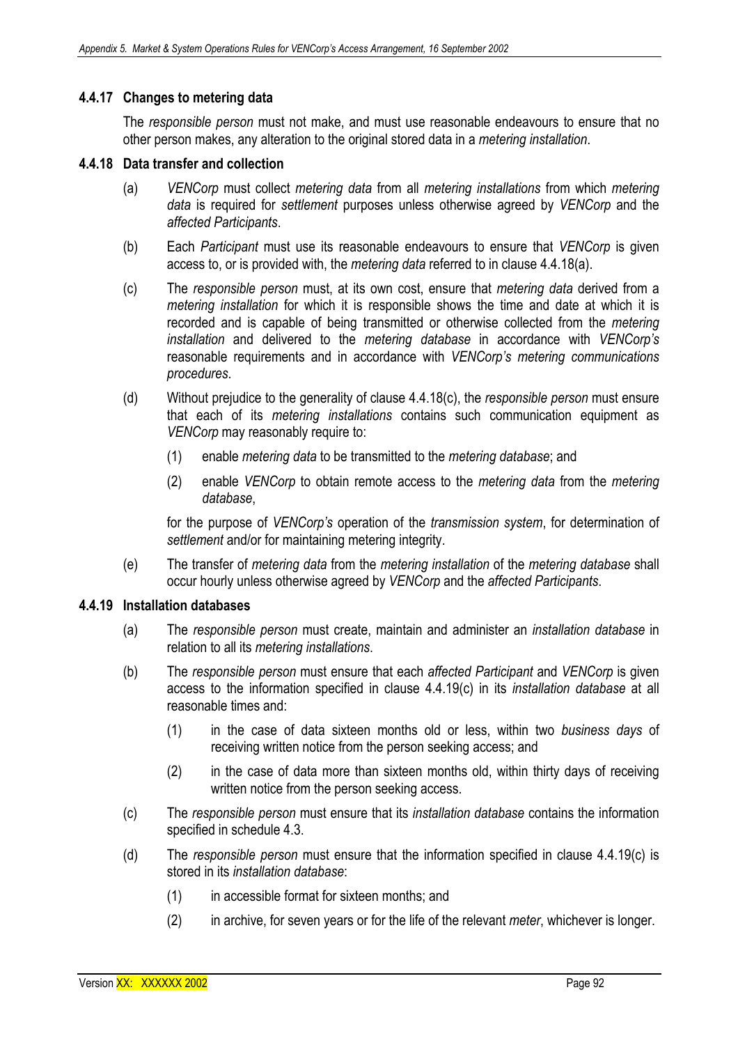#### 4.4.17 Changes to metering data

The *responsible person* must not make, and must use reasonable endeavours to ensure that no other person makes, any alteration to the original stored data in a *metering installation*.

#### 4.4.18 Data transfer and collection

(a) *VENCorp* must collect *metering data* from all *metering installations* from which *metering data* is required for *settlement* purposes unless otherwise agreed by *VENCorp* and the *affected Participants*.

(b) Each *Participant* must use its reasonable endeavours to ensure that *VENCorp* is given access to, or is provided with, the *metering data* referred to in clause 4.4.18(a).

(c) The *responsible person* must, at its own cost, ensure that *metering data* derived from a *metering installation* for which it is responsible shows the time and date at which it is recorded and is capable of being transmitted or otherwise collected from the *metering installation* and delivered to the *metering database* in accordance with *VENCorp's* reasonable requirements and in accordance with *VENCorp's metering communications procedures*.

(d) Without prejudice to the generality of clause 4.4.18(c), the *responsible person* must ensure that each of its *metering installations* contains such communication equipment as *VENCorp* may reasonably require to:

   (1) enable *metering data* to be transmitted to the *metering database*; and

   (2) enable *VENCorp* to obtain remote access to the *metering data* from the *metering database*,

   for the purpose of *VENCorp's* operation of the *transmission system*, for determination of *settlement* and/or for maintaining metering integrity.

(e) The transfer of *metering data* from the *metering installation* of the *metering database* shall occur hourly unless otherwise agreed by *VENCorp* and the *affected Participants*.

#### 4.4.19 Installation databases

(a) The *responsible person* must create, maintain and administer an *installation database* in relation to all its *metering installations*.

(b) The *responsible person* must ensure that each *affected Participant* and *VENCorp* is given access to the information specified in clause 4.4.19(c) in its *installation database* at all reasonable times and:

   (1) in the case of data sixteen months old or less, within two *business days* of receiving written notice from the person seeking access; and

   (2) in the case of data more than sixteen months old, within thirty days of receiving written notice from the person seeking access.

(c) The *responsible person* must ensure that its *installation database* contains the information specified in schedule 4.3.

(d) The *responsible person* must ensure that the information specified in clause 4.4.19(c) is stored in its *installation database*:

   (1) in accessible format for sixteen months; and

   (2) in archive, for seven years or for the life of the relevant *meter*, whichever is longer.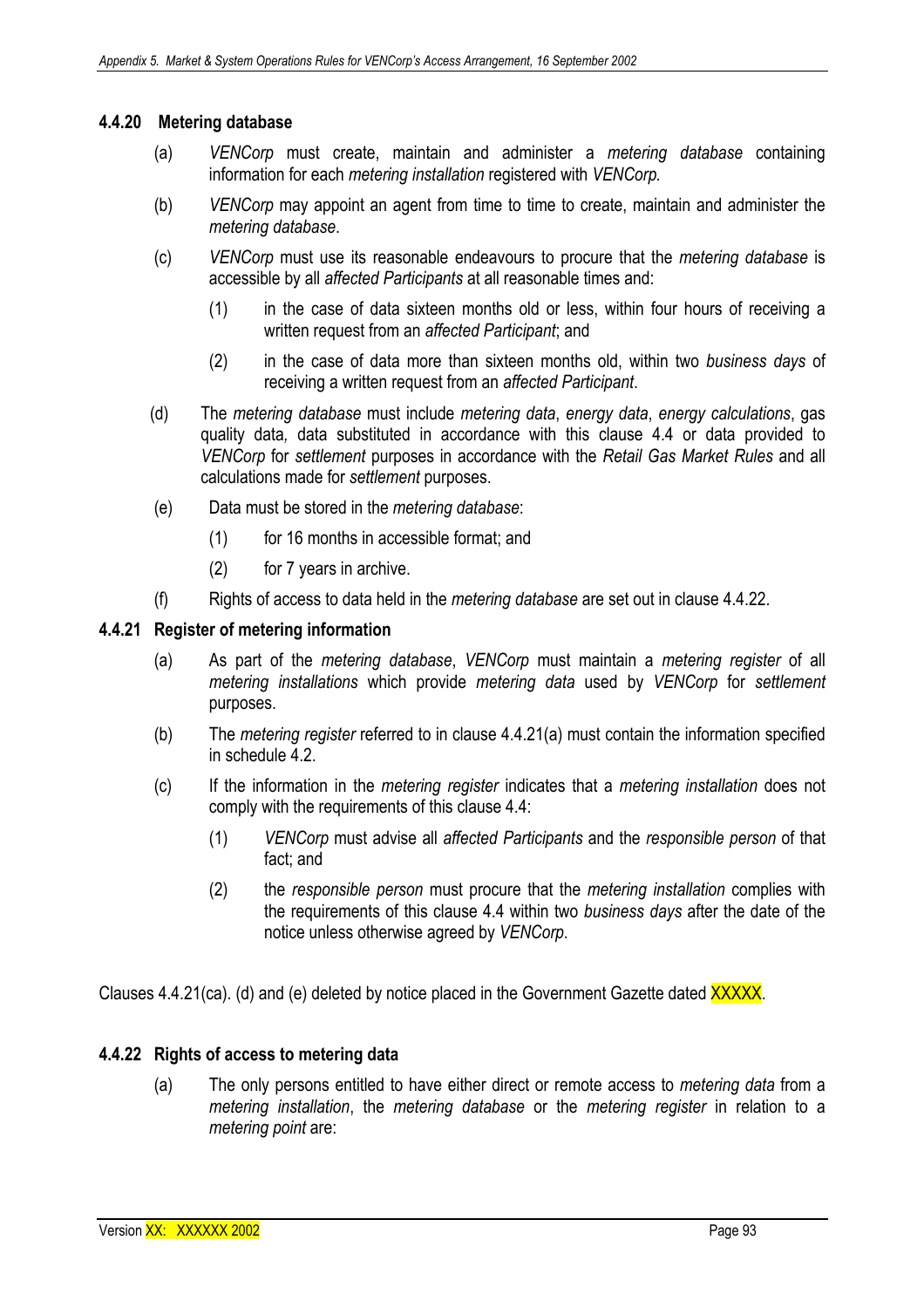#### 4.4.20 Metering database

(a) *VENCorp* must create, maintain and administer a *metering database* containing information for each *metering installation* registered with *VENCorp*.

(b) *VENCorp* may appoint an agent from time to time to create, maintain and administer the *metering database*.

(c) *VENCorp* must use its reasonable endeavours to procure that the *metering database* is accessible by all *affected Participants* at all reasonable times and:

(1) in the case of data sixteen months old or less, within four hours of receiving a written request from an *affected Participant*; and

(2) in the case of data more than sixteen months old, within two *business days* of receiving a written request from an *affected Participant*.

(d) The *metering database* must include *metering data*, *energy data*, *energy calculations*, gas quality data, data substituted in accordance with this clause 4.4 or data provided to *VENCorp* for *settlement* purposes in accordance with the *Retail Gas Market Rules* and all calculations made for *settlement* purposes.

(e) Data must be stored in the *metering database*:

(1) for 16 months in accessible format; and

(2) for 7 years in archive.

(f) Rights of access to data held in the *metering database* are set out in clause 4.4.22.

#### 4.4.21 Register of metering information

(a) As part of the *metering database*, *VENCorp* must maintain a *metering register* of all *metering installations* which provide *metering data* used by *VENCorp* for *settlement* purposes.

(b) The *metering register* referred to in clause 4.4.21(a) must contain the information specified in schedule 4.2.

(c) If the information in the *metering register* indicates that a *metering installation* does not comply with the requirements of this clause 4.4:

(1) *VENCorp* must advise all *affected Participants* and the *responsible person* of that fact; and

(2) the *responsible person* must procure that the *metering installation* complies with the requirements of this clause 4.4 within two *business days* after the date of the notice unless otherwise agreed by *VENCorp*.

Clauses 4.4.21(ca). (d) and (e) deleted by notice placed in the Government Gazette dated XXXXX.

#### 4.4.22 Rights of access to metering data

(a) The only persons entitled to have either direct or remote access to *metering data* from a *metering installation*, the *metering database* or the *metering register* in relation to a *metering point* are: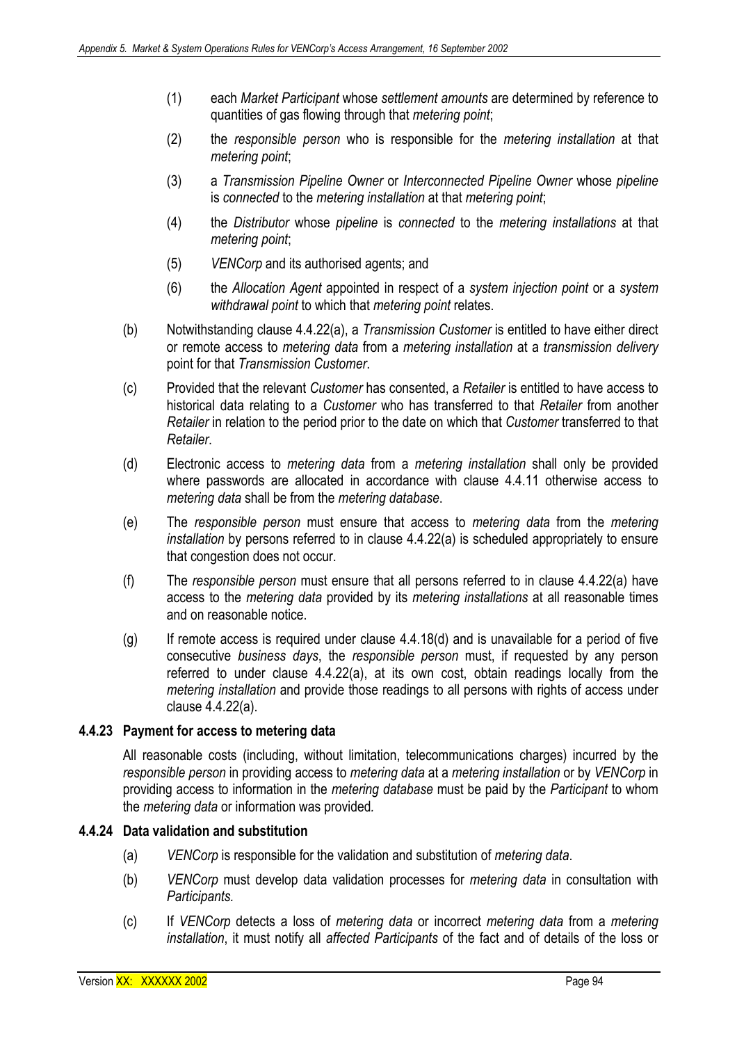(1) each *Market Participant* whose *settlement amounts* are determined by reference to quantities of gas flowing through that *metering point*;

(2) the *responsible person* who is responsible for the *metering installation* at that *metering point*;

(3) a *Transmission Pipeline Owner* or *Interconnected Pipeline Owner* whose *pipeline* is *connected* to the *metering installation* at that *metering point*;

(4) the *Distributor* whose *pipeline* is *connected* to the *metering installations* at that *metering point*;

(5) *VENCorp* and its authorised agents; and

(6) the *Allocation Agent* appointed in respect of a *system injection point* or a *system withdrawal point* to which that *metering point* relates.

(b) Notwithstanding clause 4.4.22(a), a *Transmission Customer* is entitled to have either direct or remote access to *metering data* from a *metering installation* at a *transmission delivery* point for that *Transmission Customer*.

(c) Provided that the relevant *Customer* has consented, a *Retailer* is entitled to have access to historical data relating to a *Customer* who has transferred to that *Retailer* from another *Retailer* in relation to the period prior to the date on which that *Customer* transferred to that *Retailer*.

(d) Electronic access to *metering data* from a *metering installation* shall only be provided where passwords are allocated in accordance with clause 4.4.11 otherwise access to *metering data* shall be from the *metering database*.

(e) The *responsible person* must ensure that access to *metering data* from the *metering installation* by persons referred to in clause 4.4.22(a) is scheduled appropriately to ensure that congestion does not occur.

(f) The *responsible person* must ensure that all persons referred to in clause 4.4.22(a) have access to the *metering data* provided by its *metering installations* at all reasonable times and on reasonable notice.

(g) If remote access is required under clause 4.4.18(d) and is unavailable for a period of five consecutive *business days*, the *responsible person* must, if requested by any person referred to under clause 4.4.22(a), at its own cost, obtain readings locally from the *metering installation* and provide those readings to all persons with rights of access under clause 4.4.22(a).

### 4.4.23 Payment for access to metering data

All reasonable costs (including, without limitation, telecommunications charges) incurred by the *responsible person* in providing access to *metering data* at a *metering installation* or by *VENCorp* in providing access to information in the *metering database* must be paid by the *Participant* to whom the *metering data* or information was provided.

### 4.4.24 Data validation and substitution

(a) *VENCorp* is responsible for the validation and substitution of *metering data*.

(b) *VENCorp* must develop data validation processes for *metering data* in consultation with *Participants.*

(c) If *VENCorp* detects a loss of *metering data* or incorrect *metering data* from a *metering installation*, it must notify all *affected Participants* of the fact and of details of the loss or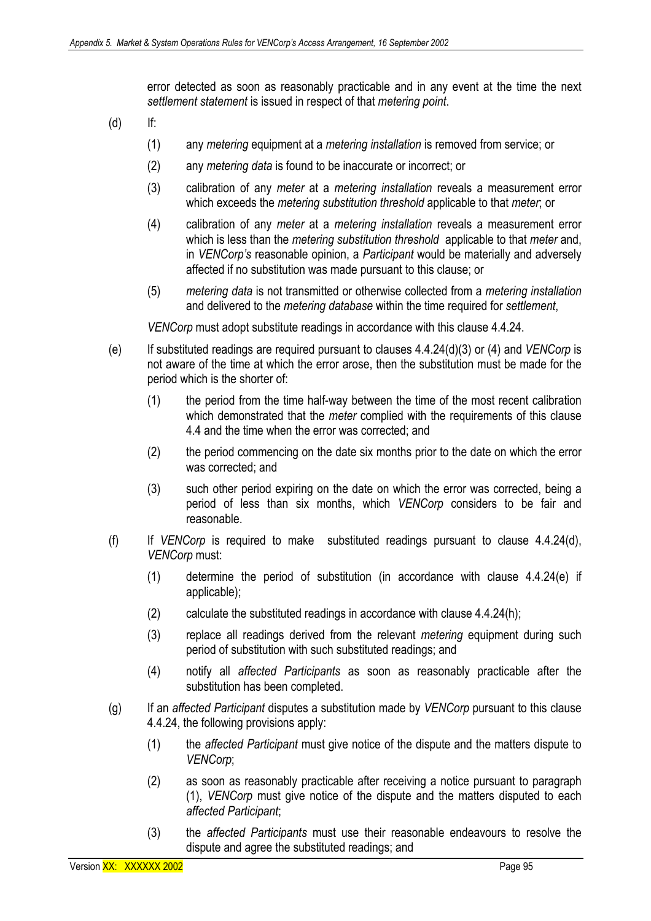error detected as soon as reasonably practicable and in any event at the time the next *settlement statement* is issued in respect of that *metering point*.

(d) If:

(1) any *metering* equipment at a *metering installation* is removed from service; or

(2) any *metering data* is found to be inaccurate or incorrect; or

(3) calibration of any *meter* at a *metering installation* reveals a measurement error which exceeds the *metering substitution threshold* applicable to that *meter*; or

(4) calibration of any *meter* at a *metering installation* reveals a measurement error which is less than the *metering substitution threshold* applicable to that *meter* and, in *VENCorp's* reasonable opinion, a *Participant* would be materially and adversely affected if no substitution was made pursuant to this clause; or

(5) *metering data* is not transmitted or otherwise collected from a *metering installation* and delivered to the *metering database* within the time required for *settlement*,

*VENCorp* must adopt substitute readings in accordance with this clause 4.4.24.

(e) If substituted readings are required pursuant to clauses 4.4.24(d)(3) or (4) and *VENCorp* is not aware of the time at which the error arose, then the substitution must be made for the period which is the shorter of:

(1) the period from the time half-way between the time of the most recent calibration which demonstrated that the *meter* complied with the requirements of this clause 4.4 and the time when the error was corrected; and

(2) the period commencing on the date six months prior to the date on which the error was corrected; and

(3) such other period expiring on the date on which the error was corrected, being a period of less than six months, which *VENCorp* considers to be fair and reasonable.

(f) If *VENCorp* is required to make substituted readings pursuant to clause 4.4.24(d), *VENCorp* must:

(1) determine the period of substitution (in accordance with clause 4.4.24(e) if applicable);

(2) calculate the substituted readings in accordance with clause 4.4.24(h);

(3) replace all readings derived from the relevant *metering* equipment during such period of substitution with such substituted readings; and

(4) notify all *affected Participants* as soon as reasonably practicable after the substitution has been completed.

(g) If an *affected Participant* disputes a substitution made by *VENCorp* pursuant to this clause 4.4.24, the following provisions apply:

(1) the *affected Participant* must give notice of the dispute and the matters dispute to *VENCorp*;

(2) as soon as reasonably practicable after receiving a notice pursuant to paragraph (1), *VENCorp* must give notice of the dispute and the matters disputed to each *affected Participant*;

(3) the *affected Participants* must use their reasonable endeavours to resolve the dispute and agree the substituted readings; and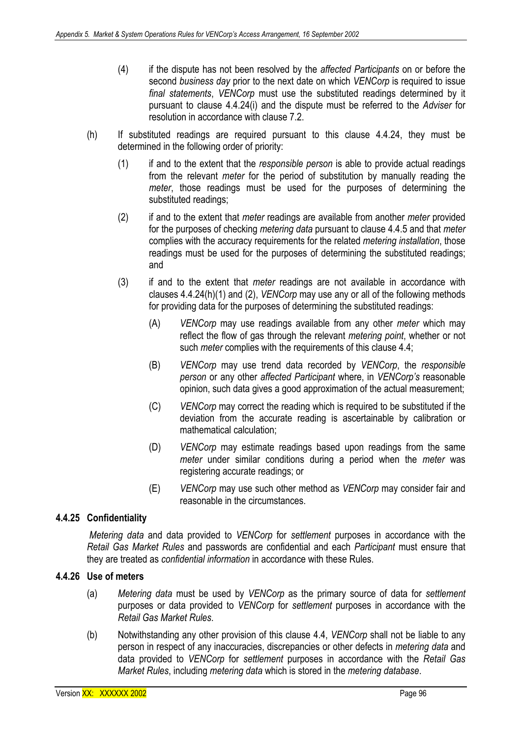(4) if the dispute has not been resolved by the *affected Participants* on or before the second *business day* prior to the next date on which *VENCorp* is required to issue *final statements*, *VENCorp* must use the substituted readings determined by it pursuant to clause 4.4.24(i) and the dispute must be referred to the *Adviser* for resolution in accordance with clause 7.2.

(h) If substituted readings are required pursuant to this clause 4.4.24, they must be determined in the following order of priority:

(1) if and to the extent that the *responsible person* is able to provide actual readings from the relevant *meter* for the period of substitution by manually reading the *meter*, those readings must be used for the purposes of determining the substituted readings;

(2) if and to the extent that *meter* readings are available from another *meter* provided for the purposes of checking *metering data* pursuant to clause 4.4.5 and that *meter* complies with the accuracy requirements for the related *metering installation*, those readings must be used for the purposes of determining the substituted readings; and

(3) if and to the extent that *meter* readings are not available in accordance with clauses 4.4.24(h)(1) and (2), *VENCorp* may use any or all of the following methods for providing data for the purposes of determining the substituted readings:

(A) *VENCorp* may use readings available from any other *meter* which may reflect the flow of gas through the relevant *metering point*, whether or not such *meter* complies with the requirements of this clause 4.4;

(B) *VENCorp* may use trend data recorded by *VENCorp*, the *responsible person* or any other *affected Participant* where, in *VENCorp's* reasonable opinion, such data gives a good approximation of the actual measurement;

(C) *VENCorp* may correct the reading which is required to be substituted if the deviation from the accurate reading is ascertainable by calibration or mathematical calculation;

(D) *VENCorp* may estimate readings based upon readings from the same *meter* under similar conditions during a period when the *meter* was registering accurate readings; or

(E) *VENCorp* may use such other method as *VENCorp* may consider fair and reasonable in the circumstances.

### 4.4.25 Confidentiality

*Metering data* and data provided to *VENCorp* for *settlement* purposes in accordance with the *Retail Gas Market Rules* and passwords are confidential and each *Participant* must ensure that they are treated as *confidential information* in accordance with these Rules.

### 4.4.26 Use of meters

(a) *Metering data* must be used by *VENCorp* as the primary source of data for *settlement* purposes or data provided to *VENCorp* for *settlement* purposes in accordance with the *Retail Gas Market Rules*.

(b) Notwithstanding any other provision of this clause 4.4, *VENCorp* shall not be liable to any person in respect of any inaccuracies, discrepancies or other defects in *metering data* and data provided to *VENCorp* for *settlement* purposes in accordance with the *Retail Gas Market Rules*, including *metering data* which is stored in the *metering database*.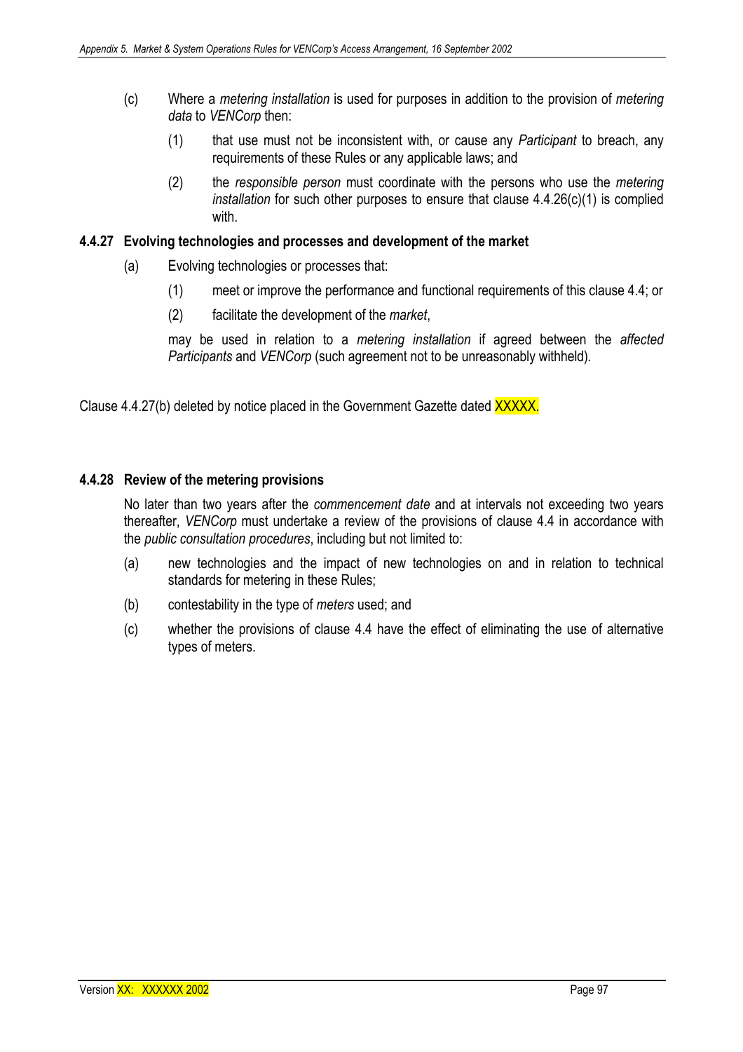(c) Where a *metering installation* is used for purposes in addition to the provision of *metering data* to *VENCorp* then:

  (1) that use must not be inconsistent with, or cause any *Participant* to breach, any requirements of these Rules or any applicable laws; and

  (2) the *responsible person* must coordinate with the persons who use the *metering installation* for such other purposes to ensure that clause 4.4.26(c)(1) is complied with.

#### 4.4.27 Evolving technologies and processes and development of the market

(a) Evolving technologies or processes that:

  (1) meet or improve the performance and functional requirements of this clause 4.4; or

  (2) facilitate the development of the *market*,

  may be used in relation to a *metering installation* if agreed between the *affected Participants* and *VENCorp* (such agreement not to be unreasonably withheld).

Clause 4.4.27(b) deleted by notice placed in the Government Gazette dated XXXXX.

#### 4.4.28 Review of the metering provisions

No later than two years after the *commencement date* and at intervals not exceeding two years thereafter, *VENCorp* must undertake a review of the provisions of clause 4.4 in accordance with the *public consultation procedures*, including but not limited to:

(a) new technologies and the impact of new technologies on and in relation to technical standards for metering in these Rules;

(b) contestability in the type of *meters* used; and

(c) whether the provisions of clause 4.4 have the effect of eliminating the use of alternative types of meters.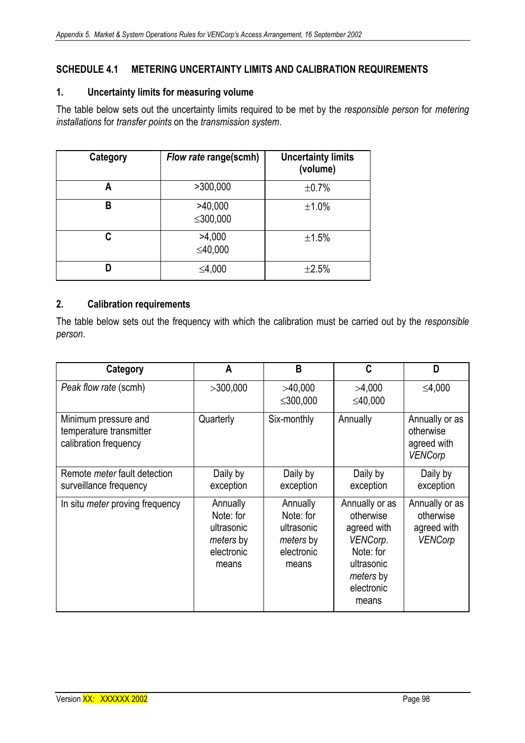## SCHEDULE 4.1 METERING UNCERTAINTY LIMITS AND CALIBRATION REQUIREMENTS

### 1. Uncertainty limits for measuring volume

The table below sets out the uncertainty limits required to be met by the *responsible person* for *metering installations* for *transfer points* on the *transmission system*.

| Category | *Flow rate* range(scmh) | Uncertainty limits (volume) |
|---|---|---|
| A | >300,000 | ±0.7% |
| B | >40,000 ≤300,000 | ±1.0% |
| C | >4,000 ≤40,000 | ±1.5% |
| D | ≤4,000 | ±2.5% |

### 2. Calibration requirements

The table below sets out the frequency with which the calibration must be carried out by the *responsible person*.

| Category | A | B | C | D |
|---|---|---|---|---|
| *Peak flow rate* (scmh) | >300,000 | >40,000 ≤300,000 | >4,000 ≤40,000 | ≤4,000 |
| Minimum pressure and temperature transmitter calibration frequency | Quarterly | Six-monthly | Annually | Annually or as otherwise agreed with *VENCorp* |
| Remote *meter* fault detection surveillance frequency | Daily by exception | Daily by exception | Daily by exception | Daily by exception |
| In situ *meter* proving frequency | Annually Note: for ultrasonic *meters* by electronic means | Annually Note: for ultrasonic *meters* by electronic means | Annually or as otherwise agreed with *VENCorp*. Note: for ultrasonic *meters* by electronic means | Annually or as otherwise agreed with *VENCorp* |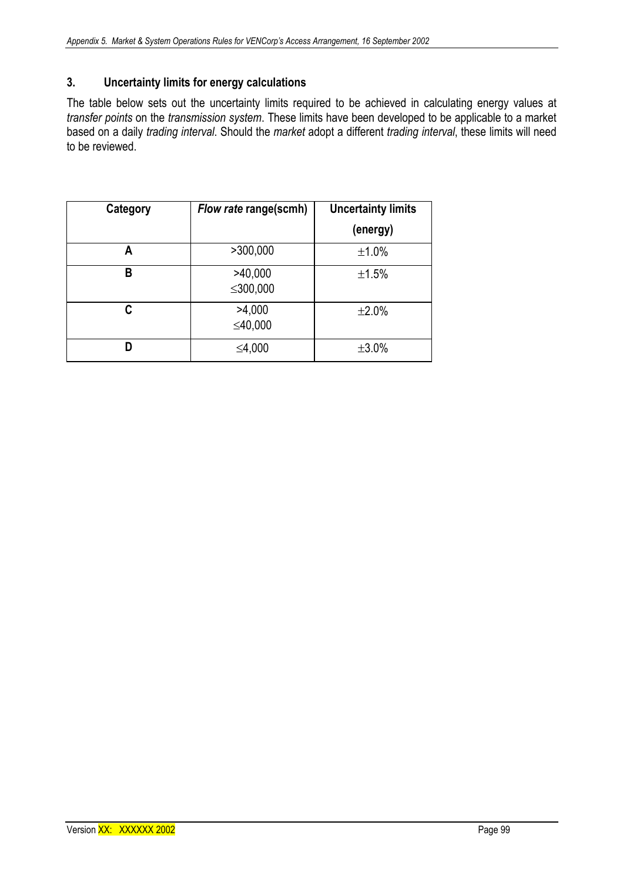## 3. Uncertainty limits for energy calculations

The table below sets out the uncertainty limits required to be achieved in calculating energy values at *transfer points* on the *transmission system*. These limits have been developed to be applicable to a market based on a daily *trading interval*. Should the *market* adopt a different *trading interval*, these limits will need to be reviewed.

| Category | *Flow rate* range(scmh) | Uncertainty limits (energy) |
|---|---|---|
| A | >300,000 | ±1.0% |
| B | >40,000 ≤300,000 | ±1.5% |
| C | >4,000 ≤40,000 | ±2.0% |
| D | ≤4,000 | ±3.0% |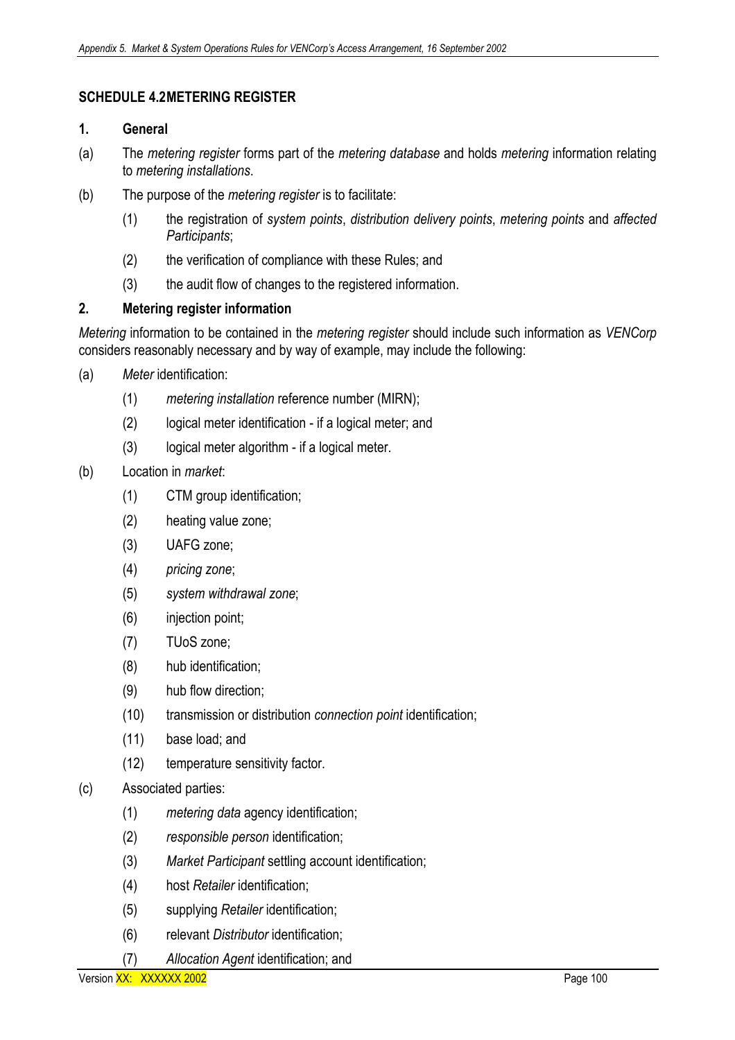## SCHEDULE 4.2 METERING REGISTER

### 1. General

(a) The *metering register* forms part of the *metering database* and holds *metering* information relating to *metering installations*.

(b) The purpose of the *metering register* is to facilitate:

(1) the registration of *system points*, *distribution delivery points*, *metering points* and *affected Participants*;

(2) the verification of compliance with these Rules; and

(3) the audit flow of changes to the registered information.

### 2. Metering register information

*Metering* information to be contained in the *metering register* should include such information as *VENCorp* considers reasonably necessary and by way of example, may include the following:

(a) *Meter* identification:

(1) *metering installation* reference number (MIRN);

(2) logical meter identification - if a logical meter; and

(3) logical meter algorithm - if a logical meter.

(b) Location in *market*:

(1) CTM group identification;

(2) heating value zone;

(3) UAFG zone;

(4) *pricing zone*;

(5) *system withdrawal zone*;

(6) injection point;

(7) TUoS zone;

(8) hub identification;

(9) hub flow direction;

(10) transmission or distribution *connection point* identification;

(11) base load; and

(12) temperature sensitivity factor.

(c) Associated parties:

(1) *metering data* agency identification;

(2) *responsible person* identification;

(3) *Market Participant* settling account identification;

(4) host *Retailer* identification;

(5) supplying *Retailer* identification;

(6) relevant *Distributor* identification;

(7) *Allocation Agent* identification; and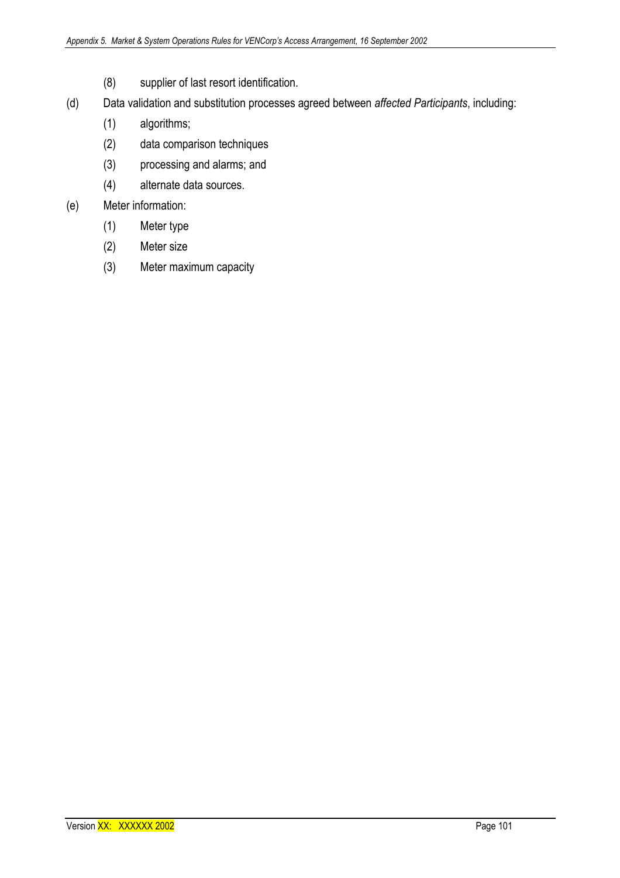(8) supplier of last resort identification.

(d) Data validation and substitution processes agreed between *affected Participants*, including:

(1) algorithms;

(2) data comparison techniques

(3) processing and alarms; and

(4) alternate data sources.

(e) Meter information:

(1) Meter type

(2) Meter size

(3) Meter maximum capacity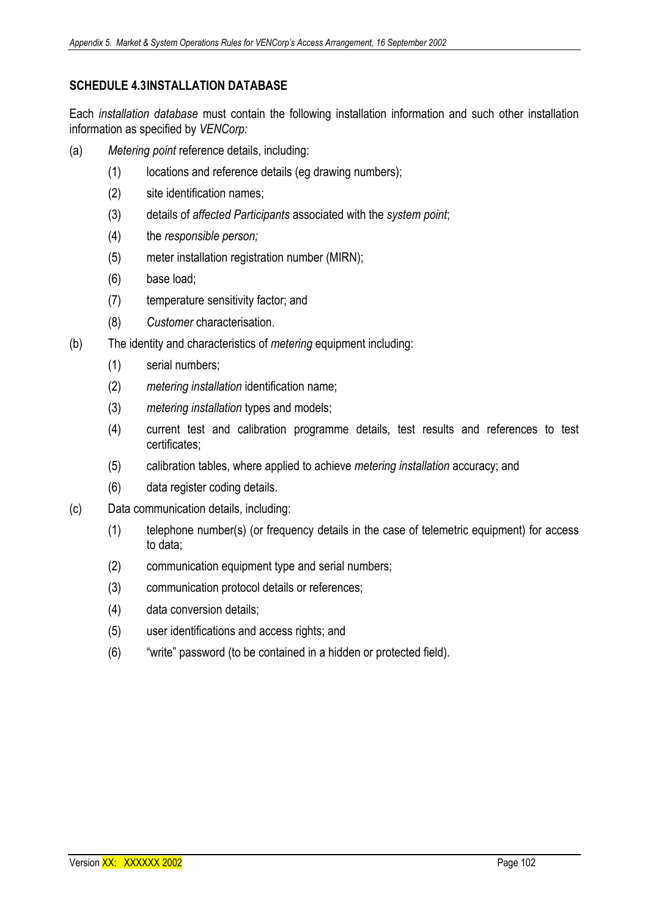## SCHEDULE 4.3INSTALLATION DATABASE

Each *installation database* must contain the following installation information and such other installation information as specified by *VENCorp:*

(a) *Metering point* reference details, including:

   (1) locations and reference details (eg drawing numbers);

   (2) site identification names;

   (3) details of *affected Participants* associated with the *system point*;

   (4) the *responsible person;*

   (5) meter installation registration number (MIRN);

   (6) base load;

   (7) temperature sensitivity factor; and

   (8) *Customer* characterisation.

(b) The identity and characteristics of *metering* equipment including:

   (1) serial numbers;

   (2) *metering installation* identification name;

   (3) *metering installation* types and models;

   (4) current test and calibration programme details, test results and references to test certificates;

   (5) calibration tables, where applied to achieve *metering installation* accuracy; and

   (6) data register coding details.

(c) Data communication details, including:

   (1) telephone number(s) (or frequency details in the case of telemetric equipment) for access to data;

   (2) communication equipment type and serial numbers;

   (3) communication protocol details or references;

   (4) data conversion details;

   (5) user identifications and access rights; and

   (6) "write" password (to be contained in a hidden or protected field).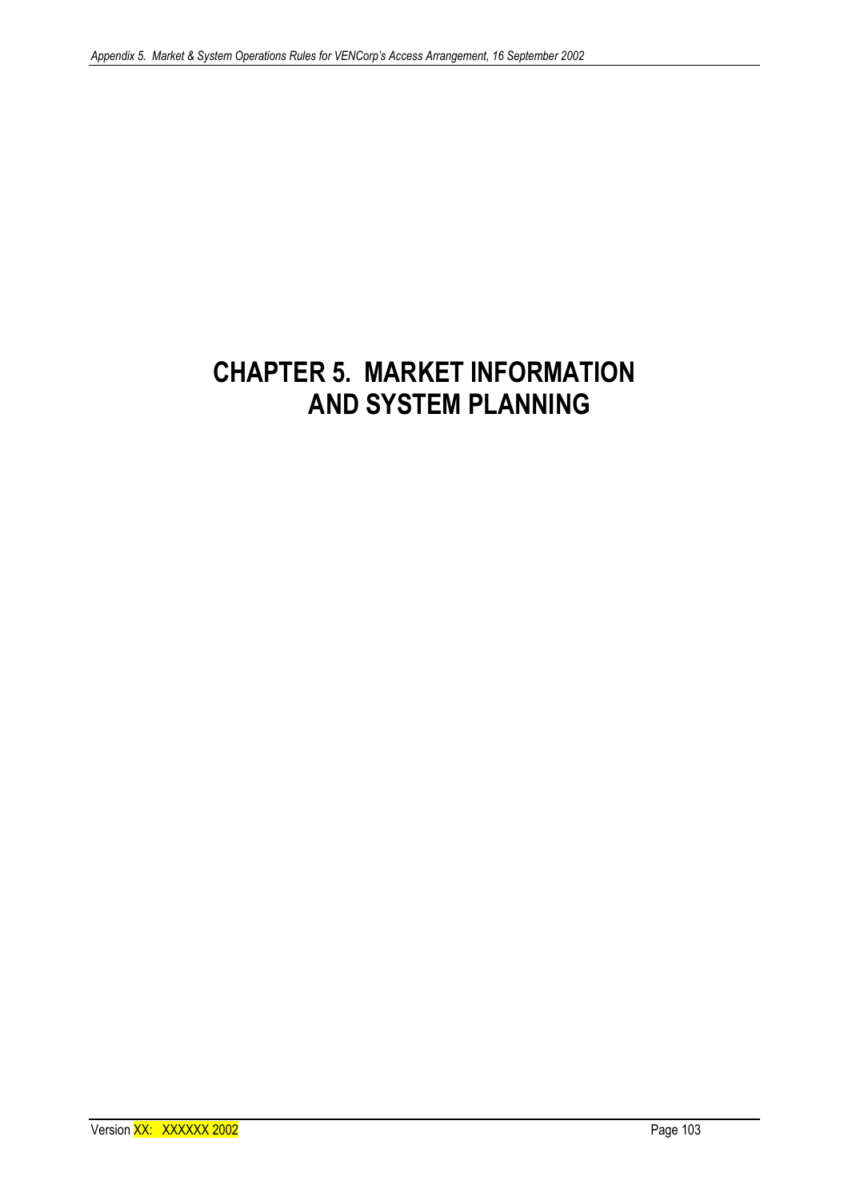# CHAPTER 5. MARKET INFORMATION AND SYSTEM PLANNING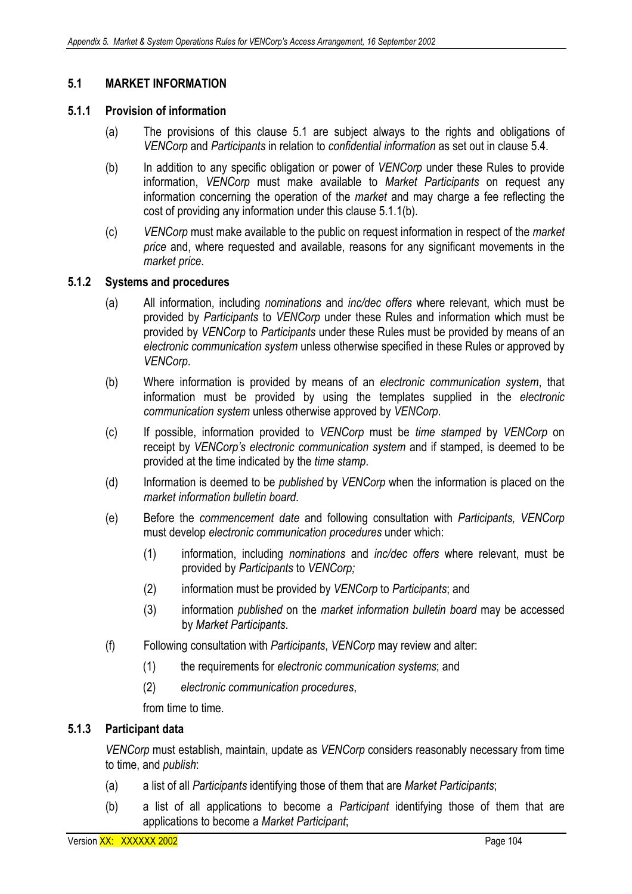## 5.1 MARKET INFORMATION

### 5.1.1 Provision of information

(a) The provisions of this clause 5.1 are subject always to the rights and obligations of *VENCorp* and *Participants* in relation to *confidential information* as set out in clause 5.4.

(b) In addition to any specific obligation or power of *VENCorp* under these Rules to provide information, *VENCorp* must make available to *Market Participants* on request any information concerning the operation of the *market* and may charge a fee reflecting the cost of providing any information under this clause 5.1.1(b).

(c) *VENCorp* must make available to the public on request information in respect of the *market price* and, where requested and available, reasons for any significant movements in the *market price*.

### 5.1.2 Systems and procedures

(a) All information, including *nominations* and *inc/dec offers* where relevant, which must be provided by *Participants* to *VENCorp* under these Rules and information which must be provided by *VENCorp* to *Participants* under these Rules must be provided by means of an *electronic communication system* unless otherwise specified in these Rules or approved by *VENCorp*.

(b) Where information is provided by means of an *electronic communication system*, that information must be provided by using the templates supplied in the *electronic communication system* unless otherwise approved by *VENCorp*.

(c) If possible, information provided to *VENCorp* must be *time stamped* by *VENCorp* on receipt by *VENCorp's electronic communication system* and if stamped, is deemed to be provided at the time indicated by the *time stamp*.

(d) Information is deemed to be *published* by *VENCorp* when the information is placed on the *market information bulletin board*.

(e) Before the *commencement date* and following consultation with *Participants, VENCorp* must develop *electronic communication procedures* under which:

   (1) information, including *nominations* and *inc/dec offers* where relevant, must be provided by *Participants* to *VENCorp;*

   (2) information must be provided by *VENCorp* to *Participants*; and

   (3) information *published* on the *market information bulletin board* may be accessed by *Market Participants*.

(f) Following consultation with *Participants*, *VENCorp* may review and alter:

   (1) the requirements for *electronic communication systems*; and

   (2) *electronic communication procedures*,

   from time to time.

### 5.1.3 Participant data

*VENCorp* must establish, maintain, update as *VENCorp* considers reasonably necessary from time to time, and *publish*:

(a) a list of all *Participants* identifying those of them that are *Market Participants*;

(b) a list of all applications to become a *Participant* identifying those of them that are applications to become a *Market Participant*;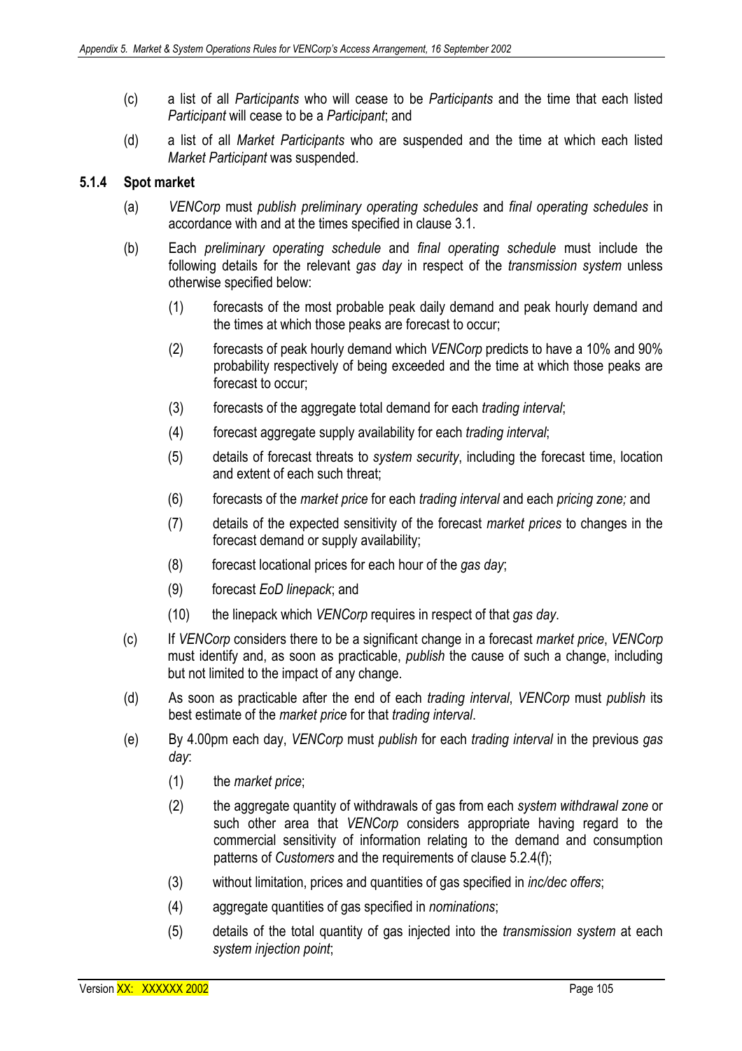(c) a list of all *Participants* who will cease to be *Participants* and the time that each listed *Participant* will cease to be a *Participant*; and

(d) a list of all *Market Participants* who are suspended and the time at which each listed *Market Participant* was suspended.

### 5.1.4 Spot market

(a) *VENCorp* must *publish preliminary operating schedules* and *final operating schedules* in accordance with and at the times specified in clause 3.1.

(b) Each *preliminary operating schedule* and *final operating schedule* must include the following details for the relevant *gas day* in respect of the *transmission system* unless otherwise specified below:

   (1) forecasts of the most probable peak daily demand and peak hourly demand and the times at which those peaks are forecast to occur;

   (2) forecasts of peak hourly demand which *VENCorp* predicts to have a 10% and 90% probability respectively of being exceeded and the time at which those peaks are forecast to occur;

   (3) forecasts of the aggregate total demand for each *trading interval*;

   (4) forecast aggregate supply availability for each *trading interval*;

   (5) details of forecast threats to *system security*, including the forecast time, location and extent of each such threat;

   (6) forecasts of the *market price* for each *trading interval* and each *pricing zone;* and

   (7) details of the expected sensitivity of the forecast *market prices* to changes in the forecast demand or supply availability;

   (8) forecast locational prices for each hour of the *gas day*;

   (9) forecast *EoD linepack*; and

   (10) the linepack which *VENCorp* requires in respect of that *gas day*.

(c) If *VENCorp* considers there to be a significant change in a forecast *market price*, *VENCorp* must identify and, as soon as practicable, *publish* the cause of such a change, including but not limited to the impact of any change.

(d) As soon as practicable after the end of each *trading interval*, *VENCorp* must *publish* its best estimate of the *market price* for that *trading interval*.

(e) By 4.00pm each day, *VENCorp* must *publish* for each *trading interval* in the previous *gas day*:

   (1) the *market price*;

   (2) the aggregate quantity of withdrawals of gas from each *system withdrawal zone* or such other area that *VENCorp* considers appropriate having regard to the commercial sensitivity of information relating to the demand and consumption patterns of *Customers* and the requirements of clause 5.2.4(f);

   (3) without limitation, prices and quantities of gas specified in *inc/dec offers*;

   (4) aggregate quantities of gas specified in *nominations*;

   (5) details of the total quantity of gas injected into the *transmission system* at each *system injection point*;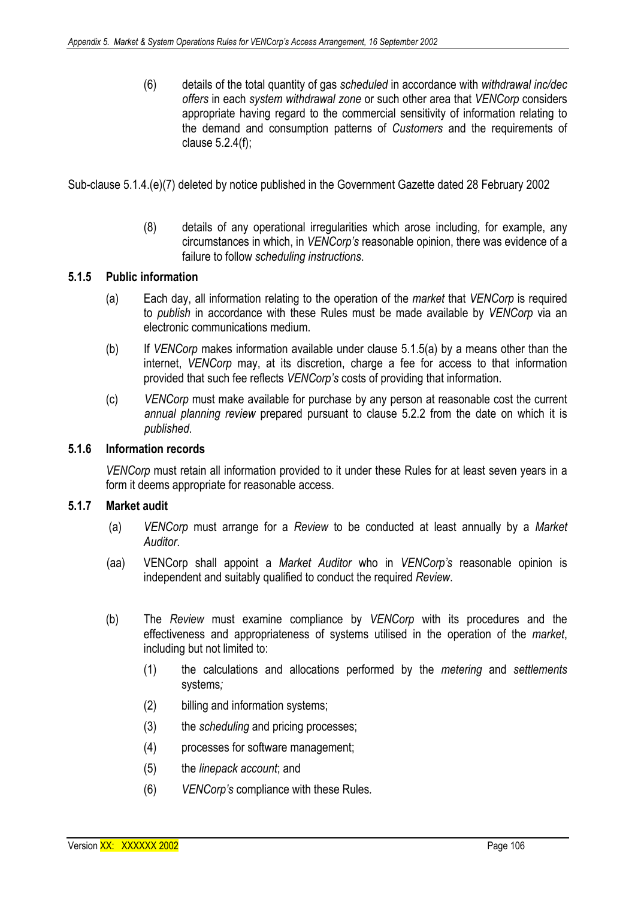(6) details of the total quantity of gas *scheduled* in accordance with *withdrawal inc/dec offers* in each *system withdrawal zone* or such other area that *VENCorp* considers appropriate having regard to the commercial sensitivity of information relating to the demand and consumption patterns of *Customers* and the requirements of clause 5.2.4(f);

Sub-clause 5.1.4.(e)(7) deleted by notice published in the Government Gazette dated 28 February 2002

(8) details of any operational irregularities which arose including, for example, any circumstances in which, in *VENCorp's* reasonable opinion, there was evidence of a failure to follow *scheduling instructions*.

### 5.1.5 Public information

(a) Each day, all information relating to the operation of the *market* that *VENCorp* is required to *publish* in accordance with these Rules must be made available by *VENCorp* via an electronic communications medium.

(b) If *VENCorp* makes information available under clause 5.1.5(a) by a means other than the internet, *VENCorp* may, at its discretion, charge a fee for access to that information provided that such fee reflects *VENCorp's* costs of providing that information.

(c) *VENCorp* must make available for purchase by any person at reasonable cost the current *annual planning review* prepared pursuant to clause 5.2.2 from the date on which it is *published*.

### 5.1.6 Information records

*VENCorp* must retain all information provided to it under these Rules for at least seven years in a form it deems appropriate for reasonable access.

### 5.1.7 Market audit

(a) *VENCorp* must arrange for a *Review* to be conducted at least annually by a *Market Auditor*.

(aa) VENCorp shall appoint a *Market Auditor* who in *VENCorp's* reasonable opinion is independent and suitably qualified to conduct the required *Review*.

(b) The *Review* must examine compliance by *VENCorp* with its procedures and the effectiveness and appropriateness of systems utilised in the operation of the *market*, including but not limited to:

(1) the calculations and allocations performed by the *metering* and *settlements* systems;

(2) billing and information systems;

(3) the *scheduling* and pricing processes;

(4) processes for software management;

(5) the *linepack account*; and

(6) *VENCorp's* compliance with these Rules.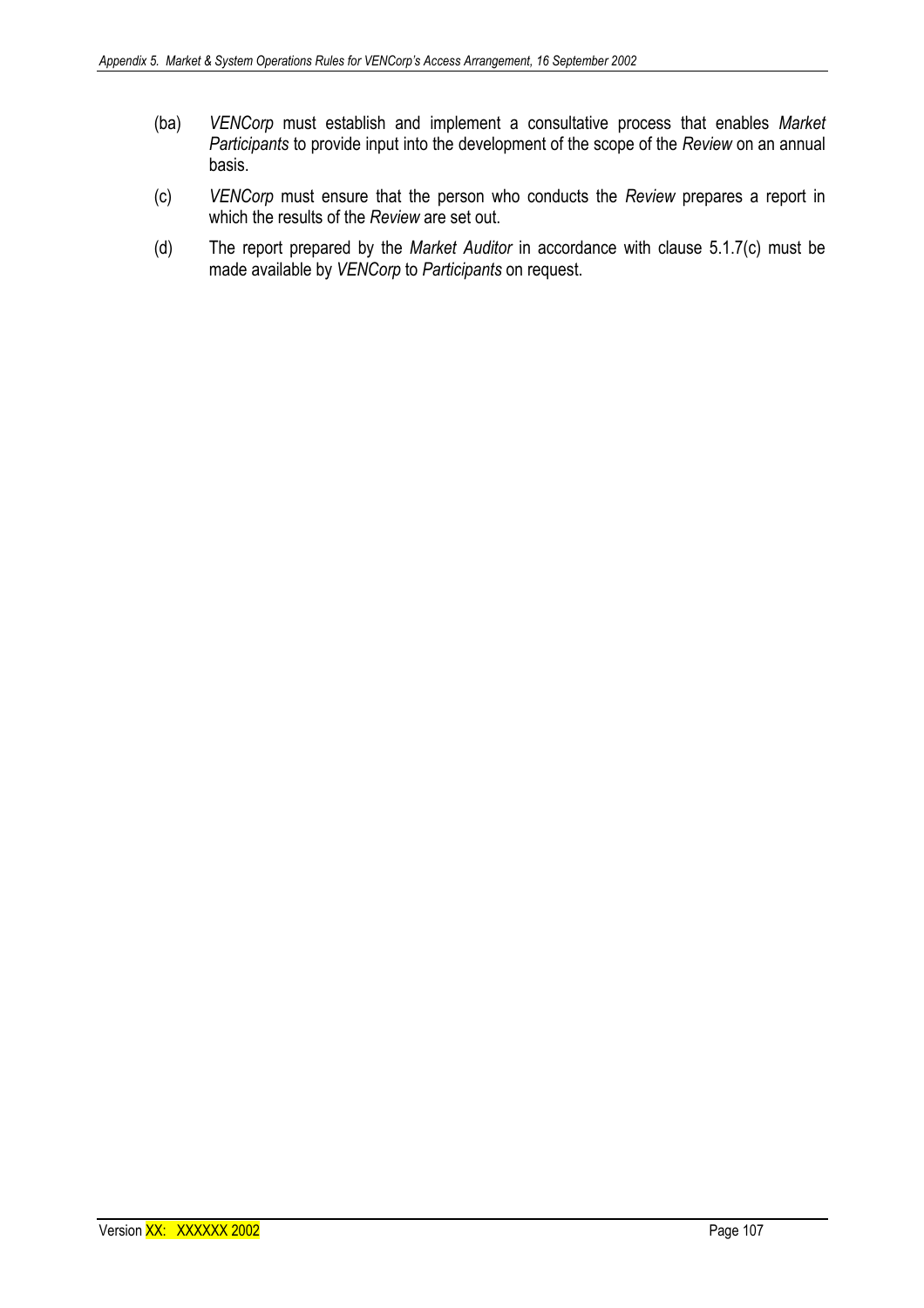(ba) *VENCorp* must establish and implement a consultative process that enables *Market Participants* to provide input into the development of the scope of the *Review* on an annual basis.

(c) *VENCorp* must ensure that the person who conducts the *Review* prepares a report in which the results of the *Review* are set out.

(d) The report prepared by the *Market Auditor* in accordance with clause 5.1.7(c) must be made available by *VENCorp* to *Participants* on request.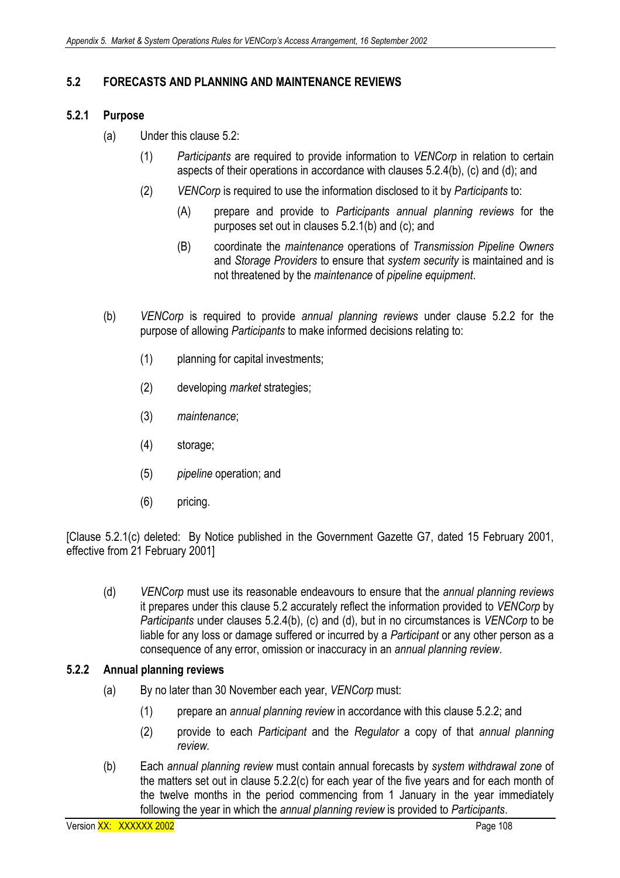## 5.2 FORECASTS AND PLANNING AND MAINTENANCE REVIEWS

### 5.2.1 Purpose

(a) Under this clause 5.2:

(1) *Participants* are required to provide information to *VENCorp* in relation to certain aspects of their operations in accordance with clauses 5.2.4(b), (c) and (d); and

(2) *VENCorp* is required to use the information disclosed to it by *Participants* to:

(A) prepare and provide to *Participants annual planning reviews* for the purposes set out in clauses 5.2.1(b) and (c); and

(B) coordinate the *maintenance* operations of *Transmission Pipeline Owners* and *Storage Providers* to ensure that *system security* is maintained and is not threatened by the *maintenance* of *pipeline equipment*.

(b) *VENCorp* is required to provide *annual planning reviews* under clause 5.2.2 for the purpose of allowing *Participants* to make informed decisions relating to:

(1) planning for capital investments;

(2) developing *market* strategies;

(3) *maintenance*;

(4) storage;

(5) *pipeline* operation; and

(6) pricing.

[Clause 5.2.1(c) deleted: By Notice published in the Government Gazette G7, dated 15 February 2001, effective from 21 February 2001]

(d) *VENCorp* must use its reasonable endeavours to ensure that the *annual planning reviews* it prepares under this clause 5.2 accurately reflect the information provided to *VENCorp* by *Participants* under clauses 5.2.4(b), (c) and (d), but in no circumstances is *VENCorp* to be liable for any loss or damage suffered or incurred by a *Participant* or any other person as a consequence of any error, omission or inaccuracy in an *annual planning review*.

### 5.2.2 Annual planning reviews

(a) By no later than 30 November each year, *VENCorp* must:

(1) prepare an *annual planning review* in accordance with this clause 5.2.2; and

(2) provide to each *Participant* and the *Regulator* a copy of that *annual planning review.*

(b) Each *annual planning review* must contain annual forecasts by *system withdrawal zone* of the matters set out in clause 5.2.2(c) for each year of the five years and for each month of the twelve months in the period commencing from 1 January in the year immediately following the year in which the *annual planning review* is provided to *Participants*.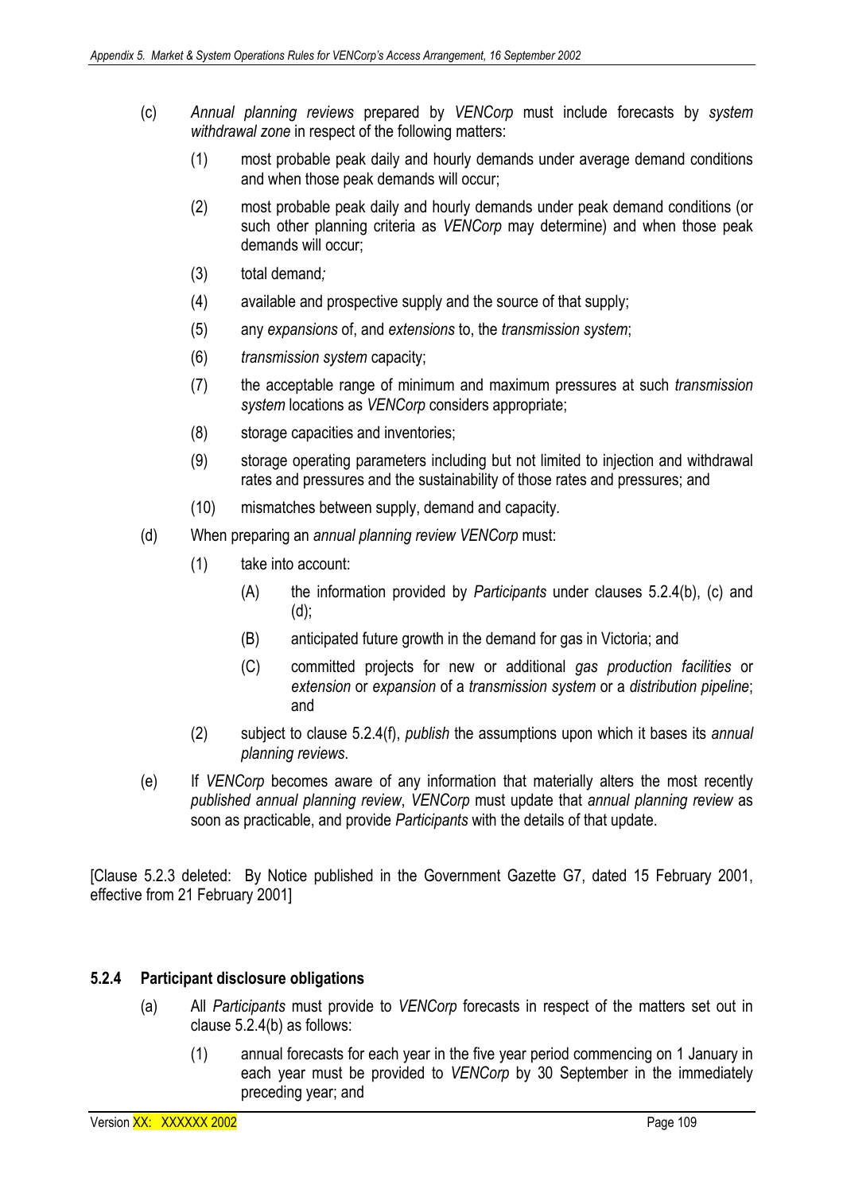(c) *Annual planning reviews* prepared by *VENCorp* must include forecasts by *system withdrawal zone* in respect of the following matters:

(1) most probable peak daily and hourly demands under average demand conditions and when those peak demands will occur;

(2) most probable peak daily and hourly demands under peak demand conditions (or such other planning criteria as *VENCorp* may determine) and when those peak demands will occur;

(3) total demand*;*

(4) available and prospective supply and the source of that supply;

(5) any *expansions* of, and *extensions* to, the *transmission system*;

(6) *transmission system* capacity;

(7) the acceptable range of minimum and maximum pressures at such *transmission system* locations as *VENCorp* considers appropriate;

(8) storage capacities and inventories;

(9) storage operating parameters including but not limited to injection and withdrawal rates and pressures and the sustainability of those rates and pressures; and

(10) mismatches between supply, demand and capacity*.*

(d) When preparing an *annual planning review VENCorp* must:

(1) take into account:

(A) the information provided by *Participants* under clauses 5.2.4(b), (c) and (d);

(B) anticipated future growth in the demand for gas in Victoria; and

(C) committed projects for new or additional *gas production facilities* or *extension* or *expansion* of a *transmission system* or a *distribution pipeline*; and

(2) subject to clause 5.2.4(f), *publish* the assumptions upon which it bases its *annual planning reviews*.

(e) If *VENCorp* becomes aware of any information that materially alters the most recently *published annual planning review*, *VENCorp* must update that *annual planning review* as soon as practicable, and provide *Participants* with the details of that update.

[Clause 5.2.3 deleted: By Notice published in the Government Gazette G7, dated 15 February 2001, effective from 21 February 2001]

### 5.2.4 Participant disclosure obligations

(a) All *Participants* must provide to *VENCorp* forecasts in respect of the matters set out in clause 5.2.4(b) as follows:

(1) annual forecasts for each year in the five year period commencing on 1 January in each year must be provided to *VENCorp* by 30 September in the immediately preceding year; and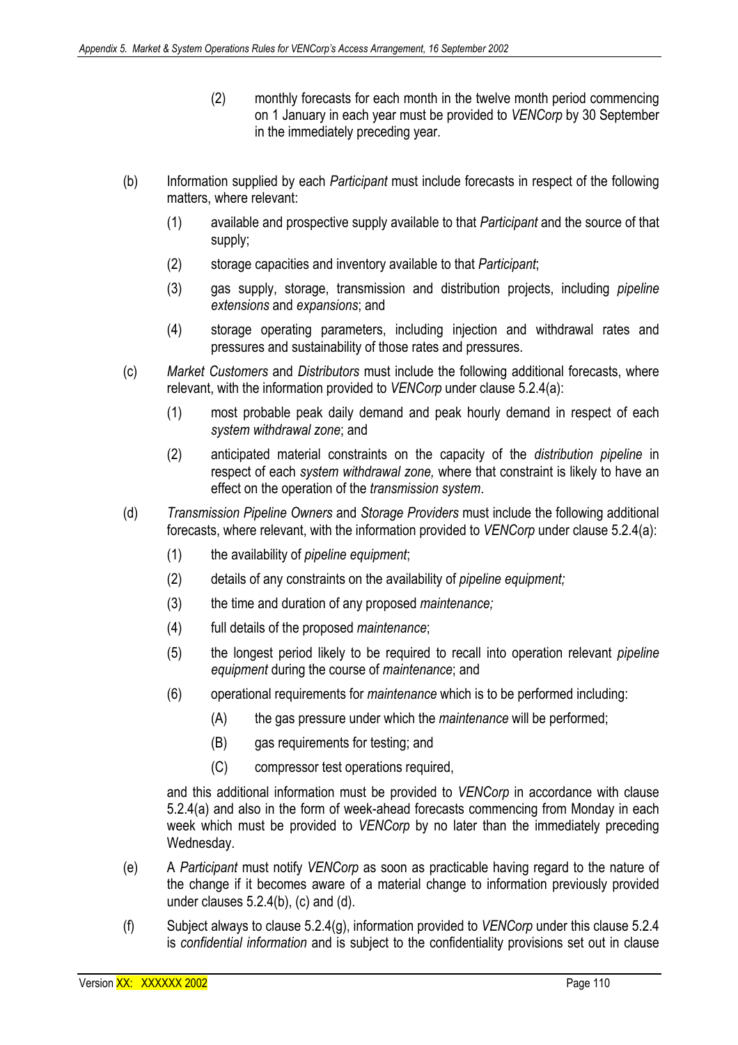(2) monthly forecasts for each month in the twelve month period commencing on 1 January in each year must be provided to *VENCorp* by 30 September in the immediately preceding year.

(b) Information supplied by each *Participant* must include forecasts in respect of the following matters, where relevant:

(1) available and prospective supply available to that *Participant* and the source of that supply;

(2) storage capacities and inventory available to that *Participant*;

(3) gas supply, storage, transmission and distribution projects, including *pipeline extensions* and *expansions*; and

(4) storage operating parameters, including injection and withdrawal rates and pressures and sustainability of those rates and pressures.

(c) *Market Customers* and *Distributors* must include the following additional forecasts, where relevant, with the information provided to *VENCorp* under clause 5.2.4(a):

(1) most probable peak daily demand and peak hourly demand in respect of each *system withdrawal zone*; and

(2) anticipated material constraints on the capacity of the *distribution pipeline* in respect of each *system withdrawal zone,* where that constraint is likely to have an effect on the operation of the *transmission system*.

(d) *Transmission Pipeline Owners* and *Storage Providers* must include the following additional forecasts, where relevant, with the information provided to *VENCorp* under clause 5.2.4(a):

(1) the availability of *pipeline equipment*;

(2) details of any constraints on the availability of *pipeline equipment;*

(3) the time and duration of any proposed *maintenance;*

(4) full details of the proposed *maintenance*;

(5) the longest period likely to be required to recall into operation relevant *pipeline equipment* during the course of *maintenance*; and

(6) operational requirements for *maintenance* which is to be performed including:

(A) the gas pressure under which the *maintenance* will be performed;

(B) gas requirements for testing; and

(C) compressor test operations required,

and this additional information must be provided to *VENCorp* in accordance with clause 5.2.4(a) and also in the form of week-ahead forecasts commencing from Monday in each week which must be provided to *VENCorp* by no later than the immediately preceding Wednesday.

(e) A *Participant* must notify *VENCorp* as soon as practicable having regard to the nature of the change if it becomes aware of a material change to information previously provided under clauses 5.2.4(b), (c) and (d).

(f) Subject always to clause 5.2.4(g), information provided to *VENCorp* under this clause 5.2.4 is *confidential information* and is subject to the confidentiality provisions set out in clause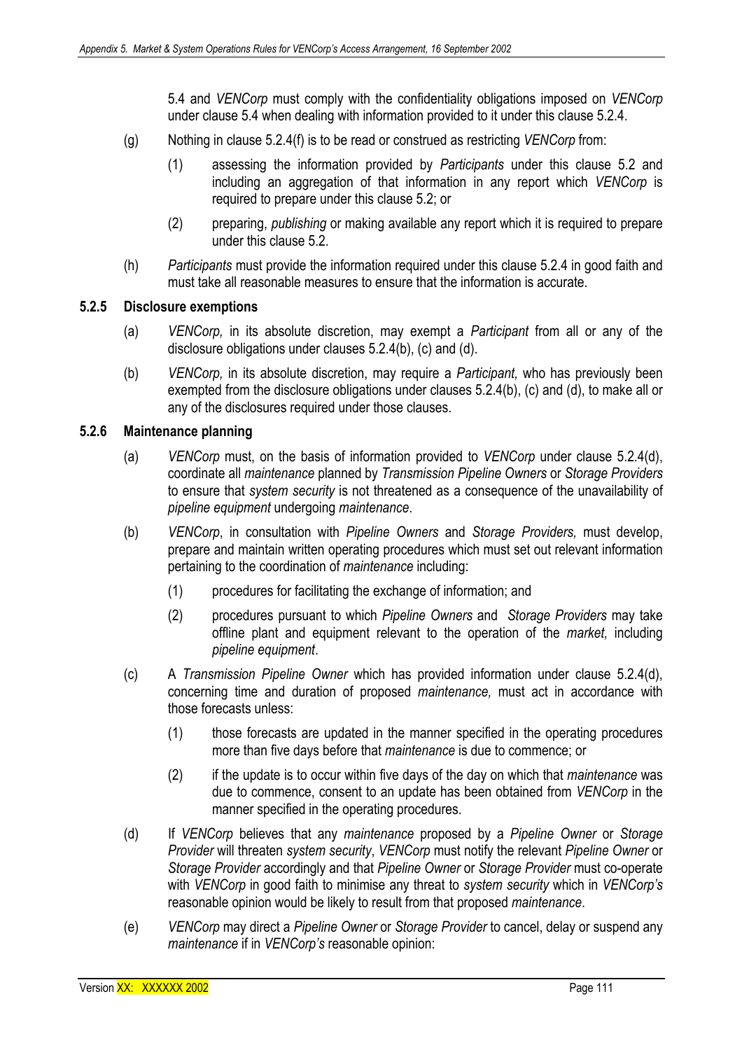5.4 and *VENCorp* must comply with the confidentiality obligations imposed on *VENCorp* under clause 5.4 when dealing with information provided to it under this clause 5.2.4.

(g) Nothing in clause 5.2.4(f) is to be read or construed as restricting *VENCorp* from:

(1) assessing the information provided by *Participants* under this clause 5.2 and including an aggregation of that information in any report which *VENCorp* is required to prepare under this clause 5.2; or

(2) preparing, *publishing* or making available any report which it is required to prepare under this clause 5.2.

(h) *Participants* must provide the information required under this clause 5.2.4 in good faith and must take all reasonable measures to ensure that the information is accurate.

### 5.2.5 Disclosure exemptions

(a) *VENCorp,* in its absolute discretion, may exempt a *Participant* from all or any of the disclosure obligations under clauses 5.2.4(b), (c) and (d).

(b) *VENCorp,* in its absolute discretion, may require a *Participant,* who has previously been exempted from the disclosure obligations under clauses 5.2.4(b), (c) and (d), to make all or any of the disclosures required under those clauses.

### 5.2.6 Maintenance planning

(a) *VENCorp* must, on the basis of information provided to *VENCorp* under clause 5.2.4(d), coordinate all *maintenance* planned by *Transmission Pipeline Owners* or *Storage Providers* to ensure that *system security* is not threatened as a consequence of the unavailability of *pipeline equipment* undergoing *maintenance*.

(b) *VENCorp*, in consultation with *Pipeline Owners* and *Storage Providers,* must develop, prepare and maintain written operating procedures which must set out relevant information pertaining to the coordination of *maintenance* including:

(1) procedures for facilitating the exchange of information; and

(2) procedures pursuant to which *Pipeline Owners* and *Storage Providers* may take offline plant and equipment relevant to the operation of the *market*, including *pipeline equipment*.

(c) A *Transmission Pipeline Owner* which has provided information under clause 5.2.4(d), concerning time and duration of proposed *maintenance,* must act in accordance with those forecasts unless:

(1) those forecasts are updated in the manner specified in the operating procedures more than five days before that *maintenance* is due to commence; or

(2) if the update is to occur within five days of the day on which that *maintenance* was due to commence, consent to an update has been obtained from *VENCorp* in the manner specified in the operating procedures.

(d) If *VENCorp* believes that any *maintenance* proposed by a *Pipeline Owner* or *Storage Provider* will threaten *system security*, *VENCorp* must notify the relevant *Pipeline Owner* or *Storage Provider* accordingly and that *Pipeline Owner* or *Storage Provider* must co-operate with *VENCorp* in good faith to minimise any threat to *system security* which in *VENCorp's* reasonable opinion would be likely to result from that proposed *maintenance*.

(e) *VENCorp* may direct a *Pipeline Owner* or *Storage Provider* to cancel, delay or suspend any *maintenance* if in *VENCorp's* reasonable opinion: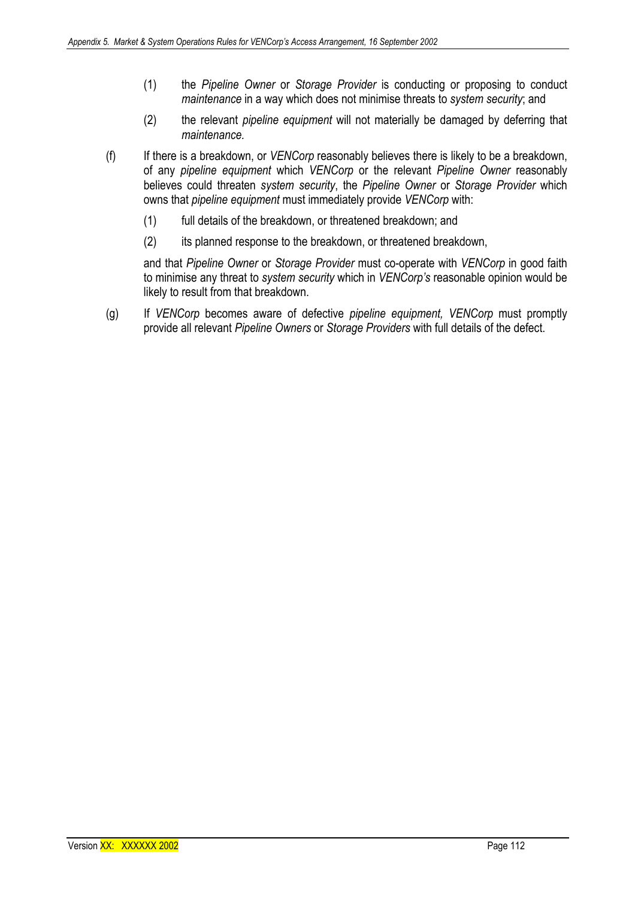(1) the *Pipeline Owner* or *Storage Provider* is conducting or proposing to conduct *maintenance* in a way which does not minimise threats to *system security*; and

(2) the relevant *pipeline equipment* will not materially be damaged by deferring that *maintenance.*

(f) If there is a breakdown, or *VENCorp* reasonably believes there is likely to be a breakdown, of any *pipeline equipment* which *VENCorp* or the relevant *Pipeline Owner* reasonably believes could threaten *system security*, the *Pipeline Owner* or *Storage Provider* which owns that *pipeline equipment* must immediately provide *VENCorp* with:

(1) full details of the breakdown, or threatened breakdown; and

(2) its planned response to the breakdown, or threatened breakdown,

and that *Pipeline Owner* or *Storage Provider* must co-operate with *VENCorp* in good faith to minimise any threat to *system security* which in *VENCorp's* reasonable opinion would be likely to result from that breakdown.

(g) If *VENCorp* becomes aware of defective *pipeline equipment, VENCorp* must promptly provide all relevant *Pipeline Owners* or *Storage Providers* with full details of the defect.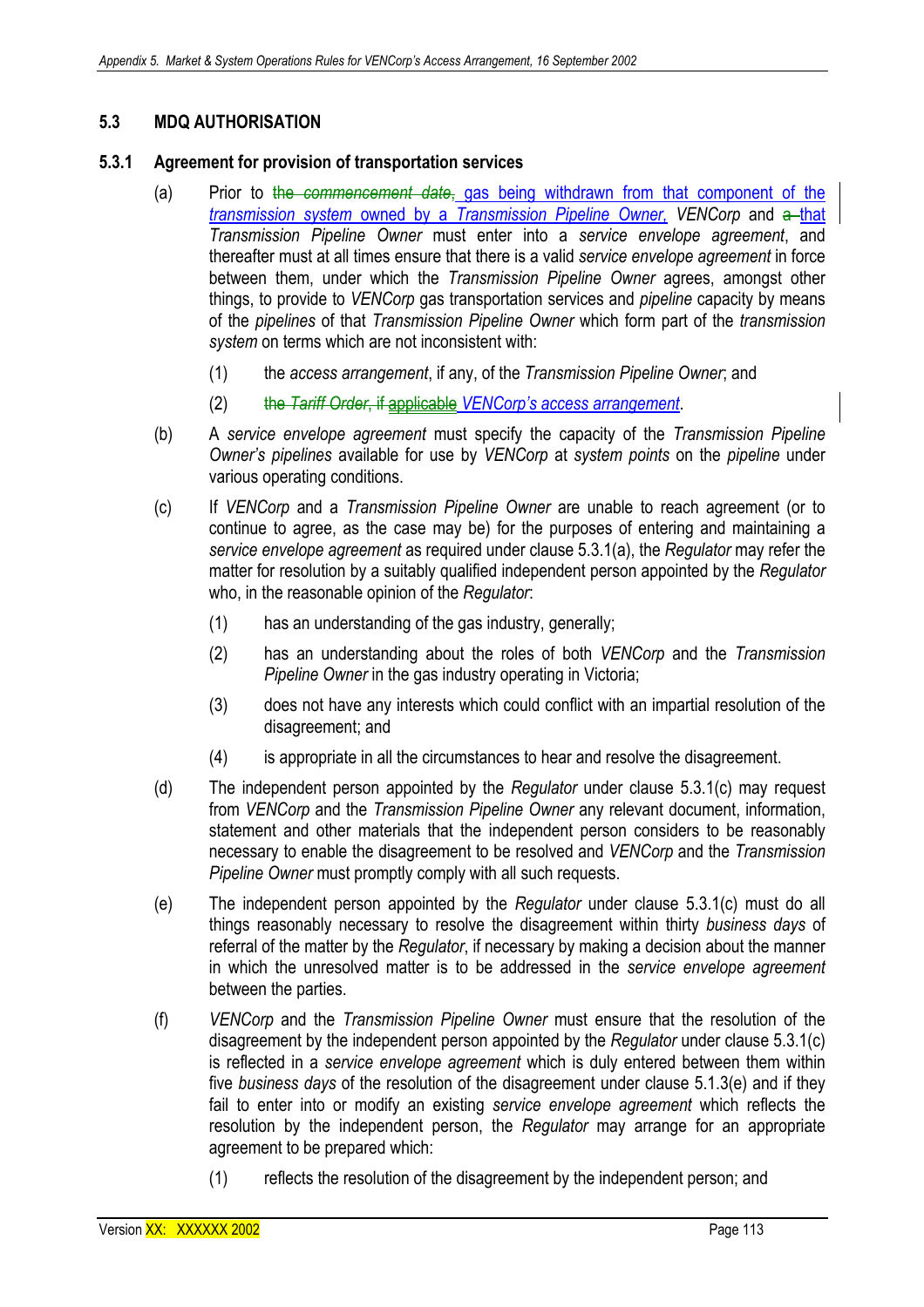## 5.3 MDQ AUTHORISATION

### 5.3.1 Agreement for provision of transportation services

(a) Prior to ~~the *commencement date*,~~ gas being withdrawn from that component of the *transmission system* owned by a *Transmission Pipeline Owner*, *VENCorp* and ~~a~~ that *Transmission Pipeline Owner* must enter into a *service envelope agreement*, and thereafter must at all times ensure that there is a valid *service envelope agreement* in force between them, under which the *Transmission Pipeline Owner* agrees, amongst other things, to provide to *VENCorp* gas transportation services and *pipeline* capacity by means of the *pipelines* of that *Transmission Pipeline Owner* which form part of the *transmission system* on terms which are not inconsistent with:

(1) the *access arrangement*, if any, of the *Transmission Pipeline Owner*; and

(2) ~~the *Tariff Order*, if applicable~~ *VENCorp's access arrangement*.

(b) A *service envelope agreement* must specify the capacity of the *Transmission Pipeline Owner's pipelines* available for use by *VENCorp* at *system points* on the *pipeline* under various operating conditions.

(c) If *VENCorp* and a *Transmission Pipeline Owner* are unable to reach agreement (or to continue to agree, as the case may be) for the purposes of entering and maintaining a *service envelope agreement* as required under clause 5.3.1(a), the *Regulator* may refer the matter for resolution by a suitably qualified independent person appointed by the *Regulator* who, in the reasonable opinion of the *Regulator*:

(1) has an understanding of the gas industry, generally;

(2) has an understanding about the roles of both *VENCorp* and the *Transmission Pipeline Owner* in the gas industry operating in Victoria;

(3) does not have any interests which could conflict with an impartial resolution of the disagreement; and

(4) is appropriate in all the circumstances to hear and resolve the disagreement.

(d) The independent person appointed by the *Regulator* under clause 5.3.1(c) may request from *VENCorp* and the *Transmission Pipeline Owner* any relevant document, information, statement and other materials that the independent person considers to be reasonably necessary to enable the disagreement to be resolved and *VENCorp* and the *Transmission Pipeline Owner* must promptly comply with all such requests.

(e) The independent person appointed by the *Regulator* under clause 5.3.1(c) must do all things reasonably necessary to resolve the disagreement within thirty *business days* of referral of the matter by the *Regulator*, if necessary by making a decision about the manner in which the unresolved matter is to be addressed in the *service envelope agreement* between the parties.

(f) *VENCorp* and the *Transmission Pipeline Owner* must ensure that the resolution of the disagreement by the independent person appointed by the *Regulator* under clause 5.3.1(c) is reflected in a *service envelope agreement* which is duly entered between them within five *business days* of the resolution of the disagreement under clause 5.1.3(e) and if they fail to enter into or modify an existing *service envelope agreement* which reflects the resolution by the independent person, the *Regulator* may arrange for an appropriate agreement to be prepared which:

(1) reflects the resolution of the disagreement by the independent person; and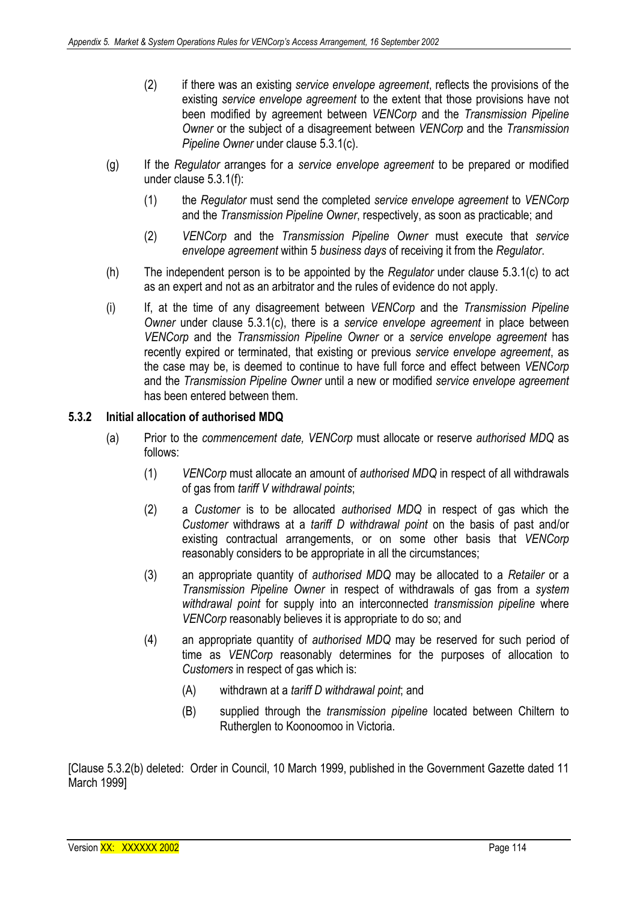(2) if there was an existing *service envelope agreement*, reflects the provisions of the existing *service envelope agreement* to the extent that those provisions have not been modified by agreement between *VENCorp* and the *Transmission Pipeline Owner* or the subject of a disagreement between *VENCorp* and the *Transmission Pipeline Owner* under clause 5.3.1(c).

(g) If the *Regulator* arranges for a *service envelope agreement* to be prepared or modified under clause 5.3.1(f):

(1) the *Regulator* must send the completed *service envelope agreement* to *VENCorp* and the *Transmission Pipeline Owner*, respectively, as soon as practicable; and

(2) *VENCorp* and the *Transmission Pipeline Owner* must execute that *service envelope agreement* within 5 *business days* of receiving it from the *Regulator*.

(h) The independent person is to be appointed by the *Regulator* under clause 5.3.1(c) to act as an expert and not as an arbitrator and the rules of evidence do not apply.

(i) If, at the time of any disagreement between *VENCorp* and the *Transmission Pipeline Owner* under clause 5.3.1(c), there is a *service envelope agreement* in place between *VENCorp* and the *Transmission Pipeline Owner* or a *service envelope agreement* has recently expired or terminated, that existing or previous *service envelope agreement*, as the case may be, is deemed to continue to have full force and effect between *VENCorp* and the *Transmission Pipeline Owner* until a new or modified *service envelope agreement* has been entered between them.

### 5.3.2 Initial allocation of authorised MDQ

(a) Prior to the *commencement date, VENCorp* must allocate or reserve *authorised MDQ* as follows:

(1) *VENCorp* must allocate an amount of *authorised MDQ* in respect of all withdrawals of gas from *tariff V withdrawal points*;

(2) a *Customer* is to be allocated *authorised MDQ* in respect of gas which the *Customer* withdraws at a *tariff D withdrawal point* on the basis of past and/or existing contractual arrangements, or on some other basis that *VENCorp* reasonably considers to be appropriate in all the circumstances;

(3) an appropriate quantity of *authorised MDQ* may be allocated to a *Retailer* or a *Transmission Pipeline Owner* in respect of withdrawals of gas from a *system withdrawal point* for supply into an interconnected *transmission pipeline* where *VENCorp* reasonably believes it is appropriate to do so; and

(4) an appropriate quantity of *authorised MDQ* may be reserved for such period of time as *VENCorp* reasonably determines for the purposes of allocation to *Customers* in respect of gas which is:

(A) withdrawn at a *tariff D withdrawal point*; and

(B) supplied through the *transmission pipeline* located between Chiltern to Rutherglen to Koonoomoo in Victoria.

[Clause 5.3.2(b) deleted: Order in Council, 10 March 1999, published in the Government Gazette dated 11 March 1999]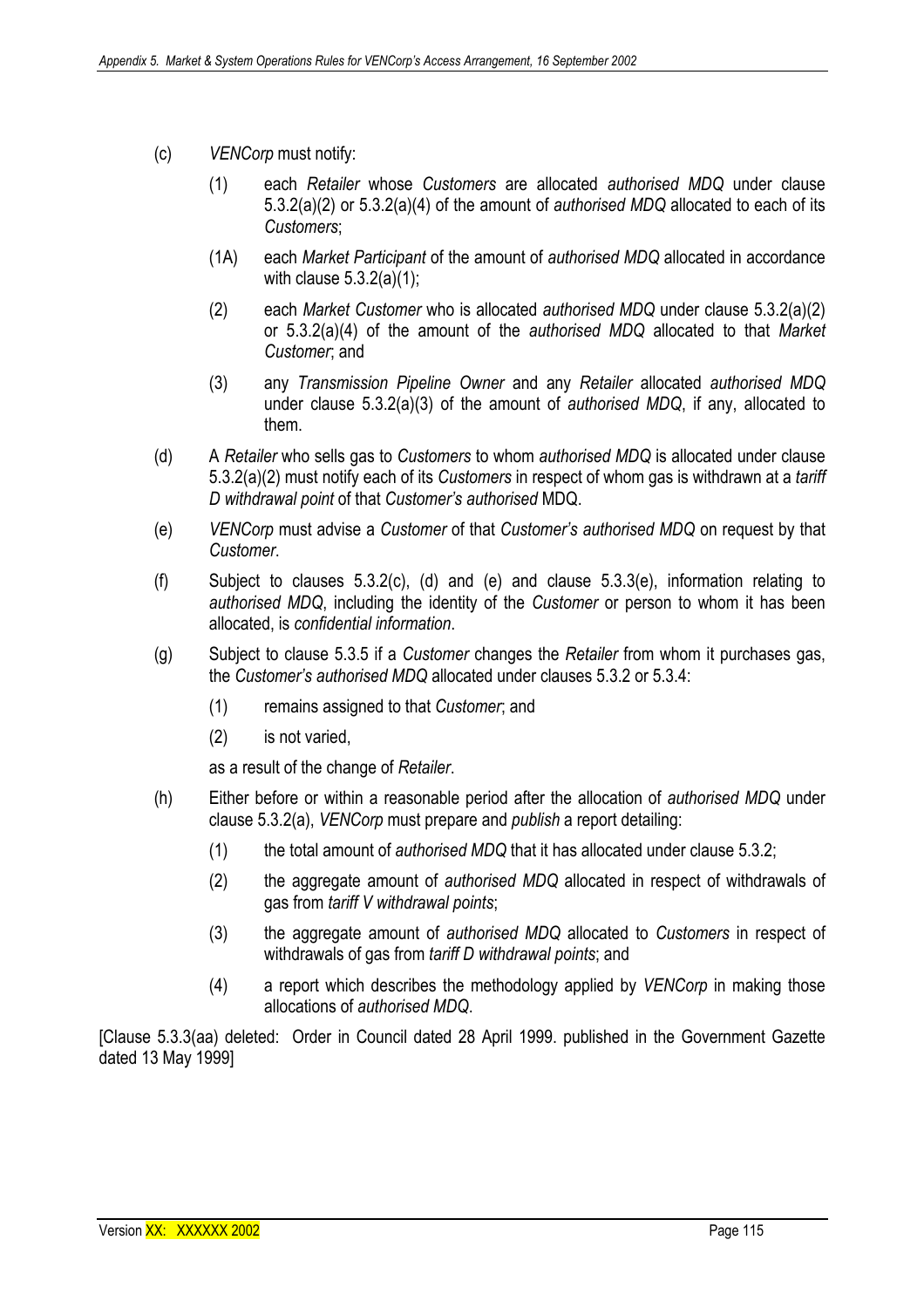(c) *VENCorp* must notify:

   (1) each *Retailer* whose *Customers* are allocated *authorised MDQ* under clause 5.3.2(a)(2) or 5.3.2(a)(4) of the amount of *authorised MDQ* allocated to each of its *Customers*;

   (1A) each *Market Participant* of the amount of *authorised MDQ* allocated in accordance with clause 5.3.2(a)(1);

   (2) each *Market Customer* who is allocated *authorised MDQ* under clause 5.3.2(a)(2) or 5.3.2(a)(4) of the amount of the *authorised MDQ* allocated to that *Market Customer*; and

   (3) any *Transmission Pipeline Owner* and any *Retailer* allocated *authorised MDQ* under clause 5.3.2(a)(3) of the amount of *authorised MDQ*, if any, allocated to them.

(d) A *Retailer* who sells gas to *Customers* to whom *authorised MDQ* is allocated under clause 5.3.2(a)(2) must notify each of its *Customers* in respect of whom gas is withdrawn at a *tariff D withdrawal point* of that *Customer's authorised* MDQ.

(e) *VENCorp* must advise a *Customer* of that *Customer's authorised MDQ* on request by that *Customer*.

(f) Subject to clauses 5.3.2(c), (d) and (e) and clause 5.3.3(e), information relating to *authorised MDQ*, including the identity of the *Customer* or person to whom it has been allocated, is *confidential information*.

(g) Subject to clause 5.3.5 if a *Customer* changes the *Retailer* from whom it purchases gas, the *Customer's authorised MDQ* allocated under clauses 5.3.2 or 5.3.4:

   (1) remains assigned to that *Customer*; and

   (2) is not varied,

   as a result of the change of *Retailer*.

(h) Either before or within a reasonable period after the allocation of *authorised MDQ* under clause 5.3.2(a), *VENCorp* must prepare and *publish* a report detailing:

   (1) the total amount of *authorised MDQ* that it has allocated under clause 5.3.2;

   (2) the aggregate amount of *authorised MDQ* allocated in respect of withdrawals of gas from *tariff V withdrawal points*;

   (3) the aggregate amount of *authorised MDQ* allocated to *Customers* in respect of withdrawals of gas from *tariff D withdrawal points*; and

   (4) a report which describes the methodology applied by *VENCorp* in making those allocations of *authorised MDQ*.

[Clause 5.3.3(aa) deleted: Order in Council dated 28 April 1999. published in the Government Gazette dated 13 May 1999]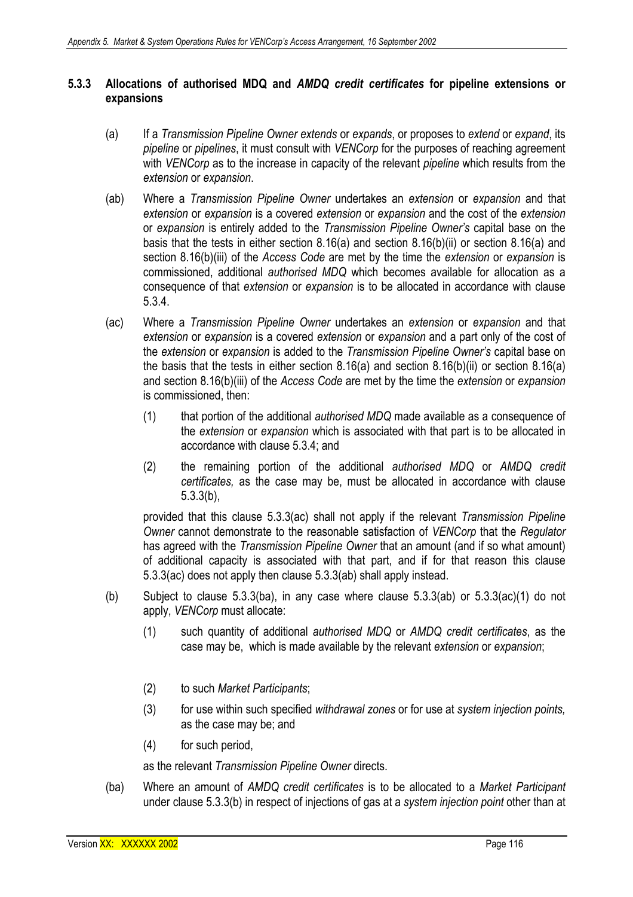#### 5.3.3 Allocations of authorised MDQ and *AMDQ credit certificates* for pipeline extensions or expansions

(a) If a *Transmission Pipeline Owner extends* or *expands*, or proposes to *extend* or *expand*, its *pipeline* or *pipelines*, it must consult with *VENCorp* for the purposes of reaching agreement with *VENCorp* as to the increase in capacity of the relevant *pipeline* which results from the *extension* or *expansion*.

(ab) Where a *Transmission Pipeline Owner* undertakes an *extension* or *expansion* and that *extension* or *expansion* is a covered *extension* or *expansion* and the cost of the *extension* or *expansion* is entirely added to the *Transmission Pipeline Owner's* capital base on the basis that the tests in either section 8.16(a) and section 8.16(b)(ii) or section 8.16(a) and section 8.16(b)(iii) of the *Access Code* are met by the time the *extension* or *expansion* is commissioned, additional *authorised MDQ* which becomes available for allocation as a consequence of that *extension* or *expansion* is to be allocated in accordance with clause 5.3.4.

(ac) Where a *Transmission Pipeline Owner* undertakes an *extension* or *expansion* and that *extension* or *expansion* is a covered *extension* or *expansion* and a part only of the cost of the *extension* or *expansion* is added to the *Transmission Pipeline Owner's* capital base on the basis that the tests in either section 8.16(a) and section 8.16(b)(ii) or section 8.16(a) and section 8.16(b)(iii) of the *Access Code* are met by the time the *extension* or *expansion* is commissioned, then:

(1) that portion of the additional *authorised MDQ* made available as a consequence of the *extension* or *expansion* which is associated with that part is to be allocated in accordance with clause 5.3.4; and

(2) the remaining portion of the additional *authorised MDQ* or *AMDQ credit certificates,* as the case may be, must be allocated in accordance with clause 5.3.3(b),

provided that this clause 5.3.3(ac) shall not apply if the relevant *Transmission Pipeline Owner* cannot demonstrate to the reasonable satisfaction of *VENCorp* that the *Regulator* has agreed with the *Transmission Pipeline Owner* that an amount (and if so what amount) of additional capacity is associated with that part, and if for that reason this clause 5.3.3(ac) does not apply then clause 5.3.3(ab) shall apply instead.

(b) Subject to clause 5.3.3(ba), in any case where clause 5.3.3(ab) or 5.3.3(ac)(1) do not apply, *VENCorp* must allocate:

(1) such quantity of additional *authorised MDQ* or *AMDQ credit certificates*, as the case may be, which is made available by the relevant *extension* or *expansion*;

(2) to such *Market Participants*;

(3) for use within such specified *withdrawal zones* or for use at *system injection points,* as the case may be; and

(4) for such period,

as the relevant *Transmission Pipeline Owner* directs.

(ba) Where an amount of *AMDQ credit certificates* is to be allocated to a *Market Participant* under clause 5.3.3(b) in respect of injections of gas at a *system injection point* other than at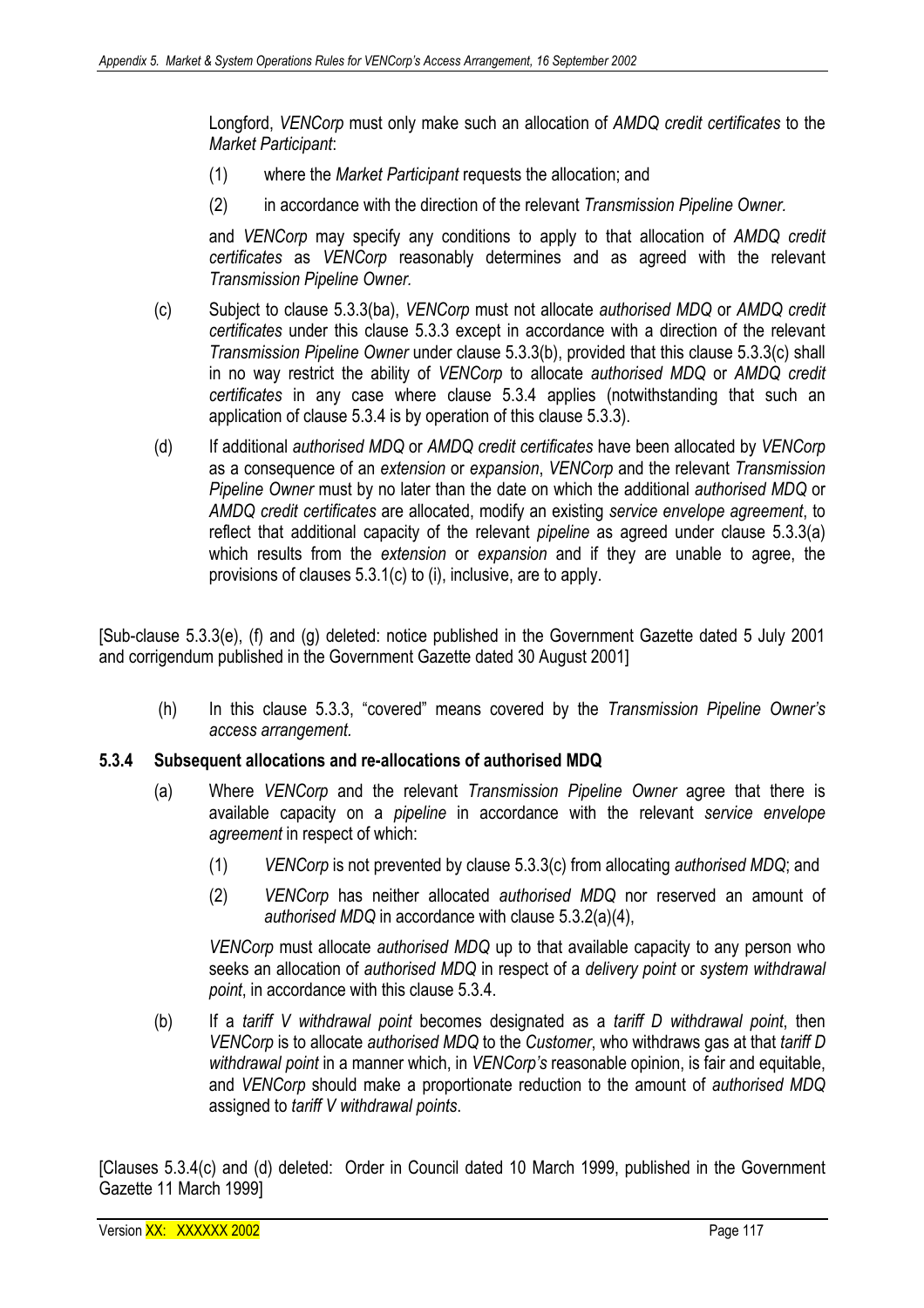Longford, *VENCorp* must only make such an allocation of *AMDQ credit certificates* to the *Market Participant*:

(1) where the *Market Participant* requests the allocation; and

(2) in accordance with the direction of the relevant *Transmission Pipeline Owner.*

and *VENCorp* may specify any conditions to apply to that allocation of *AMDQ credit certificates* as *VENCorp* reasonably determines and as agreed with the relevant *Transmission Pipeline Owner*.

(c) Subject to clause 5.3.3(ba), *VENCorp* must not allocate *authorised MDQ* or *AMDQ credit certificates* under this clause 5.3.3 except in accordance with a direction of the relevant *Transmission Pipeline Owner* under clause 5.3.3(b), provided that this clause 5.3.3(c) shall in no way restrict the ability of *VENCorp* to allocate *authorised MDQ* or *AMDQ credit certificates* in any case where clause 5.3.4 applies (notwithstanding that such an application of clause 5.3.4 is by operation of this clause 5.3.3).

(d) If additional *authorised MDQ* or *AMDQ credit certificates* have been allocated by *VENCorp* as a consequence of an *extension* or *expansion*, *VENCorp* and the relevant *Transmission Pipeline Owner* must by no later than the date on which the additional *authorised MDQ* or *AMDQ credit certificates* are allocated, modify an existing *service envelope agreement*, to reflect that additional capacity of the relevant *pipeline* as agreed under clause 5.3.3(a) which results from the *extension* or *expansion* and if they are unable to agree, the provisions of clauses 5.3.1(c) to (i), inclusive, are to apply.

[Sub-clause 5.3.3(e), (f) and (g) deleted: notice published in the Government Gazette dated 5 July 2001 and corrigendum published in the Government Gazette dated 30 August 2001]

(h) In this clause 5.3.3, "covered" means covered by the *Transmission Pipeline Owner's access arrangement.*

### 5.3.4 Subsequent allocations and re-allocations of authorised MDQ

(a) Where *VENCorp* and the relevant *Transmission Pipeline Owner* agree that there is available capacity on a *pipeline* in accordance with the relevant *service envelope agreement* in respect of which:

(1) *VENCorp* is not prevented by clause 5.3.3(c) from allocating *authorised MDQ*; and

(2) *VENCorp* has neither allocated *authorised MDQ* nor reserved an amount of *authorised MDQ* in accordance with clause 5.3.2(a)(4),

*VENCorp* must allocate *authorised MDQ* up to that available capacity to any person who seeks an allocation of *authorised MDQ* in respect of a *delivery point* or *system withdrawal point*, in accordance with this clause 5.3.4.

(b) If a *tariff V withdrawal point* becomes designated as a *tariff D withdrawal point*, then *VENCorp* is to allocate *authorised MDQ* to the *Customer*, who withdraws gas at that *tariff D withdrawal point* in a manner which, in *VENCorp's* reasonable opinion, is fair and equitable, and *VENCorp* should make a proportionate reduction to the amount of *authorised MDQ* assigned to *tariff V withdrawal points*.

[Clauses 5.3.4(c) and (d) deleted: Order in Council dated 10 March 1999, published in the Government Gazette 11 March 1999]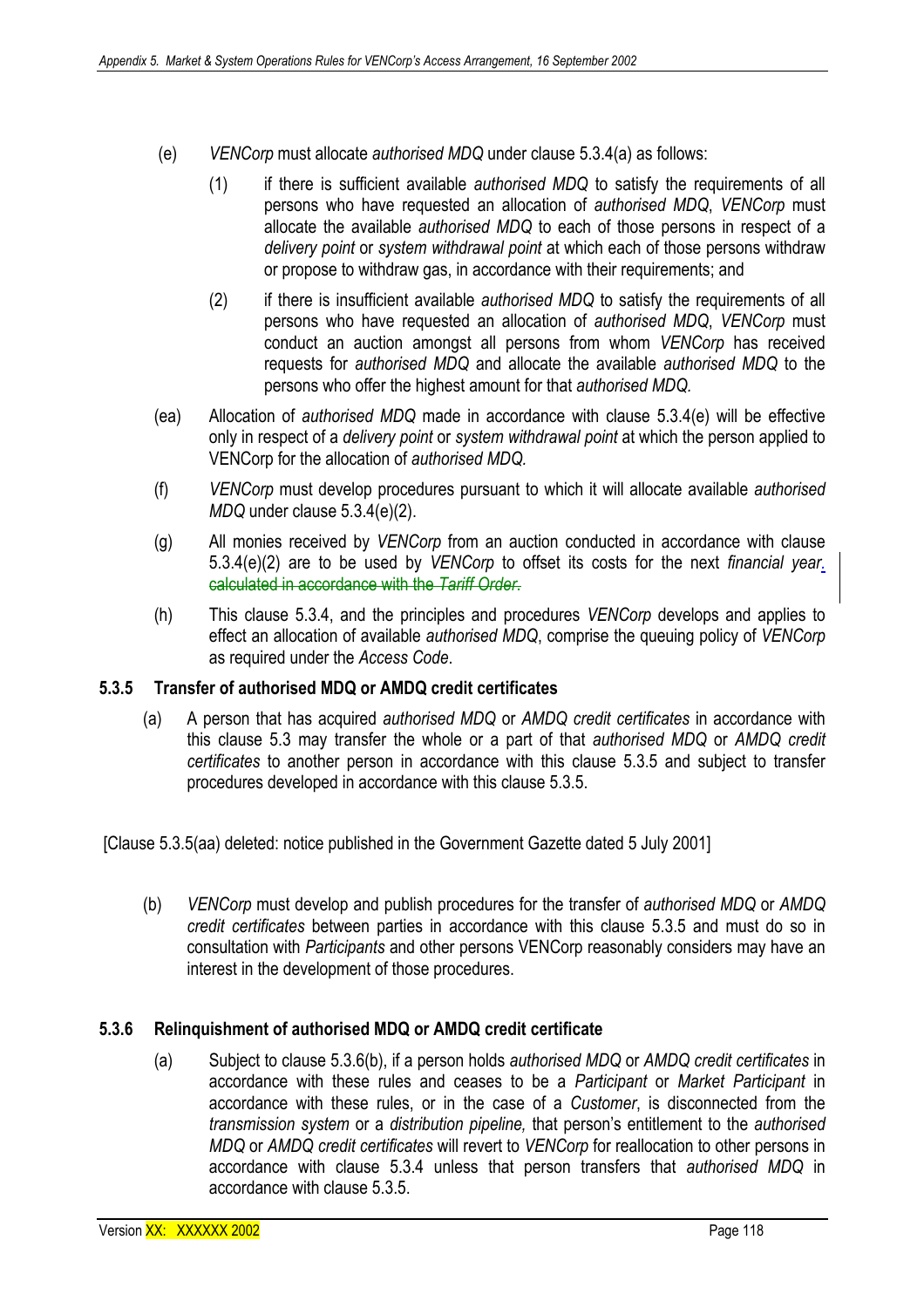(e) *VENCorp* must allocate *authorised MDQ* under clause 5.3.4(a) as follows:

(1) if there is sufficient available *authorised MDQ* to satisfy the requirements of all persons who have requested an allocation of *authorised MDQ*, *VENCorp* must allocate the available *authorised MDQ* to each of those persons in respect of a *delivery point* or *system withdrawal point* at which each of those persons withdraw or propose to withdraw gas, in accordance with their requirements; and

(2) if there is insufficient available *authorised MDQ* to satisfy the requirements of all persons who have requested an allocation of *authorised MDQ*, *VENCorp* must conduct an auction amongst all persons from whom *VENCorp* has received requests for *authorised MDQ* and allocate the available *authorised MDQ* to the persons who offer the highest amount for that *authorised MDQ.*

(ea) Allocation of *authorised MDQ* made in accordance with clause 5.3.4(e) will be effective only in respect of a *delivery point* or *system withdrawal point* at which the person applied to VENCorp for the allocation of *authorised MDQ.*

(f) *VENCorp* must develop procedures pursuant to which it will allocate available *authorised MDQ* under clause 5.3.4(e)(2).

(g) All monies received by *VENCorp* from an auction conducted in accordance with clause 5.3.4(e)(2) are to be used by *VENCorp* to offset its costs for the next *financial year*. ~~calculated in accordance with the *Tariff Order*.~~

(h) This clause 5.3.4, and the principles and procedures *VENCorp* develops and applies to effect an allocation of available *authorised MDQ*, comprise the queuing policy of *VENCorp* as required under the *Access Code*.

### 5.3.5 Transfer of authorised MDQ or AMDQ credit certificates

(a) A person that has acquired *authorised MDQ* or *AMDQ credit certificates* in accordance with this clause 5.3 may transfer the whole or a part of that *authorised MDQ* or *AMDQ credit certificates* to another person in accordance with this clause 5.3.5 and subject to transfer procedures developed in accordance with this clause 5.3.5.

[Clause 5.3.5(aa) deleted: notice published in the Government Gazette dated 5 July 2001]

(b) *VENCorp* must develop and publish procedures for the transfer of *authorised MDQ* or *AMDQ credit certificates* between parties in accordance with this clause 5.3.5 and must do so in consultation with *Participants* and other persons VENCorp reasonably considers may have an interest in the development of those procedures.

### 5.3.6 Relinquishment of authorised MDQ or AMDQ credit certificate

(a) Subject to clause 5.3.6(b), if a person holds *authorised MDQ* or *AMDQ credit certificates* in accordance with these rules and ceases to be a *Participant* or *Market Participant* in accordance with these rules, or in the case of a *Customer*, is disconnected from the *transmission system* or a *distribution pipeline,* that person's entitlement to the *authorised MDQ* or *AMDQ credit certificates* will revert to *VENCorp* for reallocation to other persons in accordance with clause 5.3.4 unless that person transfers that *authorised MDQ* in accordance with clause 5.3.5.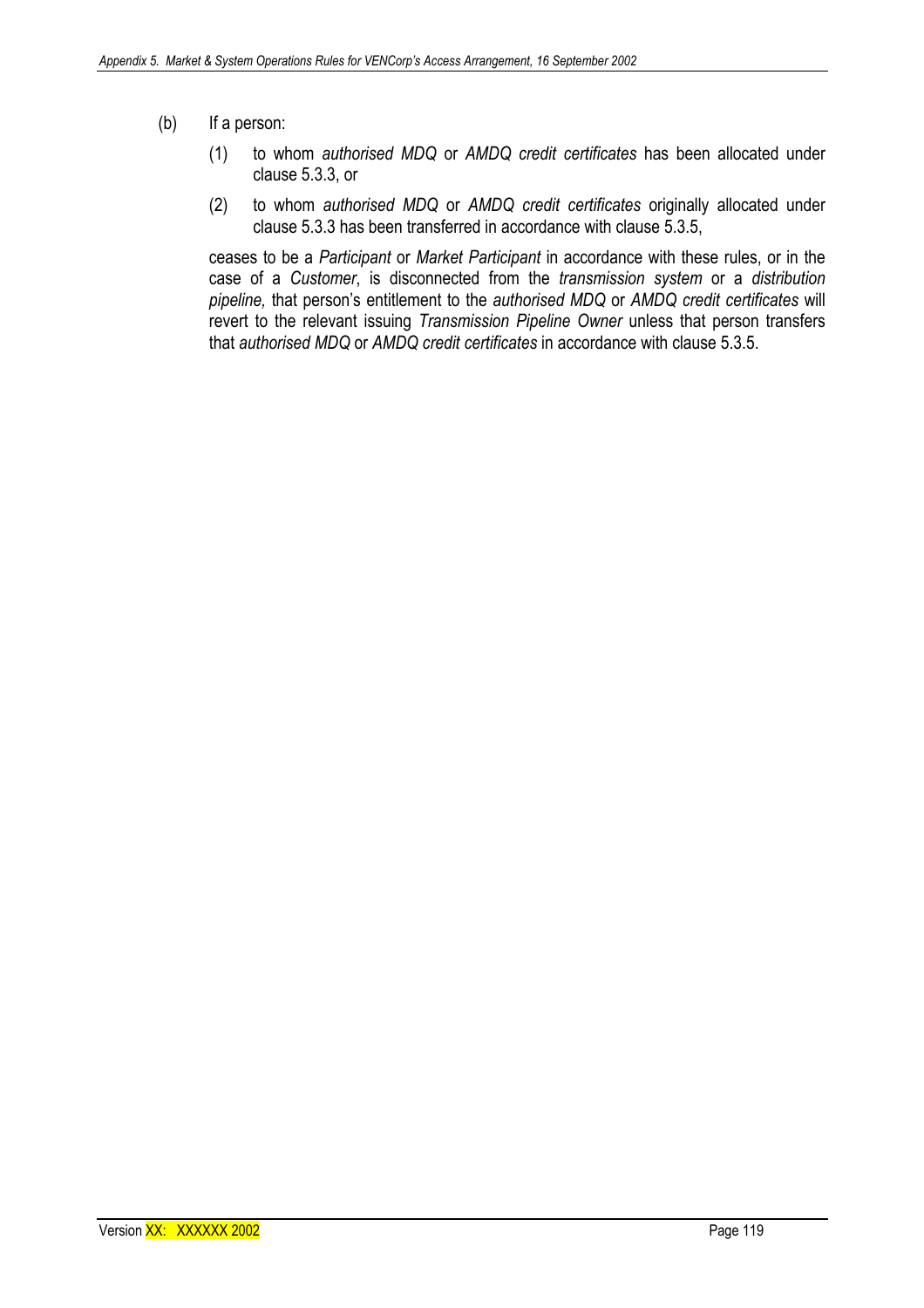(b) If a person:

(1) to whom *authorised MDQ* or *AMDQ credit certificates* has been allocated under clause 5.3.3, or

(2) to whom *authorised MDQ* or *AMDQ credit certificates* originally allocated under clause 5.3.3 has been transferred in accordance with clause 5.3.5,

ceases to be a *Participant* or *Market Participant* in accordance with these rules, or in the case of a *Customer*, is disconnected from the *transmission system* or a *distribution pipeline,* that person's entitlement to the *authorised MDQ* or *AMDQ credit certificates* will revert to the relevant issuing *Transmission Pipeline Owner* unless that person transfers that *authorised MDQ* or *AMDQ credit certificates* in accordance with clause 5.3.5.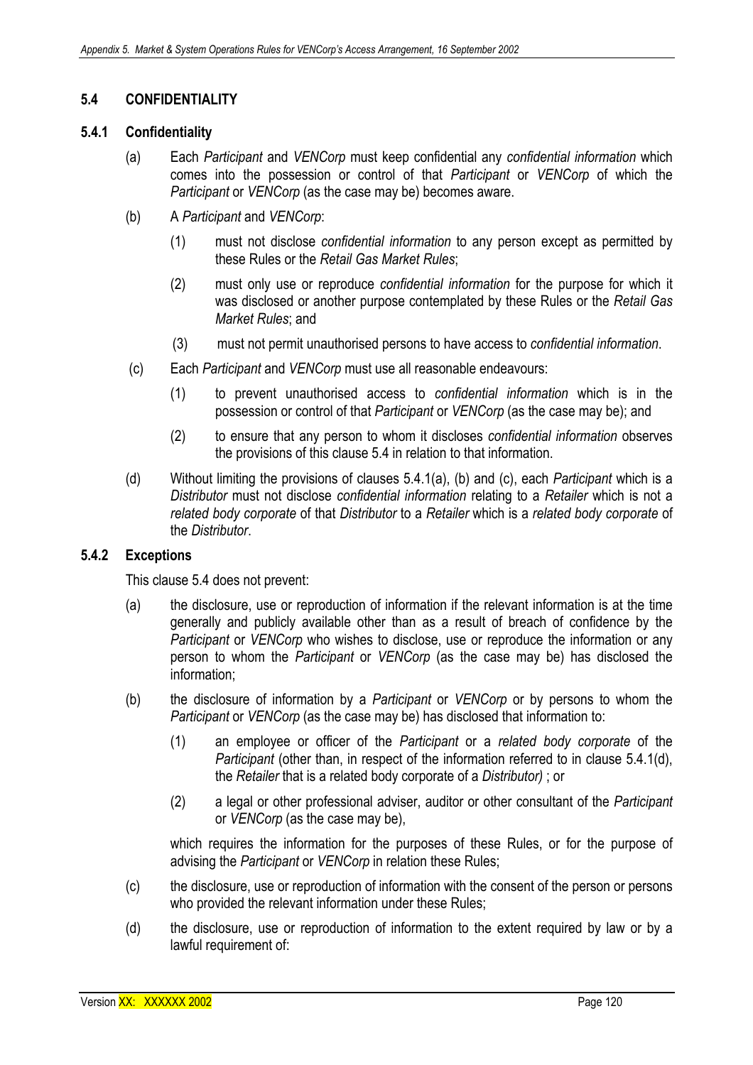## 5.4 CONFIDENTIALITY

### 5.4.1 Confidentiality

(a) Each *Participant* and *VENCorp* must keep confidential any *confidential information* which comes into the possession or control of that *Participant* or *VENCorp* of which the *Participant* or *VENCorp* (as the case may be) becomes aware.

(b) A *Participant* and *VENCorp*:

(1) must not disclose *confidential information* to any person except as permitted by these Rules or the *Retail Gas Market Rules*;

(2) must only use or reproduce *confidential information* for the purpose for which it was disclosed or another purpose contemplated by these Rules or the *Retail Gas Market Rules*; and

(3) must not permit unauthorised persons to have access to *confidential information*.

(c) Each *Participant* and *VENCorp* must use all reasonable endeavours:

(1) to prevent unauthorised access to *confidential information* which is in the possession or control of that *Participant* or *VENCorp* (as the case may be); and

(2) to ensure that any person to whom it discloses *confidential information* observes the provisions of this clause 5.4 in relation to that information.

(d) Without limiting the provisions of clauses 5.4.1(a), (b) and (c), each *Participant* which is a *Distributor* must not disclose *confidential information* relating to a *Retailer* which is not a *related body corporate* of that *Distributor* to a *Retailer* which is a *related body corporate* of the *Distributor*.

### 5.4.2 Exceptions

This clause 5.4 does not prevent:

(a) the disclosure, use or reproduction of information if the relevant information is at the time generally and publicly available other than as a result of breach of confidence by the *Participant* or *VENCorp* who wishes to disclose, use or reproduce the information or any person to whom the *Participant* or *VENCorp* (as the case may be) has disclosed the information;

(b) the disclosure of information by a *Participant* or *VENCorp* or by persons to whom the *Participant* or *VENCorp* (as the case may be) has disclosed that information to:

(1) an employee or officer of the *Participant* or a *related body corporate* of the *Participant* (other than, in respect of the information referred to in clause 5.4.1(d), the *Retailer* that is a related body corporate of a *Distributor)* ; or

(2) a legal or other professional adviser, auditor or other consultant of the *Participant* or *VENCorp* (as the case may be),

which requires the information for the purposes of these Rules, or for the purpose of advising the *Participant* or *VENCorp* in relation these Rules;

(c) the disclosure, use or reproduction of information with the consent of the person or persons who provided the relevant information under these Rules;

(d) the disclosure, use or reproduction of information to the extent required by law or by a lawful requirement of: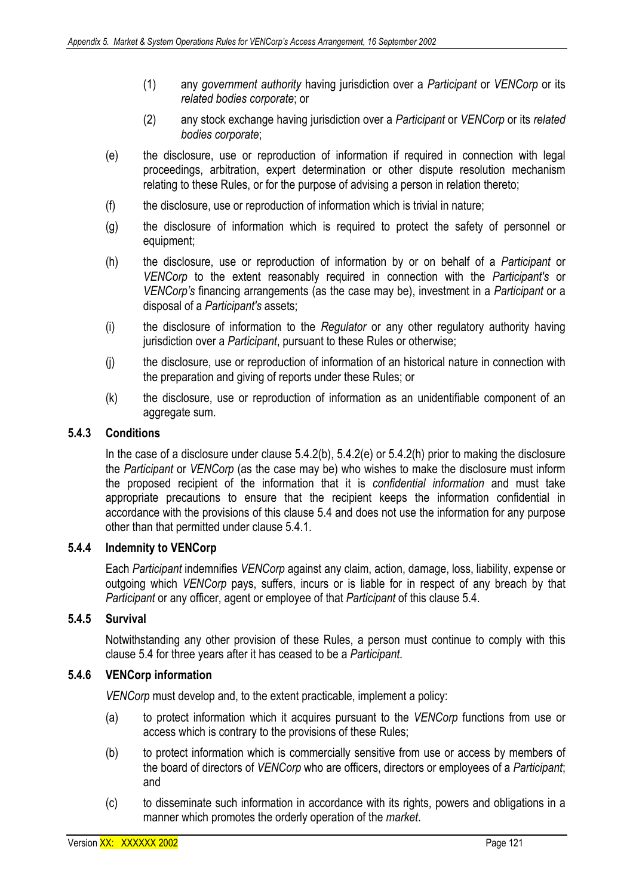(1) any *government authority* having jurisdiction over a *Participant* or *VENCorp* or its *related bodies corporate*; or

(2) any stock exchange having jurisdiction over a *Participant* or *VENCorp* or its *related bodies corporate*;

(e) the disclosure, use or reproduction of information if required in connection with legal proceedings, arbitration, expert determination or other dispute resolution mechanism relating to these Rules, or for the purpose of advising a person in relation thereto;

(f) the disclosure, use or reproduction of information which is trivial in nature;

(g) the disclosure of information which is required to protect the safety of personnel or equipment;

(h) the disclosure, use or reproduction of information by or on behalf of a *Participant* or *VENCorp* to the extent reasonably required in connection with the *Participant's* or *VENCorp's* financing arrangements (as the case may be), investment in a *Participant* or a disposal of a *Participant's* assets;

(i) the disclosure of information to the *Regulator* or any other regulatory authority having jurisdiction over a *Participant*, pursuant to these Rules or otherwise;

(j) the disclosure, use or reproduction of information of an historical nature in connection with the preparation and giving of reports under these Rules; or

(k) the disclosure, use or reproduction of information as an unidentifiable component of an aggregate sum.

### 5.4.3 Conditions

In the case of a disclosure under clause 5.4.2(b), 5.4.2(e) or 5.4.2(h) prior to making the disclosure the *Participant* or *VENCorp* (as the case may be) who wishes to make the disclosure must inform the proposed recipient of the information that it is *confidential information* and must take appropriate precautions to ensure that the recipient keeps the information confidential in accordance with the provisions of this clause 5.4 and does not use the information for any purpose other than that permitted under clause 5.4.1.

### 5.4.4 Indemnity to VENCorp

Each *Participant* indemnifies *VENCorp* against any claim, action, damage, loss, liability, expense or outgoing which *VENCorp* pays, suffers, incurs or is liable for in respect of any breach by that *Participant* or any officer, agent or employee of that *Participant* of this clause 5.4.

### 5.4.5 Survival

Notwithstanding any other provision of these Rules, a person must continue to comply with this clause 5.4 for three years after it has ceased to be a *Participant*.

### 5.4.6 VENCorp information

*VENCorp* must develop and, to the extent practicable, implement a policy:

(a) to protect information which it acquires pursuant to the *VENCorp* functions from use or access which is contrary to the provisions of these Rules;

(b) to protect information which is commercially sensitive from use or access by members of the board of directors of *VENCorp* who are officers, directors or employees of a *Participant*; and

(c) to disseminate such information in accordance with its rights, powers and obligations in a manner which promotes the orderly operation of the *market*.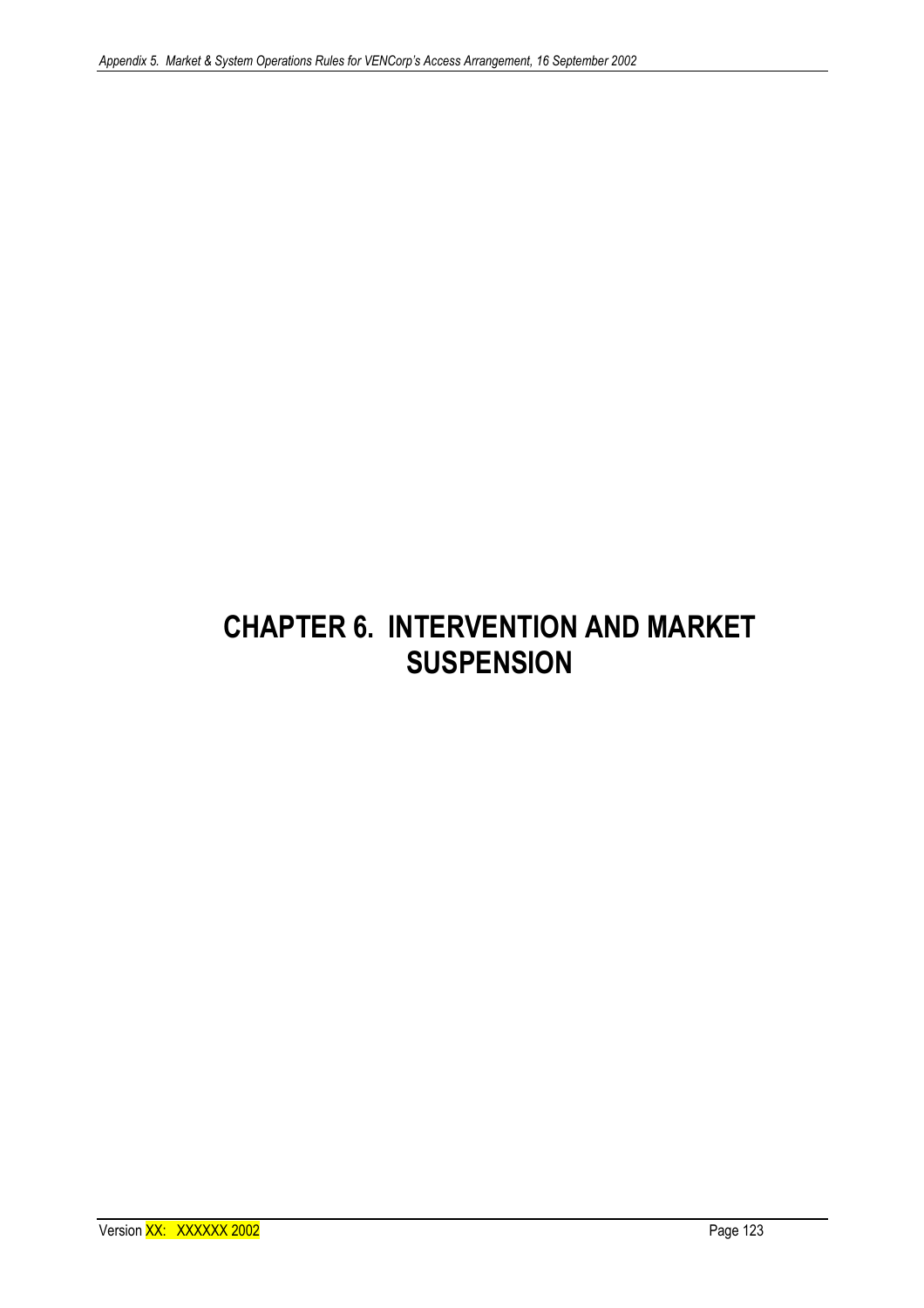# CHAPTER 6. INTERVENTION AND MARKET SUSPENSION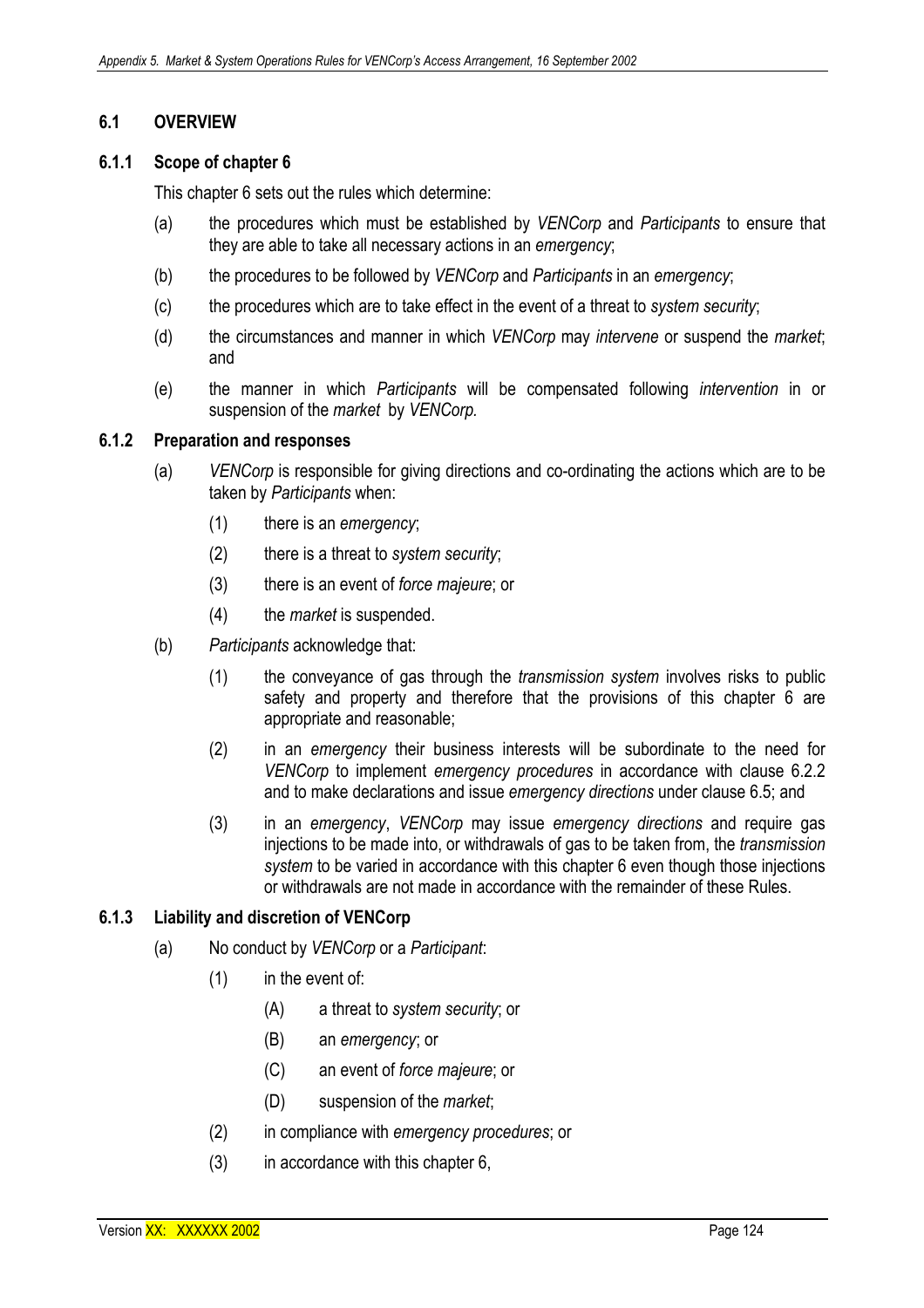## 6.1 OVERVIEW

### 6.1.1 Scope of chapter 6

This chapter 6 sets out the rules which determine:

(a) the procedures which must be established by *VENCorp* and *Participants* to ensure that they are able to take all necessary actions in an *emergency*;

(b) the procedures to be followed by *VENCorp* and *Participants* in an *emergency*;

(c) the procedures which are to take effect in the event of a threat to *system security*;

(d) the circumstances and manner in which *VENCorp* may *intervene* or suspend the *market*; and

(e) the manner in which *Participants* will be compensated following *intervention* in or suspension of the *market* by *VENCorp.*

### 6.1.2 Preparation and responses

(a) *VENCorp* is responsible for giving directions and co-ordinating the actions which are to be taken by *Participants* when:

  (1) there is an *emergency*;

  (2) there is a threat to *system security*;

  (3) there is an event of *force majeure*; or

  (4) the *market* is suspended.

(b) *Participants* acknowledge that:

  (1) the conveyance of gas through the *transmission system* involves risks to public safety and property and therefore that the provisions of this chapter 6 are appropriate and reasonable;

  (2) in an *emergency* their business interests will be subordinate to the need for *VENCorp* to implement *emergency procedures* in accordance with clause 6.2.2 and to make declarations and issue *emergency directions* under clause 6.5; and

  (3) in an *emergency*, *VENCorp* may issue *emergency directions* and require gas injections to be made into, or withdrawals of gas to be taken from, the *transmission system* to be varied in accordance with this chapter 6 even though those injections or withdrawals are not made in accordance with the remainder of these Rules.

### 6.1.3 Liability and discretion of VENCorp

(a) No conduct by *VENCorp* or a *Participant*:

  (1) in the event of:

    (A) a threat to *system security*; or

    (B) an *emergency*; or

    (C) an event of *force majeure*; or

    (D) suspension of the *market*;

  (2) in compliance with *emergency procedures*; or

  (3) in accordance with this chapter 6,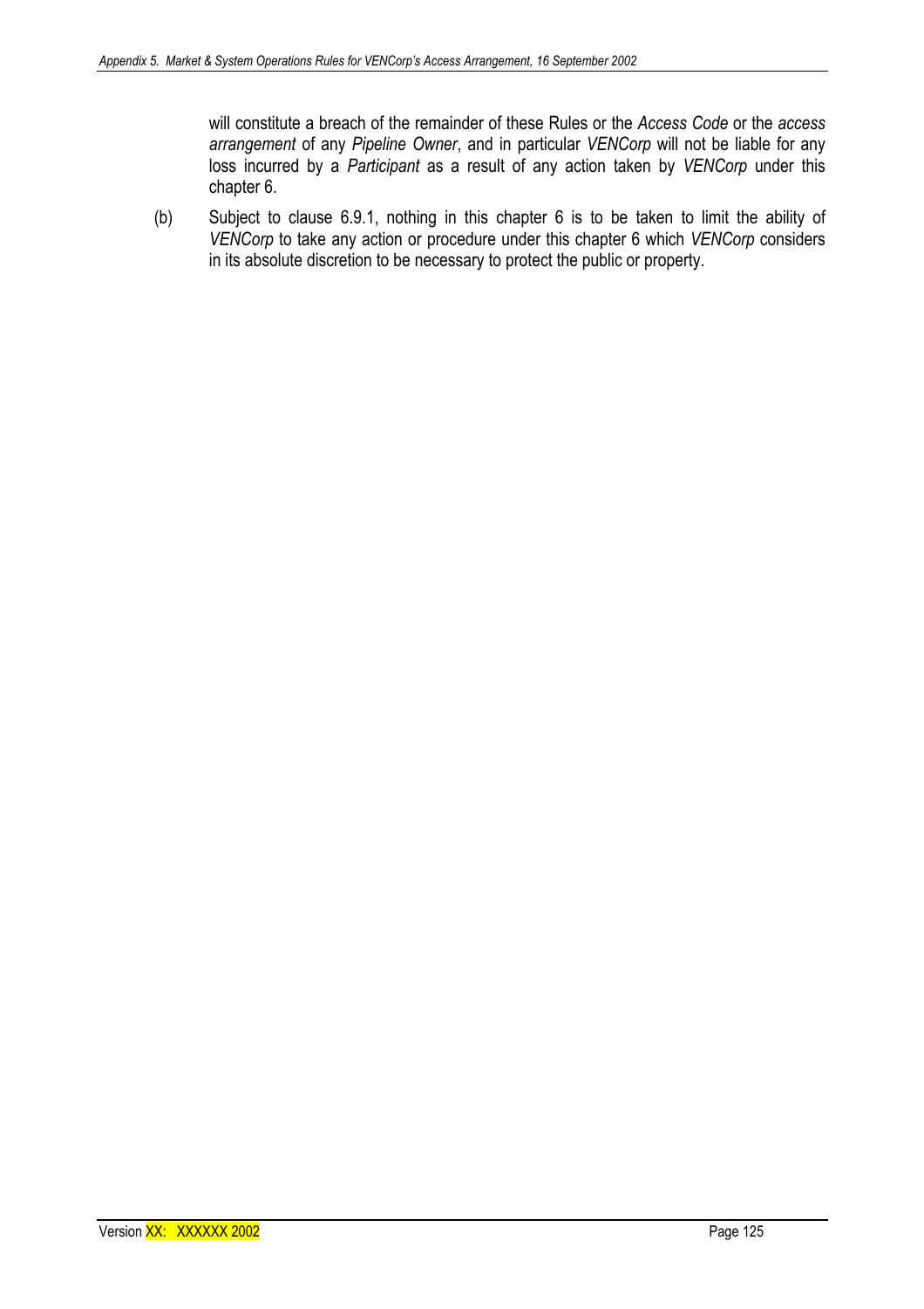will constitute a breach of the remainder of these Rules or the *Access Code* or the *access arrangement* of any *Pipeline Owner*, and in particular *VENCorp* will not be liable for any loss incurred by a *Participant* as a result of any action taken by *VENCorp* under this chapter 6.

(b) Subject to clause 6.9.1, nothing in this chapter 6 is to be taken to limit the ability of *VENCorp* to take any action or procedure under this chapter 6 which *VENCorp* considers in its absolute discretion to be necessary to protect the public or property.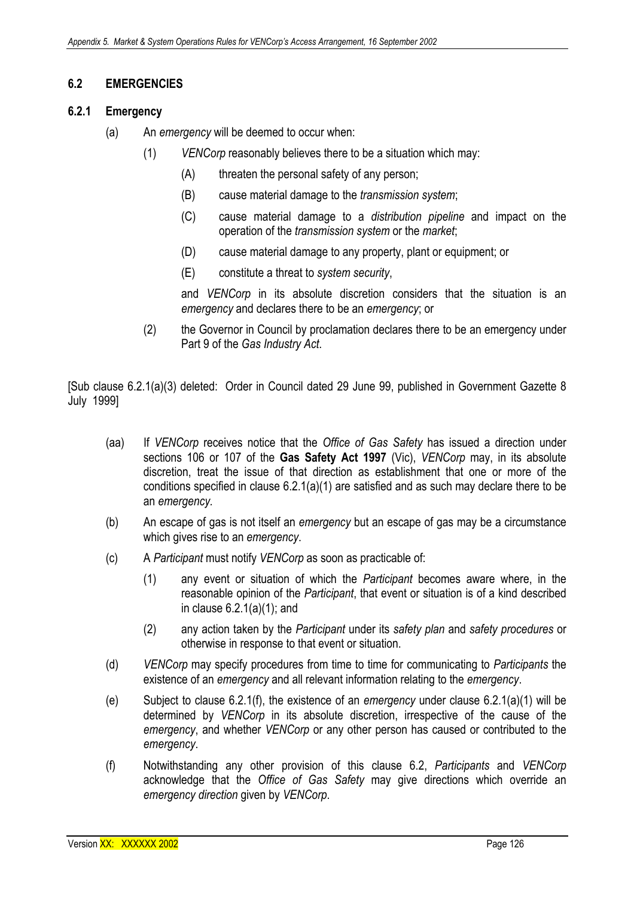## 6.2 EMERGENCIES

### 6.2.1 Emergency

(a) An *emergency* will be deemed to occur when:

(1) *VENCorp* reasonably believes there to be a situation which may:

(A) threaten the personal safety of any person;

(B) cause material damage to the *transmission system*;

(C) cause material damage to a *distribution pipeline* and impact on the operation of the *transmission system* or the *market*;

(D) cause material damage to any property, plant or equipment; or

(E) constitute a threat to *system security*,

and *VENCorp* in its absolute discretion considers that the situation is an *emergency* and declares there to be an *emergency*; or

(2) the Governor in Council by proclamation declares there to be an emergency under Part 9 of the *Gas Industry Act*.

[Sub clause 6.2.1(a)(3) deleted: Order in Council dated 29 June 99, published in Government Gazette 8 July 1999]

(aa) If *VENCorp* receives notice that the *Office of Gas Safety* has issued a direction under sections 106 or 107 of the **Gas Safety Act 1997** (Vic), *VENCorp* may, in its absolute discretion, treat the issue of that direction as establishment that one or more of the conditions specified in clause 6.2.1(a)(1) are satisfied and as such may declare there to be an *emergency*.

(b) An escape of gas is not itself an *emergency* but an escape of gas may be a circumstance which gives rise to an *emergency*.

(c) A *Participant* must notify *VENCorp* as soon as practicable of:

(1) any event or situation of which the *Participant* becomes aware where, in the reasonable opinion of the *Participant*, that event or situation is of a kind described in clause 6.2.1(a)(1); and

(2) any action taken by the *Participant* under its *safety plan* and *safety procedures* or otherwise in response to that event or situation.

(d) *VENCorp* may specify procedures from time to time for communicating to *Participants* the existence of an *emergency* and all relevant information relating to the *emergency*.

(e) Subject to clause 6.2.1(f), the existence of an *emergency* under clause 6.2.1(a)(1) will be determined by *VENCorp* in its absolute discretion, irrespective of the cause of the *emergency*, and whether *VENCorp* or any other person has caused or contributed to the *emergency*.

(f) Notwithstanding any other provision of this clause 6.2, *Participants* and *VENCorp* acknowledge that the *Office of Gas Safety* may give directions which override an *emergency direction* given by *VENCorp*.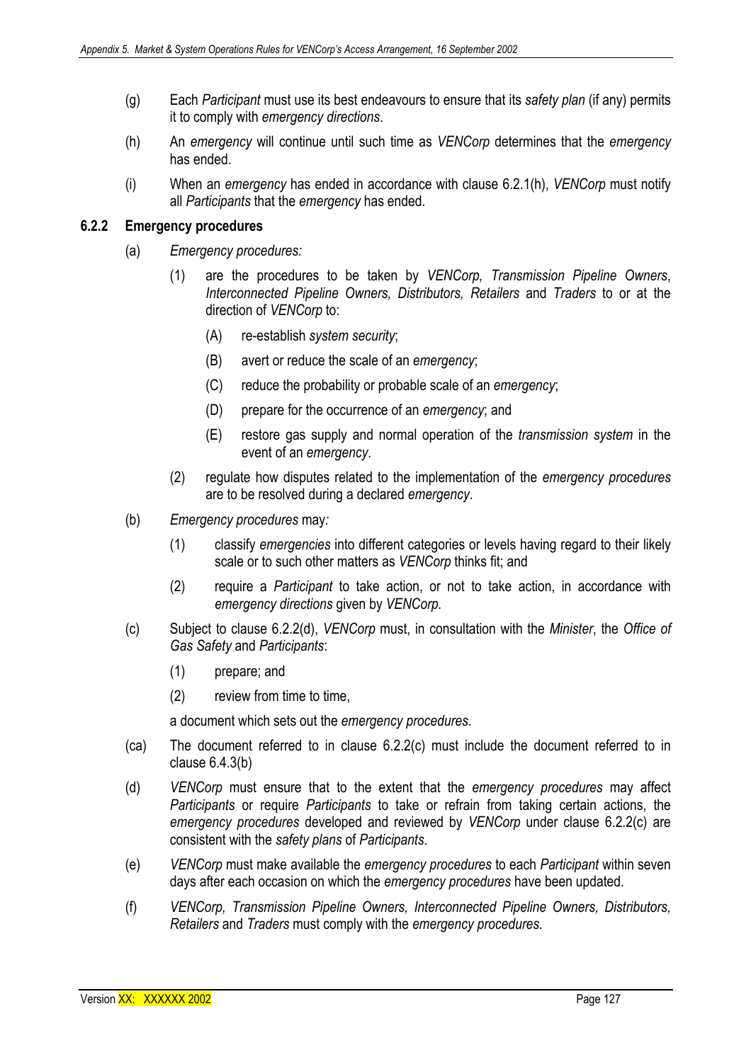(g) Each *Participant* must use its best endeavours to ensure that its *safety plan* (if any) permits it to comply with *emergency directions*.

(h) An *emergency* will continue until such time as *VENCorp* determines that the *emergency* has ended.

(i) When an *emergency* has ended in accordance with clause 6.2.1(h), *VENCorp* must notify all *Participants* that the *emergency* has ended.

### 6.2.2 Emergency procedures

(a) *Emergency procedures:*

(1) are the procedures to be taken by *VENCorp, Transmission Pipeline Owners*, *Interconnected Pipeline Owners, Distributors, Retailers* and *Traders* to or at the direction of *VENCorp* to:

(A) re-establish *system security*;

(B) avert or reduce the scale of an *emergency*;

(C) reduce the probability or probable scale of an *emergency*;

(D) prepare for the occurrence of an *emergency*; and

(E) restore gas supply and normal operation of the *transmission system* in the event of an *emergency*.

(2) regulate how disputes related to the implementation of the *emergency procedures* are to be resolved during a declared *emergency*.

(b) *Emergency procedures* may*:*

(1) classify *emergencies* into different categories or levels having regard to their likely scale or to such other matters as *VENCorp* thinks fit; and

(2) require a *Participant* to take action, or not to take action, in accordance with *emergency directions* given by *VENCorp*.

(c) Subject to clause 6.2.2(d), *VENCorp* must, in consultation with the *Minister*, the *Office of Gas Safety* and *Participants*:

(1) prepare; and

(2) review from time to time,

a document which sets out the *emergency procedures*.

(ca) The document referred to in clause 6.2.2(c) must include the document referred to in clause 6.4.3(b)

(d) *VENCorp* must ensure that to the extent that the *emergency procedures* may affect *Participants* or require *Participants* to take or refrain from taking certain actions, the *emergency procedures* developed and reviewed by *VENCorp* under clause 6.2.2(c) are consistent with the *safety plans* of *Participants*.

(e) *VENCorp* must make available the *emergency procedures* to each *Participant* within seven days after each occasion on which the *emergency procedures* have been updated.

(f) *VENCorp, Transmission Pipeline Owners, Interconnected Pipeline Owners, Distributors, Retailers* and *Traders* must comply with the *emergency procedures.*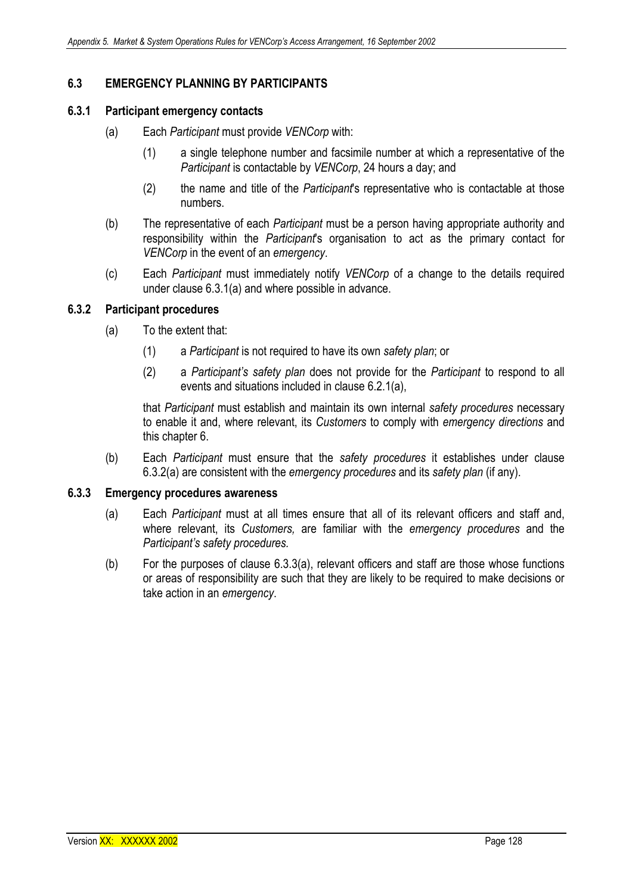## 6.3 EMERGENCY PLANNING BY PARTICIPANTS

### 6.3.1 Participant emergency contacts

(a) Each *Participant* must provide *VENCorp* with:

(1) a single telephone number and facsimile number at which a representative of the *Participant* is contactable by *VENCorp*, 24 hours a day; and

(2) the name and title of the *Participant*'s representative who is contactable at those numbers.

(b) The representative of each *Participant* must be a person having appropriate authority and responsibility within the *Participant*'s organisation to act as the primary contact for *VENCorp* in the event of an *emergency*.

(c) Each *Participant* must immediately notify *VENCorp* of a change to the details required under clause 6.3.1(a) and where possible in advance.

### 6.3.2 Participant procedures

(a) To the extent that:

(1) a *Participant* is not required to have its own *safety plan*; or

(2) a *Participant's safety plan* does not provide for the *Participant* to respond to all events and situations included in clause 6.2.1(a),

that *Participant* must establish and maintain its own internal *safety procedures* necessary to enable it and, where relevant, its *Customers* to comply with *emergency directions* and this chapter 6.

(b) Each *Participant* must ensure that the *safety procedures* it establishes under clause 6.3.2(a) are consistent with the *emergency procedures* and its *safety plan* (if any).

### 6.3.3 Emergency procedures awareness

(a) Each *Participant* must at all times ensure that all of its relevant officers and staff and, where relevant, its *Customers,* are familiar with the *emergency procedures* and the *Participant's safety procedures.*

(b) For the purposes of clause 6.3.3(a), relevant officers and staff are those whose functions or areas of responsibility are such that they are likely to be required to make decisions or take action in an *emergency*.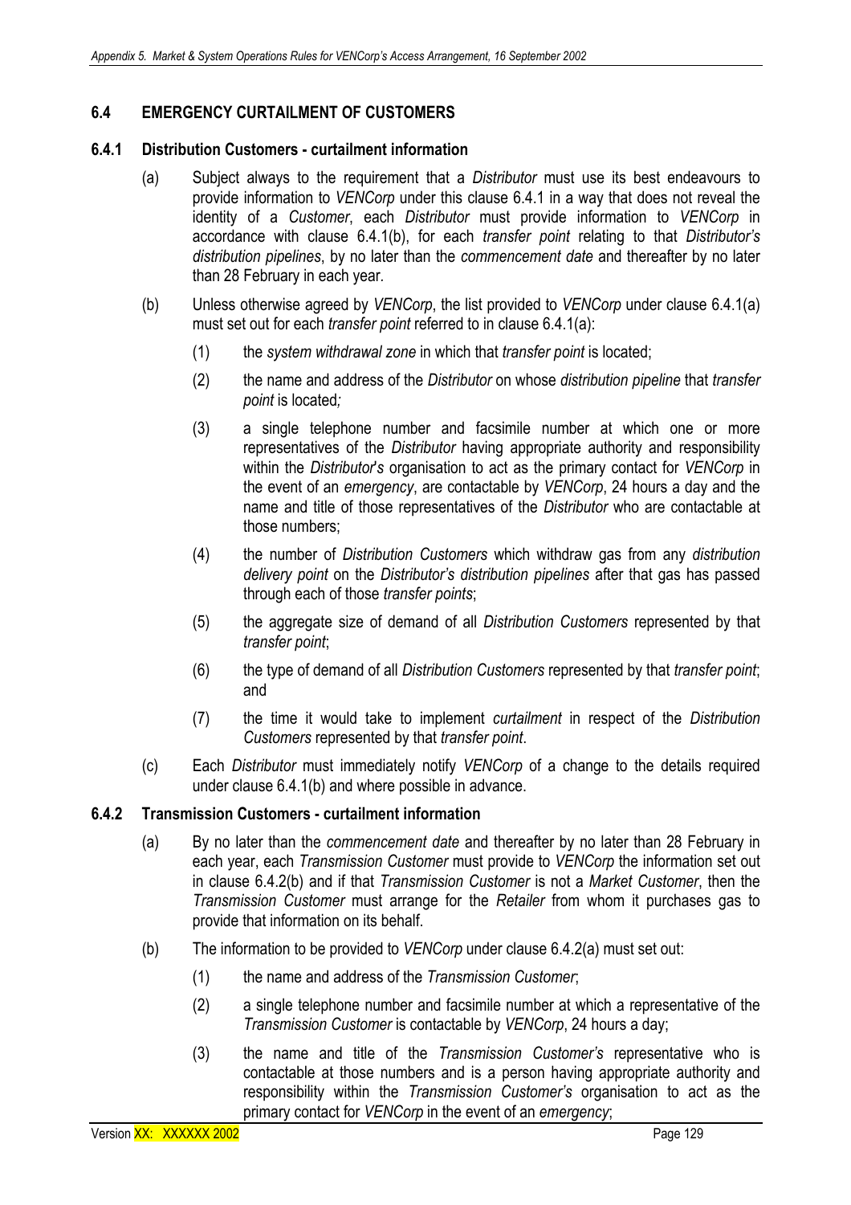### 6.4 EMERGENCY CURTAILMENT OF CUSTOMERS

#### 6.4.1 Distribution Customers - curtailment information

(a) Subject always to the requirement that a *Distributor* must use its best endeavours to provide information to *VENCorp* under this clause 6.4.1 in a way that does not reveal the identity of a *Customer*, each *Distributor* must provide information to *VENCorp* in accordance with clause 6.4.1(b), for each *transfer point* relating to that *Distributor's distribution pipelines*, by no later than the *commencement date* and thereafter by no later than 28 February in each year.

(b) Unless otherwise agreed by *VENCorp*, the list provided to *VENCorp* under clause 6.4.1(a) must set out for each *transfer point* referred to in clause 6.4.1(a):

(1) the *system withdrawal zone* in which that *transfer point* is located;

(2) the name and address of the *Distributor* on whose *distribution pipeline* that *transfer point* is located*;*

(3) a single telephone number and facsimile number at which one or more representatives of the *Distributor* having appropriate authority and responsibility within the *Distributor*'s organisation to act as the primary contact for *VENCorp* in the event of an *emergency*, are contactable by *VENCorp*, 24 hours a day and the name and title of those representatives of the *Distributor* who are contactable at those numbers;

(4) the number of *Distribution Customers* which withdraw gas from any *distribution delivery point* on the *Distributor's distribution pipelines* after that gas has passed through each of those *transfer points*;

(5) the aggregate size of demand of all *Distribution Customers* represented by that *transfer point*;

(6) the type of demand of all *Distribution Customers* represented by that *transfer point*; and

(7) the time it would take to implement *curtailment* in respect of the *Distribution Customers* represented by that *transfer point*.

(c) Each *Distributor* must immediately notify *VENCorp* of a change to the details required under clause 6.4.1(b) and where possible in advance.

#### 6.4.2 Transmission Customers - curtailment information

(a) By no later than the *commencement date* and thereafter by no later than 28 February in each year, each *Transmission Customer* must provide to *VENCorp* the information set out in clause 6.4.2(b) and if that *Transmission Customer* is not a *Market Customer*, then the *Transmission Customer* must arrange for the *Retailer* from whom it purchases gas to provide that information on its behalf.

(b) The information to be provided to *VENCorp* under clause 6.4.2(a) must set out:

(1) the name and address of the *Transmission Customer*;

(2) a single telephone number and facsimile number at which a representative of the *Transmission Customer* is contactable by *VENCorp*, 24 hours a day;

(3) the name and title of the *Transmission Customer's* representative who is contactable at those numbers and is a person having appropriate authority and responsibility within the *Transmission Customer's* organisation to act as the primary contact for *VENCorp* in the event of an *emergency*;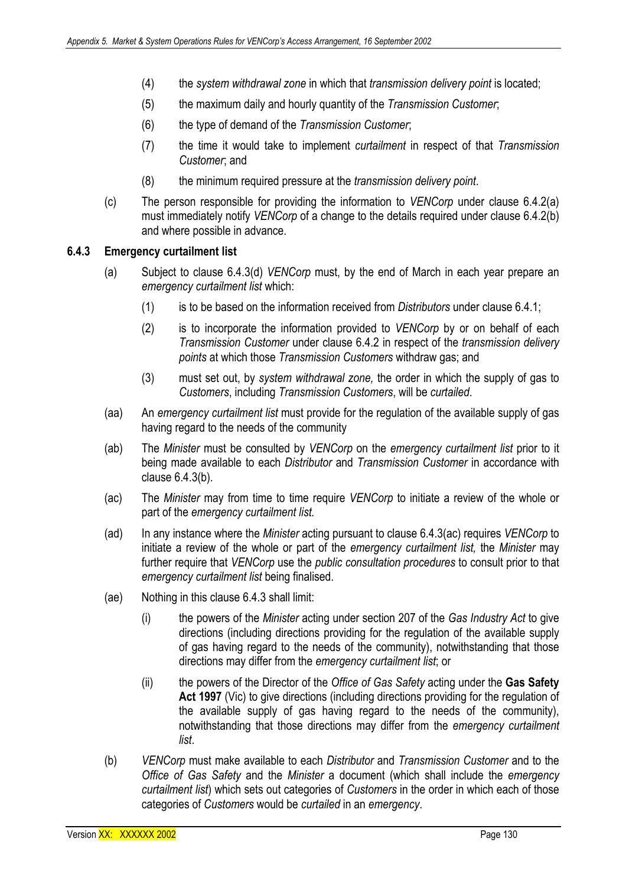(4) the *system withdrawal zone* in which that *transmission delivery point* is located;

(5) the maximum daily and hourly quantity of the *Transmission Customer*;

(6) the type of demand of the *Transmission Customer*;

(7) the time it would take to implement *curtailment* in respect of that *Transmission Customer*; and

(8) the minimum required pressure at the *transmission delivery point*.

(c) The person responsible for providing the information to *VENCorp* under clause 6.4.2(a) must immediately notify *VENCorp* of a change to the details required under clause 6.4.2(b) and where possible in advance.

### 6.4.3 Emergency curtailment list

(a) Subject to clause 6.4.3(d) *VENCorp* must, by the end of March in each year prepare an *emergency curtailment list* which:

(1) is to be based on the information received from *Distributors* under clause 6.4.1;

(2) is to incorporate the information provided to *VENCorp* by or on behalf of each *Transmission Customer* under clause 6.4.2 in respect of the *transmission delivery points* at which those *Transmission Customers* withdraw gas; and

(3) must set out, by *system withdrawal zone,* the order in which the supply of gas to *Customers*, including *Transmission Customers*, will be *curtailed*.

(aa) An *emergency curtailment list* must provide for the regulation of the available supply of gas having regard to the needs of the community

(ab) The *Minister* must be consulted by *VENCorp* on the *emergency curtailment list* prior to it being made available to each *Distributor* and *Transmission Customer* in accordance with clause 6.4.3(b).

(ac) The *Minister* may from time to time require *VENCorp* to initiate a review of the whole or part of the *emergency curtailment list.*

(ad) In any instance where the *Minister* acting pursuant to clause 6.4.3(ac) requires *VENCorp* to initiate a review of the whole or part of the *emergency curtailment list,* the *Minister* may further require that *VENCorp* use the *public consultation procedures* to consult prior to that *emergency curtailment list* being finalised.

(ae) Nothing in this clause 6.4.3 shall limit:

(i) the powers of the *Minister* acting under section 207 of the *Gas Industry Act* to give directions (including directions providing for the regulation of the available supply of gas having regard to the needs of the community), notwithstanding that those directions may differ from the *emergency curtailment list*; or

(ii) the powers of the Director of the *Office of Gas Safety* acting under the **Gas Safety Act 1997** (Vic) to give directions (including directions providing for the regulation of the available supply of gas having regard to the needs of the community), notwithstanding that those directions may differ from the *emergency curtailment list*.

(b) *VENCorp* must make available to each *Distributor* and *Transmission Customer* and to the *Office of Gas Safety* and the *Minister* a document (which shall include the *emergency curtailment list*) which sets out categories of *Customers* in the order in which each of those categories of *Customers* would be *curtailed* in an *emergency*.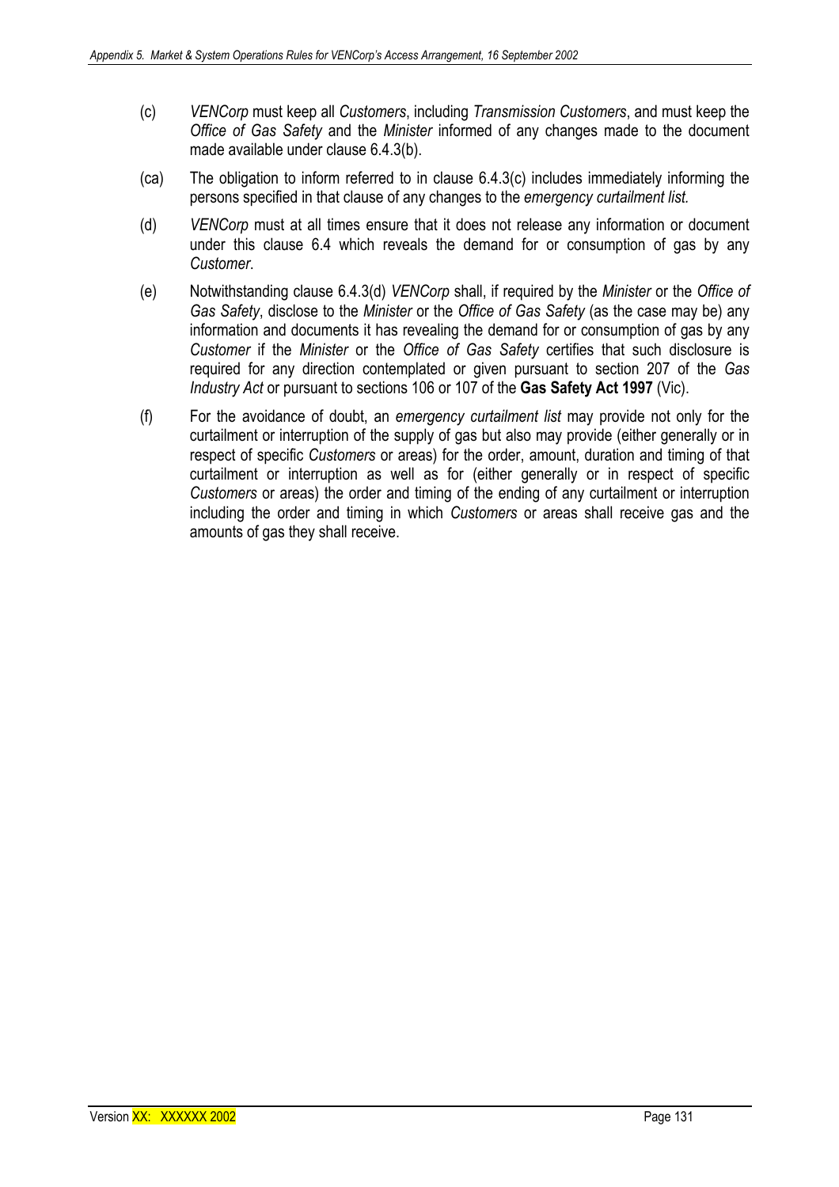(c) *VENCorp* must keep all *Customers*, including *Transmission Customers*, and must keep the *Office of Gas Safety* and the *Minister* informed of any changes made to the document made available under clause 6.4.3(b).

(ca) The obligation to inform referred to in clause 6.4.3(c) includes immediately informing the persons specified in that clause of any changes to the *emergency curtailment list.*

(d) *VENCorp* must at all times ensure that it does not release any information or document under this clause 6.4 which reveals the demand for or consumption of gas by any *Customer*.

(e) Notwithstanding clause 6.4.3(d) *VENCorp* shall, if required by the *Minister* or the *Office of Gas Safety*, disclose to the *Minister* or the *Office of Gas Safety* (as the case may be) any information and documents it has revealing the demand for or consumption of gas by any *Customer* if the *Minister* or the *Office of Gas Safety* certifies that such disclosure is required for any direction contemplated or given pursuant to section 207 of the *Gas Industry Act* or pursuant to sections 106 or 107 of the **Gas Safety Act 1997** (Vic).

(f) For the avoidance of doubt, an *emergency curtailment list* may provide not only for the curtailment or interruption of the supply of gas but also may provide (either generally or in respect of specific *Customers* or areas) for the order, amount, duration and timing of that curtailment or interruption as well as for (either generally or in respect of specific *Customers* or areas) the order and timing of the ending of any curtailment or interruption including the order and timing in which *Customers* or areas shall receive gas and the amounts of gas they shall receive.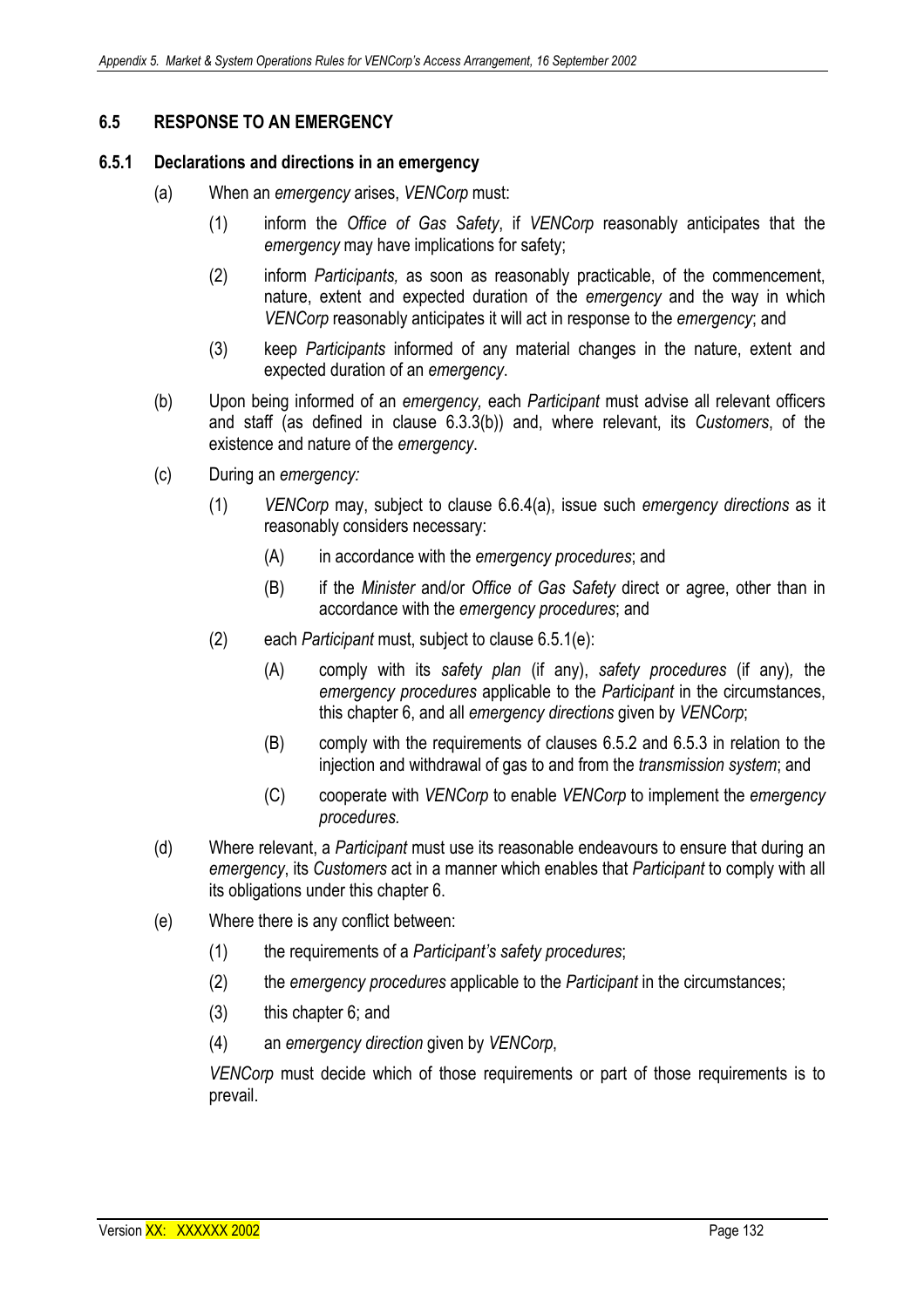## 6.5 RESPONSE TO AN EMERGENCY

### 6.5.1 Declarations and directions in an emergency

(a) When an *emergency* arises, *VENCorp* must:

   (1) inform the *Office of Gas Safety*, if *VENCorp* reasonably anticipates that the *emergency* may have implications for safety;

   (2) inform *Participants,* as soon as reasonably practicable, of the commencement, nature, extent and expected duration of the *emergency* and the way in which *VENCorp* reasonably anticipates it will act in response to the *emergency*; and

   (3) keep *Participants* informed of any material changes in the nature, extent and expected duration of an *emergency*.

(b) Upon being informed of an *emergency,* each *Participant* must advise all relevant officers and staff (as defined in clause 6.3.3(b)) and, where relevant, its *Customers*, of the existence and nature of the *emergency*.

(c) During an *emergency:*

   (1) *VENCorp* may, subject to clause 6.6.4(a), issue such *emergency directions* as it reasonably considers necessary:

      (A) in accordance with the *emergency procedures*; and

      (B) if the *Minister* and/or *Office of Gas Safety* direct or agree, other than in accordance with the *emergency procedures*; and

   (2) each *Participant* must, subject to clause 6.5.1(e):

      (A) comply with its *safety plan* (if any), *safety procedures* (if any), the *emergency procedures* applicable to the *Participant* in the circumstances, this chapter 6, and all *emergency directions* given by *VENCorp*;

      (B) comply with the requirements of clauses 6.5.2 and 6.5.3 in relation to the injection and withdrawal of gas to and from the *transmission system*; and

      (C) cooperate with *VENCorp* to enable *VENCorp* to implement the *emergency procedures.*

(d) Where relevant, a *Participant* must use its reasonable endeavours to ensure that during an *emergency*, its *Customers* act in a manner which enables that *Participant* to comply with all its obligations under this chapter 6.

(e) Where there is any conflict between:

   (1) the requirements of a *Participant's safety procedures*;

   (2) the *emergency procedures* applicable to the *Participant* in the circumstances;

   (3) this chapter 6; and

   (4) an *emergency direction* given by *VENCorp*,

   *VENCorp* must decide which of those requirements or part of those requirements is to prevail.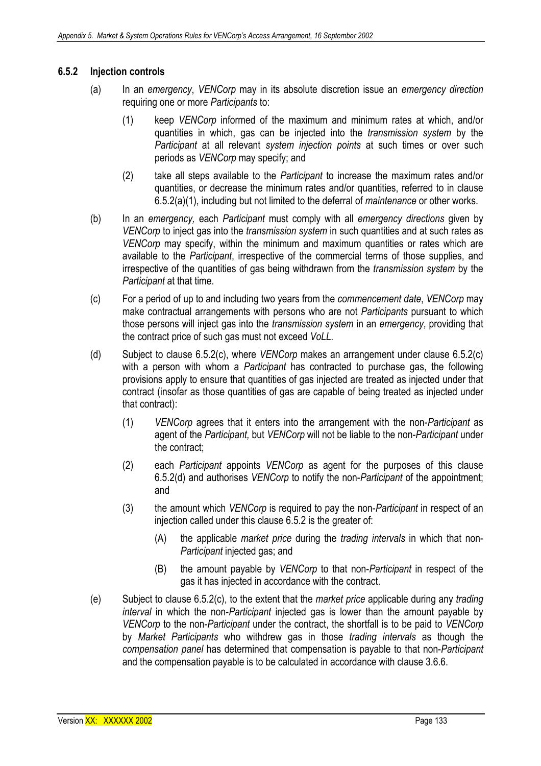### 6.5.2 Injection controls

(a) In an *emergency*, *VENCorp* may in its absolute discretion issue an *emergency direction* requiring one or more *Participants* to:

(1) keep *VENCorp* informed of the maximum and minimum rates at which, and/or quantities in which, gas can be injected into the *transmission system* by the *Participant* at all relevant *system injection points* at such times or over such periods as *VENCorp* may specify; and

(2) take all steps available to the *Participant* to increase the maximum rates and/or quantities, or decrease the minimum rates and/or quantities, referred to in clause 6.5.2(a)(1), including but not limited to the deferral of *maintenance* or other works.

(b) In an *emergency,* each *Participant* must comply with all *emergency directions* given by *VENCorp* to inject gas into the *transmission system* in such quantities and at such rates as *VENCorp* may specify, within the minimum and maximum quantities or rates which are available to the *Participant*, irrespective of the commercial terms of those supplies, and irrespective of the quantities of gas being withdrawn from the *transmission system* by the *Participant* at that time.

(c) For a period of up to and including two years from the *commencement date*, *VENCorp* may make contractual arrangements with persons who are not *Participants* pursuant to which those persons will inject gas into the *transmission system* in an *emergency*, providing that the contract price of such gas must not exceed *VoLL*.

(d) Subject to clause 6.5.2(c), where *VENCorp* makes an arrangement under clause 6.5.2(c) with a person with whom a *Participant* has contracted to purchase gas, the following provisions apply to ensure that quantities of gas injected are treated as injected under that contract (insofar as those quantities of gas are capable of being treated as injected under that contract):

(1) *VENCorp* agrees that it enters into the arrangement with the non-*Participant* as agent of the *Participant,* but *VENCorp* will not be liable to the non-*Participant* under the contract;

(2) each *Participant* appoints *VENCorp* as agent for the purposes of this clause 6.5.2(d) and authorises *VENCorp* to notify the non-*Participant* of the appointment; and

(3) the amount which *VENCorp* is required to pay the non-*Participant* in respect of an injection called under this clause 6.5.2 is the greater of:

(A) the applicable *market price* during the *trading intervals* in which that non-*Participant* injected gas; and

(B) the amount payable by *VENCorp* to that non-*Participant* in respect of the gas it has injected in accordance with the contract.

(e) Subject to clause 6.5.2(c), to the extent that the *market price* applicable during any *trading interval* in which the non-*Participant* injected gas is lower than the amount payable by *VENCorp* to the non-*Participant* under the contract, the shortfall is to be paid to *VENCorp* by *Market Participants* who withdrew gas in those *trading intervals* as though the *compensation panel* has determined that compensation is payable to that non-*Participant* and the compensation payable is to be calculated in accordance with clause 3.6.6.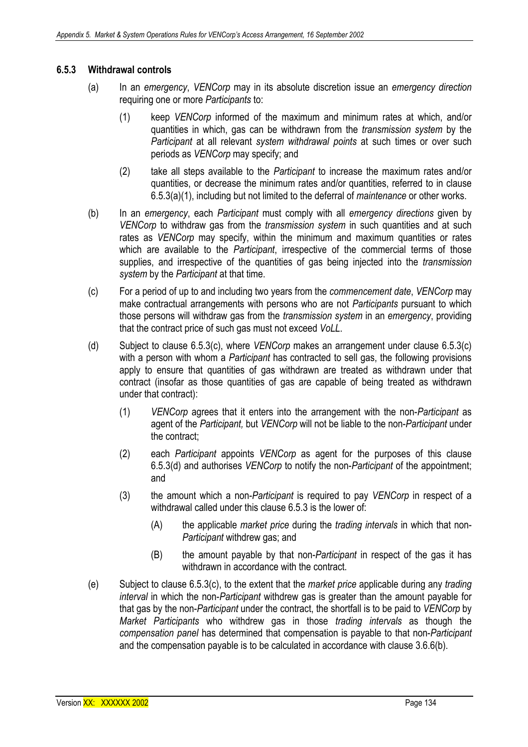### 6.5.3 Withdrawal controls

(a) In an *emergency*, *VENCorp* may in its absolute discretion issue an *emergency direction* requiring one or more *Participants* to:

(1) keep *VENCorp* informed of the maximum and minimum rates at which, and/or quantities in which, gas can be withdrawn from the *transmission system* by the *Participant* at all relevant *system withdrawal points* at such times or over such periods as *VENCorp* may specify; and

(2) take all steps available to the *Participant* to increase the maximum rates and/or quantities, or decrease the minimum rates and/or quantities, referred to in clause 6.5.3(a)(1), including but not limited to the deferral of *maintenance* or other works.

(b) In an *emergency*, each *Participant* must comply with all *emergency directions* given by *VENCorp* to withdraw gas from the *transmission system* in such quantities and at such rates as *VENCorp* may specify, within the minimum and maximum quantities or rates which are available to the *Participant*, irrespective of the commercial terms of those supplies, and irrespective of the quantities of gas being injected into the *transmission system* by the *Participant* at that time.

(c) For a period of up to and including two years from the *commencement date*, *VENCorp* may make contractual arrangements with persons who are not *Participants* pursuant to which those persons will withdraw gas from the *transmission system* in an *emergency*, providing that the contract price of such gas must not exceed *VoLL*.

(d) Subject to clause 6.5.3(c), where *VENCorp* makes an arrangement under clause 6.5.3(c) with a person with whom a *Participant* has contracted to sell gas, the following provisions apply to ensure that quantities of gas withdrawn are treated as withdrawn under that contract (insofar as those quantities of gas are capable of being treated as withdrawn under that contract):

(1) *VENCorp* agrees that it enters into the arrangement with the non-*Participant* as agent of the *Participant,* but *VENCorp* will not be liable to the non-*Participant* under the contract;

(2) each *Participant* appoints *VENCorp* as agent for the purposes of this clause 6.5.3(d) and authorises *VENCorp* to notify the non-*Participant* of the appointment; and

(3) the amount which a non-*Participant* is required to pay *VENCorp* in respect of a withdrawal called under this clause 6.5.3 is the lower of:

(A) the applicable *market price* during the *trading intervals* in which that non-*Participant* withdrew gas; and

(B) the amount payable by that non-*Participant* in respect of the gas it has withdrawn in accordance with the contract.

(e) Subject to clause 6.5.3(c), to the extent that the *market price* applicable during any *trading interval* in which the non-*Participant* withdrew gas is greater than the amount payable for that gas by the non-*Participant* under the contract, the shortfall is to be paid to *VENCorp* by *Market Participants* who withdrew gas in those *trading intervals* as though the *compensation panel* has determined that compensation is payable to that non-*Participant* and the compensation payable is to be calculated in accordance with clause 3.6.6(b).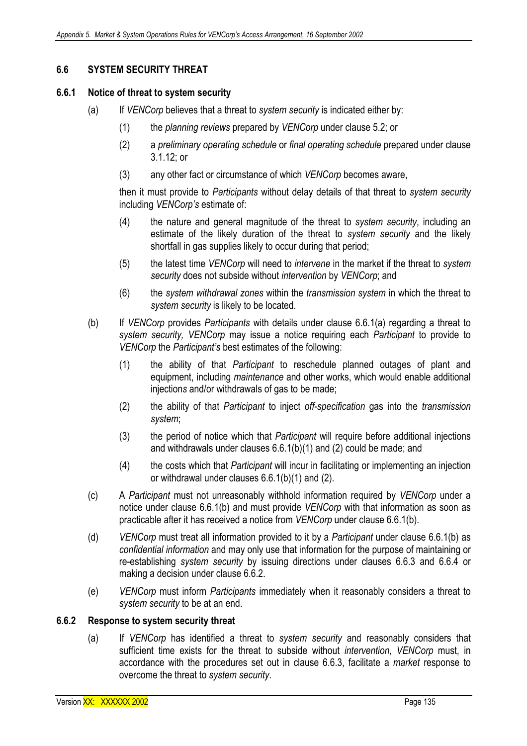## 6.6 SYSTEM SECURITY THREAT

### 6.6.1 Notice of threat to system security

(a) If *VENCorp* believes that a threat to *system security* is indicated either by:

(1) the *planning reviews* prepared by *VENCorp* under clause 5.2; or

(2) a *preliminary operating schedule* or *final operating schedule* prepared under clause 3.1.12; or

(3) any other fact or circumstance of which *VENCorp* becomes aware,

then it must provide to *Participants* without delay details of that threat to *system security* including *VENCorp's* estimate of:

(4) the nature and general magnitude of the threat to *system security*, including an estimate of the likely duration of the threat to *system security* and the likely shortfall in gas supplies likely to occur during that period;

(5) the latest time *VENCorp* will need to *intervene* in the market if the threat to *system security* does not subside without *intervention* by *VENCorp*; and

(6) the *system withdrawal zones* within the *transmission system* in which the threat to *system security* is likely to be located.

(b) If *VENCorp* provides *Participants* with details under clause 6.6.1(a) regarding a threat to *system security, VENCorp* may issue a notice requiring each *Participant* to provide to *VENCorp* the *Participant's* best estimates of the following:

(1) the ability of that *Participant* to reschedule planned outages of plant and equipment, including *maintenance* and other works, which would enable additional injections and/or withdrawals of gas to be made;

(2) the ability of that *Participant* to inject *off-specification* gas into the *transmission system*;

(3) the period of notice which that *Participant* will require before additional injections and withdrawals under clauses 6.6.1(b)(1) and (2) could be made; and

(4) the costs which that *Participant* will incur in facilitating or implementing an injection or withdrawal under clauses 6.6.1(b)(1) and (2).

(c) A *Participant* must not unreasonably withhold information required by *VENCorp* under a notice under clause 6.6.1(b) and must provide *VENCorp* with that information as soon as practicable after it has received a notice from *VENCorp* under clause 6.6.1(b).

(d) *VENCorp* must treat all information provided to it by a *Participant* under clause 6.6.1(b) as *confidential information* and may only use that information for the purpose of maintaining or re-establishing *system security* by issuing directions under clauses 6.6.3 and 6.6.4 or making a decision under clause 6.6.2.

(e) *VENCorp* must inform *Participants* immediately when it reasonably considers a threat to *system security* to be at an end.

### 6.6.2 Response to system security threat

(a) If *VENCorp* has identified a threat to *system security* and reasonably considers that sufficient time exists for the threat to subside without *intervention, VENCorp* must, in accordance with the procedures set out in clause 6.6.3, facilitate a *market* response to overcome the threat to *system security*.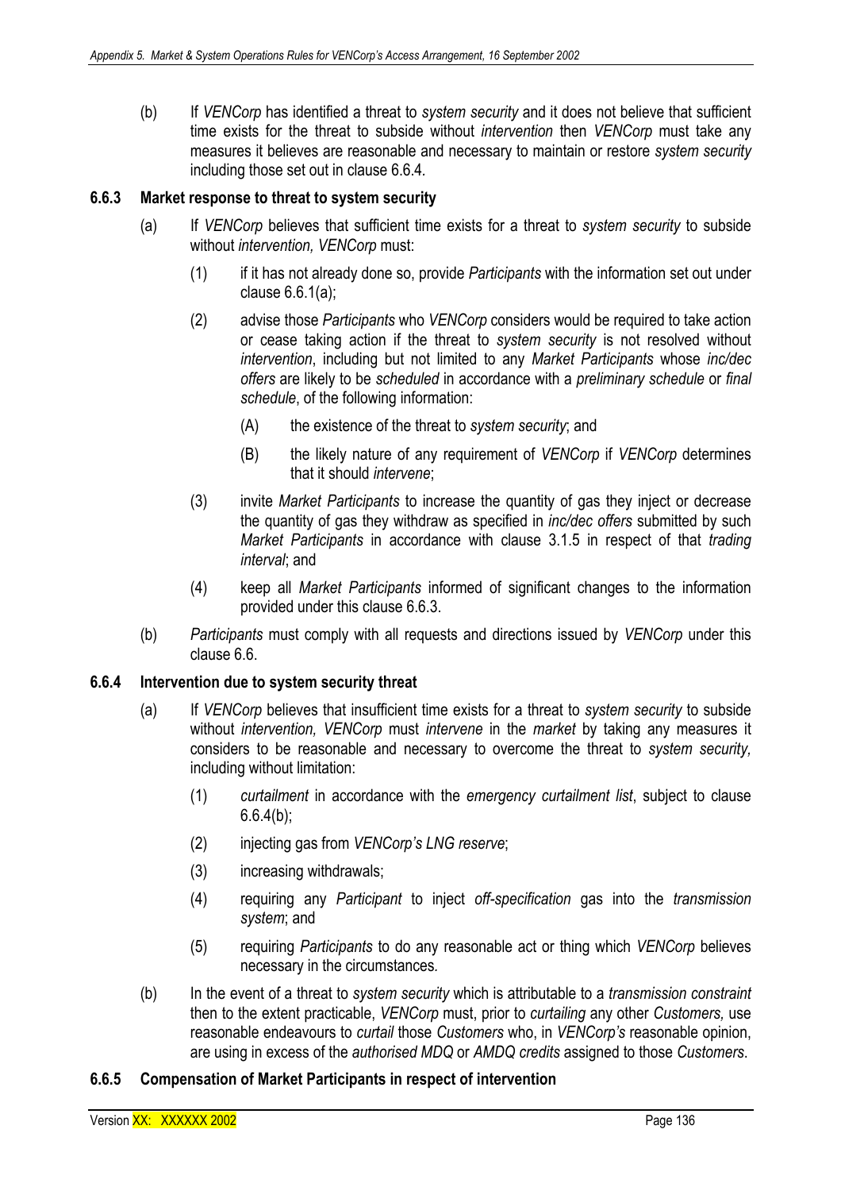(b) If *VENCorp* has identified a threat to *system security* and it does not believe that sufficient time exists for the threat to subside without *intervention* then *VENCorp* must take any measures it believes are reasonable and necessary to maintain or restore *system security* including those set out in clause 6.6.4.

### 6.6.3 Market response to threat to system security

(a) If *VENCorp* believes that sufficient time exists for a threat to *system security* to subside without *intervention, VENCorp* must:

(1) if it has not already done so, provide *Participants* with the information set out under clause 6.6.1(a);

(2) advise those *Participants* who *VENCorp* considers would be required to take action or cease taking action if the threat to *system security* is not resolved without *intervention*, including but not limited to any *Market Participants* whose *inc/dec offers* are likely to be *scheduled* in accordance with a *preliminary schedule* or *final schedule*, of the following information:

(A) the existence of the threat to *system security*; and

(B) the likely nature of any requirement of *VENCorp* if *VENCorp* determines that it should *intervene*;

(3) invite *Market Participants* to increase the quantity of gas they inject or decrease the quantity of gas they withdraw as specified in *inc/dec offers* submitted by such *Market Participants* in accordance with clause 3.1.5 in respect of that *trading interval*; and

(4) keep all *Market Participants* informed of significant changes to the information provided under this clause 6.6.3.

(b) *Participants* must comply with all requests and directions issued by *VENCorp* under this clause 6.6.

### 6.6.4 Intervention due to system security threat

(a) If *VENCorp* believes that insufficient time exists for a threat to *system security* to subside without *intervention, VENCorp* must *intervene* in the *market* by taking any measures it considers to be reasonable and necessary to overcome the threat to *system security,* including without limitation:

(1) *curtailment* in accordance with the *emergency curtailment list*, subject to clause 6.6.4(b);

(2) injecting gas from *VENCorp's LNG reserve*;

(3) increasing withdrawals;

(4) requiring any *Participant* to inject *off-specification* gas into the *transmission system*; and

(5) requiring *Participants* to do any reasonable act or thing which *VENCorp* believes necessary in the circumstances.

(b) In the event of a threat to *system security* which is attributable to a *transmission constraint* then to the extent practicable, *VENCorp* must, prior to *curtailing* any other *Customers,* use reasonable endeavours to *curtail* those *Customers* who, in *VENCorp's* reasonable opinion, are using in excess of the *authorised MDQ* or *AMDQ credits* assigned to those *Customers*.

### 6.6.5 Compensation of Market Participants in respect of intervention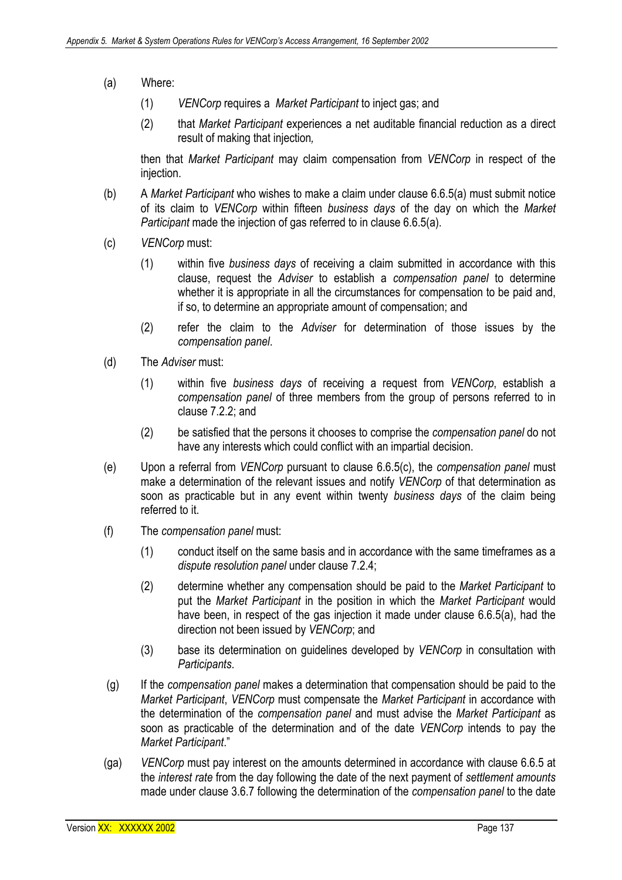(a) Where:

   (1) *VENCorp* requires a *Market Participant* to inject gas; and

   (2) that *Market Participant* experiences a net auditable financial reduction as a direct result of making that injection*,*

   then that *Market Participant* may claim compensation from *VENCorp* in respect of the injection.

(b) A *Market Participant* who wishes to make a claim under clause 6.6.5(a) must submit notice of its claim to *VENCorp* within fifteen *business days* of the day on which the *Market Participant* made the injection of gas referred to in clause 6.6.5(a).

(c) *VENCorp* must:

   (1) within five *business days* of receiving a claim submitted in accordance with this clause, request the *Adviser* to establish a *compensation panel* to determine whether it is appropriate in all the circumstances for compensation to be paid and, if so, to determine an appropriate amount of compensation; and

   (2) refer the claim to the *Adviser* for determination of those issues by the *compensation panel*.

(d) The *Adviser* must:

   (1) within five *business days* of receiving a request from *VENCorp*, establish a *compensation panel* of three members from the group of persons referred to in clause 7.2.2; and

   (2) be satisfied that the persons it chooses to comprise the *compensation panel* do not have any interests which could conflict with an impartial decision.

(e) Upon a referral from *VENCorp* pursuant to clause 6.6.5(c), the *compensation panel* must make a determination of the relevant issues and notify *VENCorp* of that determination as soon as practicable but in any event within twenty *business days* of the claim being referred to it.

(f) The *compensation panel* must:

   (1) conduct itself on the same basis and in accordance with the same timeframes as a *dispute resolution panel* under clause 7.2.4;

   (2) determine whether any compensation should be paid to the *Market Participant* to put the *Market Participant* in the position in which the *Market Participant* would have been, in respect of the gas injection it made under clause 6.6.5(a), had the direction not been issued by *VENCorp*; and

   (3) base its determination on guidelines developed by *VENCorp* in consultation with *Participants*.

(g) If the *compensation panel* makes a determination that compensation should be paid to the *Market Participant*, *VENCorp* must compensate the *Market Participant* in accordance with the determination of the *compensation panel* and must advise the *Market Participant* as soon as practicable of the determination and of the date *VENCorp* intends to pay the *Market Participant*."

(ga) *VENCorp* must pay interest on the amounts determined in accordance with clause 6.6.5 at the *interest rate* from the day following the date of the next payment of *settlement amounts* made under clause 3.6.7 following the determination of the *compensation panel* to the date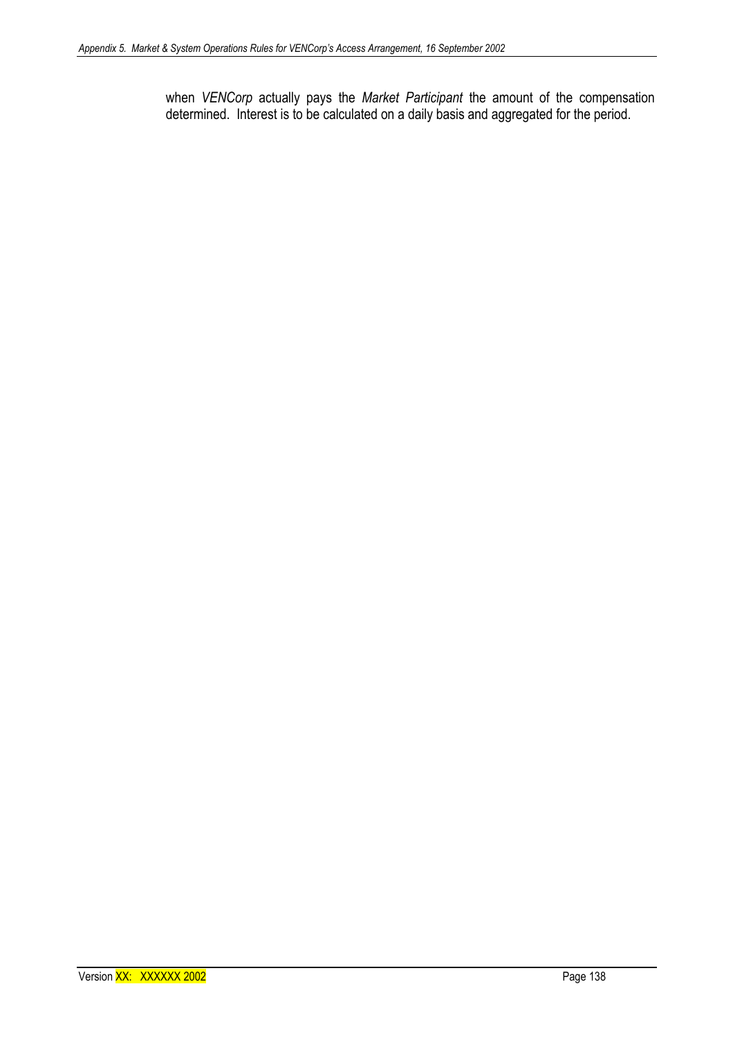when *VENCorp* actually pays the *Market Participant* the amount of the compensation determined. Interest is to be calculated on a daily basis and aggregated for the period.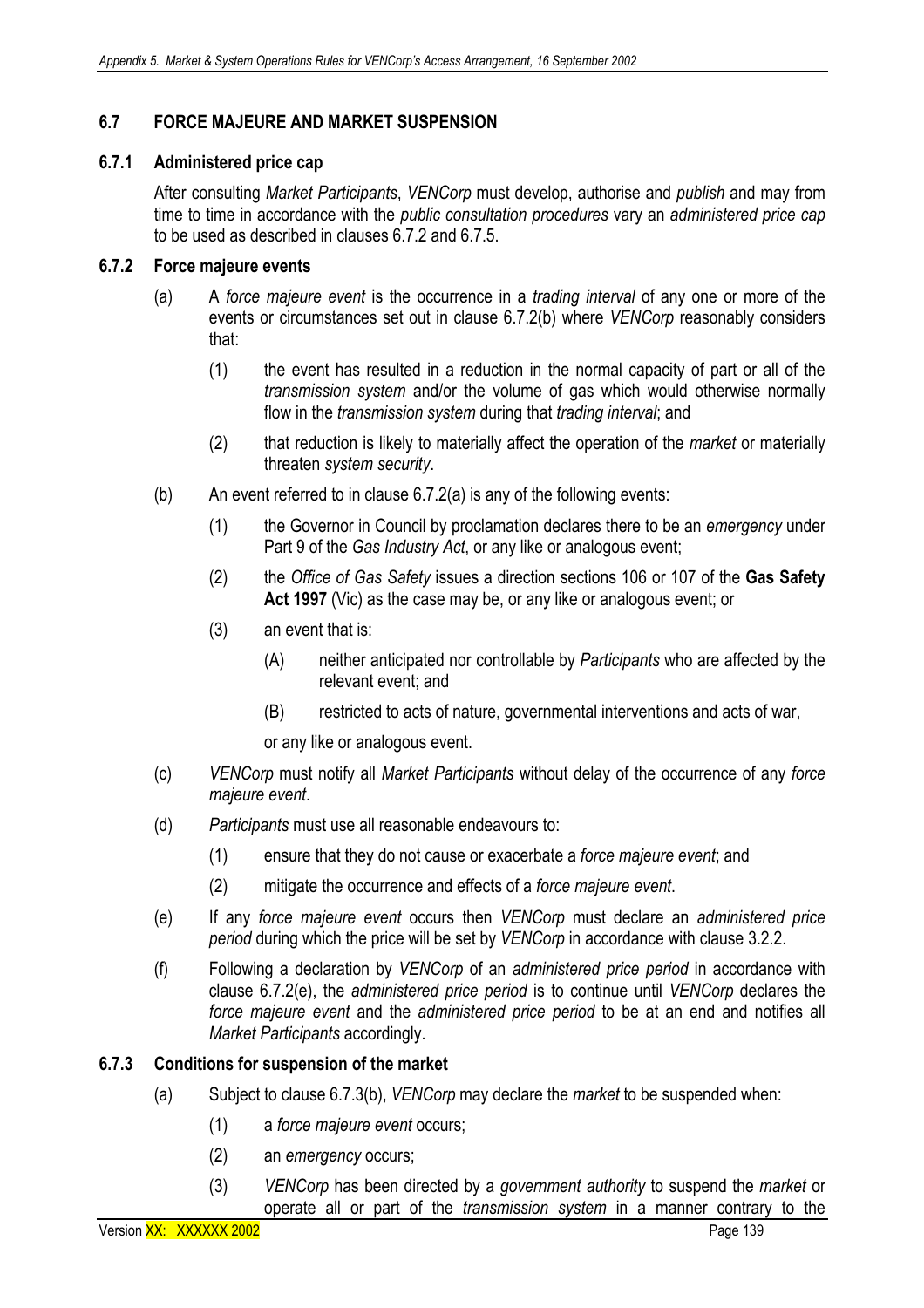## 6.7 FORCE MAJEURE AND MARKET SUSPENSION

### 6.7.1 Administered price cap

After consulting *Market Participants*, *VENCorp* must develop, authorise and *publish* and may from time to time in accordance with the *public consultation procedures* vary an *administered price cap* to be used as described in clauses 6.7.2 and 6.7.5.

### 6.7.2 Force majeure events

(a) A *force majeure event* is the occurrence in a *trading interval* of any one or more of the events or circumstances set out in clause 6.7.2(b) where *VENCorp* reasonably considers that:

(1) the event has resulted in a reduction in the normal capacity of part or all of the *transmission system* and/or the volume of gas which would otherwise normally flow in the *transmission system* during that *trading interval*; and

(2) that reduction is likely to materially affect the operation of the *market* or materially threaten *system security*.

(b) An event referred to in clause 6.7.2(a) is any of the following events:

(1) the Governor in Council by proclamation declares there to be an *emergency* under Part 9 of the *Gas Industry Act*, or any like or analogous event;

(2) the *Office of Gas Safety* issues a direction sections 106 or 107 of the **Gas Safety Act 1997** (Vic) as the case may be, or any like or analogous event; or

(3) an event that is:

(A) neither anticipated nor controllable by *Participants* who are affected by the relevant event; and

(B) restricted to acts of nature, governmental interventions and acts of war,

or any like or analogous event.

(c) *VENCorp* must notify all *Market Participants* without delay of the occurrence of any *force majeure event*.

(d) *Participants* must use all reasonable endeavours to:

(1) ensure that they do not cause or exacerbate a *force majeure event*; and

(2) mitigate the occurrence and effects of a *force majeure event*.

(e) If any *force majeure event* occurs then *VENCorp* must declare an *administered price period* during which the price will be set by *VENCorp* in accordance with clause 3.2.2.

(f) Following a declaration by *VENCorp* of an *administered price period* in accordance with clause 6.7.2(e), the *administered price period* is to continue until *VENCorp* declares the *force majeure event* and the *administered price period* to be at an end and notifies all *Market Participants* accordingly.

### 6.7.3 Conditions for suspension of the market

(a) Subject to clause 6.7.3(b), *VENCorp* may declare the *market* to be suspended when:

(1) a *force majeure event* occurs;

(2) an *emergency* occurs;

(3) *VENCorp* has been directed by a *government authority* to suspend the *market* or operate all or part of the *transmission system* in a manner contrary to the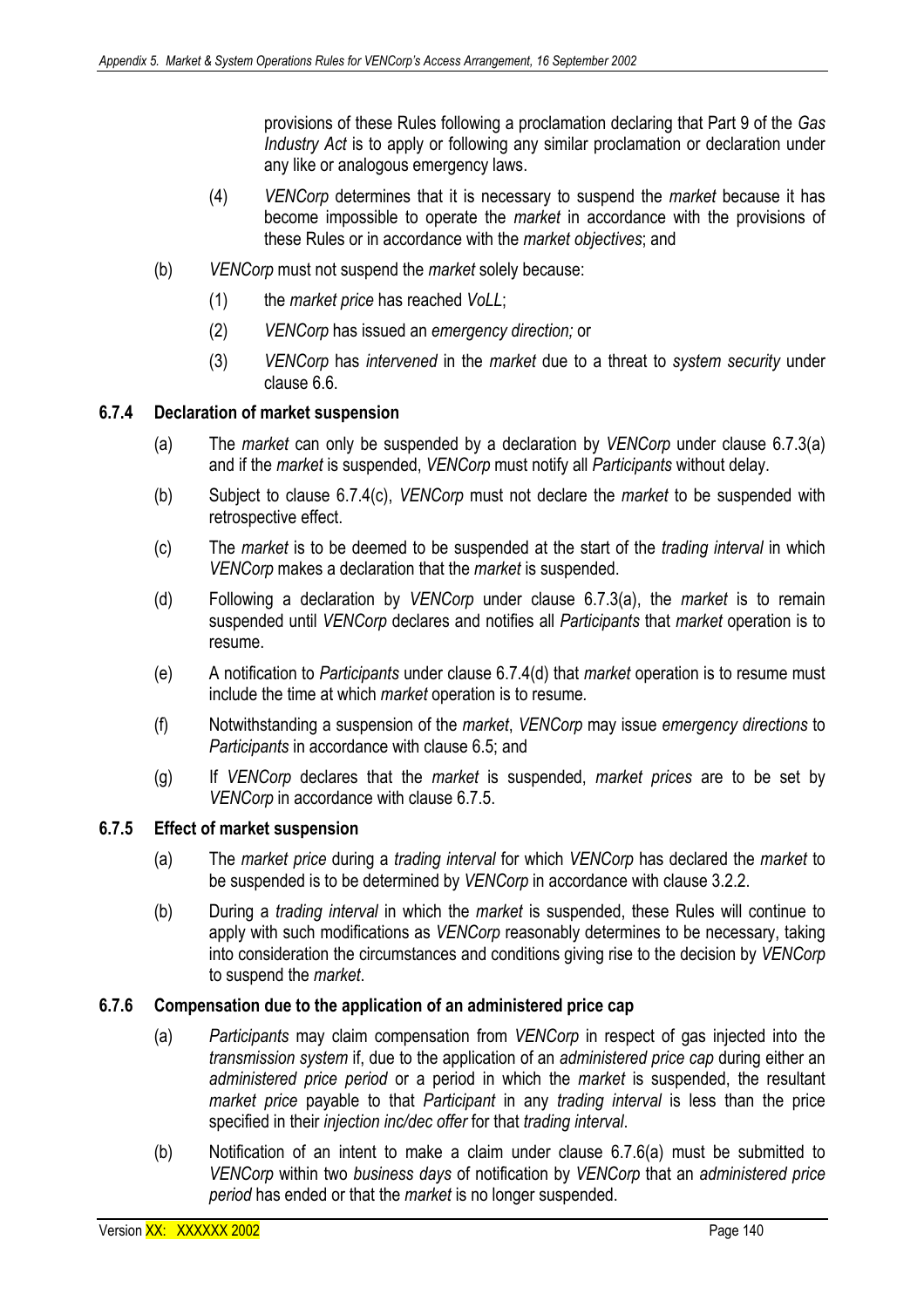provisions of these Rules following a proclamation declaring that Part 9 of the *Gas Industry Act* is to apply or following any similar proclamation or declaration under any like or analogous emergency laws.

(4) *VENCorp* determines that it is necessary to suspend the *market* because it has become impossible to operate the *market* in accordance with the provisions of these Rules or in accordance with the *market objectives*; and

(b) *VENCorp* must not suspend the *market* solely because:

(1) the *market price* has reached *VoLL*;

(2) *VENCorp* has issued an *emergency direction;* or

(3) *VENCorp* has *intervened* in the *market* due to a threat to *system security* under clause 6.6.

### 6.7.4 Declaration of market suspension

(a) The *market* can only be suspended by a declaration by *VENCorp* under clause 6.7.3(a) and if the *market* is suspended, *VENCorp* must notify all *Participants* without delay.

(b) Subject to clause 6.7.4(c), *VENCorp* must not declare the *market* to be suspended with retrospective effect.

(c) The *market* is to be deemed to be suspended at the start of the *trading interval* in which *VENCorp* makes a declaration that the *market* is suspended.

(d) Following a declaration by *VENCorp* under clause 6.7.3(a), the *market* is to remain suspended until *VENCorp* declares and notifies all *Participants* that *market* operation is to resume.

(e) A notification to *Participants* under clause 6.7.4(d) that *market* operation is to resume must include the time at which *market* operation is to resume.

(f) Notwithstanding a suspension of the *market*, *VENCorp* may issue *emergency directions* to *Participants* in accordance with clause 6.5; and

(g) If *VENCorp* declares that the *market* is suspended, *market prices* are to be set by *VENCorp* in accordance with clause 6.7.5.

### 6.7.5 Effect of market suspension

(a) The *market price* during a *trading interval* for which *VENCorp* has declared the *market* to be suspended is to be determined by *VENCorp* in accordance with clause 3.2.2.

(b) During a *trading interval* in which the *market* is suspended, these Rules will continue to apply with such modifications as *VENCorp* reasonably determines to be necessary, taking into consideration the circumstances and conditions giving rise to the decision by *VENCorp* to suspend the *market*.

### 6.7.6 Compensation due to the application of an administered price cap

(a) *Participants* may claim compensation from *VENCorp* in respect of gas injected into the *transmission system* if, due to the application of an *administered price cap* during either an *administered price period* or a period in which the *market* is suspended, the resultant *market price* payable to that *Participant* in any *trading interval* is less than the price specified in their *injection inc/dec offer* for that *trading interval*.

(b) Notification of an intent to make a claim under clause 6.7.6(a) must be submitted to *VENCorp* within two *business days* of notification by *VENCorp* that an *administered price period* has ended or that the *market* is no longer suspended.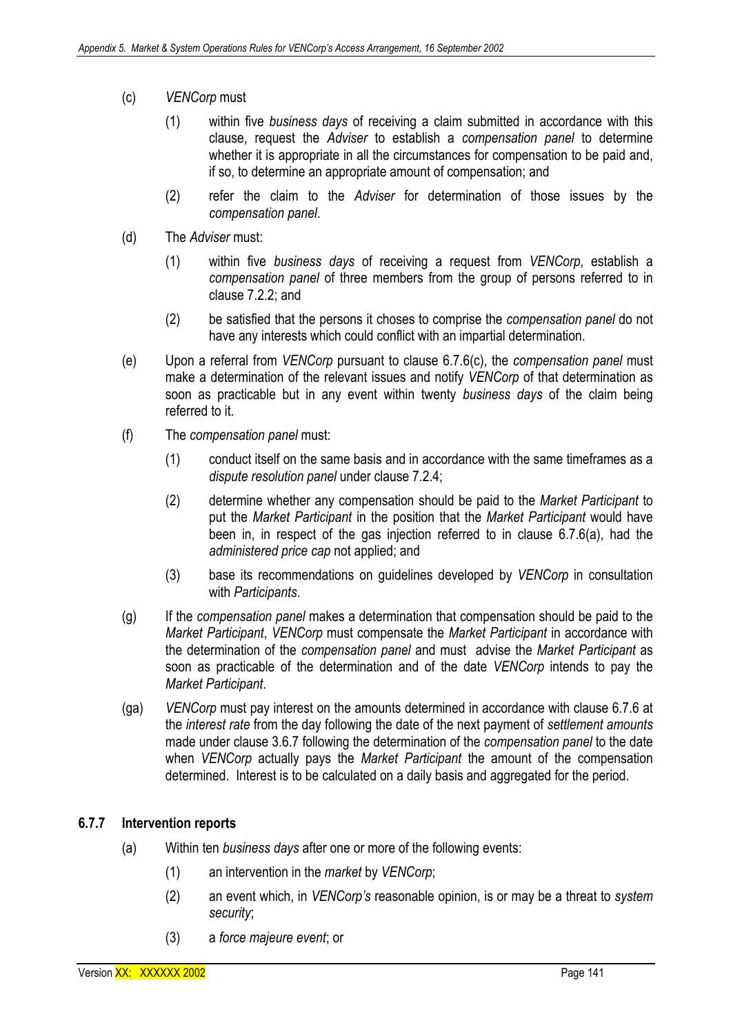(c) *VENCorp* must

   (1) within five *business days* of receiving a claim submitted in accordance with this clause, request the *Adviser* to establish a *compensation panel* to determine whether it is appropriate in all the circumstances for compensation to be paid and, if so, to determine an appropriate amount of compensation; and

   (2) refer the claim to the *Adviser* for determination of those issues by the *compensation panel*.

(d) The *Adviser* must:

   (1) within five *business days* of receiving a request from *VENCorp*, establish a *compensation panel* of three members from the group of persons referred to in clause 7.2.2; and

   (2) be satisfied that the persons it choses to comprise the *compensation panel* do not have any interests which could conflict with an impartial determination.

(e) Upon a referral from *VENCorp* pursuant to clause 6.7.6(c), the *compensation panel* must make a determination of the relevant issues and notify *VENCorp* of that determination as soon as practicable but in any event within twenty *business days* of the claim being referred to it.

(f) The *compensation panel* must:

   (1) conduct itself on the same basis and in accordance with the same timeframes as a *dispute resolution panel* under clause 7.2.4;

   (2) determine whether any compensation should be paid to the *Market Participant* to put the *Market Participant* in the position that the *Market Participant* would have been in, in respect of the gas injection referred to in clause 6.7.6(a), had the *administered price cap* not applied; and

   (3) base its recommendations on guidelines developed by *VENCorp* in consultation with *Participants*.

(g) If the *compensation panel* makes a determination that compensation should be paid to the *Market Participant*, *VENCorp* must compensate the *Market Participant* in accordance with the determination of the *compensation panel* and must advise the *Market Participant* as soon as practicable of the determination and of the date *VENCorp* intends to pay the *Market Participant*.

(ga) *VENCorp* must pay interest on the amounts determined in accordance with clause 6.7.6 at the *interest rate* from the day following the date of the next payment of *settlement amounts* made under clause 3.6.7 following the determination of the *compensation panel* to the date when *VENCorp* actually pays the *Market Participant* the amount of the compensation determined. Interest is to be calculated on a daily basis and aggregated for the period.

### 6.7.7 Intervention reports

(a) Within ten *business days* after one or more of the following events:

   (1) an intervention in the *market* by *VENCorp*;

   (2) an event which, in *VENCorp's* reasonable opinion, is or may be a threat to *system security*;

   (3) a *force majeure event*; or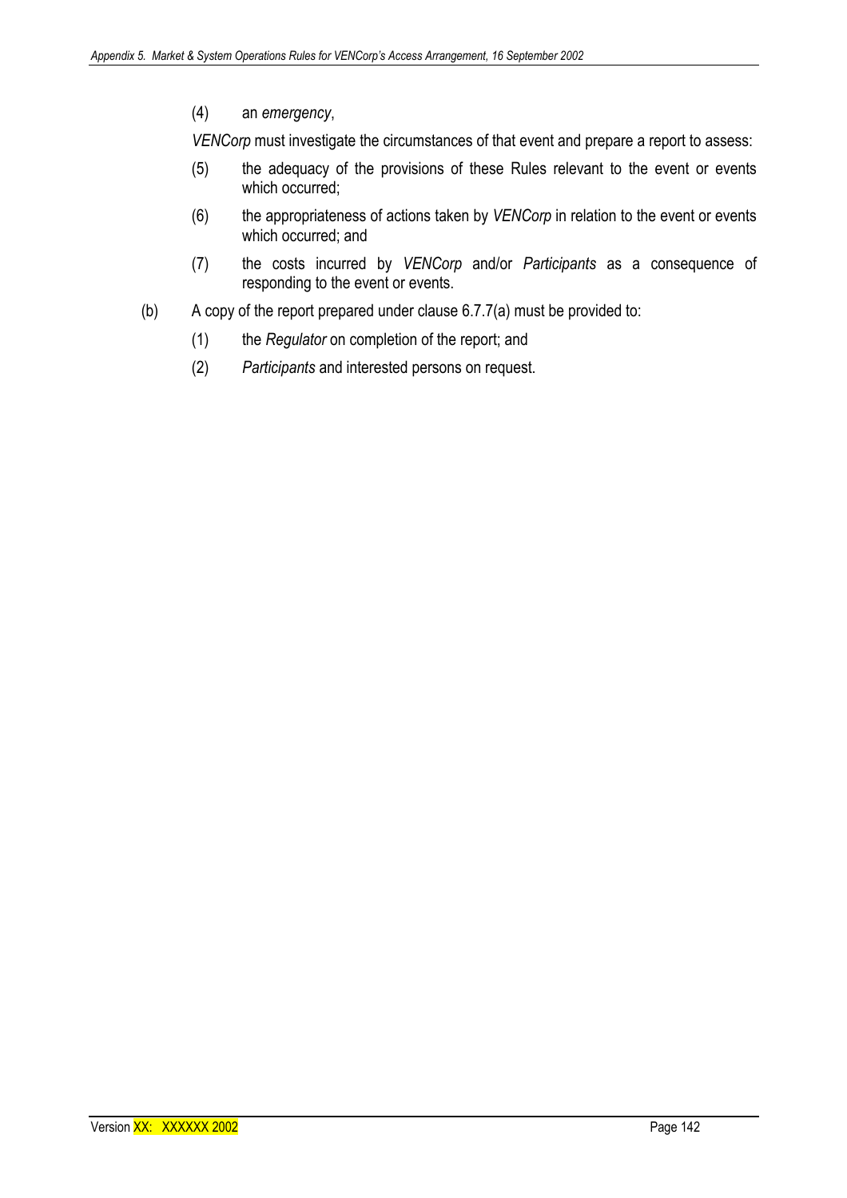(4) an *emergency*,

*VENCorp* must investigate the circumstances of that event and prepare a report to assess:

(5) the adequacy of the provisions of these Rules relevant to the event or events which occurred;

(6) the appropriateness of actions taken by *VENCorp* in relation to the event or events which occurred; and

(7) the costs incurred by *VENCorp* and/or *Participants* as a consequence of responding to the event or events.

(b) A copy of the report prepared under clause 6.7.7(a) must be provided to:

(1) the *Regulator* on completion of the report; and

(2) *Participants* and interested persons on request.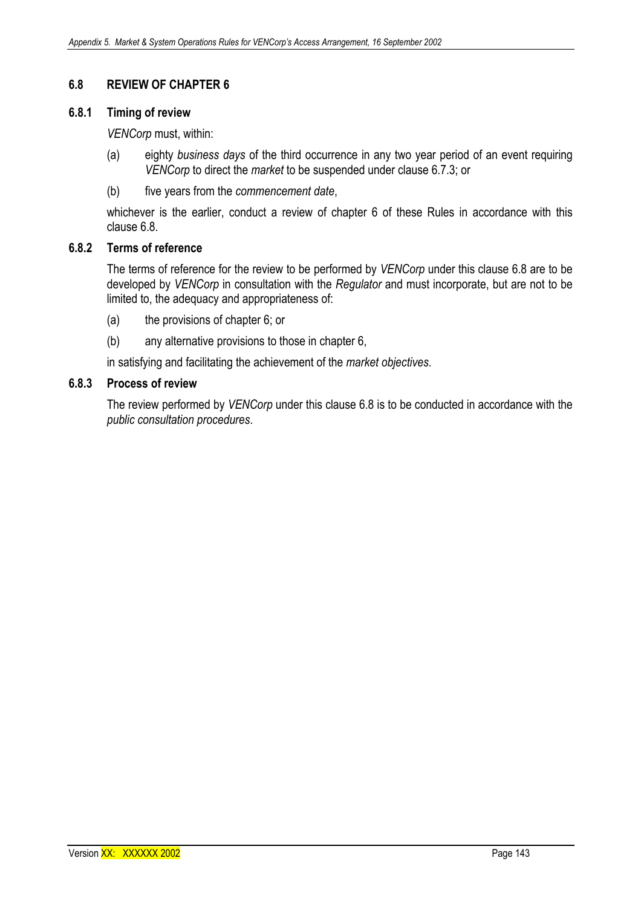## 6.8 REVIEW OF CHAPTER 6

### 6.8.1 Timing of review

*VENCorp* must, within:

(a) eighty *business days* of the third occurrence in any two year period of an event requiring *VENCorp* to direct the *market* to be suspended under clause 6.7.3; or

(b) five years from the *commencement date*,

whichever is the earlier, conduct a review of chapter 6 of these Rules in accordance with this clause 6.8.

### 6.8.2 Terms of reference

The terms of reference for the review to be performed by *VENCorp* under this clause 6.8 are to be developed by *VENCorp* in consultation with the *Regulator* and must incorporate, but are not to be limited to, the adequacy and appropriateness of:

(a) the provisions of chapter 6; or

(b) any alternative provisions to those in chapter 6,

in satisfying and facilitating the achievement of the *market objectives*.

### 6.8.3 Process of review

The review performed by *VENCorp* under this clause 6.8 is to be conducted in accordance with the *public consultation procedures*.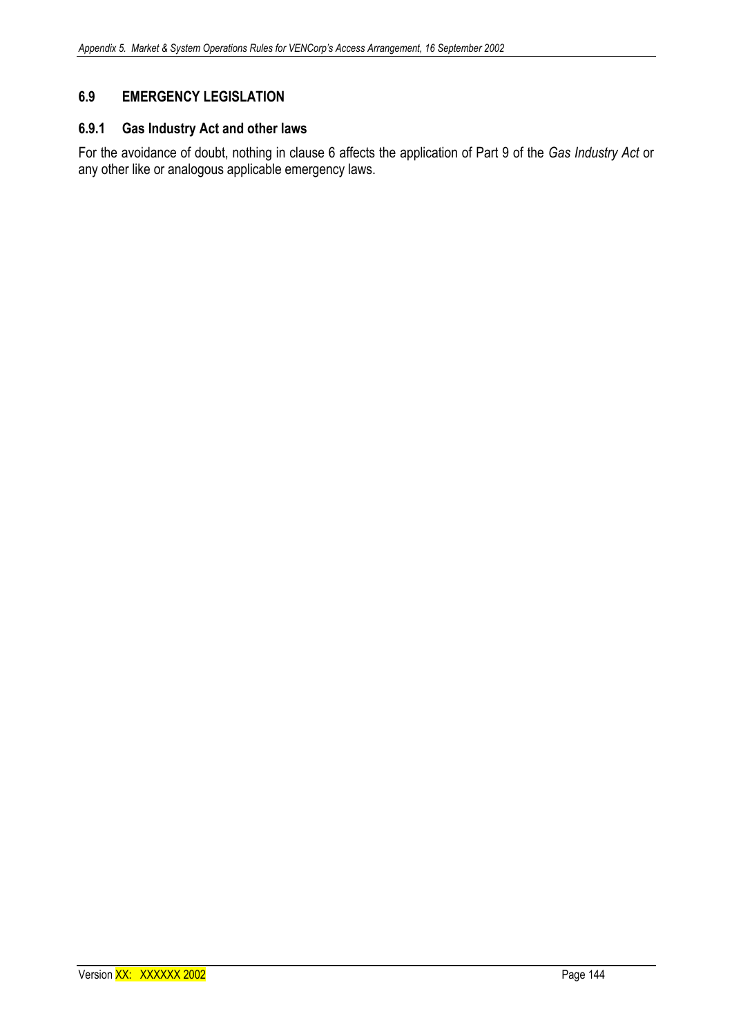## 6.9 EMERGENCY LEGISLATION

### 6.9.1 Gas Industry Act and other laws

For the avoidance of doubt, nothing in clause 6 affects the application of Part 9 of the *Gas Industry Act* or any other like or analogous applicable emergency laws.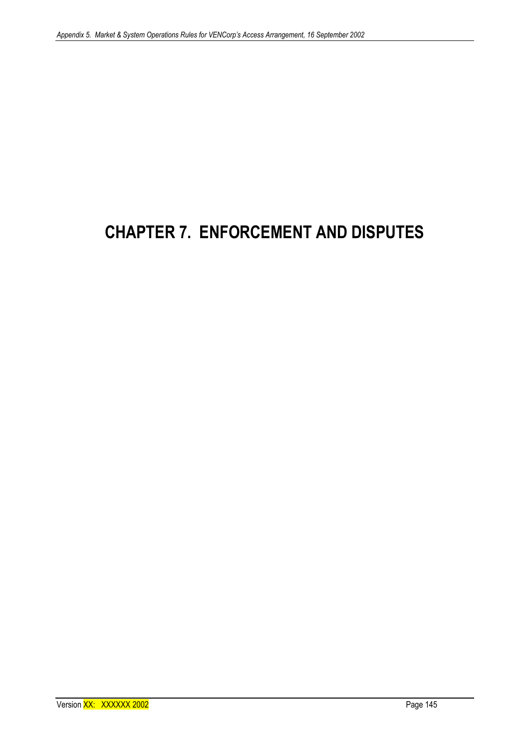# CHAPTER 7. ENFORCEMENT AND DISPUTES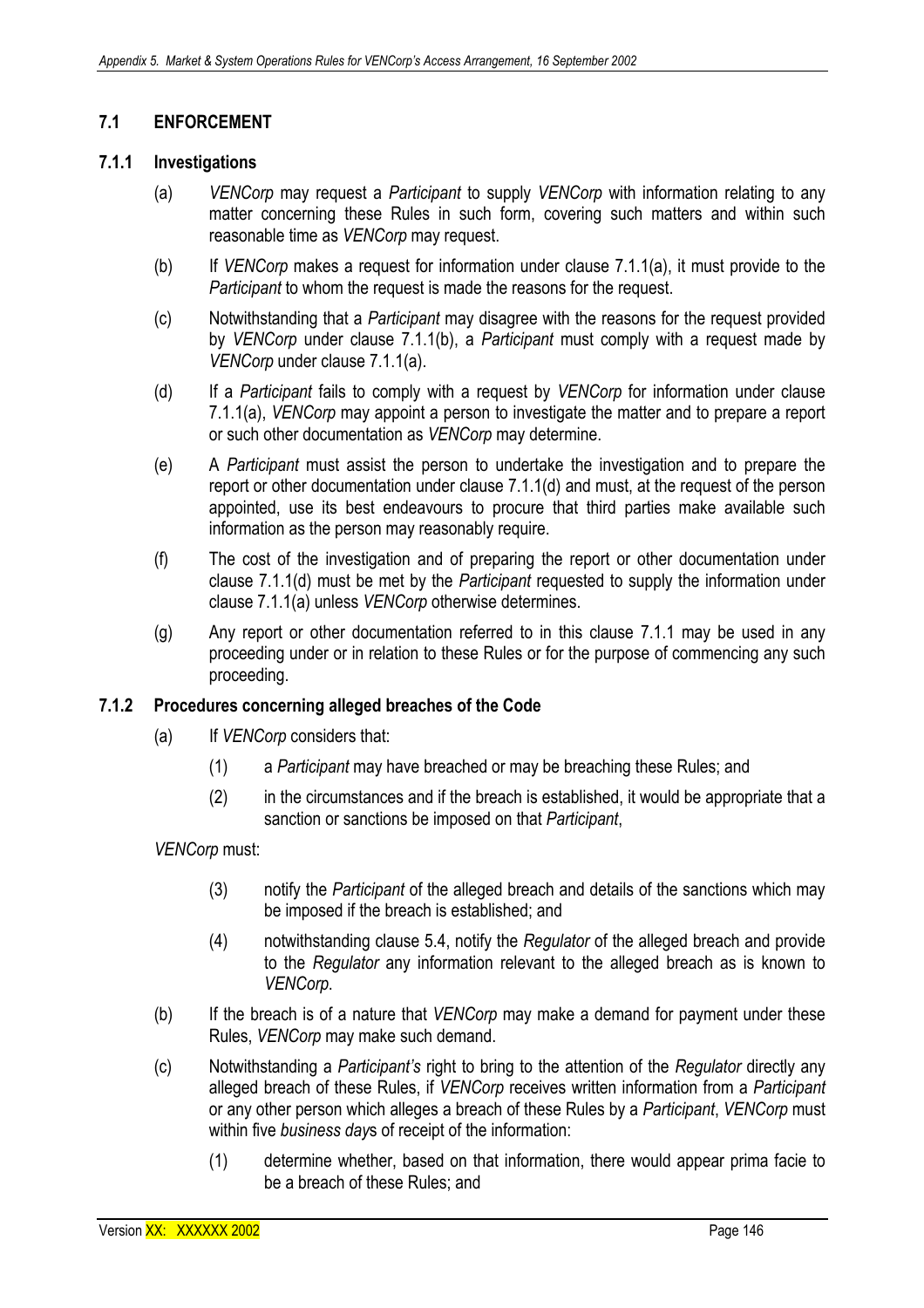## 7.1 ENFORCEMENT

### 7.1.1 Investigations

(a) *VENCorp* may request a *Participant* to supply *VENCorp* with information relating to any matter concerning these Rules in such form, covering such matters and within such reasonable time as *VENCorp* may request.

(b) If *VENCorp* makes a request for information under clause 7.1.1(a), it must provide to the *Participant* to whom the request is made the reasons for the request.

(c) Notwithstanding that a *Participant* may disagree with the reasons for the request provided by *VENCorp* under clause 7.1.1(b), a *Participant* must comply with a request made by *VENCorp* under clause 7.1.1(a).

(d) If a *Participant* fails to comply with a request by *VENCorp* for information under clause 7.1.1(a), *VENCorp* may appoint a person to investigate the matter and to prepare a report or such other documentation as *VENCorp* may determine.

(e) A *Participant* must assist the person to undertake the investigation and to prepare the report or other documentation under clause 7.1.1(d) and must, at the request of the person appointed, use its best endeavours to procure that third parties make available such information as the person may reasonably require.

(f) The cost of the investigation and of preparing the report or other documentation under clause 7.1.1(d) must be met by the *Participant* requested to supply the information under clause 7.1.1(a) unless *VENCorp* otherwise determines.

(g) Any report or other documentation referred to in this clause 7.1.1 may be used in any proceeding under or in relation to these Rules or for the purpose of commencing any such proceeding.

### 7.1.2 Procedures concerning alleged breaches of the Code

(a) If *VENCorp* considers that:

(1) a *Participant* may have breached or may be breaching these Rules; and

(2) in the circumstances and if the breach is established, it would be appropriate that a sanction or sanctions be imposed on that *Participant*,

*VENCorp* must:

(3) notify the *Participant* of the alleged breach and details of the sanctions which may be imposed if the breach is established; and

(4) notwithstanding clause 5.4, notify the *Regulator* of the alleged breach and provide to the *Regulator* any information relevant to the alleged breach as is known to *VENCorp*.

(b) If the breach is of a nature that *VENCorp* may make a demand for payment under these Rules, *VENCorp* may make such demand.

(c) Notwithstanding a *Participant's* right to bring to the attention of the *Regulator* directly any alleged breach of these Rules, if *VENCorp* receives written information from a *Participant* or any other person which alleges a breach of these Rules by a *Participant*, *VENCorp* must within five *business days* of receipt of the information:

(1) determine whether, based on that information, there would appear prima facie to be a breach of these Rules; and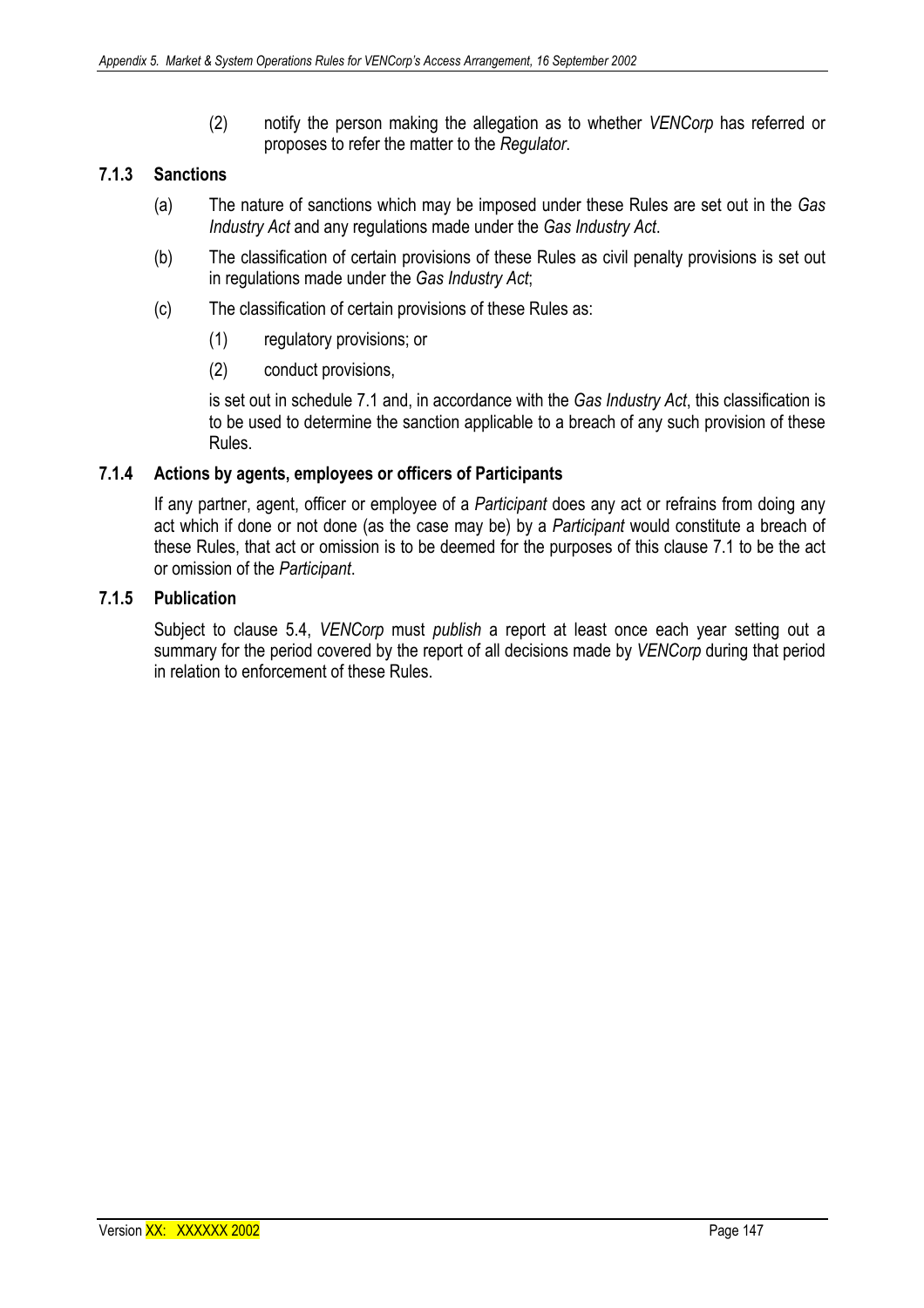(2) notify the person making the allegation as to whether *VENCorp* has referred or proposes to refer the matter to the *Regulator*.

### 7.1.3 Sanctions

(a) The nature of sanctions which may be imposed under these Rules are set out in the *Gas Industry Act* and any regulations made under the *Gas Industry Act*.

(b) The classification of certain provisions of these Rules as civil penalty provisions is set out in regulations made under the *Gas Industry Act*;

(c) The classification of certain provisions of these Rules as:

(1) regulatory provisions; or

(2) conduct provisions,

is set out in schedule 7.1 and, in accordance with the *Gas Industry Act*, this classification is to be used to determine the sanction applicable to a breach of any such provision of these Rules.

### 7.1.4 Actions by agents, employees or officers of Participants

If any partner, agent, officer or employee of a *Participant* does any act or refrains from doing any act which if done or not done (as the case may be) by a *Participant* would constitute a breach of these Rules, that act or omission is to be deemed for the purposes of this clause 7.1 to be the act or omission of the *Participant*.

### 7.1.5 Publication

Subject to clause 5.4, *VENCorp* must *publish* a report at least once each year setting out a summary for the period covered by the report of all decisions made by *VENCorp* during that period in relation to enforcement of these Rules.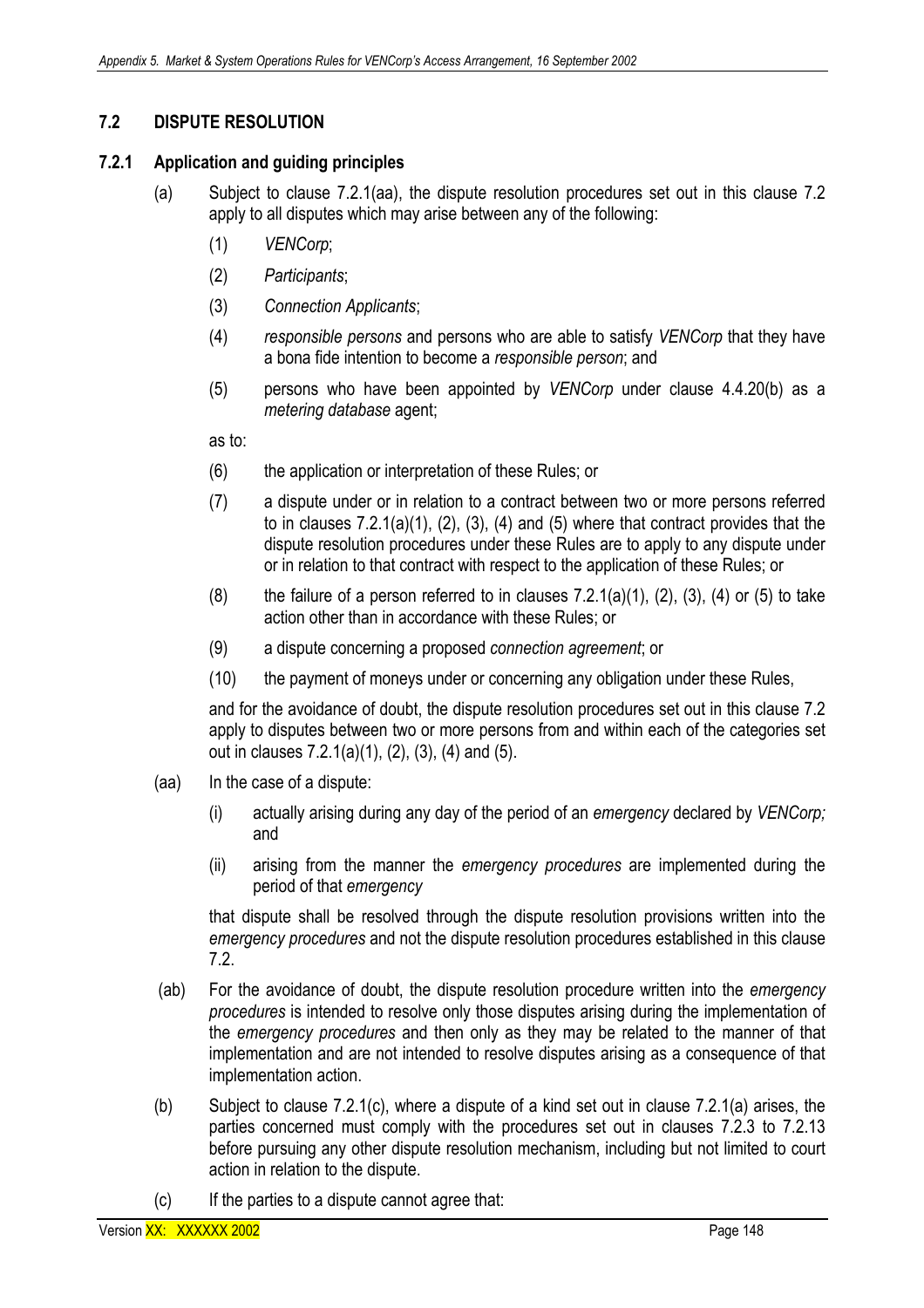## 7.2 DISPUTE RESOLUTION

### 7.2.1 Application and guiding principles

(a) Subject to clause 7.2.1(aa), the dispute resolution procedures set out in this clause 7.2 apply to all disputes which may arise between any of the following:

(1) *VENCorp*;

(2) *Participants*;

(3) *Connection Applicants*;

(4) *responsible persons* and persons who are able to satisfy *VENCorp* that they have a bona fide intention to become a *responsible person*; and

(5) persons who have been appointed by *VENCorp* under clause 4.4.20(b) as a *metering database* agent;

as to:

(6) the application or interpretation of these Rules; or

(7) a dispute under or in relation to a contract between two or more persons referred to in clauses 7.2.1(a)(1), (2), (3), (4) and (5) where that contract provides that the dispute resolution procedures under these Rules are to apply to any dispute under or in relation to that contract with respect to the application of these Rules; or

(8) the failure of a person referred to in clauses 7.2.1(a)(1), (2), (3), (4) or (5) to take action other than in accordance with these Rules; or

(9) a dispute concerning a proposed *connection agreement*; or

(10) the payment of moneys under or concerning any obligation under these Rules,

and for the avoidance of doubt, the dispute resolution procedures set out in this clause 7.2 apply to disputes between two or more persons from and within each of the categories set out in clauses 7.2.1(a)(1), (2), (3), (4) and (5).

(aa) In the case of a dispute:

(i) actually arising during any day of the period of an *emergency* declared by *VENCorp;* and

(ii) arising from the manner the *emergency procedures* are implemented during the period of that *emergency*

that dispute shall be resolved through the dispute resolution provisions written into the *emergency procedures* and not the dispute resolution procedures established in this clause 7.2.

(ab) For the avoidance of doubt, the dispute resolution procedure written into the *emergency procedures* is intended to resolve only those disputes arising during the implementation of the *emergency procedures* and then only as they may be related to the manner of that implementation and are not intended to resolve disputes arising as a consequence of that implementation action.

(b) Subject to clause 7.2.1(c), where a dispute of a kind set out in clause 7.2.1(a) arises, the parties concerned must comply with the procedures set out in clauses 7.2.3 to 7.2.13 before pursuing any other dispute resolution mechanism, including but not limited to court action in relation to the dispute.

(c) If the parties to a dispute cannot agree that: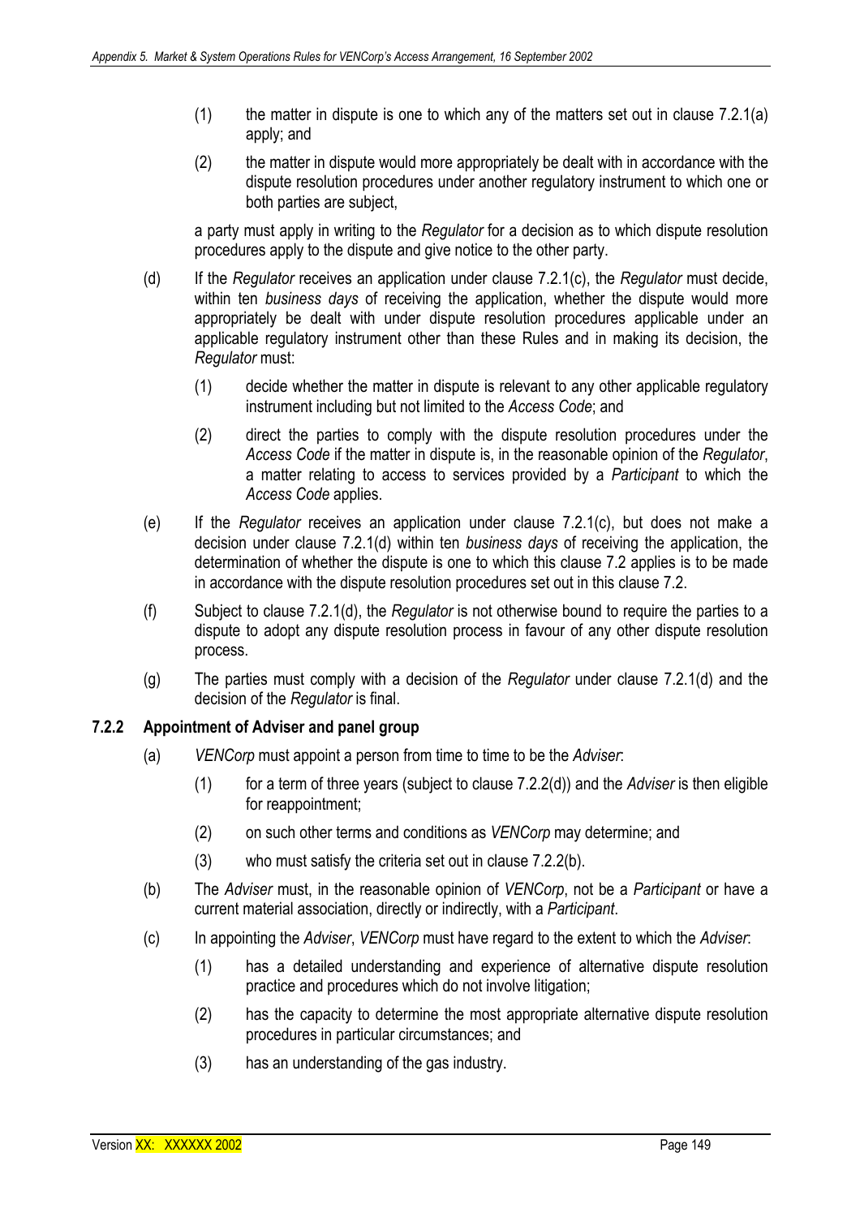(1) the matter in dispute is one to which any of the matters set out in clause 7.2.1(a) apply; and

(2) the matter in dispute would more appropriately be dealt with in accordance with the dispute resolution procedures under another regulatory instrument to which one or both parties are subject,

a party must apply in writing to the *Regulator* for a decision as to which dispute resolution procedures apply to the dispute and give notice to the other party.

(d) If the *Regulator* receives an application under clause 7.2.1(c), the *Regulator* must decide, within ten *business days* of receiving the application, whether the dispute would more appropriately be dealt with under dispute resolution procedures applicable under an applicable regulatory instrument other than these Rules and in making its decision, the *Regulator* must:

(1) decide whether the matter in dispute is relevant to any other applicable regulatory instrument including but not limited to the *Access Code*; and

(2) direct the parties to comply with the dispute resolution procedures under the *Access Code* if the matter in dispute is, in the reasonable opinion of the *Regulator*, a matter relating to access to services provided by a *Participant* to which the *Access Code* applies.

(e) If the *Regulator* receives an application under clause 7.2.1(c), but does not make a decision under clause 7.2.1(d) within ten *business days* of receiving the application, the determination of whether the dispute is one to which this clause 7.2 applies is to be made in accordance with the dispute resolution procedures set out in this clause 7.2.

(f) Subject to clause 7.2.1(d), the *Regulator* is not otherwise bound to require the parties to a dispute to adopt any dispute resolution process in favour of any other dispute resolution process.

(g) The parties must comply with a decision of the *Regulator* under clause 7.2.1(d) and the decision of the *Regulator* is final.

### 7.2.2 Appointment of Adviser and panel group

(a) *VENCorp* must appoint a person from time to time to be the *Adviser*:

(1) for a term of three years (subject to clause 7.2.2(d)) and the *Adviser* is then eligible for reappointment;

(2) on such other terms and conditions as *VENCorp* may determine; and

(3) who must satisfy the criteria set out in clause 7.2.2(b).

(b) The *Adviser* must, in the reasonable opinion of *VENCorp*, not be a *Participant* or have a current material association, directly or indirectly, with a *Participant*.

(c) In appointing the *Adviser*, *VENCorp* must have regard to the extent to which the *Adviser*:

(1) has a detailed understanding and experience of alternative dispute resolution practice and procedures which do not involve litigation;

(2) has the capacity to determine the most appropriate alternative dispute resolution procedures in particular circumstances; and

(3) has an understanding of the gas industry.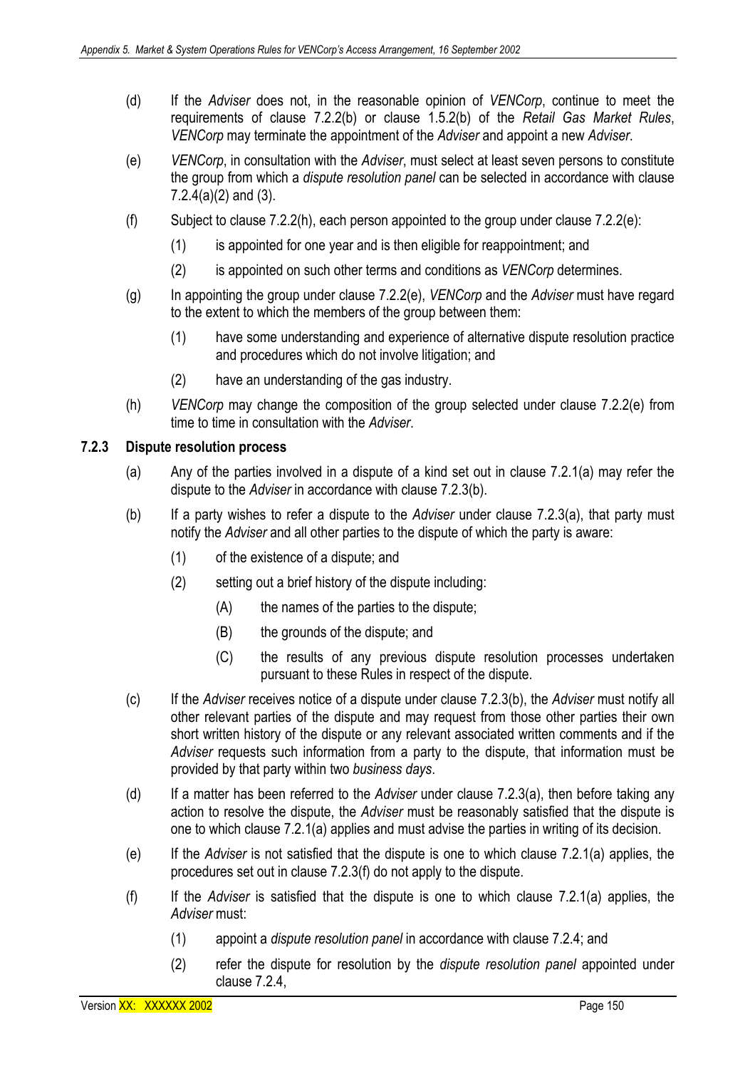(d) If the *Adviser* does not, in the reasonable opinion of *VENCorp*, continue to meet the requirements of clause 7.2.2(b) or clause 1.5.2(b) of the *Retail Gas Market Rules*, *VENCorp* may terminate the appointment of the *Adviser* and appoint a new *Adviser*.

(e) *VENCorp*, in consultation with the *Adviser*, must select at least seven persons to constitute the group from which a *dispute resolution panel* can be selected in accordance with clause 7.2.4(a)(2) and (3).

(f) Subject to clause 7.2.2(h), each person appointed to the group under clause 7.2.2(e):

  (1) is appointed for one year and is then eligible for reappointment; and

  (2) is appointed on such other terms and conditions as *VENCorp* determines.

(g) In appointing the group under clause 7.2.2(e), *VENCorp* and the *Adviser* must have regard to the extent to which the members of the group between them:

  (1) have some understanding and experience of alternative dispute resolution practice and procedures which do not involve litigation; and

  (2) have an understanding of the gas industry.

(h) *VENCorp* may change the composition of the group selected under clause 7.2.2(e) from time to time in consultation with the *Adviser*.

### 7.2.3 Dispute resolution process

(a) Any of the parties involved in a dispute of a kind set out in clause 7.2.1(a) may refer the dispute to the *Adviser* in accordance with clause 7.2.3(b).

(b) If a party wishes to refer a dispute to the *Adviser* under clause 7.2.3(a), that party must notify the *Adviser* and all other parties to the dispute of which the party is aware:

  (1) of the existence of a dispute; and

  (2) setting out a brief history of the dispute including:

    (A) the names of the parties to the dispute;

    (B) the grounds of the dispute; and

    (C) the results of any previous dispute resolution processes undertaken pursuant to these Rules in respect of the dispute.

(c) If the *Adviser* receives notice of a dispute under clause 7.2.3(b), the *Adviser* must notify all other relevant parties of the dispute and may request from those other parties their own short written history of the dispute or any relevant associated written comments and if the *Adviser* requests such information from a party to the dispute, that information must be provided by that party within two *business days*.

(d) If a matter has been referred to the *Adviser* under clause 7.2.3(a), then before taking any action to resolve the dispute, the *Adviser* must be reasonably satisfied that the dispute is one to which clause 7.2.1(a) applies and must advise the parties in writing of its decision.

(e) If the *Adviser* is not satisfied that the dispute is one to which clause 7.2.1(a) applies, the procedures set out in clause 7.2.3(f) do not apply to the dispute.

(f) If the *Adviser* is satisfied that the dispute is one to which clause 7.2.1(a) applies, the *Adviser* must:

  (1) appoint a *dispute resolution panel* in accordance with clause 7.2.4; and

  (2) refer the dispute for resolution by the *dispute resolution panel* appointed under clause 7.2.4,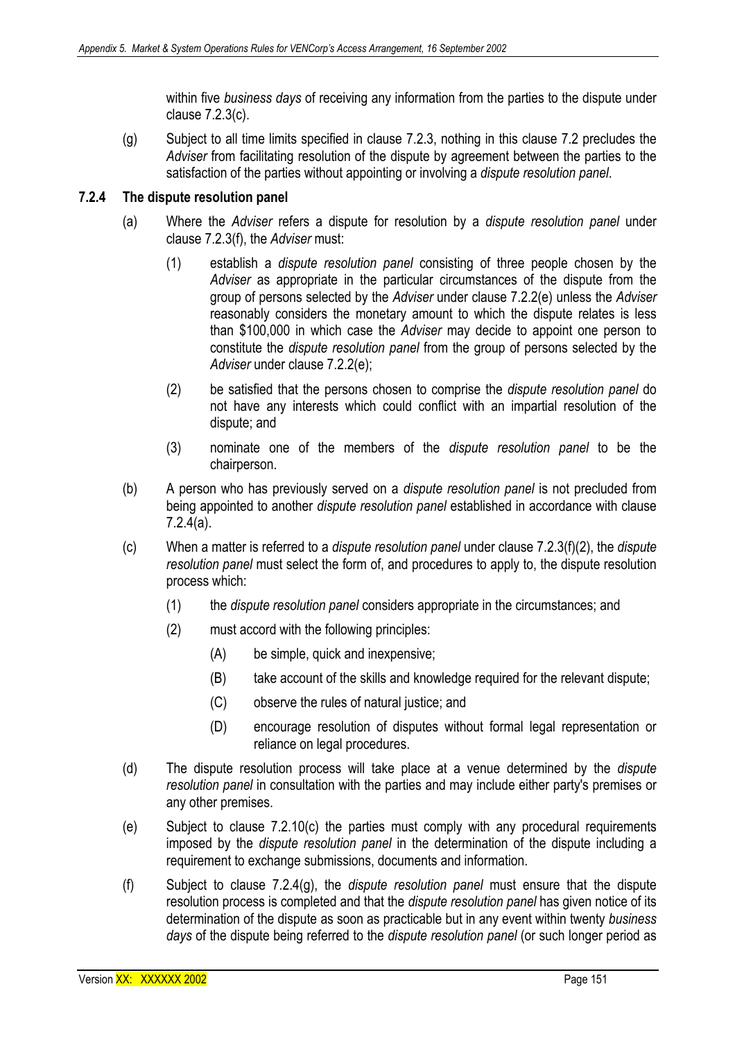within five *business days* of receiving any information from the parties to the dispute under clause 7.2.3(c).

(g) Subject to all time limits specified in clause 7.2.3, nothing in this clause 7.2 precludes the *Adviser* from facilitating resolution of the dispute by agreement between the parties to the satisfaction of the parties without appointing or involving a *dispute resolution panel*.

### 7.2.4 The dispute resolution panel

(a) Where the *Adviser* refers a dispute for resolution by a *dispute resolution panel* under clause 7.2.3(f), the *Adviser* must:

   (1) establish a *dispute resolution panel* consisting of three people chosen by the *Adviser* as appropriate in the particular circumstances of the dispute from the group of persons selected by the *Adviser* under clause 7.2.2(e) unless the *Adviser* reasonably considers the monetary amount to which the dispute relates is less than $100,000 in which case the *Adviser* may decide to appoint one person to constitute the *dispute resolution panel* from the group of persons selected by the *Adviser* under clause 7.2.2(e);

   (2) be satisfied that the persons chosen to comprise the *dispute resolution panel* do not have any interests which could conflict with an impartial resolution of the dispute; and

   (3) nominate one of the members of the *dispute resolution panel* to be the chairperson.

(b) A person who has previously served on a *dispute resolution panel* is not precluded from being appointed to another *dispute resolution panel* established in accordance with clause 7.2.4(a).

(c) When a matter is referred to a *dispute resolution panel* under clause 7.2.3(f)(2), the *dispute resolution panel* must select the form of, and procedures to apply to, the dispute resolution process which:

   (1) the *dispute resolution panel* considers appropriate in the circumstances; and

   (2) must accord with the following principles:

      (A) be simple, quick and inexpensive;

      (B) take account of the skills and knowledge required for the relevant dispute;

      (C) observe the rules of natural justice; and

      (D) encourage resolution of disputes without formal legal representation or reliance on legal procedures.

(d) The dispute resolution process will take place at a venue determined by the *dispute resolution panel* in consultation with the parties and may include either party's premises or any other premises.

(e) Subject to clause 7.2.10(c) the parties must comply with any procedural requirements imposed by the *dispute resolution panel* in the determination of the dispute including a requirement to exchange submissions, documents and information.

(f) Subject to clause 7.2.4(g), the *dispute resolution panel* must ensure that the dispute resolution process is completed and that the *dispute resolution panel* has given notice of its determination of the dispute as soon as practicable but in any event within twenty *business days* of the dispute being referred to the *dispute resolution panel* (or such longer period as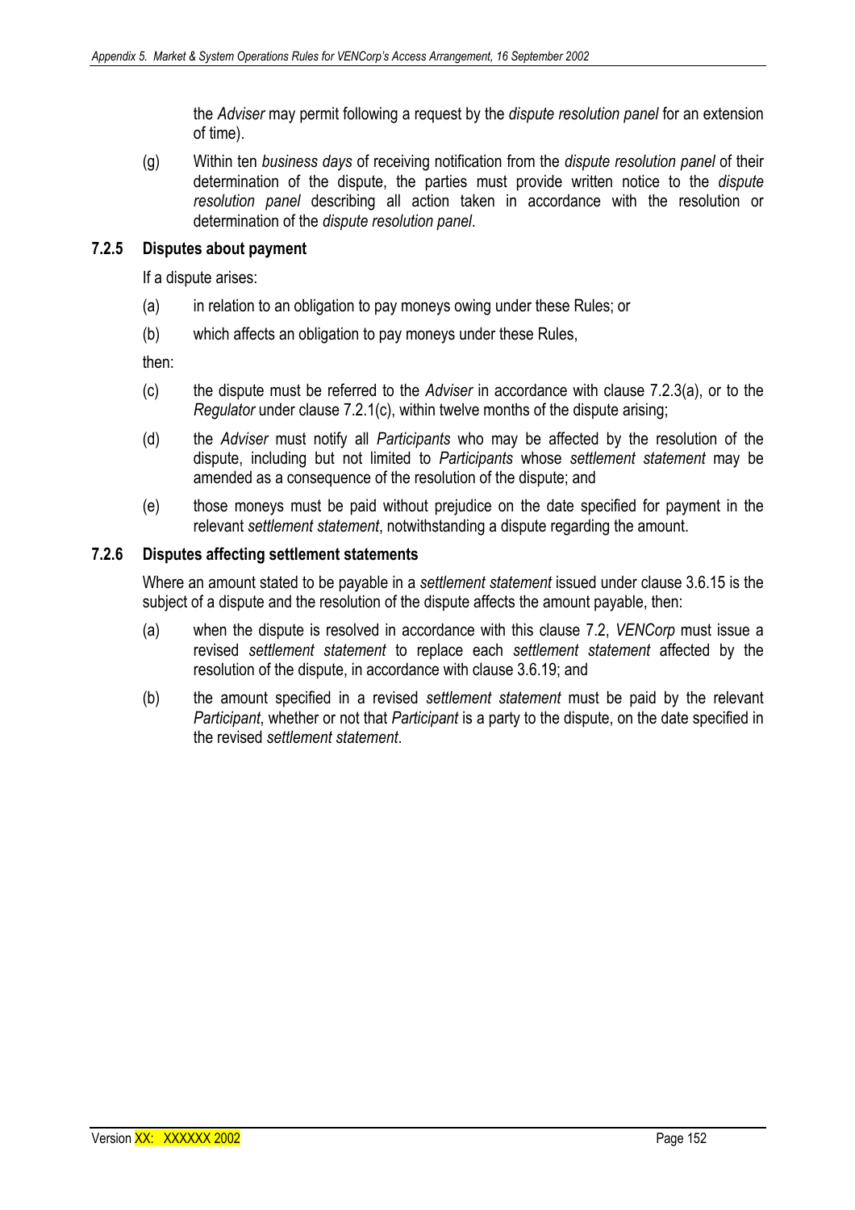the *Adviser* may permit following a request by the *dispute resolution panel* for an extension of time).

(g) Within ten *business days* of receiving notification from the *dispute resolution panel* of their determination of the dispute, the parties must provide written notice to the *dispute resolution panel* describing all action taken in accordance with the resolution or determination of the *dispute resolution panel*.

### 7.2.5 Disputes about payment

If a dispute arises:

(a) in relation to an obligation to pay moneys owing under these Rules; or

(b) which affects an obligation to pay moneys under these Rules,

then:

(c) the dispute must be referred to the *Adviser* in accordance with clause 7.2.3(a), or to the *Regulator* under clause 7.2.1(c), within twelve months of the dispute arising;

(d) the *Adviser* must notify all *Participants* who may be affected by the resolution of the dispute, including but not limited to *Participants* whose *settlement statement* may be amended as a consequence of the resolution of the dispute; and

(e) those moneys must be paid without prejudice on the date specified for payment in the relevant *settlement statement*, notwithstanding a dispute regarding the amount.

### 7.2.6 Disputes affecting settlement statements

Where an amount stated to be payable in a *settlement statement* issued under clause 3.6.15 is the subject of a dispute and the resolution of the dispute affects the amount payable, then:

(a) when the dispute is resolved in accordance with this clause 7.2, *VENCorp* must issue a revised *settlement statement* to replace each *settlement statement* affected by the resolution of the dispute, in accordance with clause 3.6.19; and

(b) the amount specified in a revised *settlement statement* must be paid by the relevant *Participant*, whether or not that *Participant* is a party to the dispute, on the date specified in the revised *settlement statement*.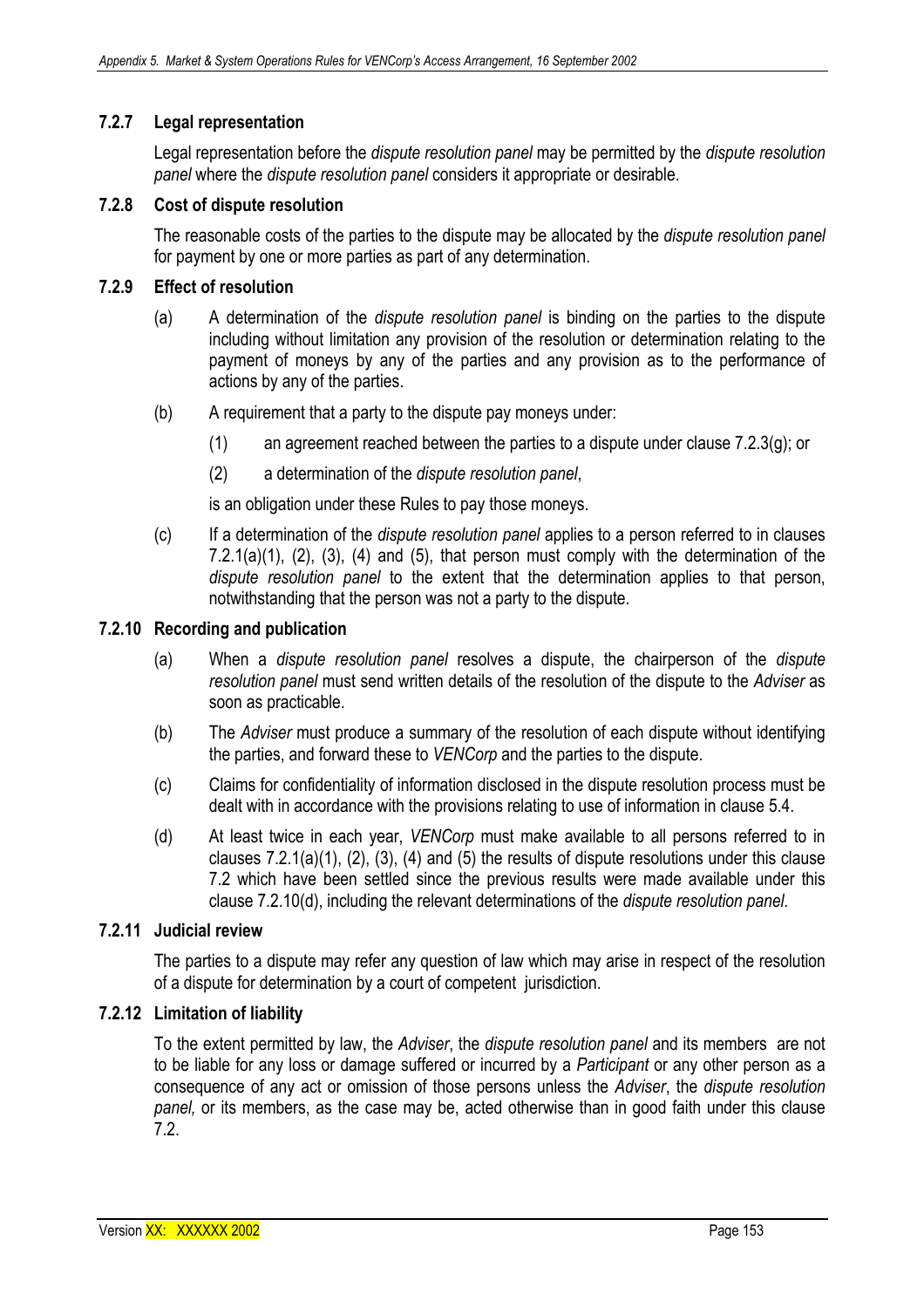### 7.2.7 Legal representation

Legal representation before the *dispute resolution panel* may be permitted by the *dispute resolution panel* where the *dispute resolution panel* considers it appropriate or desirable.

### 7.2.8 Cost of dispute resolution

The reasonable costs of the parties to the dispute may be allocated by the *dispute resolution panel* for payment by one or more parties as part of any determination.

### 7.2.9 Effect of resolution

(a) A determination of the *dispute resolution panel* is binding on the parties to the dispute including without limitation any provision of the resolution or determination relating to the payment of moneys by any of the parties and any provision as to the performance of actions by any of the parties.

(b) A requirement that a party to the dispute pay moneys under:

(1) an agreement reached between the parties to a dispute under clause 7.2.3(g); or

(2) a determination of the *dispute resolution panel*,

is an obligation under these Rules to pay those moneys.

(c) If a determination of the *dispute resolution panel* applies to a person referred to in clauses 7.2.1(a)(1), (2), (3), (4) and (5), that person must comply with the determination of the *dispute resolution panel* to the extent that the determination applies to that person, notwithstanding that the person was not a party to the dispute.

### 7.2.10 Recording and publication

(a) When a *dispute resolution panel* resolves a dispute, the chairperson of the *dispute resolution panel* must send written details of the resolution of the dispute to the *Adviser* as soon as practicable.

(b) The *Adviser* must produce a summary of the resolution of each dispute without identifying the parties, and forward these to *VENCorp* and the parties to the dispute.

(c) Claims for confidentiality of information disclosed in the dispute resolution process must be dealt with in accordance with the provisions relating to use of information in clause 5.4.

(d) At least twice in each year, *VENCorp* must make available to all persons referred to in clauses 7.2.1(a)(1), (2), (3), (4) and (5) the results of dispute resolutions under this clause 7.2 which have been settled since the previous results were made available under this clause 7.2.10(d), including the relevant determinations of the *dispute resolution panel*.

### 7.2.11 Judicial review

The parties to a dispute may refer any question of law which may arise in respect of the resolution of a dispute for determination by a court of competent jurisdiction.

### 7.2.12 Limitation of liability

To the extent permitted by law, the *Adviser*, the *dispute resolution panel* and its members are not to be liable for any loss or damage suffered or incurred by a *Participant* or any other person as a consequence of any act or omission of those persons unless the *Adviser*, the *dispute resolution panel,* or its members, as the case may be, acted otherwise than in good faith under this clause 7.2.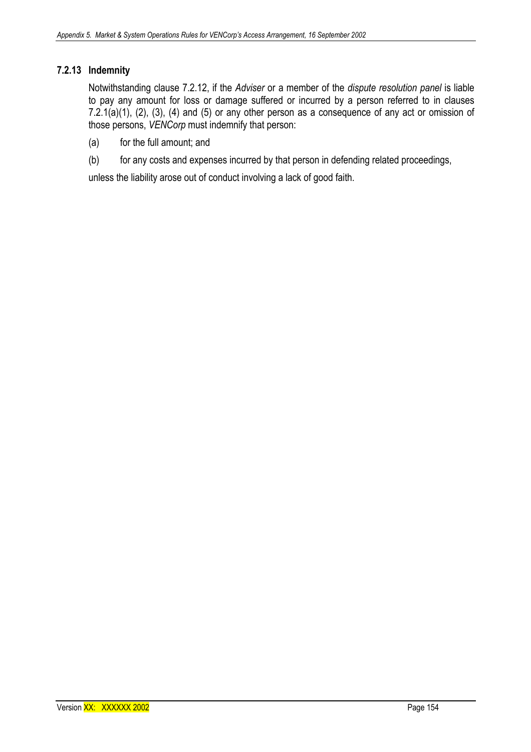### 7.2.13 Indemnity

Notwithstanding clause 7.2.12, if the *Adviser* or a member of the *dispute resolution panel* is liable to pay any amount for loss or damage suffered or incurred by a person referred to in clauses 7.2.1(a)(1), (2), (3), (4) and (5) or any other person as a consequence of any act or omission of those persons, *VENCorp* must indemnify that person:

(a) for the full amount; and

(b) for any costs and expenses incurred by that person in defending related proceedings,

unless the liability arose out of conduct involving a lack of good faith.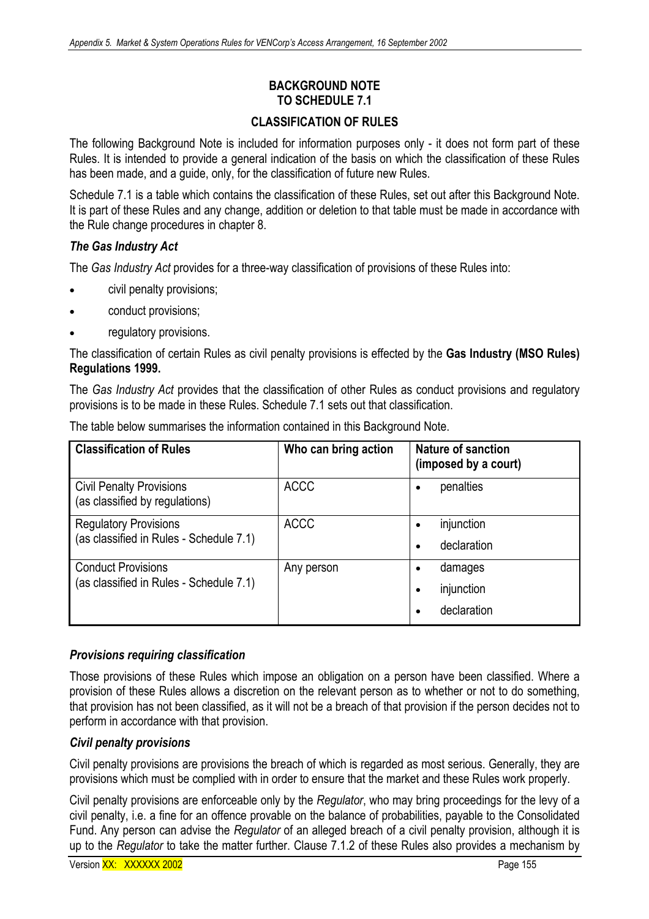# BACKGROUND NOTE TO SCHEDULE 7.1

## CLASSIFICATION OF RULES

The following Background Note is included for information purposes only - it does not form part of these Rules. It is intended to provide a general indication of the basis on which the classification of these Rules has been made, and a guide, only, for the classification of future new Rules.

Schedule 7.1 is a table which contains the classification of these Rules, set out after this Background Note. It is part of these Rules and any change, addition or deletion to that table must be made in accordance with the Rule change procedures in chapter 8.

### *The Gas Industry Act*

The *Gas Industry Act* provides for a three-way classification of provisions of these Rules into:

- civil penalty provisions;
- conduct provisions;
- regulatory provisions.

The classification of certain Rules as civil penalty provisions is effected by the **Gas Industry (MSO Rules) Regulations 1999.**

The *Gas Industry Act* provides that the classification of other Rules as conduct provisions and regulatory provisions is to be made in these Rules. Schedule 7.1 sets out that classification.

The table below summarises the information contained in this Background Note.

| Classification of Rules | Who can bring action | Nature of sanction (imposed by a court) |
|---|---|---|
| Civil Penalty Provisions (as classified by regulations) | ACCC | • penalties |
| Regulatory Provisions (as classified in Rules - Schedule 7.1) | ACCC | • injunction<br>• declaration |
| Conduct Provisions (as classified in Rules - Schedule 7.1) | Any person | • damages<br>• injunction<br>• declaration |

### *Provisions requiring classification*

Those provisions of these Rules which impose an obligation on a person have been classified. Where a provision of these Rules allows a discretion on the relevant person as to whether or not to do something, that provision has not been classified, as it will not be a breach of that provision if the person decides not to perform in accordance with that provision.

### *Civil penalty provisions*

Civil penalty provisions are provisions the breach of which is regarded as most serious. Generally, they are provisions which must be complied with in order to ensure that the market and these Rules work properly.

Civil penalty provisions are enforceable only by the *Regulator*, who may bring proceedings for the levy of a civil penalty, i.e. a fine for an offence provable on the balance of probabilities, payable to the Consolidated Fund. Any person can advise the *Regulator* of an alleged breach of a civil penalty provision, although it is up to the *Regulator* to take the matter further. Clause 7.1.2 of these Rules also provides a mechanism by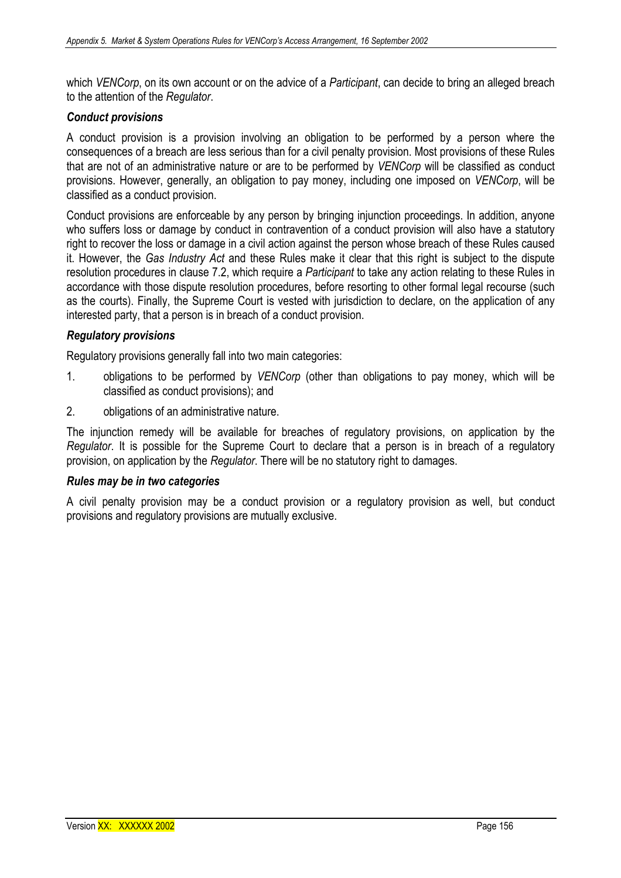which *VENCorp*, on its own account or on the advice of a *Participant*, can decide to bring an alleged breach to the attention of the *Regulator*.

***Conduct provisions***

A conduct provision is a provision involving an obligation to be performed by a person where the consequences of a breach are less serious than for a civil penalty provision. Most provisions of these Rules that are not of an administrative nature or are to be performed by *VENCorp* will be classified as conduct provisions. However, generally, an obligation to pay money, including one imposed on *VENCorp*, will be classified as a conduct provision.

Conduct provisions are enforceable by any person by bringing injunction proceedings. In addition, anyone who suffers loss or damage by conduct in contravention of a conduct provision will also have a statutory right to recover the loss or damage in a civil action against the person whose breach of these Rules caused it. However, the *Gas Industry Act* and these Rules make it clear that this right is subject to the dispute resolution procedures in clause 7.2, which require a *Participant* to take any action relating to these Rules in accordance with those dispute resolution procedures, before resorting to other formal legal recourse (such as the courts). Finally, the Supreme Court is vested with jurisdiction to declare, on the application of any interested party, that a person is in breach of a conduct provision.

***Regulatory provisions***

Regulatory provisions generally fall into two main categories:

1. obligations to be performed by *VENCorp* (other than obligations to pay money, which will be classified as conduct provisions); and
2. obligations of an administrative nature.

The injunction remedy will be available for breaches of regulatory provisions, on application by the *Regulator*. It is possible for the Supreme Court to declare that a person is in breach of a regulatory provision, on application by the *Regulator*. There will be no statutory right to damages.

***Rules may be in two categories***

A civil penalty provision may be a conduct provision or a regulatory provision as well, but conduct provisions and regulatory provisions are mutually exclusive.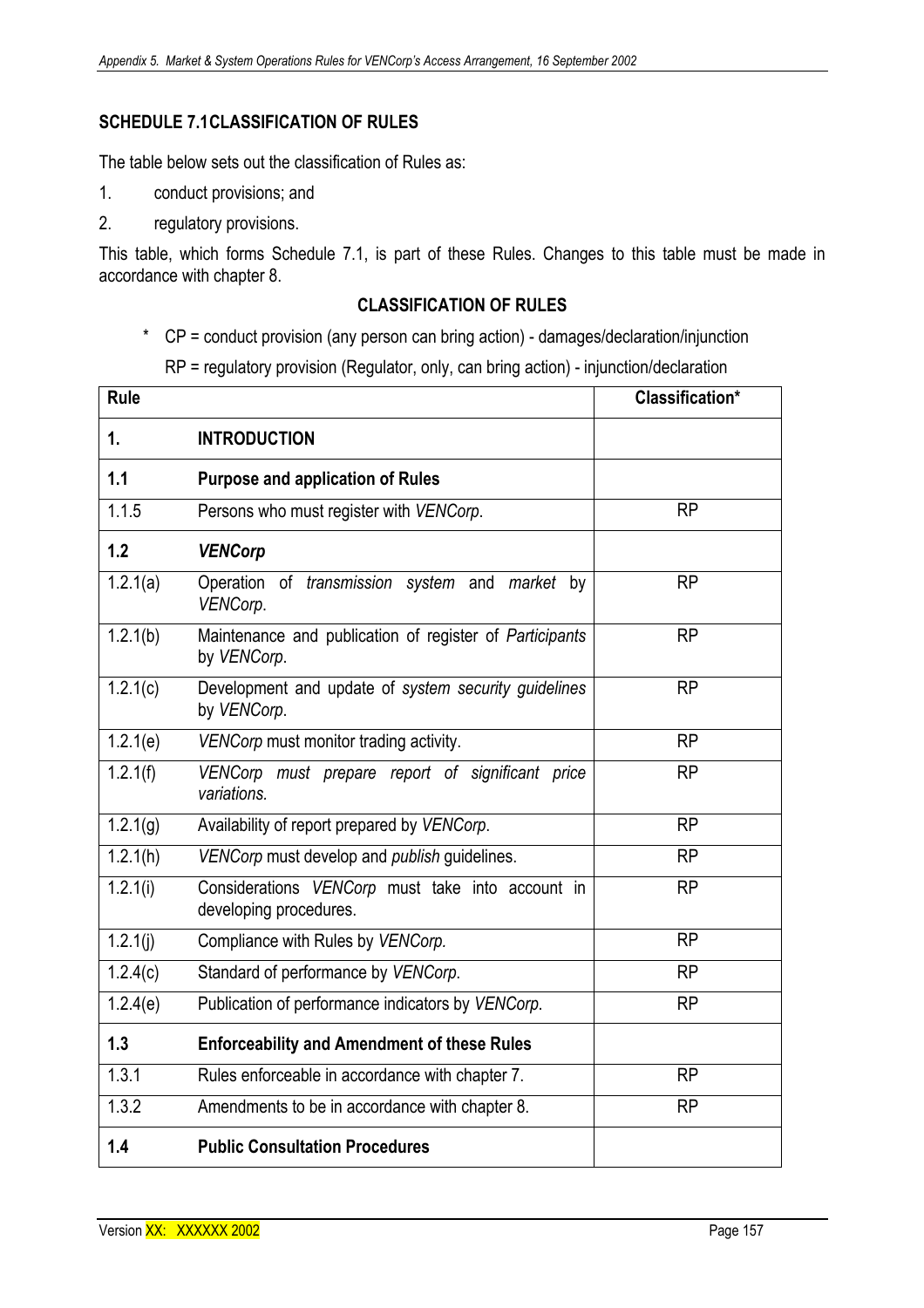## SCHEDULE 7.1 CLASSIFICATION OF RULES

The table below sets out the classification of Rules as:

1. conduct provisions; and
2. regulatory provisions.

This table, which forms Schedule 7.1, is part of these Rules. Changes to this table must be made in accordance with chapter 8.

### CLASSIFICATION OF RULES

\* CP = conduct provision (any person can bring action) - damages/declaration/injunction

RP = regulatory provision (Regulator, only, can bring action) - injunction/declaration

| Rule | | Classification* |
|---|---|---|
| **1.** | **INTRODUCTION** | |
| **1.1** | **Purpose and application of Rules** | |
| 1.1.5 | Persons who must register with *VENCorp*. | RP |
| **1.2** | ***VENCorp*** | |
| 1.2.1(a) | Operation of *transmission system* and *market* by *VENCorp*. | RP |
| 1.2.1(b) | Maintenance and publication of register of *Participants* by *VENCorp*. | RP |
| 1.2.1(c) | Development and update of *system security guidelines* by *VENCorp*. | RP |
| 1.2.1(e) | *VENCorp* must monitor trading activity. | RP |
| 1.2.1(f) | *VENCorp must prepare report of significant price variations.* | RP |
| 1.2.1(g) | Availability of report prepared by *VENCorp*. | RP |
| 1.2.1(h) | *VENCorp* must develop and *publish* guidelines. | RP |
| 1.2.1(i) | Considerations *VENCorp* must take into account in developing procedures. | RP |
| 1.2.1(j) | Compliance with Rules by *VENCorp.* | RP |
| 1.2.4(c) | Standard of performance by *VENCorp*. | RP |
| 1.2.4(e) | Publication of performance indicators by *VENCorp*. | RP |
| **1.3** | **Enforceability and Amendment of these Rules** | |
| 1.3.1 | Rules enforceable in accordance with chapter 7. | RP |
| 1.3.2 | Amendments to be in accordance with chapter 8. | RP |
| **1.4** | **Public Consultation Procedures** | |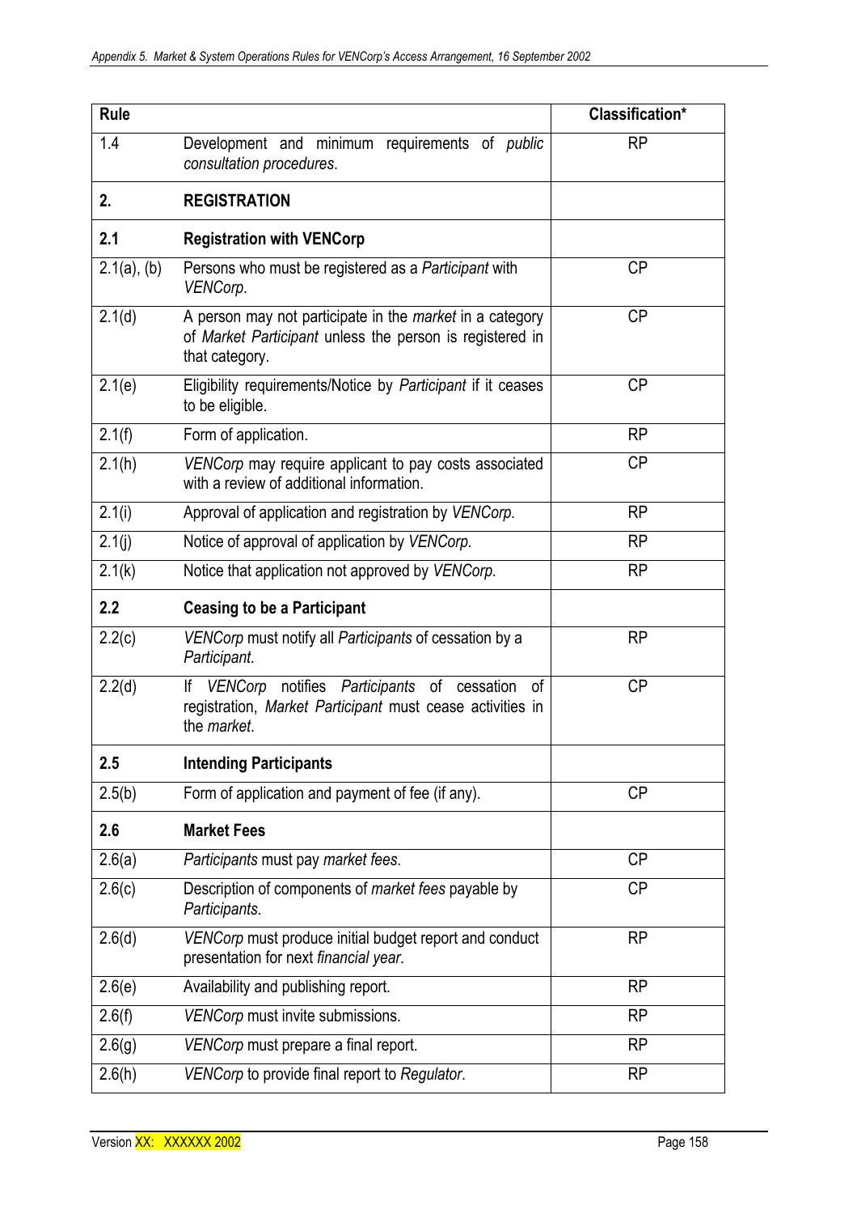| Rule | | Classification* |
|---|---|---|
| 1.4 | Development and minimum requirements of *public consultation procedures*. | RP |
| **2.** | **REGISTRATION** | |
| **2.1** | **Registration with VENCorp** | |
| 2.1(a), (b) | Persons who must be registered as a *Participant* with *VENCorp*. | CP |
| 2.1(d) | A person may not participate in the *market* in a category of *Market Participant* unless the person is registered in that category. | CP |
| 2.1(e) | Eligibility requirements/Notice by *Participant* if it ceases to be eligible. | CP |
| 2.1(f) | Form of application. | RP |
| 2.1(h) | *VENCorp* may require applicant to pay costs associated with a review of additional information. | CP |
| 2.1(i) | Approval of application and registration by *VENCorp.* | RP |
| 2.1(j) | Notice of approval of application by *VENCorp.* | RP |
| 2.1(k) | Notice that application not approved by *VENCorp.* | RP |
| **2.2** | **Ceasing to be a Participant** | |
| 2.2(c) | *VENCorp* must notify all *Participants* of cessation by a *Participant*. | RP |
| 2.2(d) | If *VENCorp* notifies *Participants* of cessation of registration, *Market Participant* must cease activities in the *market*. | CP |
| **2.5** | **Intending Participants** | |
| 2.5(b) | Form of application and payment of fee (if any). | CP |
| **2.6** | **Market Fees** | |
| 2.6(a) | *Participants* must pay *market fees*. | CP |
| 2.6(c) | Description of components of *market fees* payable by *Participants*. | CP |
| 2.6(d) | *VENCorp* must produce initial budget report and conduct presentation for next *financial year*. | RP |
| 2.6(e) | Availability and publishing report. | RP |
| 2.6(f) | *VENCorp* must invite submissions. | RP |
| 2.6(g) | *VENCorp* must prepare a final report. | RP |
| 2.6(h) | *VENCorp* to provide final report to *Regulator*. | RP |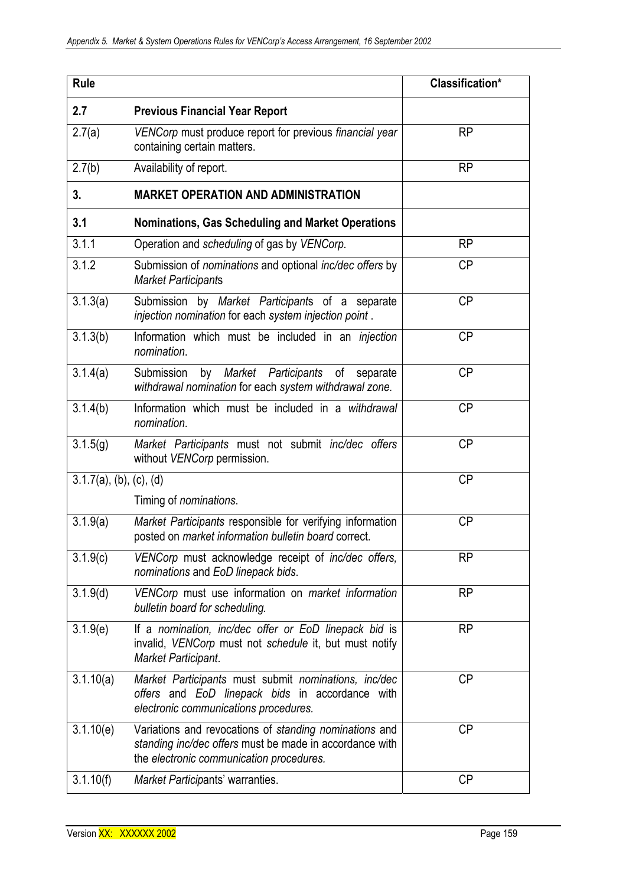| Rule | | Classification* |
|---|---|---|
| **2.7** | **Previous Financial Year Report** | |
| 2.7(a) | *VENCorp* must produce report for previous *financial year* containing certain matters. | RP |
| 2.7(b) | Availability of report. | RP |
| **3.** | **MARKET OPERATION AND ADMINISTRATION** | |
| **3.1** | **Nominations, Gas Scheduling and Market Operations** | |
| 3.1.1 | Operation and *scheduling* of gas by *VENCorp*. | RP |
| 3.1.2 | Submission of *nominations* and optional *inc/dec offers* by *Market Participant*s | CP |
| 3.1.3(a) | Submission by *Market Participant*s of a separate *injection nomination* for each *system injection point* . | CP |
| 3.1.3(b) | Information which must be included in an *injection nomination*. | CP |
| 3.1.4(a) | Submission by *Market Participants* of separate *withdrawal nomination* for each *system withdrawal zone.* | CP |
| 3.1.4(b) | Information which must be included in a *withdrawal nomination*. | CP |
| 3.1.5(g) | *Market Participants* must not submit *inc/dec offers* without *VENCorp* permission. | CP |
| 3.1.7(a), (b), (c), (d) | Timing of *nominations*. | CP |
| 3.1.9(a) | *Market Participants* responsible for verifying information posted on *market information bulletin board* correct. | CP |
| 3.1.9(c) | *VENCorp* must acknowledge receipt of *inc/dec offers, nominations* and *EoD linepack bids*. | RP |
| 3.1.9(d) | *VENCorp* must use information on *market information bulletin board for scheduling.* | RP |
| 3.1.9(e) | If a *nomination, inc/dec offer or EoD linepack bid* is invalid, *VENCorp* must not *schedule* it, but must notify *Market Participant*. | RP |
| 3.1.10(a) | *Market Participants* must submit *nominations, inc/dec offers* and *EoD linepack bids* in accordance with *electronic communications procedures.* | CP |
| 3.1.10(e) | Variations and revocations of *standing nominations* and *standing inc/dec offers* must be made in accordance with the *electronic communication procedures.* | CP |
| 3.1.10(f) | *Market Participants*' warranties. | CP |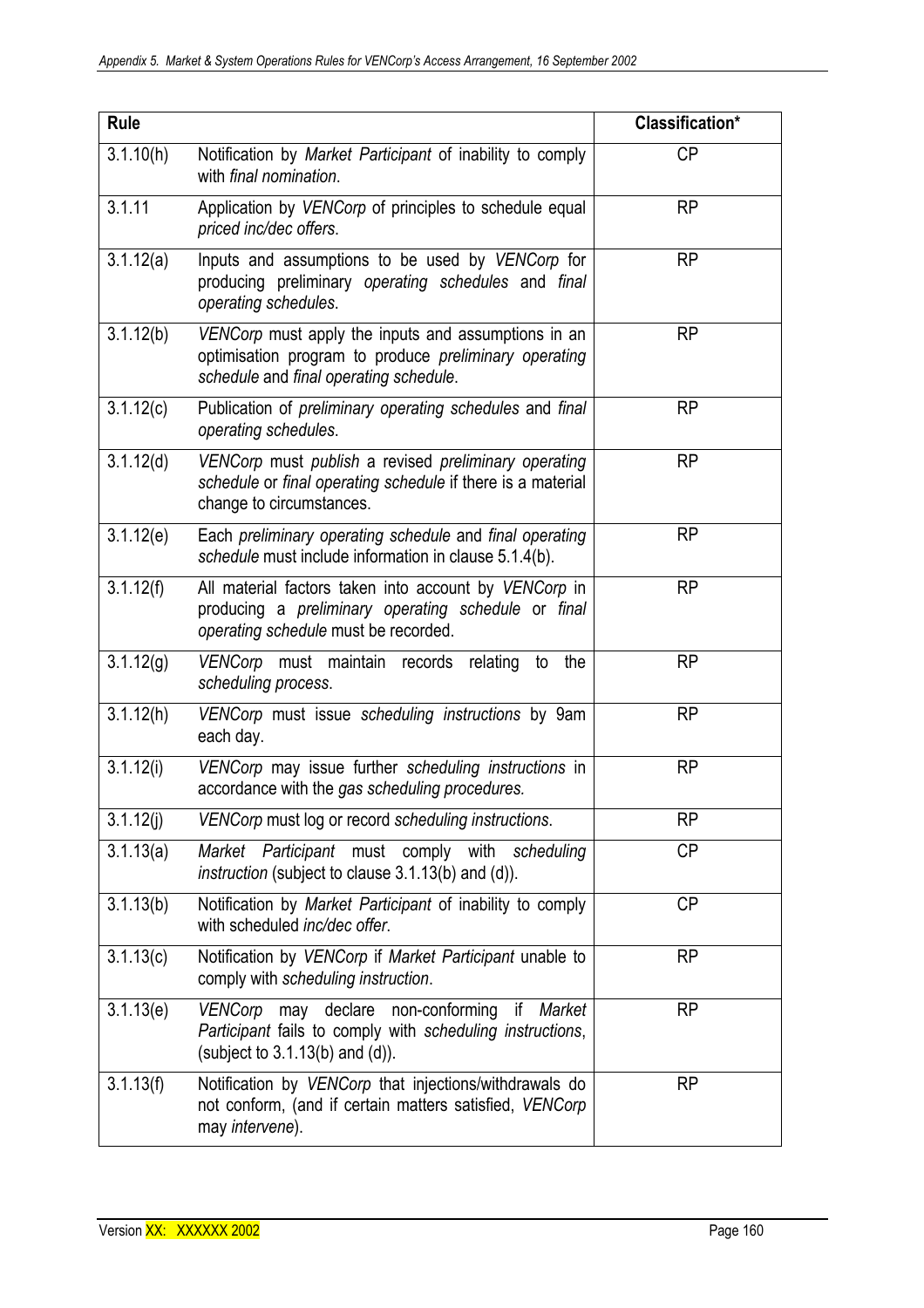| Rule | | Classification* |
|---|---|---|
| 3.1.10(h) | Notification by *Market Participant* of inability to comply with *final nomination*. | CP |
| 3.1.11 | Application by *VENCorp* of principles to schedule equal *priced inc/dec offers*. | RP |
| 3.1.12(a) | Inputs and assumptions to be used by *VENCorp* for producing preliminary *operating schedules* and *final operating schedules*. | RP |
| 3.1.12(b) | *VENCorp* must apply the inputs and assumptions in an optimisation program to produce *preliminary operating schedule* and *final operating schedule*. | RP |
| 3.1.12(c) | Publication of *preliminary operating schedules* and *final operating schedules*. | RP |
| 3.1.12(d) | *VENCorp* must *publish* a revised *preliminary operating schedule* or *final operating schedule* if there is a material change to circumstances. | RP |
| 3.1.12(e) | Each *preliminary operating schedule* and *final operating schedule* must include information in clause 5.1.4(b). | RP |
| 3.1.12(f) | All material factors taken into account by *VENCorp* in producing a *preliminary operating schedule* or *final operating schedule* must be recorded. | RP |
| 3.1.12(g) | *VENCorp* must maintain records relating to the *scheduling process*. | RP |
| 3.1.12(h) | *VENCorp* must issue *scheduling instructions* by 9am each day. | RP |
| 3.1.12(i) | *VENCorp* may issue further *scheduling instructions* in accordance with the *gas scheduling procedures.* | RP |
| 3.1.12(j) | *VENCorp* must log or record *scheduling instructions*. | RP |
| 3.1.13(a) | *Market Participant* must comply with *scheduling instruction* (subject to clause 3.1.13(b) and (d)). | CP |
| 3.1.13(b) | Notification by *Market Participant* of inability to comply with scheduled *inc/dec offer*. | CP |
| 3.1.13(c) | Notification by *VENCorp* if *Market Participant* unable to comply with *scheduling instruction*. | RP |
| 3.1.13(e) | *VENCorp* may declare non-conforming if *Market Participant* fails to comply with *scheduling instructions*, (subject to 3.1.13(b) and (d)). | RP |
| 3.1.13(f) | Notification by *VENCorp* that injections/withdrawals do not conform, (and if certain matters satisfied, *VENCorp* may *intervene*). | RP |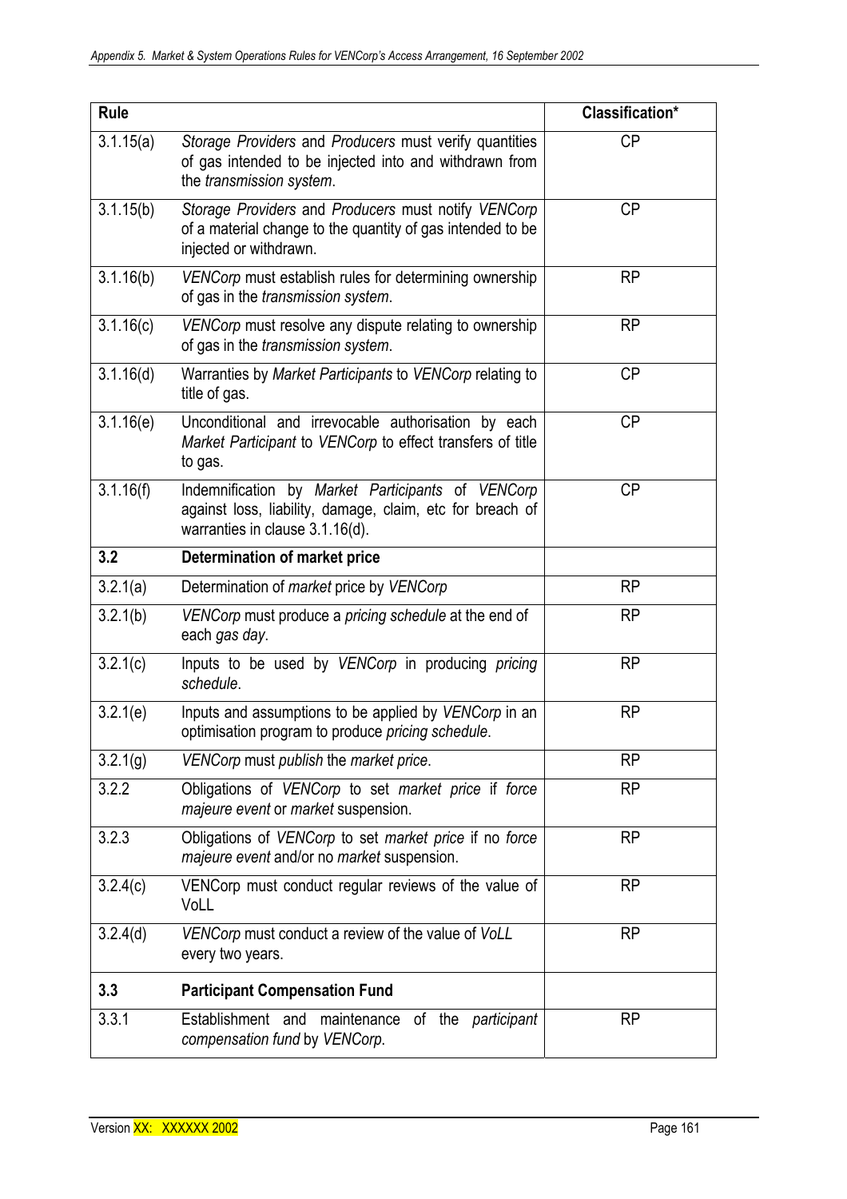| Rule | | Classification* |
|---|---|---|
| 3.1.15(a) | *Storage Providers* and *Producers* must verify quantities of gas intended to be injected into and withdrawn from the *transmission system*. | CP |
| 3.1.15(b) | *Storage Providers* and *Producers* must notify *VENCorp* of a material change to the quantity of gas intended to be injected or withdrawn. | CP |
| 3.1.16(b) | *VENCorp* must establish rules for determining ownership of gas in the *transmission system*. | RP |
| 3.1.16(c) | *VENCorp* must resolve any dispute relating to ownership of gas in the *transmission system*. | RP |
| 3.1.16(d) | Warranties by *Market Participants* to *VENCorp* relating to title of gas. | CP |
| 3.1.16(e) | Unconditional and irrevocable authorisation by each *Market Participant* to *VENCorp* to effect transfers of title to gas. | CP |
| 3.1.16(f) | Indemnification by *Market Participants* of *VENCorp* against loss, liability, damage, claim, etc for breach of warranties in clause 3.1.16(d). | CP |
| **3.2** | **Determination of market price** | |
| 3.2.1(a) | Determination of *market* price by *VENCorp* | RP |
| 3.2.1(b) | *VENCorp* must produce a *pricing schedule* at the end of each *gas day*. | RP |
| 3.2.1(c) | Inputs to be used by *VENCorp* in producing *pricing schedule*. | RP |
| 3.2.1(e) | Inputs and assumptions to be applied by *VENCorp* in an optimisation program to produce *pricing schedule*. | RP |
| 3.2.1(g) | *VENCorp* must *publish* the *market price*. | RP |
| 3.2.2 | Obligations of *VENCorp* to set *market price* if *force majeure event* or *market* suspension. | RP |
| 3.2.3 | Obligations of *VENCorp* to set *market price* if no *force majeure event* and/or no *market* suspension. | RP |
| 3.2.4(c) | VENCorp must conduct regular reviews of the value of VoLL | RP |
| 3.2.4(d) | *VENCorp* must conduct a review of the value of *VoLL* every two years. | RP |
| **3.3** | **Participant Compensation Fund** | |
| 3.3.1 | Establishment and maintenance of the *participant compensation fund* by *VENCorp*. | RP |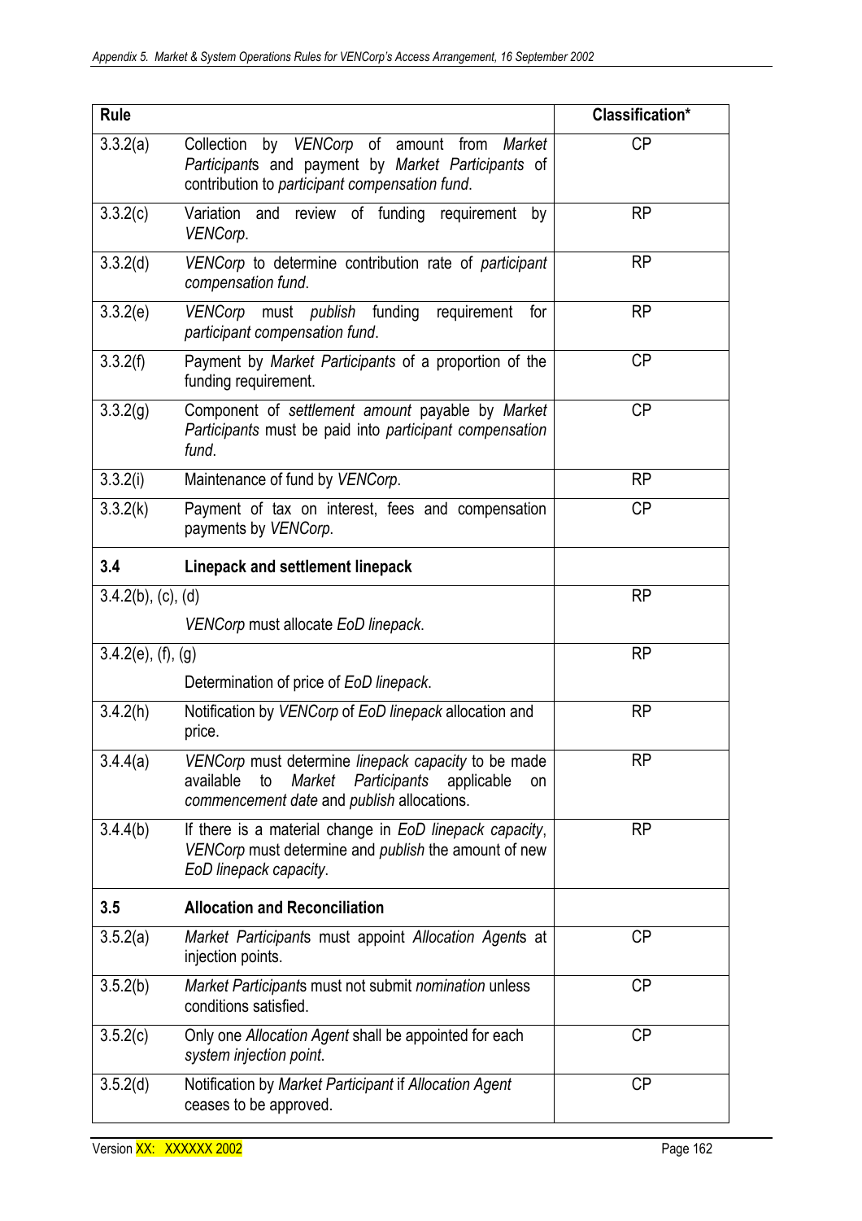| Rule | | Classification* |
|---|---|---|
| 3.3.2(a) | Collection by *VENCorp* of amount from *Market Participant*s and payment by *Market Participants* of contribution to *participant compensation fund*. | CP |
| 3.3.2(c) | Variation and review of funding requirement by *VENCorp*. | RP |
| 3.3.2(d) | *VENCorp* to determine contribution rate of *participant compensation fund*. | RP |
| 3.3.2(e) | *VENCorp* must *publish* funding requirement for *participant compensation fund*. | RP |
| 3.3.2(f) | Payment by *Market Participants* of a proportion of the funding requirement. | CP |
| 3.3.2(g) | Component of *settlement amount* payable by *Market Participants* must be paid into *participant compensation fund*. | CP |
| 3.3.2(i) | Maintenance of fund by *VENCorp*. | RP |
| 3.3.2(k) | Payment of tax on interest, fees and compensation payments by *VENCorp*. | CP |
| **3.4** | **Linepack and settlement linepack** | |
| 3.4.2(b), (c), (d) | *VENCorp* must allocate *EoD linepack*. | RP |
| 3.4.2(e), (f), (g) | Determination of price of *EoD linepack*. | RP |
| 3.4.2(h) | Notification by *VENCorp* of *EoD linepack* allocation and price. | RP |
| 3.4.4(a) | *VENCorp* must determine *linepack capacity* to be made available to *Market Participants* applicable on *commencement date* and *publish* allocations. | RP |
| 3.4.4(b) | If there is a material change in *EoD linepack capacity*, *VENCorp* must determine and *publish* the amount of new *EoD linepack capacity*. | RP |
| **3.5** | **Allocation and Reconciliation** | |
| 3.5.2(a) | *Market Participant*s must appoint *Allocation Agent*s at injection points. | CP |
| 3.5.2(b) | *Market Participant*s must not submit *nomination* unless conditions satisfied. | CP |
| 3.5.2(c) | Only one *Allocation Agent* shall be appointed for each *system injection point*. | CP |
| 3.5.2(d) | Notification by *Market Participant* if *Allocation Agent* ceases to be approved. | CP |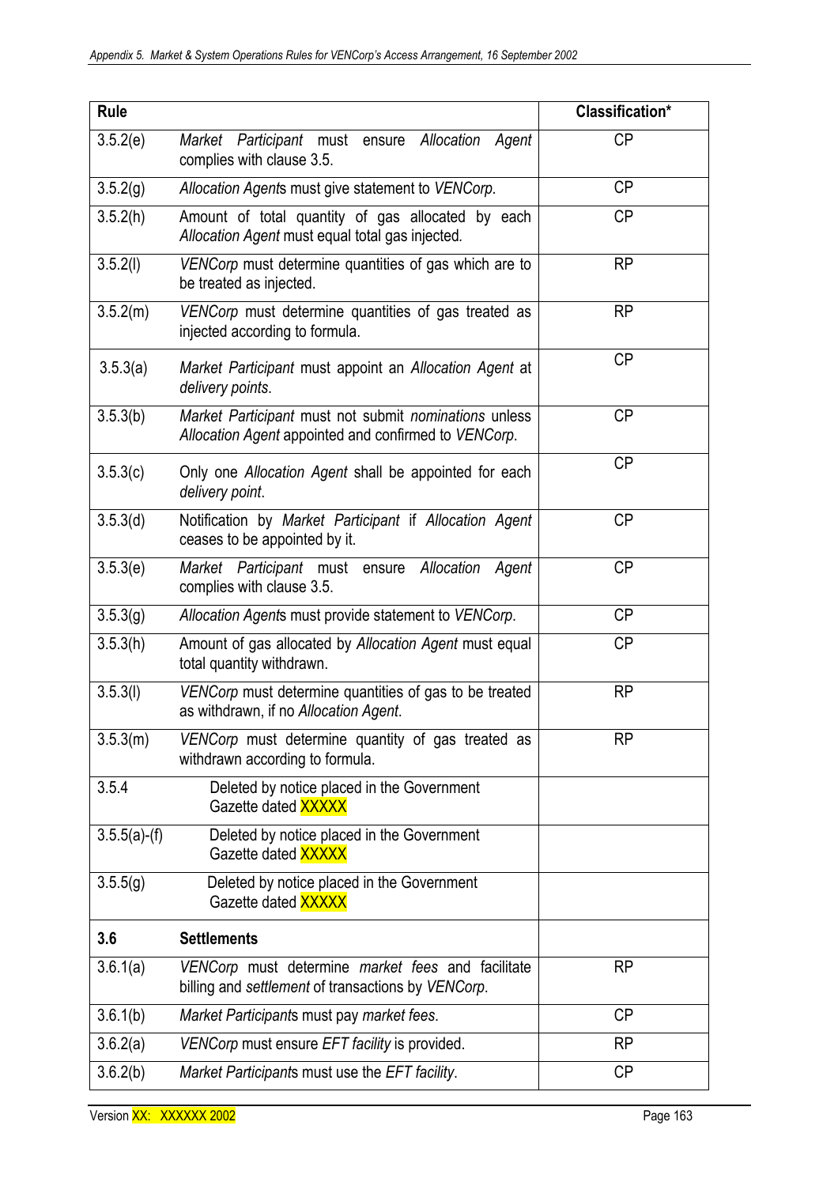| Rule | | Classification* |
|---|---|---|
| 3.5.2(e) | *Market Participant* must ensure *Allocation Agent* complies with clause 3.5. | CP |
| 3.5.2(g) | *Allocation Agent*s must give statement to *VENCorp*. | CP |
| 3.5.2(h) | Amount of total quantity of gas allocated by each *Allocation Agent* must equal total gas injected. | CP |
| 3.5.2(l) | *VENCorp* must determine quantities of gas which are to be treated as injected. | RP |
| 3.5.2(m) | *VENCorp* must determine quantities of gas treated as injected according to formula. | RP |
| 3.5.3(a) | *Market Participant* must appoint an *Allocation Agent* at *delivery points*. | CP |
| 3.5.3(b) | *Market Participant* must not submit *nominations* unless *Allocation Agent* appointed and confirmed to *VENCorp*. | CP |
| 3.5.3(c) | Only one *Allocation Agent* shall be appointed for each *delivery point*. | CP |
| 3.5.3(d) | Notification by *Market Participant* if *Allocation Agent* ceases to be appointed by it. | CP |
| 3.5.3(e) | *Market Participant* must ensure *Allocation Agent* complies with clause 3.5. | CP |
| 3.5.3(g) | *Allocation Agent*s must provide statement to *VENCorp*. | CP |
| 3.5.3(h) | Amount of gas allocated by *Allocation Agent* must equal total quantity withdrawn. | CP |
| 3.5.3(l) | *VENCorp* must determine quantities of gas to be treated as withdrawn, if no *Allocation Agent*. | RP |
| 3.5.3(m) | *VENCorp* must determine quantity of gas treated as withdrawn according to formula. | RP |
| 3.5.4 | Deleted by notice placed in the Government Gazette dated XXXXX | |
| 3.5.5(a)-(f) | Deleted by notice placed in the Government Gazette dated XXXXX | |
| 3.5.5(g) | Deleted by notice placed in the Government Gazette dated XXXXX | |
| **3.6** | **Settlements** | |
| 3.6.1(a) | *VENCorp* must determine *market fees* and facilitate billing and *settlement* of transactions by *VENCorp*. | RP |
| 3.6.1(b) | *Market Participant*s must pay *market fees*. | CP |
| 3.6.2(a) | *VENCorp* must ensure *EFT facility* is provided. | RP |
| 3.6.2(b) | *Market Participant*s must use the *EFT facility*. | CP |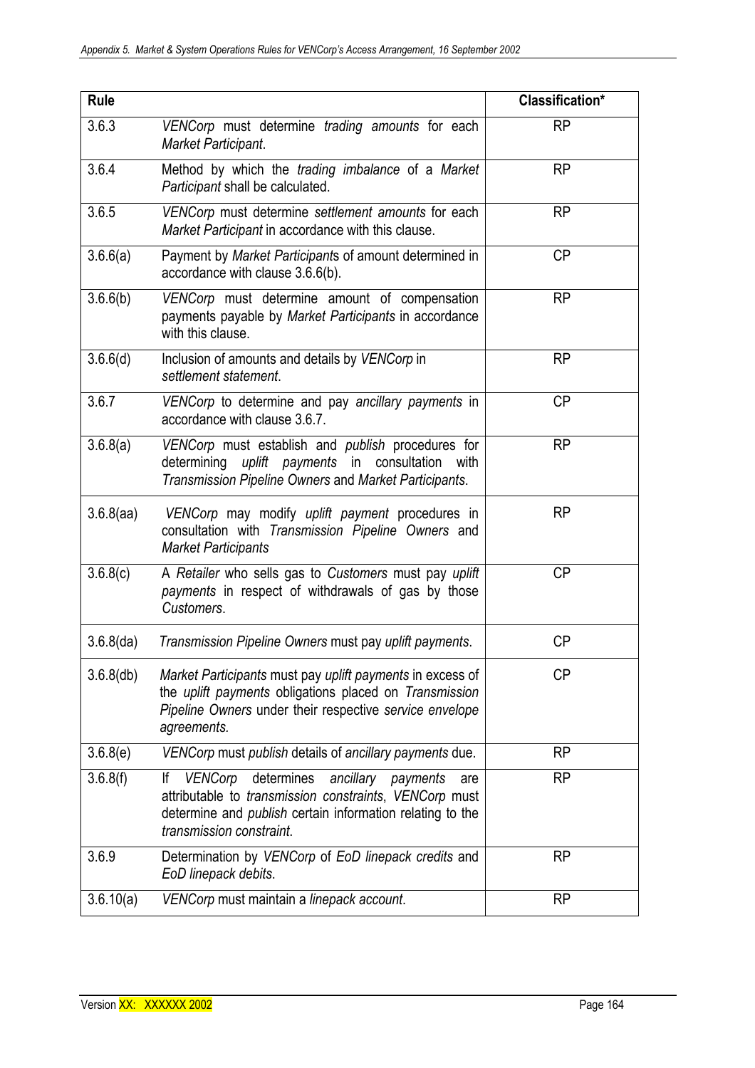| Rule | | Classification* |
|---|---|---|
| 3.6.3 | *VENCorp* must determine *trading amounts* for each *Market Participant*. | RP |
| 3.6.4 | Method by which the *trading imbalance* of a *Market Participant* shall be calculated. | RP |
| 3.6.5 | *VENCorp* must determine *settlement amounts* for each *Market Participant* in accordance with this clause. | RP |
| 3.6.6(a) | Payment by *Market Participant*s of amount determined in accordance with clause 3.6.6(b). | CP |
| 3.6.6(b) | *VENCorp* must determine amount of compensation payments payable by *Market Participants* in accordance with this clause. | RP |
| 3.6.6(d) | Inclusion of amounts and details by *VENCorp* in *settlement statement*. | RP |
| 3.6.7 | *VENCorp* to determine and pay *ancillary payments* in accordance with clause 3.6.7. | CP |
| 3.6.8(a) | *VENCorp* must establish and *publish* procedures for determining *uplift payments* in consultation with *Transmission Pipeline Owners* and *Market Participants*. | RP |
| 3.6.8(aa) | *VENCorp* may modify *uplift payment* procedures in consultation with *Transmission Pipeline Owners* and *Market Participants* | RP |
| 3.6.8(c) | A *Retailer* who sells gas to *Customers* must pay *uplift payments* in respect of withdrawals of gas by those *Customers*. | CP |
| 3.6.8(da) | *Transmission Pipeline Owners* must pay *uplift payments*. | CP |
| 3.6.8(db) | *Market Participants* must pay *uplift payments* in excess of the *uplift payments* obligations placed on *Transmission Pipeline Owners* under their respective *service envelope agreements.* | CP |
| 3.6.8(e) | *VENCorp* must *publish* details of *ancillary payments* due. | RP |
| 3.6.8(f) | If *VENCorp* determines *ancillary payments* are attributable to *transmission constraints*, *VENCorp* must determine and *publish* certain information relating to the *transmission constraint.* | RP |
| 3.6.9 | Determination by *VENCorp* of *EoD linepack credits* and *EoD linepack debits*. | RP |
| 3.6.10(a) | *VENCorp* must maintain a *linepack account*. | RP |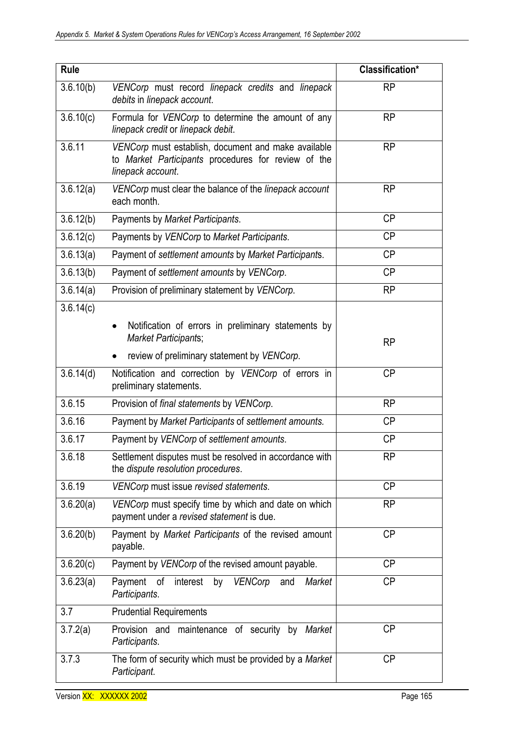| Rule | | Classification* |
|---|---|---|
| 3.6.10(b) | *VENCorp* must record *linepack credits* and *linepack debits* in *linepack account*. | RP |
| 3.6.10(c) | Formula for *VENCorp* to determine the amount of any *linepack credit* or *linepack debit*. | RP |
| 3.6.11 | *VENCorp* must establish, document and make available to *Market Participants* procedures for review of the *linepack account*. | RP |
| 3.6.12(a) | *VENCorp* must clear the balance of the *linepack account* each month. | RP |
| 3.6.12(b) | Payments by *Market Participants*. | CP |
| 3.6.12(c) | Payments by *VENCorp* to *Market Participants*. | CP |
| 3.6.13(a) | Payment of *settlement amounts* by *Market Participant*s. | CP |
| 3.6.13(b) | Payment of *settlement amounts* by *VENCorp*. | CP |
| 3.6.14(a) | Provision of preliminary statement by *VENCorp*. | RP |
| 3.6.14(c) | • Notification of errors in preliminary statements by *Market Participant*s; <br> • review of preliminary statement by *VENCorp*. | RP |
| 3.6.14(d) | Notification and correction by *VENCorp* of errors in preliminary statements. | CP |
| 3.6.15 | Provision of *final statements* by *VENCorp*. | RP |
| 3.6.16 | Payment by *Market Participants* of *settlement amounts.* | CP |
| 3.6.17 | Payment by *VENCorp* of *settlement amounts*. | CP |
| 3.6.18 | Settlement disputes must be resolved in accordance with the *dispute resolution procedures*. | RP |
| 3.6.19 | *VENCorp* must issue *revised statements*. | CP |
| 3.6.20(a) | *VENCorp* must specify time by which and date on which payment under a *revised statement* is due. | RP |
| 3.6.20(b) | Payment by *Market Participants* of the revised amount payable. | CP |
| 3.6.20(c) | Payment by *VENCorp* of the revised amount payable. | CP |
| 3.6.23(a) | Payment of interest by *VENCorp* and *Market Participants*. | CP |
| 3.7 | Prudential Requirements | |
| 3.7.2(a) | Provision and maintenance of security by *Market Participants*. | CP |
| 3.7.3 | The form of security which must be provided by a *Market Participant*. | CP |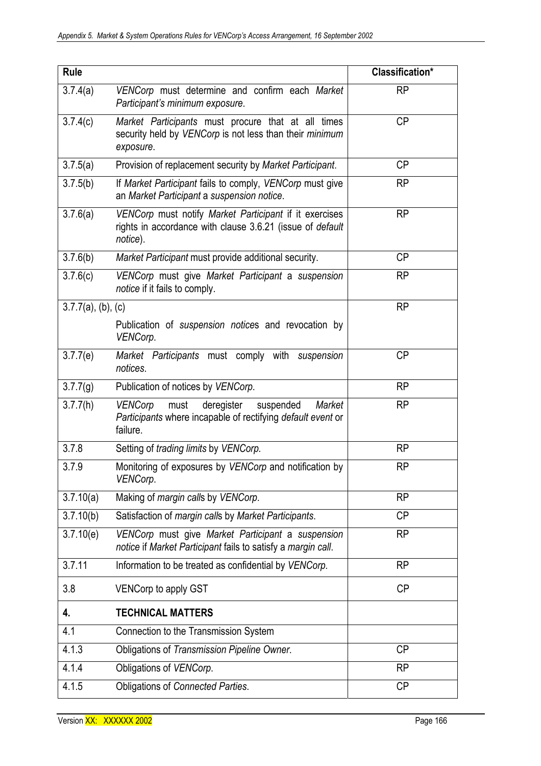| Rule | | Classification* |
|---|---|---|
| 3.7.4(a) | *VENCorp* must determine and confirm each *Market Participant's minimum exposure*. | RP |
| 3.7.4(c) | *Market Participants* must procure that at all times security held by *VENCorp* is not less than their *minimum exposure*. | CP |
| 3.7.5(a) | Provision of replacement security by *Market Participant*. | CP |
| 3.7.5(b) | If *Market Participant* fails to comply, *VENCorp* must give an *Market Participant* a *suspension notice*. | RP |
| 3.7.6(a) | *VENCorp* must notify *Market Participant* if it exercises rights in accordance with clause 3.6.21 (issue of *default notice*). | RP |
| 3.7.6(b) | *Market Participant* must provide additional security. | CP |
| 3.7.6(c) | *VENCorp* must give *Market Participant* a *suspension notice* if it fails to comply. | RP |
| 3.7.7(a), (b), (c) | Publication of *suspension notices* and revocation by *VENCorp*. | RP |
| 3.7.7(e) | *Market Participants* must comply with *suspension notices*. | CP |
| 3.7.7(g) | Publication of notices by *VENCorp*. | RP |
| 3.7.7(h) | *VENCorp* must deregister suspended *Market Participants* where incapable of rectifying *default event* or failure. | RP |
| 3.7.8 | Setting of *trading limits* by *VENCorp*. | RP |
| 3.7.9 | Monitoring of exposures by *VENCorp* and notification by *VENCorp*. | RP |
| 3.7.10(a) | Making of *margin calls* by *VENCorp*. | RP |
| 3.7.10(b) | Satisfaction of *margin calls* by *Market Participants*. | CP |
| 3.7.10(e) | *VENCorp* must give *Market Participant* a *suspension notice* if *Market Participant* fails to satisfy a *margin call*. | RP |
| 3.7.11 | Information to be treated as confidential by *VENCorp*. | RP |
| 3.8 | VENCorp to apply GST | CP |
| **4.** | **TECHNICAL MATTERS** | |
| 4.1 | Connection to the Transmission System | |
| 4.1.3 | Obligations of *Transmission Pipeline Owner*. | CP |
| 4.1.4 | Obligations of *VENCorp*. | RP |
| 4.1.5 | Obligations of *Connected Parties*. | CP |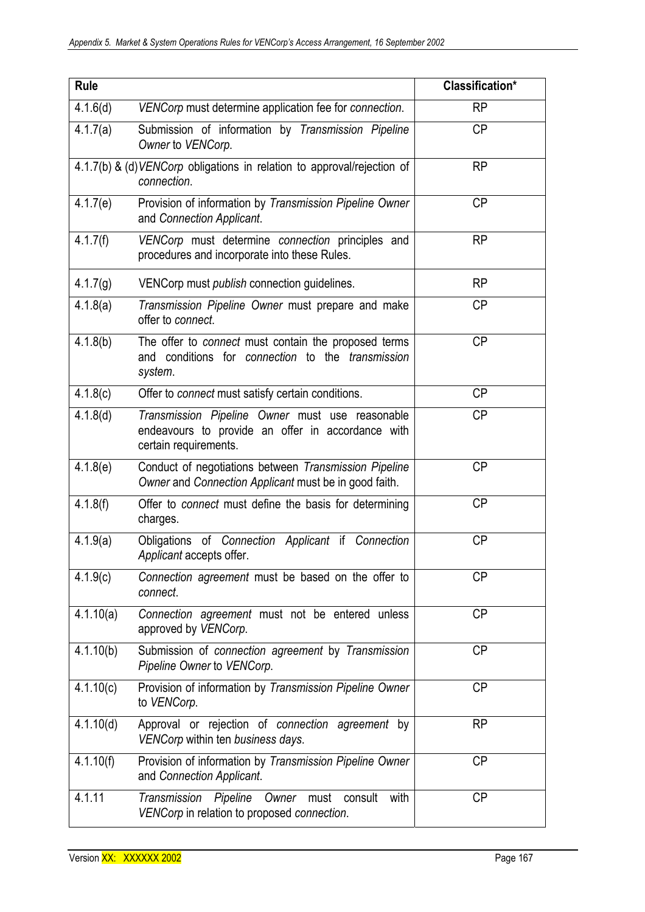| Rule | | Classification* |
|---|---|---|
| 4.1.6(d) | *VENCorp* must determine application fee for *connection*. | RP |
| 4.1.7(a) | Submission of information by *Transmission Pipeline Owner* to *VENCorp*. | CP |
| 4.1.7(b) & (d) | *VENCorp* obligations in relation to approval/rejection of *connection*. | RP |
| 4.1.7(e) | Provision of information by *Transmission Pipeline Owner* and *Connection Applicant*. | CP |
| 4.1.7(f) | *VENCorp* must determine *connection* principles and procedures and incorporate into these Rules. | RP |
| 4.1.7(g) | VENCorp must *publish* connection guidelines. | RP |
| 4.1.8(a) | *Transmission Pipeline Owner* must prepare and make offer to *connect*. | CP |
| 4.1.8(b) | The offer to *connect* must contain the proposed terms and conditions for *connection* to the *transmission system*. | CP |
| 4.1.8(c) | Offer to *connect* must satisfy certain conditions. | CP |
| 4.1.8(d) | *Transmission Pipeline Owner* must use reasonable endeavours to provide an offer in accordance with certain requirements. | CP |
| 4.1.8(e) | Conduct of negotiations between *Transmission Pipeline Owner* and *Connection Applicant* must be in good faith. | CP |
| 4.1.8(f) | Offer to *connect* must define the basis for determining charges. | CP |
| 4.1.9(a) | Obligations of *Connection Applicant* if *Connection Applicant* accepts offer. | CP |
| 4.1.9(c) | *Connection agreement* must be based on the offer to *connect*. | CP |
| 4.1.10(a) | *Connection agreement* must not be entered unless approved by *VENCorp*. | CP |
| 4.1.10(b) | Submission of *connection agreement* by *Transmission Pipeline Owner* to *VENCorp*. | CP |
| 4.1.10(c) | Provision of information by *Transmission Pipeline Owner* to *VENCorp*. | CP |
| 4.1.10(d) | Approval or rejection of *connection agreement* by *VENCorp* within ten *business days*. | RP |
| 4.1.10(f) | Provision of information by *Transmission Pipeline Owner* and *Connection Applicant*. | CP |
| 4.1.11 | *Transmission Pipeline Owner* must consult with *VENCorp* in relation to proposed *connection*. | CP |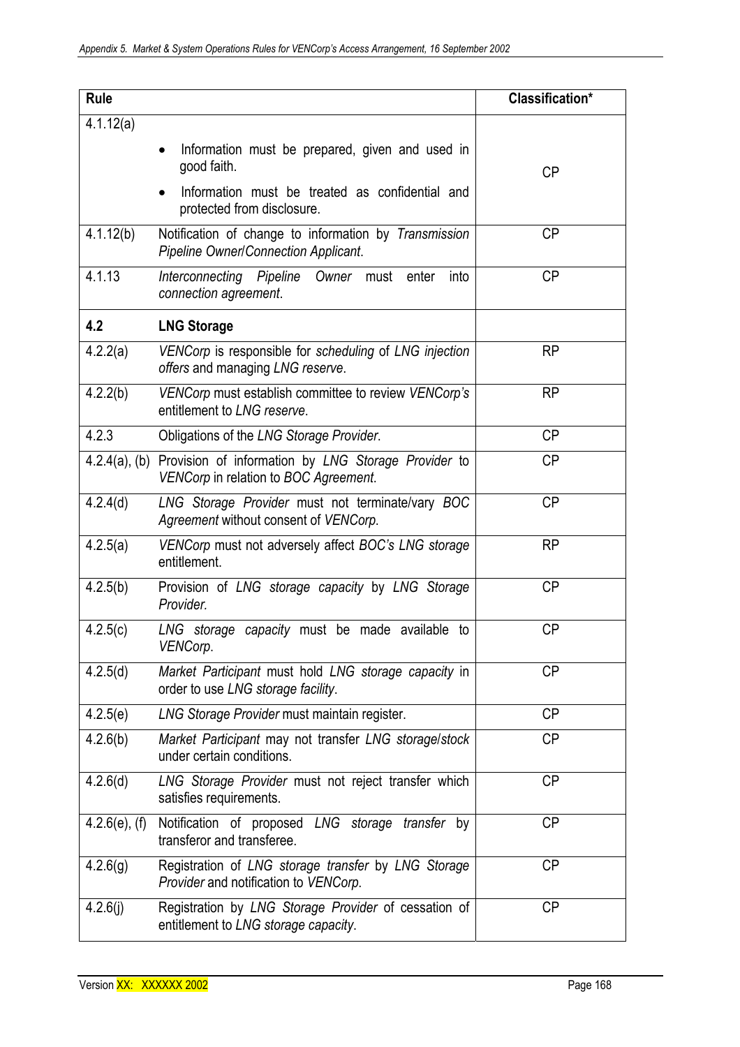| Rule | | Classification* |
|---|---|---|
| 4.1.12(a) | • Information must be prepared, given and used in good faith. • Information must be treated as confidential and protected from disclosure. | CP |
| 4.1.12(b) | Notification of change to information by *Transmission Pipeline Owner*/*Connection Applicant*. | CP |
| 4.1.13 | *Interconnecting Pipeline Owner* must enter into *connection agreement*. | CP |
| **4.2** | **LNG Storage** | |
| 4.2.2(a) | *VENCorp* is responsible for *scheduling* of *LNG injection offers* and managing *LNG reserve*. | RP |
| 4.2.2(b) | *VENCorp* must establish committee to review *VENCorp's* entitlement to *LNG reserve*. | RP |
| 4.2.3 | Obligations of the *LNG Storage Provider*. | CP |
| 4.2.4(a), (b) | Provision of information by *LNG Storage Provider* to *VENCorp* in relation to *BOC Agreement*. | CP |
| 4.2.4(d) | *LNG Storage Provider* must not terminate/vary *BOC Agreement* without consent of *VENCorp*. | CP |
| 4.2.5(a) | *VENCorp* must not adversely affect *BOC's LNG storage* entitlement. | RP |
| 4.2.5(b) | Provision of *LNG storage capacity* by *LNG Storage Provider.* | CP |
| 4.2.5(c) | *LNG storage capacity* must be made available to *VENCorp*. | CP |
| 4.2.5(d) | *Market Participant* must hold *LNG storage capacity* in order to use *LNG storage facility*. | CP |
| 4.2.5(e) | *LNG Storage Provider* must maintain register. | CP |
| 4.2.6(b) | *Market Participant* may not transfer *LNG storage*/*stock* under certain conditions. | CP |
| 4.2.6(d) | *LNG Storage Provider* must not reject transfer which satisfies requirements. | CP |
| 4.2.6(e), (f) | Notification of proposed *LNG storage transfer* by transferor and transferee. | CP |
| 4.2.6(g) | Registration of *LNG storage transfer* by *LNG Storage Provider* and notification to *VENCorp*. | CP |
| 4.2.6(j) | Registration by *LNG Storage Provider* of cessation of entitlement to *LNG storage capacity*. | CP |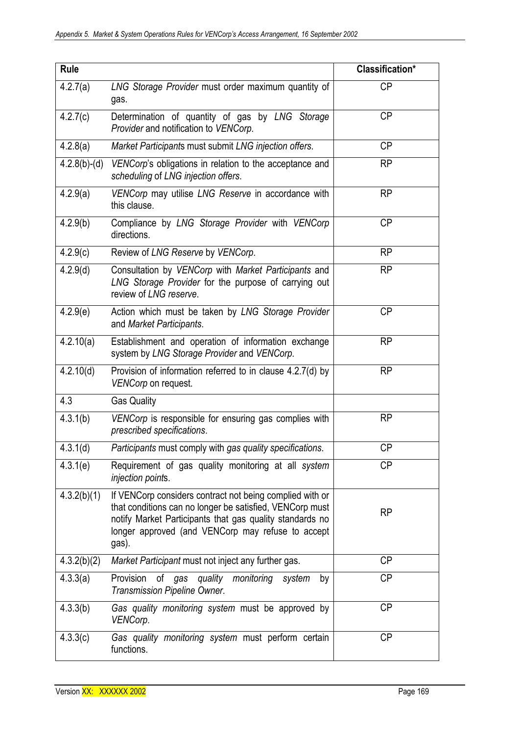| Rule | | Classification* |
|---|---|---|
| 4.2.7(a) | *LNG Storage Provider* must order maximum quantity of gas. | CP |
| 4.2.7(c) | Determination of quantity of gas by *LNG Storage Provider* and notification to *VENCorp*. | CP |
| 4.2.8(a) | *Market Participant*s must submit *LNG injection offers*. | CP |
| 4.2.8(b)-(d) | *VENCorp*'s obligations in relation to the acceptance and *scheduling* of *LNG injection offers*. | RP |
| 4.2.9(a) | *VENCorp* may utilise *LNG Reserve* in accordance with this clause. | RP |
| 4.2.9(b) | Compliance by *LNG Storage Provider* with *VENCorp* directions. | CP |
| 4.2.9(c) | Review of *LNG Reserve* by *VENCorp*. | RP |
| 4.2.9(d) | Consultation by *VENCorp* with *Market Participants* and *LNG Storage Provider* for the purpose of carrying out review of *LNG reserve*. | RP |
| 4.2.9(e) | Action which must be taken by *LNG Storage Provider* and *Market Participants*. | CP |
| 4.2.10(a) | Establishment and operation of information exchange system by *LNG Storage Provider* and *VENCorp*. | RP |
| 4.2.10(d) | Provision of information referred to in clause 4.2.7(d) by *VENCorp* on request. | RP |
| 4.3 | Gas Quality | |
| 4.3.1(b) | *VENCorp* is responsible for ensuring gas complies with *prescribed specifications*. | RP |
| 4.3.1(d) | *Participants* must comply with *gas quality specifications*. | CP |
| 4.3.1(e) | Requirement of gas quality monitoring at all *system injection point*s. | CP |
| 4.3.2(b)(1) | If VENCorp considers contract not being complied with or that conditions can no longer be satisfied, VENCorp must notify Market Participants that gas quality standards no longer approved (and VENCorp may refuse to accept gas). | RP |
| 4.3.2(b)(2) | *Market Participant* must not inject any further gas. | CP |
| 4.3.3(a) | Provision of *gas quality monitoring system* by *Transmission Pipeline Owner*. | CP |
| 4.3.3(b) | *Gas quality monitoring system* must be approved by *VENCorp*. | CP |
| 4.3.3(c) | *Gas quality monitoring system* must perform certain functions. | CP |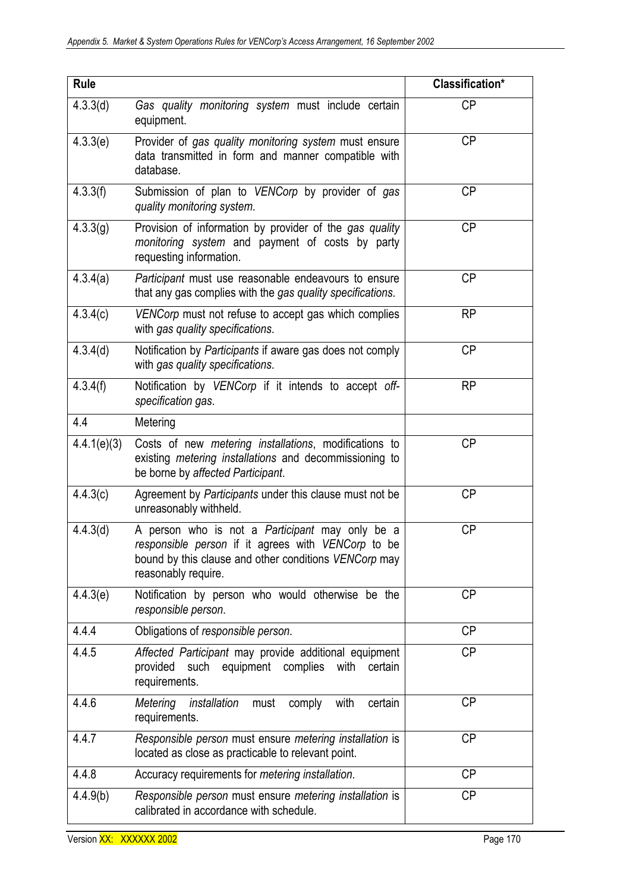| Rule | | Classification* |
|---|---|---|
| 4.3.3(d) | *Gas quality monitoring system* must include certain equipment. | CP |
| 4.3.3(e) | Provider of *gas quality monitoring system* must ensure data transmitted in form and manner compatible with database. | CP |
| 4.3.3(f) | Submission of plan to *VENCorp* by provider of *gas quality monitoring system*. | CP |
| 4.3.3(g) | Provision of information by provider of the *gas quality monitoring system* and payment of costs by party requesting information. | CP |
| 4.3.4(a) | *Participant* must use reasonable endeavours to ensure that any gas complies with the *gas quality specifications*. | CP |
| 4.3.4(c) | *VENCorp* must not refuse to accept gas which complies with *gas quality specifications*. | RP |
| 4.3.4(d) | Notification by *Participants* if aware gas does not comply with *gas quality specifications*. | CP |
| 4.3.4(f) | Notification by *VENCorp* if it intends to accept *off-specification gas*. | RP |
| 4.4 | Metering | |
| 4.4.1(e)(3) | Costs of new *metering installations*, modifications to existing *metering installations* and decommissioning to be borne by *affected Participant*. | CP |
| 4.4.3(c) | Agreement by *Participants* under this clause must not be unreasonably withheld. | CP |
| 4.4.3(d) | A person who is not a *Participant* may only be a *responsible person* if it agrees with *VENCorp* to be bound by this clause and other conditions *VENCorp* may reasonably require. | CP |
| 4.4.3(e) | Notification by person who would otherwise be the *responsible person*. | CP |
| 4.4.4 | Obligations of *responsible person*. | CP |
| 4.4.5 | *Affected Participant* may provide additional equipment provided such equipment complies with certain requirements. | CP |
| 4.4.6 | *Metering installation* must comply with certain requirements. | CP |
| 4.4.7 | *Responsible person* must ensure *metering installation* is located as close as practicable to relevant point. | CP |
| 4.4.8 | Accuracy requirements for *metering installation*. | CP |
| 4.4.9(b) | *Responsible person* must ensure *metering installation* is calibrated in accordance with schedule. | CP |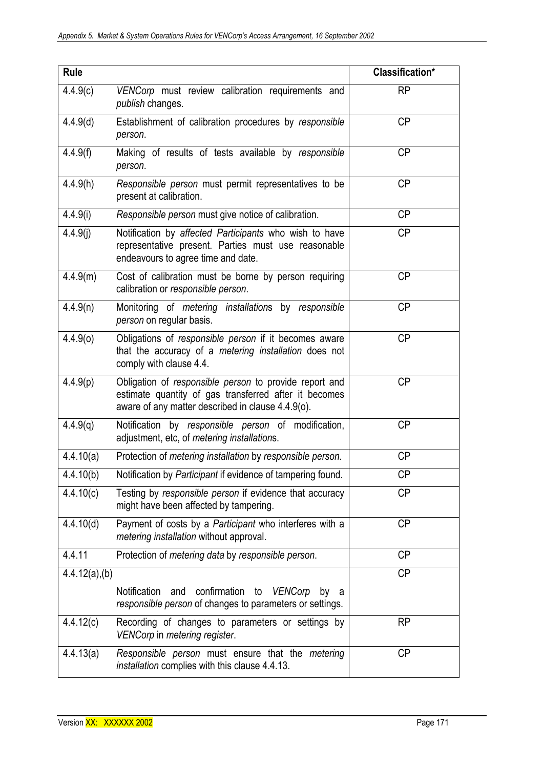| Rule | | Classification* |
|---|---|---|
| 4.4.9(c) | *VENCorp* must review calibration requirements and *publish* changes. | RP |
| 4.4.9(d) | Establishment of calibration procedures by *responsible person*. | CP |
| 4.4.9(f) | Making of results of tests available by *responsible person*. | CP |
| 4.4.9(h) | *Responsible person* must permit representatives to be present at calibration. | CP |
| 4.4.9(i) | *Responsible person* must give notice of calibration. | CP |
| 4.4.9(j) | Notification by *affected Participants* who wish to have representative present. Parties must use reasonable endeavours to agree time and date. | CP |
| 4.4.9(m) | Cost of calibration must be borne by person requiring calibration or *responsible person*. | CP |
| 4.4.9(n) | Monitoring of *metering installation*s by *responsible person* on regular basis. | CP |
| 4.4.9(o) | Obligations of *responsible person* if it becomes aware that the accuracy of a *metering installation* does not comply with clause 4.4. | CP |
| 4.4.9(p) | Obligation of *responsible person* to provide report and estimate quantity of gas transferred after it becomes aware of any matter described in clause 4.4.9(o). | CP |
| 4.4.9(q) | Notification by *responsible person* of modification, adjustment, etc, of *metering installation*s. | CP |
| 4.4.10(a) | Protection of *metering installation* by *responsible person*. | CP |
| 4.4.10(b) | Notification by *Participant* if evidence of tampering found. | CP |
| 4.4.10(c) | Testing by *responsible person* if evidence that accuracy might have been affected by tampering. | CP |
| 4.4.10(d) | Payment of costs by a *Participant* who interferes with a *metering installation* without approval. | CP |
| 4.4.11 | Protection of *metering data* by *responsible person*. | CP |
| 4.4.12(a),(b) | Notification and confirmation to *VENCorp* by a *responsible person* of changes to parameters or settings. | CP |
| 4.4.12(c) | Recording of changes to parameters or settings by *VENCorp* in *metering register*. | RP |
| 4.4.13(a) | *Responsible person* must ensure that the *metering installation* complies with this clause 4.4.13. | CP |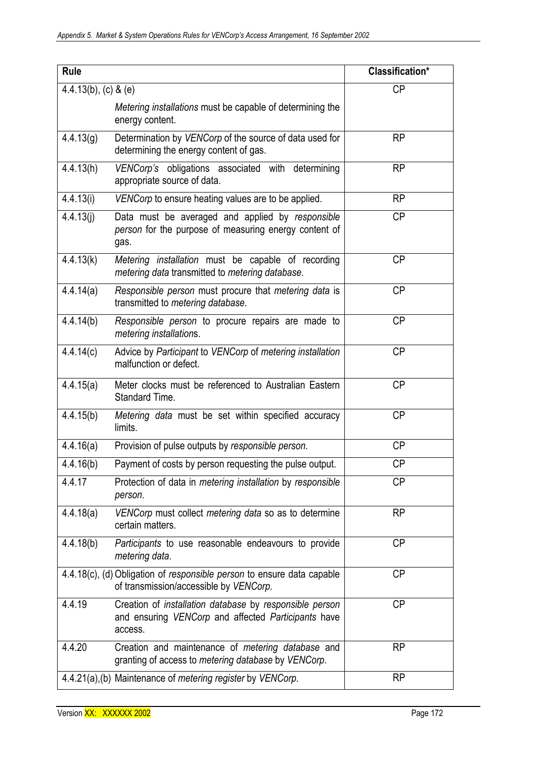| Rule | | Classification* |
|---|---|---|
| 4.4.13(b), (c) & (e) | *Metering installations* must be capable of determining the energy content. | CP |
| 4.4.13(g) | Determination by *VENCorp* of the source of data used for determining the energy content of gas. | RP |
| 4.4.13(h) | *VENCorp's* obligations associated with determining appropriate source of data. | RP |
| 4.4.13(i) | *VENCorp* to ensure heating values are to be applied. | RP |
| 4.4.13(j) | Data must be averaged and applied by *responsible person* for the purpose of measuring energy content of gas. | CP |
| 4.4.13(k) | *Metering installation* must be capable of recording *metering data* transmitted to *metering database*. | CP |
| 4.4.14(a) | *Responsible person* must procure that *metering data* is transmitted to *metering database*. | CP |
| 4.4.14(b) | *Responsible person* to procure repairs are made to *metering installation*s. | CP |
| 4.4.14(c) | Advice by *Participant* to *VENCorp* of *metering installation* malfunction or defect. | CP |
| 4.4.15(a) | Meter clocks must be referenced to Australian Eastern Standard Time. | CP |
| 4.4.15(b) | *Metering data* must be set within specified accuracy limits. | CP |
| 4.4.16(a) | Provision of pulse outputs by *responsible person*. | CP |
| 4.4.16(b) | Payment of costs by person requesting the pulse output. | CP |
| 4.4.17 | Protection of data in *metering installation* by *responsible person*. | CP |
| 4.4.18(a) | *VENCorp* must collect *metering data* so as to determine certain matters. | RP |
| 4.4.18(b) | *Participants* to use reasonable endeavours to provide *metering data*. | CP |
| 4.4.18(c), (d) | Obligation of *responsible person* to ensure data capable of transmission/accessible by *VENCorp*. | CP |
| 4.4.19 | Creation of *installation database* by *responsible person* and ensuring *VENCorp* and affected *Participants* have access. | CP |
| 4.4.20 | Creation and maintenance of *metering database* and granting of access to *metering database* by *VENCorp*. | RP |
| 4.4.21(a),(b) | Maintenance of *metering register* by *VENCorp*. | RP |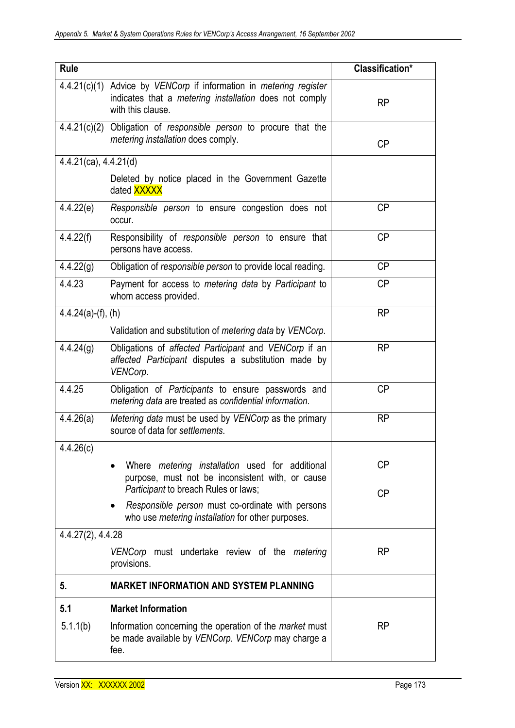| Rule | | Classification* |
|---|---|---|
| 4.4.21(c)(1) | Advice by *VENCorp* if information in *metering register* indicates that a *metering installation* does not comply with this clause. | RP |
| 4.4.21(c)(2) | Obligation of *responsible person* to procure that the *metering installation* does comply. | CP |
| 4.4.21(ca), 4.4.21(d) | Deleted by notice placed in the Government Gazette dated XXXXX | |
| 4.4.22(e) | *Responsible person* to ensure congestion does not occur. | CP |
| 4.4.22(f) | Responsibility of *responsible person* to ensure that persons have access. | CP |
| 4.4.22(g) | Obligation of *responsible person* to provide local reading. | CP |
| 4.4.23 | Payment for access to *metering data* by *Participant* to whom access provided. | CP |
| 4.4.24(a)-(f), (h) | Validation and substitution of *metering data* by *VENCorp*. | RP |
| 4.4.24(g) | Obligations of *affected Participant* and *VENCorp* if an *affected Participant* disputes a substitution made by *VENCorp*. | RP |
| 4.4.25 | Obligation of *Participants* to ensure passwords and *metering data* are treated as *confidential information*. | CP |
| 4.4.26(a) | *Metering data* must be used by *VENCorp* as the primary source of data for *settlements*. | RP |
| 4.4.26(c) | • Where *metering installation* used for additional purpose, must not be inconsistent with, or cause *Participant* to breach Rules or laws;<br>• *Responsible person* must co-ordinate with persons who use *metering installation* for other purposes. | CP<br>CP |
| 4.4.27(2), 4.4.28 | *VENCorp* must undertake review of the *metering* provisions. | RP |
| **5.** | **MARKET INFORMATION AND SYSTEM PLANNING** | |
| **5.1** | **Market Information** | |
| 5.1.1(b) | Information concerning the operation of the *market* must be made available by *VENCorp*. *VENCorp* may charge a fee. | RP |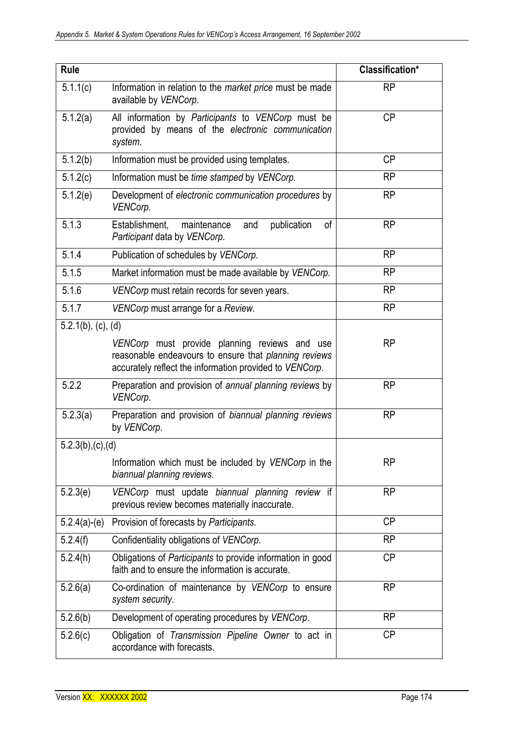| Rule | | Classification* |
|---|---|---|
| 5.1.1(c) | Information in relation to the *market price* must be made available by *VENCorp*. | RP |
| 5.1.2(a) | All information by *Participants* to *VENCorp* must be provided by means of the *electronic communication system*. | CP |
| 5.1.2(b) | Information must be provided using templates. | CP |
| 5.1.2(c) | Information must be *time stamped* by *VENCorp*. | RP |
| 5.1.2(e) | Development of *electronic communication procedures* by *VENCorp*. | RP |
| 5.1.3 | Establishment, maintenance and publication of *Participant* data by *VENCorp.* | RP |
| 5.1.4 | Publication of schedules by *VENCorp*. | RP |
| 5.1.5 | Market information must be made available by *VENCorp*. | RP |
| 5.1.6 | *VENCorp* must retain records for seven years. | RP |
| 5.1.7 | *VENCorp* must arrange for a *Review*. | RP |
| 5.2.1(b), (c), (d) | *VENCorp* must provide planning reviews and use reasonable endeavours to ensure that *planning reviews* accurately reflect the information provided to *VENCorp*. | RP |
| 5.2.2 | Preparation and provision of *annual planning reviews* by *VENCorp*. | RP |
| 5.2.3(a) | Preparation and provision of *biannual planning reviews* by *VENCorp*. | RP |
| 5.2.3(b),(c),(d) | Information which must be included by *VENCorp* in the *biannual planning reviews*. | RP |
| 5.2.3(e) | *VENCorp* must update *biannual planning review* if previous review becomes materially inaccurate. | RP |
| 5.2.4(a)-(e) | Provision of forecasts by *Participants*. | CP |
| 5.2.4(f) | Confidentiality obligations of *VENCorp*. | RP |
| 5.2.4(h) | Obligations of *Participants* to provide information in good faith and to ensure the information is accurate. | CP |
| 5.2.6(a) | Co-ordination of maintenance by *VENCorp* to ensure *system security*. | RP |
| 5.2.6(b) | Development of operating procedures by *VENCorp*. | RP |
| 5.2.6(c) | Obligation of *Transmission Pipeline Owner* to act in accordance with forecasts. | CP |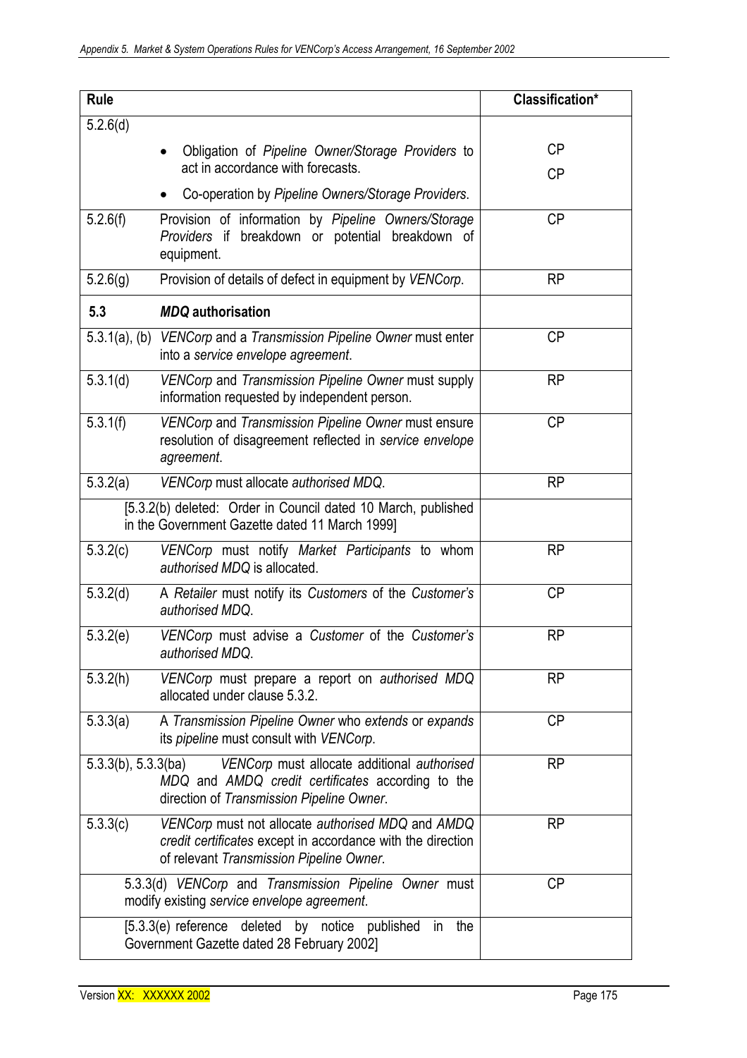| Rule | Classification* |
|---|---|
| 5.2.6(d)<br>• Obligation of *Pipeline Owner/Storage Providers* to act in accordance with forecasts.<br>• Co-operation by *Pipeline Owners/Storage Providers*. | CP<br>CP |
| 5.2.6(f) Provision of information by *Pipeline Owners/Storage Providers* if breakdown or potential breakdown of equipment. | CP |
| 5.2.6(g) Provision of details of defect in equipment by *VENCorp*. | RP |
| **5.3 *MDQ* authorisation** | |
| 5.3.1(a), (b) *VENCorp* and a *Transmission Pipeline Owner* must enter into a *service envelope agreement*. | CP |
| 5.3.1(d) *VENCorp* and *Transmission Pipeline Owner* must supply information requested by independent person. | RP |
| 5.3.1(f) *VENCorp* and *Transmission Pipeline Owner* must ensure resolution of disagreement reflected in *service envelope agreement*. | CP |
| 5.3.2(a) *VENCorp* must allocate *authorised MDQ*. | RP |
| [5.3.2(b) deleted: Order in Council dated 10 March, published in the Government Gazette dated 11 March 1999] | |
| 5.3.2(c) *VENCorp* must notify *Market Participants* to whom *authorised MDQ* is allocated. | RP |
| 5.3.2(d) A *Retailer* must notify its *Customers* of the *Customer's authorised MDQ*. | CP |
| 5.3.2(e) *VENCorp* must advise a *Customer* of the *Customer's authorised MDQ*. | RP |
| 5.3.2(h) *VENCorp* must prepare a report on *authorised MDQ* allocated under clause 5.3.2. | RP |
| 5.3.3(a) A *Transmission Pipeline Owner* who *extends* or *expands* its *pipeline* must consult with *VENCorp*. | CP |
| 5.3.3(b), 5.3.3(ba) *VENCorp* must allocate additional *authorised MDQ* and *AMDQ credit certificates* according to the direction of *Transmission Pipeline Owner*. | RP |
| 5.3.3(c) *VENCorp* must not allocate *authorised MDQ* and *AMDQ credit certificates* except in accordance with the direction of relevant *Transmission Pipeline Owner*. | RP |
| 5.3.3(d) *VENCorp* and *Transmission Pipeline Owner* must modify existing *service envelope agreement*. | CP |
| [5.3.3(e) reference deleted by notice published in the Government Gazette dated 28 February 2002] | |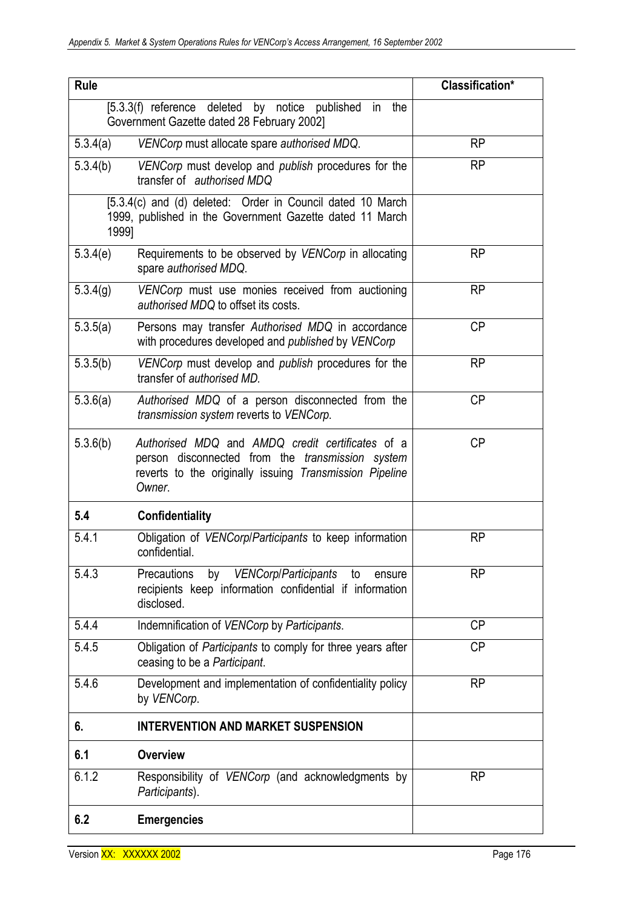| Rule | | Classification* |
|---|---|---|
| | [5.3.3(f) reference deleted by notice published in the Government Gazette dated 28 February 2002] | |
| 5.3.4(a) | *VENCorp* must allocate spare *authorised MDQ*. | RP |
| 5.3.4(b) | *VENCorp* must develop and *publish* procedures for the transfer of *authorised MDQ* | RP |
| | [5.3.4(c) and (d) deleted: Order in Council dated 10 March 1999, published in the Government Gazette dated 11 March 1999] | |
| 5.3.4(e) | Requirements to be observed by *VENCorp* in allocating spare *authorised MDQ*. | RP |
| 5.3.4(g) | *VENCorp* must use monies received from auctioning *authorised MDQ* to offset its costs. | RP |
| 5.3.5(a) | Persons may transfer *Authorised MDQ* in accordance with procedures developed and *published* by *VENCorp* | CP |
| 5.3.5(b) | *VENCorp* must develop and *publish* procedures for the transfer of *authorised MD*. | RP |
| 5.3.6(a) | *Authorised MDQ* of a person disconnected from the *transmission system* reverts to *VENCorp*. | CP |
| 5.3.6(b) | *Authorised MDQ* and *AMDQ credit certificates* of a person disconnected from the *transmission system* reverts to the originally issuing *Transmission Pipeline Owner*. | CP |
| **5.4** | **Confidentiality** | |
| 5.4.1 | Obligation of *VENCorp*/*Participants* to keep information confidential. | RP |
| 5.4.3 | Precautions by *VENCorp*/*Participants* to ensure recipients keep information confidential if information disclosed. | RP |
| 5.4.4 | Indemnification of *VENCorp* by *Participants*. | CP |
| 5.4.5 | Obligation of *Participants* to comply for three years after ceasing to be a *Participant*. | CP |
| 5.4.6 | Development and implementation of confidentiality policy by *VENCorp*. | RP |
| **6.** | **INTERVENTION AND MARKET SUSPENSION** | |
| **6.1** | **Overview** | |
| 6.1.2 | Responsibility of *VENCorp* (and acknowledgments by *Participants*). | RP |
| **6.2** | **Emergencies** | |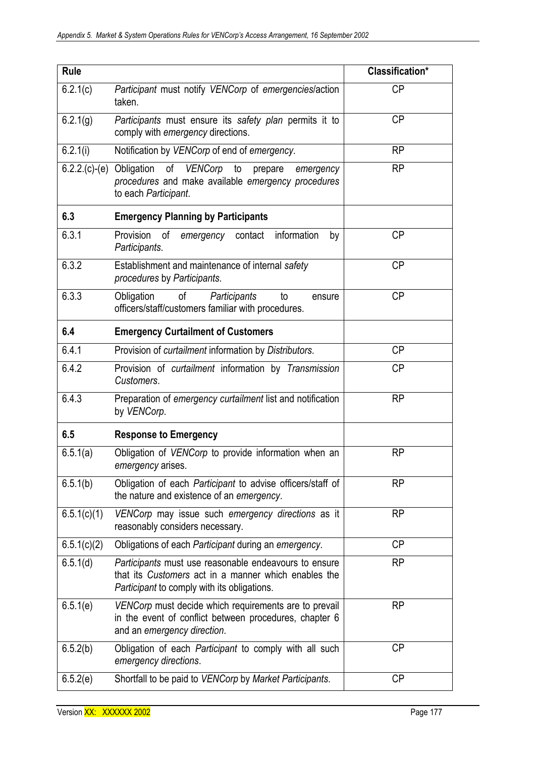| Rule | | Classification* |
|---|---|---|
| 6.2.1(c) | *Participant* must notify *VENCorp* of *emergencies*/action taken. | CP |
| 6.2.1(g) | *Participants* must ensure its *safety plan* permits it to comply with *emergency* directions. | CP |
| 6.2.1(i) | Notification by *VENCorp* of end of *emergency*. | RP |
| 6.2.2.(c)-(e) | Obligation of *VENCorp* to prepare *emergency procedures* and make available *emergency procedures* to each *Participant*. | RP |
| **6.3** | **Emergency Planning by Participants** | |
| 6.3.1 | Provision of *emergency* contact information by *Participants*. | CP |
| 6.3.2 | Establishment and maintenance of internal *safety procedures* by *Participants*. | CP |
| 6.3.3 | Obligation of *Participants* to ensure officers/staff/customers familiar with procedures. | CP |
| **6.4** | **Emergency Curtailment of Customers** | |
| 6.4.1 | Provision of *curtailment* information by *Distributors*. | CP |
| 6.4.2 | Provision of *curtailment* information by *Transmission Customers*. | CP |
| 6.4.3 | Preparation of *emergency curtailment* list and notification by *VENCorp*. | RP |
| **6.5** | **Response to Emergency** | |
| 6.5.1(a) | Obligation of *VENCorp* to provide information when an *emergency* arises. | RP |
| 6.5.1(b) | Obligation of each *Participant* to advise officers/staff of the nature and existence of an *emergency*. | RP |
| 6.5.1(c)(1) | *VENCorp* may issue such *emergency directions* as it reasonably considers necessary. | RP |
| 6.5.1(c)(2) | Obligations of each *Participant* during an *emergency*. | CP |
| 6.5.1(d) | *Participants* must use reasonable endeavours to ensure that its *Customers* act in a manner which enables the *Participant* to comply with its obligations. | RP |
| 6.5.1(e) | *VENCorp* must decide which requirements are to prevail in the event of conflict between procedures, chapter 6 and an *emergency direction*. | RP |
| 6.5.2(b) | Obligation of each *Participant* to comply with all such *emergency directions*. | CP |
| 6.5.2(e) | Shortfall to be paid to *VENCorp* by *Market Participants*. | CP |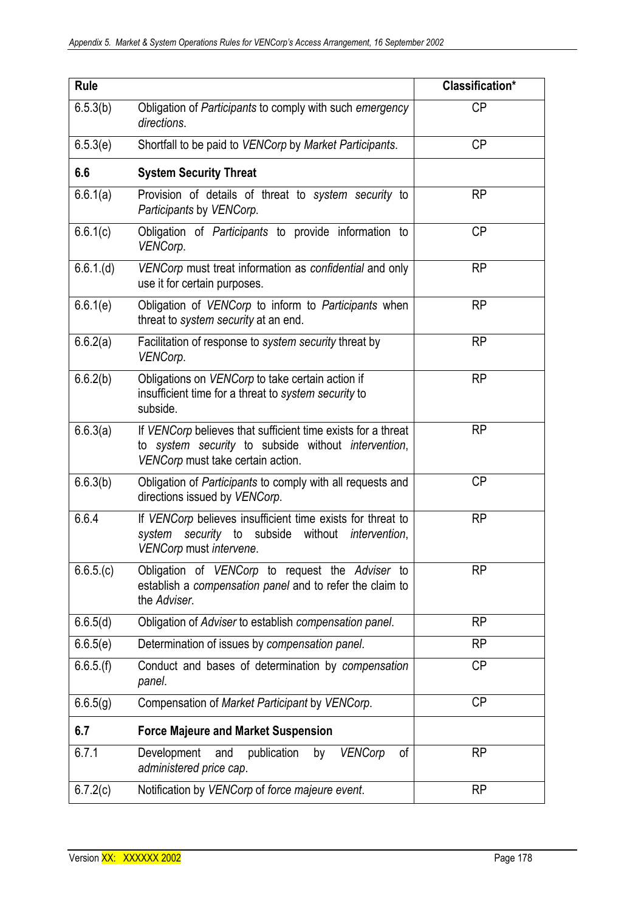| Rule | | Classification* |
|---|---|---|
| 6.5.3(b) | Obligation of *Participants* to comply with such *emergency directions*. | CP |
| 6.5.3(e) | Shortfall to be paid to *VENCorp* by *Market Participants*. | CP |
| **6.6** | **System Security Threat** | |
| 6.6.1(a) | Provision of details of threat to *system security* to *Participants* by *VENCorp*. | RP |
| 6.6.1(c) | Obligation of *Participants* to provide information to *VENCorp*. | CP |
| 6.6.1.(d) | *VENCorp* must treat information as *confidential* and only use it for certain purposes. | RP |
| 6.6.1(e) | Obligation of *VENCorp* to inform to *Participants* when threat to *system security* at an end. | RP |
| 6.6.2(a) | Facilitation of response to *system security* threat by *VENCorp*. | RP |
| 6.6.2(b) | Obligations on *VENCorp* to take certain action if insufficient time for a threat to *system security* to subside. | RP |
| 6.6.3(a) | If *VENCorp* believes that sufficient time exists for a threat to *system security* to subside without *intervention*, *VENCorp* must take certain action. | RP |
| 6.6.3(b) | Obligation of *Participants* to comply with all requests and directions issued by *VENCorp*. | CP |
| 6.6.4 | If *VENCorp* believes insufficient time exists for threat to *system security* to subside without *intervention*, *VENCorp* must *intervene*. | RP |
| 6.6.5.(c) | Obligation of *VENCorp* to request the *Adviser* to establish a *compensation panel* and to refer the claim to the *Adviser*. | RP |
| 6.6.5(d) | Obligation of *Adviser* to establish *compensation panel*. | RP |
| 6.6.5(e) | Determination of issues by *compensation panel*. | RP |
| 6.6.5.(f) | Conduct and bases of determination by *compensation panel*. | CP |
| 6.6.5(g) | Compensation of *Market Participant* by *VENCorp*. | CP |
| **6.7** | **Force Majeure and Market Suspension** | |
| 6.7.1 | Development and publication by *VENCorp* of *administered price cap*. | RP |
| 6.7.2(c) | Notification by *VENCorp* of *force majeure event*. | RP |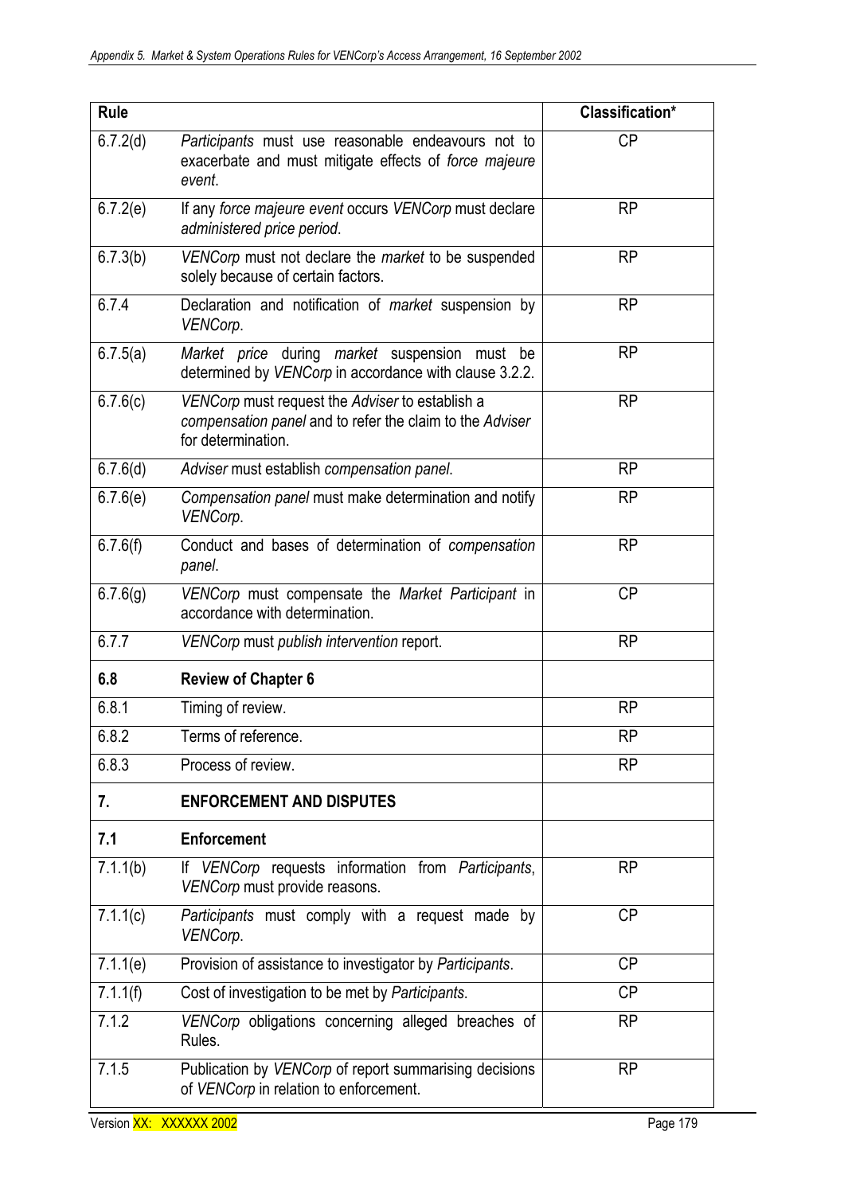| Rule | | Classification* |
|---|---|---|
| 6.7.2(d) | *Participants* must use reasonable endeavours not to exacerbate and must mitigate effects of *force majeure event*. | CP |
| 6.7.2(e) | If any *force majeure event* occurs *VENCorp* must declare *administered price period*. | RP |
| 6.7.3(b) | *VENCorp* must not declare the *market* to be suspended solely because of certain factors. | RP |
| 6.7.4 | Declaration and notification of *market* suspension by *VENCorp*. | RP |
| 6.7.5(a) | *Market price* during *market* suspension must be determined by *VENCorp* in accordance with clause 3.2.2. | RP |
| 6.7.6(c) | *VENCorp* must request the *Adviser* to establish a *compensation panel* and to refer the claim to the *Adviser* for determination. | RP |
| 6.7.6(d) | *Adviser* must establish *compensation panel*. | RP |
| 6.7.6(e) | *Compensation panel* must make determination and notify *VENCorp*. | RP |
| 6.7.6(f) | Conduct and bases of determination of *compensation panel*. | RP |
| 6.7.6(g) | *VENCorp* must compensate the *Market Participant* in accordance with determination. | CP |
| 6.7.7 | *VENCorp* must *publish intervention* report. | RP |
| **6.8** | **Review of Chapter 6** | |
| 6.8.1 | Timing of review. | RP |
| 6.8.2 | Terms of reference. | RP |
| 6.8.3 | Process of review. | RP |
| **7.** | **ENFORCEMENT AND DISPUTES** | |
| **7.1** | **Enforcement** | |
| 7.1.1(b) | If *VENCorp* requests information from *Participants*, *VENCorp* must provide reasons. | RP |
| 7.1.1(c) | *Participants* must comply with a request made by *VENCorp*. | CP |
| 7.1.1(e) | Provision of assistance to investigator by *Participants*. | CP |
| 7.1.1(f) | Cost of investigation to be met by *Participants*. | CP |
| 7.1.2 | *VENCorp* obligations concerning alleged breaches of Rules. | RP |
| 7.1.5 | Publication by *VENCorp* of report summarising decisions of *VENCorp* in relation to enforcement. | RP |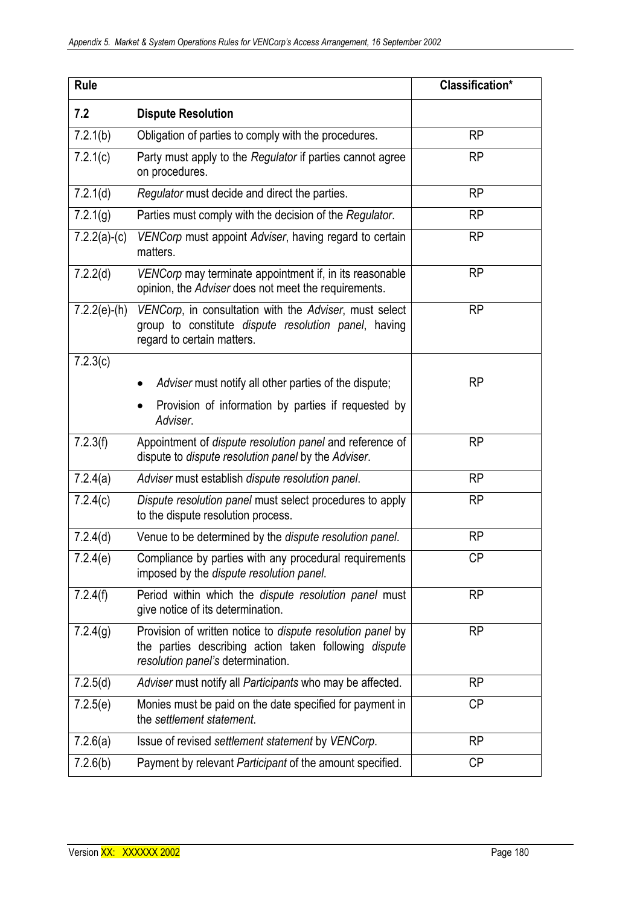| Rule | | Classification* |
|---|---|---|
| **7.2** | **Dispute Resolution** | |
| 7.2.1(b) | Obligation of parties to comply with the procedures. | RP |
| 7.2.1(c) | Party must apply to the *Regulator* if parties cannot agree on procedures. | RP |
| 7.2.1(d) | *Regulator* must decide and direct the parties. | RP |
| 7.2.1(g) | Parties must comply with the decision of the *Regulator*. | RP |
| 7.2.2(a)-(c) | *VENCorp* must appoint *Adviser*, having regard to certain matters. | RP |
| 7.2.2(d) | *VENCorp* may terminate appointment if, in its reasonable opinion, the *Adviser* does not meet the requirements. | RP |
| 7.2.2(e)-(h) | *VENCorp*, in consultation with the *Adviser*, must select group to constitute *dispute resolution panel*, having regard to certain matters. | RP |
| 7.2.3(c) | • *Adviser* must notify all other parties of the dispute;<br>• Provision of information by parties if requested by *Adviser*. | RP |
| 7.2.3(f) | Appointment of *dispute resolution panel* and reference of dispute to *dispute resolution panel* by the *Adviser*. | RP |
| 7.2.4(a) | *Adviser* must establish *dispute resolution panel*. | RP |
| 7.2.4(c) | *Dispute resolution panel* must select procedures to apply to the dispute resolution process. | RP |
| 7.2.4(d) | Venue to be determined by the *dispute resolution panel*. | RP |
| 7.2.4(e) | Compliance by parties with any procedural requirements imposed by the *dispute resolution panel*. | CP |
| 7.2.4(f) | Period within which the *dispute resolution panel* must give notice of its determination. | RP |
| 7.2.4(g) | Provision of written notice to *dispute resolution panel* by the parties describing action taken following *dispute resolution panel's* determination. | RP |
| 7.2.5(d) | *Adviser* must notify all *Participants* who may be affected. | RP |
| 7.2.5(e) | Monies must be paid on the date specified for payment in the *settlement statement*. | CP |
| 7.2.6(a) | Issue of revised *settlement statement* by *VENCorp*. | RP |
| 7.2.6(b) | Payment by relevant *Participant* of the amount specified. | CP |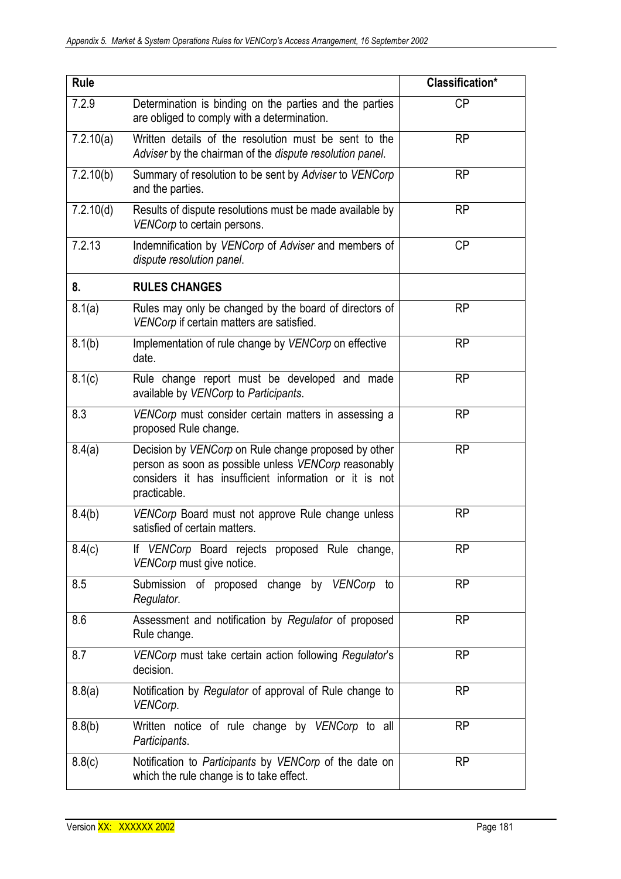| Rule | | Classification* |
|---|---|---|
| 7.2.9 | Determination is binding on the parties and the parties are obliged to comply with a determination. | CP |
| 7.2.10(a) | Written details of the resolution must be sent to the *Adviser* by the chairman of the *dispute resolution panel*. | RP |
| 7.2.10(b) | Summary of resolution to be sent by *Adviser* to *VENCorp* and the parties. | RP |
| 7.2.10(d) | Results of dispute resolutions must be made available by *VENCorp* to certain persons. | RP |
| 7.2.13 | Indemnification by *VENCorp* of *Adviser* and members of *dispute resolution panel*. | CP |
| **8.** | **RULES CHANGES** | |
| 8.1(a) | Rules may only be changed by the board of directors of *VENCorp* if certain matters are satisfied. | RP |
| 8.1(b) | Implementation of rule change by *VENCorp* on effective date. | RP |
| 8.1(c) | Rule change report must be developed and made available by *VENCorp* to *Participants*. | RP |
| 8.3 | *VENCorp* must consider certain matters in assessing a proposed Rule change. | RP |
| 8.4(a) | Decision by *VENCorp* on Rule change proposed by other person as soon as possible unless *VENCorp* reasonably considers it has insufficient information or it is not practicable. | RP |
| 8.4(b) | *VENCorp* Board must not approve Rule change unless satisfied of certain matters. | RP |
| 8.4(c) | If *VENCorp* Board rejects proposed Rule change, *VENCorp* must give notice. | RP |
| 8.5 | Submission of proposed change by *VENCorp* to *Regulator*. | RP |
| 8.6 | Assessment and notification by *Regulator* of proposed Rule change. | RP |
| 8.7 | *VENCorp* must take certain action following *Regulator*'s decision. | RP |
| 8.8(a) | Notification by *Regulator* of approval of Rule change to *VENCorp*. | RP |
| 8.8(b) | Written notice of rule change by *VENCorp* to all *Participants*. | RP |
| 8.8(c) | Notification to *Participants* by *VENCorp* of the date on which the rule change is to take effect. | RP |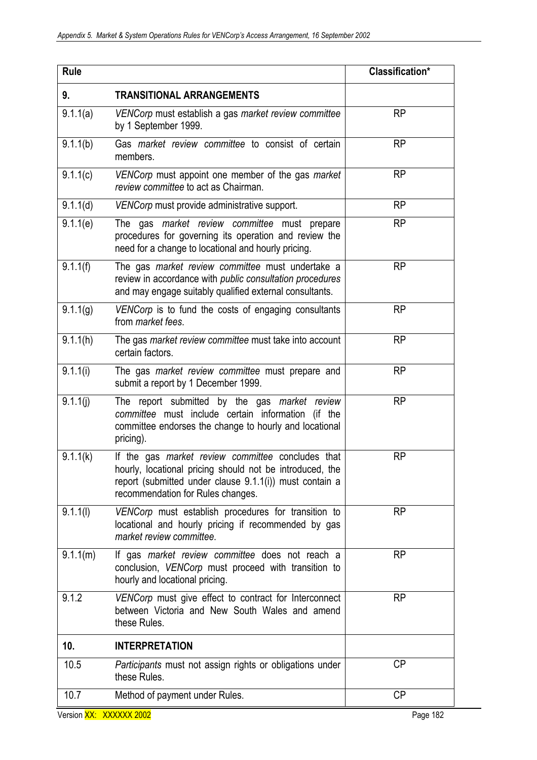| Rule | | Classification* |
|---|---|---|
| **9.** | **TRANSITIONAL ARRANGEMENTS** | |
| 9.1.1(a) | *VENCorp* must establish a gas *market review committee* by 1 September 1999. | RP |
| 9.1.1(b) | Gas *market review committee* to consist of certain members. | RP |
| 9.1.1(c) | *VENCorp* must appoint one member of the gas *market review committee* to act as Chairman. | RP |
| 9.1.1(d) | *VENCorp* must provide administrative support. | RP |
| 9.1.1(e) | The gas *market review committee* must prepare procedures for governing its operation and review the need for a change to locational and hourly pricing. | RP |
| 9.1.1(f) | The gas *market review committee* must undertake a review in accordance with *public consultation procedures* and may engage suitably qualified external consultants. | RP |
| 9.1.1(g) | *VENCorp* is to fund the costs of engaging consultants from *market fees*. | RP |
| 9.1.1(h) | The gas *market review committee* must take into account certain factors. | RP |
| 9.1.1(i) | The gas *market review committee* must prepare and submit a report by 1 December 1999. | RP |
| 9.1.1(j) | The report submitted by the gas *market review committee* must include certain information (if the committee endorses the change to hourly and locational pricing). | RP |
| 9.1.1(k) | If the gas *market review committee* concludes that hourly, locational pricing should not be introduced, the report (submitted under clause 9.1.1(i)) must contain a recommendation for Rules changes. | RP |
| 9.1.1(l) | *VENCorp* must establish procedures for transition to locational and hourly pricing if recommended by gas *market review committee*. | RP |
| 9.1.1(m) | If gas *market review committee* does not reach a conclusion, *VENCorp* must proceed with transition to hourly and locational pricing. | RP |
| 9.1.2 | *VENCorp* must give effect to contract for Interconnect between Victoria and New South Wales and amend these Rules. | RP |
| **10.** | **INTERPRETATION** | |
| 10.5 | *Participants* must not assign rights or obligations under these Rules. | CP |
| 10.7 | Method of payment under Rules. | CP |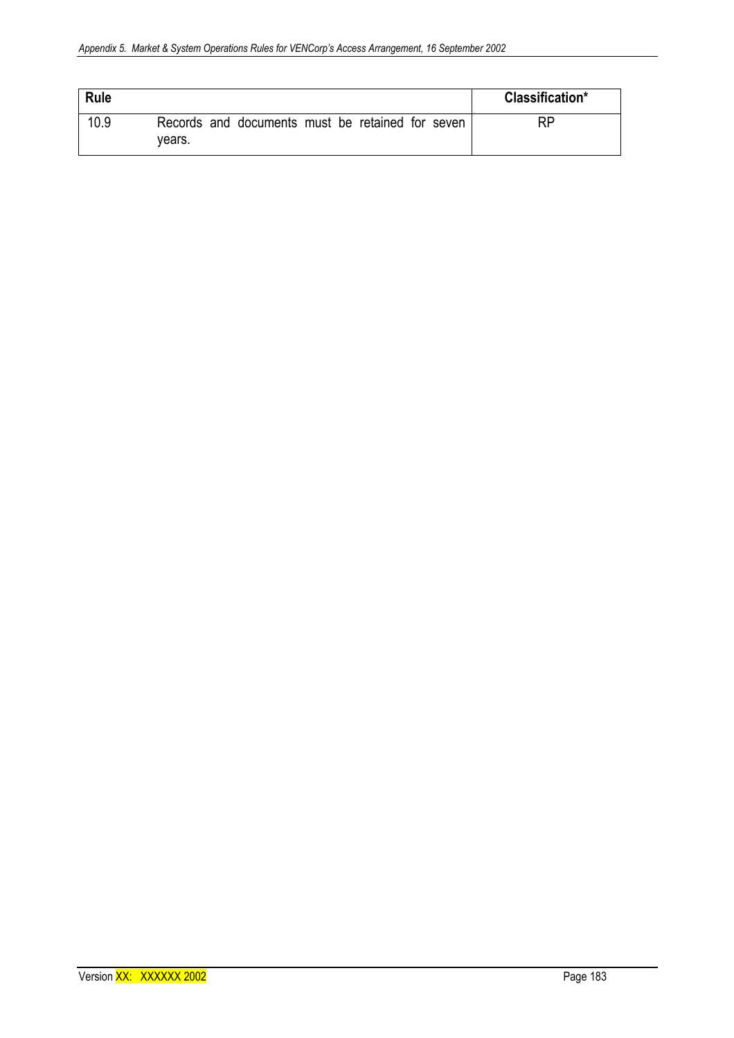| Rule | | Classification* |
|---|---|---|
| 10.9 | Records and documents must be retained for seven years. | RP |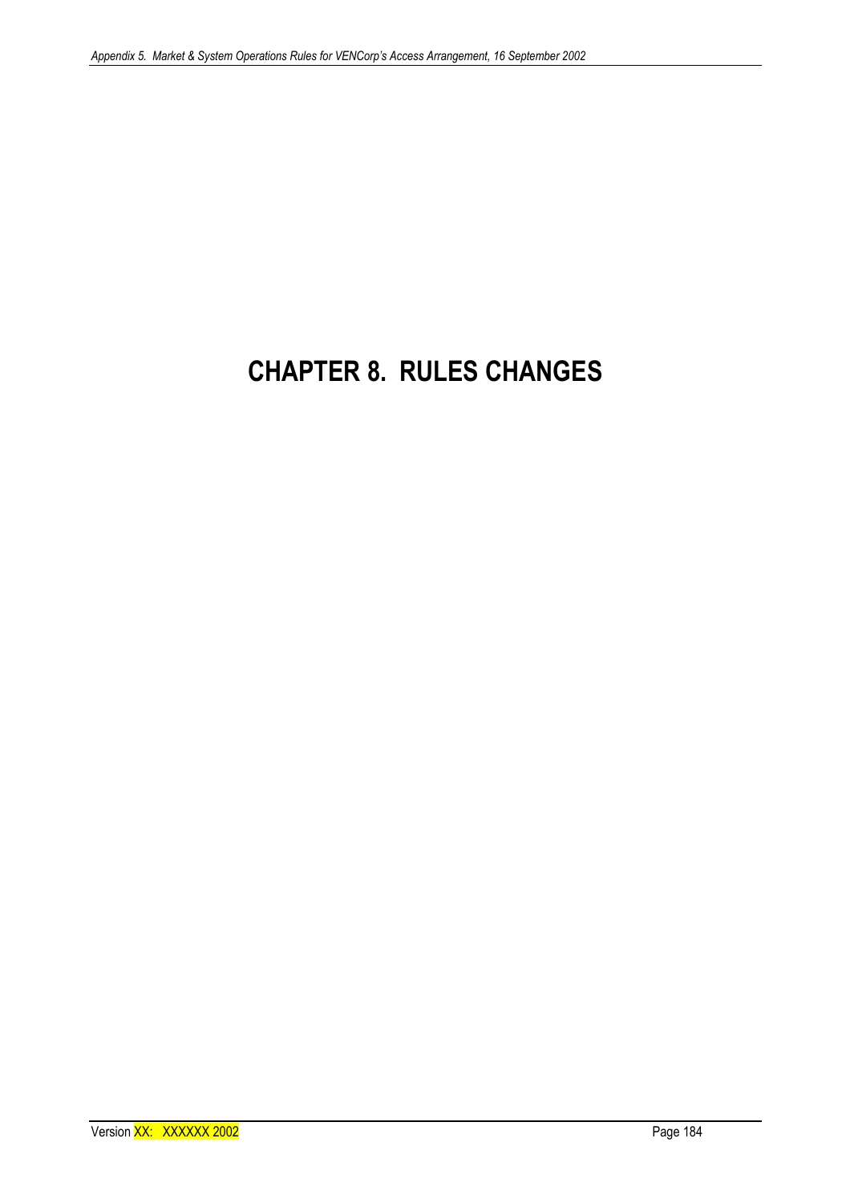# CHAPTER 8. RULES CHANGES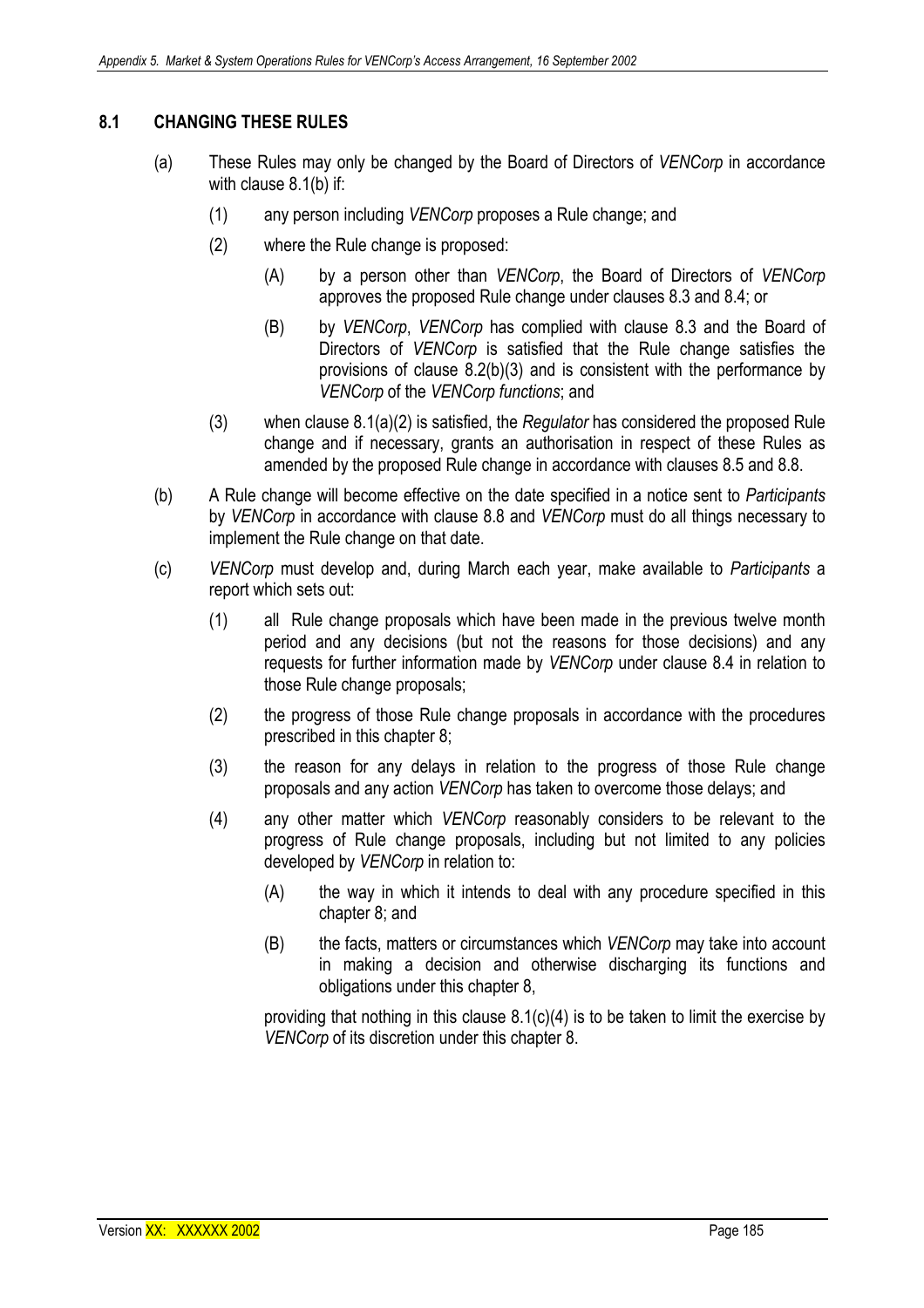### 8.1 CHANGING THESE RULES

(a) These Rules may only be changed by the Board of Directors of *VENCorp* in accordance with clause 8.1(b) if:

  (1) any person including *VENCorp* proposes a Rule change; and

  (2) where the Rule change is proposed:

    (A) by a person other than *VENCorp*, the Board of Directors of *VENCorp* approves the proposed Rule change under clauses 8.3 and 8.4; or

    (B) by *VENCorp*, *VENCorp* has complied with clause 8.3 and the Board of Directors of *VENCorp* is satisfied that the Rule change satisfies the provisions of clause 8.2(b)(3) and is consistent with the performance by *VENCorp* of the *VENCorp functions*; and

  (3) when clause 8.1(a)(2) is satisfied, the *Regulator* has considered the proposed Rule change and if necessary, grants an authorisation in respect of these Rules as amended by the proposed Rule change in accordance with clauses 8.5 and 8.8.

(b) A Rule change will become effective on the date specified in a notice sent to *Participants* by *VENCorp* in accordance with clause 8.8 and *VENCorp* must do all things necessary to implement the Rule change on that date.

(c) *VENCorp* must develop and, during March each year, make available to *Participants* a report which sets out:

  (1) all Rule change proposals which have been made in the previous twelve month period and any decisions (but not the reasons for those decisions) and any requests for further information made by *VENCorp* under clause 8.4 in relation to those Rule change proposals;

  (2) the progress of those Rule change proposals in accordance with the procedures prescribed in this chapter 8;

  (3) the reason for any delays in relation to the progress of those Rule change proposals and any action *VENCorp* has taken to overcome those delays; and

  (4) any other matter which *VENCorp* reasonably considers to be relevant to the progress of Rule change proposals, including but not limited to any policies developed by *VENCorp* in relation to:

    (A) the way in which it intends to deal with any procedure specified in this chapter 8; and

    (B) the facts, matters or circumstances which *VENCorp* may take into account in making a decision and otherwise discharging its functions and obligations under this chapter 8,

  providing that nothing in this clause 8.1(c)(4) is to be taken to limit the exercise by *VENCorp* of its discretion under this chapter 8.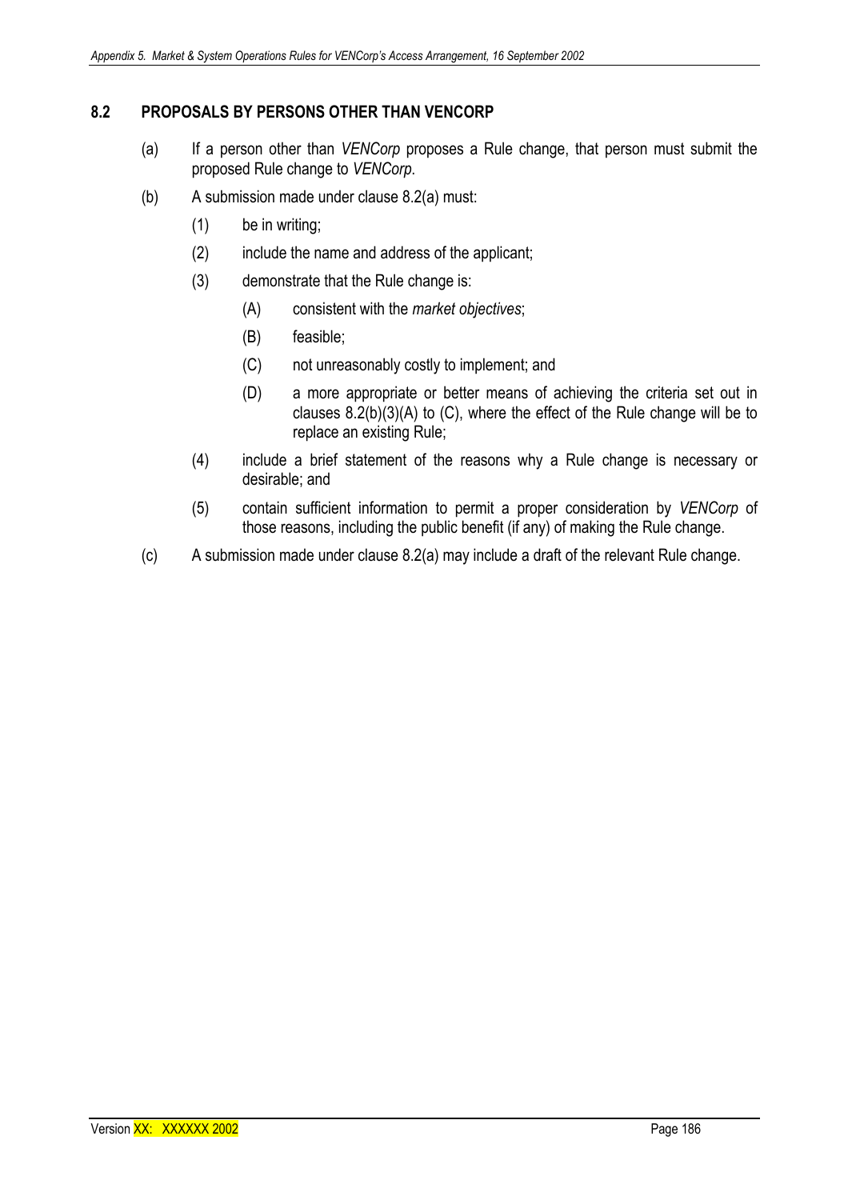## 8.2 PROPOSALS BY PERSONS OTHER THAN VENCORP

(a) If a person other than *VENCorp* proposes a Rule change, that person must submit the proposed Rule change to *VENCorp*.

(b) A submission made under clause 8.2(a) must:

(1) be in writing;

(2) include the name and address of the applicant;

(3) demonstrate that the Rule change is:

(A) consistent with the *market objectives*;

(B) feasible;

(C) not unreasonably costly to implement; and

(D) a more appropriate or better means of achieving the criteria set out in clauses 8.2(b)(3)(A) to (C), where the effect of the Rule change will be to replace an existing Rule;

(4) include a brief statement of the reasons why a Rule change is necessary or desirable; and

(5) contain sufficient information to permit a proper consideration by *VENCorp* of those reasons, including the public benefit (if any) of making the Rule change.

(c) A submission made under clause 8.2(a) may include a draft of the relevant Rule change.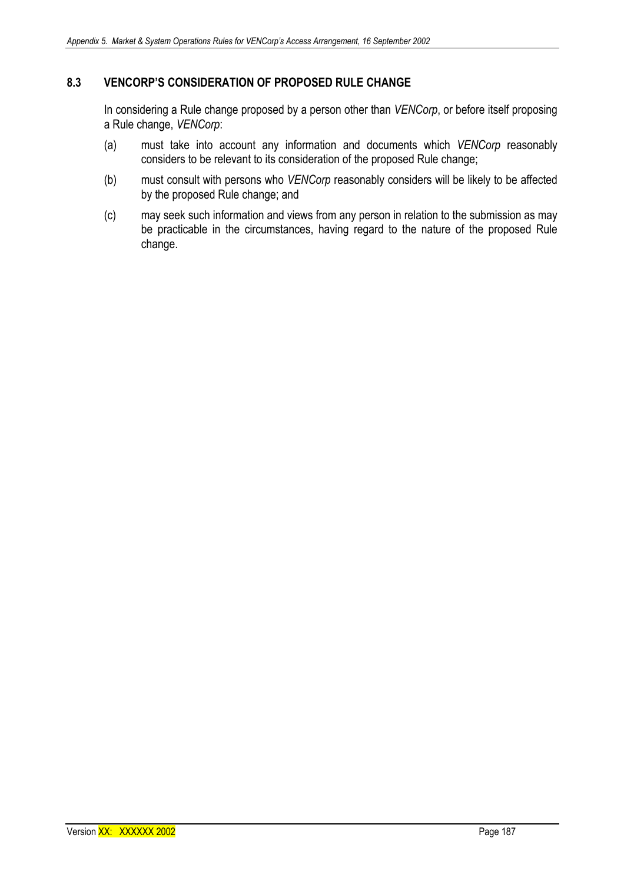### 8.3 VENCORP'S CONSIDERATION OF PROPOSED RULE CHANGE

In considering a Rule change proposed by a person other than *VENCorp*, or before itself proposing a Rule change, *VENCorp*:

(a) must take into account any information and documents which *VENCorp* reasonably considers to be relevant to its consideration of the proposed Rule change;

(b) must consult with persons who *VENCorp* reasonably considers will be likely to be affected by the proposed Rule change; and

(c) may seek such information and views from any person in relation to the submission as may be practicable in the circumstances, having regard to the nature of the proposed Rule change.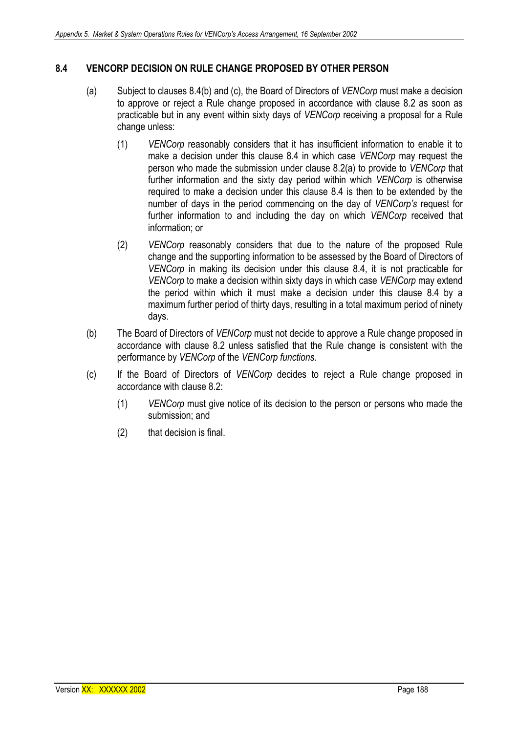### 8.4 VENCORP DECISION ON RULE CHANGE PROPOSED BY OTHER PERSON

(a) Subject to clauses 8.4(b) and (c), the Board of Directors of *VENCorp* must make a decision to approve or reject a Rule change proposed in accordance with clause 8.2 as soon as practicable but in any event within sixty days of *VENCorp* receiving a proposal for a Rule change unless:

(1) *VENCorp* reasonably considers that it has insufficient information to enable it to make a decision under this clause 8.4 in which case *VENCorp* may request the person who made the submission under clause 8.2(a) to provide to *VENCorp* that further information and the sixty day period within which *VENCorp* is otherwise required to make a decision under this clause 8.4 is then to be extended by the number of days in the period commencing on the day of *VENCorp's* request for further information to and including the day on which *VENCorp* received that information; or

(2) *VENCorp* reasonably considers that due to the nature of the proposed Rule change and the supporting information to be assessed by the Board of Directors of *VENCorp* in making its decision under this clause 8.4, it is not practicable for *VENCorp* to make a decision within sixty days in which case *VENCorp* may extend the period within which it must make a decision under this clause 8.4 by a maximum further period of thirty days, resulting in a total maximum period of ninety days.

(b) The Board of Directors of *VENCorp* must not decide to approve a Rule change proposed in accordance with clause 8.2 unless satisfied that the Rule change is consistent with the performance by *VENCorp* of the *VENCorp functions*.

(c) If the Board of Directors of *VENCorp* decides to reject a Rule change proposed in accordance with clause 8.2:

(1) *VENCorp* must give notice of its decision to the person or persons who made the submission; and

(2) that decision is final.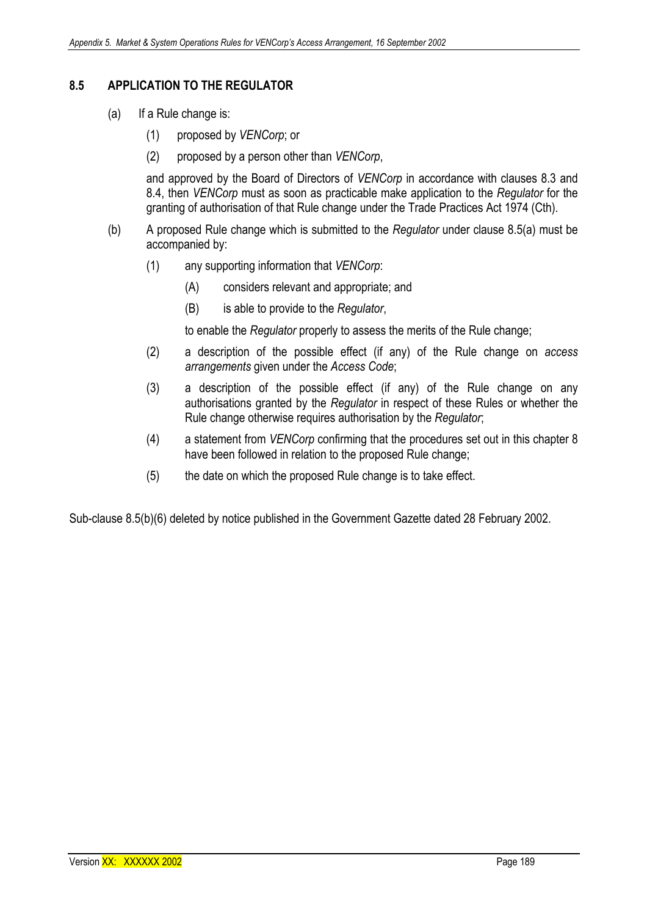## 8.5 APPLICATION TO THE REGULATOR

(a) If a Rule change is:

(1) proposed by *VENCorp*; or

(2) proposed by a person other than *VENCorp*,

and approved by the Board of Directors of *VENCorp* in accordance with clauses 8.3 and 8.4, then *VENCorp* must as soon as practicable make application to the *Regulator* for the granting of authorisation of that Rule change under the Trade Practices Act 1974 (Cth).

(b) A proposed Rule change which is submitted to the *Regulator* under clause 8.5(a) must be accompanied by:

(1) any supporting information that *VENCorp*:

(A) considers relevant and appropriate; and

(B) is able to provide to the *Regulator*,

to enable the *Regulator* properly to assess the merits of the Rule change;

(2) a description of the possible effect (if any) of the Rule change on *access arrangements* given under the *Access Code*;

(3) a description of the possible effect (if any) of the Rule change on any authorisations granted by the *Regulator* in respect of these Rules or whether the Rule change otherwise requires authorisation by the *Regulator*;

(4) a statement from *VENCorp* confirming that the procedures set out in this chapter 8 have been followed in relation to the proposed Rule change;

(5) the date on which the proposed Rule change is to take effect.

Sub-clause 8.5(b)(6) deleted by notice published in the Government Gazette dated 28 February 2002.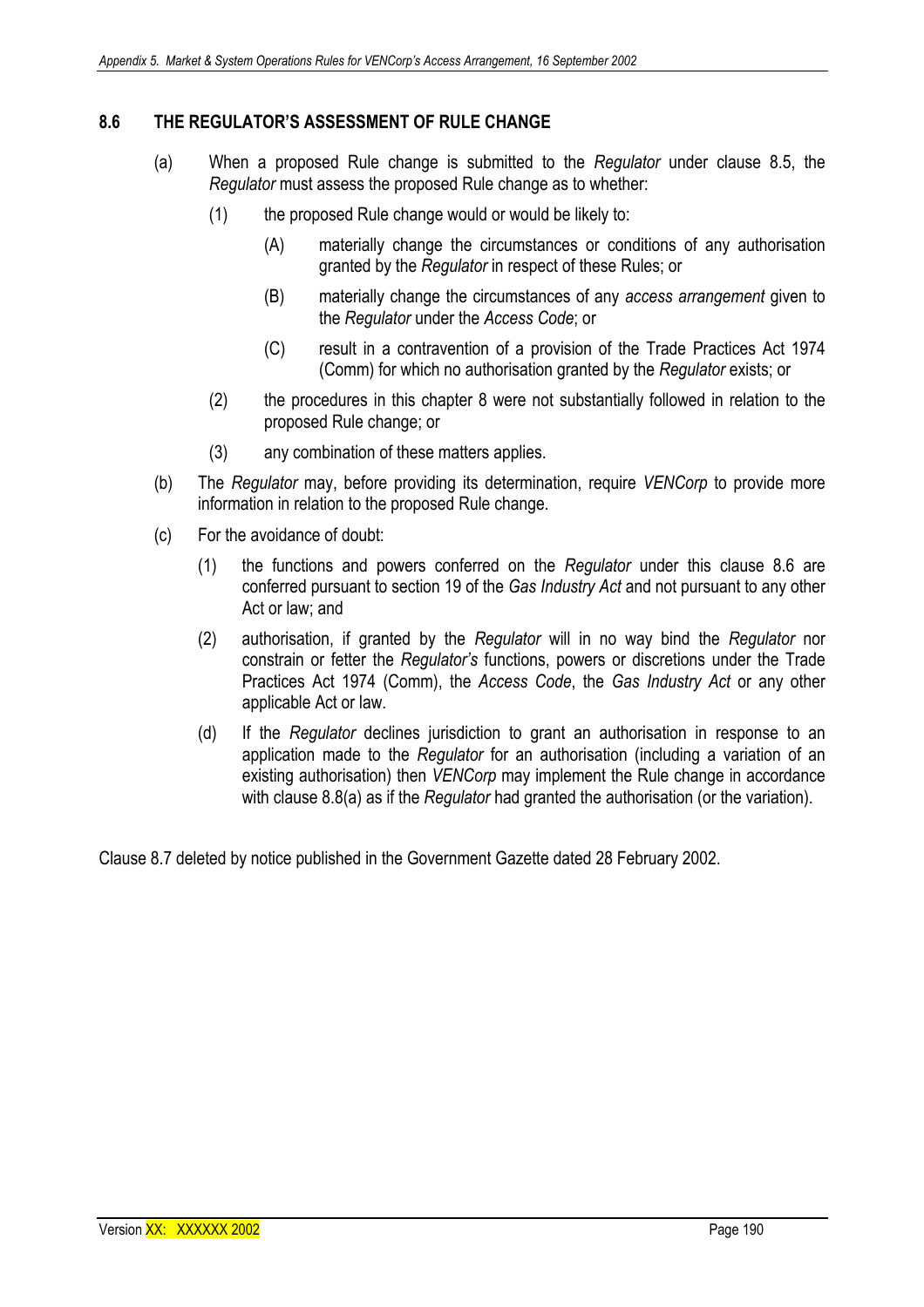## 8.6 THE REGULATOR'S ASSESSMENT OF RULE CHANGE

(a) When a proposed Rule change is submitted to the *Regulator* under clause 8.5, the *Regulator* must assess the proposed Rule change as to whether:

   (1) the proposed Rule change would or would be likely to:

      (A) materially change the circumstances or conditions of any authorisation granted by the *Regulator* in respect of these Rules; or

      (B) materially change the circumstances of any *access arrangement* given to the *Regulator* under the *Access Code*; or

      (C) result in a contravention of a provision of the Trade Practices Act 1974 (Comm) for which no authorisation granted by the *Regulator* exists; or

   (2) the procedures in this chapter 8 were not substantially followed in relation to the proposed Rule change; or

   (3) any combination of these matters applies.

(b) The *Regulator* may, before providing its determination, require *VENCorp* to provide more information in relation to the proposed Rule change.

(c) For the avoidance of doubt:

   (1) the functions and powers conferred on the *Regulator* under this clause 8.6 are conferred pursuant to section 19 of the *Gas Industry Act* and not pursuant to any other Act or law; and

   (2) authorisation, if granted by the *Regulator* will in no way bind the *Regulator* nor constrain or fetter the *Regulator's* functions, powers or discretions under the Trade Practices Act 1974 (Comm), the *Access Code*, the *Gas Industry Act* or any other applicable Act or law.

   (d) If the *Regulator* declines jurisdiction to grant an authorisation in response to an application made to the *Regulator* for an authorisation (including a variation of an existing authorisation) then *VENCorp* may implement the Rule change in accordance with clause 8.8(a) as if the *Regulator* had granted the authorisation (or the variation).

Clause 8.7 deleted by notice published in the Government Gazette dated 28 February 2002.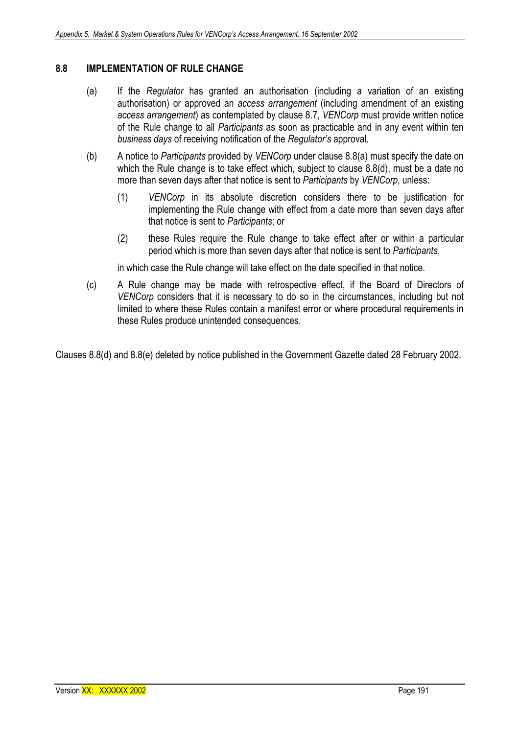## 8.8 IMPLEMENTATION OF RULE CHANGE

(a) If the *Regulator* has granted an authorisation (including a variation of an existing authorisation) or approved an *access arrangement* (including amendment of an existing *access arrangement*) as contemplated by clause 8.7, *VENCorp* must provide written notice of the Rule change to all *Participants* as soon as practicable and in any event within ten *business days* of receiving notification of the *Regulator's* approval.

(b) A notice to *Participants* provided by *VENCorp* under clause 8.8(a) must specify the date on which the Rule change is to take effect which, subject to clause 8.8(d), must be a date no more than seven days after that notice is sent to *Participants* by *VENCorp*, unless:

(1) *VENCorp* in its absolute discretion considers there to be justification for implementing the Rule change with effect from a date more than seven days after that notice is sent to *Participants*; or

(2) these Rules require the Rule change to take effect after or within a particular period which is more than seven days after that notice is sent to *Participants*,

in which case the Rule change will take effect on the date specified in that notice.

(c) A Rule change may be made with retrospective effect, if the Board of Directors of *VENCorp* considers that it is necessary to do so in the circumstances, including but not limited to where these Rules contain a manifest error or where procedural requirements in these Rules produce unintended consequences.

Clauses 8.8(d) and 8.8(e) deleted by notice published in the Government Gazette dated 28 February 2002.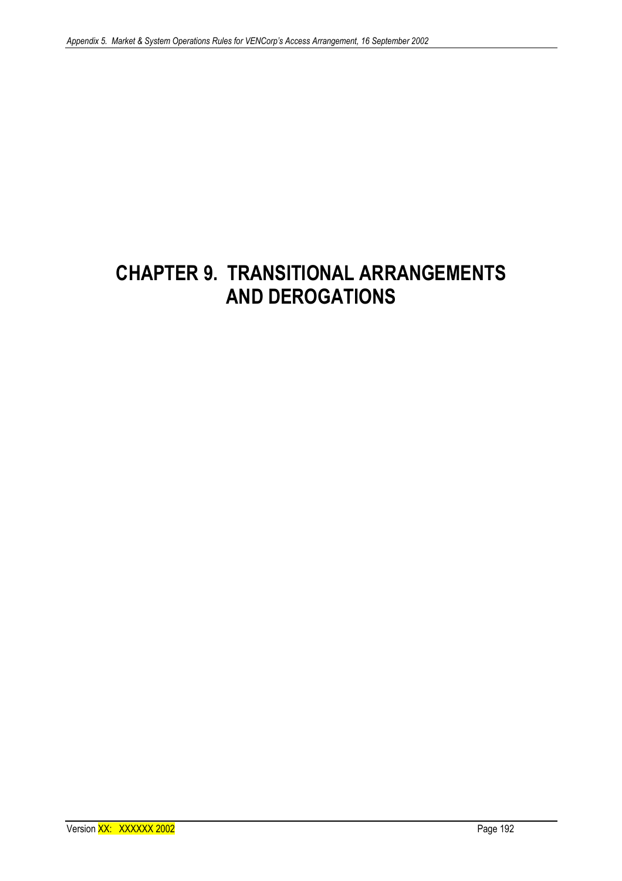# CHAPTER 9. TRANSITIONAL ARRANGEMENTS AND DEROGATIONS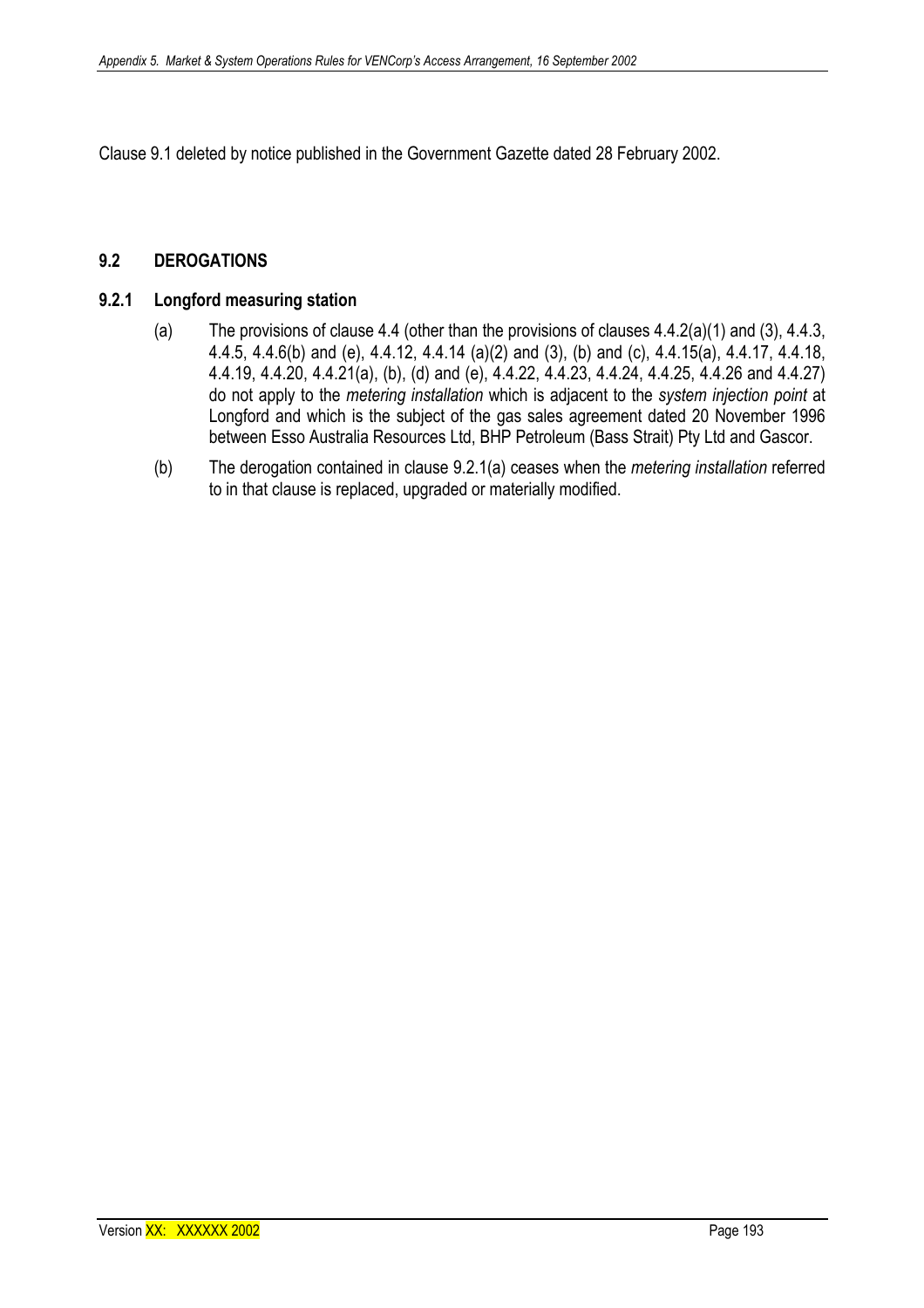Clause 9.1 deleted by notice published in the Government Gazette dated 28 February 2002.

## 9.2 DEROGATIONS

### 9.2.1 Longford measuring station

(a) The provisions of clause 4.4 (other than the provisions of clauses 4.4.2(a)(1) and (3), 4.4.3, 4.4.5, 4.4.6(b) and (e), 4.4.12, 4.4.14 (a)(2) and (3), (b) and (c), 4.4.15(a), 4.4.17, 4.4.18, 4.4.19, 4.4.20, 4.4.21(a), (b), (d) and (e), 4.4.22, 4.4.23, 4.4.24, 4.4.25, 4.4.26 and 4.4.27) do not apply to the *metering installation* which is adjacent to the *system injection point* at Longford and which is the subject of the gas sales agreement dated 20 November 1996 between Esso Australia Resources Ltd, BHP Petroleum (Bass Strait) Pty Ltd and Gascor.

(b) The derogation contained in clause 9.2.1(a) ceases when the *metering installation* referred to in that clause is replaced, upgraded or materially modified.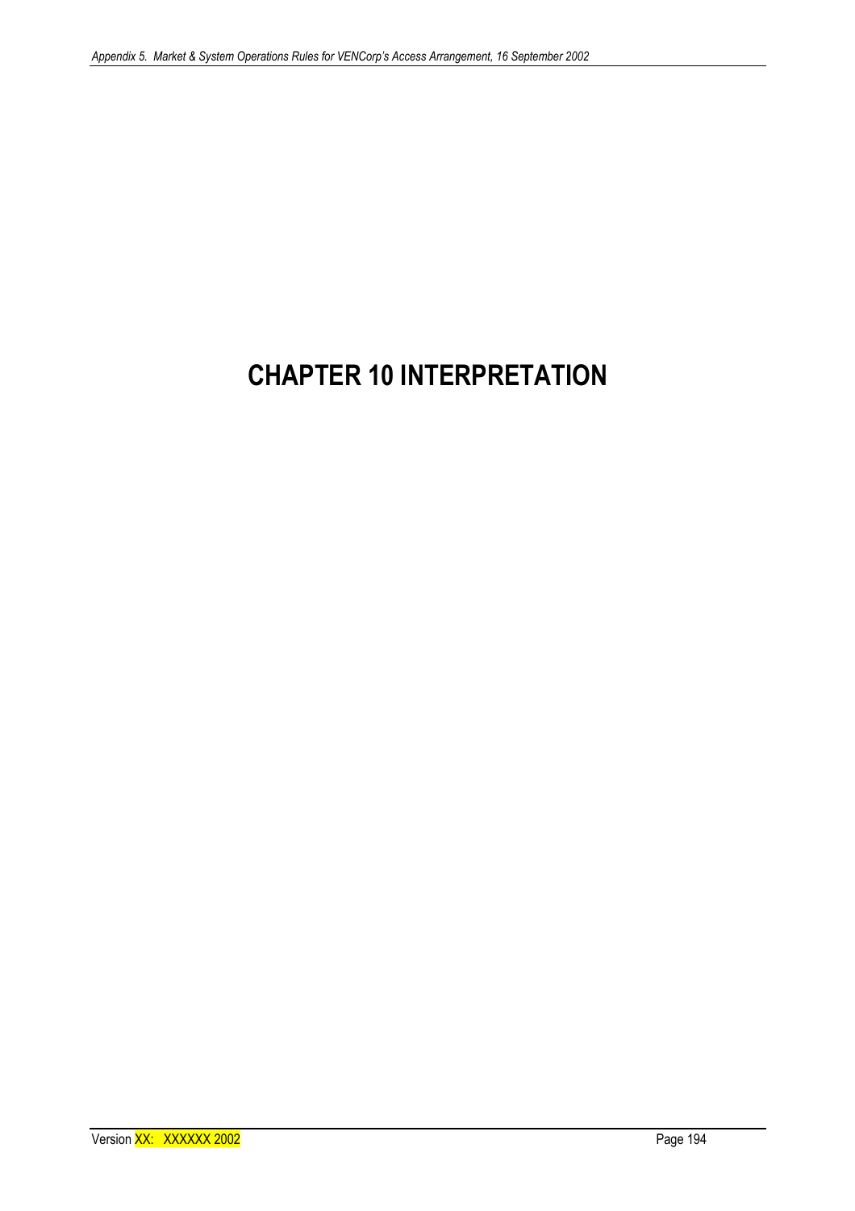# CHAPTER 10 INTERPRETATION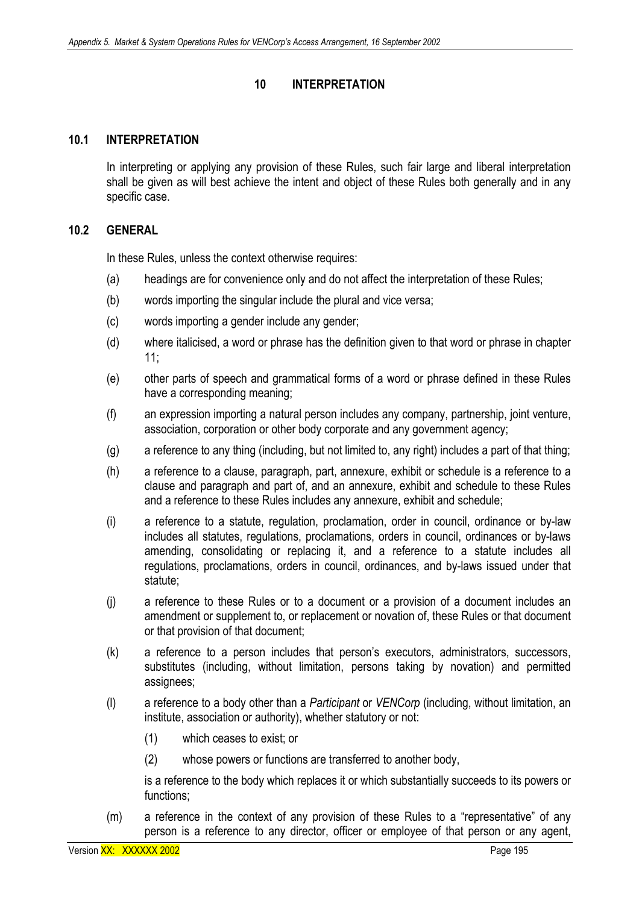# 10 INTERPRETATION

## 10.1 INTERPRETATION

In interpreting or applying any provision of these Rules, such fair large and liberal interpretation shall be given as will best achieve the intent and object of these Rules both generally and in any specific case.

## 10.2 GENERAL

In these Rules, unless the context otherwise requires:

(a) headings are for convenience only and do not affect the interpretation of these Rules;

(b) words importing the singular include the plural and vice versa;

(c) words importing a gender include any gender;

(d) where italicised, a word or phrase has the definition given to that word or phrase in chapter 11;

(e) other parts of speech and grammatical forms of a word or phrase defined in these Rules have a corresponding meaning;

(f) an expression importing a natural person includes any company, partnership, joint venture, association, corporation or other body corporate and any government agency;

(g) a reference to any thing (including, but not limited to, any right) includes a part of that thing;

(h) a reference to a clause, paragraph, part, annexure, exhibit or schedule is a reference to a clause and paragraph and part of, and an annexure, exhibit and schedule to these Rules and a reference to these Rules includes any annexure, exhibit and schedule;

(i) a reference to a statute, regulation, proclamation, order in council, ordinance or by-law includes all statutes, regulations, proclamations, orders in council, ordinances or by-laws amending, consolidating or replacing it, and a reference to a statute includes all regulations, proclamations, orders in council, ordinances, and by-laws issued under that statute;

(j) a reference to these Rules or to a document or a provision of a document includes an amendment or supplement to, or replacement or novation of, these Rules or that document or that provision of that document;

(k) a reference to a person includes that person's executors, administrators, successors, substitutes (including, without limitation, persons taking by novation) and permitted assignees;

(l) a reference to a body other than a *Participant* or *VENCorp* (including, without limitation, an institute, association or authority), whether statutory or not:

   (1) which ceases to exist; or

   (2) whose powers or functions are transferred to another body,

   is a reference to the body which replaces it or which substantially succeeds to its powers or functions;

(m) a reference in the context of any provision of these Rules to a "representative" of any person is a reference to any director, officer or employee of that person or any agent,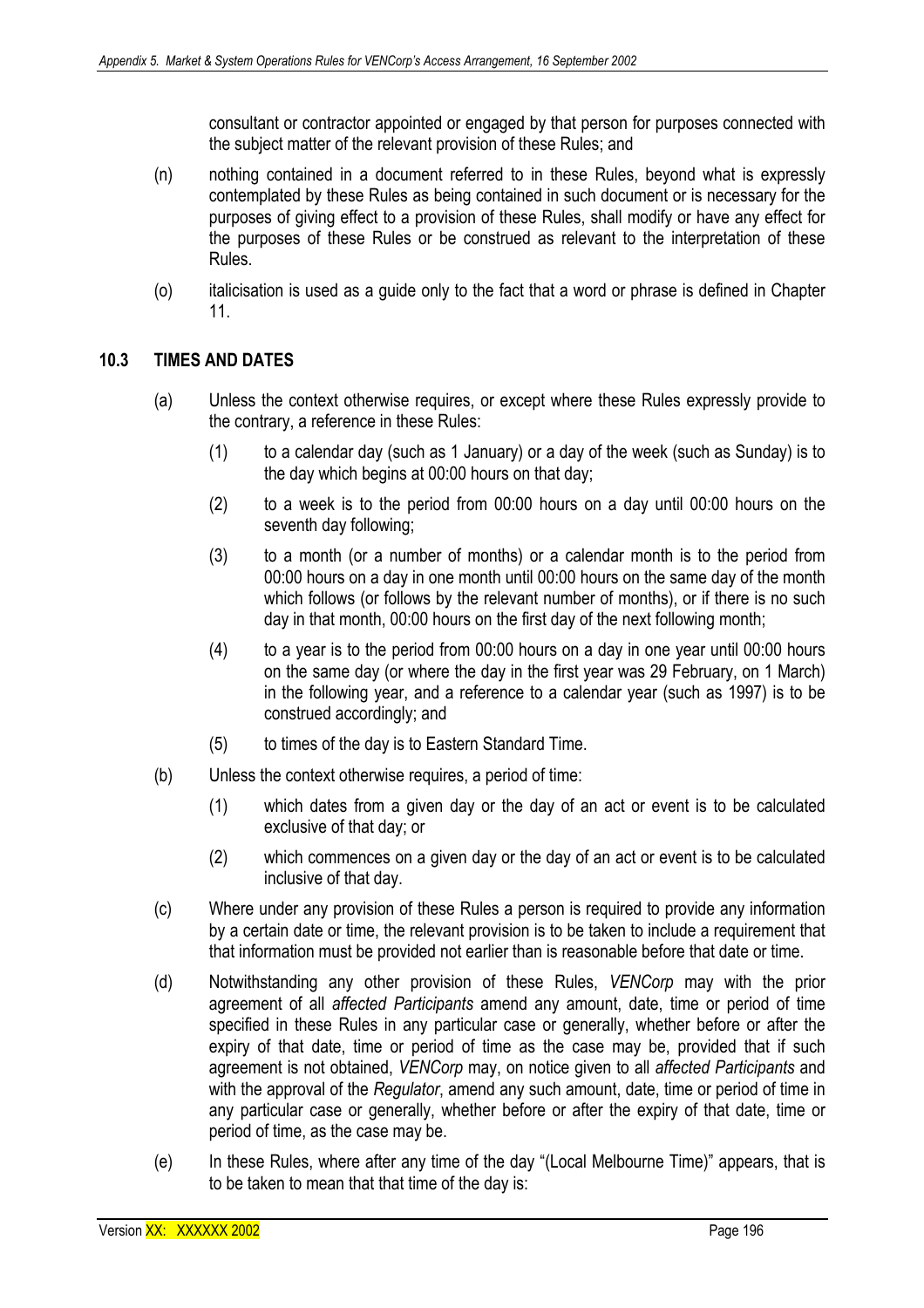consultant or contractor appointed or engaged by that person for purposes connected with the subject matter of the relevant provision of these Rules; and

(n) nothing contained in a document referred to in these Rules, beyond what is expressly contemplated by these Rules as being contained in such document or is necessary for the purposes of giving effect to a provision of these Rules, shall modify or have any effect for the purposes of these Rules or be construed as relevant to the interpretation of these Rules.

(o) italicisation is used as a guide only to the fact that a word or phrase is defined in Chapter 11.

## 10.3 TIMES AND DATES

(a) Unless the context otherwise requires, or except where these Rules expressly provide to the contrary, a reference in these Rules:

(1) to a calendar day (such as 1 January) or a day of the week (such as Sunday) is to the day which begins at 00:00 hours on that day;

(2) to a week is to the period from 00:00 hours on a day until 00:00 hours on the seventh day following;

(3) to a month (or a number of months) or a calendar month is to the period from 00:00 hours on a day in one month until 00:00 hours on the same day of the month which follows (or follows by the relevant number of months), or if there is no such day in that month, 00:00 hours on the first day of the next following month;

(4) to a year is to the period from 00:00 hours on a day in one year until 00:00 hours on the same day (or where the day in the first year was 29 February, on 1 March) in the following year, and a reference to a calendar year (such as 1997) is to be construed accordingly; and

(5) to times of the day is to Eastern Standard Time.

(b) Unless the context otherwise requires, a period of time:

(1) which dates from a given day or the day of an act or event is to be calculated exclusive of that day; or

(2) which commences on a given day or the day of an act or event is to be calculated inclusive of that day.

(c) Where under any provision of these Rules a person is required to provide any information by a certain date or time, the relevant provision is to be taken to include a requirement that that information must be provided not earlier than is reasonable before that date or time.

(d) Notwithstanding any other provision of these Rules, *VENCorp* may with the prior agreement of all *affected Participants* amend any amount, date, time or period of time specified in these Rules in any particular case or generally, whether before or after the expiry of that date, time or period of time as the case may be, provided that if such agreement is not obtained, *VENCorp* may, on notice given to all *affected Participants* and with the approval of the *Regulator*, amend any such amount, date, time or period of time in any particular case or generally, whether before or after the expiry of that date, time or period of time, as the case may be.

(e) In these Rules, where after any time of the day "(Local Melbourne Time)" appears, that is to be taken to mean that that time of the day is: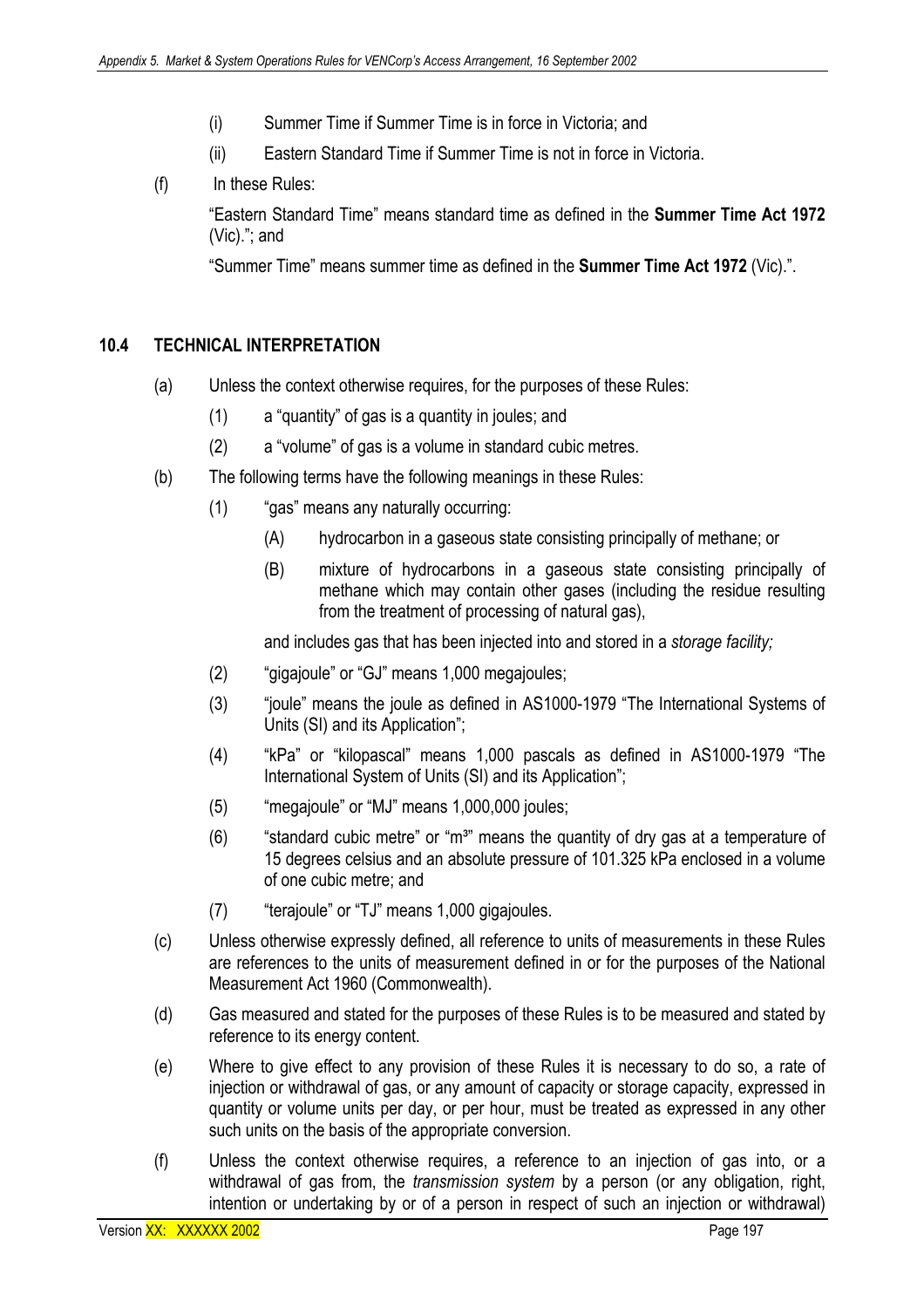(i) Summer Time if Summer Time is in force in Victoria; and

(ii) Eastern Standard Time if Summer Time is not in force in Victoria.

(f) In these Rules:

"Eastern Standard Time" means standard time as defined in the **Summer Time Act 1972** (Vic)."; and

"Summer Time" means summer time as defined in the **Summer Time Act 1972** (Vic).".

## 10.4 TECHNICAL INTERPRETATION

(a) Unless the context otherwise requires, for the purposes of these Rules:

(1) a "quantity" of gas is a quantity in joules; and

(2) a "volume" of gas is a volume in standard cubic metres.

(b) The following terms have the following meanings in these Rules:

(1) "gas" means any naturally occurring:

(A) hydrocarbon in a gaseous state consisting principally of methane; or

(B) mixture of hydrocarbons in a gaseous state consisting principally of methane which may contain other gases (including the residue resulting from the treatment of processing of natural gas),

and includes gas that has been injected into and stored in a *storage facility;*

(2) "gigajoule" or "GJ" means 1,000 megajoules;

(3) "joule" means the joule as defined in AS1000-1979 "The International Systems of Units (SI) and its Application";

(4) "kPa" or "kilopascal" means 1,000 pascals as defined in AS1000-1979 "The International System of Units (SI) and its Application";

(5) "megajoule" or "MJ" means 1,000,000 joules;

(6) "standard cubic metre" or "$m^3$" means the quantity of dry gas at a temperature of 15 degrees celsius and an absolute pressure of 101.325 kPa enclosed in a volume of one cubic metre; and

(7) "terajoule" or "TJ" means 1,000 gigajoules.

(c) Unless otherwise expressly defined, all reference to units of measurements in these Rules are references to the units of measurement defined in or for the purposes of the National Measurement Act 1960 (Commonwealth).

(d) Gas measured and stated for the purposes of these Rules is to be measured and stated by reference to its energy content.

(e) Where to give effect to any provision of these Rules it is necessary to do so, a rate of injection or withdrawal of gas, or any amount of capacity or storage capacity, expressed in quantity or volume units per day, or per hour, must be treated as expressed in any other such units on the basis of the appropriate conversion.

(f) Unless the context otherwise requires, a reference to an injection of gas into, or a withdrawal of gas from, the *transmission system* by a person (or any obligation, right, intention or undertaking by or of a person in respect of such an injection or withdrawal)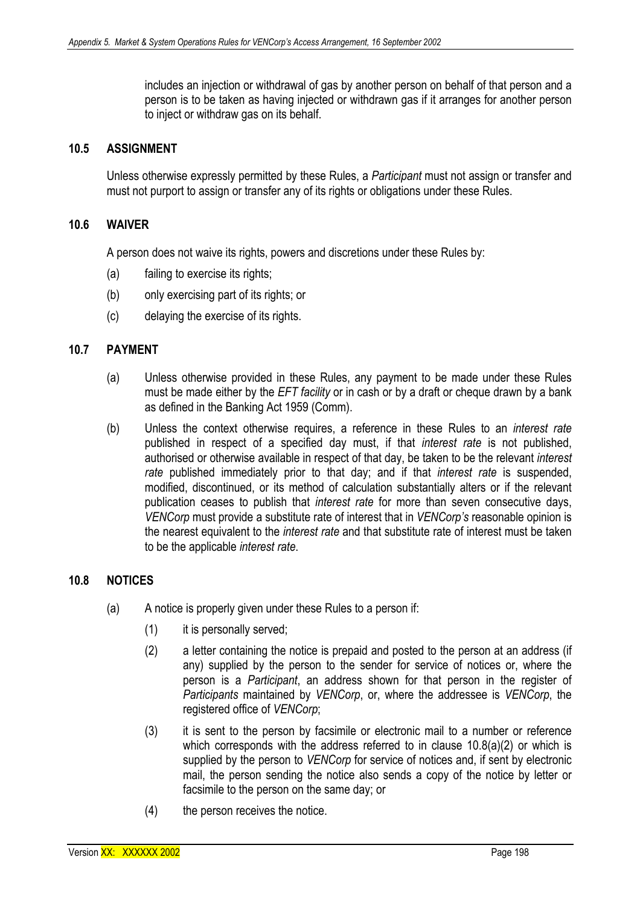includes an injection or withdrawal of gas by another person on behalf of that person and a person is to be taken as having injected or withdrawn gas if it arranges for another person to inject or withdraw gas on its behalf.

### 10.5 ASSIGNMENT

Unless otherwise expressly permitted by these Rules, a *Participant* must not assign or transfer and must not purport to assign or transfer any of its rights or obligations under these Rules.

### 10.6 WAIVER

A person does not waive its rights, powers and discretions under these Rules by:

(a) failing to exercise its rights;

(b) only exercising part of its rights; or

(c) delaying the exercise of its rights.

### 10.7 PAYMENT

(a) Unless otherwise provided in these Rules, any payment to be made under these Rules must be made either by the *EFT facility* or in cash or by a draft or cheque drawn by a bank as defined in the Banking Act 1959 (Comm).

(b) Unless the context otherwise requires, a reference in these Rules to an *interest rate* published in respect of a specified day must, if that *interest rate* is not published, authorised or otherwise available in respect of that day, be taken to be the relevant *interest rate* published immediately prior to that day; and if that *interest rate* is suspended, modified, discontinued, or its method of calculation substantially alters or if the relevant publication ceases to publish that *interest rate* for more than seven consecutive days, *VENCorp* must provide a substitute rate of interest that in *VENCorp's* reasonable opinion is the nearest equivalent to the *interest rate* and that substitute rate of interest must be taken to be the applicable *interest rate*.

### 10.8 NOTICES

(a) A notice is properly given under these Rules to a person if:

(1) it is personally served;

(2) a letter containing the notice is prepaid and posted to the person at an address (if any) supplied by the person to the sender for service of notices or, where the person is a *Participant*, an address shown for that person in the register of *Participants* maintained by *VENCorp*, or, where the addressee is *VENCorp*, the registered office of *VENCorp*;

(3) it is sent to the person by facsimile or electronic mail to a number or reference which corresponds with the address referred to in clause 10.8(a)(2) or which is supplied by the person to *VENCorp* for service of notices and, if sent by electronic mail, the person sending the notice also sends a copy of the notice by letter or facsimile to the person on the same day; or

(4) the person receives the notice.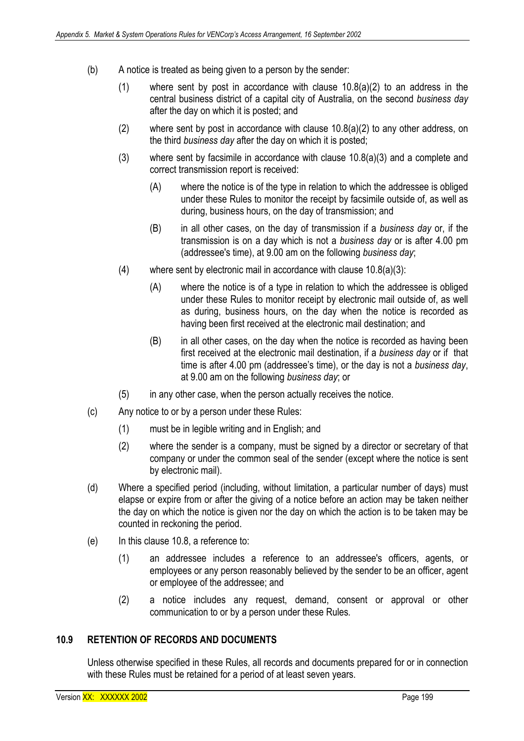(b) A notice is treated as being given to a person by the sender:

(1) where sent by post in accordance with clause 10.8(a)(2) to an address in the central business district of a capital city of Australia, on the second *business day* after the day on which it is posted; and

(2) where sent by post in accordance with clause 10.8(a)(2) to any other address, on the third *business day* after the day on which it is posted;

(3) where sent by facsimile in accordance with clause 10.8(a)(3) and a complete and correct transmission report is received:

(A) where the notice is of the type in relation to which the addressee is obliged under these Rules to monitor the receipt by facsimile outside of, as well as during, business hours, on the day of transmission; and

(B) in all other cases, on the day of transmission if a *business day* or, if the transmission is on a day which is not a *business day* or is after 4.00 pm (addressee's time), at 9.00 am on the following *business day*;

(4) where sent by electronic mail in accordance with clause 10.8(a)(3):

(A) where the notice is of a type in relation to which the addressee is obliged under these Rules to monitor receipt by electronic mail outside of, as well as during, business hours, on the day when the notice is recorded as having been first received at the electronic mail destination; and

(B) in all other cases, on the day when the notice is recorded as having been first received at the electronic mail destination, if a *business day* or if that time is after 4.00 pm (addressee's time), or the day is not a *business day*, at 9.00 am on the following *business day*; or

(5) in any other case, when the person actually receives the notice.

(c) Any notice to or by a person under these Rules:

(1) must be in legible writing and in English; and

(2) where the sender is a company, must be signed by a director or secretary of that company or under the common seal of the sender (except where the notice is sent by electronic mail).

(d) Where a specified period (including, without limitation, a particular number of days) must elapse or expire from or after the giving of a notice before an action may be taken neither the day on which the notice is given nor the day on which the action is to be taken may be counted in reckoning the period.

(e) In this clause 10.8, a reference to:

(1) an addressee includes a reference to an addressee's officers, agents, or employees or any person reasonably believed by the sender to be an officer, agent or employee of the addressee; and

(2) a notice includes any request, demand, consent or approval or other communication to or by a person under these Rules.

### 10.9 RETENTION OF RECORDS AND DOCUMENTS

Unless otherwise specified in these Rules, all records and documents prepared for or in connection with these Rules must be retained for a period of at least seven years.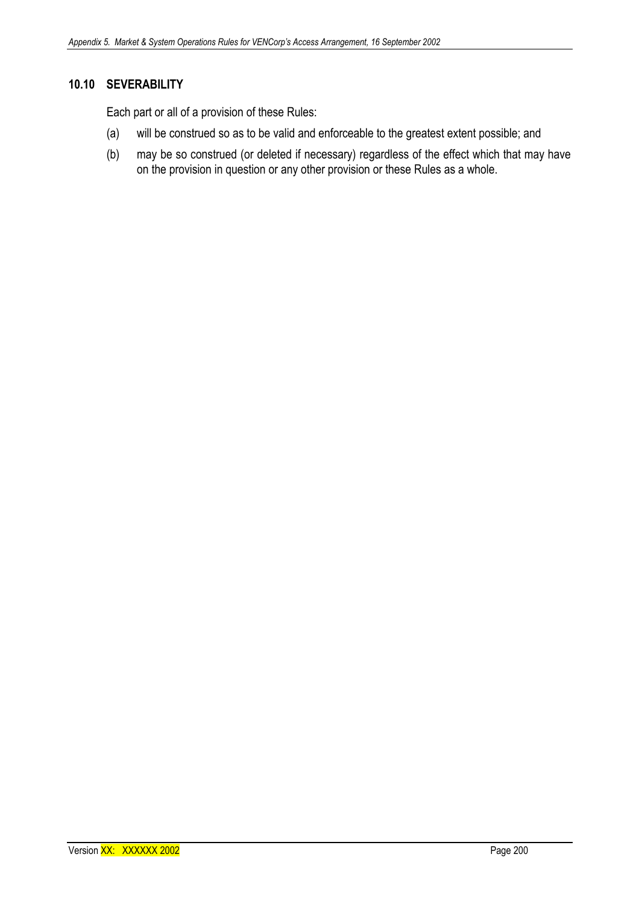### 10.10 SEVERABILITY

Each part or all of a provision of these Rules:

(a) will be construed so as to be valid and enforceable to the greatest extent possible; and

(b) may be so construed (or deleted if necessary) regardless of the effect which that may have on the provision in question or any other provision or these Rules as a whole.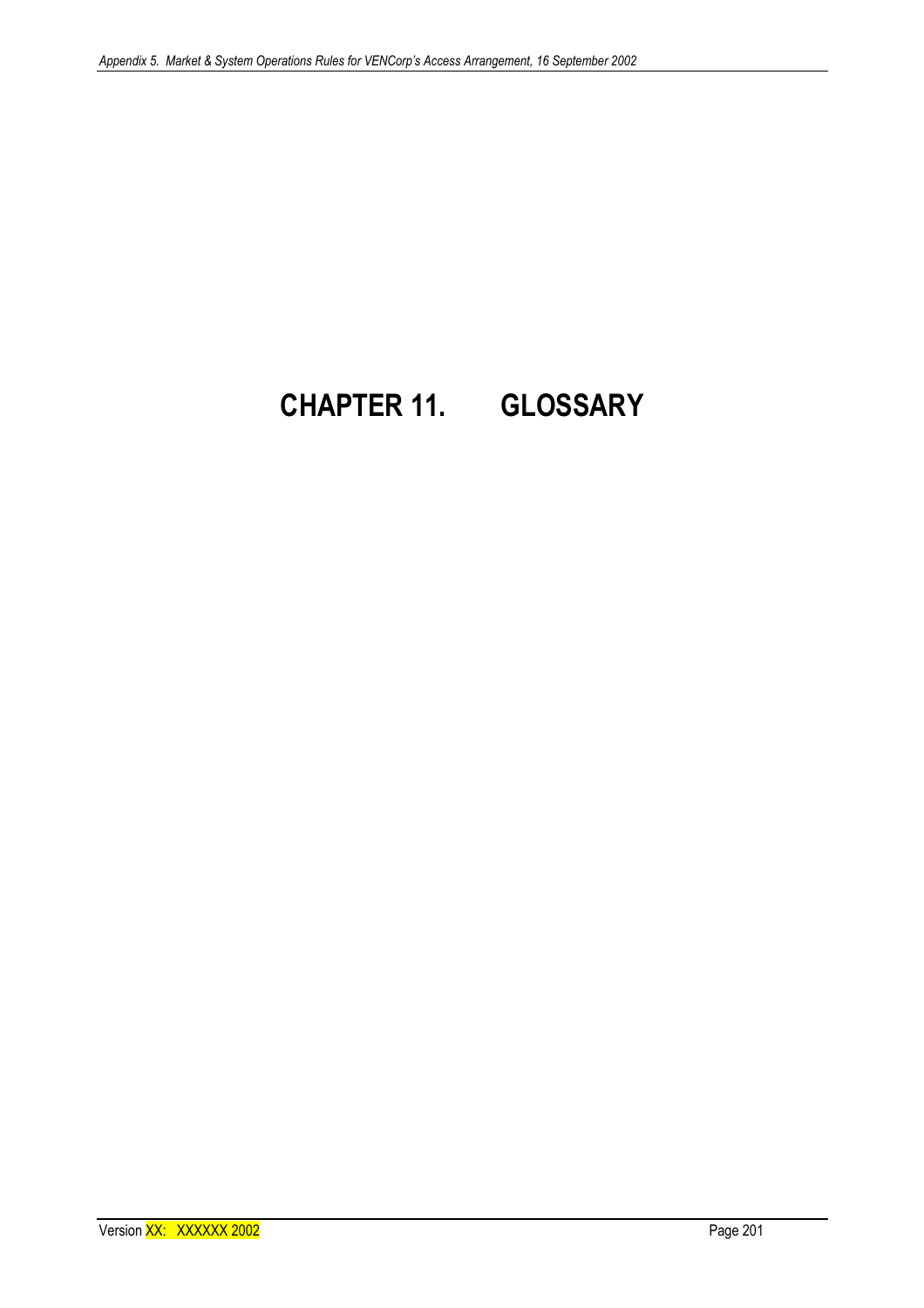# CHAPTER 11. GLOSSARY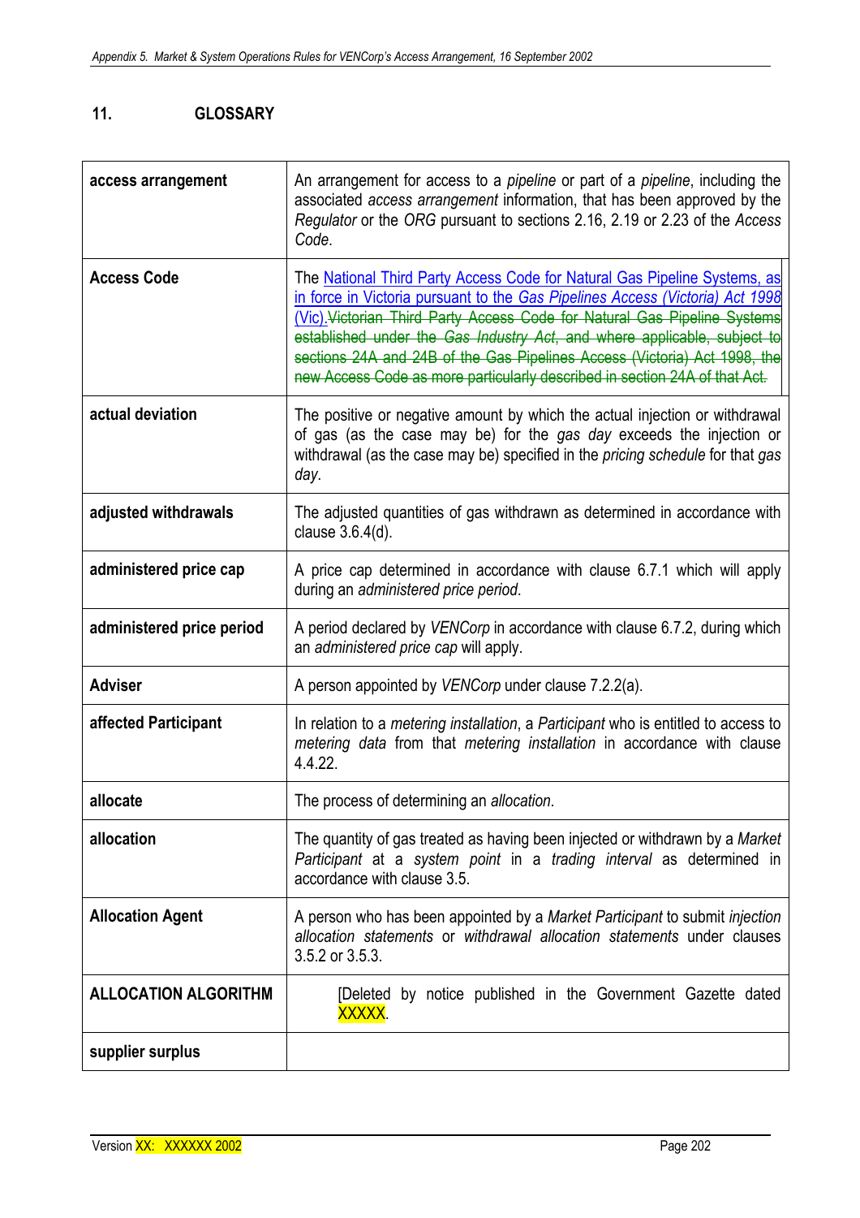## 11. GLOSSARY

| | |
|---|---|
| **access arrangement** | An arrangement for access to a *pipeline* or part of a *pipeline*, including the associated *access arrangement* information, that has been approved by the *Regulator* or the *ORG* pursuant to sections 2.16, 2.19 or 2.23 of the *Access Code*. |
| **Access Code** | The National Third Party Access Code for Natural Gas Pipeline Systems, as in force in Victoria pursuant to the *Gas Pipelines Access (Victoria) Act 1998* (Vic).~~Victorian Third Party Access Code for Natural Gas Pipeline Systems established under the *Gas Industry Act*, and where applicable, subject to sections 24A and 24B of the Gas Pipelines Access (Victoria) Act 1998, the new Access Code as more particularly described in section 24A of that Act.~~ |
| **actual deviation** | The positive or negative amount by which the actual injection or withdrawal of gas (as the case may be) for the *gas day* exceeds the injection or withdrawal (as the case may be) specified in the *pricing schedule* for that *gas day*. |
| **adjusted withdrawals** | The adjusted quantities of gas withdrawn as determined in accordance with clause 3.6.4(d). |
| **administered price cap** | A price cap determined in accordance with clause 6.7.1 which will apply during an *administered price period*. |
| **administered price period** | A period declared by *VENCorp* in accordance with clause 6.7.2, during which an *administered price cap* will apply. |
| **Adviser** | A person appointed by *VENCorp* under clause 7.2.2(a). |
| **affected Participant** | In relation to a *metering installation*, a *Participant* who is entitled to access to *metering data* from that *metering installation* in accordance with clause 4.4.22. |
| **allocate** | The process of determining an *allocation*. |
| **allocation** | The quantity of gas treated as having been injected or withdrawn by a *Market Participant* at a *system point* in a *trading interval* as determined in accordance with clause 3.5. |
| **Allocation Agent** | A person who has been appointed by a *Market Participant* to submit *injection allocation statements* or *withdrawal allocation statements* under clauses 3.5.2 or 3.5.3. |
| **ALLOCATION ALGORITHM** | [Deleted by notice published in the Government Gazette dated XXXXX. |
| **supplier surplus** | |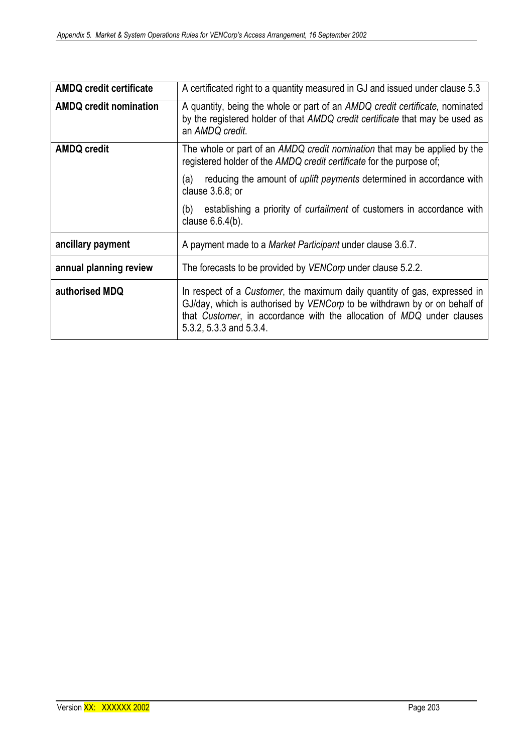| | |
|---|---|
| **AMDQ credit certificate** | A certificated right to a quantity measured in GJ and issued under clause 5.3 |
| **AMDQ credit nomination** | A quantity, being the whole or part of an *AMDQ credit certificate,* nominated by the registered holder of that *AMDQ credit certificate* that may be used as an *AMDQ credit*. |
| **AMDQ credit** | The whole or part of an *AMDQ credit nomination* that may be applied by the registered holder of the *AMDQ credit certificate* for the purpose of;<br><br>(a) reducing the amount of *uplift payments* determined in accordance with clause 3.6.8; or<br><br>(b) establishing a priority of *curtailment* of customers in accordance with clause 6.6.4(b). |
| **ancillary payment** | A payment made to a *Market Participant* under clause 3.6.7. |
| **annual planning review** | The forecasts to be provided by *VENCorp* under clause 5.2.2. |
| **authorised MDQ** | In respect of a *Customer*, the maximum daily quantity of gas, expressed in GJ/day, which is authorised by *VENCorp* to be withdrawn by or on behalf of that *Customer*, in accordance with the allocation of *MDQ* under clauses 5.3.2, 5.3.3 and 5.3.4. |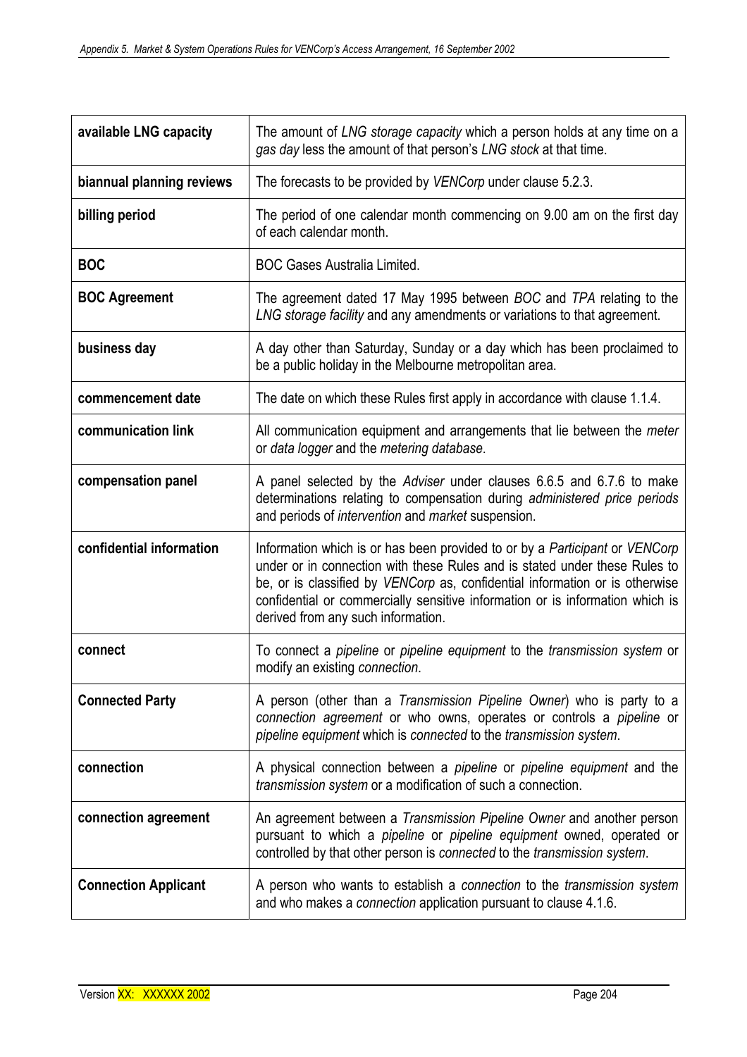| | |
|---|---|
| **available LNG capacity** | The amount of *LNG storage capacity* which a person holds at any time on a *gas day* less the amount of that person's *LNG stock* at that time. |
| **biannual planning reviews** | The forecasts to be provided by *VENCorp* under clause 5.2.3. |
| **billing period** | The period of one calendar month commencing on 9.00 am on the first day of each calendar month. |
| **BOC** | BOC Gases Australia Limited. |
| **BOC Agreement** | The agreement dated 17 May 1995 between *BOC* and *TPA* relating to the *LNG storage facility* and any amendments or variations to that agreement. |
| **business day** | A day other than Saturday, Sunday or a day which has been proclaimed to be a public holiday in the Melbourne metropolitan area. |
| **commencement date** | The date on which these Rules first apply in accordance with clause 1.1.4. |
| **communication link** | All communication equipment and arrangements that lie between the *meter* or *data logger* and the *metering database*. |
| **compensation panel** | A panel selected by the *Adviser* under clauses 6.6.5 and 6.7.6 to make determinations relating to compensation during *administered price periods* and periods of *intervention* and *market* suspension. |
| **confidential information** | Information which is or has been provided to or by a *Participant* or *VENCorp* under or in connection with these Rules and is stated under these Rules to be, or is classified by *VENCorp* as, confidential information or is otherwise confidential or commercially sensitive information or is information which is derived from any such information. |
| **connect** | To connect a *pipeline* or *pipeline equipment* to the *transmission system* or modify an existing *connection*. |
| **Connected Party** | A person (other than a *Transmission Pipeline Owner*) who is party to a *connection agreement* or who owns, operates or controls a *pipeline* or *pipeline equipment* which is *connected* to the *transmission system*. |
| **connection** | A physical connection between a *pipeline* or *pipeline equipment* and the *transmission system* or a modification of such a connection. |
| **connection agreement** | An agreement between a *Transmission Pipeline Owner* and another person pursuant to which a *pipeline* or *pipeline equipment* owned, operated or controlled by that other person is *connected* to the *transmission system*. |
| **Connection Applicant** | A person who wants to establish a *connection* to the *transmission system* and who makes a *connection* application pursuant to clause 4.1.6. |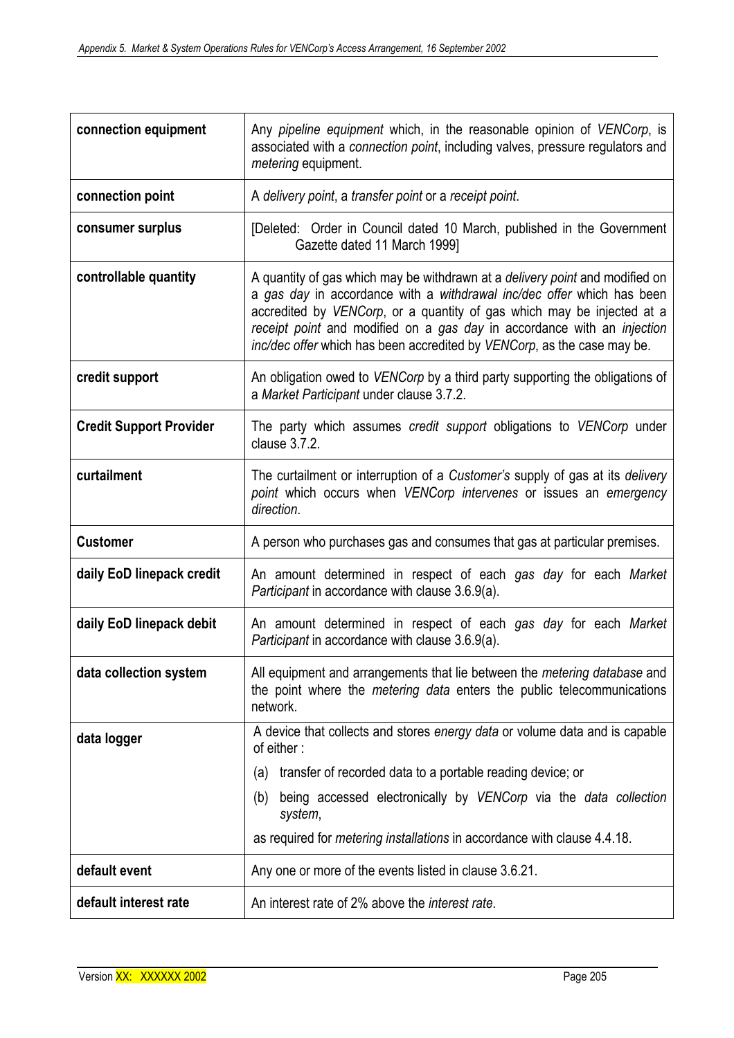| | |
|---|---|
| **connection equipment** | Any *pipeline equipment* which, in the reasonable opinion of *VENCorp*, is associated with a *connection point*, including valves, pressure regulators and *metering* equipment. |
| **connection point** | A *delivery point*, a *transfer point* or a *receipt point*. |
| **consumer surplus** | [Deleted: Order in Council dated 10 March, published in the Government Gazette dated 11 March 1999] |
| **controllable quantity** | A quantity of gas which may be withdrawn at a *delivery point* and modified on a *gas day* in accordance with a *withdrawal inc/dec offer* which has been accredited by *VENCorp*, or a quantity of gas which may be injected at a *receipt point* and modified on a *gas day* in accordance with an *injection inc/dec offer* which has been accredited by *VENCorp*, as the case may be. |
| **credit support** | An obligation owed to *VENCorp* by a third party supporting the obligations of a *Market Participant* under clause 3.7.2. |
| **Credit Support Provider** | The party which assumes *credit support* obligations to *VENCorp* under clause 3.7.2. |
| **curtailment** | The curtailment or interruption of a *Customer's* supply of gas at its *delivery point* which occurs when *VENCorp intervenes* or issues an *emergency direction*. |
| **Customer** | A person who purchases gas and consumes that gas at particular premises. |
| **daily EoD linepack credit** | An amount determined in respect of each *gas day* for each *Market Participant* in accordance with clause 3.6.9(a). |
| **daily EoD linepack debit** | An amount determined in respect of each *gas day* for each *Market Participant* in accordance with clause 3.6.9(a). |
| **data collection system** | All equipment and arrangements that lie between the *metering database* and the point where the *metering data* enters the public telecommunications network. |
| **data logger** | A device that collects and stores *energy data* or volume data and is capable of either :<br>(a) transfer of recorded data to a portable reading device; or<br>(b) being accessed electronically by *VENCorp* via the *data collection system*,<br>as required for *metering installations* in accordance with clause 4.4.18. |
| **default event** | Any one or more of the events listed in clause 3.6.21. |
| **default interest rate** | An interest rate of 2% above the *interest rate*. |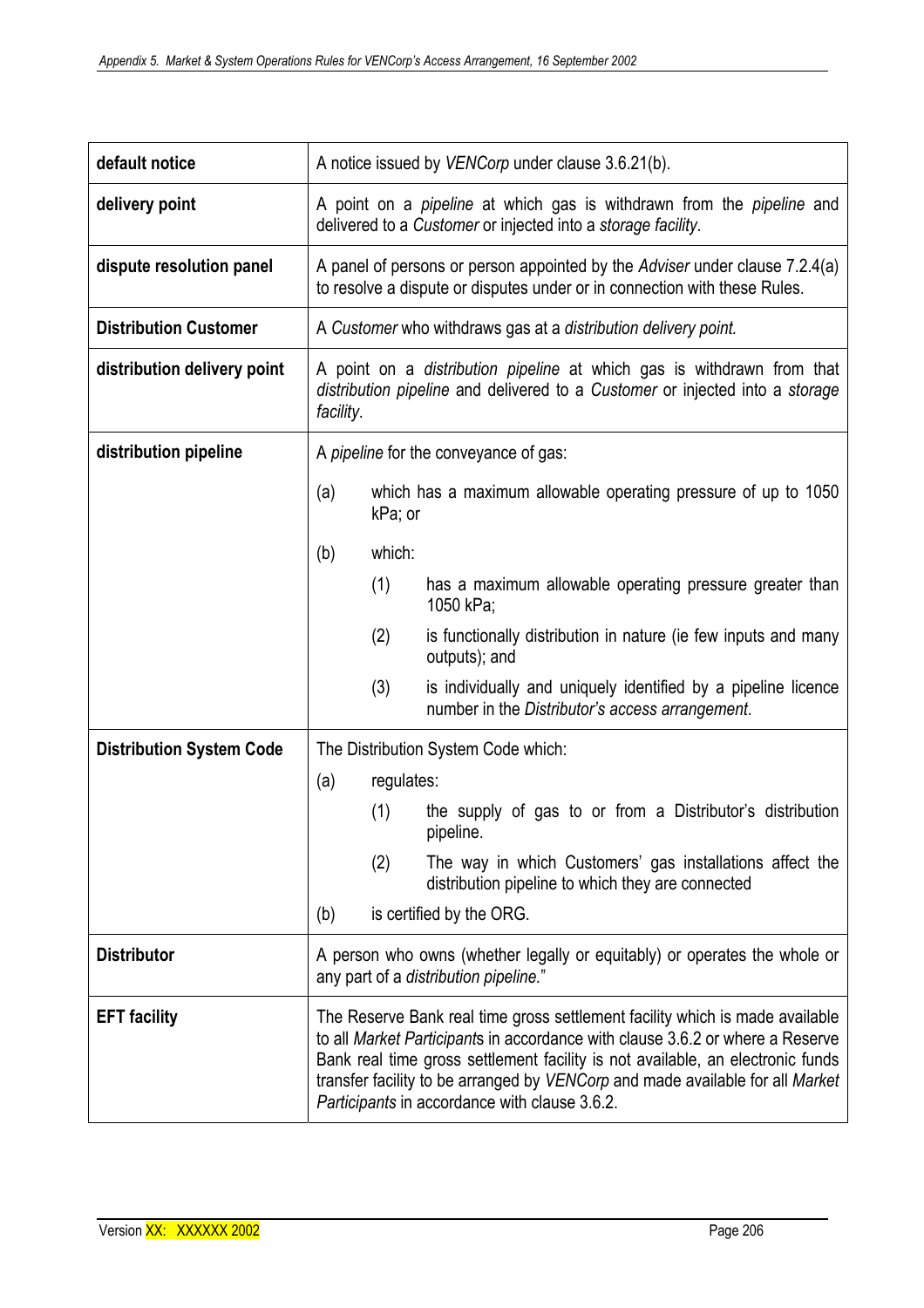| | |
|---|---|
| **default notice** | A notice issued by *VENCorp* under clause 3.6.21(b). |
| **delivery point** | A point on a *pipeline* at which gas is withdrawn from the *pipeline* and delivered to a *Customer* or injected into a *storage facility*. |
| **dispute resolution panel** | A panel of persons or person appointed by the *Adviser* under clause 7.2.4(a) to resolve a dispute or disputes under or in connection with these Rules. |
| **Distribution Customer** | A *Customer* who withdraws gas at a *distribution delivery point.* |
| **distribution delivery point** | A point on a *distribution pipeline* at which gas is withdrawn from that *distribution pipeline* and delivered to a *Customer* or injected into a *storage facility*. |
| **distribution pipeline** | A *pipeline* for the conveyance of gas:<br>(a) which has a maximum allowable operating pressure of up to 1050 kPa; or<br>(b) which:<br>(1) has a maximum allowable operating pressure greater than 1050 kPa;<br>(2) is functionally distribution in nature (ie few inputs and many outputs); and<br>(3) is individually and uniquely identified by a pipeline licence number in the *Distributor's access arrangement*. |
| **Distribution System Code** | The Distribution System Code which:<br>(a) regulates:<br>(1) the supply of gas to or from a Distributor's distribution pipeline.<br>(2) The way in which Customers' gas installations affect the distribution pipeline to which they are connected<br>(b) is certified by the ORG. |
| **Distributor** | A person who owns (whether legally or equitably) or operates the whole or any part of a *distribution pipeline.*" |
| **EFT facility** | The Reserve Bank real time gross settlement facility which is made available to all *Market Participant*s in accordance with clause 3.6.2 or where a Reserve Bank real time gross settlement facility is not available, an electronic funds transfer facility to be arranged by *VENCorp* and made available for all *Market Participants* in accordance with clause 3.6.2. |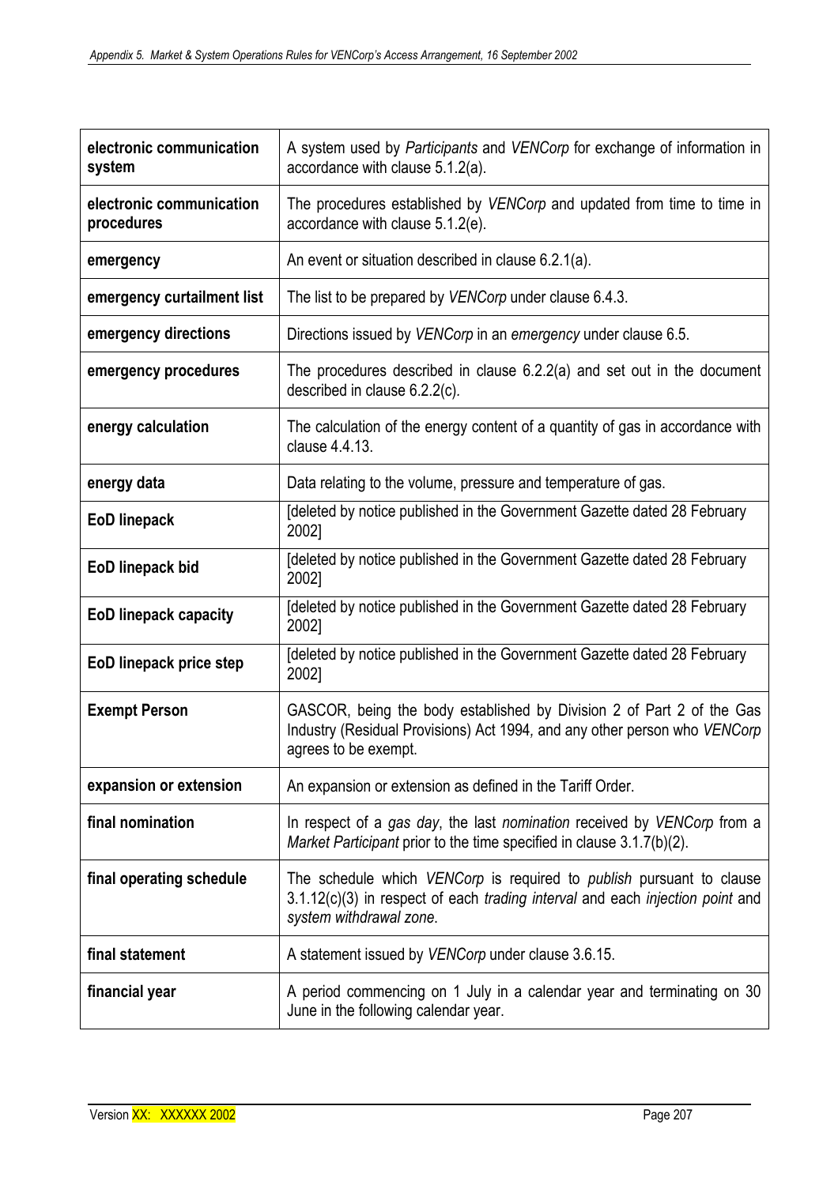| | |
|---|---|
| **electronic communication system** | A system used by *Participants* and *VENCorp* for exchange of information in accordance with clause 5.1.2(a). |
| **electronic communication procedures** | The procedures established by *VENCorp* and updated from time to time in accordance with clause 5.1.2(e). |
| **emergency** | An event or situation described in clause 6.2.1(a). |
| **emergency curtailment list** | The list to be prepared by *VENCorp* under clause 6.4.3. |
| **emergency directions** | Directions issued by *VENCorp* in an *emergency* under clause 6.5. |
| **emergency procedures** | The procedures described in clause 6.2.2(a) and set out in the document described in clause 6.2.2(c). |
| **energy calculation** | The calculation of the energy content of a quantity of gas in accordance with clause 4.4.13. |
| **energy data** | Data relating to the volume, pressure and temperature of gas. |
| **EoD linepack** | [deleted by notice published in the Government Gazette dated 28 February 2002] |
| **EoD linepack bid** | [deleted by notice published in the Government Gazette dated 28 February 2002] |
| **EoD linepack capacity** | [deleted by notice published in the Government Gazette dated 28 February 2002] |
| **EoD linepack price step** | [deleted by notice published in the Government Gazette dated 28 February 2002] |
| **Exempt Person** | GASCOR, being the body established by Division 2 of Part 2 of the Gas Industry (Residual Provisions) Act 1994*,* and any other person who *VENCorp* agrees to be exempt. |
| **expansion or extension** | An expansion or extension as defined in the Tariff Order. |
| **final nomination** | In respect of a *gas day*, the last *nomination* received by *VENCorp* from a *Market Participant* prior to the time specified in clause 3.1.7(b)(2). |
| **final operating schedule** | The schedule which *VENCorp* is required to *publish* pursuant to clause 3.1.12(c)(3) in respect of each *trading interval* and each *injection point* and *system withdrawal zone*. |
| **final statement** | A statement issued by *VENCorp* under clause 3.6.15. |
| **financial year** | A period commencing on 1 July in a calendar year and terminating on 30 June in the following calendar year. |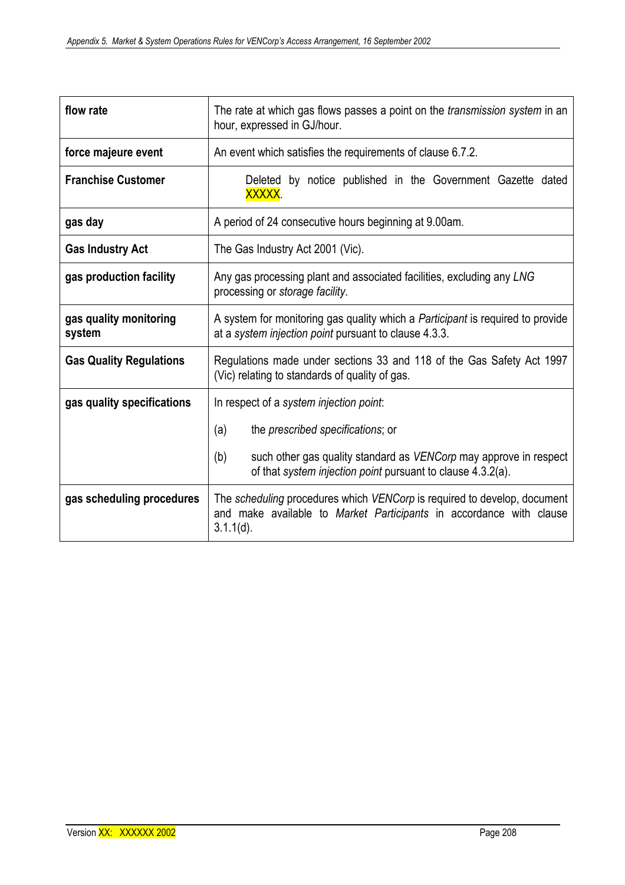| | |
|---|---|
| **flow rate** | The rate at which gas flows passes a point on the *transmission system* in an hour, expressed in GJ/hour. |
| **force majeure event** | An event which satisfies the requirements of clause 6.7.2. |
| **Franchise Customer** | Deleted by notice published in the Government Gazette dated XXXXX. |
| **gas day** | A period of 24 consecutive hours beginning at 9.00am. |
| **Gas Industry Act** | The Gas Industry Act 2001 (Vic). |
| **gas production facility** | Any gas processing plant and associated facilities, excluding any *LNG* processing or *storage facility*. |
| **gas quality monitoring system** | A system for monitoring gas quality which a *Participant* is required to provide at a *system injection point* pursuant to clause 4.3.3. |
| **Gas Quality Regulations** | Regulations made under sections 33 and 118 of the Gas Safety Act 1997 (Vic) relating to standards of quality of gas. |
| **gas quality specifications** | In respect of a *system injection point*:<br><br>(a) the *prescribed specifications*; or<br><br>(b) such other gas quality standard as *VENCorp* may approve in respect of that *system injection point* pursuant to clause 4.3.2(a). |
| **gas scheduling procedures** | The *scheduling* procedures which *VENCorp* is required to develop, document and make available to *Market Participants* in accordance with clause 3.1.1(d). |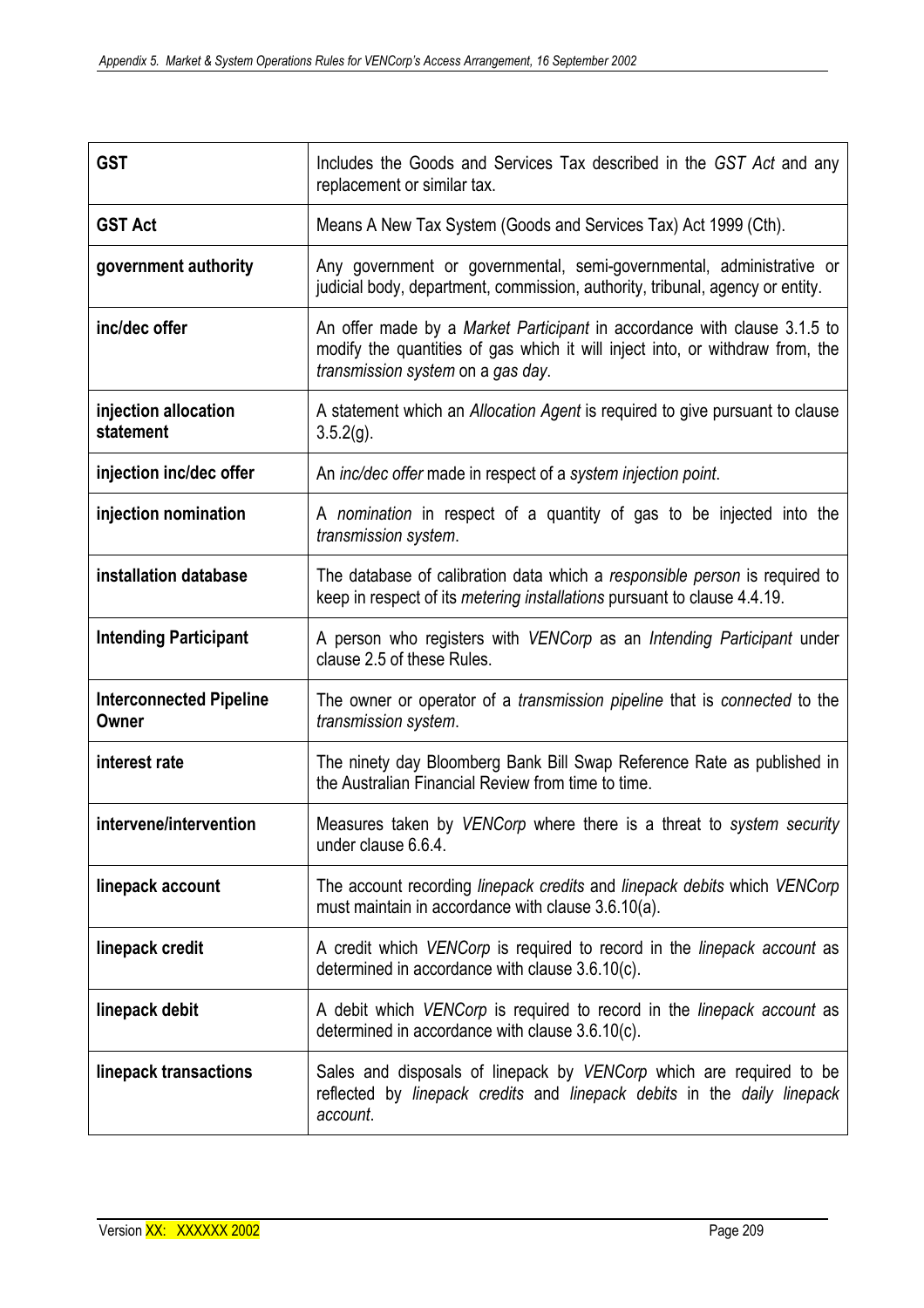| | |
|---|---|
| **GST** | Includes the Goods and Services Tax described in the *GST Act* and any replacement or similar tax. |
| **GST Act** | Means A New Tax System (Goods and Services Tax) Act 1999 (Cth). |
| **government authority** | Any government or governmental, semi-governmental, administrative or judicial body, department, commission, authority, tribunal, agency or entity. |
| **inc/dec offer** | An offer made by a *Market Participant* in accordance with clause 3.1.5 to modify the quantities of gas which it will inject into, or withdraw from, the *transmission system* on a *gas day*. |
| **injection allocation statement** | A statement which an *Allocation Agent* is required to give pursuant to clause 3.5.2(g). |
| **injection inc/dec offer** | An *inc/dec offer* made in respect of a *system injection point*. |
| **injection nomination** | A *nomination* in respect of a quantity of gas to be injected into the *transmission system*. |
| **installation database** | The database of calibration data which a *responsible person* is required to keep in respect of its *metering installations* pursuant to clause 4.4.19. |
| **Intending Participant** | A person who registers with *VENCorp* as an *Intending Participant* under clause 2.5 of these Rules. |
| **Interconnected Pipeline Owner** | The owner or operator of a *transmission pipeline* that is *connected* to the *transmission system*. |
| **interest rate** | The ninety day Bloomberg Bank Bill Swap Reference Rate as published in the Australian Financial Review from time to time. |
| **intervene/intervention** | Measures taken by *VENCorp* where there is a threat to *system security* under clause 6.6.4. |
| **linepack account** | The account recording *linepack credits* and *linepack debits* which *VENCorp* must maintain in accordance with clause 3.6.10(a). |
| **linepack credit** | A credit which *VENCorp* is required to record in the *linepack account* as determined in accordance with clause 3.6.10(c). |
| **linepack debit** | A debit which *VENCorp* is required to record in the *linepack account* as determined in accordance with clause 3.6.10(c). |
| **linepack transactions** | Sales and disposals of linepack by *VENCorp* which are required to be reflected by *linepack credits* and *linepack debits* in the *daily linepack account*. |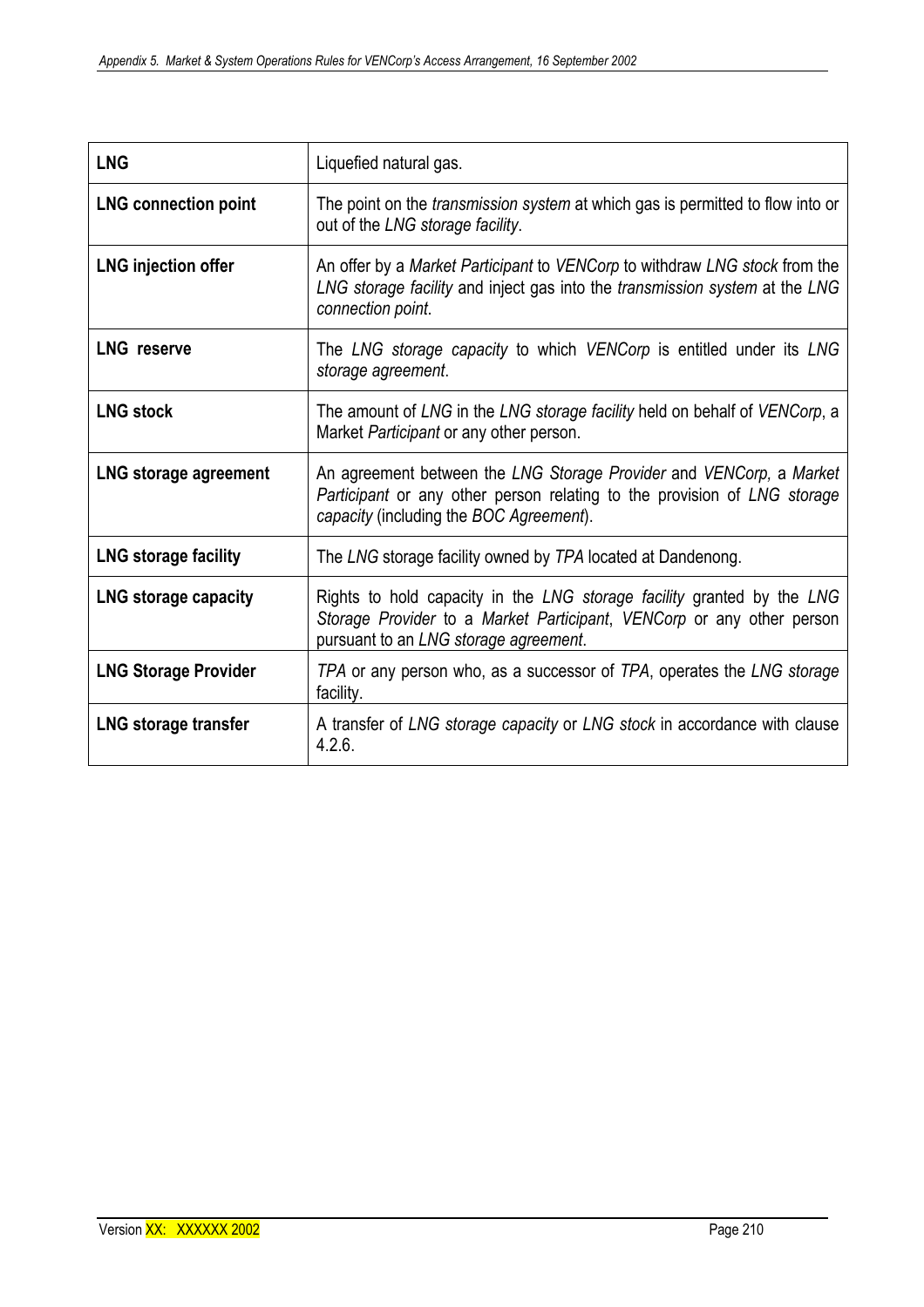| | |
|---|---|
| **LNG** | Liquefied natural gas. |
| **LNG connection point** | The point on the *transmission system* at which gas is permitted to flow into or out of the *LNG storage facility*. |
| **LNG injection offer** | An offer by a *Market Participant* to *VENCorp* to withdraw *LNG stock* from the *LNG storage facility* and inject gas into the *transmission system* at the *LNG connection point*. |
| **LNG reserve** | The *LNG storage capacity* to which *VENCorp* is entitled under its *LNG storage agreement*. |
| **LNG stock** | The amount of *LNG* in the *LNG storage facility* held on behalf of *VENCorp*, a Market *Participant* or any other person. |
| **LNG storage agreement** | An agreement between the *LNG Storage Provider* and *VENCorp,* a *Market Participant* or any other person relating to the provision of *LNG storage capacity* (including the *BOC Agreement*). |
| **LNG storage facility** | The *LNG* storage facility owned by *TPA* located at Dandenong. |
| **LNG storage capacity** | Rights to hold capacity in the *LNG storage facility* granted by the *LNG Storage Provider* to a *Market Participant*, *VENCorp* or any other person pursuant to an *LNG storage agreement*. |
| **LNG Storage Provider** | *TPA* or any person who, as a successor of *TPA*, operates the *LNG storage* facility. |
| **LNG storage transfer** | A transfer of *LNG storage capacity* or *LNG stock* in accordance with clause 4.2.6. |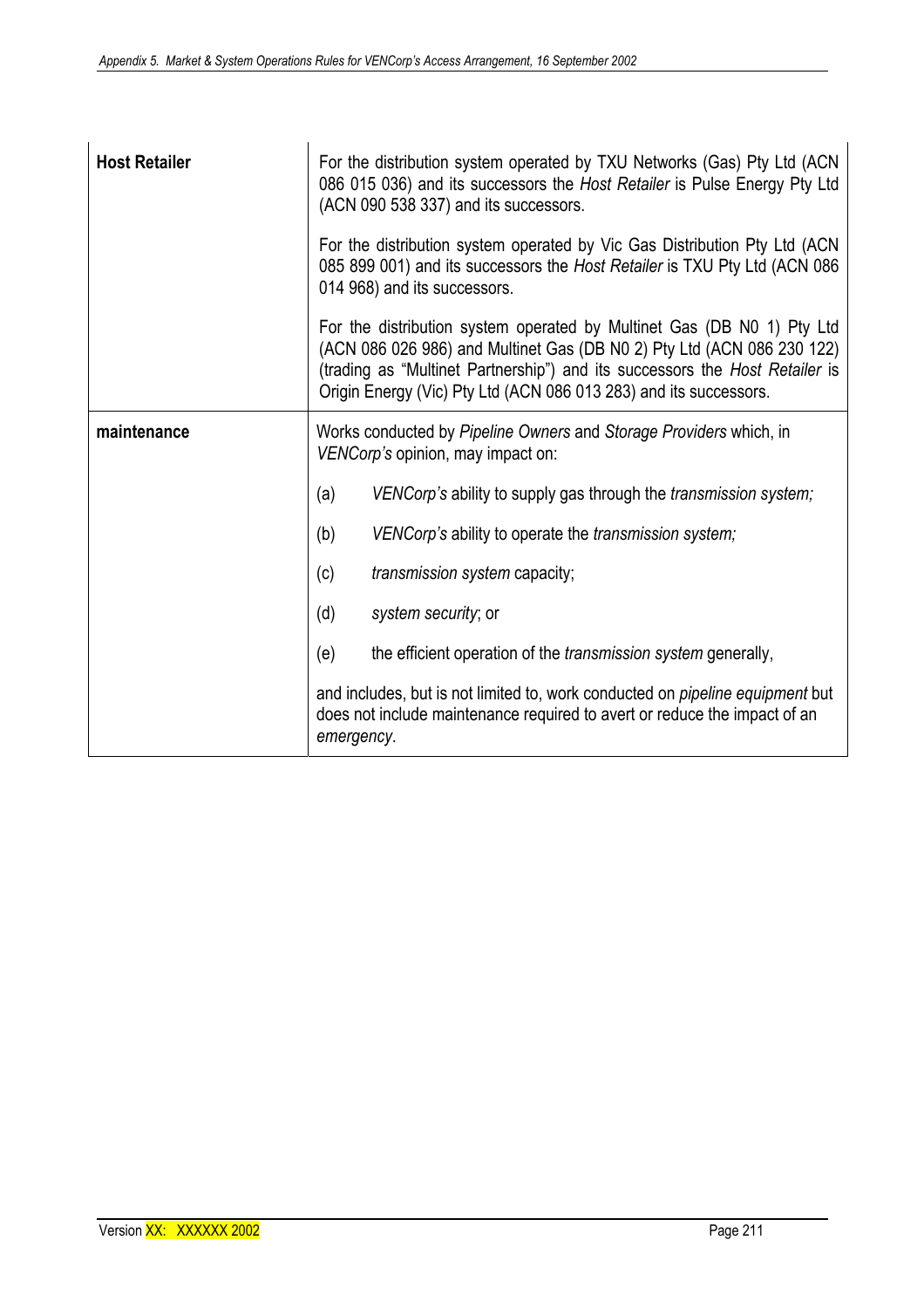| | |
|---|---|
| **Host Retailer** | For the distribution system operated by TXU Networks (Gas) Pty Ltd (ACN 086 015 036) and its successors the *Host Retailer* is Pulse Energy Pty Ltd (ACN 090 538 337) and its successors.<br><br>For the distribution system operated by Vic Gas Distribution Pty Ltd (ACN 085 899 001) and its successors the *Host Retailer* is TXU Pty Ltd (ACN 086 014 968) and its successors.<br><br>For the distribution system operated by Multinet Gas (DB N0 1) Pty Ltd (ACN 086 026 986) and Multinet Gas (DB N0 2) Pty Ltd (ACN 086 230 122) (trading as "Multinet Partnership") and its successors the *Host Retailer* is Origin Energy (Vic) Pty Ltd (ACN 086 013 283) and its successors. |
| **maintenance** | Works conducted by *Pipeline Owners* and *Storage Providers* which, in *VENCorp's* opinion, may impact on:<br><br>(a) *VENCorp's* ability to supply gas through the *transmission system;*<br><br>(b) *VENCorp's* ability to operate the *transmission system;*<br><br>(c) *transmission system* capacity;<br><br>(d) *system security*; or<br><br>(e) the efficient operation of the *transmission system* generally,<br><br>and includes, but is not limited to, work conducted on *pipeline equipment* but does not include maintenance required to avert or reduce the impact of an *emergency*. |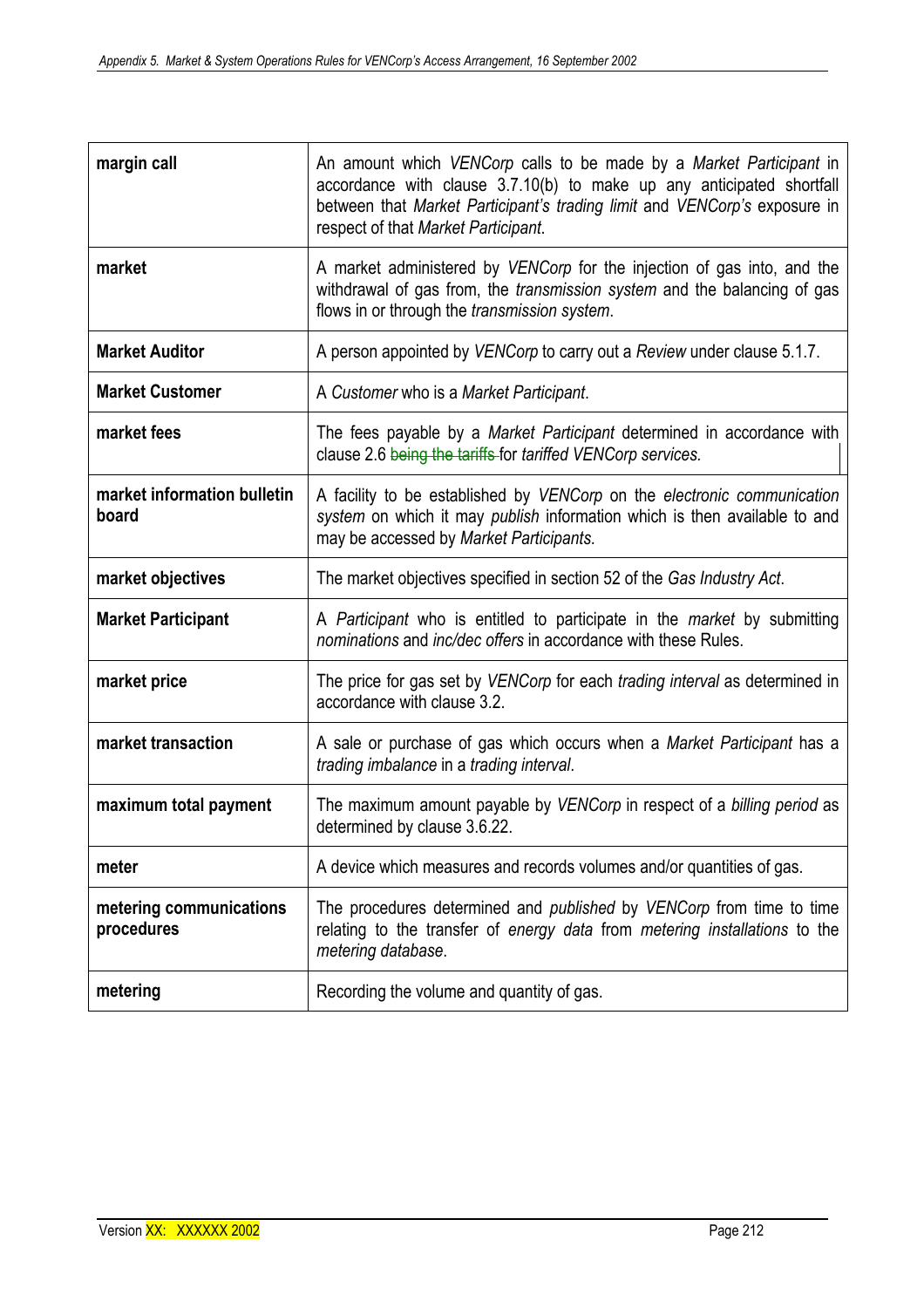| | |
|---|---|
| **margin call** | An amount which *VENCorp* calls to be made by a *Market Participant* in accordance with clause 3.7.10(b) to make up any anticipated shortfall between that *Market Participant's trading limit* and *VENCorp's* exposure in respect of that *Market Participant*. |
| **market** | A market administered by *VENCorp* for the injection of gas into, and the withdrawal of gas from, the *transmission system* and the balancing of gas flows in or through the *transmission system*. |
| **Market Auditor** | A person appointed by *VENCorp* to carry out a *Review* under clause 5.1.7. |
| **Market Customer** | A *Customer* who is a *Market Participant*. |
| **market fees** | The fees payable by a *Market Participant* determined in accordance with clause 2.6 ~~being the tariffs~~ for *tariffed VENCorp services.* |
| **market information bulletin board** | A facility to be established by *VENCorp* on the *electronic communication system* on which it may *publish* information which is then available to and may be accessed by *Market Participants*. |
| **market objectives** | The market objectives specified in section 52 of the *Gas Industry Act*. |
| **Market Participant** | A *Participant* who is entitled to participate in the *market* by submitting *nominations* and *inc/dec offers* in accordance with these Rules. |
| **market price** | The price for gas set by *VENCorp* for each *trading interval* as determined in accordance with clause 3.2. |
| **market transaction** | A sale or purchase of gas which occurs when a *Market Participant* has a *trading imbalance* in a *trading interval*. |
| **maximum total payment** | The maximum amount payable by *VENCorp* in respect of a *billing period* as determined by clause 3.6.22. |
| **meter** | A device which measures and records volumes and/or quantities of gas. |
| **metering communications procedures** | The procedures determined and *published* by *VENCorp* from time to time relating to the transfer of *energy data* from *metering installations* to the *metering database*. |
| **metering** | Recording the volume and quantity of gas. |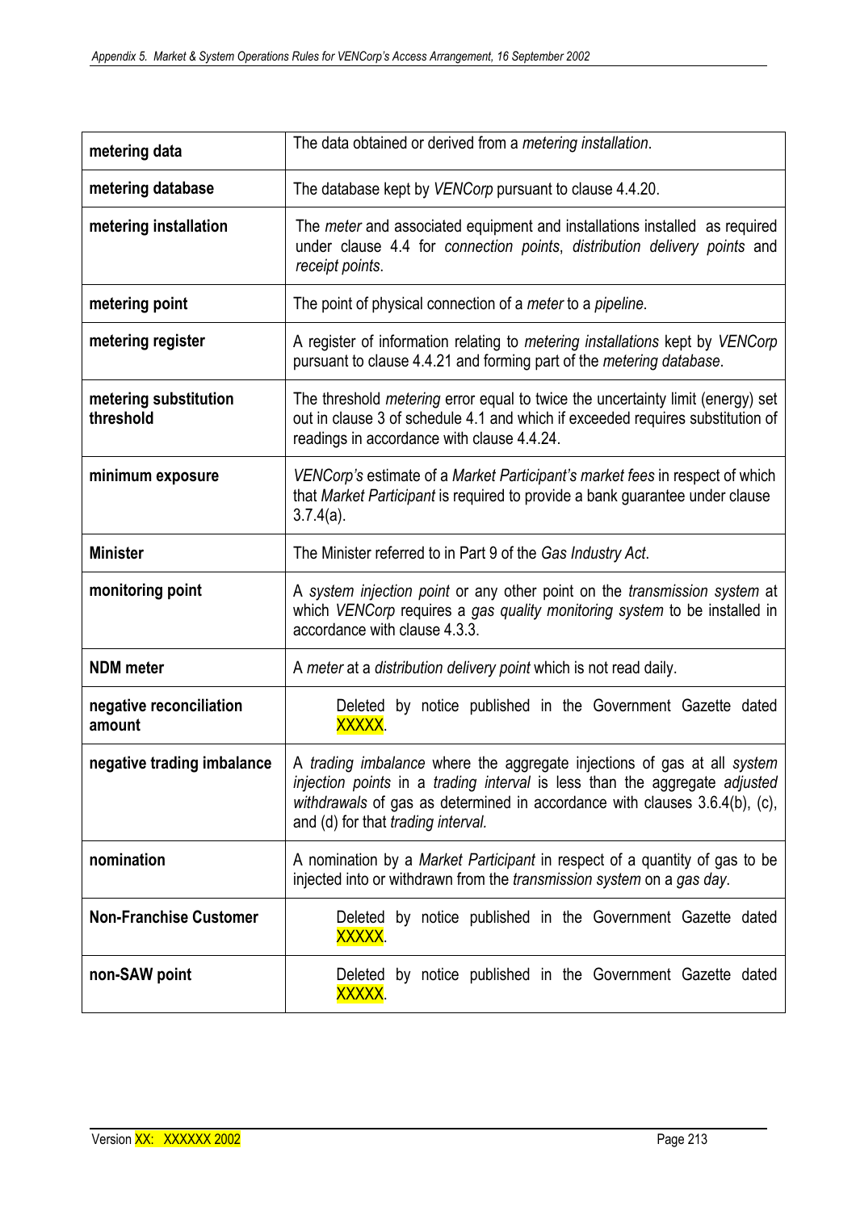| | |
|---|---|
| **metering data** | The data obtained or derived from a *metering installation*. |
| **metering database** | The database kept by *VENCorp* pursuant to clause 4.4.20. |
| **metering installation** | The *meter* and associated equipment and installations installed as required under clause 4.4 for *connection points*, *distribution delivery points* and *receipt points*. |
| **metering point** | The point of physical connection of a *meter* to a *pipeline*. |
| **metering register** | A register of information relating to *metering installations* kept by *VENCorp* pursuant to clause 4.4.21 and forming part of the *metering database*. |
| **metering substitution threshold** | The threshold *metering* error equal to twice the uncertainty limit (energy) set out in clause 3 of schedule 4.1 and which if exceeded requires substitution of readings in accordance with clause 4.4.24. |
| **minimum exposure** | *VENCorp's* estimate of a *Market Participant's market fees* in respect of which that *Market Participant* is required to provide a bank guarantee under clause 3.7.4(a). |
| **Minister** | The Minister referred to in Part 9 of the *Gas Industry Act*. |
| **monitoring point** | A *system injection point* or any other point on the *transmission system* at which *VENCorp* requires a *gas quality monitoring system* to be installed in accordance with clause 4.3.3. |
| **NDM meter** | A *meter* at a *distribution delivery point* which is not read daily. |
| **negative reconciliation amount** | Deleted by notice published in the Government Gazette dated XXXXX. |
| **negative trading imbalance** | A *trading imbalance* where the aggregate injections of gas at all *system injection points* in a *trading interval* is less than the aggregate *adjusted withdrawals* of gas as determined in accordance with clauses 3.6.4(b), (c), and (d) for that *trading interval*. |
| **nomination** | A nomination by a *Market Participant* in respect of a quantity of gas to be injected into or withdrawn from the *transmission system* on a *gas day*. |
| **Non-Franchise Customer** | Deleted by notice published in the Government Gazette dated XXXXX. |
| **non-SAW point** | Deleted by notice published in the Government Gazette dated XXXXX. |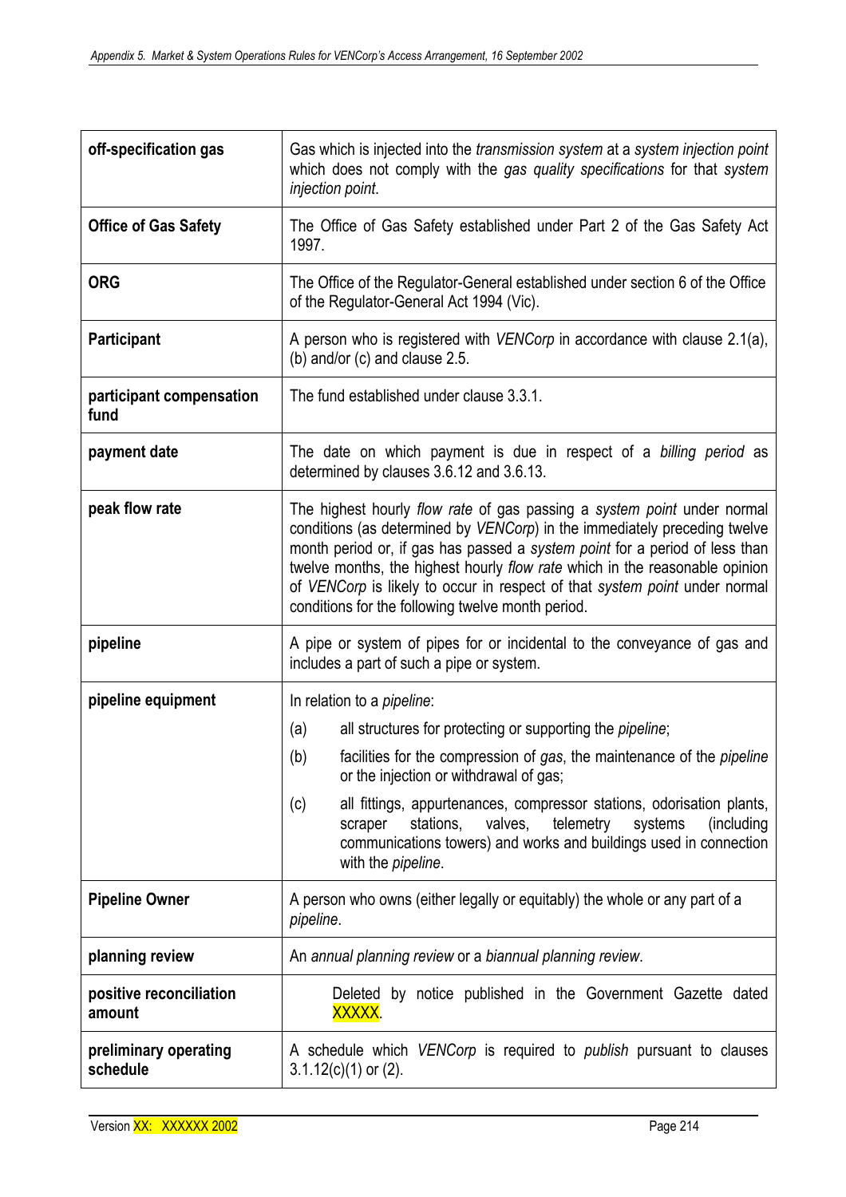| | |
|---|---|
| **off-specification gas** | Gas which is injected into the *transmission system* at a *system injection point* which does not comply with the *gas quality specifications* for that *system injection point*. |
| **Office of Gas Safety** | The Office of Gas Safety established under Part 2 of the Gas Safety Act 1997. |
| **ORG** | The Office of the Regulator-General established under section 6 of the Office of the Regulator-General Act 1994 (Vic). |
| **Participant** | A person who is registered with *VENCorp* in accordance with clause 2.1(a), (b) and/or (c) and clause 2.5. |
| **participant compensation fund** | The fund established under clause 3.3.1. |
| **payment date** | The date on which payment is due in respect of a *billing period* as determined by clauses 3.6.12 and 3.6.13. |
| **peak flow rate** | The highest hourly *flow rate* of gas passing a *system point* under normal conditions (as determined by *VENCorp*) in the immediately preceding twelve month period or, if gas has passed a *system point* for a period of less than twelve months, the highest hourly *flow rate* which in the reasonable opinion of *VENCorp* is likely to occur in respect of that *system point* under normal conditions for the following twelve month period. |
| **pipeline** | A pipe or system of pipes for or incidental to the conveyance of gas and includes a part of such a pipe or system. |
| **pipeline equipment** | In relation to a *pipeline*:<br>(a) all structures for protecting or supporting the *pipeline*;<br>(b) facilities for the compression of *gas*, the maintenance of the *pipeline* or the injection or withdrawal of gas;<br>(c) all fittings, appurtenances, compressor stations, odorisation plants, scraper stations, valves, telemetry systems (including communications towers) and works and buildings used in connection with the *pipeline*. |
| **Pipeline Owner** | A person who owns (either legally or equitably) the whole or any part of a *pipeline*. |
| **planning review** | An *annual planning review* or a *biannual planning review*. |
| **positive reconciliation amount** | Deleted by notice published in the Government Gazette dated XXXXX. |
| **preliminary operating schedule** | A schedule which *VENCorp* is required to *publish* pursuant to clauses 3.1.12(c)(1) or (2). |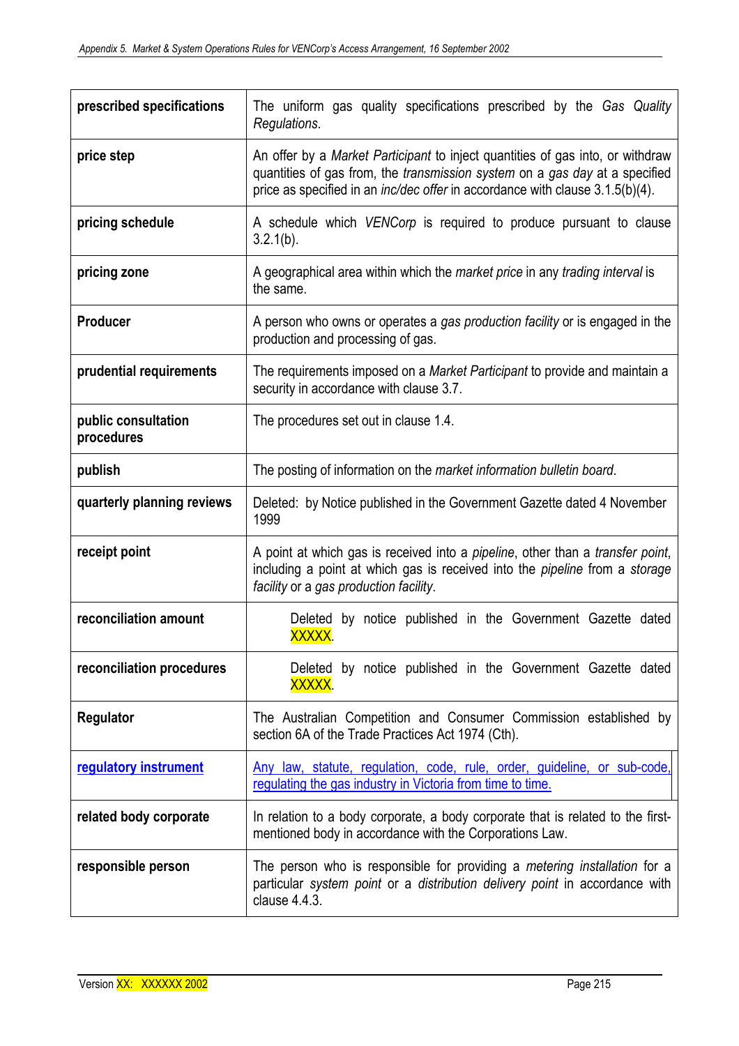| | |
|---|---|
| **prescribed specifications** | The uniform gas quality specifications prescribed by the *Gas Quality Regulations*. |
| **price step** | An offer by a *Market Participant* to inject quantities of gas into, or withdraw quantities of gas from, the *transmission system* on a *gas day* at a specified price as specified in an *inc/dec offer* in accordance with clause 3.1.5(b)(4). |
| **pricing schedule** | A schedule which *VENCorp* is required to produce pursuant to clause 3.2.1(b). |
| **pricing zone** | A geographical area within which the *market price* in any *trading interval* is the same. |
| **Producer** | A person who owns or operates a *gas production facility* or is engaged in the production and processing of gas. |
| **prudential requirements** | The requirements imposed on a *Market Participant* to provide and maintain a security in accordance with clause 3.7. |
| **public consultation procedures** | The procedures set out in clause 1.4. |
| **publish** | The posting of information on the *market information bulletin board*. |
| **quarterly planning reviews** | Deleted: by Notice published in the Government Gazette dated 4 November 1999 |
| **receipt point** | A point at which gas is received into a *pipeline*, other than a *transfer point*, including a point at which gas is received into the *pipeline* from a *storage facility* or a *gas production facility*. |
| **reconciliation amount** | Deleted by notice published in the Government Gazette dated XXXXX. |
| **reconciliation procedures** | Deleted by notice published in the Government Gazette dated XXXXX. |
| **Regulator** | The Australian Competition and Consumer Commission established by section 6A of the Trade Practices Act 1974 (Cth). |
| **regulatory instrument** | Any law, statute, regulation, code, rule, order, guideline, or sub-code, regulating the gas industry in Victoria from time to time. |
| **related body corporate** | In relation to a body corporate, a body corporate that is related to the first-mentioned body in accordance with the Corporations Law. |
| **responsible person** | The person who is responsible for providing a *metering installation* for a particular *system point* or a *distribution delivery point* in accordance with clause 4.4.3. |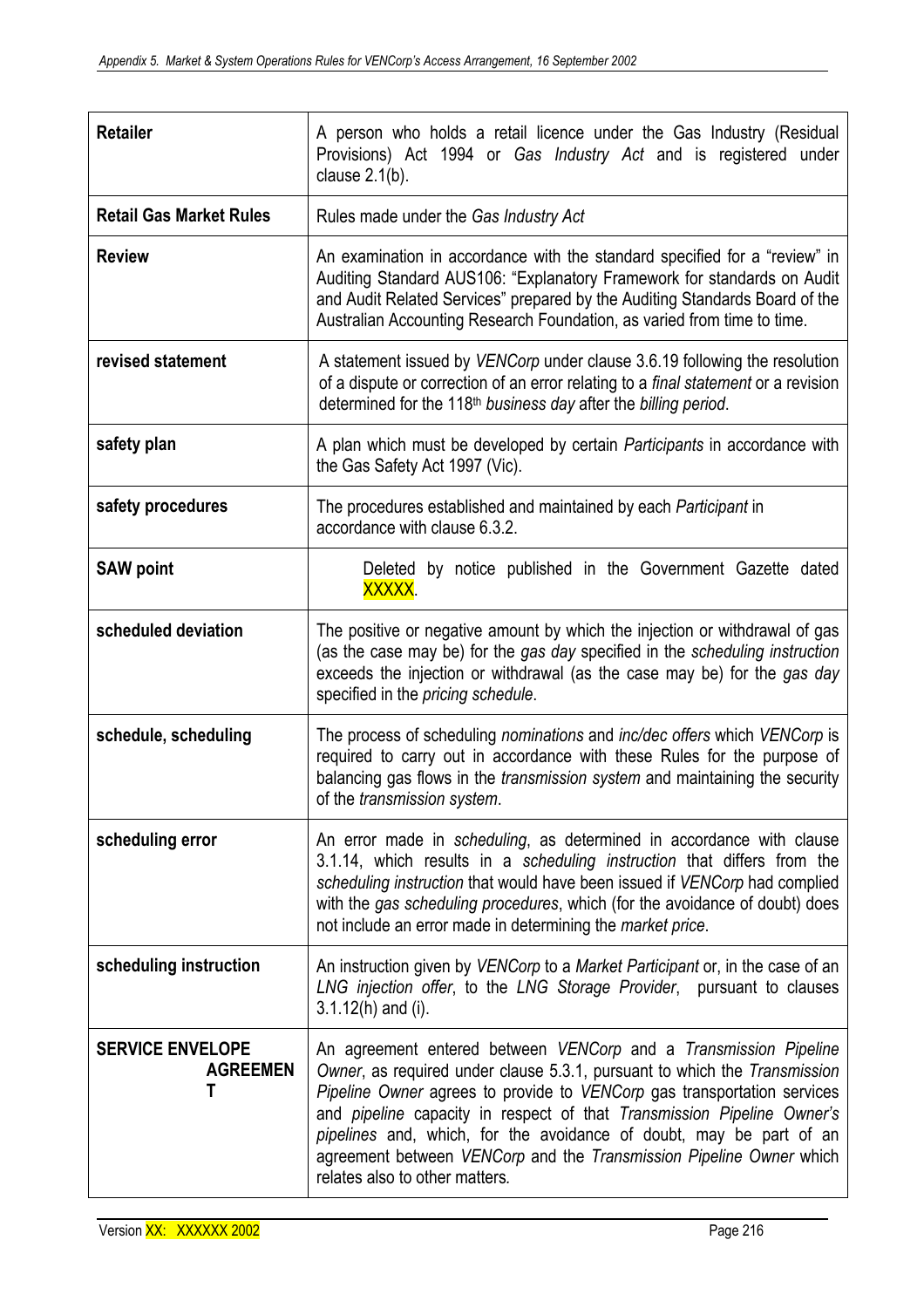| | |
|---|---|
| **Retailer** | A person who holds a retail licence under the Gas Industry (Residual Provisions) Act 1994 or *Gas Industry Act* and is registered under clause 2.1(b). |
| **Retail Gas Market Rules** | Rules made under the *Gas Industry Act* |
| **Review** | An examination in accordance with the standard specified for a "review" in Auditing Standard AUS106: "Explanatory Framework for standards on Audit and Audit Related Services" prepared by the Auditing Standards Board of the Australian Accounting Research Foundation, as varied from time to time. |
| **revised statement** | A statement issued by *VENCorp* under clause 3.6.19 following the resolution of a dispute or correction of an error relating to a *final statement* or a revision determined for the 118th *business day* after the *billing period*. |
| **safety plan** | A plan which must be developed by certain *Participants* in accordance with the Gas Safety Act 1997 (Vic). |
| **safety procedures** | The procedures established and maintained by each *Participant* in accordance with clause 6.3.2. |
| **SAW point** | Deleted by notice published in the Government Gazette dated XXXXX. |
| **scheduled deviation** | The positive or negative amount by which the injection or withdrawal of gas (as the case may be) for the *gas day* specified in the *scheduling instruction* exceeds the injection or withdrawal (as the case may be) for the *gas day* specified in the *pricing schedule*. |
| **schedule, scheduling** | The process of scheduling *nominations* and *inc/dec offers* which *VENCorp* is required to carry out in accordance with these Rules for the purpose of balancing gas flows in the *transmission system* and maintaining the security of the *transmission system*. |
| **scheduling error** | An error made in *scheduling*, as determined in accordance with clause 3.1.14, which results in a *scheduling instruction* that differs from the *scheduling instruction* that would have been issued if *VENCorp* had complied with the *gas scheduling procedures*, which (for the avoidance of doubt) does not include an error made in determining the *market price*. |
| **scheduling instruction** | An instruction given by *VENCorp* to a *Market Participant* or, in the case of an *LNG injection offer*, to the *LNG Storage Provider*, pursuant to clauses 3.1.12(h) and (i). |
| **SERVICE ENVELOPE AGREEMENT** | An agreement entered between *VENCorp* and a *Transmission Pipeline Owner*, as required under clause 5.3.1, pursuant to which the *Transmission Pipeline Owner* agrees to provide to *VENCorp* gas transportation services and *pipeline* capacity in respect of that *Transmission Pipeline Owner's pipelines* and, which, for the avoidance of doubt, may be part of an agreement between *VENCorp* and the *Transmission Pipeline Owner* which relates also to other matters. |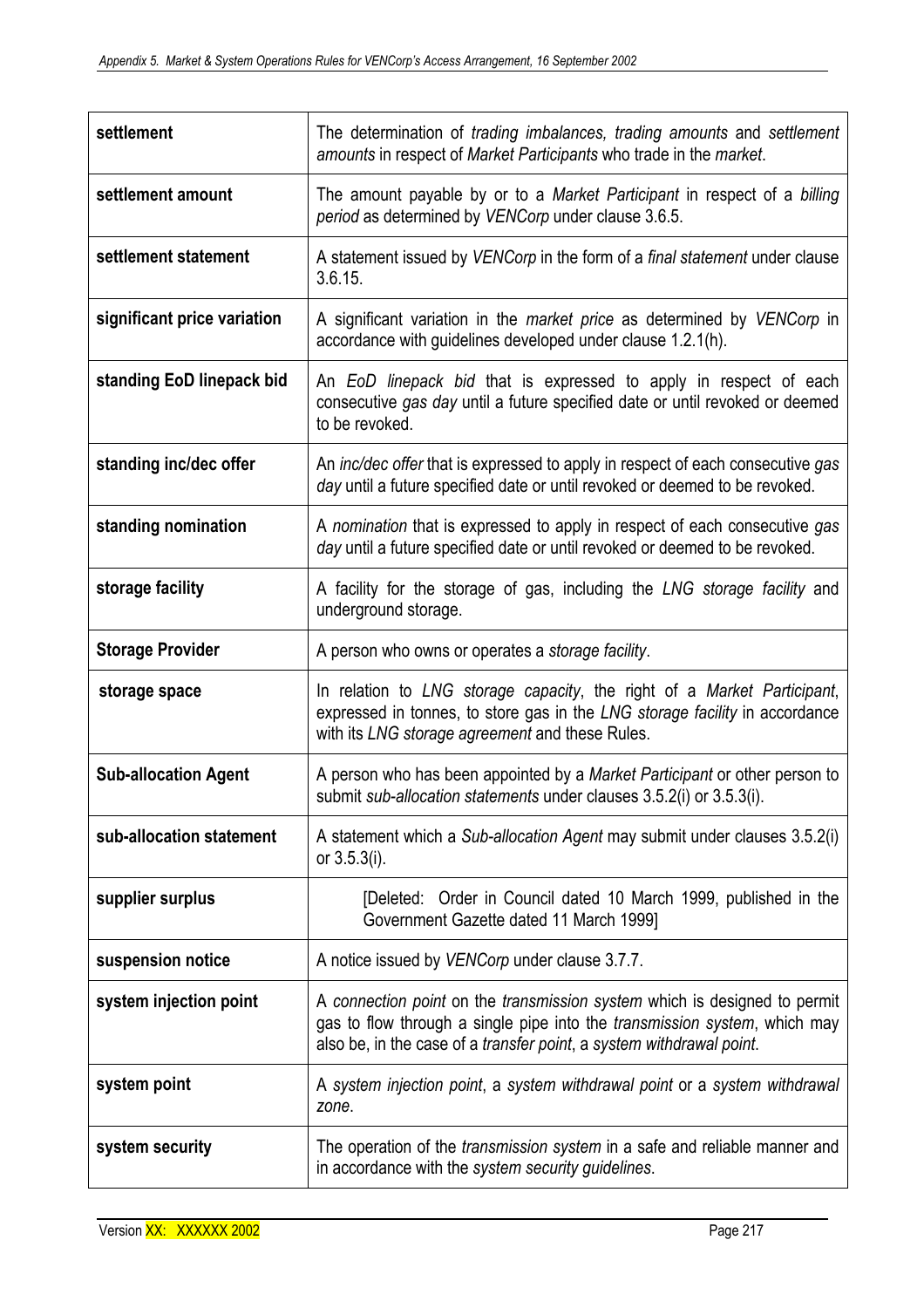| | |
|---|---|
| **settlement** | The determination of *trading imbalances, trading amounts* and *settlement amounts* in respect of *Market Participants* who trade in the *market*. |
| **settlement amount** | The amount payable by or to a *Market Participant* in respect of a *billing period* as determined by *VENCorp* under clause 3.6.5. |
| **settlement statement** | A statement issued by *VENCorp* in the form of a *final statement* under clause 3.6.15. |
| **significant price variation** | A significant variation in the *market price* as determined by *VENCorp* in accordance with guidelines developed under clause 1.2.1(h). |
| **standing EoD linepack bid** | An *EoD linepack bid* that is expressed to apply in respect of each consecutive *gas day* until a future specified date or until revoked or deemed to be revoked. |
| **standing inc/dec offer** | An *inc/dec offer* that is expressed to apply in respect of each consecutive *gas day* until a future specified date or until revoked or deemed to be revoked. |
| **standing nomination** | A *nomination* that is expressed to apply in respect of each consecutive *gas day* until a future specified date or until revoked or deemed to be revoked. |
| **storage facility** | A facility for the storage of gas, including the *LNG storage facility* and underground storage. |
| **Storage Provider** | A person who owns or operates a *storage facility*. |
| **storage space** | In relation to *LNG storage capacity*, the right of a *Market Participant*, expressed in tonnes, to store gas in the *LNG storage facility* in accordance with its *LNG storage agreement* and these Rules. |
| **Sub-allocation Agent** | A person who has been appointed by a *Market Participant* or other person to submit *sub-allocation statements* under clauses 3.5.2(i) or 3.5.3(i). |
| **sub-allocation statement** | A statement which a *Sub-allocation Agent* may submit under clauses 3.5.2(i) or 3.5.3(i). |
| **supplier surplus** | [Deleted: Order in Council dated 10 March 1999, published in the Government Gazette dated 11 March 1999] |
| **suspension notice** | A notice issued by *VENCorp* under clause 3.7.7. |
| **system injection point** | A *connection point* on the *transmission system* which is designed to permit gas to flow through a single pipe into the *transmission system*, which may also be, in the case of a *transfer point*, a *system withdrawal point*. |
| **system point** | A *system injection point*, a *system withdrawal point* or a *system withdrawal zone*. |
| **system security** | The operation of the *transmission system* in a safe and reliable manner and in accordance with the *system security guidelines*. |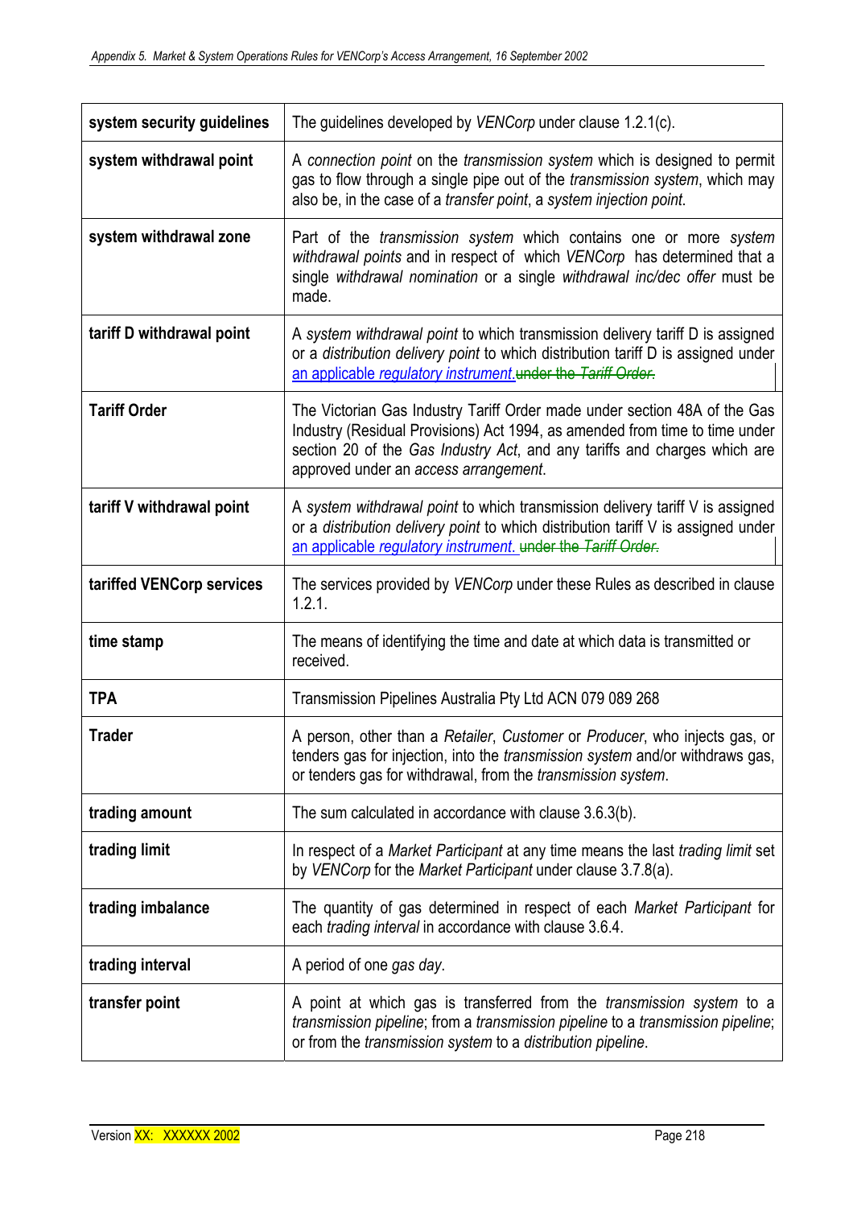| | |
|---|---|
| **system security guidelines** | The guidelines developed by *VENCorp* under clause 1.2.1(c). |
| **system withdrawal point** | A *connection point* on the *transmission system* which is designed to permit gas to flow through a single pipe out of the *transmission system*, which may also be, in the case of a *transfer point*, a *system injection point*. |
| **system withdrawal zone** | Part of the *transmission system* which contains one or more *system withdrawal points* and in respect of which *VENCorp* has determined that a single *withdrawal nomination* or a single *withdrawal inc/dec offer* must be made. |
| **tariff D withdrawal point** | A *system withdrawal point* to which transmission delivery tariff D is assigned or a *distribution delivery point* to which distribution tariff D is assigned under an applicable *regulatory instrument*.~~under the *Tariff Order*.~~ |
| **Tariff Order** | The Victorian Gas Industry Tariff Order made under section 48A of the Gas Industry (Residual Provisions) Act 1994, as amended from time to time under section 20 of the *Gas Industry Act*, and any tariffs and charges which are approved under an *access arrangement*. |
| **tariff V withdrawal point** | A *system withdrawal point* to which transmission delivery tariff V is assigned or a *distribution delivery point* to which distribution tariff V is assigned under an applicable *regulatory instrument*. ~~under the *Tariff Order*.~~ |
| **tariffed VENCorp services** | The services provided by *VENCorp* under these Rules as described in clause 1.2.1. |
| **time stamp** | The means of identifying the time and date at which data is transmitted or received. |
| **TPA** | Transmission Pipelines Australia Pty Ltd ACN 079 089 268 |
| **Trader** | A person, other than a *Retailer*, *Customer* or *Producer*, who injects gas, or tenders gas for injection, into the *transmission system* and/or withdraws gas, or tenders gas for withdrawal, from the *transmission system*. |
| **trading amount** | The sum calculated in accordance with clause 3.6.3(b). |
| **trading limit** | In respect of a *Market Participant* at any time means the last *trading limit* set by *VENCorp* for the *Market Participant* under clause 3.7.8(a). |
| **trading imbalance** | The quantity of gas determined in respect of each *Market Participant* for each *trading interval* in accordance with clause 3.6.4. |
| **trading interval** | A period of one *gas day*. |
| **transfer point** | A point at which gas is transferred from the *transmission system* to a *transmission pipeline*; from a *transmission pipeline* to a *transmission pipeline*; or from the *transmission system* to a *distribution pipeline*. |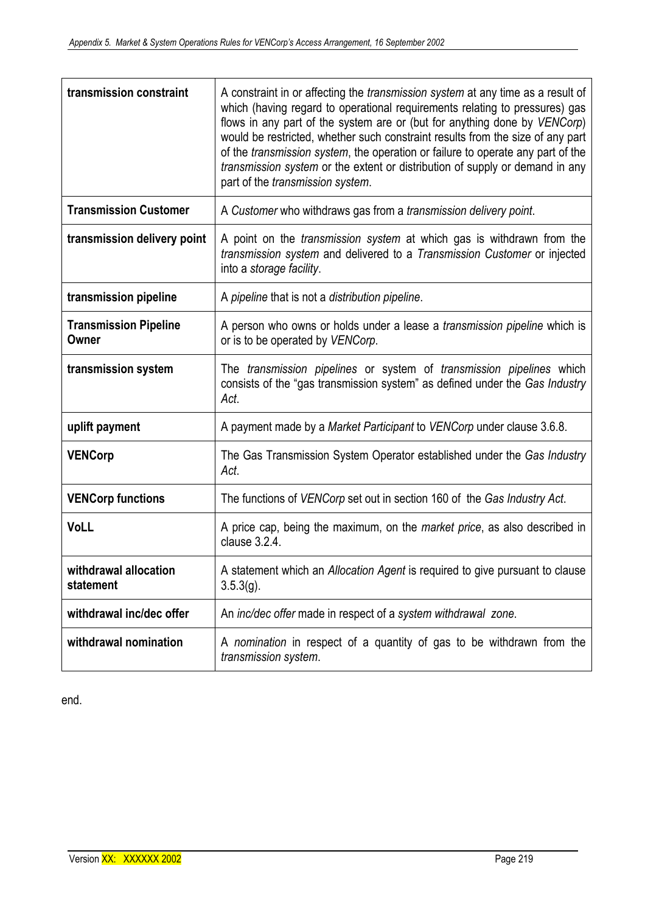| | |
|---|---|
| **transmission constraint** | A constraint in or affecting the *transmission system* at any time as a result of which (having regard to operational requirements relating to pressures) gas flows in any part of the system are or (but for anything done by *VENCorp*) would be restricted, whether such constraint results from the size of any part of the *transmission system*, the operation or failure to operate any part of the *transmission system* or the extent or distribution of supply or demand in any part of the *transmission system*. |
| **Transmission Customer** | A *Customer* who withdraws gas from a *transmission delivery point*. |
| **transmission delivery point** | A point on the *transmission system* at which gas is withdrawn from the *transmission system* and delivered to a *Transmission Customer* or injected into a *storage facility*. |
| **transmission pipeline** | A *pipeline* that is not a *distribution pipeline*. |
| **Transmission Pipeline Owner** | A person who owns or holds under a lease a *transmission pipeline* which is or is to be operated by *VENCorp*. |
| **transmission system** | The *transmission pipelines* or system of *transmission pipelines* which consists of the "gas transmission system" as defined under the *Gas Industry Act*. |
| **uplift payment** | A payment made by a *Market Participant* to *VENCorp* under clause 3.6.8. |
| **VENCorp** | The Gas Transmission System Operator established under the *Gas Industry Act*. |
| **VENCorp functions** | The functions of *VENCorp* set out in section 160 of the *Gas Industry Act*. |
| **VoLL** | A price cap, being the maximum, on the *market price*, as also described in clause 3.2.4. |
| **withdrawal allocation statement** | A statement which an *Allocation Agent* is required to give pursuant to clause 3.5.3(g). |
| **withdrawal inc/dec offer** | An *inc/dec offer* made in respect of a *system withdrawal zone*. |
| **withdrawal nomination** | A *nomination* in respect of a quantity of gas to be withdrawn from the *transmission system*. |

end.